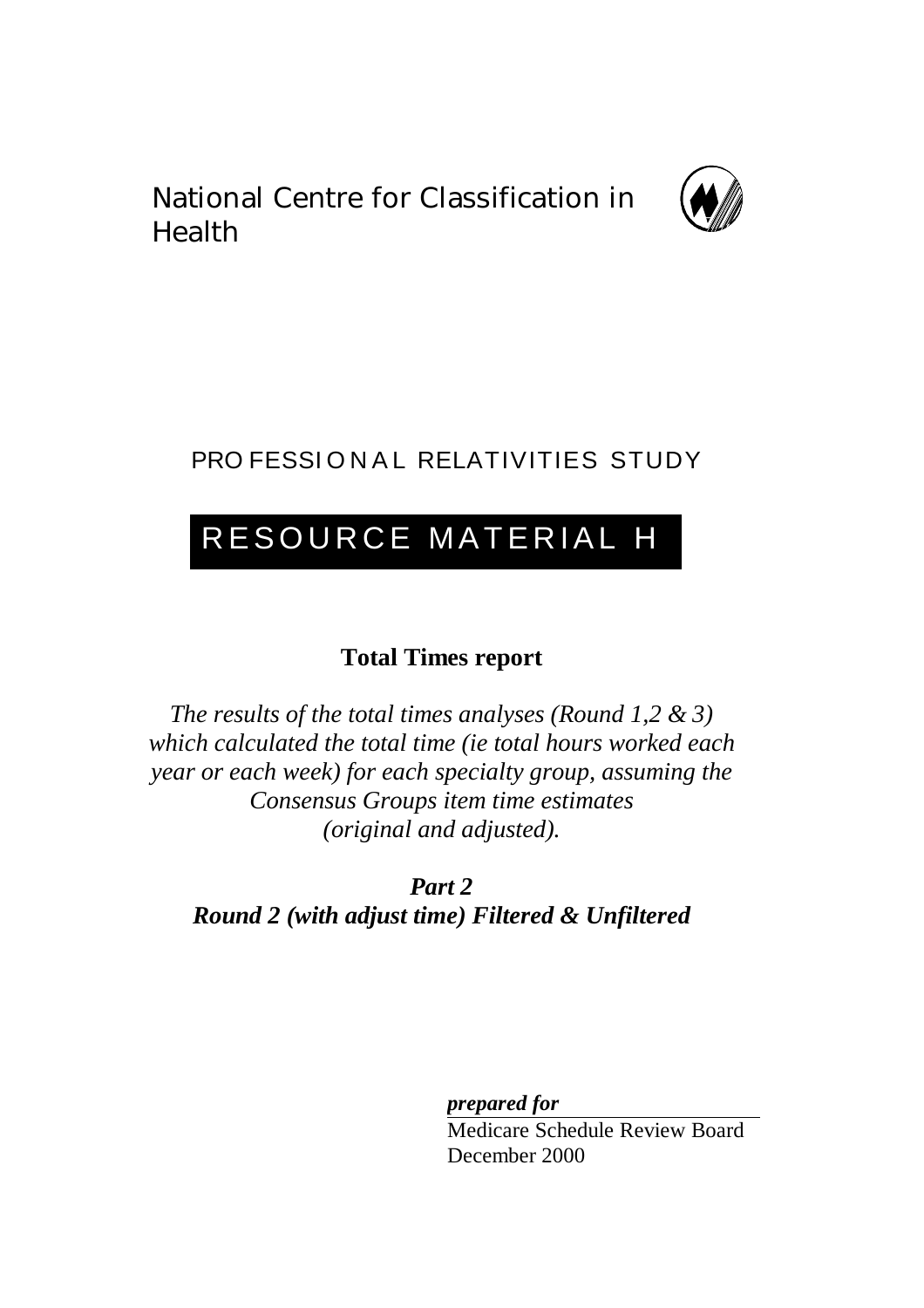National Centre for Classification in Health

PROFESSIONAL RELATIVITIES STUDY

# RESOURCE MATERIAL H

**Total Times report**

*The results of the total times analyses (Round 1,2 & 3) which calculated the total time (ie total hours worked each year or each week) for each specialty group, assuming the Consensus Groups item time estimates (original and adjusted).*

***Part 2***
***Round 2 (with adjust time) Filtered & Unfiltered***

***prepared for***

Medicare Schedule Review Board
December 2000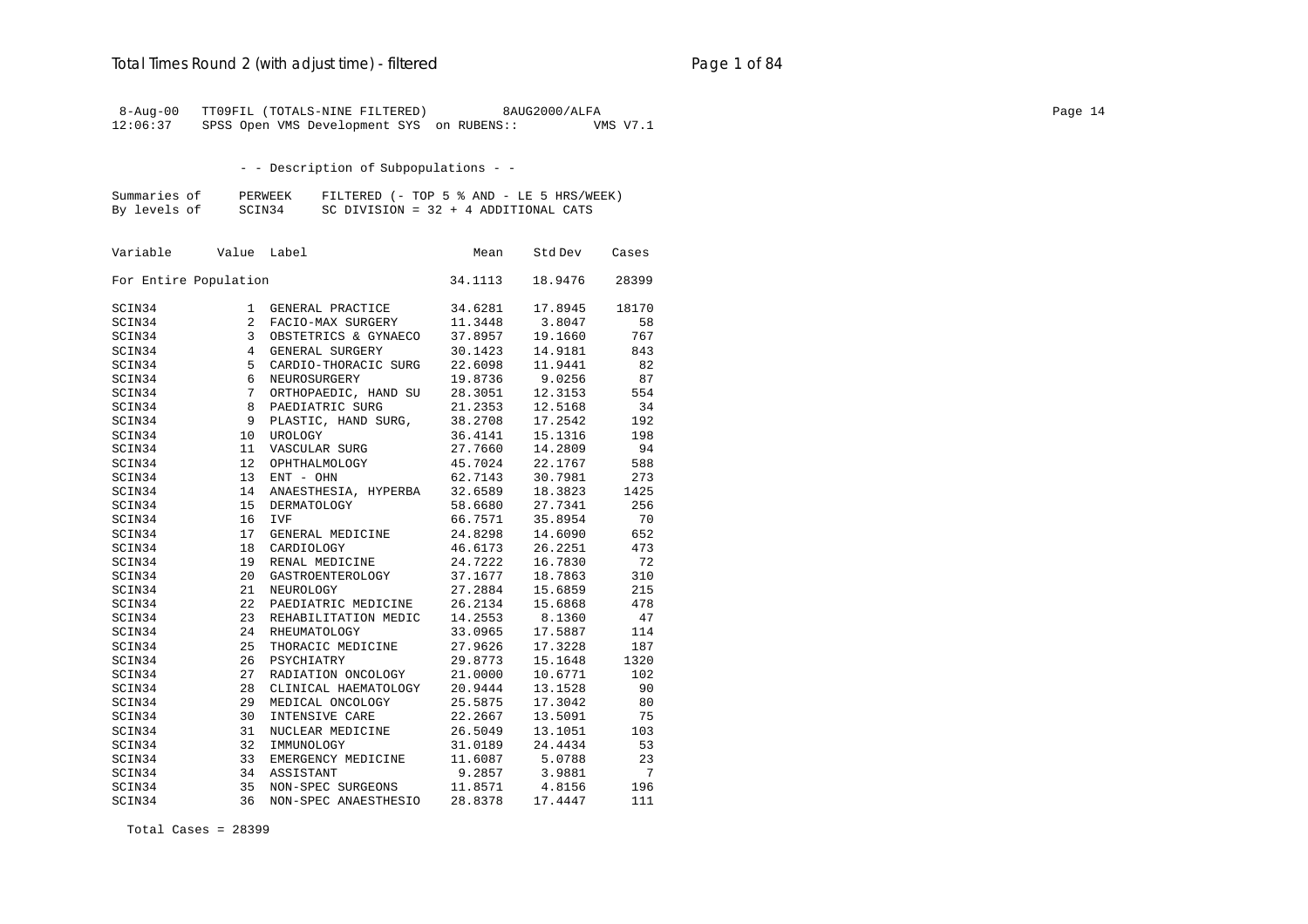```
 8-Aug-00   TT09FIL (TOTALS-NINE FILTERED)         8AUG2000/ALFA
12:06:37    SPSS Open VMS Development SYS  on RUBENS::          VMS V7.1
```

- - Description of Subpopulations - -

```
Summaries of     PERWEEK    FILTERED (- TOP 5 % AND - LE 5 HRS/WEEK)
By levels of     SCIN34     SC DIVISION = 32 + 4 ADDITIONAL CATS
```

| Variable | Value | Label | Mean | Std Dev | Cases |
|---|---|---|---|---|---|
| For Entire Population | | | 34.1113 | 18.9476 | 28399 |
| SCIN34 | 1 | GENERAL PRACTICE | 34.6281 | 17.8945 | 18170 |
| SCIN34 | 2 | FACIO-MAX SURGERY | 11.3448 | 3.8047 | 58 |
| SCIN34 | 3 | OBSTETRICS & GYNAECO | 37.8957 | 19.1660 | 767 |
| SCIN34 | 4 | GENERAL SURGERY | 30.1423 | 14.9181 | 843 |
| SCIN34 | 5 | CARDIO-THORACIC SURG | 22.6098 | 11.9441 | 82 |
| SCIN34 | 6 | NEUROSURGERY | 19.8736 | 9.0256 | 87 |
| SCIN34 | 7 | ORTHOPAEDIC, HAND SU | 28.3051 | 12.3153 | 554 |
| SCIN34 | 8 | PAEDIATRIC SURG | 21.2353 | 12.5168 | 34 |
| SCIN34 | 9 | PLASTIC, HAND SURG, | 38.2708 | 17.2542 | 192 |
| SCIN34 | 10 | UROLOGY | 36.4141 | 15.1316 | 198 |
| SCIN34 | 11 | VASCULAR SURG | 27.7660 | 14.2809 | 94 |
| SCIN34 | 12 | OPHTHALMOLOGY | 45.7024 | 22.1767 | 588 |
| SCIN34 | 13 | ENT - OHN | 62.7143 | 30.7981 | 273 |
| SCIN34 | 14 | ANAESTHESIA, HYPERBA | 32.6589 | 18.3823 | 1425 |
| SCIN34 | 15 | DERMATOLOGY | 58.6680 | 27.7341 | 256 |
| SCIN34 | 16 | IVF | 66.7571 | 35.8954 | 70 |
| SCIN34 | 17 | GENERAL MEDICINE | 24.8298 | 14.6090 | 652 |
| SCIN34 | 18 | CARDIOLOGY | 46.6173 | 26.2251 | 473 |
| SCIN34 | 19 | RENAL MEDICINE | 24.7222 | 16.7830 | 72 |
| SCIN34 | 20 | GASTROENTEROLOGY | 37.1677 | 18.7863 | 310 |
| SCIN34 | 21 | NEUROLOGY | 27.2884 | 15.6859 | 215 |
| SCIN34 | 22 | PAEDIATRIC MEDICINE | 26.2134 | 15.6868 | 478 |
| SCIN34 | 23 | REHABILITATION MEDIC | 14.2553 | 8.1360 | 47 |
| SCIN34 | 24 | RHEUMATOLOGY | 33.0965 | 17.5887 | 114 |
| SCIN34 | 25 | THORACIC MEDICINE | 27.9626 | 17.3228 | 187 |
| SCIN34 | 26 | PSYCHIATRY | 29.8773 | 15.1648 | 1320 |
| SCIN34 | 27 | RADIATION ONCOLOGY | 21.0000 | 10.6771 | 102 |
| SCIN34 | 28 | CLINICAL HAEMATOLOGY | 20.9444 | 13.1528 | 90 |
| SCIN34 | 29 | MEDICAL ONCOLOGY | 25.5875 | 17.3042 | 80 |
| SCIN34 | 30 | INTENSIVE CARE | 22.2667 | 13.5091 | 75 |
| SCIN34 | 31 | NUCLEAR MEDICINE | 26.5049 | 13.1051 | 103 |
| SCIN34 | 32 | IMMUNOLOGY | 31.0189 | 24.4434 | 53 |
| SCIN34 | 33 | EMERGENCY MEDICINE | 11.6087 | 5.0788 | 23 |
| SCIN34 | 34 | ASSISTANT | 9.2857 | 3.9881 | 7 |
| SCIN34 | 35 | NON-SPEC SURGEONS | 11.8571 | 4.8156 | 196 |
| SCIN34 | 36 | NON-SPEC ANAESTHESIO | 28.8378 | 17.4447 | 111 |

Total Cases = 28399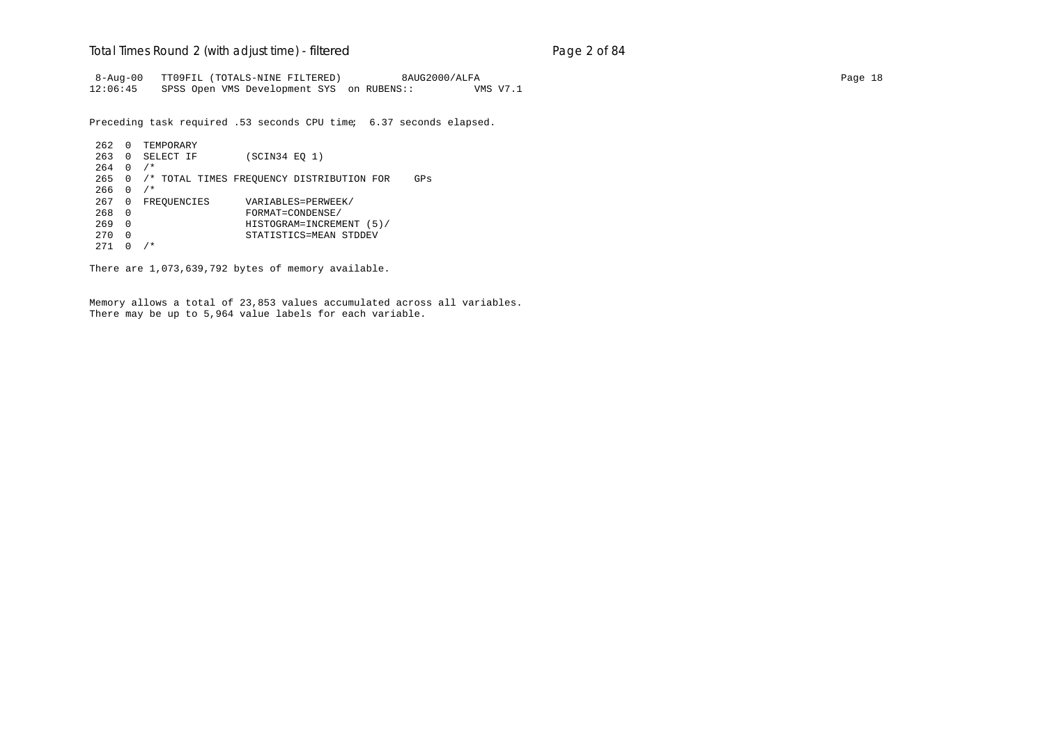```
 8-Aug-00   TT09FIL (TOTALS-NINE FILTERED)          8AUG2000/ALFA                                                                                      Page 18
12:06:45    SPSS Open VMS Development SYS  on RUBENS::          VMS V7.1

Preceding task required .53 seconds CPU time;  6.37 seconds elapsed.

 262  0  TEMPORARY
 263  0  SELECT IF        (SCIN34 EQ 1)
 264  0  /*
 265  0  /* TOTAL TIMES FREQUENCY DISTRIBUTION FOR    GPs
 266  0  /*
 267  0  FREQUENCIES      VARIABLES=PERWEEK/
 268  0                   FORMAT=CONDENSE/
 269  0                   HISTOGRAM=INCREMENT (5)/
 270  0                   STATISTICS=MEAN STDDEV
 271  0  /*

There are 1,073,639,792 bytes of memory available.


Memory allows a total of 23,853 values accumulated across all variables.
There may be up to 5,964 value labels for each variable.
```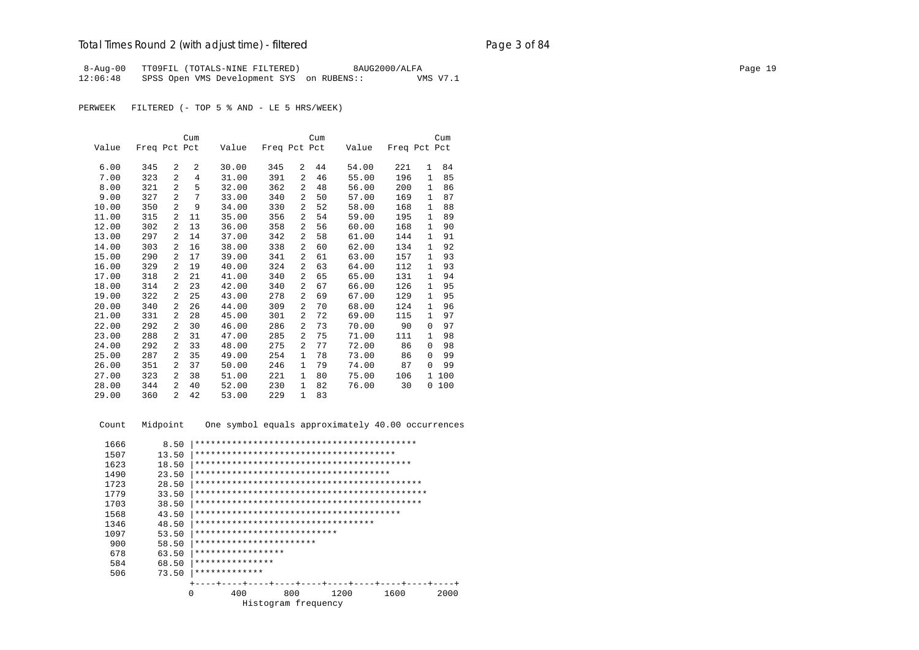## Total Times Round 2 (with adjust time) - filtered

```
 8-Aug-00   TT09FIL (TOTALS-NINE FILTERED)          8AUG2000/ALFA
12:06:48    SPSS Open VMS Development SYS  on RUBENS::          VMS V7.1
```

PERWEEK   FILTERED (- TOP 5 % AND - LE 5 HRS/WEEK)

| Value | Freq | Pct | Cum Pct | Value | Freq | Pct | Cum Pct | Value | Freq | Pct | Cum Pct |
|---|---|---|---|---|---|---|---|---|---|---|---|
| 6.00 | 345 | 2 | 2 | 30.00 | 345 | 2 | 44 | 54.00 | 221 | 1 | 84 |
| 7.00 | 323 | 2 | 4 | 31.00 | 391 | 2 | 46 | 55.00 | 196 | 1 | 85 |
| 8.00 | 321 | 2 | 5 | 32.00 | 362 | 2 | 48 | 56.00 | 200 | 1 | 86 |
| 9.00 | 327 | 2 | 7 | 33.00 | 340 | 2 | 50 | 57.00 | 169 | 1 | 87 |
| 10.00 | 350 | 2 | 9 | 34.00 | 330 | 2 | 52 | 58.00 | 168 | 1 | 88 |
| 11.00 | 315 | 2 | 11 | 35.00 | 356 | 2 | 54 | 59.00 | 195 | 1 | 89 |
| 12.00 | 302 | 2 | 13 | 36.00 | 358 | 2 | 56 | 60.00 | 168 | 1 | 90 |
| 13.00 | 297 | 2 | 14 | 37.00 | 342 | 2 | 58 | 61.00 | 144 | 1 | 91 |
| 14.00 | 303 | 2 | 16 | 38.00 | 338 | 2 | 60 | 62.00 | 134 | 1 | 92 |
| 15.00 | 290 | 2 | 17 | 39.00 | 341 | 2 | 61 | 63.00 | 157 | 1 | 93 |
| 16.00 | 329 | 2 | 19 | 40.00 | 324 | 2 | 63 | 64.00 | 112 | 1 | 93 |
| 17.00 | 318 | 2 | 21 | 41.00 | 340 | 2 | 65 | 65.00 | 131 | 1 | 94 |
| 18.00 | 314 | 2 | 23 | 42.00 | 340 | 2 | 67 | 66.00 | 126 | 1 | 95 |
| 19.00 | 322 | 2 | 25 | 43.00 | 278 | 2 | 69 | 67.00 | 129 | 1 | 95 |
| 20.00 | 340 | 2 | 26 | 44.00 | 309 | 2 | 70 | 68.00 | 124 | 1 | 96 |
| 21.00 | 331 | 2 | 28 | 45.00 | 301 | 2 | 72 | 69.00 | 115 | 1 | 97 |
| 22.00 | 292 | 2 | 30 | 46.00 | 286 | 2 | 73 | 70.00 | 90 | 0 | 97 |
| 23.00 | 288 | 2 | 31 | 47.00 | 285 | 2 | 75 | 71.00 | 111 | 1 | 98 |
| 24.00 | 292 | 2 | 33 | 48.00 | 275 | 2 | 77 | 72.00 | 86 | 0 | 98 |
| 25.00 | 287 | 2 | 35 | 49.00 | 254 | 1 | 78 | 73.00 | 86 | 0 | 99 |
| 26.00 | 351 | 2 | 37 | 50.00 | 246 | 1 | 79 | 74.00 | 87 | 0 | 99 |
| 27.00 | 323 | 2 | 38 | 51.00 | 221 | 1 | 80 | 75.00 | 106 | 1 | 100 |
| 28.00 | 344 | 2 | 40 | 52.00 | 230 | 1 | 82 | 76.00 | 30 | 0 | 100 |
| 29.00 | 360 | 2 | 42 | 53.00 | 229 | 1 | 83 | | | | |

```
 Count   Midpoint    One symbol equals approximately 40.00 occurrences

  1666      8.50 |******************************************
  1507     13.50 |**************************************
  1623     18.50 |*****************************************
  1490     23.50 |*************************************
  1723     28.50 |*******************************************
  1779     33.50 |********************************************
  1703     38.50 |*******************************************
  1568     43.50 |***************************************
  1346     48.50 |**********************************
  1097     53.50 |***************************
   900     58.50 |***********************
   678     63.50 |*****************
   584     68.50 |***************
   506     73.50 |*************
                 +----+----+----+----+----+----+----+----+----+----+
                 0       400       800      1200      1600      2000
                           Histogram frequency
```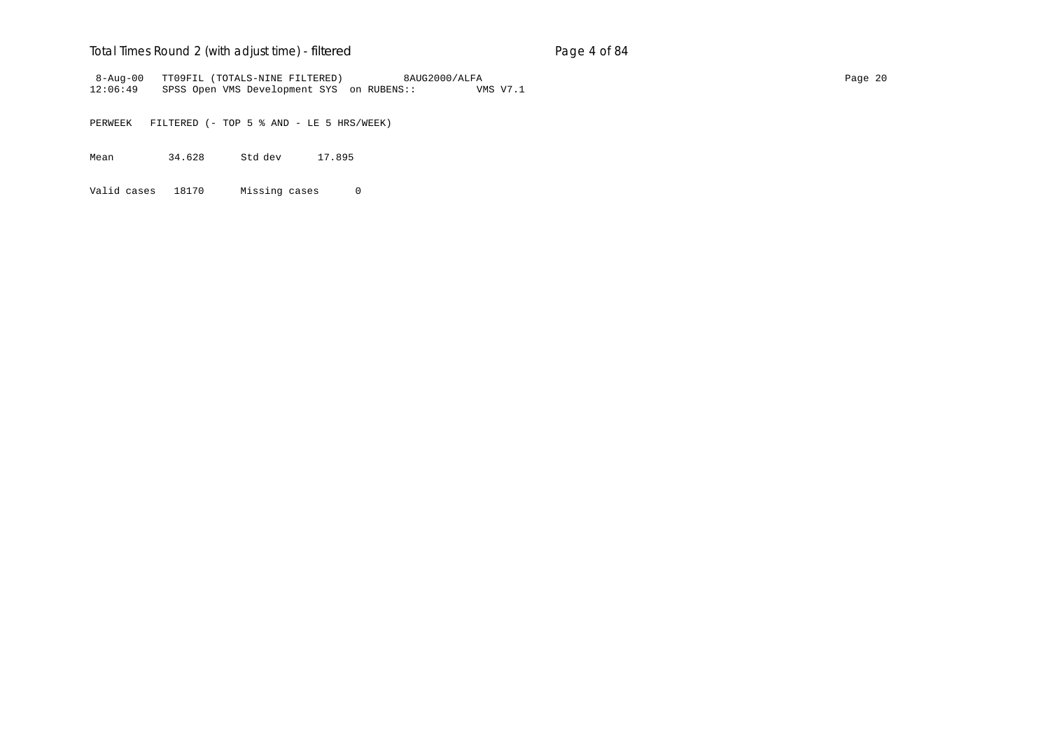```
 8-Aug-00   TT09FIL (TOTALS-NINE FILTERED)          8AUG2000/ALFA
12:06:49    SPSS Open VMS Development SYS  on RUBENS::          VMS V7.1

PERWEEK   FILTERED (- TOP 5 % AND - LE 5 HRS/WEEK)

Mean          34.628      Std dev      17.895

Valid cases   18170      Missing cases      0
```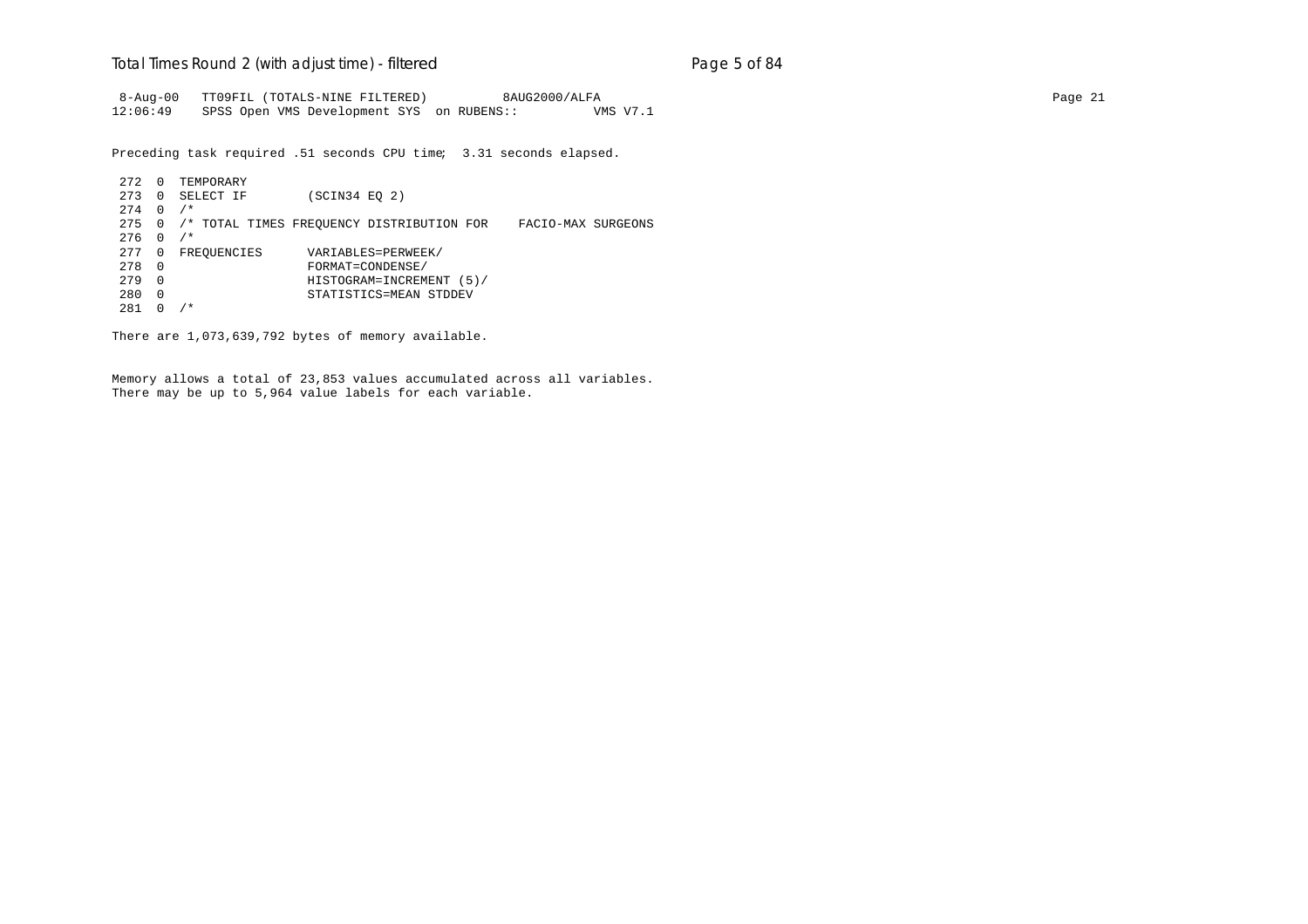```
 8-Aug-00   TT09FIL (TOTALS-NINE FILTERED)          8AUG2000/ALFA                                                                                    Page 21
12:06:49    SPSS Open VMS Development SYS  on RUBENS::          VMS V7.1

Preceding task required .51 seconds CPU time;  3.31 seconds elapsed.

 272  0  TEMPORARY
 273  0  SELECT IF        (SCIN34 EQ 2)
 274  0  /*
 275  0  /* TOTAL TIMES FREQUENCY DISTRIBUTION FOR    FACIO-MAX SURGEONS
 276  0  /*
 277  0  FREQUENCIES      VARIABLES=PERWEEK/
 278  0                   FORMAT=CONDENSE/
 279  0                   HISTOGRAM=INCREMENT (5)/
 280  0                   STATISTICS=MEAN STDDEV
 281  0  /*

There are 1,073,639,792 bytes of memory available.


Memory allows a total of 23,853 values accumulated across all variables.
There may be up to 5,964 value labels for each variable.
```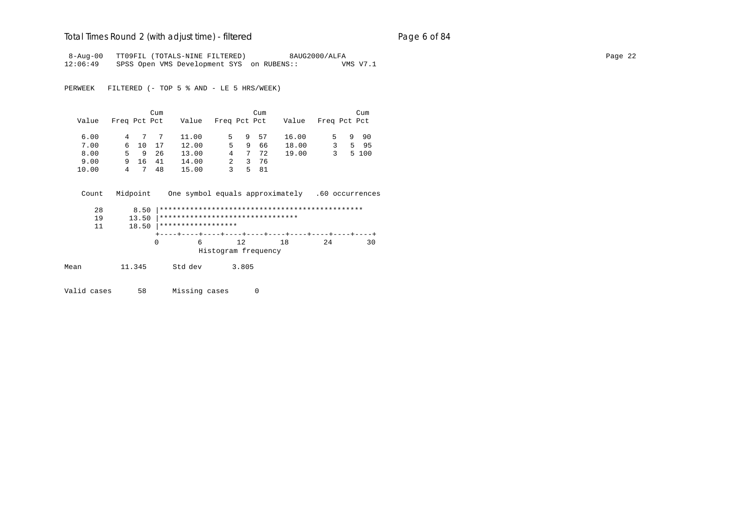8-Aug-00 TT09FIL (TOTALS-NINE FILTERED) 8AUG2000/ALFA
12:06:49 SPSS Open VMS Development SYS on RUBENS:: VMS V7.1

PERWEEK FILTERED (- TOP 5 % AND - LE 5 HRS/WEEK)

| Value | Freq | Pct | Cum Pct | Value | Freq | Pct | Cum Pct | Value | Freq | Pct | Cum Pct |
|---|---|---|---|---|---|---|---|---|---|---|---|
| 6.00 | 4 | 7 | 7 | 11.00 | 5 | 9 | 57 | 16.00 | 5 | 9 | 90 |
| 7.00 | 6 | 10 | 17 | 12.00 | 5 | 9 | 66 | 18.00 | 3 | 5 | 95 |
| 8.00 | 5 | 9 | 26 | 13.00 | 4 | 7 | 72 | 19.00 | 3 | 5 | 100 |
| 9.00 | 9 | 16 | 41 | 14.00 | 2 | 3 | 76 | | | | |
| 10.00 | 4 | 7 | 48 | 15.00 | 3 | 5 | 81 | | | | |

```
 Count   Midpoint    One symbol equals approximately   .60 occurrences

    28      8.50 |***********************************************
    19     13.50 |********************************
    11     18.50 |******************
                 +----+----+----+----+----+----+----+----+----+----+
                 0         6        12        18        24        30
                           Histogram frequency
```

Mean 11.345 Std dev 3.805

Valid cases 58 Missing cases 0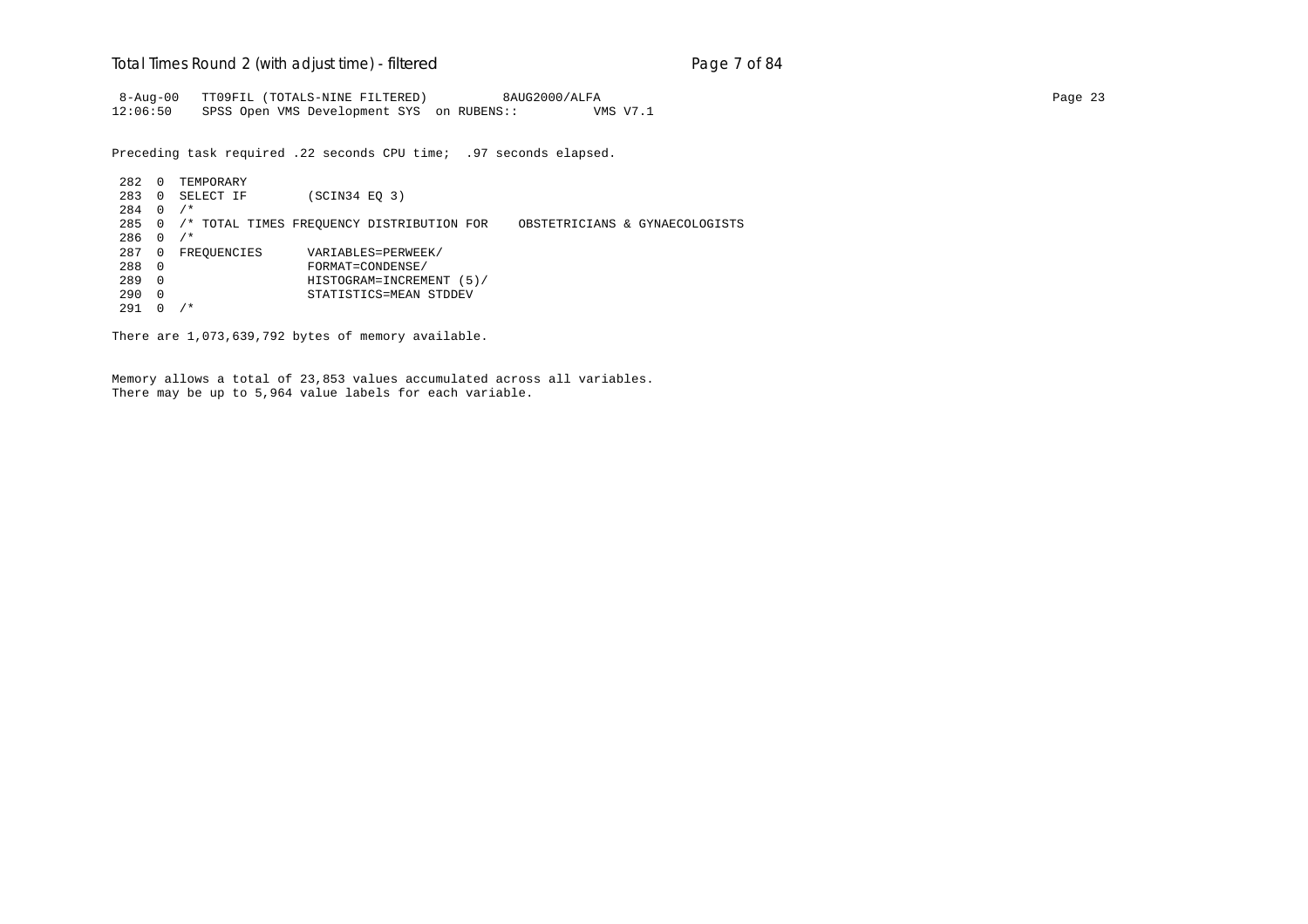```
 8-Aug-00   TT09FIL (TOTALS-NINE FILTERED)          8AUG2000/ALFA
12:06:50    SPSS Open VMS Development SYS  on RUBENS::          VMS V7.1

Preceding task required .22 seconds CPU time;  .97 seconds elapsed.

 282  0  TEMPORARY
 283  0  SELECT IF        (SCIN34 EQ 3)
 284  0  /*
 285  0  /* TOTAL TIMES FREQUENCY DISTRIBUTION FOR    OBSTETRICIANS & GYNAECOLOGISTS
 286  0  /*
 287  0  FREQUENCIES      VARIABLES=PERWEEK/
 288  0                   FORMAT=CONDENSE/
 289  0                   HISTOGRAM=INCREMENT (5)/
 290  0                   STATISTICS=MEAN STDDEV
 291  0  /*

There are 1,073,639,792 bytes of memory available.


Memory allows a total of 23,853 values accumulated across all variables.
There may be up to 5,964 value labels for each variable.
```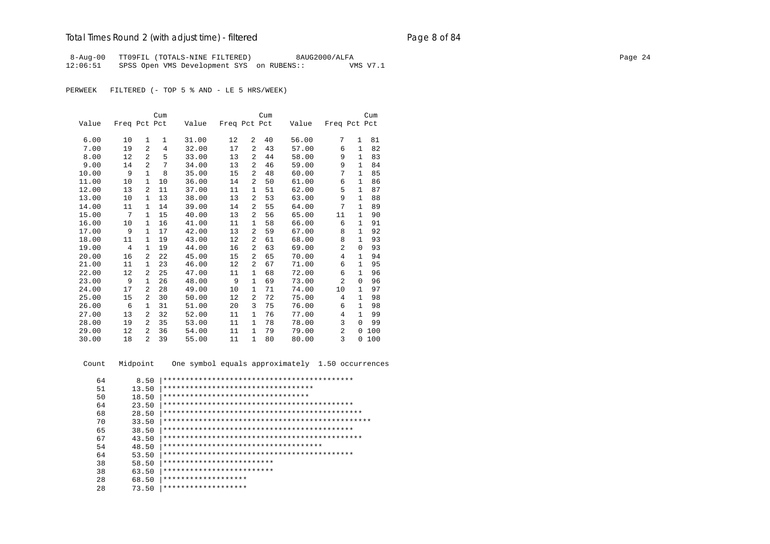8-Aug-00 TT09FIL (TOTALS-NINE FILTERED) 8AUG2000/ALFA
12:06:51 SPSS Open VMS Development SYS on RUBENS:: VMS V7.1

PERWEEK FILTERED (- TOP 5 % AND - LE 5 HRS/WEEK)

| Value | Freq | Pct | Cum Pct | Value | Freq | Pct | Cum Pct | Value | Freq | Pct | Cum Pct |
|---|---|---|---|---|---|---|---|---|---|---|---|
| 6.00 | 10 | 1 | 1 | 31.00 | 12 | 2 | 40 | 56.00 | 7 | 1 | 81 |
| 7.00 | 19 | 2 | 4 | 32.00 | 17 | 2 | 43 | 57.00 | 6 | 1 | 82 |
| 8.00 | 12 | 2 | 5 | 33.00 | 13 | 2 | 44 | 58.00 | 9 | 1 | 83 |
| 9.00 | 14 | 2 | 7 | 34.00 | 13 | 2 | 46 | 59.00 | 9 | 1 | 84 |
| 10.00 | 9 | 1 | 8 | 35.00 | 15 | 2 | 48 | 60.00 | 7 | 1 | 85 |
| 11.00 | 10 | 1 | 10 | 36.00 | 14 | 2 | 50 | 61.00 | 6 | 1 | 86 |
| 12.00 | 13 | 2 | 11 | 37.00 | 11 | 1 | 51 | 62.00 | 5 | 1 | 87 |
| 13.00 | 10 | 1 | 13 | 38.00 | 13 | 2 | 53 | 63.00 | 9 | 1 | 88 |
| 14.00 | 11 | 1 | 14 | 39.00 | 14 | 2 | 55 | 64.00 | 7 | 1 | 89 |
| 15.00 | 7 | 1 | 15 | 40.00 | 13 | 2 | 56 | 65.00 | 11 | 1 | 90 |
| 16.00 | 10 | 1 | 16 | 41.00 | 11 | 1 | 58 | 66.00 | 6 | 1 | 91 |
| 17.00 | 9 | 1 | 17 | 42.00 | 13 | 2 | 59 | 67.00 | 8 | 1 | 92 |
| 18.00 | 11 | 1 | 19 | 43.00 | 12 | 2 | 61 | 68.00 | 8 | 1 | 93 |
| 19.00 | 4 | 1 | 19 | 44.00 | 16 | 2 | 63 | 69.00 | 2 | 0 | 93 |
| 20.00 | 16 | 2 | 22 | 45.00 | 15 | 2 | 65 | 70.00 | 4 | 1 | 94 |
| 21.00 | 11 | 1 | 23 | 46.00 | 12 | 2 | 67 | 71.00 | 6 | 1 | 95 |
| 22.00 | 12 | 2 | 25 | 47.00 | 11 | 1 | 68 | 72.00 | 6 | 1 | 96 |
| 23.00 | 9 | 1 | 26 | 48.00 | 9 | 1 | 69 | 73.00 | 2 | 0 | 96 |
| 24.00 | 17 | 2 | 28 | 49.00 | 10 | 1 | 71 | 74.00 | 10 | 1 | 97 |
| 25.00 | 15 | 2 | 30 | 50.00 | 12 | 2 | 72 | 75.00 | 4 | 1 | 98 |
| 26.00 | 6 | 1 | 31 | 51.00 | 20 | 3 | 75 | 76.00 | 6 | 1 | 98 |
| 27.00 | 13 | 2 | 32 | 52.00 | 11 | 1 | 76 | 77.00 | 4 | 1 | 99 |
| 28.00 | 19 | 2 | 35 | 53.00 | 11 | 1 | 78 | 78.00 | 3 | 0 | 99 |
| 29.00 | 12 | 2 | 36 | 54.00 | 11 | 1 | 79 | 79.00 | 2 | 0 | 100 |
| 30.00 | 18 | 2 | 39 | 55.00 | 11 | 1 | 80 | 80.00 | 3 | 0 | 100 |

```
Count   Midpoint    One symbol equals approximately  1.50 occurrences

   64       8.50 |*******************************************
   51      13.50 |**********************************
   50      18.50 |*********************************
   64      23.50 |*******************************************
   68      28.50 |*********************************************
   70      33.50 |***********************************************
   65      38.50 |*******************************************
   67      43.50 |*********************************************
   54      48.50 |************************************
   64      53.50 |*******************************************
   38      58.50 |*************************
   38      63.50 |*************************
   28      68.50 |*******************
   28      73.50 |*******************
```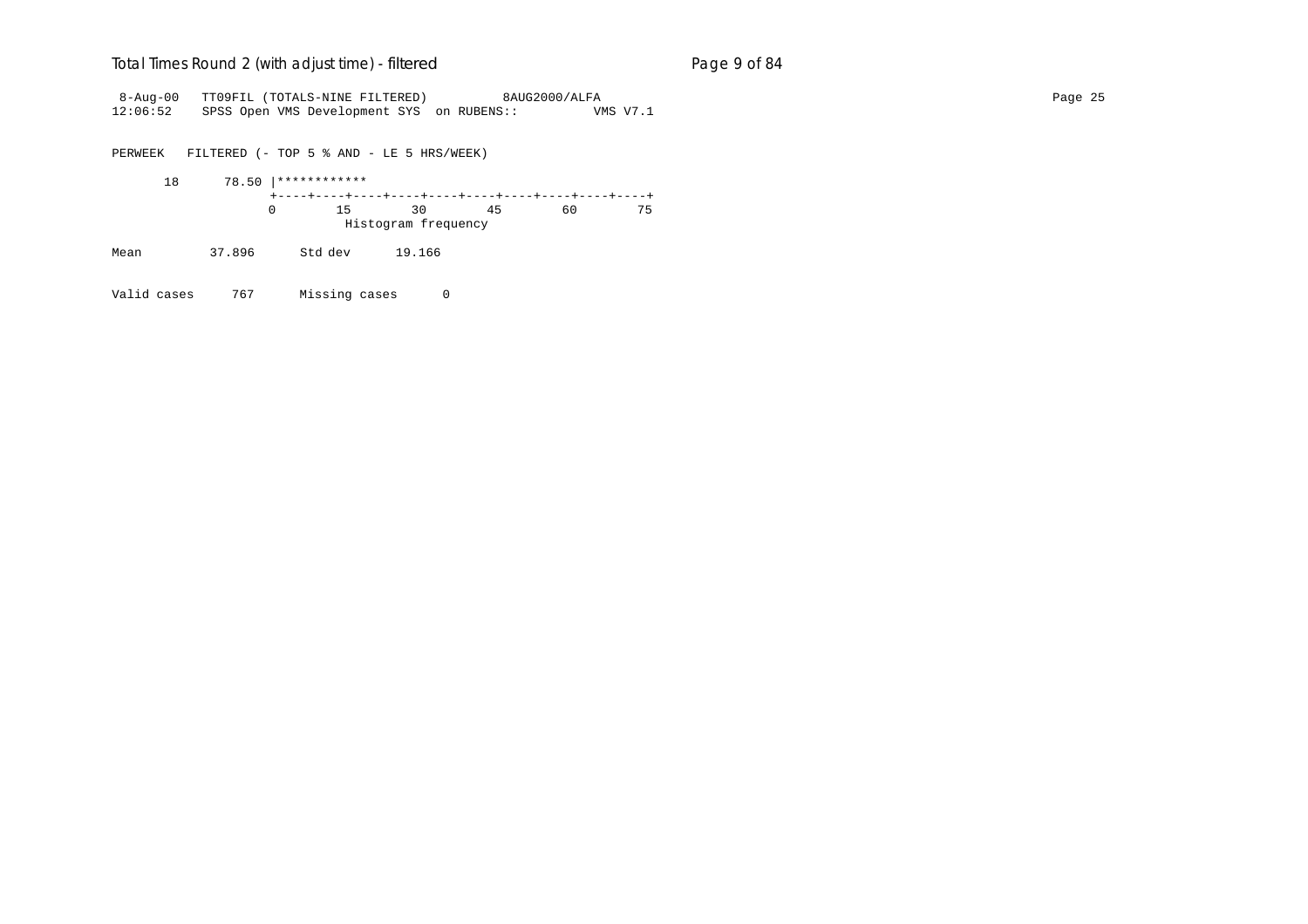```
 8-Aug-00   TT09FIL (TOTALS-NINE FILTERED)          8AUG2000/ALFA
12:06:52    SPSS Open VMS Development SYS  on RUBENS::          VMS V7.1


PERWEEK   FILTERED (- TOP 5 % AND - LE 5 HRS/WEEK)

      18      78.50 |************
                    +----+----+----+----+----+----+----+----+----+----+
                    0        15        30        45        60        75
                                Histogram frequency

Mean         37.896      Std dev      19.166


Valid cases     767      Missing cases      0
```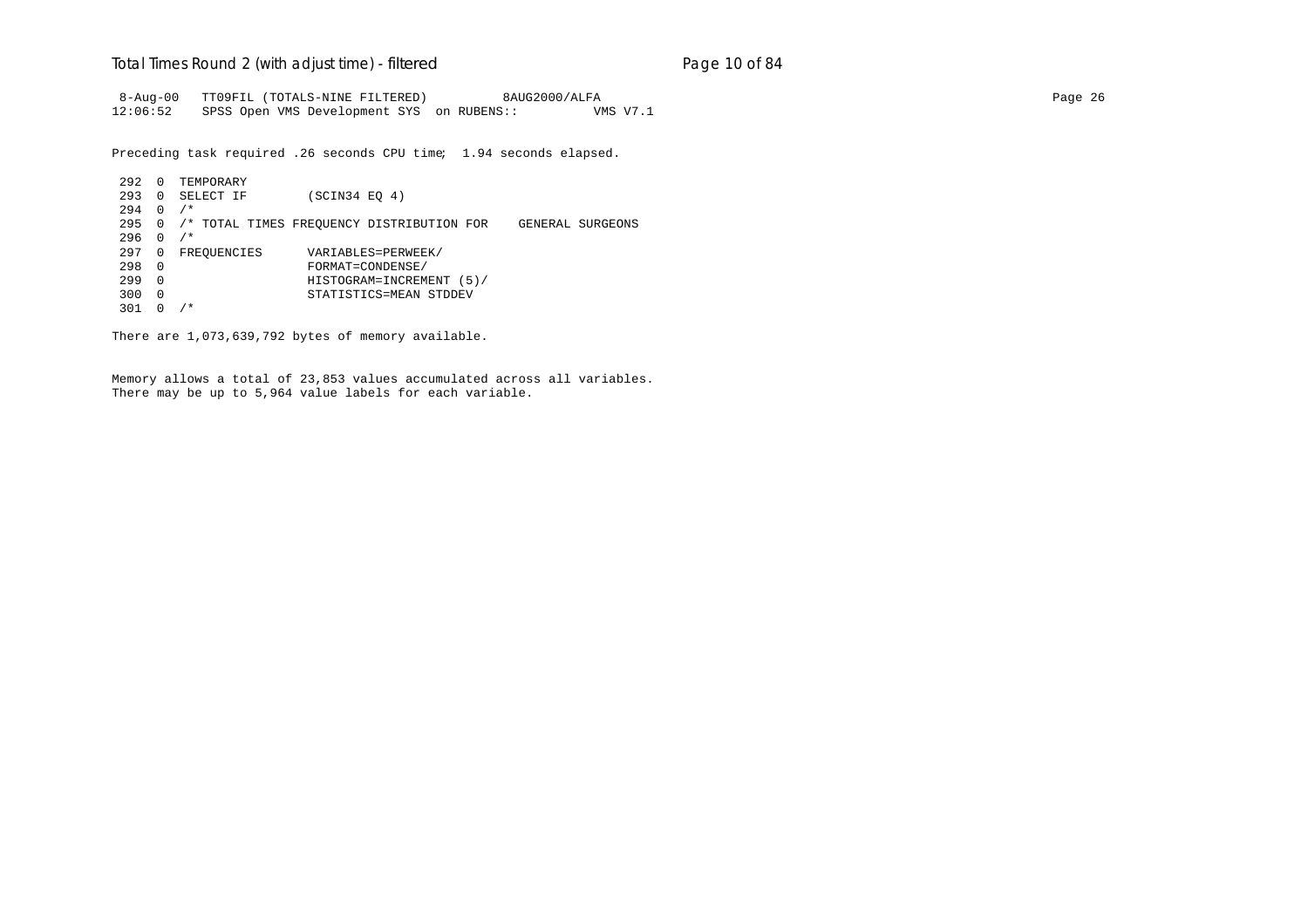```
 8-Aug-00   TT09FIL (TOTALS-NINE FILTERED)          8AUG2000/ALFA                                                                                    Page 26
12:06:52    SPSS Open VMS Development SYS  on RUBENS::          VMS V7.1

Preceding task required .26 seconds CPU time;  1.94 seconds elapsed.

 292  0  TEMPORARY
 293  0  SELECT IF        (SCIN34 EQ 4)
 294  0  /*
 295  0  /* TOTAL TIMES FREQUENCY DISTRIBUTION FOR    GENERAL SURGEONS
 296  0  /*
 297  0  FREQUENCIES      VARIABLES=PERWEEK/
 298  0                   FORMAT=CONDENSE/
 299  0                   HISTOGRAM=INCREMENT (5)/
 300  0                   STATISTICS=MEAN STDDEV
 301  0  /*

There are 1,073,639,792 bytes of memory available.


Memory allows a total of 23,853 values accumulated across all variables.
There may be up to 5,964 value labels for each variable.
```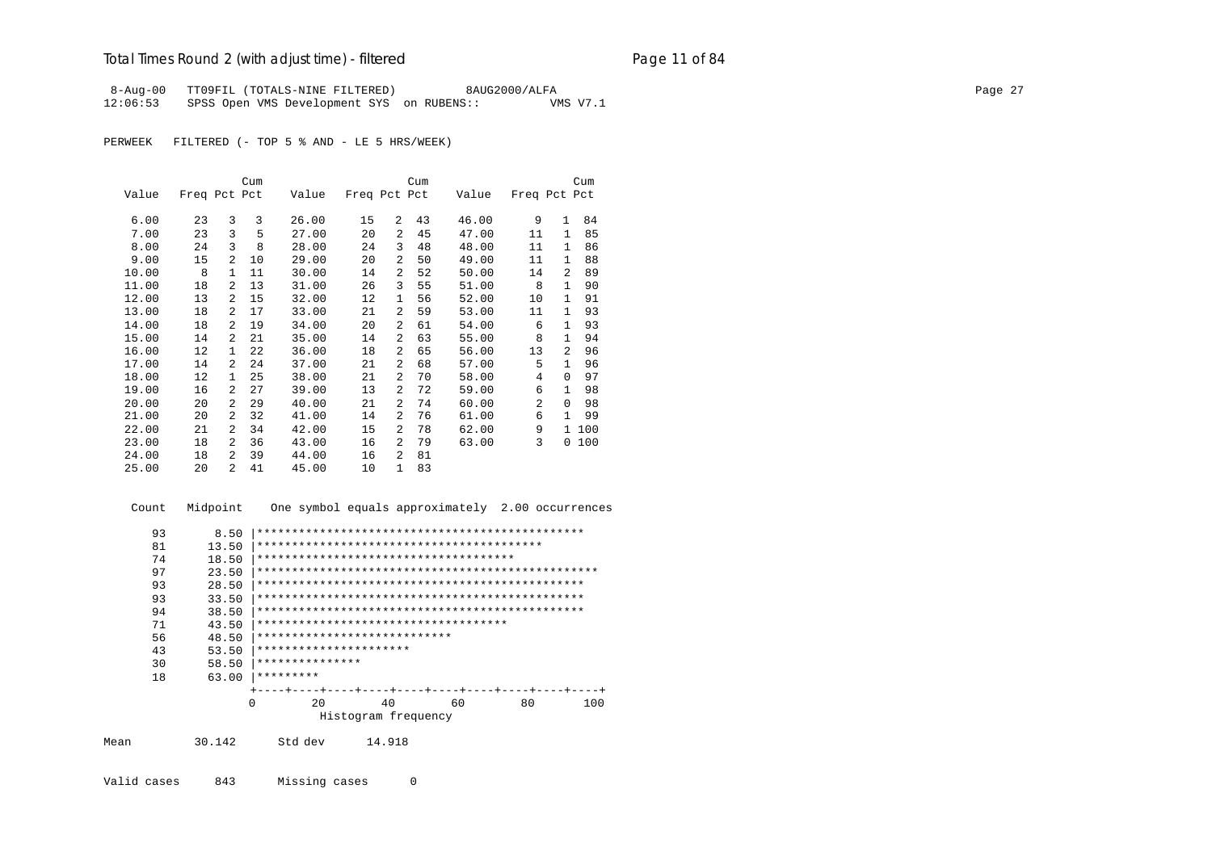8-Aug-00 TT09FIL (TOTALS-NINE FILTERED) 8AUG2000/ALFA
12:06:53 SPSS Open VMS Development SYS on RUBENS:: VMS V7.1

PERWEEK FILTERED (- TOP 5 % AND - LE 5 HRS/WEEK)

| Value | Freq | Pct | Cum Pct | Value | Freq | Pct | Cum Pct | Value | Freq | Pct | Cum Pct |
|---|---|---|---|---|---|---|---|---|---|---|---|
| 6.00 | 23 | 3 | 3 | 26.00 | 15 | 2 | 43 | 46.00 | 9 | 1 | 84 |
| 7.00 | 23 | 3 | 5 | 27.00 | 20 | 2 | 45 | 47.00 | 11 | 1 | 85 |
| 8.00 | 24 | 3 | 8 | 28.00 | 24 | 3 | 48 | 48.00 | 11 | 1 | 86 |
| 9.00 | 15 | 2 | 10 | 29.00 | 20 | 2 | 50 | 49.00 | 11 | 1 | 88 |
| 10.00 | 8 | 1 | 11 | 30.00 | 14 | 2 | 52 | 50.00 | 14 | 2 | 89 |
| 11.00 | 18 | 2 | 13 | 31.00 | 26 | 3 | 55 | 51.00 | 8 | 1 | 90 |
| 12.00 | 13 | 2 | 15 | 32.00 | 12 | 1 | 56 | 52.00 | 10 | 1 | 91 |
| 13.00 | 18 | 2 | 17 | 33.00 | 21 | 2 | 59 | 53.00 | 11 | 1 | 93 |
| 14.00 | 18 | 2 | 19 | 34.00 | 20 | 2 | 61 | 54.00 | 6 | 1 | 93 |
| 15.00 | 14 | 2 | 21 | 35.00 | 14 | 2 | 63 | 55.00 | 8 | 1 | 94 |
| 16.00 | 12 | 1 | 22 | 36.00 | 18 | 2 | 65 | 56.00 | 13 | 2 | 96 |
| 17.00 | 14 | 2 | 24 | 37.00 | 21 | 2 | 68 | 57.00 | 5 | 1 | 96 |
| 18.00 | 12 | 1 | 25 | 38.00 | 21 | 2 | 70 | 58.00 | 4 | 0 | 97 |
| 19.00 | 16 | 2 | 27 | 39.00 | 13 | 2 | 72 | 59.00 | 6 | 1 | 98 |
| 20.00 | 20 | 2 | 29 | 40.00 | 21 | 2 | 74 | 60.00 | 2 | 0 | 98 |
| 21.00 | 20 | 2 | 32 | 41.00 | 14 | 2 | 76 | 61.00 | 6 | 1 | 99 |
| 22.00 | 21 | 2 | 34 | 42.00 | 15 | 2 | 78 | 62.00 | 9 | 1 | 100 |
| 23.00 | 18 | 2 | 36 | 43.00 | 16 | 2 | 79 | 63.00 | 3 | 0 | 100 |
| 24.00 | 18 | 2 | 39 | 44.00 | 16 | 2 | 81 | | | | |
| 25.00 | 20 | 2 | 41 | 45.00 | 10 | 1 | 83 | | | | |

```
Count  Midpoint    One symbol equals approximately  2.00 occurrences

  93      8.50 |***********************************************
  81     13.50 |*****************************************
  74     18.50 |*************************************
  97     23.50 |*************************************************
  93     28.50 |***********************************************
  93     33.50 |***********************************************
  94     38.50 |***********************************************
  71     43.50 |************************************
  56     48.50 |****************************
  43     53.50 |**********************
  30     58.50 |***************
  18     63.00 |*********
               +----+----+----+----+----+----+----+----+----+----+
               0        20        40        60        80       100
                          Histogram frequency
```

Mean 30.142 Std dev 14.918

Valid cases 843 Missing cases 0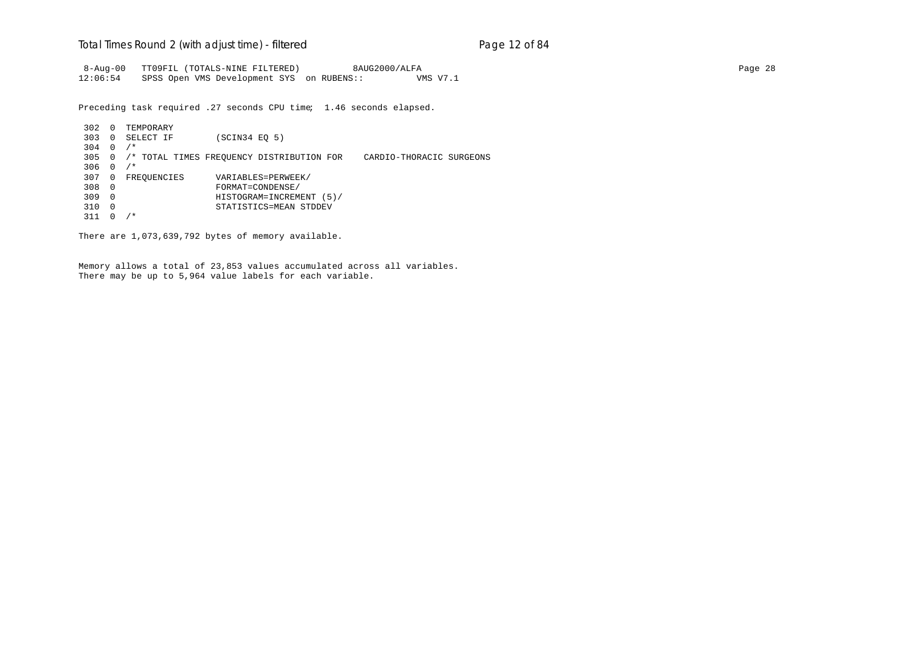```
 8-Aug-00   TT09FIL (TOTALS-NINE FILTERED)          8AUG2000/ALFA
12:06:54    SPSS Open VMS Development SYS  on RUBENS::          VMS V7.1

Preceding task required .27 seconds CPU time;  1.46 seconds elapsed.

 302  0  TEMPORARY
 303  0  SELECT IF        (SCIN34 EQ 5)
 304  0  /*
 305  0  /* TOTAL TIMES FREQUENCY DISTRIBUTION FOR    CARDIO-THORACIC SURGEONS
 306  0  /*
 307  0  FREQUENCIES      VARIABLES=PERWEEK/
 308  0                   FORMAT=CONDENSE/
 309  0                   HISTOGRAM=INCREMENT (5)/
 310  0                   STATISTICS=MEAN STDDEV
 311  0  /*

There are 1,073,639,792 bytes of memory available.


Memory allows a total of 23,853 values accumulated across all variables.
There may be up to 5,964 value labels for each variable.
```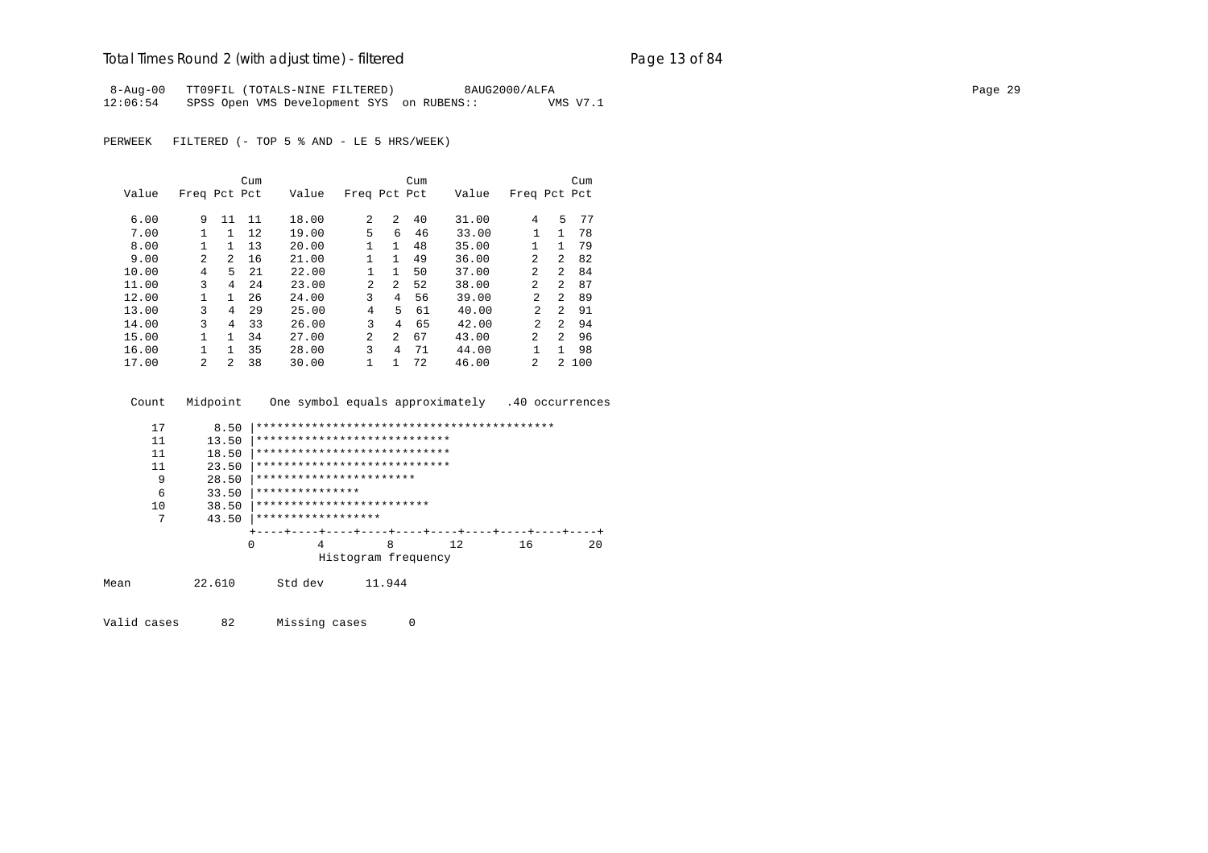# Total Times Round 2 (with adjust time) - filtered

```
 8-Aug-00   TT09FIL (TOTALS-NINE FILTERED)          8AUG2000/ALFA                                                                                    Page 29
12:06:54    SPSS Open VMS Development SYS  on RUBENS::          VMS V7.1
```

PERWEEK   FILTERED (- TOP 5 % AND - LE 5 HRS/WEEK)

| Value | Freq | Pct | Cum Pct | Value | Freq | Pct | Cum Pct | Value | Freq | Pct | Cum Pct |
|---|---|---|---|---|---|---|---|---|---|---|---|
| 6.00 | 9 | 11 | 11 | 18.00 | 2 | 2 | 40 | 31.00 | 4 | 5 | 77 |
| 7.00 | 1 | 1 | 12 | 19.00 | 5 | 6 | 46 | 33.00 | 1 | 1 | 78 |
| 8.00 | 1 | 1 | 13 | 20.00 | 1 | 1 | 48 | 35.00 | 1 | 1 | 79 |
| 9.00 | 2 | 2 | 16 | 21.00 | 1 | 1 | 49 | 36.00 | 2 | 2 | 82 |
| 10.00 | 4 | 5 | 21 | 22.00 | 1 | 1 | 50 | 37.00 | 2 | 2 | 84 |
| 11.00 | 3 | 4 | 24 | 23.00 | 2 | 2 | 52 | 38.00 | 2 | 2 | 87 |
| 12.00 | 1 | 1 | 26 | 24.00 | 3 | 4 | 56 | 39.00 | 2 | 2 | 89 |
| 13.00 | 3 | 4 | 29 | 25.00 | 4 | 5 | 61 | 40.00 | 2 | 2 | 91 |
| 14.00 | 3 | 4 | 33 | 26.00 | 3 | 4 | 65 | 42.00 | 2 | 2 | 94 |
| 15.00 | 1 | 1 | 34 | 27.00 | 2 | 2 | 67 | 43.00 | 2 | 2 | 96 |
| 16.00 | 1 | 1 | 35 | 28.00 | 3 | 4 | 71 | 44.00 | 1 | 1 | 98 |
| 17.00 | 2 | 2 | 38 | 30.00 | 1 | 1 | 72 | 46.00 | 2 | 2 | 100 |

```
   Count   Midpoint    One symbol equals approximately   .40 occurrences

      17       8.50 |*******************************************
      11      13.50 |****************************
      11      18.50 |****************************
      11      23.50 |****************************
       9      28.50 |***********************
       6      33.50 |***************
      10      38.50 |*************************
       7      43.50 |******************
                    +----+----+----+----+----+----+----+----+----+----+
                    0         4         8        12        16        20
                              Histogram frequency

Mean          22.610      Std dev      11.944

Valid cases      82      Missing cases      0
```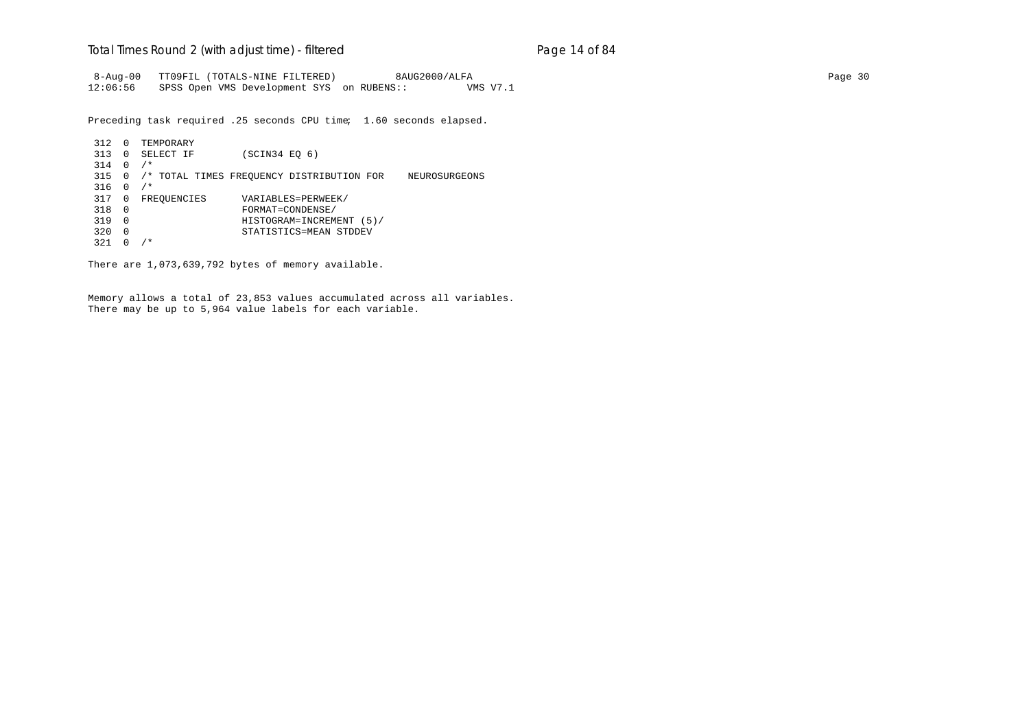```
 8-Aug-00   TT09FIL (TOTALS-NINE FILTERED)          8AUG2000/ALFA
12:06:56    SPSS Open VMS Development SYS  on RUBENS::          VMS V7.1

Preceding task required .25 seconds CPU time;  1.60 seconds elapsed.

 312  0  TEMPORARY
 313  0  SELECT IF        (SCIN34 EQ 6)
 314  0  /*
 315  0  /* TOTAL TIMES FREQUENCY DISTRIBUTION FOR    NEUROSURGEONS
 316  0  /*
 317  0  FREQUENCIES      VARIABLES=PERWEEK/
 318  0                   FORMAT=CONDENSE/
 319  0                   HISTOGRAM=INCREMENT (5)/
 320  0                   STATISTICS=MEAN STDDEV
 321  0  /*

There are 1,073,639,792 bytes of memory available.


Memory allows a total of 23,853 values accumulated across all variables.
There may be up to 5,964 value labels for each variable.
```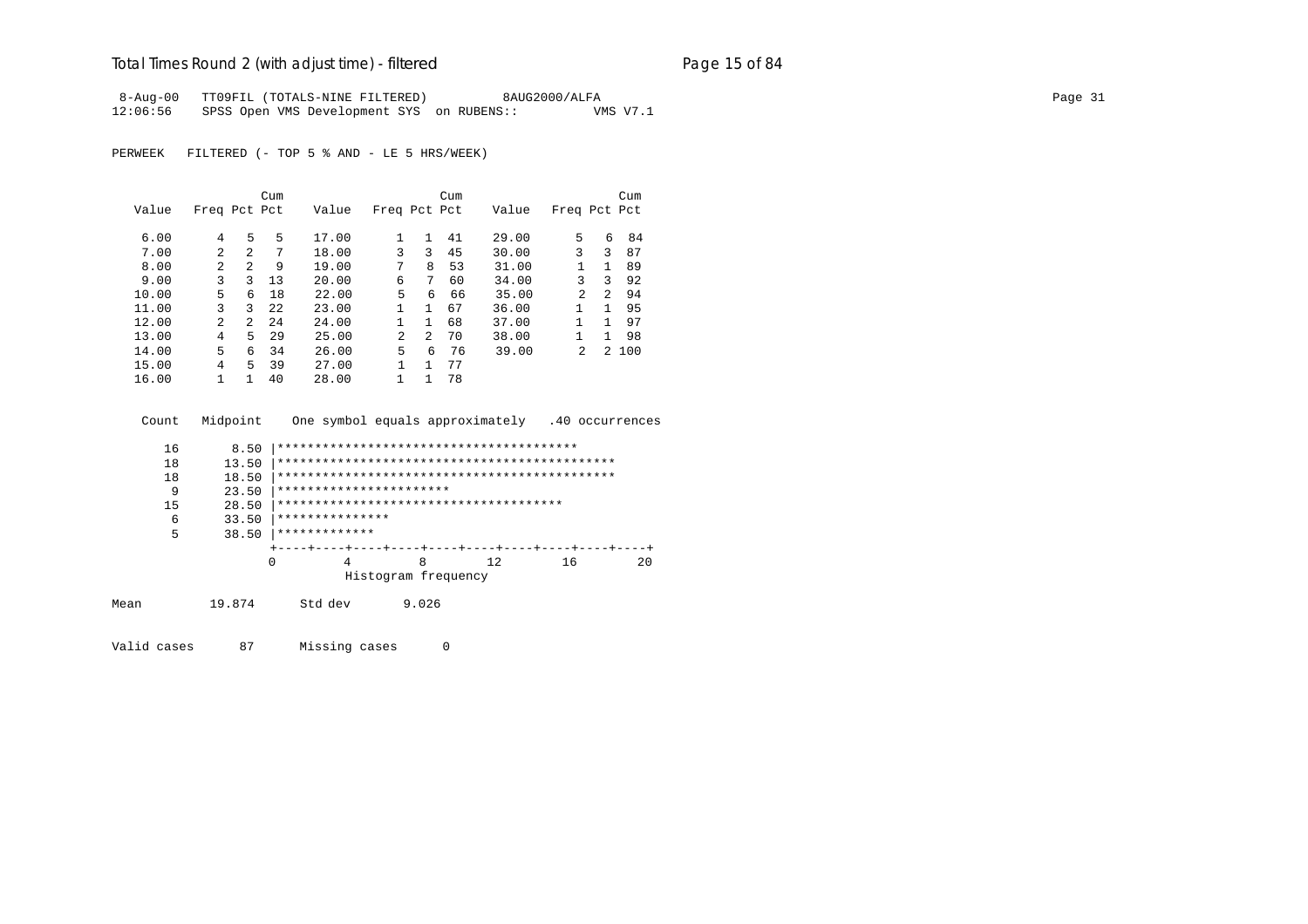```
 8-Aug-00   TT09FIL (TOTALS-NINE FILTERED)          8AUG2000/ALFA
12:06:56    SPSS Open VMS Development SYS  on RUBENS::          VMS V7.1

PERWEEK   FILTERED (- TOP 5 % AND - LE 5 HRS/WEEK)


                     Cum                       Cum                       Cum
  Value   Freq Pct Pct     Value   Freq Pct Pct     Value   Freq Pct Pct

   6.00      4   5   5     17.00      1   1  41     29.00      5   6  84
   7.00      2   2   7     18.00      3   3  45     30.00      3   3  87
   8.00      2   2   9     19.00      7   8  53     31.00      1   1  89
   9.00      3   3  13     20.00      6   7  60     34.00      3   3  92
  10.00      5   6  18     22.00      5   6  66     35.00      2   2  94
  11.00      3   3  22     23.00      1   1  67     36.00      1   1  95
  12.00      2   2  24     24.00      1   1  68     37.00      1   1  97
  13.00      4   5  29     25.00      2   2  70     38.00      1   1  98
  14.00      5   6  34     26.00      5   6  76     39.00      2   2 100
  15.00      4   5  39     27.00      1   1  77
  16.00      1   1  40     28.00      1   1  78


  Count   Midpoint    One symbol equals approximately   .40 occurrences

     16       8.50 |****************************************
     18      13.50 |*********************************************
     18      18.50 |*********************************************
      9      23.50 |***********************
     15      28.50 |*************************************
      6      33.50 |***************
      5      38.50 |*************
                   +----+----+----+----+----+----+----+----+----+----+
                   0         4         8        12        16        20
                              Histogram frequency

Mean         19.874      Std dev       9.026


Valid cases      87      Missing cases      0
```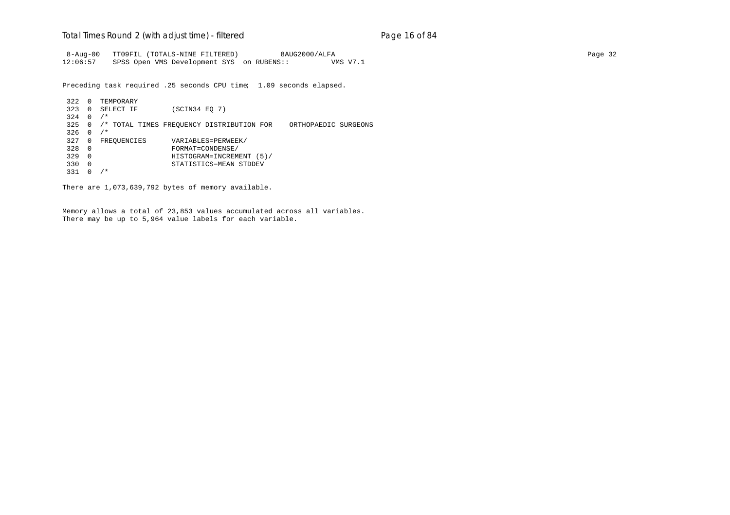```
 8-Aug-00   TT09FIL (TOTALS-NINE FILTERED)          8AUG2000/ALFA
12:06:57    SPSS Open VMS Development SYS  on RUBENS::          VMS V7.1

Preceding task required .25 seconds CPU time;  1.09 seconds elapsed.

 322  0  TEMPORARY
 323  0  SELECT IF        (SCIN34 EQ 7)
 324  0  /*
 325  0  /* TOTAL TIMES FREQUENCY DISTRIBUTION FOR    ORTHOPAEDIC SURGEONS
 326  0  /*
 327  0  FREQUENCIES      VARIABLES=PERWEEK/
 328  0                   FORMAT=CONDENSE/
 329  0                   HISTOGRAM=INCREMENT (5)/
 330  0                   STATISTICS=MEAN STDDEV
 331  0  /*

There are 1,073,639,792 bytes of memory available.


Memory allows a total of 23,853 values accumulated across all variables.
There may be up to 5,964 value labels for each variable.
```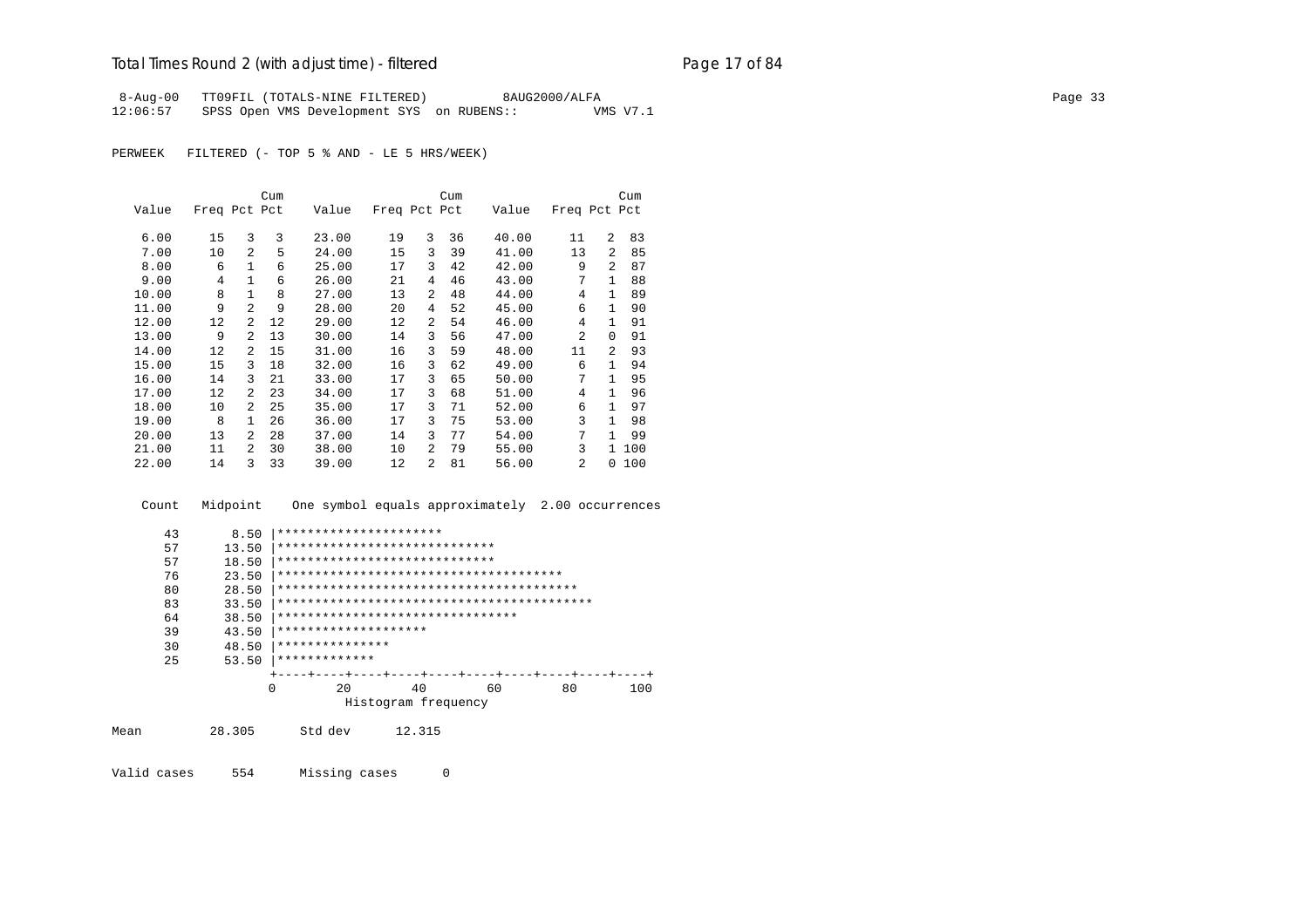# Total Times Round 2 (with adjust time) - filtered

```
 8-Aug-00   TT09FIL (TOTALS-NINE FILTERED)          8AUG2000/ALFA
12:06:57    SPSS Open VMS Development SYS  on RUBENS::          VMS V7.1
```

PERWEEK   FILTERED (- TOP 5 % AND - LE 5 HRS/WEEK)

| Value | Freq | Pct | Cum Pct | Value | Freq | Pct | Cum Pct | Value | Freq | Pct | Cum Pct |
|---|---|---|---|---|---|---|---|---|---|---|---|
| 6.00 | 15 | 3 | 3 | 23.00 | 19 | 3 | 36 | 40.00 | 11 | 2 | 83 |
| 7.00 | 10 | 2 | 5 | 24.00 | 15 | 3 | 39 | 41.00 | 13 | 2 | 85 |
| 8.00 | 6 | 1 | 6 | 25.00 | 17 | 3 | 42 | 42.00 | 9 | 2 | 87 |
| 9.00 | 4 | 1 | 6 | 26.00 | 21 | 4 | 46 | 43.00 | 7 | 1 | 88 |
| 10.00 | 8 | 1 | 8 | 27.00 | 13 | 2 | 48 | 44.00 | 4 | 1 | 89 |
| 11.00 | 9 | 2 | 9 | 28.00 | 20 | 4 | 52 | 45.00 | 6 | 1 | 90 |
| 12.00 | 12 | 2 | 12 | 29.00 | 12 | 2 | 54 | 46.00 | 4 | 1 | 91 |
| 13.00 | 9 | 2 | 13 | 30.00 | 14 | 3 | 56 | 47.00 | 2 | 0 | 91 |
| 14.00 | 12 | 2 | 15 | 31.00 | 16 | 3 | 59 | 48.00 | 11 | 2 | 93 |
| 15.00 | 15 | 3 | 18 | 32.00 | 16 | 3 | 62 | 49.00 | 6 | 1 | 94 |
| 16.00 | 14 | 3 | 21 | 33.00 | 17 | 3 | 65 | 50.00 | 7 | 1 | 95 |
| 17.00 | 12 | 2 | 23 | 34.00 | 17 | 3 | 68 | 51.00 | 4 | 1 | 96 |
| 18.00 | 10 | 2 | 25 | 35.00 | 17 | 3 | 71 | 52.00 | 6 | 1 | 97 |
| 19.00 | 8 | 1 | 26 | 36.00 | 17 | 3 | 75 | 53.00 | 3 | 1 | 98 |
| 20.00 | 13 | 2 | 28 | 37.00 | 14 | 3 | 77 | 54.00 | 7 | 1 | 99 |
| 21.00 | 11 | 2 | 30 | 38.00 | 10 | 2 | 79 | 55.00 | 3 | 1 | 100 |
| 22.00 | 14 | 3 | 33 | 39.00 | 12 | 2 | 81 | 56.00 | 2 | 0 | 100 |

```
  Count   Midpoint    One symbol equals approximately  2.00 occurrences

     43       8.50 |**********************
     57      13.50 |*****************************
     57      18.50 |*****************************
     76      23.50 |**************************************
     80      28.50 |****************************************
     83      33.50 |******************************************
     64      38.50 |********************************
     39      43.50 |********************
     30      48.50 |***************
     25      53.50 |*************
                   +----+----+----+----+----+----+----+----+----+----+
                   0        20        40        60        80       100
                              Histogram frequency

Mean         28.305      Std dev      12.315

Valid cases     554      Missing cases      0
```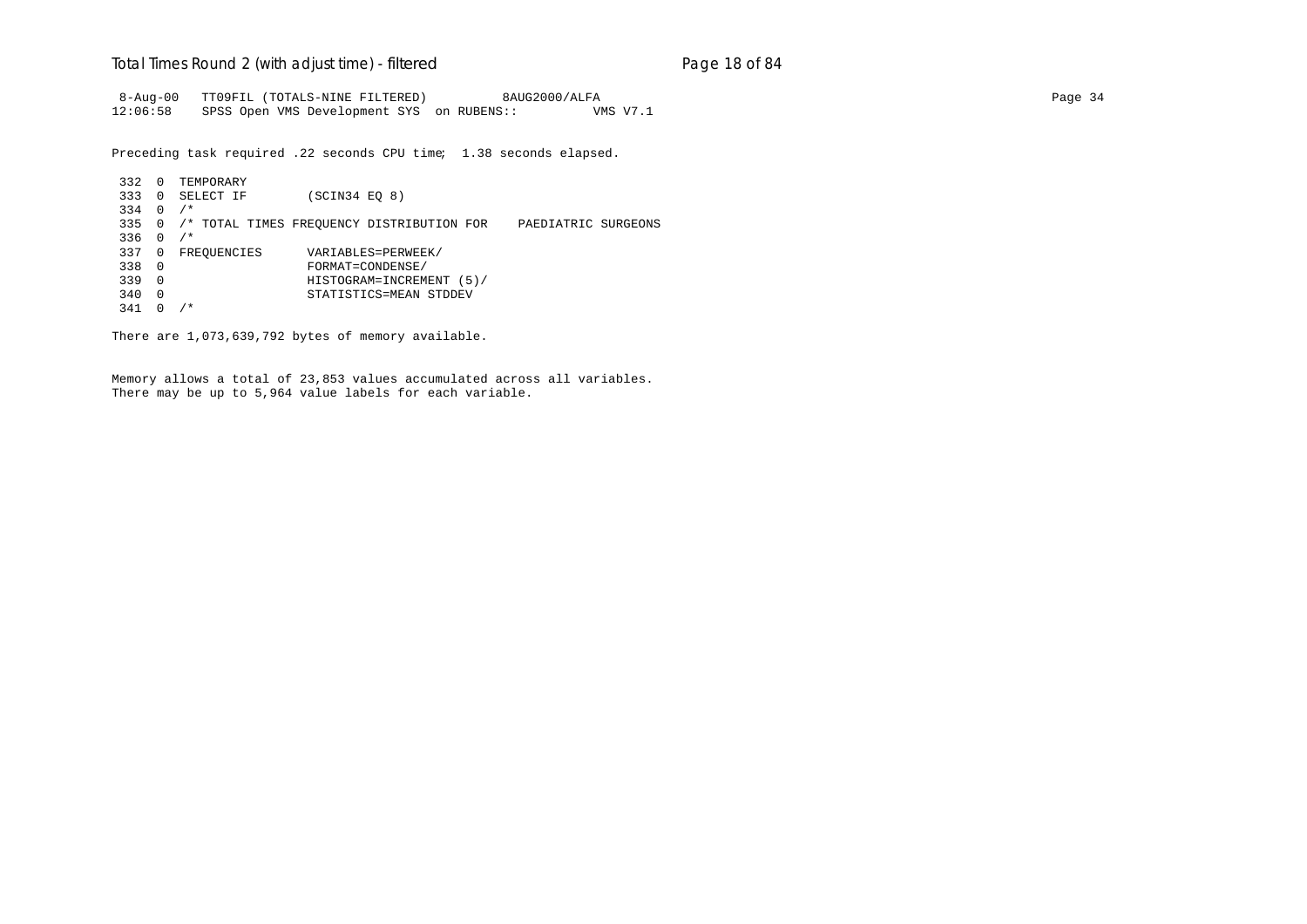```
 8-Aug-00   TT09FIL (TOTALS-NINE FILTERED)          8AUG2000/ALFA
12:06:58    SPSS Open VMS Development SYS  on RUBENS::          VMS V7.1

Preceding task required .22 seconds CPU time;  1.38 seconds elapsed.

 332  0  TEMPORARY
 333  0  SELECT IF        (SCIN34 EQ 8)
 334  0  /*
 335  0  /* TOTAL TIMES FREQUENCY DISTRIBUTION FOR    PAEDIATRIC SURGEONS
 336  0  /*
 337  0  FREQUENCIES      VARIABLES=PERWEEK/
 338  0                   FORMAT=CONDENSE/
 339  0                   HISTOGRAM=INCREMENT (5)/
 340  0                   STATISTICS=MEAN STDDEV
 341  0  /*

There are 1,073,639,792 bytes of memory available.


Memory allows a total of 23,853 values accumulated across all variables.
There may be up to 5,964 value labels for each variable.
```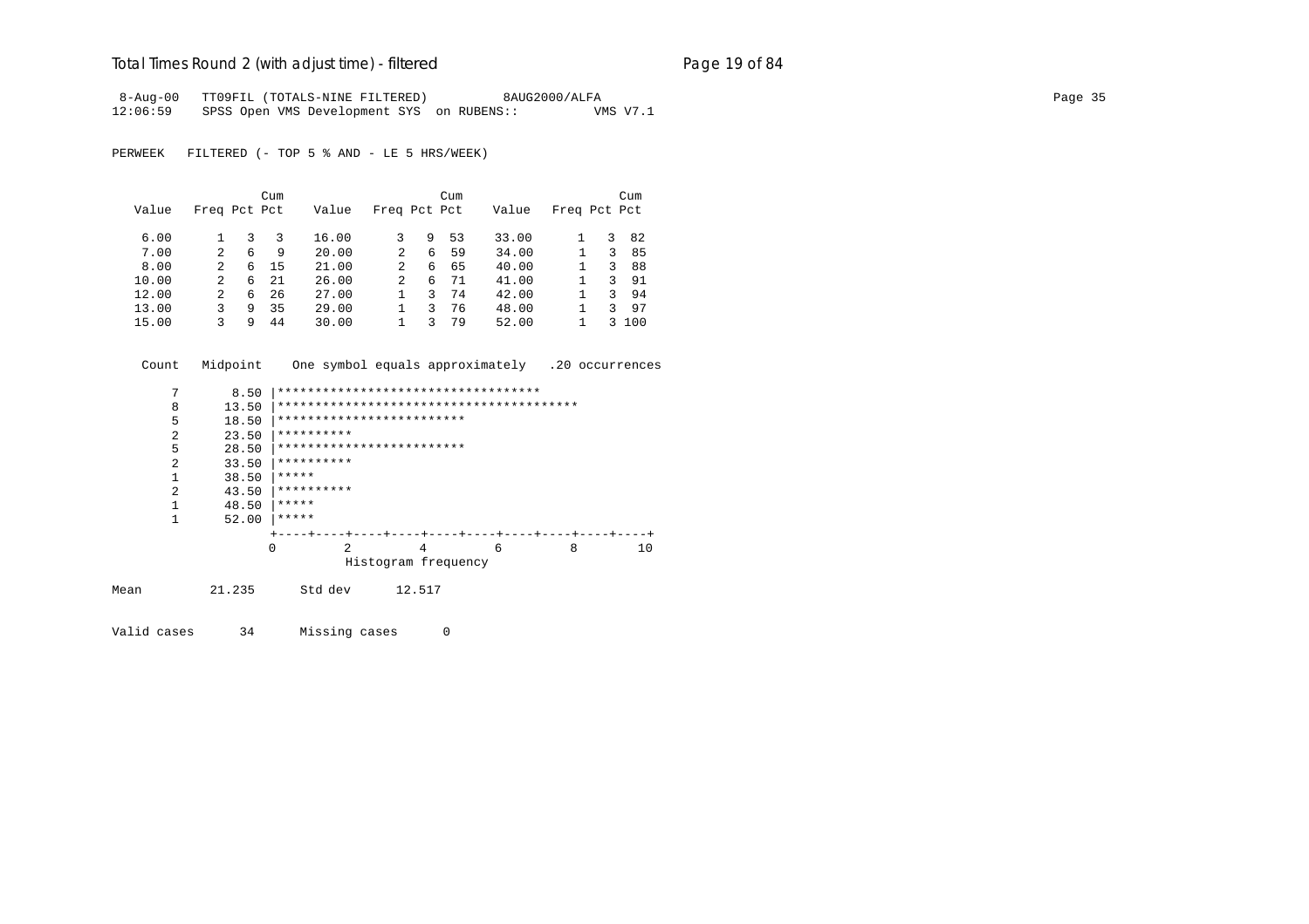8-Aug-00 TT09FIL (TOTALS-NINE FILTERED) 8AUG2000/ALFA
12:06:59 SPSS Open VMS Development SYS on RUBENS:: VMS V7.1

PERWEEK FILTERED (- TOP 5 % AND - LE 5 HRS/WEEK)

| Value | Freq | Pct | Cum Pct | Value | Freq | Pct | Cum Pct | Value | Freq | Pct | Cum Pct |
|---|---|---|---|---|---|---|---|---|---|---|---|
| 6.00 | 1 | 3 | 3 | 16.00 | 3 | 9 | 53 | 33.00 | 1 | 3 | 82 |
| 7.00 | 2 | 6 | 9 | 20.00 | 2 | 6 | 59 | 34.00 | 1 | 3 | 85 |
| 8.00 | 2 | 6 | 15 | 21.00 | 2 | 6 | 65 | 40.00 | 1 | 3 | 88 |
| 10.00 | 2 | 6 | 21 | 26.00 | 2 | 6 | 71 | 41.00 | 1 | 3 | 91 |
| 12.00 | 2 | 6 | 26 | 27.00 | 1 | 3 | 74 | 42.00 | 1 | 3 | 94 |
| 13.00 | 3 | 9 | 35 | 29.00 | 1 | 3 | 76 | 48.00 | 1 | 3 | 97 |
| 15.00 | 3 | 9 | 44 | 30.00 | 1 | 3 | 79 | 52.00 | 1 | 3 | 100 |

```
  Count   Midpoint    One symbol equals approximately   .20 occurrences

      7       8.50 |***********************************
      8      13.50 |****************************************
      5      18.50 |*************************
      2      23.50 |**********
      5      28.50 |*************************
      2      33.50 |**********
      1      38.50 |*****
      2      43.50 |**********
      1      48.50 |*****
      1      52.00 |*****
                   +----+----+----+----+----+----+----+----+----+----+
                   0         2         4         6         8        10
                             Histogram frequency
```

Mean 21.235 Std dev 12.517

Valid cases 34 Missing cases 0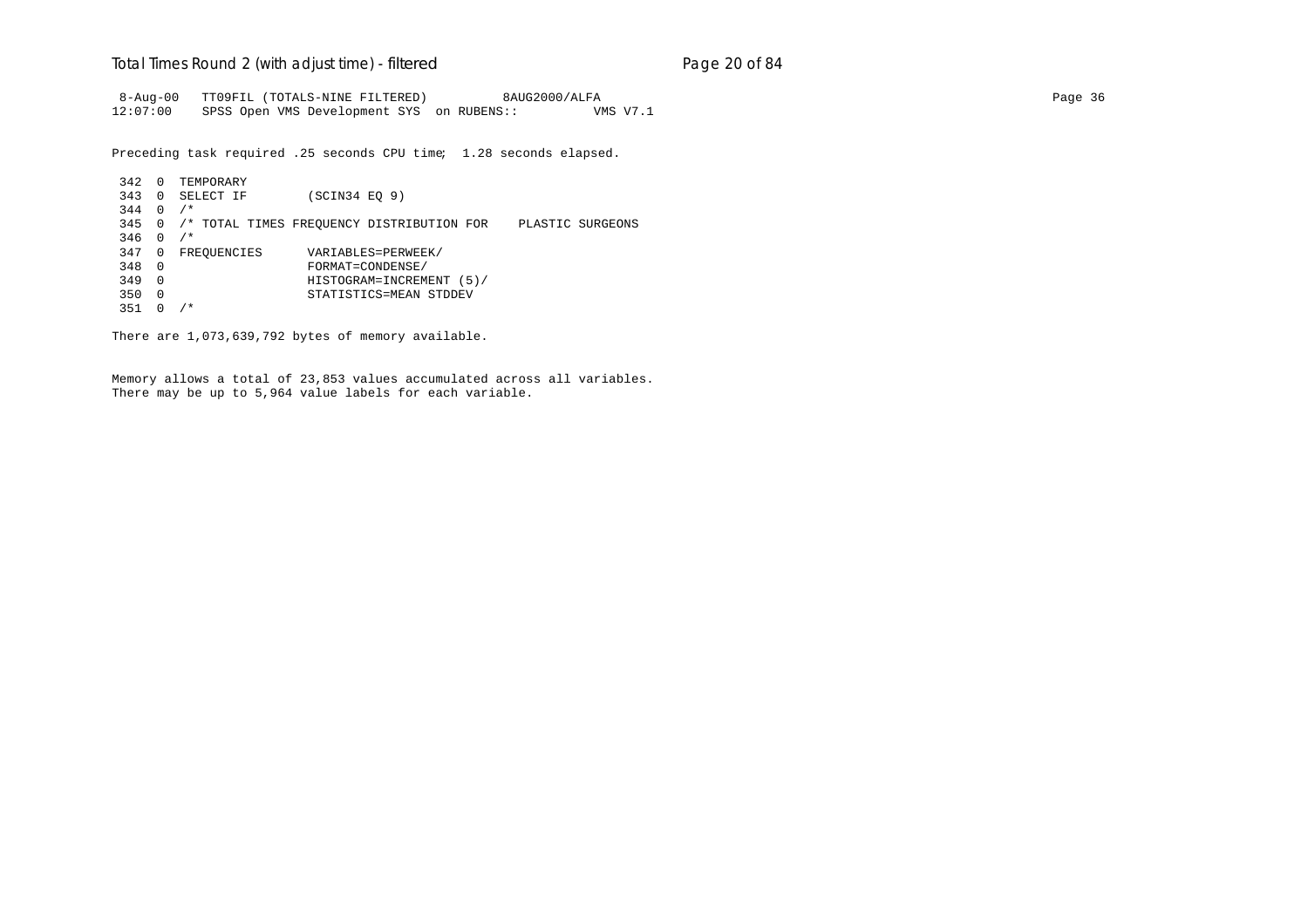```
 8-Aug-00   TT09FIL (TOTALS-NINE FILTERED)          8AUG2000/ALFA
12:07:00    SPSS Open VMS Development SYS  on RUBENS::          VMS V7.1

Preceding task required .25 seconds CPU time;  1.28 seconds elapsed.

 342  0  TEMPORARY
 343  0  SELECT IF        (SCIN34 EQ 9)
 344  0  /*
 345  0  /* TOTAL TIMES FREQUENCY DISTRIBUTION FOR    PLASTIC SURGEONS
 346  0  /*
 347  0  FREQUENCIES      VARIABLES=PERWEEK/
 348  0                   FORMAT=CONDENSE/
 349  0                   HISTOGRAM=INCREMENT (5)/
 350  0                   STATISTICS=MEAN STDDEV
 351  0  /*

There are 1,073,639,792 bytes of memory available.


Memory allows a total of 23,853 values accumulated across all variables.
There may be up to 5,964 value labels for each variable.
```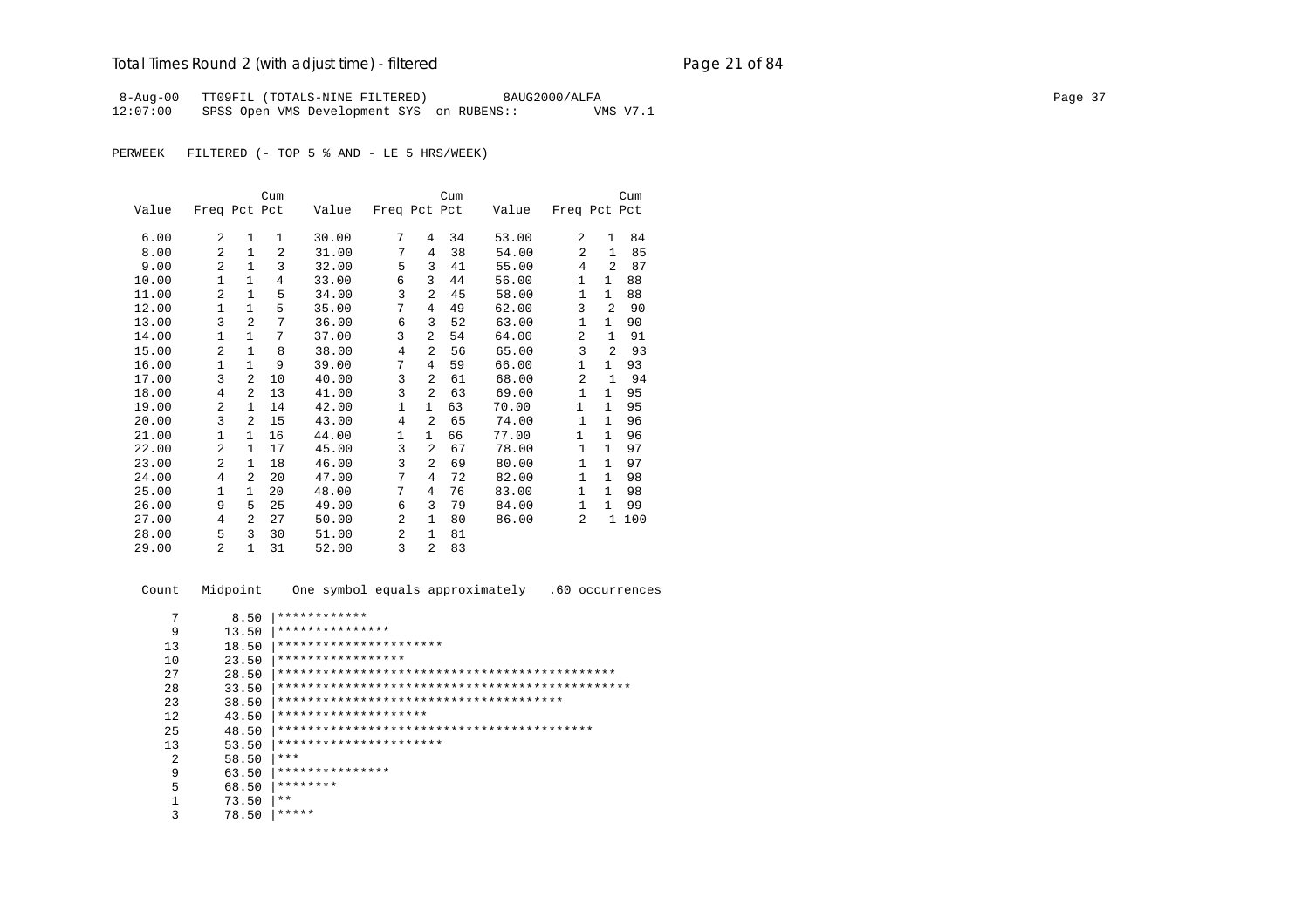8-Aug-00 TT09FIL (TOTALS-NINE FILTERED) 8AUG2000/ALFA
12:07:00 SPSS Open VMS Development SYS on RUBENS:: VMS V7.1

PERWEEK FILTERED (- TOP 5 % AND - LE 5 HRS/WEEK)

| Value | Freq | Pct | Cum Pct | Value | Freq | Pct | Cum Pct | Value | Freq | Pct | Cum Pct |
|---|---|---|---|---|---|---|---|---|---|---|---|
| 6.00 | 2 | 1 | 1 | 30.00 | 7 | 4 | 34 | 53.00 | 2 | 1 | 84 |
| 8.00 | 2 | 1 | 2 | 31.00 | 7 | 4 | 38 | 54.00 | 2 | 1 | 85 |
| 9.00 | 2 | 1 | 3 | 32.00 | 5 | 3 | 41 | 55.00 | 4 | 2 | 87 |
| 10.00 | 1 | 1 | 4 | 33.00 | 6 | 3 | 44 | 56.00 | 1 | 1 | 88 |
| 11.00 | 2 | 1 | 5 | 34.00 | 3 | 2 | 45 | 58.00 | 1 | 1 | 88 |
| 12.00 | 1 | 1 | 5 | 35.00 | 7 | 4 | 49 | 62.00 | 3 | 2 | 90 |
| 13.00 | 3 | 2 | 7 | 36.00 | 6 | 3 | 52 | 63.00 | 1 | 1 | 90 |
| 14.00 | 1 | 1 | 7 | 37.00 | 3 | 2 | 54 | 64.00 | 2 | 1 | 91 |
| 15.00 | 2 | 1 | 8 | 38.00 | 4 | 2 | 56 | 65.00 | 3 | 2 | 93 |
| 16.00 | 1 | 1 | 9 | 39.00 | 7 | 4 | 59 | 66.00 | 1 | 1 | 93 |
| 17.00 | 3 | 2 | 10 | 40.00 | 3 | 2 | 61 | 68.00 | 2 | 1 | 94 |
| 18.00 | 4 | 2 | 13 | 41.00 | 3 | 2 | 63 | 69.00 | 1 | 1 | 95 |
| 19.00 | 2 | 1 | 14 | 42.00 | 1 | 1 | 63 | 70.00 | 1 | 1 | 95 |
| 20.00 | 3 | 2 | 15 | 43.00 | 4 | 2 | 65 | 74.00 | 1 | 1 | 96 |
| 21.00 | 1 | 1 | 16 | 44.00 | 1 | 1 | 66 | 77.00 | 1 | 1 | 96 |
| 22.00 | 2 | 1 | 17 | 45.00 | 3 | 2 | 67 | 78.00 | 1 | 1 | 97 |
| 23.00 | 2 | 1 | 18 | 46.00 | 3 | 2 | 69 | 80.00 | 1 | 1 | 97 |
| 24.00 | 4 | 2 | 20 | 47.00 | 7 | 4 | 72 | 82.00 | 1 | 1 | 98 |
| 25.00 | 1 | 1 | 20 | 48.00 | 7 | 4 | 76 | 83.00 | 1 | 1 | 98 |
| 26.00 | 9 | 5 | 25 | 49.00 | 6 | 3 | 79 | 84.00 | 1 | 1 | 99 |
| 27.00 | 4 | 2 | 27 | 50.00 | 2 | 1 | 80 | 86.00 | 2 | 1 | 100 |
| 28.00 | 5 | 3 | 30 | 51.00 | 2 | 1 | 81 | | | | |
| 29.00 | 2 | 1 | 31 | 52.00 | 3 | 2 | 83 | | | | |

```
 Count   Midpoint    One symbol equals approximately   .60 occurrences

     7       8.50 |************
     9      13.50 |***************
    13      18.50 |**********************
    10      23.50 |*****************
    27      28.50 |*********************************************
    28      33.50 |***********************************************
    23      38.50 |**************************************
    12      43.50 |********************
    25      48.50 |******************************************
    13      53.50 |**********************
     2      58.50 |***
     9      63.50 |***************
     5      68.50 |********
     1      73.50 |**
     3      78.50 |*****
```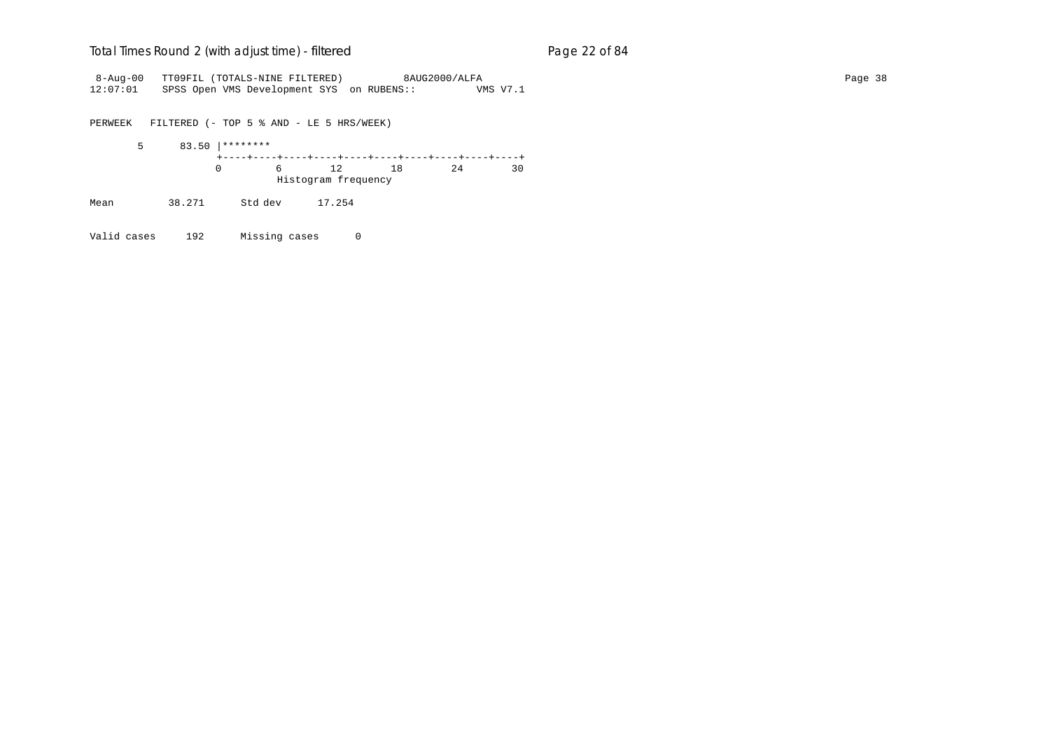```
 8-Aug-00   TT09FIL (TOTALS-NINE FILTERED)          8AUG2000/ALFA                                                                  Page 38
12:07:01    SPSS Open VMS Development SYS  on RUBENS::          VMS V7.1


PERWEEK   FILTERED (- TOP 5 % AND - LE 5 HRS/WEEK)

       5      83.50 |********
                    +----+----+----+----+----+----+----+----+----+----+
                    0         6        12        18        24        30
                              Histogram frequency

Mean         38.271      Std dev      17.254

Valid cases     192      Missing cases      0
```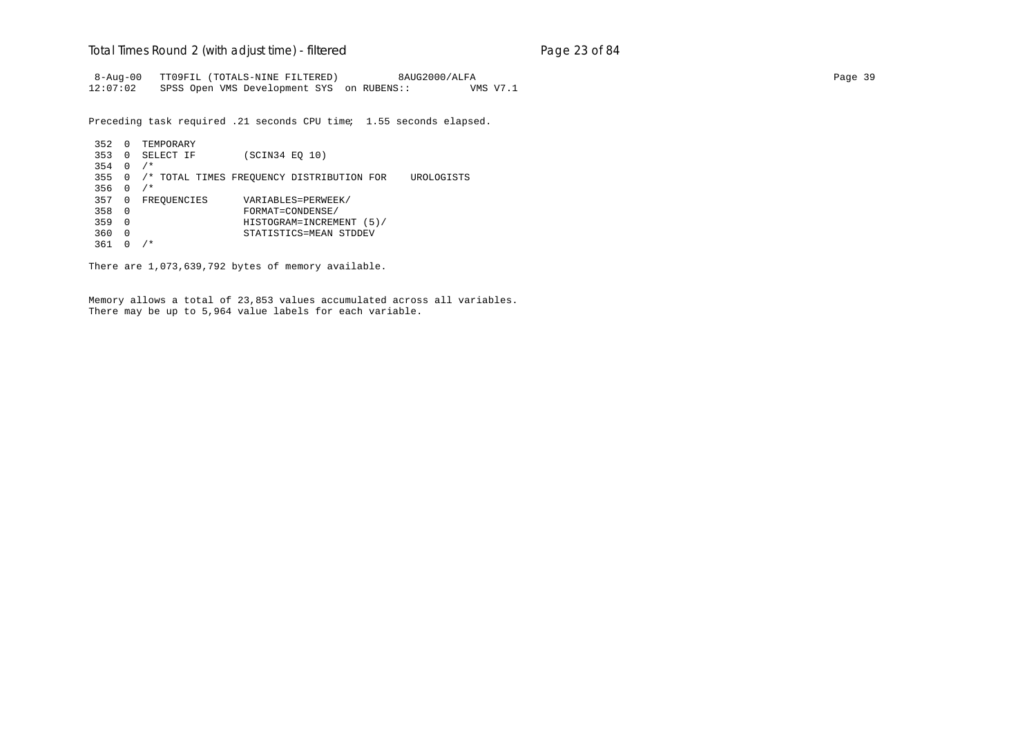```
 8-Aug-00   TT09FIL (TOTALS-NINE FILTERED)          8AUG2000/ALFA
12:07:02    SPSS Open VMS Development SYS  on RUBENS::          VMS V7.1

Preceding task required .21 seconds CPU time;  1.55 seconds elapsed.

 352  0  TEMPORARY
 353  0  SELECT IF        (SCIN34 EQ 10)
 354  0  /*
 355  0  /* TOTAL TIMES FREQUENCY DISTRIBUTION FOR    UROLOGISTS
 356  0  /*
 357  0  FREQUENCIES      VARIABLES=PERWEEK/
 358  0                   FORMAT=CONDENSE/
 359  0                   HISTOGRAM=INCREMENT (5)/
 360  0                   STATISTICS=MEAN STDDEV
 361  0  /*

There are 1,073,639,792 bytes of memory available.


Memory allows a total of 23,853 values accumulated across all variables.
There may be up to 5,964 value labels for each variable.
```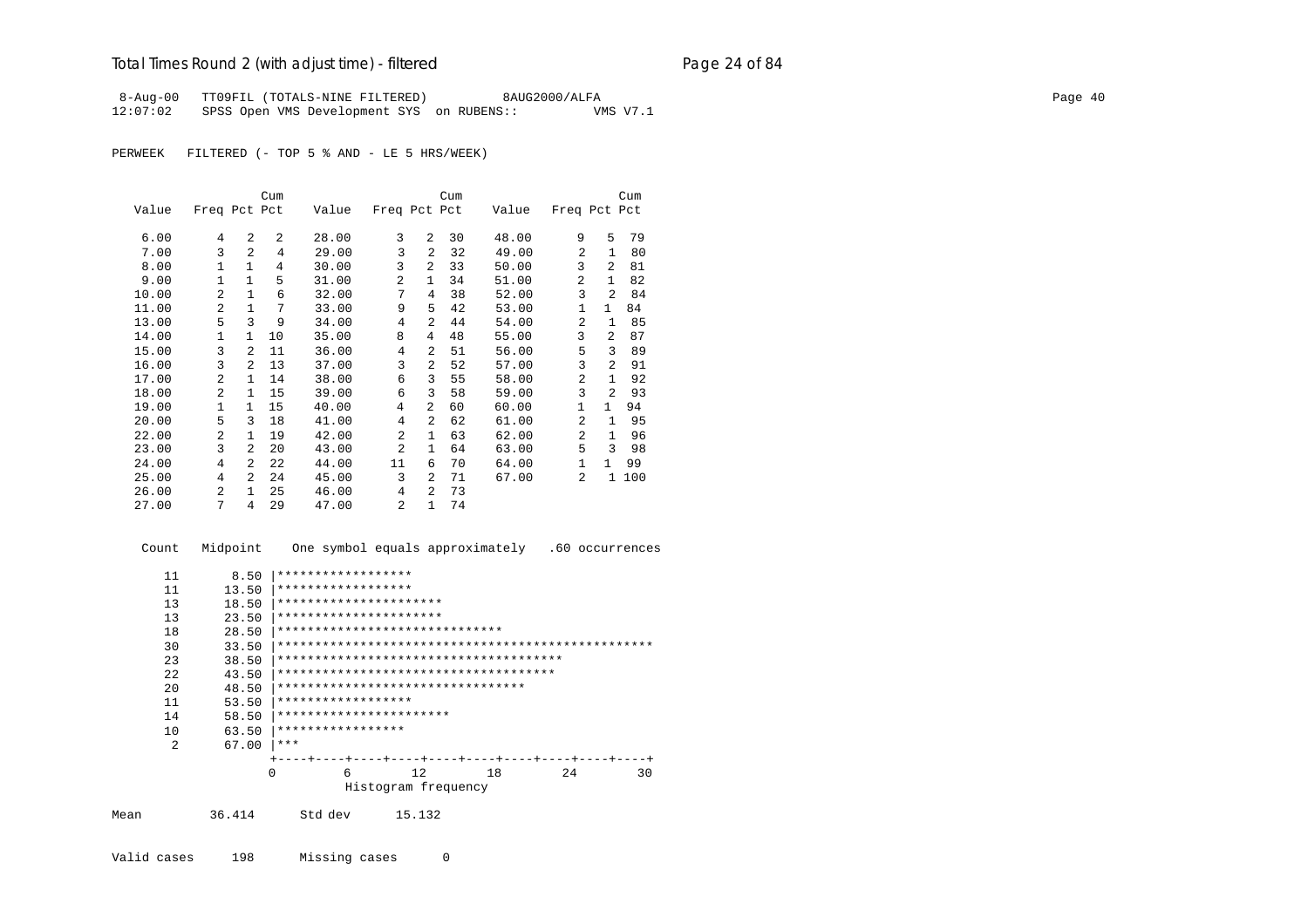```
 8-Aug-00   TT09FIL (TOTALS-NINE FILTERED)          8AUG2000/ALFA
12:07:02    SPSS Open VMS Development SYS  on RUBENS::          VMS V7.1

PERWEEK   FILTERED (- TOP 5 % AND - LE 5 HRS/WEEK)


                       Cum                         Cum                         Cum
  Value   Freq Pct Pct    Value   Freq Pct Pct    Value   Freq Pct Pct

   6.00      4   2   2    28.00      3   2  30    48.00      9   5  79
   7.00      3   2   4    29.00      3   2  32    49.00      2   1  80
   8.00      1   1   4    30.00      3   2  33    50.00      3   2  81
   9.00      1   1   5    31.00      2   1  34    51.00      2   1  82
  10.00      2   1   6    32.00      7   4  38    52.00      3   2  84
  11.00      2   1   7    33.00      9   5  42    53.00      1   1  84
  13.00      5   3   9    34.00      4   2  44    54.00      2   1  85
  14.00      1   1  10    35.00      8   4  48    55.00      3   2  87
  15.00      3   2  11    36.00      4   2  51    56.00      5   3  89
  16.00      3   2  13    37.00      3   2  52    57.00      3   2  91
  17.00      2   1  14    38.00      6   3  55    58.00      2   1  92
  18.00      2   1  15    39.00      6   3  58    59.00      3   2  93
  19.00      1   1  15    40.00      4   2  60    60.00      1   1  94
  20.00      5   3  18    41.00      4   2  62    61.00      2   1  95
  22.00      2   1  19    42.00      2   1  63    62.00      2   1  96
  23.00      3   2  20    43.00      2   1  64    63.00      5   3  98
  24.00      4   2  22    44.00     11   6  70    64.00      1   1  99
  25.00      4   2  24    45.00      3   2  71    67.00      2   1 100
  26.00      2   1  25    46.00      4   2  73
  27.00      7   4  29    47.00      2   1  74


    Count   Midpoint    One symbol equals approximately   .60 occurrences

       11       8.50 |******************
       11      13.50 |******************
       13      18.50 |**********************
       13      23.50 |**********************
       18      28.50 |******************************
       30      33.50 |**************************************************
       23      38.50 |**************************************
       22      43.50 |*************************************
       20      48.50 |*********************************
       11      53.50 |******************
       14      58.50 |***********************
       10      63.50 |*****************
        2      67.00 |***
                     +----+----+----+----+----+----+----+----+----+----+
                     0         6        12        18        24        30
                               Histogram frequency

Mean         36.414      Std dev      15.132


Valid cases     198      Missing cases      0
```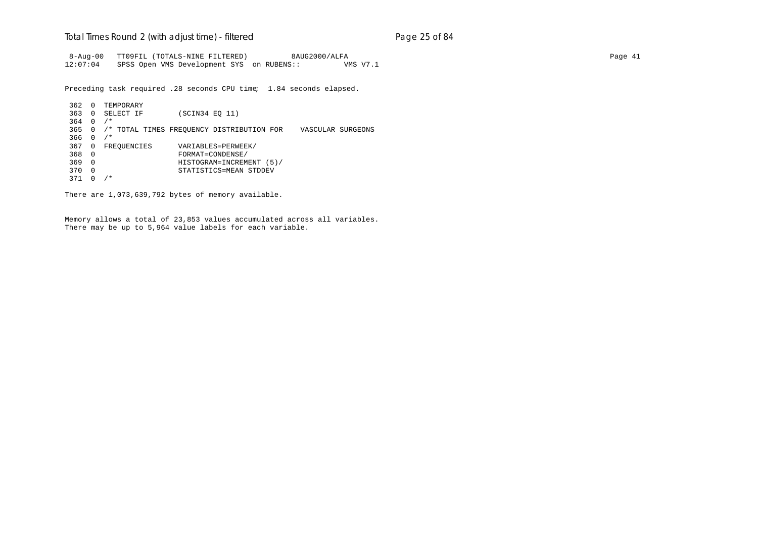```
 8-Aug-00   TT09FIL (TOTALS-NINE FILTERED)          8AUG2000/ALFA
12:07:04    SPSS Open VMS Development SYS  on RUBENS::          VMS V7.1
```

Preceding task required .28 seconds CPU time; 1.84 seconds elapsed.

```
 362  0  TEMPORARY
 363  0  SELECT IF        (SCIN34 EQ 11)
 364  0  /*
 365  0  /* TOTAL TIMES FREQUENCY DISTRIBUTION FOR    VASCULAR SURGEONS
 366  0  /*
 367  0  FREQUENCIES      VARIABLES=PERWEEK/
 368  0                   FORMAT=CONDENSE/
 369  0                   HISTOGRAM=INCREMENT (5)/
 370  0                   STATISTICS=MEAN STDDEV
 371  0  /*
```

There are 1,073,639,792 bytes of memory available.

Memory allows a total of 23,853 values accumulated across all variables.
There may be up to 5,964 value labels for each variable.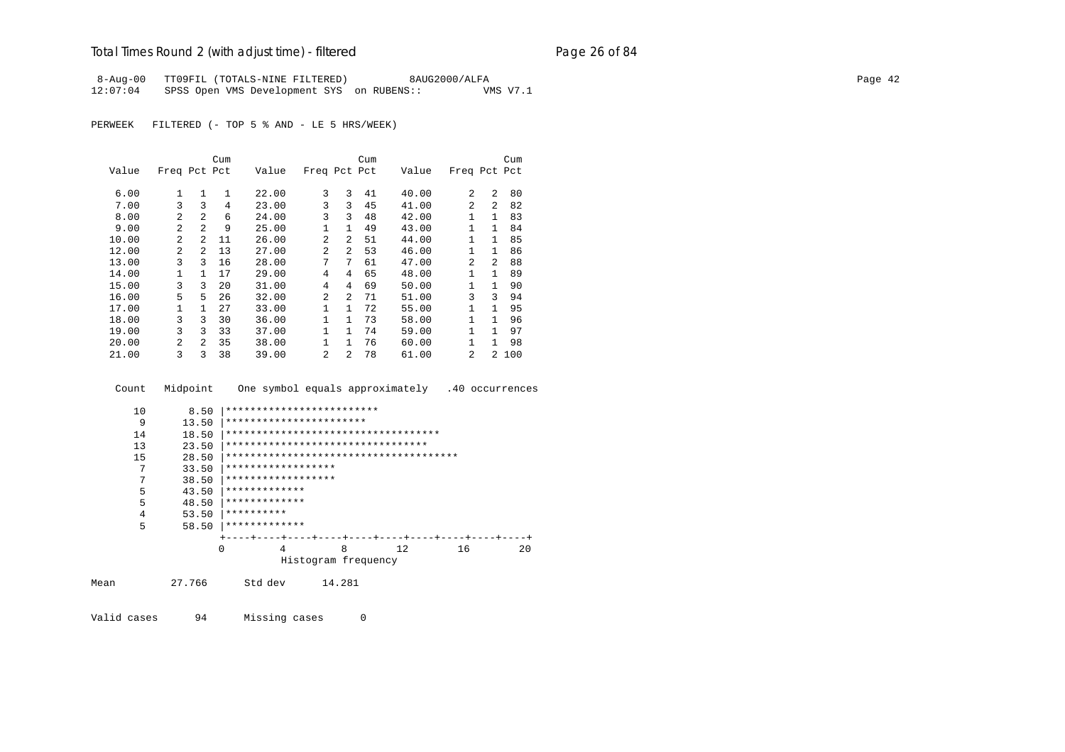```
 8-Aug-00   TT09FIL (TOTALS-NINE FILTERED)         8AUG2000/ALFA                                                                                    Page 42
12:07:04    SPSS Open VMS Development SYS  on RUBENS::          VMS V7.1

PERWEEK   FILTERED (- TOP 5 % AND - LE 5 HRS/WEEK)


                        Cum                           Cum                           Cum
   Value   Freq Pct Pct     Value   Freq Pct Pct     Value   Freq Pct Pct

    6.00      1   1   1     22.00      3   3  41     40.00      2   2  80
    7.00      3   3   4     23.00      3   3  45     41.00      2   2  82
    8.00      2   2   6     24.00      3   3  48     42.00      1   1  83
    9.00      2   2   9     25.00      1   1  49     43.00      1   1  84
   10.00      2   2  11     26.00      2   2  51     44.00      1   1  85
   12.00      2   2  13     27.00      2   2  53     46.00      1   1  86
   13.00      3   3  16     28.00      7   7  61     47.00      2   2  88
   14.00      1   1  17     29.00      4   4  65     48.00      1   1  89
   15.00      3   3  20     31.00      4   4  69     50.00      1   1  90
   16.00      5   5  26     32.00      2   2  71     51.00      3   3  94
   17.00      1   1  27     33.00      1   1  72     55.00      1   1  95
   18.00      3   3  30     36.00      1   1  73     58.00      1   1  96
   19.00      3   3  33     37.00      1   1  74     59.00      1   1  97
   20.00      2   2  35     38.00      1   1  76     60.00      1   1  98
   21.00      3   3  38     39.00      2   2  78     61.00      2   2 100


   Count   Midpoint     One symbol equals approximately   .40 occurrences

      10       8.50 |*************************
       9      13.50 |***********************
      14      18.50 |***********************************
      13      23.50 |*********************************
      15      28.50 |**************************************
       7      33.50 |******************
       7      38.50 |******************
       5      43.50 |*************
       5      48.50 |*************
       4      53.50 |**********
       5      58.50 |*************
                    +----+----+----+----+----+----+----+----+----+----+
                    0         4         8        12        16        20
                              Histogram frequency

Mean         27.766      Std dev      14.281


Valid cases      94      Missing cases      0
```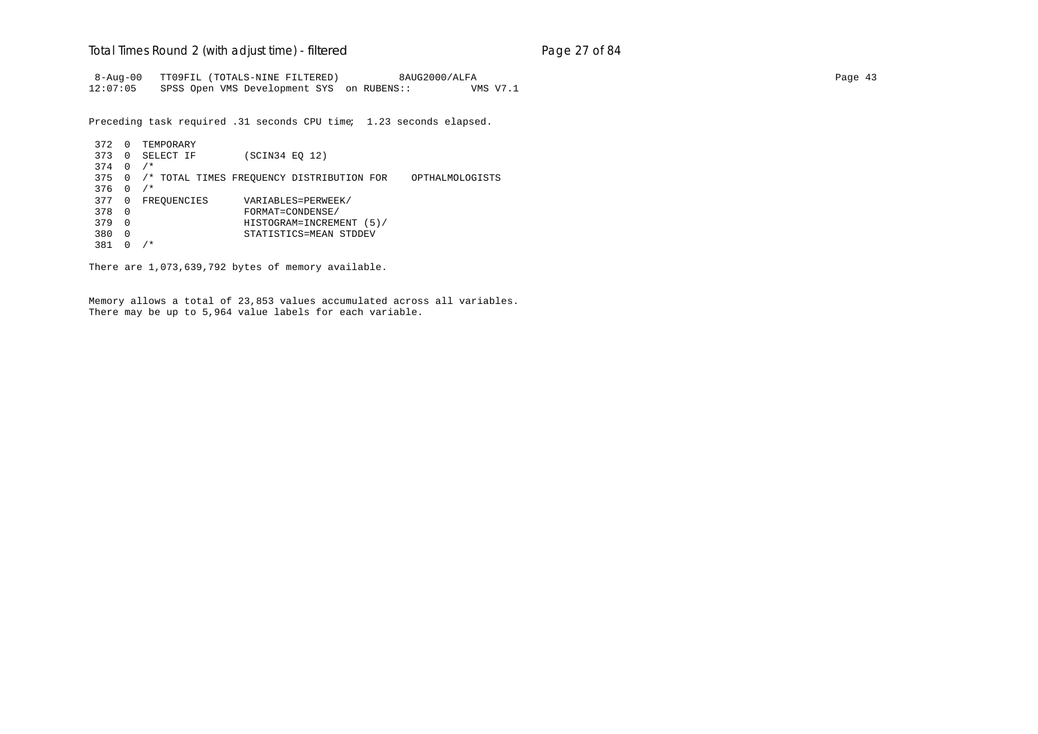```
 8-Aug-00   TT09FIL (TOTALS-NINE FILTERED)          8AUG2000/ALFA
12:07:05    SPSS Open VMS Development SYS  on RUBENS::          VMS V7.1

Preceding task required .31 seconds CPU time;  1.23 seconds elapsed.

 372  0  TEMPORARY
 373  0  SELECT IF        (SCIN34 EQ 12)
 374  0  /*
 375  0  /* TOTAL TIMES FREQUENCY DISTRIBUTION FOR    OPTHALMOLOGISTS
 376  0  /*
 377  0  FREQUENCIES      VARIABLES=PERWEEK/
 378  0                   FORMAT=CONDENSE/
 379  0                   HISTOGRAM=INCREMENT (5)/
 380  0                   STATISTICS=MEAN STDDEV
 381  0  /*

There are 1,073,639,792 bytes of memory available.


Memory allows a total of 23,853 values accumulated across all variables.
There may be up to 5,964 value labels for each variable.
```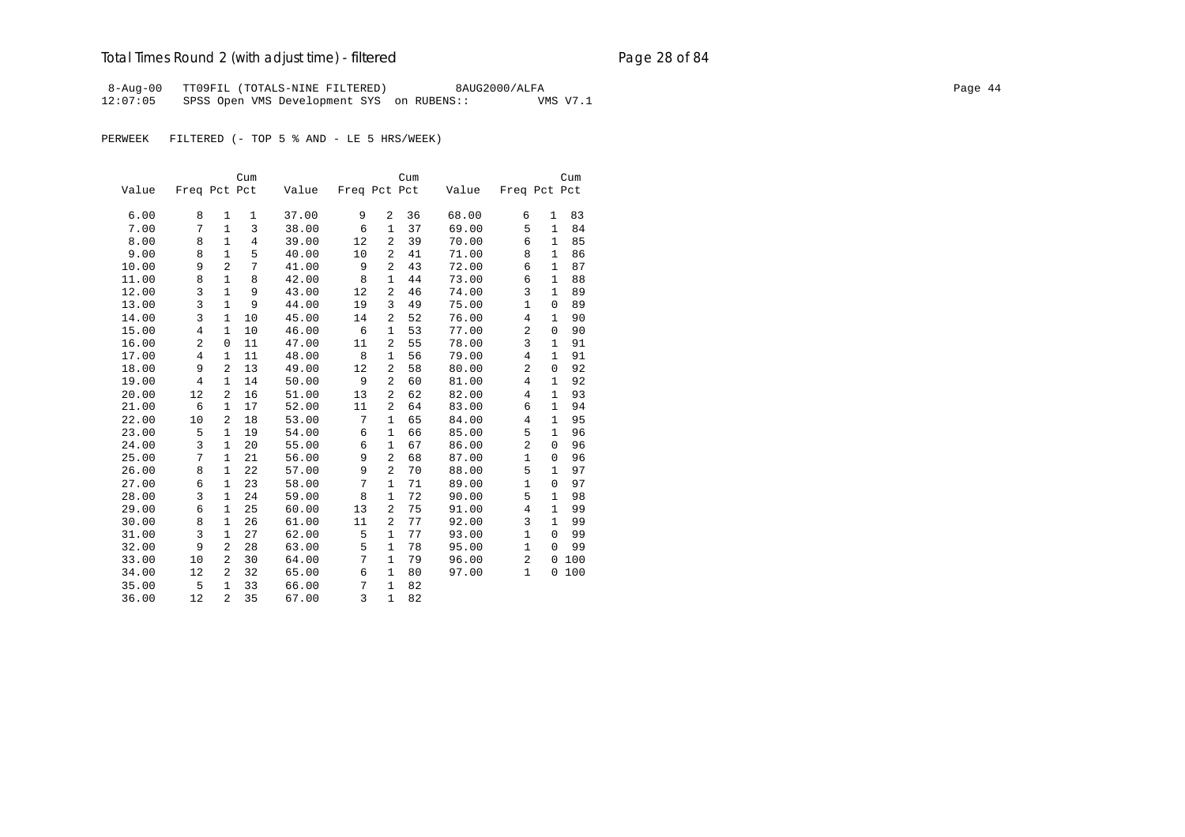# Total Times Round 2 (with adjust time) - filtered

```
 8-Aug-00   TT09FIL (TOTALS-NINE FILTERED)          8AUG2000/ALFA
12:07:05    SPSS Open VMS Development SYS  on RUBENS::          VMS V7.1
```

PERWEEK   FILTERED (- TOP 5 % AND - LE 5 HRS/WEEK)

| Value | Freq | Pct | Cum Pct | Value | Freq | Pct | Cum Pct | Value | Freq | Pct | Cum Pct |
|---|---|---|---|---|---|---|---|---|---|---|---|
| 6.00 | 8 | 1 | 1 | 37.00 | 9 | 2 | 36 | 68.00 | 6 | 1 | 83 |
| 7.00 | 7 | 1 | 3 | 38.00 | 6 | 1 | 37 | 69.00 | 5 | 1 | 84 |
| 8.00 | 8 | 1 | 4 | 39.00 | 12 | 2 | 39 | 70.00 | 6 | 1 | 85 |
| 9.00 | 8 | 1 | 5 | 40.00 | 10 | 2 | 41 | 71.00 | 8 | 1 | 86 |
| 10.00 | 9 | 2 | 7 | 41.00 | 9 | 2 | 43 | 72.00 | 6 | 1 | 87 |
| 11.00 | 8 | 1 | 8 | 42.00 | 8 | 1 | 44 | 73.00 | 6 | 1 | 88 |
| 12.00 | 3 | 1 | 9 | 43.00 | 12 | 2 | 46 | 74.00 | 3 | 1 | 89 |
| 13.00 | 3 | 1 | 9 | 44.00 | 19 | 3 | 49 | 75.00 | 1 | 0 | 89 |
| 14.00 | 3 | 1 | 10 | 45.00 | 14 | 2 | 52 | 76.00 | 4 | 1 | 90 |
| 15.00 | 4 | 1 | 10 | 46.00 | 6 | 1 | 53 | 77.00 | 2 | 0 | 90 |
| 16.00 | 2 | 0 | 11 | 47.00 | 11 | 2 | 55 | 78.00 | 3 | 1 | 91 |
| 17.00 | 4 | 1 | 11 | 48.00 | 8 | 1 | 56 | 79.00 | 4 | 1 | 91 |
| 18.00 | 9 | 2 | 13 | 49.00 | 12 | 2 | 58 | 80.00 | 2 | 0 | 92 |
| 19.00 | 4 | 1 | 14 | 50.00 | 9 | 2 | 60 | 81.00 | 4 | 1 | 92 |
| 20.00 | 12 | 2 | 16 | 51.00 | 13 | 2 | 62 | 82.00 | 4 | 1 | 93 |
| 21.00 | 6 | 1 | 17 | 52.00 | 11 | 2 | 64 | 83.00 | 6 | 1 | 94 |
| 22.00 | 10 | 2 | 18 | 53.00 | 7 | 1 | 65 | 84.00 | 4 | 1 | 95 |
| 23.00 | 5 | 1 | 19 | 54.00 | 6 | 1 | 66 | 85.00 | 5 | 1 | 96 |
| 24.00 | 3 | 1 | 20 | 55.00 | 6 | 1 | 67 | 86.00 | 2 | 0 | 96 |
| 25.00 | 7 | 1 | 21 | 56.00 | 9 | 2 | 68 | 87.00 | 1 | 0 | 96 |
| 26.00 | 8 | 1 | 22 | 57.00 | 9 | 2 | 70 | 88.00 | 5 | 1 | 97 |
| 27.00 | 6 | 1 | 23 | 58.00 | 7 | 1 | 71 | 89.00 | 1 | 0 | 97 |
| 28.00 | 3 | 1 | 24 | 59.00 | 8 | 1 | 72 | 90.00 | 5 | 1 | 98 |
| 29.00 | 6 | 1 | 25 | 60.00 | 13 | 2 | 75 | 91.00 | 4 | 1 | 99 |
| 30.00 | 8 | 1 | 26 | 61.00 | 11 | 2 | 77 | 92.00 | 3 | 1 | 99 |
| 31.00 | 3 | 1 | 27 | 62.00 | 5 | 1 | 77 | 93.00 | 1 | 0 | 99 |
| 32.00 | 9 | 2 | 28 | 63.00 | 5 | 1 | 78 | 95.00 | 1 | 0 | 99 |
| 33.00 | 10 | 2 | 30 | 64.00 | 7 | 1 | 79 | 96.00 | 2 | 0 | 100 |
| 34.00 | 12 | 2 | 32 | 65.00 | 6 | 1 | 80 | 97.00 | 1 | 0 | 100 |
| 35.00 | 5 | 1 | 33 | 66.00 | 7 | 1 | 82 | | | | |
| 36.00 | 12 | 2 | 35 | 67.00 | 3 | 1 | 82 | | | | |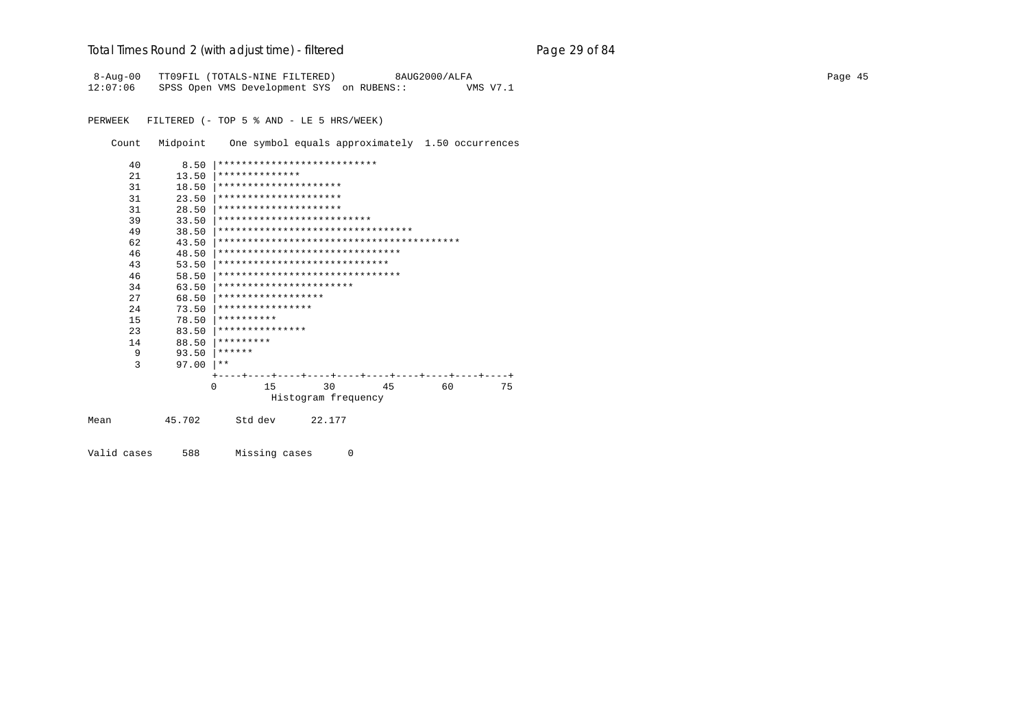# Total Times Round 2 (with adjust time) - filtered

```
 8-Aug-00   TT09FIL (TOTALS-NINE FILTERED)          8AUG2000/ALFA
12:07:06    SPSS Open VMS Development SYS  on RUBENS::          VMS V7.1

PERWEEK   FILTERED (- TOP 5 % AND - LE 5 HRS/WEEK)

    Count   Midpoint    One symbol equals approximately  1.50 occurrences

      40       8.50 |***************************
      21      13.50 |**************
      31      18.50 |*********************
      31      23.50 |*********************
      31      28.50 |*********************
      39      33.50 |**************************
      49      38.50 |*********************************
      62      43.50 |*****************************************
      46      48.50 |*******************************
      43      53.50 |*****************************
      46      58.50 |*******************************
      34      63.50 |***********************
      27      68.50 |******************
      24      73.50 |****************
      15      78.50 |**********
      23      83.50 |***************
      14      88.50 |*********
       9      93.50 |******
       3      97.00 |**
                    +----+----+----+----+----+----+----+----+----+----+
                    0        15        30        45        60        75
                              Histogram frequency

Mean         45.702      Std dev      22.177

Valid cases     588      Missing cases      0
```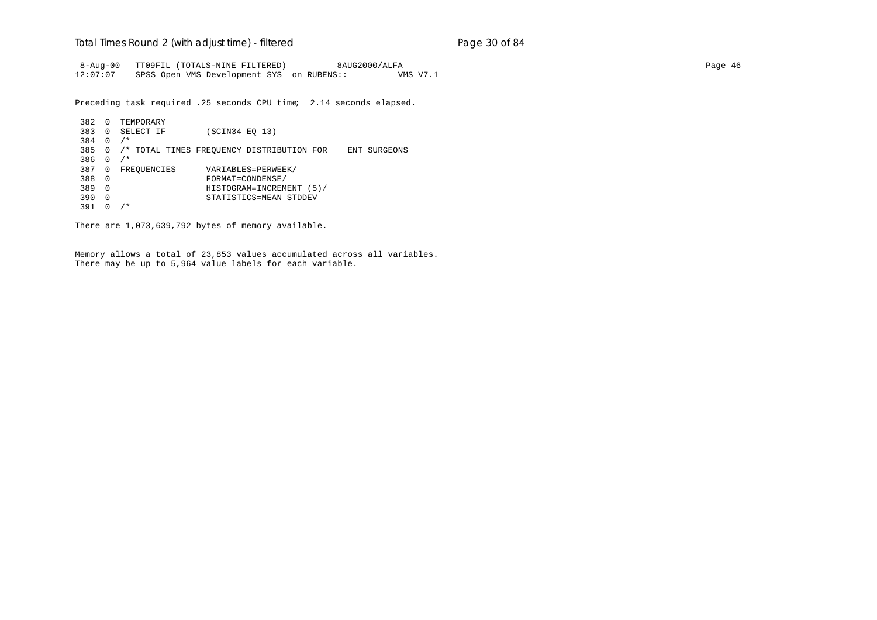```
 8-Aug-00   TT09FIL (TOTALS-NINE FILTERED)          8AUG2000/ALFA
12:07:07    SPSS Open VMS Development SYS  on RUBENS::          VMS V7.1

Preceding task required .25 seconds CPU time;  2.14 seconds elapsed.

 382  0  TEMPORARY
 383  0  SELECT IF        (SCIN34 EQ 13)
 384  0  /*
 385  0  /* TOTAL TIMES FREQUENCY DISTRIBUTION FOR    ENT SURGEONS
 386  0  /*
 387  0  FREQUENCIES      VARIABLES=PERWEEK/
 388  0                   FORMAT=CONDENSE/
 389  0                   HISTOGRAM=INCREMENT (5)/
 390  0                   STATISTICS=MEAN STDDEV
 391  0  /*

There are 1,073,639,792 bytes of memory available.


Memory allows a total of 23,853 values accumulated across all variables.
There may be up to 5,964 value labels for each variable.
```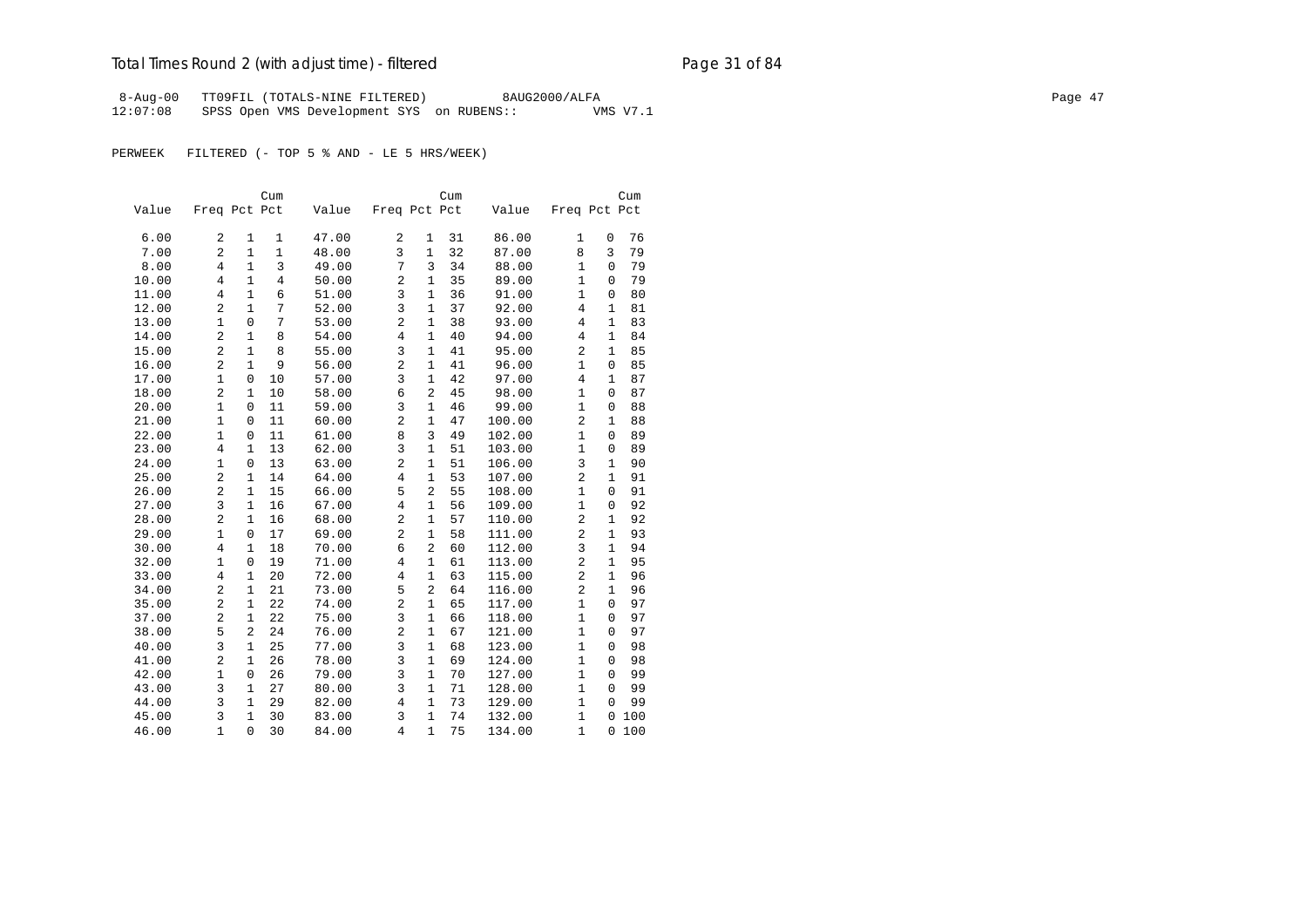# Total Times Round 2 (with adjust time) - filtered

```
 8-Aug-00   TT09FIL (TOTALS-NINE FILTERED)         8AUG2000/ALFA
12:07:08    SPSS Open VMS Development SYS  on RUBENS::         VMS V7.1
```

PERWEEK   FILTERED (- TOP 5 % AND - LE 5 HRS/WEEK)

| Value | Freq | Pct | Cum Pct | Value | Freq | Pct | Cum Pct | Value | Freq | Pct | Cum Pct |
|---|---|---|---|---|---|---|---|---|---|---|---|
| 6.00 | 2 | 1 | 1 | 47.00 | 2 | 1 | 31 | 86.00 | 1 | 0 | 76 |
| 7.00 | 2 | 1 | 1 | 48.00 | 3 | 1 | 32 | 87.00 | 8 | 3 | 79 |
| 8.00 | 4 | 1 | 3 | 49.00 | 7 | 3 | 34 | 88.00 | 1 | 0 | 79 |
| 10.00 | 4 | 1 | 4 | 50.00 | 2 | 1 | 35 | 89.00 | 1 | 0 | 79 |
| 11.00 | 4 | 1 | 6 | 51.00 | 3 | 1 | 36 | 91.00 | 1 | 0 | 80 |
| 12.00 | 2 | 1 | 7 | 52.00 | 3 | 1 | 37 | 92.00 | 4 | 1 | 81 |
| 13.00 | 1 | 0 | 7 | 53.00 | 2 | 1 | 38 | 93.00 | 4 | 1 | 83 |
| 14.00 | 2 | 1 | 8 | 54.00 | 4 | 1 | 40 | 94.00 | 4 | 1 | 84 |
| 15.00 | 2 | 1 | 8 | 55.00 | 3 | 1 | 41 | 95.00 | 2 | 1 | 85 |
| 16.00 | 2 | 1 | 9 | 56.00 | 2 | 1 | 41 | 96.00 | 1 | 0 | 85 |
| 17.00 | 1 | 0 | 10 | 57.00 | 3 | 1 | 42 | 97.00 | 4 | 1 | 87 |
| 18.00 | 2 | 1 | 10 | 58.00 | 6 | 2 | 45 | 98.00 | 1 | 0 | 87 |
| 20.00 | 1 | 0 | 11 | 59.00 | 3 | 1 | 46 | 99.00 | 1 | 0 | 88 |
| 21.00 | 1 | 0 | 11 | 60.00 | 2 | 1 | 47 | 100.00 | 2 | 1 | 88 |
| 22.00 | 1 | 0 | 11 | 61.00 | 8 | 3 | 49 | 102.00 | 1 | 0 | 89 |
| 23.00 | 4 | 1 | 13 | 62.00 | 3 | 1 | 51 | 103.00 | 1 | 0 | 89 |
| 24.00 | 1 | 0 | 13 | 63.00 | 2 | 1 | 51 | 106.00 | 3 | 1 | 90 |
| 25.00 | 2 | 1 | 14 | 64.00 | 4 | 1 | 53 | 107.00 | 2 | 1 | 91 |
| 26.00 | 2 | 1 | 15 | 66.00 | 5 | 2 | 55 | 108.00 | 1 | 0 | 91 |
| 27.00 | 3 | 1 | 16 | 67.00 | 4 | 1 | 56 | 109.00 | 1 | 0 | 92 |
| 28.00 | 2 | 1 | 16 | 68.00 | 2 | 1 | 57 | 110.00 | 2 | 1 | 92 |
| 29.00 | 1 | 0 | 17 | 69.00 | 2 | 1 | 58 | 111.00 | 2 | 1 | 93 |
| 30.00 | 4 | 1 | 18 | 70.00 | 6 | 2 | 60 | 112.00 | 3 | 1 | 94 |
| 32.00 | 1 | 0 | 19 | 71.00 | 4 | 1 | 61 | 113.00 | 2 | 1 | 95 |
| 33.00 | 4 | 1 | 20 | 72.00 | 4 | 1 | 63 | 115.00 | 2 | 1 | 96 |
| 34.00 | 2 | 1 | 21 | 73.00 | 5 | 2 | 64 | 116.00 | 2 | 1 | 96 |
| 35.00 | 2 | 1 | 22 | 74.00 | 2 | 1 | 65 | 117.00 | 1 | 0 | 97 |
| 37.00 | 2 | 1 | 22 | 75.00 | 3 | 1 | 66 | 118.00 | 1 | 0 | 97 |
| 38.00 | 5 | 2 | 24 | 76.00 | 2 | 1 | 67 | 121.00 | 1 | 0 | 97 |
| 40.00 | 3 | 1 | 25 | 77.00 | 3 | 1 | 68 | 123.00 | 1 | 0 | 98 |
| 41.00 | 2 | 1 | 26 | 78.00 | 3 | 1 | 69 | 124.00 | 1 | 0 | 98 |
| 42.00 | 1 | 0 | 26 | 79.00 | 3 | 1 | 70 | 127.00 | 1 | 0 | 99 |
| 43.00 | 3 | 1 | 27 | 80.00 | 3 | 1 | 71 | 128.00 | 1 | 0 | 99 |
| 44.00 | 3 | 1 | 29 | 82.00 | 4 | 1 | 73 | 129.00 | 1 | 0 | 99 |
| 45.00 | 3 | 1 | 30 | 83.00 | 3 | 1 | 74 | 132.00 | 1 | 0 | 100 |
| 46.00 | 1 | 0 | 30 | 84.00 | 4 | 1 | 75 | 134.00 | 1 | 0 | 100 |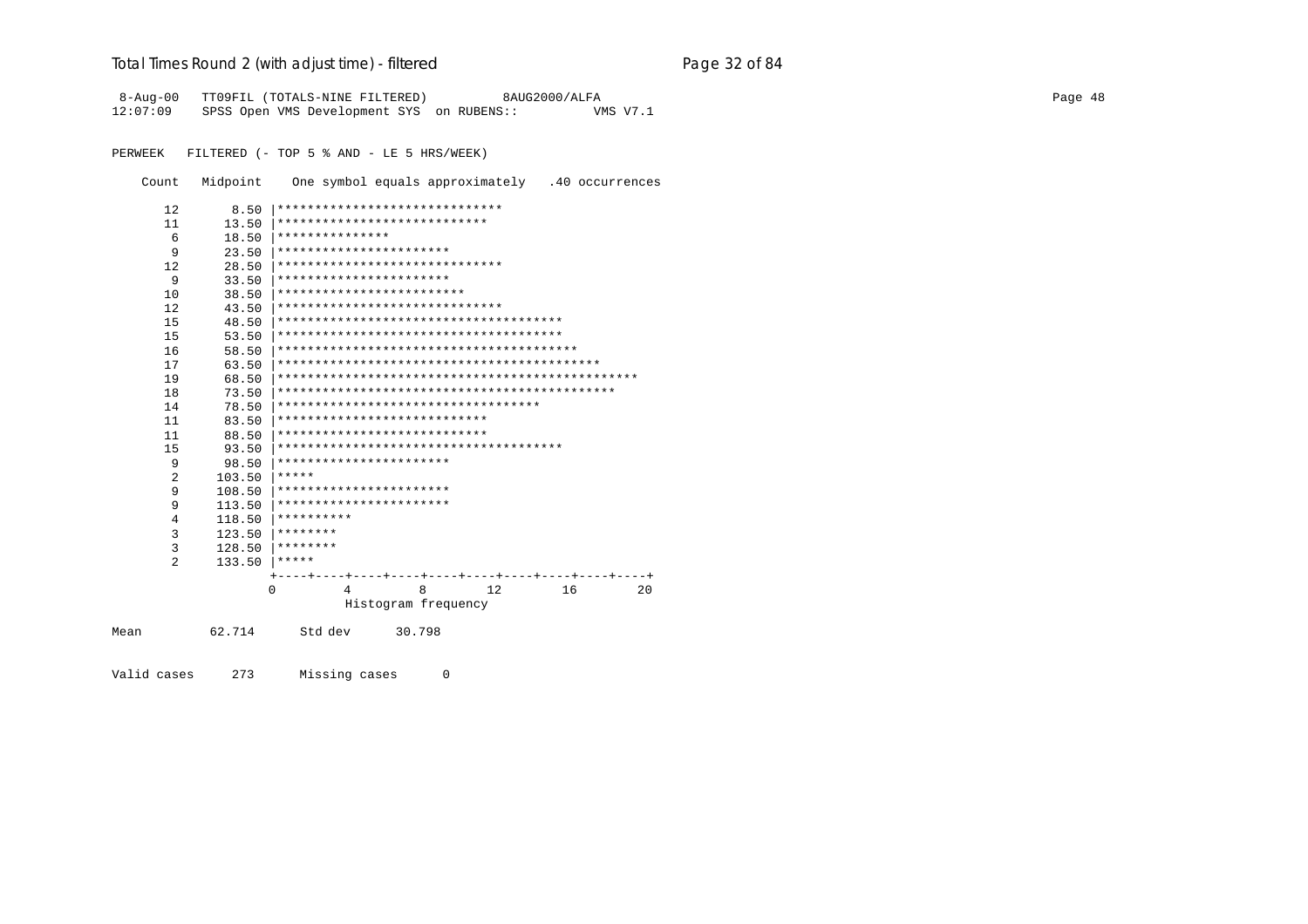# Total Times Round 2 (with adjust time) - filtered

```
 8-Aug-00   TT09FIL (TOTALS-NINE FILTERED)          8AUG2000/ALFA
12:07:09    SPSS Open VMS Development SYS  on RUBENS::          VMS V7.1


PERWEEK   FILTERED (- TOP 5 % AND - LE 5 HRS/WEEK)

    Count   Midpoint    One symbol equals approximately   .40 occurrences

      12       8.50 |******************************
      11      13.50 |****************************
       6      18.50 |***************
       9      23.50 |***********************
      12      28.50 |******************************
       9      33.50 |***********************
      10      38.50 |*************************
      12      43.50 |******************************
      15      48.50 |**************************************
      15      53.50 |**************************************
      16      58.50 |****************************************
      17      63.50 |*******************************************
      19      68.50 |************************************************
      18      73.50 |*********************************************
      14      78.50 |***********************************
      11      83.50 |****************************
      11      88.50 |****************************
      15      93.50 |**************************************
       9      98.50 |***********************
       2     103.50 |*****
       9     108.50 |***********************
       9     113.50 |***********************
       4     118.50 |**********
       3     123.50 |********
       3     128.50 |********
       2     133.50 |*****
                    +----+----+----+----+----+----+----+----+----+----+
                    0         4         8        12        16        20
                              Histogram frequency

Mean         62.714      Std dev      30.798


Valid cases     273      Missing cases      0
```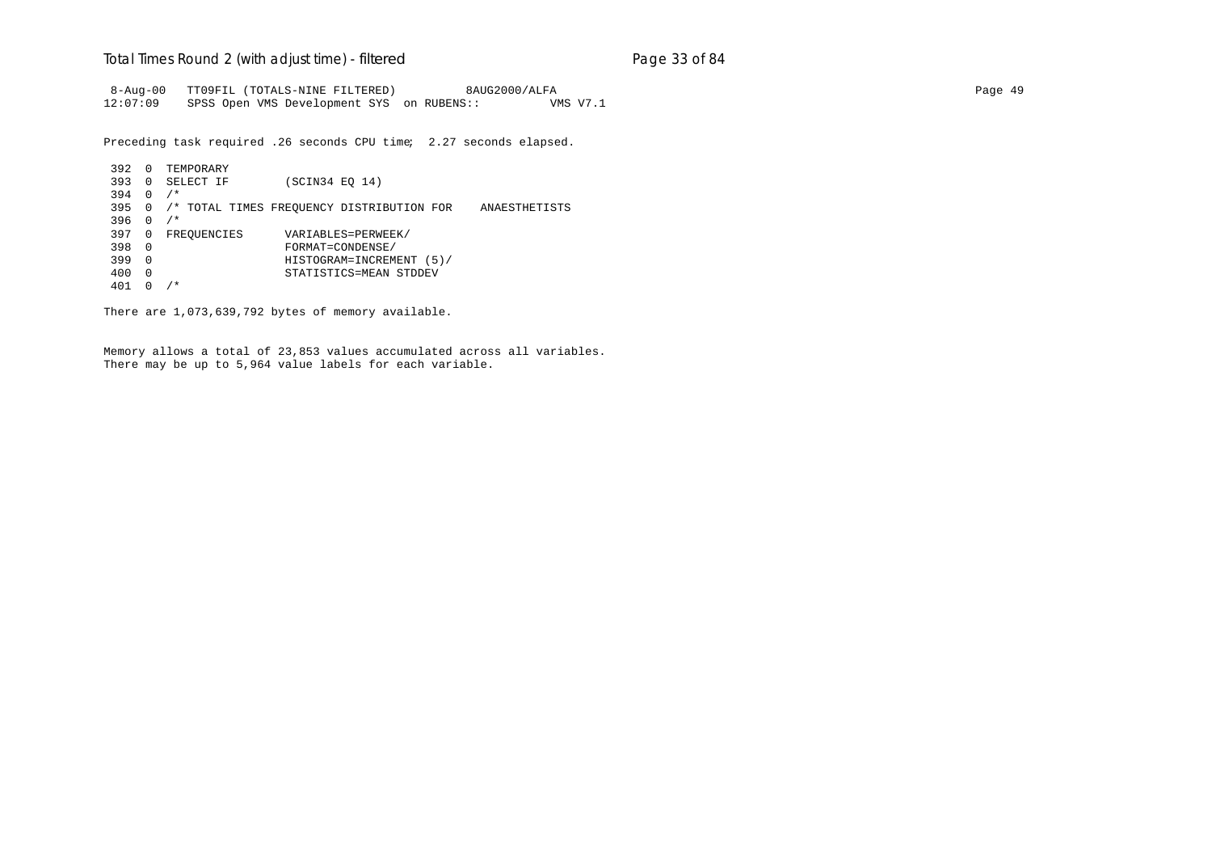```
 8-Aug-00   TT09FIL (TOTALS-NINE FILTERED)          8AUG2000/ALFA
12:07:09    SPSS Open VMS Development SYS  on RUBENS::          VMS V7.1

Preceding task required .26 seconds CPU time;  2.27 seconds elapsed.

 392  0  TEMPORARY
 393  0  SELECT IF        (SCIN34 EQ 14)
 394  0  /*
 395  0  /* TOTAL TIMES FREQUENCY DISTRIBUTION FOR    ANAESTHETISTS
 396  0  /*
 397  0  FREQUENCIES      VARIABLES=PERWEEK/
 398  0                   FORMAT=CONDENSE/
 399  0                   HISTOGRAM=INCREMENT (5)/
 400  0                   STATISTICS=MEAN STDDEV
 401  0  /*

There are 1,073,639,792 bytes of memory available.


Memory allows a total of 23,853 values accumulated across all variables.
There may be up to 5,964 value labels for each variable.
```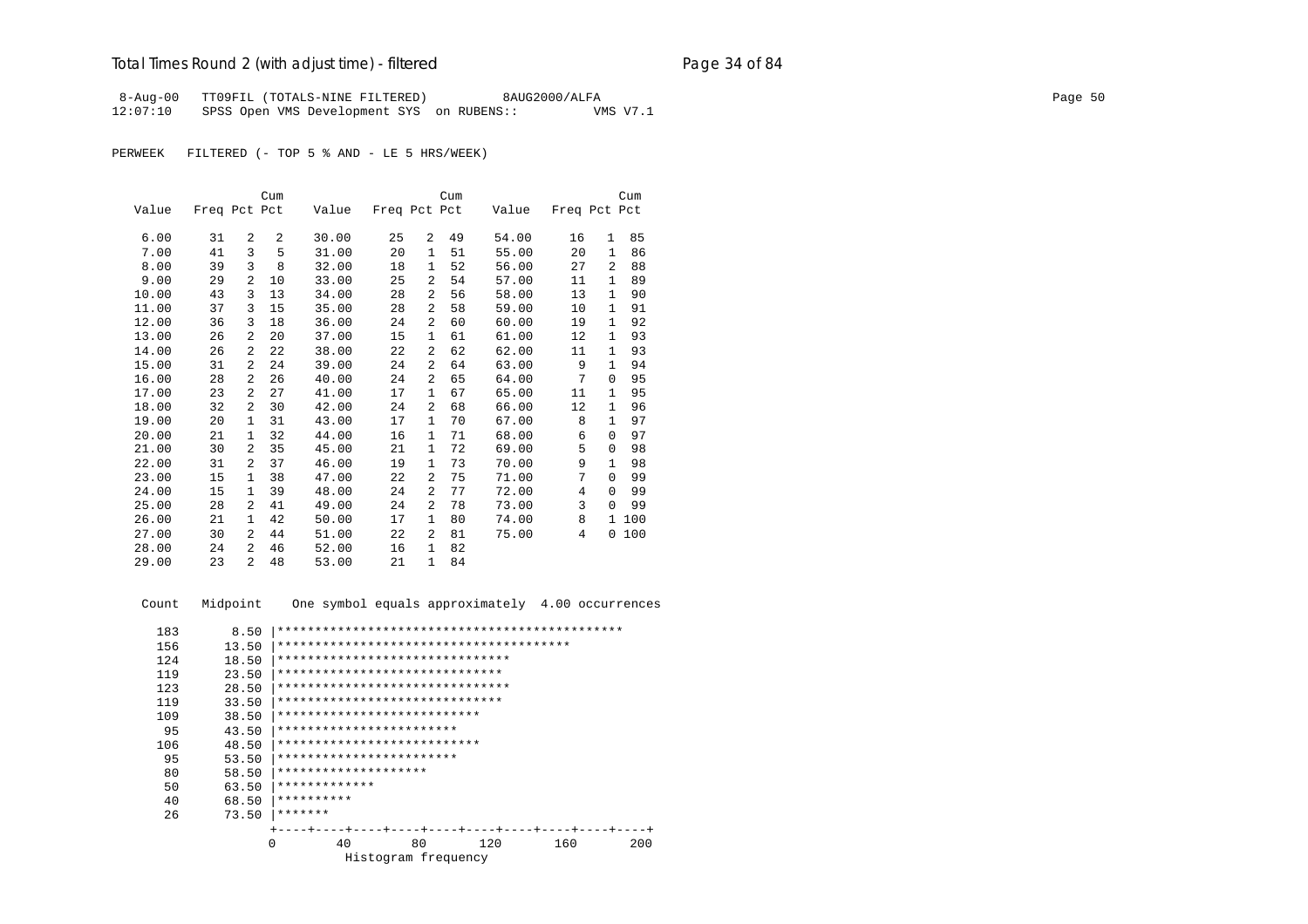# Total Times Round 2 (with adjust time) - filtered

```
 8-Aug-00   TT09FIL (TOTALS-NINE FILTERED)         8AUG2000/ALFA
12:07:10    SPSS Open VMS Development SYS  on RUBENS::         VMS V7.1

PERWEEK   FILTERED (- TOP 5 % AND - LE 5 HRS/WEEK)
```

| Value | Freq | Pct | Cum Pct | Value | Freq | Pct | Cum Pct | Value | Freq | Pct | Cum Pct |
|---|---|---|---|---|---|---|---|---|---|---|---|
| 6.00 | 31 | 2 | 2 | 30.00 | 25 | 2 | 49 | 54.00 | 16 | 1 | 85 |
| 7.00 | 41 | 3 | 5 | 31.00 | 20 | 1 | 51 | 55.00 | 20 | 1 | 86 |
| 8.00 | 39 | 3 | 8 | 32.00 | 18 | 1 | 52 | 56.00 | 27 | 2 | 88 |
| 9.00 | 29 | 2 | 10 | 33.00 | 25 | 2 | 54 | 57.00 | 11 | 1 | 89 |
| 10.00 | 43 | 3 | 13 | 34.00 | 28 | 2 | 56 | 58.00 | 13 | 1 | 90 |
| 11.00 | 37 | 3 | 15 | 35.00 | 28 | 2 | 58 | 59.00 | 10 | 1 | 91 |
| 12.00 | 36 | 3 | 18 | 36.00 | 24 | 2 | 60 | 60.00 | 19 | 1 | 92 |
| 13.00 | 26 | 2 | 20 | 37.00 | 15 | 1 | 61 | 61.00 | 12 | 1 | 93 |
| 14.00 | 26 | 2 | 22 | 38.00 | 22 | 2 | 62 | 62.00 | 11 | 1 | 93 |
| 15.00 | 31 | 2 | 24 | 39.00 | 24 | 2 | 64 | 63.00 | 9 | 1 | 94 |
| 16.00 | 28 | 2 | 26 | 40.00 | 24 | 2 | 65 | 64.00 | 7 | 0 | 95 |
| 17.00 | 23 | 2 | 27 | 41.00 | 17 | 1 | 67 | 65.00 | 11 | 1 | 95 |
| 18.00 | 32 | 2 | 30 | 42.00 | 24 | 2 | 68 | 66.00 | 12 | 1 | 96 |
| 19.00 | 20 | 1 | 31 | 43.00 | 17 | 1 | 70 | 67.00 | 8 | 1 | 97 |
| 20.00 | 21 | 1 | 32 | 44.00 | 16 | 1 | 71 | 68.00 | 6 | 0 | 97 |
| 21.00 | 30 | 2 | 35 | 45.00 | 21 | 1 | 72 | 69.00 | 5 | 0 | 98 |
| 22.00 | 31 | 2 | 37 | 46.00 | 19 | 1 | 73 | 70.00 | 9 | 1 | 98 |
| 23.00 | 15 | 1 | 38 | 47.00 | 22 | 2 | 75 | 71.00 | 7 | 0 | 99 |
| 24.00 | 15 | 1 | 39 | 48.00 | 24 | 2 | 77 | 72.00 | 4 | 0 | 99 |
| 25.00 | 28 | 2 | 41 | 49.00 | 24 | 2 | 78 | 73.00 | 3 | 0 | 99 |
| 26.00 | 21 | 1 | 42 | 50.00 | 17 | 1 | 80 | 74.00 | 8 | 1 | 100 |
| 27.00 | 30 | 2 | 44 | 51.00 | 22 | 2 | 81 | 75.00 | 4 | 0 | 100 |
| 28.00 | 24 | 2 | 46 | 52.00 | 16 | 1 | 82 | | | | |
| 29.00 | 23 | 2 | 48 | 53.00 | 21 | 1 | 84 | | | | |

```
  Count   Midpoint    One symbol equals approximately  4.00 occurrences

   183       8.50 |**********************************************
   156      13.50 |***************************************
   124      18.50 |*******************************
   119      23.50 |******************************
   123      28.50 |*******************************
   119      33.50 |******************************
   109      38.50 |***************************
    95      43.50 |************************
   106      48.50 |***************************
    95      53.50 |************************
    80      58.50 |********************
    50      63.50 |*************
    40      68.50 |**********
    26      73.50 |*******
                  +----+----+----+----+----+----+----+----+----+----+
                  0         40        80       120       160       200
                            Histogram frequency
```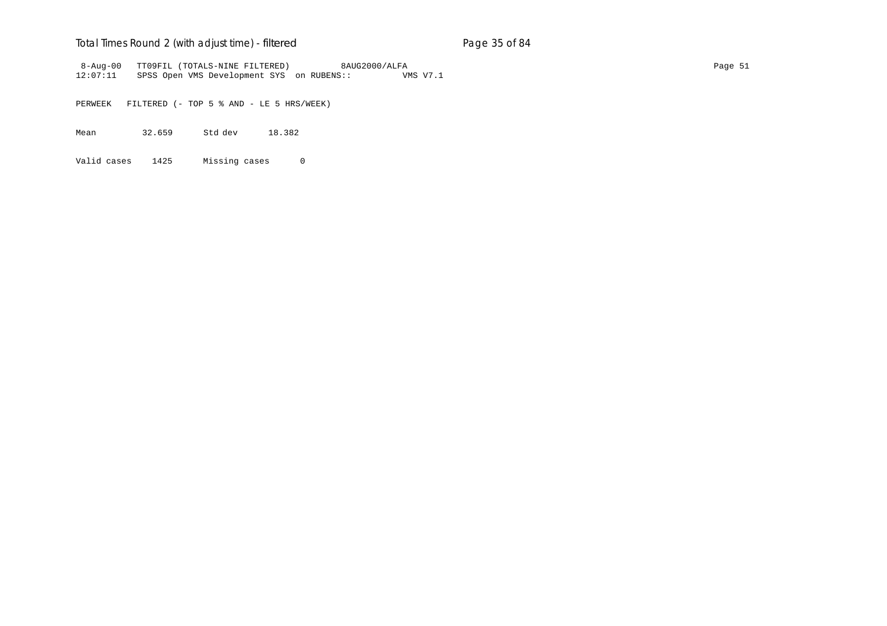```
 8-Aug-00   TT09FIL (TOTALS-NINE FILTERED)          8AUG2000/ALFA
12:07:11    SPSS Open VMS Development SYS  on RUBENS::          VMS V7.1

PERWEEK   FILTERED (- TOP 5 % AND - LE 5 HRS/WEEK)

Mean          32.659      Std dev      18.382

Valid cases    1425      Missing cases      0
```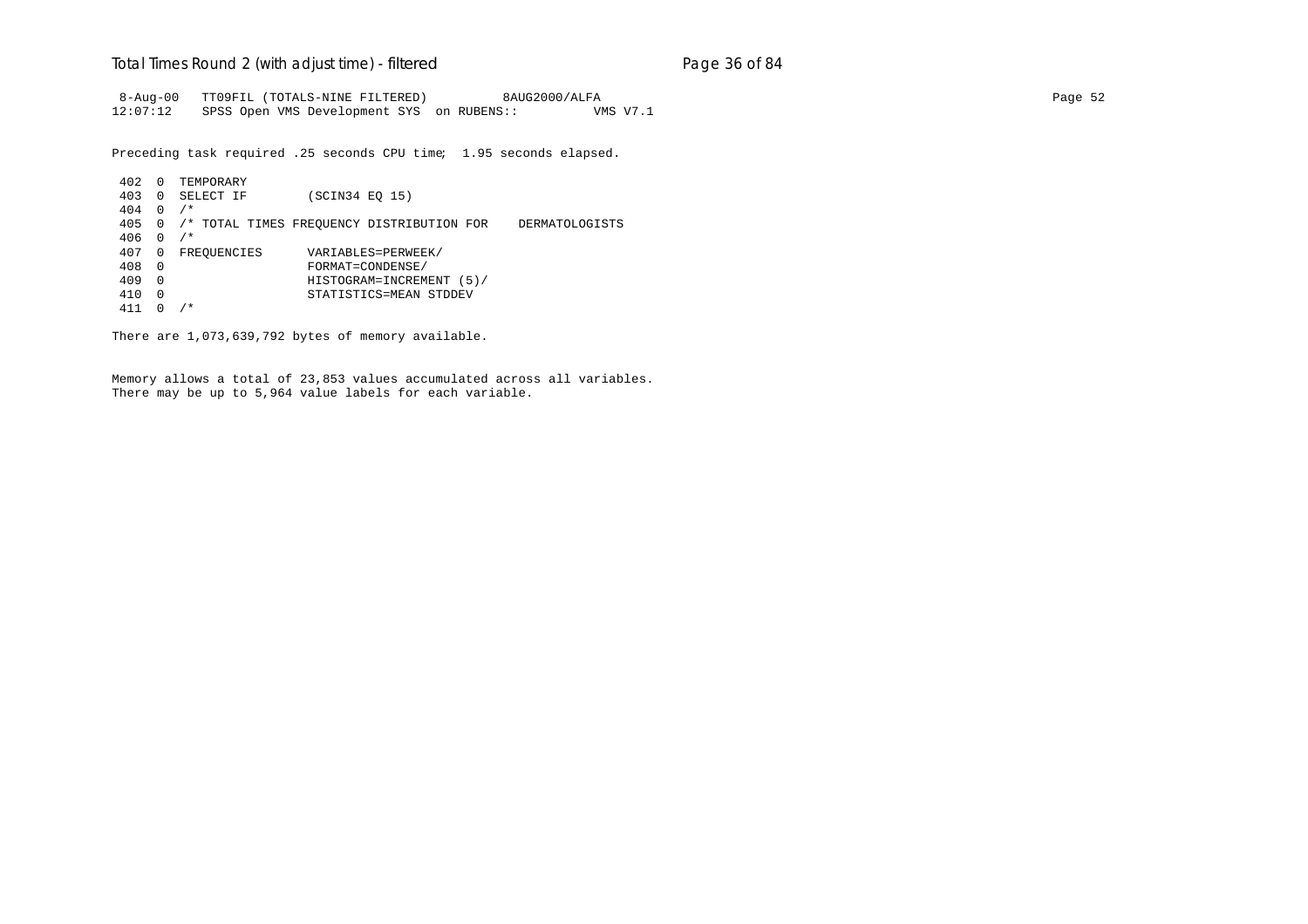```
 8-Aug-00   TT09FIL (TOTALS-NINE FILTERED)          8AUG2000/ALFA
12:07:12    SPSS Open VMS Development SYS  on RUBENS::          VMS V7.1
```

Preceding task required .25 seconds CPU time;  1.95 seconds elapsed.

```
 402  0  TEMPORARY
 403  0  SELECT IF        (SCIN34 EQ 15)
 404  0  /*
 405  0  /* TOTAL TIMES FREQUENCY DISTRIBUTION FOR    DERMATOLOGISTS
 406  0  /*
 407  0  FREQUENCIES      VARIABLES=PERWEEK/
 408  0                   FORMAT=CONDENSE/
 409  0                   HISTOGRAM=INCREMENT (5)/
 410  0                   STATISTICS=MEAN STDDEV
 411  0  /*
```

There are 1,073,639,792 bytes of memory available.

Memory allows a total of 23,853 values accumulated across all variables.
There may be up to 5,964 value labels for each variable.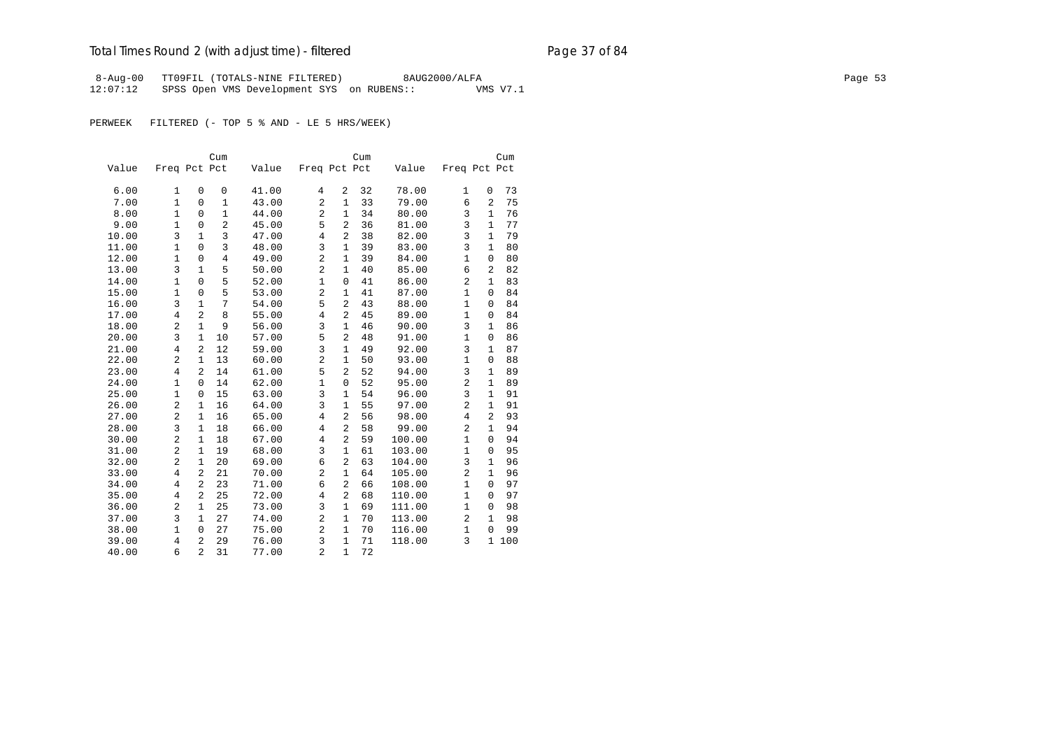8-Aug-00 TT09FIL (TOTALS-NINE FILTERED) 8AUG2000/ALFA
12:07:12 SPSS Open VMS Development SYS on RUBENS:: VMS V7.1

PERWEEK FILTERED (- TOP 5 % AND - LE 5 HRS/WEEK)

| Value | Freq | Pct | Cum Pct | Value | Freq | Pct | Cum Pct | Value | Freq | Pct | Cum Pct |
|---|---|---|---|---|---|---|---|---|---|---|---|
| 6.00 | 1 | 0 | 0 | 41.00 | 4 | 2 | 32 | 78.00 | 1 | 0 | 73 |
| 7.00 | 1 | 0 | 1 | 43.00 | 2 | 1 | 33 | 79.00 | 6 | 2 | 75 |
| 8.00 | 1 | 0 | 1 | 44.00 | 2 | 1 | 34 | 80.00 | 3 | 1 | 76 |
| 9.00 | 1 | 0 | 2 | 45.00 | 5 | 2 | 36 | 81.00 | 3 | 1 | 77 |
| 10.00 | 3 | 1 | 3 | 47.00 | 4 | 2 | 38 | 82.00 | 3 | 1 | 79 |
| 11.00 | 1 | 0 | 3 | 48.00 | 3 | 1 | 39 | 83.00 | 3 | 1 | 80 |
| 12.00 | 1 | 0 | 4 | 49.00 | 2 | 1 | 39 | 84.00 | 1 | 0 | 80 |
| 13.00 | 3 | 1 | 5 | 50.00 | 2 | 1 | 40 | 85.00 | 6 | 2 | 82 |
| 14.00 | 1 | 0 | 5 | 52.00 | 1 | 0 | 41 | 86.00 | 2 | 1 | 83 |
| 15.00 | 1 | 0 | 5 | 53.00 | 2 | 1 | 41 | 87.00 | 1 | 0 | 84 |
| 16.00 | 3 | 1 | 7 | 54.00 | 5 | 2 | 43 | 88.00 | 1 | 0 | 84 |
| 17.00 | 4 | 2 | 8 | 55.00 | 4 | 2 | 45 | 89.00 | 1 | 0 | 84 |
| 18.00 | 2 | 1 | 9 | 56.00 | 3 | 1 | 46 | 90.00 | 3 | 1 | 86 |
| 20.00 | 3 | 1 | 10 | 57.00 | 5 | 2 | 48 | 91.00 | 1 | 0 | 86 |
| 21.00 | 4 | 2 | 12 | 59.00 | 3 | 1 | 49 | 92.00 | 3 | 1 | 87 |
| 22.00 | 2 | 1 | 13 | 60.00 | 2 | 1 | 50 | 93.00 | 1 | 0 | 88 |
| 23.00 | 4 | 2 | 14 | 61.00 | 5 | 2 | 52 | 94.00 | 3 | 1 | 89 |
| 24.00 | 1 | 0 | 14 | 62.00 | 1 | 0 | 52 | 95.00 | 2 | 1 | 89 |
| 25.00 | 1 | 0 | 15 | 63.00 | 3 | 1 | 54 | 96.00 | 3 | 1 | 91 |
| 26.00 | 2 | 1 | 16 | 64.00 | 3 | 1 | 55 | 97.00 | 2 | 1 | 91 |
| 27.00 | 2 | 1 | 16 | 65.00 | 4 | 2 | 56 | 98.00 | 4 | 2 | 93 |
| 28.00 | 3 | 1 | 18 | 66.00 | 4 | 2 | 58 | 99.00 | 2 | 1 | 94 |
| 30.00 | 2 | 1 | 18 | 67.00 | 4 | 2 | 59 | 100.00 | 1 | 0 | 94 |
| 31.00 | 2 | 1 | 19 | 68.00 | 3 | 1 | 61 | 103.00 | 1 | 0 | 95 |
| 32.00 | 2 | 1 | 20 | 69.00 | 6 | 2 | 63 | 104.00 | 3 | 1 | 96 |
| 33.00 | 4 | 2 | 21 | 70.00 | 2 | 1 | 64 | 105.00 | 2 | 1 | 96 |
| 34.00 | 4 | 2 | 23 | 71.00 | 6 | 2 | 66 | 108.00 | 1 | 0 | 97 |
| 35.00 | 4 | 2 | 25 | 72.00 | 4 | 2 | 68 | 110.00 | 1 | 0 | 97 |
| 36.00 | 2 | 1 | 25 | 73.00 | 3 | 1 | 69 | 111.00 | 1 | 0 | 98 |
| 37.00 | 3 | 1 | 27 | 74.00 | 2 | 1 | 70 | 113.00 | 2 | 1 | 98 |
| 38.00 | 1 | 0 | 27 | 75.00 | 2 | 1 | 70 | 116.00 | 1 | 0 | 99 |
| 39.00 | 4 | 2 | 29 | 76.00 | 3 | 1 | 71 | 118.00 | 3 | 1 | 100 |
| 40.00 | 6 | 2 | 31 | 77.00 | 2 | 1 | 72 | | | | |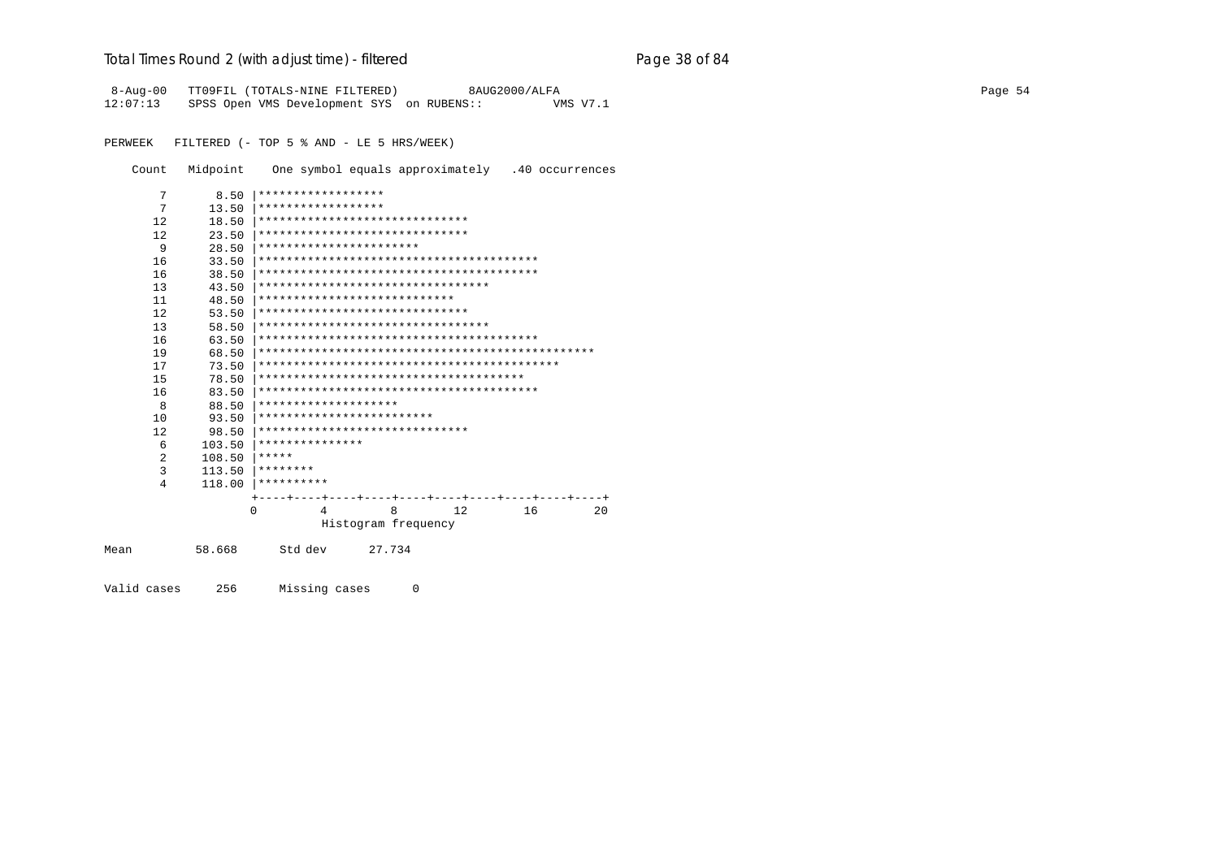# Total Times Round 2 (with adjust time) - filtered

```
 8-Aug-00   TT09FIL (TOTALS-NINE FILTERED)          8AUG2000/ALFA
12:07:13    SPSS Open VMS Development SYS  on RUBENS::          VMS V7.1


PERWEEK   FILTERED (- TOP 5 % AND - LE 5 HRS/WEEK)

    Count   Midpoint    One symbol equals approximately   .40 occurrences

       7       8.50 |******************
       7      13.50 |******************
      12      18.50 |******************************
      12      23.50 |******************************
       9      28.50 |***********************
      16      33.50 |****************************************
      16      38.50 |****************************************
      13      43.50 |*********************************
      11      48.50 |****************************
      12      53.50 |******************************
      13      58.50 |*********************************
      16      63.50 |****************************************
      19      68.50 |************************************************
      17      73.50 |*******************************************
      15      78.50 |**************************************
      16      83.50 |****************************************
       8      88.50 |********************
      10      93.50 |*************************
      12      98.50 |******************************
       6     103.50 |***************
       2     108.50 |*****
       3     113.50 |********
       4     118.00 |**********
                    +----+----+----+----+----+----+----+----+----+----+
                    0         4         8        12        16        20
                              Histogram frequency

Mean         58.668      Std dev      27.734


Valid cases     256      Missing cases      0
```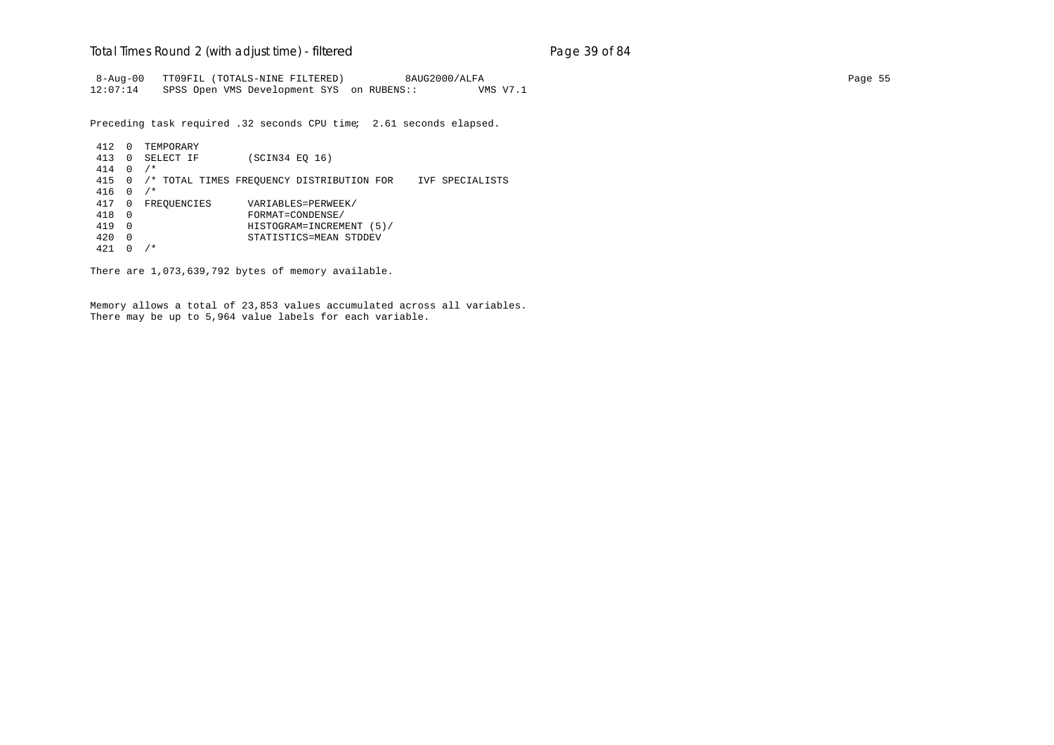```
 8-Aug-00   TT09FIL (TOTALS-NINE FILTERED)          8AUG2000/ALFA
12:07:14    SPSS Open VMS Development SYS  on RUBENS::          VMS V7.1

Preceding task required .32 seconds CPU time;  2.61 seconds elapsed.

 412  0  TEMPORARY
 413  0  SELECT IF        (SCIN34 EQ 16)
 414  0  /*
 415  0  /* TOTAL TIMES FREQUENCY DISTRIBUTION FOR    IVF SPECIALISTS
 416  0  /*
 417  0  FREQUENCIES      VARIABLES=PERWEEK/
 418  0                   FORMAT=CONDENSE/
 419  0                   HISTOGRAM=INCREMENT (5)/
 420  0                   STATISTICS=MEAN STDDEV
 421  0  /*

There are 1,073,639,792 bytes of memory available.


Memory allows a total of 23,853 values accumulated across all variables.
There may be up to 5,964 value labels for each variable.
```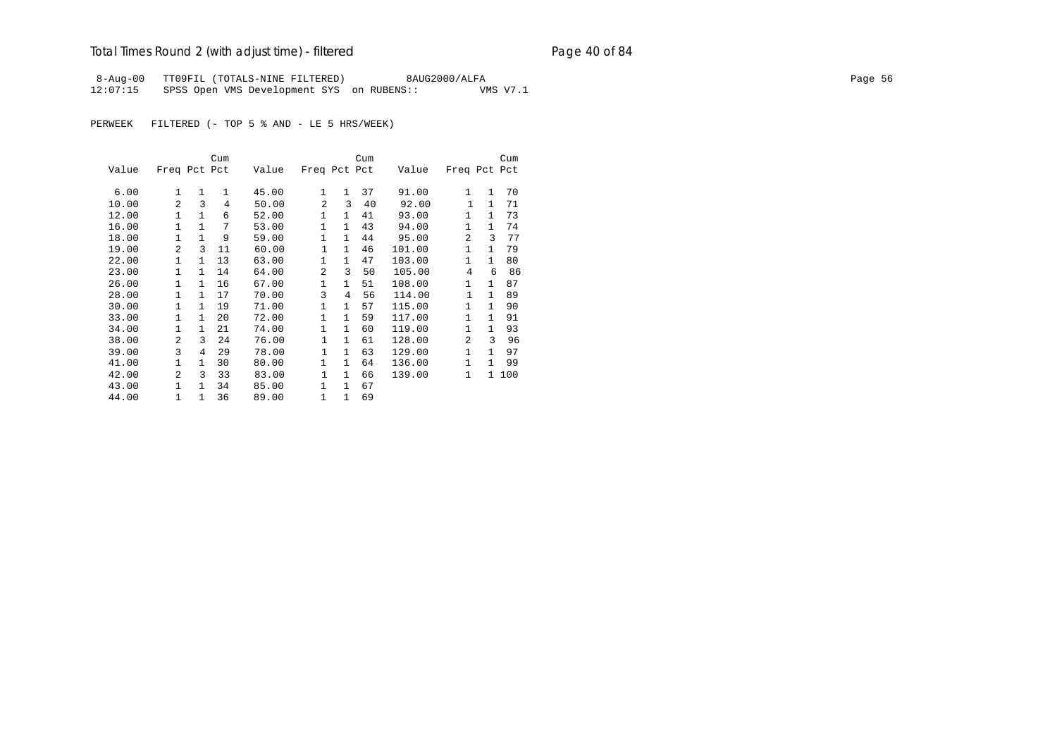# Total Times Round 2 (with adjust time) - filtered

```
 8-Aug-00   TT09FIL (TOTALS-NINE FILTERED)         8AUG2000/ALFA
12:07:15    SPSS Open VMS Development SYS  on RUBENS::         VMS V7.1
```

PERWEEK   FILTERED (- TOP 5 % AND - LE 5 HRS/WEEK)

| Value | Freq | Pct | Cum Pct | Value | Freq | Pct | Cum Pct | Value | Freq | Pct | Cum Pct |
|---|---|---|---|---|---|---|---|---|---|---|---|
| 6.00 | 1 | 1 | 1 | 45.00 | 1 | 1 | 37 | 91.00 | 1 | 1 | 70 |
| 10.00 | 2 | 3 | 4 | 50.00 | 2 | 3 | 40 | 92.00 | 1 | 1 | 71 |
| 12.00 | 1 | 1 | 6 | 52.00 | 1 | 1 | 41 | 93.00 | 1 | 1 | 73 |
| 16.00 | 1 | 1 | 7 | 53.00 | 1 | 1 | 43 | 94.00 | 1 | 1 | 74 |
| 18.00 | 1 | 1 | 9 | 59.00 | 1 | 1 | 44 | 95.00 | 2 | 3 | 77 |
| 19.00 | 2 | 3 | 11 | 60.00 | 1 | 1 | 46 | 101.00 | 1 | 1 | 79 |
| 22.00 | 1 | 1 | 13 | 63.00 | 1 | 1 | 47 | 103.00 | 1 | 1 | 80 |
| 23.00 | 1 | 1 | 14 | 64.00 | 2 | 3 | 50 | 105.00 | 4 | 6 | 86 |
| 26.00 | 1 | 1 | 16 | 67.00 | 1 | 1 | 51 | 108.00 | 1 | 1 | 87 |
| 28.00 | 1 | 1 | 17 | 70.00 | 3 | 4 | 56 | 114.00 | 1 | 1 | 89 |
| 30.00 | 1 | 1 | 19 | 71.00 | 1 | 1 | 57 | 115.00 | 1 | 1 | 90 |
| 33.00 | 1 | 1 | 20 | 72.00 | 1 | 1 | 59 | 117.00 | 1 | 1 | 91 |
| 34.00 | 1 | 1 | 21 | 74.00 | 1 | 1 | 60 | 119.00 | 1 | 1 | 93 |
| 38.00 | 2 | 3 | 24 | 76.00 | 1 | 1 | 61 | 128.00 | 2 | 3 | 96 |
| 39.00 | 3 | 4 | 29 | 78.00 | 1 | 1 | 63 | 129.00 | 1 | 1 | 97 |
| 41.00 | 1 | 1 | 30 | 80.00 | 1 | 1 | 64 | 136.00 | 1 | 1 | 99 |
| 42.00 | 2 | 3 | 33 | 83.00 | 1 | 1 | 66 | 139.00 | 1 | 1 | 100 |
| 43.00 | 1 | 1 | 34 | 85.00 | 1 | 1 | 67 | | | | |
| 44.00 | 1 | 1 | 36 | 89.00 | 1 | 1 | 69 | | | | |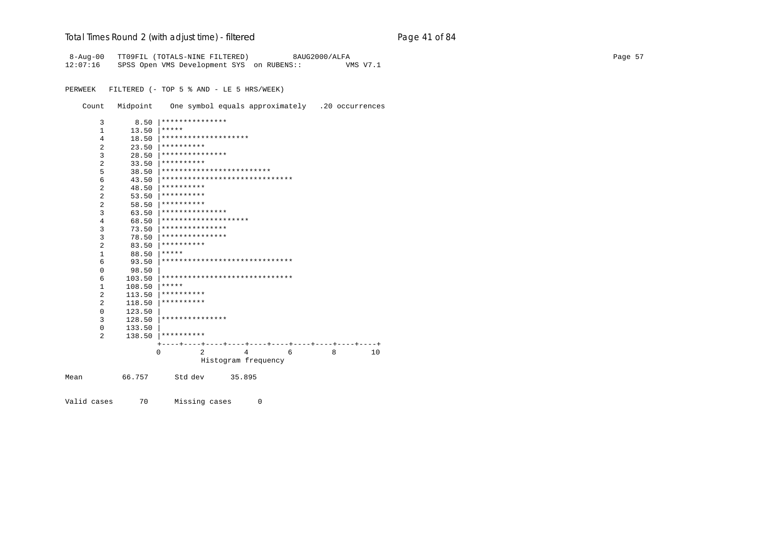```
 8-Aug-00   TT09FIL (TOTALS-NINE FILTERED)          8AUG2000/ALFA
12:07:16    SPSS Open VMS Development SYS  on RUBENS::          VMS V7.1


PERWEEK   FILTERED (- TOP 5 % AND - LE 5 HRS/WEEK)

    Count   Midpoint    One symbol equals approximately   .20 occurrences

        3       8.50 |***************
        1      13.50 |*****
        4      18.50 |********************
        2      23.50 |**********
        3      28.50 |***************
        2      33.50 |**********
        5      38.50 |*************************
        6      43.50 |******************************
        2      48.50 |**********
        2      53.50 |**********
        2      58.50 |**********
        3      63.50 |***************
        4      68.50 |********************
        3      73.50 |***************
        3      78.50 |***************
        2      83.50 |**********
        1      88.50 |*****
        6      93.50 |******************************
        0      98.50 |
        6     103.50 |******************************
        1     108.50 |*****
        2     113.50 |**********
        2     118.50 |**********
        0     123.50 |
        3     128.50 |***************
        0     133.50 |
        2     138.50 |**********
                     +----+----+----+----+----+----+----+----+----+----+
                     0         2         4         6         8        10
                               Histogram frequency

Mean         66.757      Std dev      35.895


Valid cases      70      Missing cases      0
```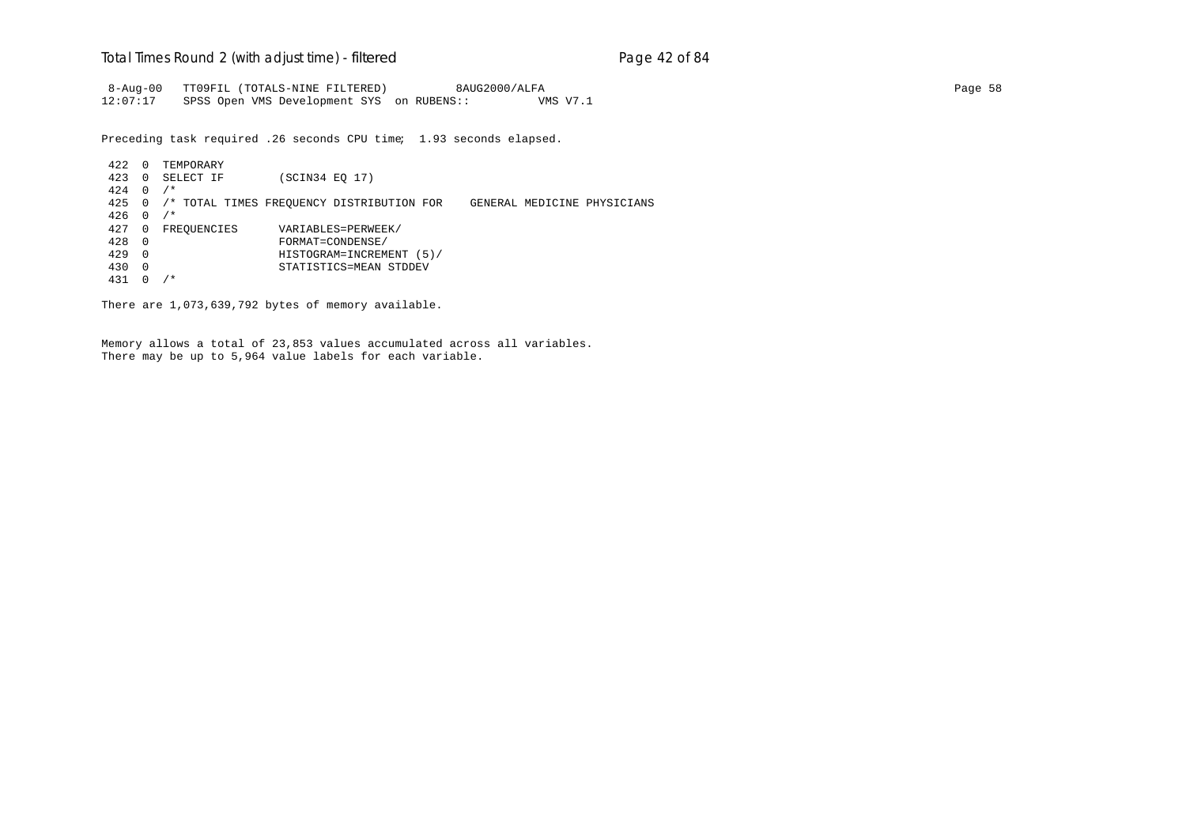```
 8-Aug-00   TT09FIL (TOTALS-NINE FILTERED)          8AUG2000/ALFA                                                                                    Page 58
12:07:17    SPSS Open VMS Development SYS  on RUBENS::          VMS V7.1

Preceding task required .26 seconds CPU time;  1.93 seconds elapsed.

 422  0  TEMPORARY
 423  0  SELECT IF        (SCIN34 EQ 17)
 424  0  /*
 425  0  /* TOTAL TIMES FREQUENCY DISTRIBUTION FOR    GENERAL MEDICINE PHYSICIANS
 426  0  /*
 427  0  FREQUENCIES      VARIABLES=PERWEEK/
 428  0                   FORMAT=CONDENSE/
 429  0                   HISTOGRAM=INCREMENT (5)/
 430  0                   STATISTICS=MEAN STDDEV
 431  0  /*

There are 1,073,639,792 bytes of memory available.


Memory allows a total of 23,853 values accumulated across all variables.
There may be up to 5,964 value labels for each variable.
```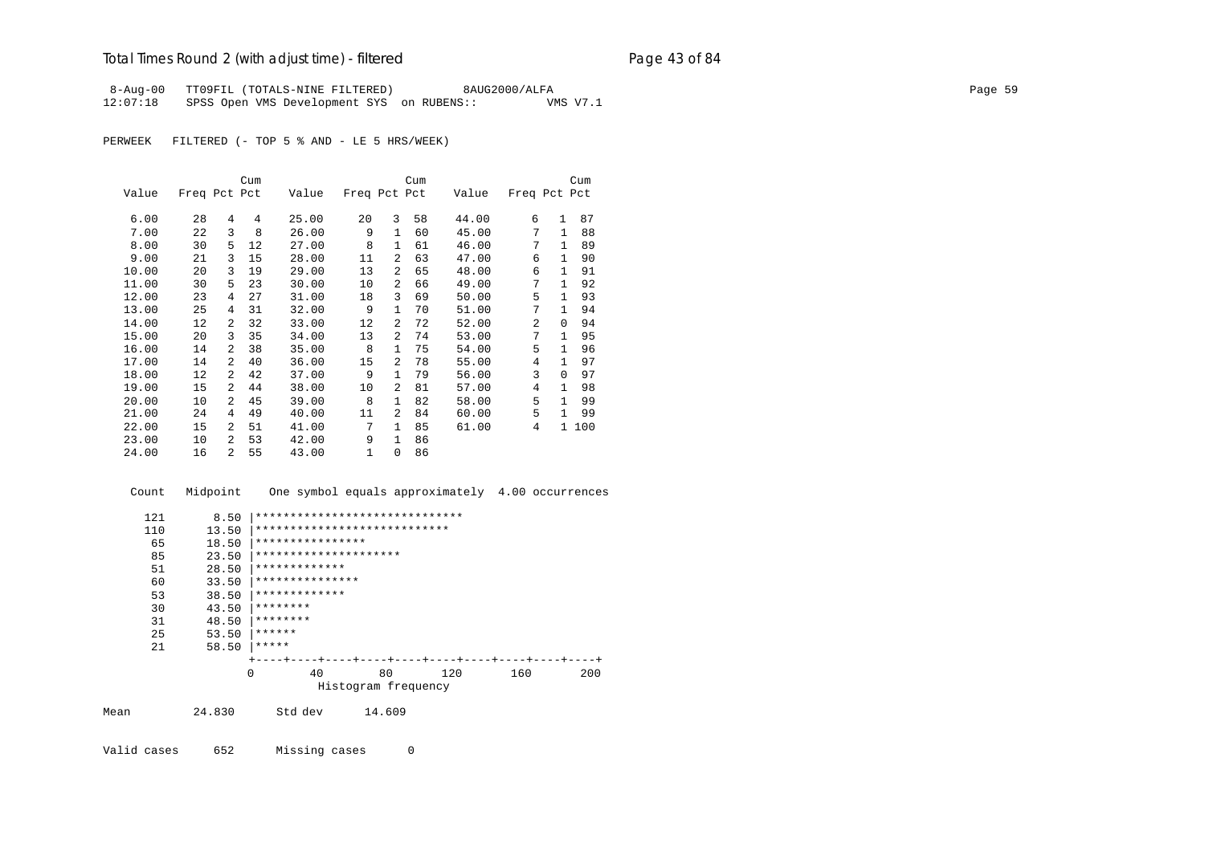# Total Times Round 2 (with adjust time) - filtered

```
 8-Aug-00   TT09FIL (TOTALS-NINE FILTERED)          8AUG2000/ALFA                                                                        Page 59
12:07:18    SPSS Open VMS Development SYS  on RUBENS::          VMS V7.1

PERWEEK   FILTERED (- TOP 5 % AND - LE 5 HRS/WEEK)


                     Cum                        Cum                         Cum
   Value   Freq Pct Pct    Value   Freq Pct Pct    Value   Freq Pct Pct

    6.00     28   4   4    25.00     20   3  58    44.00      6   1  87
    7.00     22   3   8    26.00      9   1  60    45.00      7   1  88
    8.00     30   5  12    27.00      8   1  61    46.00      7   1  89
    9.00     21   3  15    28.00     11   2  63    47.00      6   1  90
   10.00     20   3  19    29.00     13   2  65    48.00      6   1  91
   11.00     30   5  23    30.00     10   2  66    49.00      7   1  92
   12.00     23   4  27    31.00     18   3  69    50.00      5   1  93
   13.00     25   4  31    32.00      9   1  70    51.00      7   1  94
   14.00     12   2  32    33.00     12   2  72    52.00      2   0  94
   15.00     20   3  35    34.00     13   2  74    53.00      7   1  95
   16.00     14   2  38    35.00      8   1  75    54.00      5   1  96
   17.00     14   2  40    36.00     15   2  78    55.00      4   1  97
   18.00     12   2  42    37.00      9   1  79    56.00      3   0  97
   19.00     15   2  44    38.00     10   2  81    57.00      4   1  98
   20.00     10   2  45    39.00      8   1  82    58.00      5   1  99
   21.00     24   4  49    40.00     11   2  84    60.00      5   1  99
   22.00     15   2  51    41.00      7   1  85    61.00      4   1 100
   23.00     10   2  53    42.00      9   1  86
   24.00     16   2  55    43.00      1   0  86


   Count   Midpoint    One symbol equals approximately  4.00 occurrences

     121       8.50 |******************************
     110      13.50 |****************************
      65      18.50 |****************
      85      23.50 |*********************
      51      28.50 |*************
      60      33.50 |***************
      53      38.50 |*************
      30      43.50 |********
      31      48.50 |********
      25      53.50 |******
      21      58.50 |*****
                    +----+----+----+----+----+----+----+----+----+----+
                    0        40        80       120       160       200
                                   Histogram frequency

Mean         24.830      Std dev      14.609


Valid cases     652      Missing cases      0
```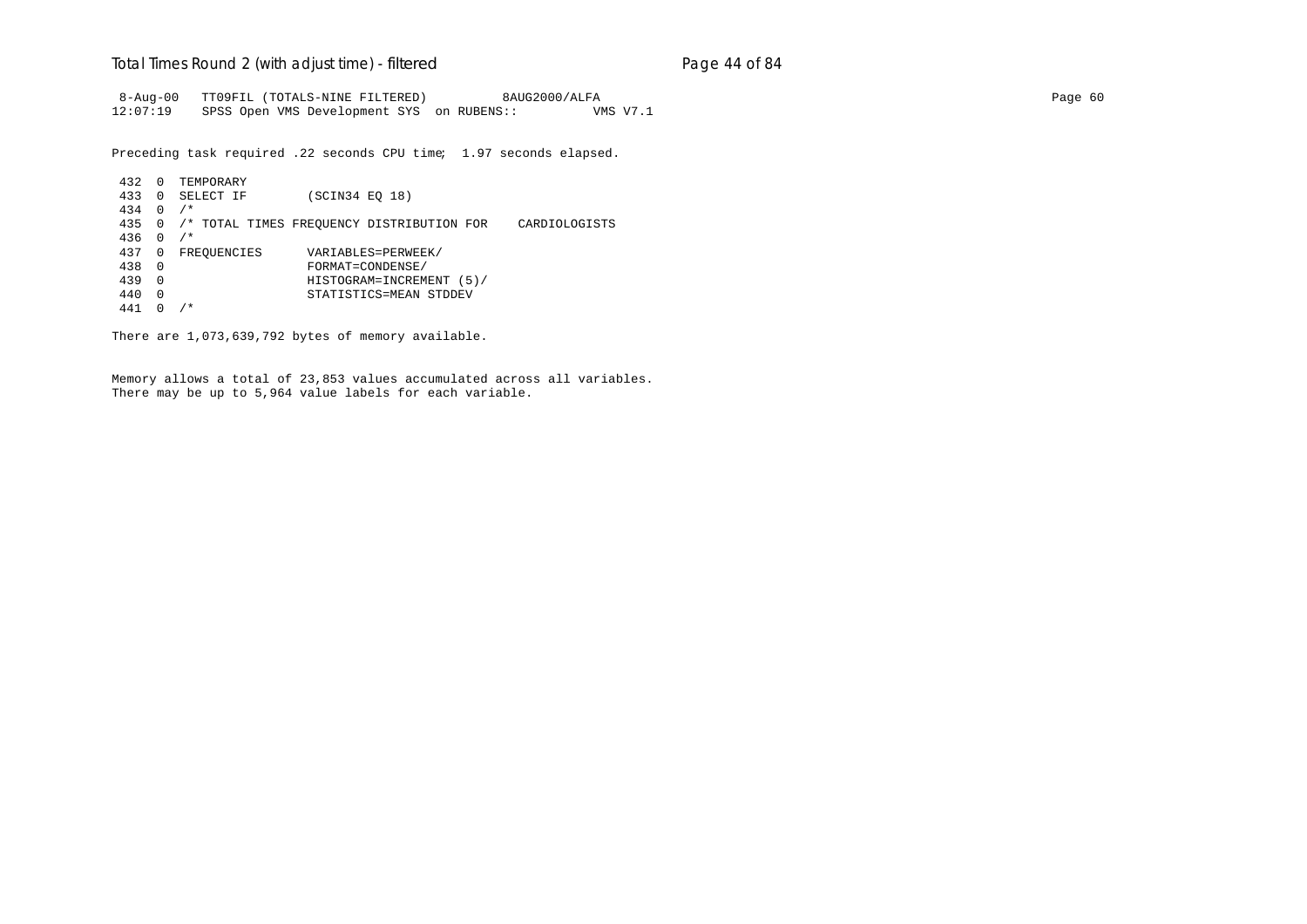```
 8-Aug-00   TT09FIL (TOTALS-NINE FILTERED)          8AUG2000/ALFA
12:07:19    SPSS Open VMS Development SYS  on RUBENS::          VMS V7.1
```

Preceding task required .22 seconds CPU time;  1.97 seconds elapsed.

```
 432  0  TEMPORARY
 433  0  SELECT IF        (SCIN34 EQ 18)
 434  0  /*
 435  0  /* TOTAL TIMES FREQUENCY DISTRIBUTION FOR    CARDIOLOGISTS
 436  0  /*
 437  0  FREQUENCIES      VARIABLES=PERWEEK/
 438  0                   FORMAT=CONDENSE/
 439  0                   HISTOGRAM=INCREMENT (5)/
 440  0                   STATISTICS=MEAN STDDEV
 441  0  /*
```

There are 1,073,639,792 bytes of memory available.

Memory allows a total of 23,853 values accumulated across all variables.
There may be up to 5,964 value labels for each variable.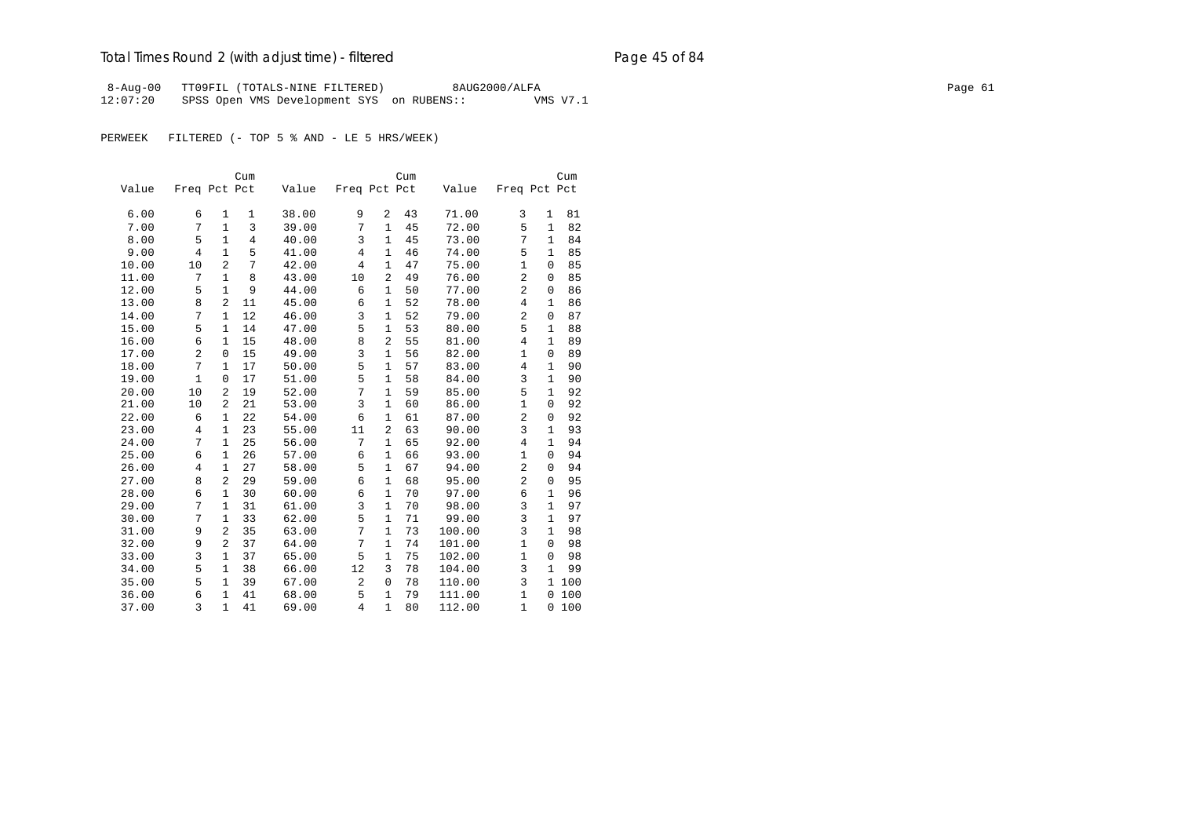# Total Times Round 2 (with adjust time) - filtered

```
 8-Aug-00   TT09FIL (TOTALS-NINE FILTERED)          8AUG2000/ALFA
12:07:20    SPSS Open VMS Development SYS  on RUBENS::          VMS V7.1
```

PERWEEK   FILTERED (- TOP 5 % AND - LE 5 HRS/WEEK)

| Value | Freq | Pct | Cum Pct | Value | Freq | Pct | Cum Pct | Value | Freq | Pct | Cum Pct |
|---|---|---|---|---|---|---|---|---|---|---|---|
| 6.00 | 6 | 1 | 1 | 38.00 | 9 | 2 | 43 | 71.00 | 3 | 1 | 81 |
| 7.00 | 7 | 1 | 3 | 39.00 | 7 | 1 | 45 | 72.00 | 5 | 1 | 82 |
| 8.00 | 5 | 1 | 4 | 40.00 | 3 | 1 | 45 | 73.00 | 7 | 1 | 84 |
| 9.00 | 4 | 1 | 5 | 41.00 | 4 | 1 | 46 | 74.00 | 5 | 1 | 85 |
| 10.00 | 10 | 2 | 7 | 42.00 | 4 | 1 | 47 | 75.00 | 1 | 0 | 85 |
| 11.00 | 7 | 1 | 8 | 43.00 | 10 | 2 | 49 | 76.00 | 2 | 0 | 85 |
| 12.00 | 5 | 1 | 9 | 44.00 | 6 | 1 | 50 | 77.00 | 2 | 0 | 86 |
| 13.00 | 8 | 2 | 11 | 45.00 | 6 | 1 | 52 | 78.00 | 4 | 1 | 86 |
| 14.00 | 7 | 1 | 12 | 46.00 | 3 | 1 | 52 | 79.00 | 2 | 0 | 87 |
| 15.00 | 5 | 1 | 14 | 47.00 | 5 | 1 | 53 | 80.00 | 5 | 1 | 88 |
| 16.00 | 6 | 1 | 15 | 48.00 | 8 | 2 | 55 | 81.00 | 4 | 1 | 89 |
| 17.00 | 2 | 0 | 15 | 49.00 | 3 | 1 | 56 | 82.00 | 1 | 0 | 89 |
| 18.00 | 7 | 1 | 17 | 50.00 | 5 | 1 | 57 | 83.00 | 4 | 1 | 90 |
| 19.00 | 1 | 0 | 17 | 51.00 | 5 | 1 | 58 | 84.00 | 3 | 1 | 90 |
| 20.00 | 10 | 2 | 19 | 52.00 | 7 | 1 | 59 | 85.00 | 5 | 1 | 92 |
| 21.00 | 10 | 2 | 21 | 53.00 | 3 | 1 | 60 | 86.00 | 1 | 0 | 92 |
| 22.00 | 6 | 1 | 22 | 54.00 | 6 | 1 | 61 | 87.00 | 2 | 0 | 92 |
| 23.00 | 4 | 1 | 23 | 55.00 | 11 | 2 | 63 | 90.00 | 3 | 1 | 93 |
| 24.00 | 7 | 1 | 25 | 56.00 | 7 | 1 | 65 | 92.00 | 4 | 1 | 94 |
| 25.00 | 6 | 1 | 26 | 57.00 | 6 | 1 | 66 | 93.00 | 1 | 0 | 94 |
| 26.00 | 4 | 1 | 27 | 58.00 | 5 | 1 | 67 | 94.00 | 2 | 0 | 94 |
| 27.00 | 8 | 2 | 29 | 59.00 | 6 | 1 | 68 | 95.00 | 2 | 0 | 95 |
| 28.00 | 6 | 1 | 30 | 60.00 | 6 | 1 | 70 | 97.00 | 6 | 1 | 96 |
| 29.00 | 7 | 1 | 31 | 61.00 | 3 | 1 | 70 | 98.00 | 3 | 1 | 97 |
| 30.00 | 7 | 1 | 33 | 62.00 | 5 | 1 | 71 | 99.00 | 3 | 1 | 97 |
| 31.00 | 9 | 2 | 35 | 63.00 | 7 | 1 | 73 | 100.00 | 3 | 1 | 98 |
| 32.00 | 9 | 2 | 37 | 64.00 | 7 | 1 | 74 | 101.00 | 1 | 0 | 98 |
| 33.00 | 3 | 1 | 37 | 65.00 | 5 | 1 | 75 | 102.00 | 1 | 0 | 98 |
| 34.00 | 5 | 1 | 38 | 66.00 | 12 | 3 | 78 | 104.00 | 3 | 1 | 99 |
| 35.00 | 5 | 1 | 39 | 67.00 | 2 | 0 | 78 | 110.00 | 3 | 1 | 100 |
| 36.00 | 6 | 1 | 41 | 68.00 | 5 | 1 | 79 | 111.00 | 1 | 0 | 100 |
| 37.00 | 3 | 1 | 41 | 69.00 | 4 | 1 | 80 | 112.00 | 1 | 0 | 100 |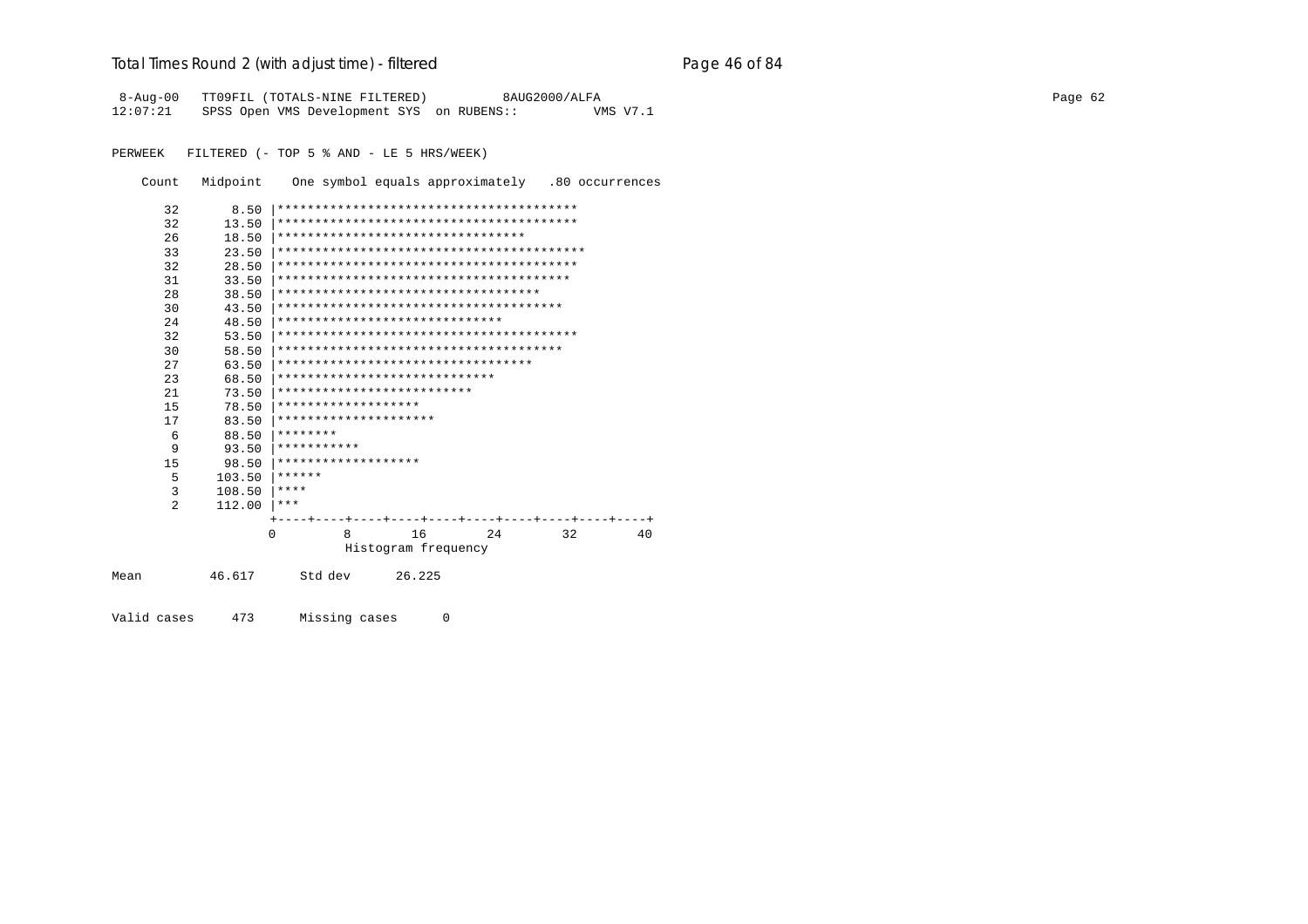```
 8-Aug-00   TT09FIL (TOTALS-NINE FILTERED)          8AUG2000/ALFA
12:07:21    SPSS Open VMS Development SYS  on RUBENS::          VMS V7.1


PERWEEK   FILTERED (- TOP 5 % AND - LE 5 HRS/WEEK)

    Count   Midpoint    One symbol equals approximately   .80 occurrences

       32       8.50 |****************************************
       32      13.50 |****************************************
       26      18.50 |*********************************
       33      23.50 |*****************************************
       32      28.50 |****************************************
       31      33.50 |***************************************
       28      38.50 |***********************************
       30      43.50 |**************************************
       24      48.50 |******************************
       32      53.50 |****************************************
       30      58.50 |**************************************
       27      63.50 |**********************************
       23      68.50 |*****************************
       21      73.50 |**************************
       15      78.50 |*******************
       17      83.50 |*********************
        6      88.50 |********
        9      93.50 |***********
       15      98.50 |*******************
        5     103.50 |******
        3     108.50 |****
        2     112.00 |***
                     +----+----+----+----+----+----+----+----+----+----+
                     0         8        16        24        32        40
                               Histogram frequency

Mean         46.617      Std dev      26.225


Valid cases     473      Missing cases      0
```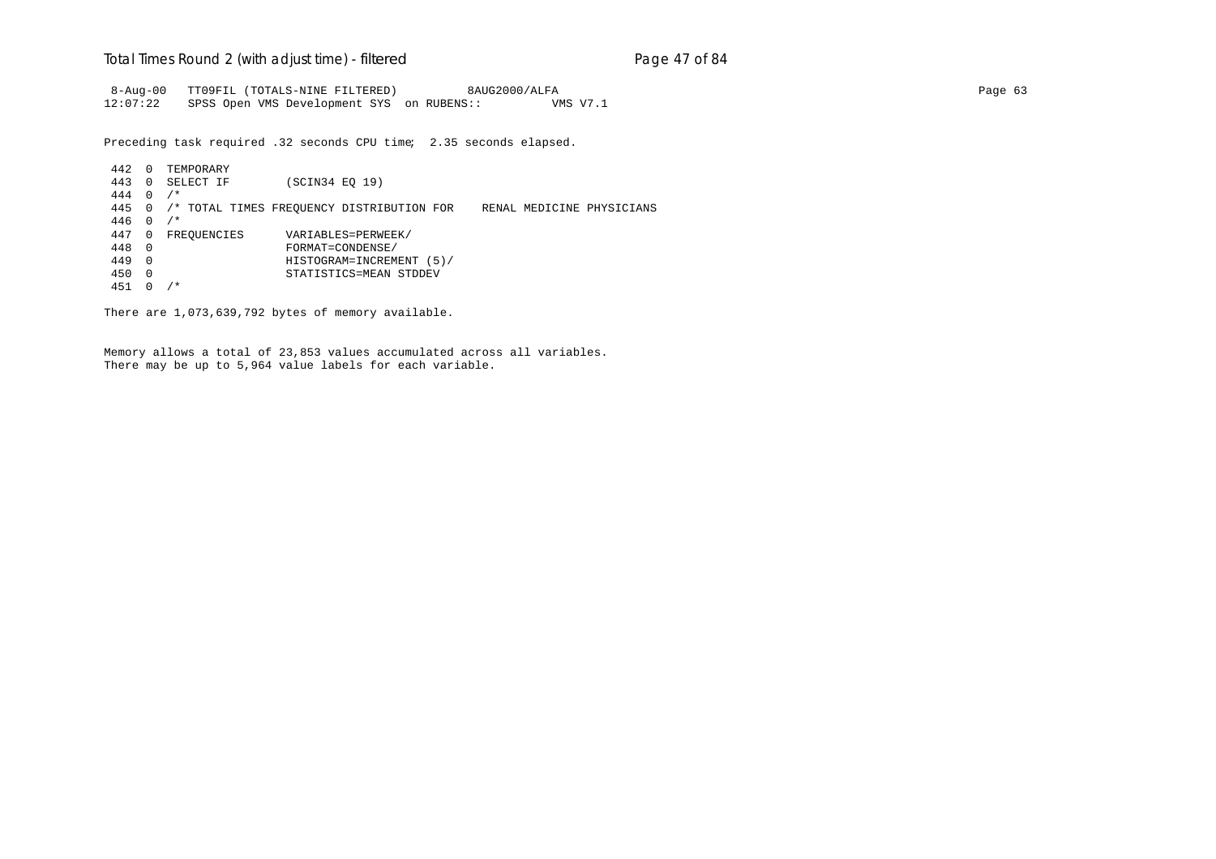```
 8-Aug-00   TT09FIL (TOTALS-NINE FILTERED)          8AUG2000/ALFA
12:07:22    SPSS Open VMS Development SYS  on RUBENS::          VMS V7.1
```

Preceding task required .32 seconds CPU time;  2.35 seconds elapsed.

```
 442  0  TEMPORARY
 443  0  SELECT IF        (SCIN34 EQ 19)
 444  0  /*
 445  0  /* TOTAL TIMES FREQUENCY DISTRIBUTION FOR    RENAL MEDICINE PHYSICIANS
 446  0  /*
 447  0  FREQUENCIES      VARIABLES=PERWEEK/
 448  0                   FORMAT=CONDENSE/
 449  0                   HISTOGRAM=INCREMENT (5)/
 450  0                   STATISTICS=MEAN STDDEV
 451  0  /*
```

There are 1,073,639,792 bytes of memory available.

Memory allows a total of 23,853 values accumulated across all variables.
There may be up to 5,964 value labels for each variable.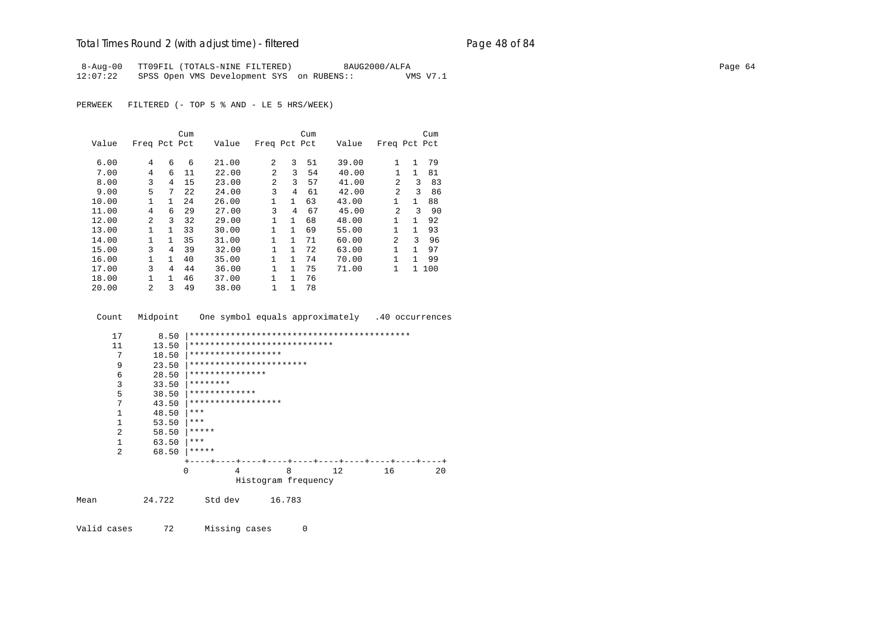8-Aug-00 TT09FIL (TOTALS-NINE FILTERED) 8AUG2000/ALFA
12:07:22 SPSS Open VMS Development SYS on RUBENS:: VMS V7.1

PERWEEK FILTERED (- TOP 5 % AND - LE 5 HRS/WEEK)

| Value | Freq | Pct | Cum Pct | Value | Freq | Pct | Cum Pct | Value | Freq | Pct | Cum Pct |
|---|---|---|---|---|---|---|---|---|---|---|---|
| 6.00 | 4 | 6 | 6 | 21.00 | 2 | 3 | 51 | 39.00 | 1 | 1 | 79 |
| 7.00 | 4 | 6 | 11 | 22.00 | 2 | 3 | 54 | 40.00 | 1 | 1 | 81 |
| 8.00 | 3 | 4 | 15 | 23.00 | 2 | 3 | 57 | 41.00 | 2 | 3 | 83 |
| 9.00 | 5 | 7 | 22 | 24.00 | 3 | 4 | 61 | 42.00 | 2 | 3 | 86 |
| 10.00 | 1 | 1 | 24 | 26.00 | 1 | 1 | 63 | 43.00 | 1 | 1 | 88 |
| 11.00 | 4 | 6 | 29 | 27.00 | 3 | 4 | 67 | 45.00 | 2 | 3 | 90 |
| 12.00 | 2 | 3 | 32 | 29.00 | 1 | 1 | 68 | 48.00 | 1 | 1 | 92 |
| 13.00 | 1 | 1 | 33 | 30.00 | 1 | 1 | 69 | 55.00 | 1 | 1 | 93 |
| 14.00 | 1 | 1 | 35 | 31.00 | 1 | 1 | 71 | 60.00 | 2 | 3 | 96 |
| 15.00 | 3 | 4 | 39 | 32.00 | 1 | 1 | 72 | 63.00 | 1 | 1 | 97 |
| 16.00 | 1 | 1 | 40 | 35.00 | 1 | 1 | 74 | 70.00 | 1 | 1 | 99 |
| 17.00 | 3 | 4 | 44 | 36.00 | 1 | 1 | 75 | 71.00 | 1 | 1 | 100 |
| 18.00 | 1 | 1 | 46 | 37.00 | 1 | 1 | 76 | | | | |
| 20.00 | 2 | 3 | 49 | 38.00 | 1 | 1 | 78 | | | | |

```
 Count   Midpoint    One symbol equals approximately   .40 occurrences

    17       8.50 |*******************************************
    11      13.50 |****************************
     7      18.50 |******************
     9      23.50 |***********************
     6      28.50 |***************
     3      33.50 |********
     5      38.50 |*************
     7      43.50 |******************
     1      48.50 |***
     1      53.50 |***
     2      58.50 |*****
     1      63.50 |***
     2      68.50 |*****
                  +----+----+----+----+----+----+----+----+----+----+
                  0         4         8        12        16        20
                            Histogram frequency
```

Mean 24.722 Std dev 16.783

Valid cases 72 Missing cases 0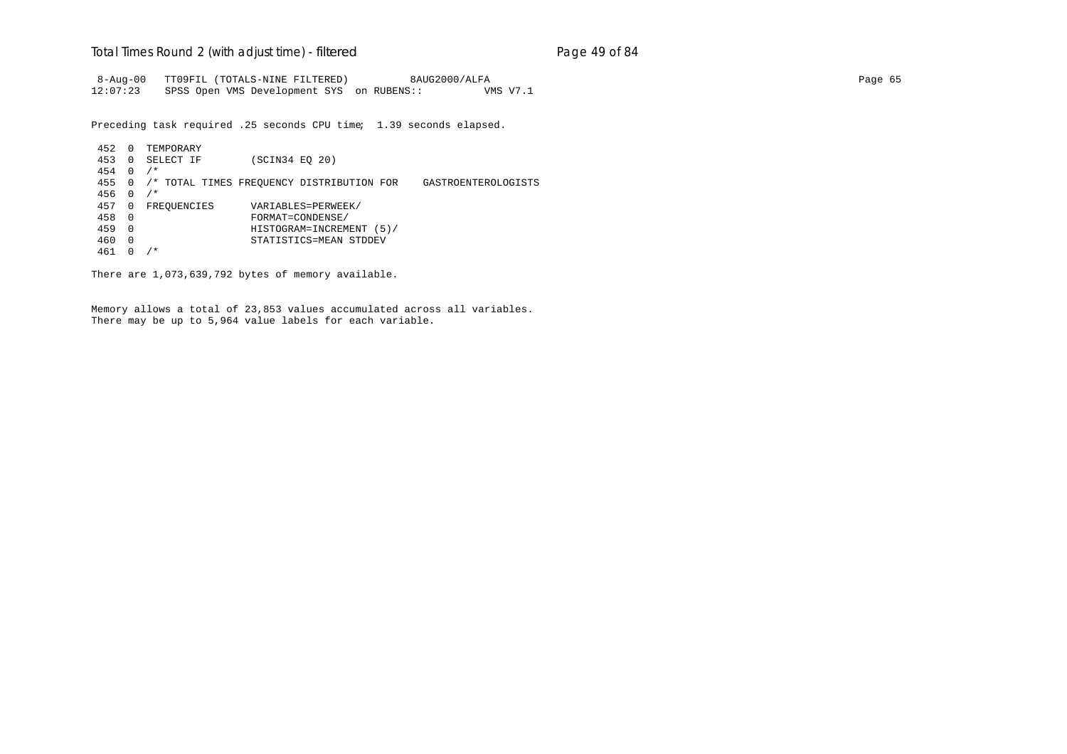```
 8-Aug-00   TT09FIL (TOTALS-NINE FILTERED)          8AUG2000/ALFA
12:07:23    SPSS Open VMS Development SYS  on RUBENS::          VMS V7.1

Preceding task required .25 seconds CPU time;  1.39 seconds elapsed.

 452  0  TEMPORARY
 453  0  SELECT IF        (SCIN34 EQ 20)
 454  0  /*
 455  0  /* TOTAL TIMES FREQUENCY DISTRIBUTION FOR    GASTROENTEROLOGISTS
 456  0  /*
 457  0  FREQUENCIES      VARIABLES=PERWEEK/
 458  0                   FORMAT=CONDENSE/
 459  0                   HISTOGRAM=INCREMENT (5)/
 460  0                   STATISTICS=MEAN STDDEV
 461  0  /*

There are 1,073,639,792 bytes of memory available.


Memory allows a total of 23,853 values accumulated across all variables.
There may be up to 5,964 value labels for each variable.
```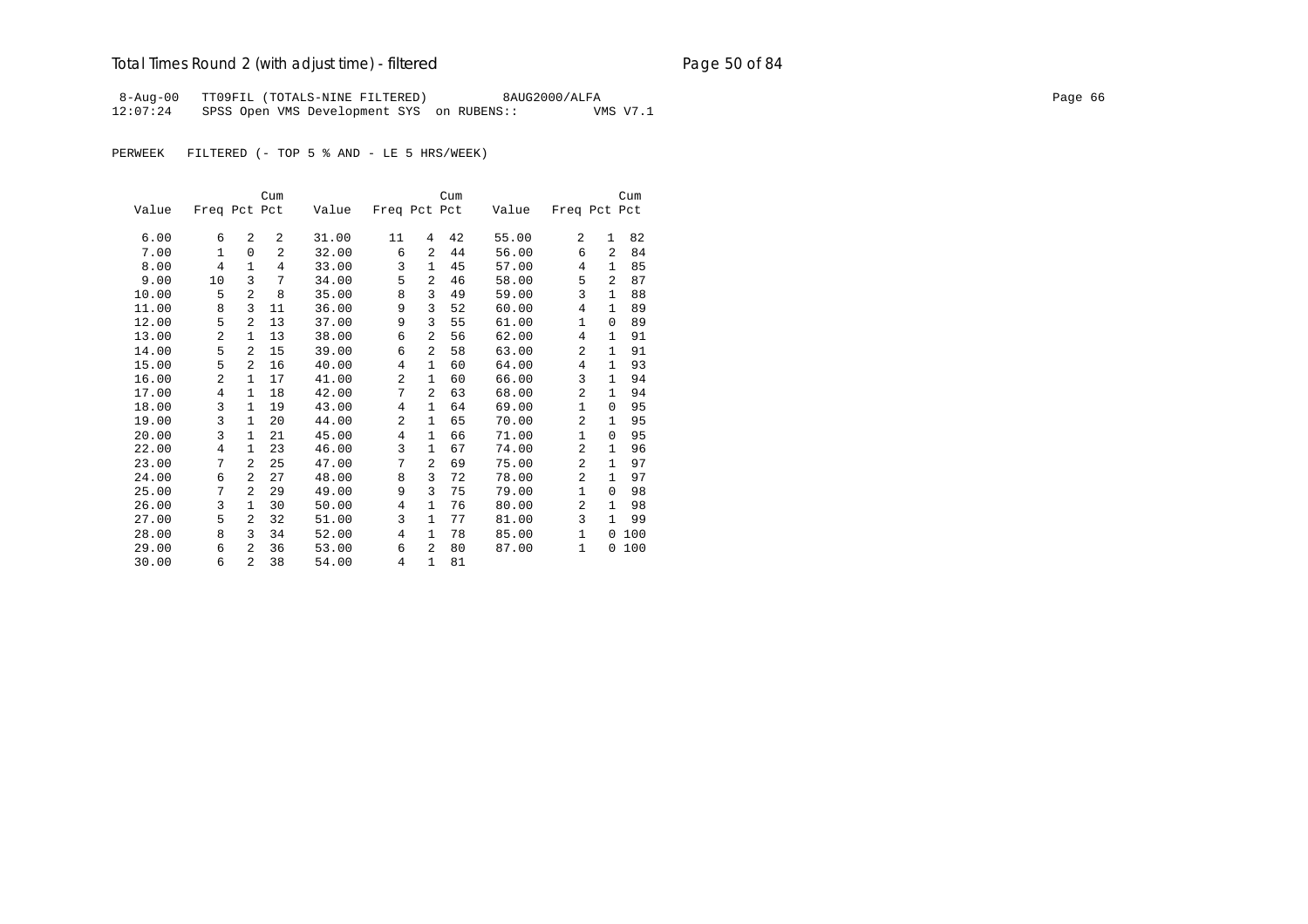# Total Times Round 2 (with adjust time) - filtered

```
 8-Aug-00   TT09FIL (TOTALS-NINE FILTERED)          8AUG2000/ALFA
12:07:24    SPSS Open VMS Development SYS  on RUBENS::          VMS V7.1
```

PERWEEK   FILTERED (- TOP 5 % AND - LE 5 HRS/WEEK)

| Value | Freq | Pct | Cum Pct | Value | Freq | Pct | Cum Pct | Value | Freq | Pct | Cum Pct |
|---|---|---|---|---|---|---|---|---|---|---|---|
| 6.00 | 6 | 2 | 2 | 31.00 | 11 | 4 | 42 | 55.00 | 2 | 1 | 82 |
| 7.00 | 1 | 0 | 2 | 32.00 | 6 | 2 | 44 | 56.00 | 6 | 2 | 84 |
| 8.00 | 4 | 1 | 4 | 33.00 | 3 | 1 | 45 | 57.00 | 4 | 1 | 85 |
| 9.00 | 10 | 3 | 7 | 34.00 | 5 | 2 | 46 | 58.00 | 5 | 2 | 87 |
| 10.00 | 5 | 2 | 8 | 35.00 | 8 | 3 | 49 | 59.00 | 3 | 1 | 88 |
| 11.00 | 8 | 3 | 11 | 36.00 | 9 | 3 | 52 | 60.00 | 4 | 1 | 89 |
| 12.00 | 5 | 2 | 13 | 37.00 | 9 | 3 | 55 | 61.00 | 1 | 0 | 89 |
| 13.00 | 2 | 1 | 13 | 38.00 | 6 | 2 | 56 | 62.00 | 4 | 1 | 91 |
| 14.00 | 5 | 2 | 15 | 39.00 | 6 | 2 | 58 | 63.00 | 2 | 1 | 91 |
| 15.00 | 5 | 2 | 16 | 40.00 | 4 | 1 | 60 | 64.00 | 4 | 1 | 93 |
| 16.00 | 2 | 1 | 17 | 41.00 | 2 | 1 | 60 | 66.00 | 3 | 1 | 94 |
| 17.00 | 4 | 1 | 18 | 42.00 | 7 | 2 | 63 | 68.00 | 2 | 1 | 94 |
| 18.00 | 3 | 1 | 19 | 43.00 | 4 | 1 | 64 | 69.00 | 1 | 0 | 95 |
| 19.00 | 3 | 1 | 20 | 44.00 | 2 | 1 | 65 | 70.00 | 2 | 1 | 95 |
| 20.00 | 3 | 1 | 21 | 45.00 | 4 | 1 | 66 | 71.00 | 1 | 0 | 95 |
| 22.00 | 4 | 1 | 23 | 46.00 | 3 | 1 | 67 | 74.00 | 2 | 1 | 96 |
| 23.00 | 7 | 2 | 25 | 47.00 | 7 | 2 | 69 | 75.00 | 2 | 1 | 97 |
| 24.00 | 6 | 2 | 27 | 48.00 | 8 | 3 | 72 | 78.00 | 2 | 1 | 97 |
| 25.00 | 7 | 2 | 29 | 49.00 | 9 | 3 | 75 | 79.00 | 1 | 0 | 98 |
| 26.00 | 3 | 1 | 30 | 50.00 | 4 | 1 | 76 | 80.00 | 2 | 1 | 98 |
| 27.00 | 5 | 2 | 32 | 51.00 | 3 | 1 | 77 | 81.00 | 3 | 1 | 99 |
| 28.00 | 8 | 3 | 34 | 52.00 | 4 | 1 | 78 | 85.00 | 1 | 0 | 100 |
| 29.00 | 6 | 2 | 36 | 53.00 | 6 | 2 | 80 | 87.00 | 1 | 0 | 100 |
| 30.00 | 6 | 2 | 38 | 54.00 | 4 | 1 | 81 | | | | |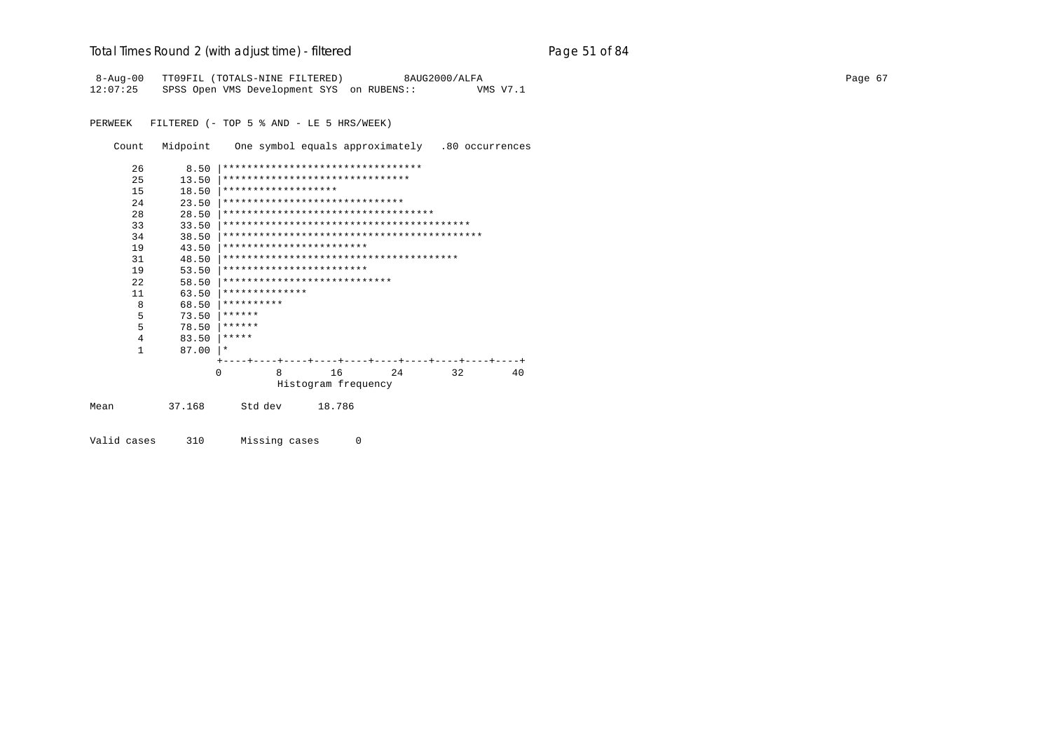# Total Times Round 2 (with adjust time) - filtered

```
 8-Aug-00   TT09FIL (TOTALS-NINE FILTERED)          8AUG2000/ALFA
12:07:25    SPSS Open VMS Development SYS  on RUBENS::          VMS V7.1

PERWEEK   FILTERED (- TOP 5 % AND - LE 5 HRS/WEEK)

    Count   Midpoint    One symbol equals approximately   .80 occurrences

       26       8.50 |*********************************
       25      13.50 |*******************************
       15      18.50 |*******************
       24      23.50 |******************************
       28      28.50 |***********************************
       33      33.50 |*****************************************
       34      38.50 |*******************************************
       19      43.50 |************************
       31      48.50 |***************************************
       19      53.50 |************************
       22      58.50 |****************************
       11      63.50 |**************
        8      68.50 |**********
        5      73.50 |******
        5      78.50 |******
        4      83.50 |*****
        1      87.00 |*
                     +----+----+----+----+----+----+----+----+----+----+
                     0         8        16        24        32        40
                               Histogram frequency

Mean         37.168      Std dev      18.786

Valid cases     310      Missing cases      0
```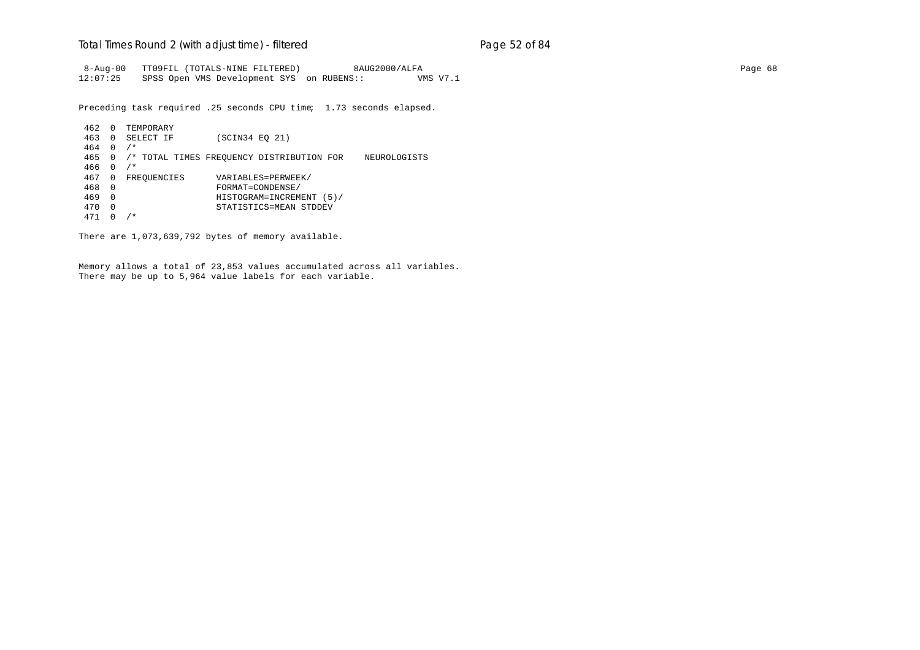```
 8-Aug-00   TT09FIL (TOTALS-NINE FILTERED)          8AUG2000/ALFA                                                                              Page 68
12:07:25    SPSS Open VMS Development SYS  on RUBENS::          VMS V7.1
```

Preceding task required .25 seconds CPU time;  1.73 seconds elapsed.

```
 462  0  TEMPORARY
 463  0  SELECT IF        (SCIN34 EQ 21)
 464  0  /*
 465  0  /* TOTAL TIMES FREQUENCY DISTRIBUTION FOR    NEUROLOGISTS
 466  0  /*
 467  0  FREQUENCIES      VARIABLES=PERWEEK/
 468  0                   FORMAT=CONDENSE/
 469  0                   HISTOGRAM=INCREMENT (5)/
 470  0                   STATISTICS=MEAN STDDEV
 471  0  /*
```

There are 1,073,639,792 bytes of memory available.

Memory allows a total of 23,853 values accumulated across all variables.
There may be up to 5,964 value labels for each variable.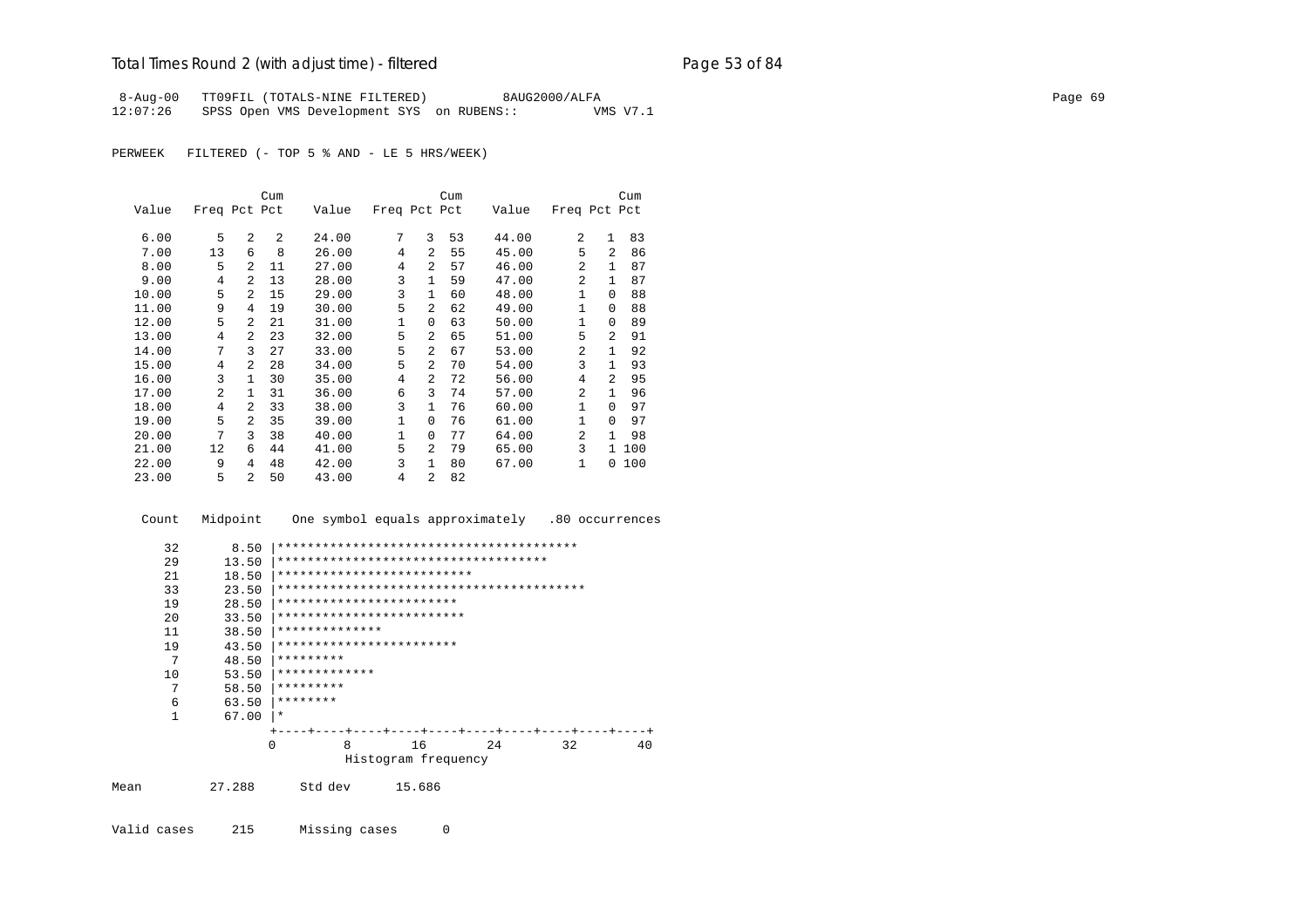# Total Times Round 2 (with adjust time) - filtered

```
 8-Aug-00   TT09FIL (TOTALS-NINE FILTERED)          8AUG2000/ALFA
12:07:26    SPSS Open VMS Development SYS  on RUBENS::          VMS V7.1

PERWEEK   FILTERED (- TOP 5 % AND - LE 5 HRS/WEEK)
```

| Value | Freq | Pct | Cum Pct | Value | Freq | Pct | Cum Pct | Value | Freq | Pct | Cum Pct |
|---|---|---|---|---|---|---|---|---|---|---|---|
| 6.00 | 5 | 2 | 2 | 24.00 | 7 | 3 | 53 | 44.00 | 2 | 1 | 83 |
| 7.00 | 13 | 6 | 8 | 26.00 | 4 | 2 | 55 | 45.00 | 5 | 2 | 86 |
| 8.00 | 5 | 2 | 11 | 27.00 | 4 | 2 | 57 | 46.00 | 2 | 1 | 87 |
| 9.00 | 4 | 2 | 13 | 28.00 | 3 | 1 | 59 | 47.00 | 2 | 1 | 87 |
| 10.00 | 5 | 2 | 15 | 29.00 | 3 | 1 | 60 | 48.00 | 1 | 0 | 88 |
| 11.00 | 9 | 4 | 19 | 30.00 | 5 | 2 | 62 | 49.00 | 1 | 0 | 88 |
| 12.00 | 5 | 2 | 21 | 31.00 | 1 | 0 | 63 | 50.00 | 1 | 0 | 89 |
| 13.00 | 4 | 2 | 23 | 32.00 | 5 | 2 | 65 | 51.00 | 5 | 2 | 91 |
| 14.00 | 7 | 3 | 27 | 33.00 | 5 | 2 | 67 | 53.00 | 2 | 1 | 92 |
| 15.00 | 4 | 2 | 28 | 34.00 | 5 | 2 | 70 | 54.00 | 3 | 1 | 93 |
| 16.00 | 3 | 1 | 30 | 35.00 | 4 | 2 | 72 | 56.00 | 4 | 2 | 95 |
| 17.00 | 2 | 1 | 31 | 36.00 | 6 | 3 | 74 | 57.00 | 2 | 1 | 96 |
| 18.00 | 4 | 2 | 33 | 38.00 | 3 | 1 | 76 | 60.00 | 1 | 0 | 97 |
| 19.00 | 5 | 2 | 35 | 39.00 | 1 | 0 | 76 | 61.00 | 1 | 0 | 97 |
| 20.00 | 7 | 3 | 38 | 40.00 | 1 | 0 | 77 | 64.00 | 2 | 1 | 98 |
| 21.00 | 12 | 6 | 44 | 41.00 | 5 | 2 | 79 | 65.00 | 3 | 1 | 100 |
| 22.00 | 9 | 4 | 48 | 42.00 | 3 | 1 | 80 | 67.00 | 1 | 0 | 100 |
| 23.00 | 5 | 2 | 50 | 43.00 | 4 | 2 | 82 | | | | |

```
    Count   Midpoint    One symbol equals approximately   .80 occurrences

       32       8.50 |****************************************
       29      13.50 |************************************
       21      18.50 |**************************
       33      23.50 |*****************************************
       19      28.50 |************************
       20      33.50 |*************************
       11      38.50 |**************
       19      43.50 |************************
        7      48.50 |*********
       10      53.50 |*************
        7      58.50 |*********
        6      63.50 |********
        1      67.00 |*
                     +----+----+----+----+----+----+----+----+----+----+
                     0         8        16        24        32        40
                               Histogram frequency

Mean         27.288      Std dev      15.686

Valid cases     215      Missing cases      0
```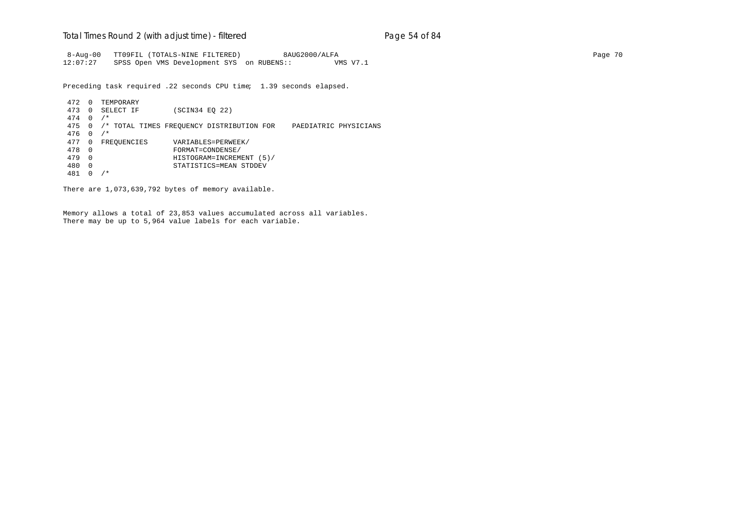```
 8-Aug-00   TT09FIL (TOTALS-NINE FILTERED)          8AUG2000/ALFA                                                                    Page 70
12:07:27    SPSS Open VMS Development SYS  on RUBENS::          VMS V7.1

Preceding task required .22 seconds CPU time;  1.39 seconds elapsed.

 472  0  TEMPORARY
 473  0  SELECT IF        (SCIN34 EQ 22)
 474  0  /*
 475  0  /* TOTAL TIMES FREQUENCY DISTRIBUTION FOR    PAEDIATRIC PHYSICIANS
 476  0  /*
 477  0  FREQUENCIES      VARIABLES=PERWEEK/
 478  0                   FORMAT=CONDENSE/
 479  0                   HISTOGRAM=INCREMENT (5)/
 480  0                   STATISTICS=MEAN STDDEV
 481  0  /*

There are 1,073,639,792 bytes of memory available.


Memory allows a total of 23,853 values accumulated across all variables.
There may be up to 5,964 value labels for each variable.
```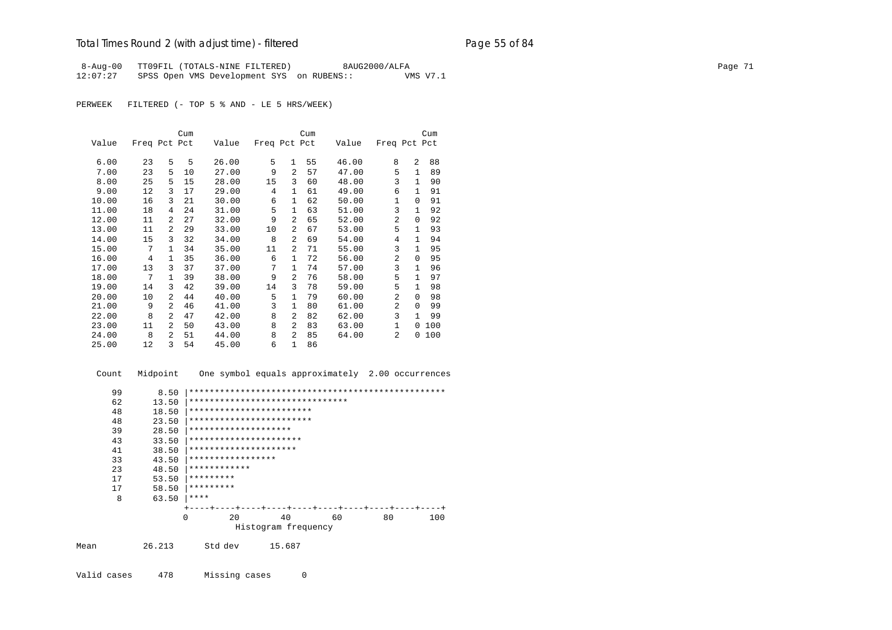# Total Times Round 2 (with adjust time) - filtered

```
 8-Aug-00   TT09FIL (TOTALS-NINE FILTERED)          8AUG2000/ALFA
12:07:27    SPSS Open VMS Development SYS  on RUBENS::          VMS V7.1
```

PERWEEK   FILTERED (- TOP 5 % AND - LE 5 HRS/WEEK)

| Value | Freq | Pct | Cum Pct | Value | Freq | Pct | Cum Pct | Value | Freq | Pct | Cum Pct |
|---|---|---|---|---|---|---|---|---|---|---|---|
| 6.00 | 23 | 5 | 5 | 26.00 | 5 | 1 | 55 | 46.00 | 8 | 2 | 88 |
| 7.00 | 23 | 5 | 10 | 27.00 | 9 | 2 | 57 | 47.00 | 5 | 1 | 89 |
| 8.00 | 25 | 5 | 15 | 28.00 | 15 | 3 | 60 | 48.00 | 3 | 1 | 90 |
| 9.00 | 12 | 3 | 17 | 29.00 | 4 | 1 | 61 | 49.00 | 6 | 1 | 91 |
| 10.00 | 16 | 3 | 21 | 30.00 | 6 | 1 | 62 | 50.00 | 1 | 0 | 91 |
| 11.00 | 18 | 4 | 24 | 31.00 | 5 | 1 | 63 | 51.00 | 3 | 1 | 92 |
| 12.00 | 11 | 2 | 27 | 32.00 | 9 | 2 | 65 | 52.00 | 2 | 0 | 92 |
| 13.00 | 11 | 2 | 29 | 33.00 | 10 | 2 | 67 | 53.00 | 5 | 1 | 93 |
| 14.00 | 15 | 3 | 32 | 34.00 | 8 | 2 | 69 | 54.00 | 4 | 1 | 94 |
| 15.00 | 7 | 1 | 34 | 35.00 | 11 | 2 | 71 | 55.00 | 3 | 1 | 95 |
| 16.00 | 4 | 1 | 35 | 36.00 | 6 | 1 | 72 | 56.00 | 2 | 0 | 95 |
| 17.00 | 13 | 3 | 37 | 37.00 | 7 | 1 | 74 | 57.00 | 3 | 1 | 96 |
| 18.00 | 7 | 1 | 39 | 38.00 | 9 | 2 | 76 | 58.00 | 5 | 1 | 97 |
| 19.00 | 14 | 3 | 42 | 39.00 | 14 | 3 | 78 | 59.00 | 5 | 1 | 98 |
| 20.00 | 10 | 2 | 44 | 40.00 | 5 | 1 | 79 | 60.00 | 2 | 0 | 98 |
| 21.00 | 9 | 2 | 46 | 41.00 | 3 | 1 | 80 | 61.00 | 2 | 0 | 99 |
| 22.00 | 8 | 2 | 47 | 42.00 | 8 | 2 | 82 | 62.00 | 3 | 1 | 99 |
| 23.00 | 11 | 2 | 50 | 43.00 | 8 | 2 | 83 | 63.00 | 1 | 0 | 100 |
| 24.00 | 8 | 2 | 51 | 44.00 | 8 | 2 | 85 | 64.00 | 2 | 0 | 100 |
| 25.00 | 12 | 3 | 54 | 45.00 | 6 | 1 | 86 | | | | |

```
    Count   Midpoint     One symbol equals approximately  2.00 occurrences

      99       8.50 |**************************************************
      62      13.50 |*******************************
      48      18.50 |************************
      48      23.50 |************************
      39      28.50 |********************
      43      33.50 |**********************
      41      38.50 |*********************
      33      43.50 |*****************
      23      48.50 |************
      17      53.50 |*********
      17      58.50 |*********
       8      63.50 |****
                    +----+----+----+----+----+----+----+----+----+----+
                    0        20        40        60        80       100
                              Histogram frequency

Mean         26.213      Std dev      15.687


Valid cases     478      Missing cases      0
```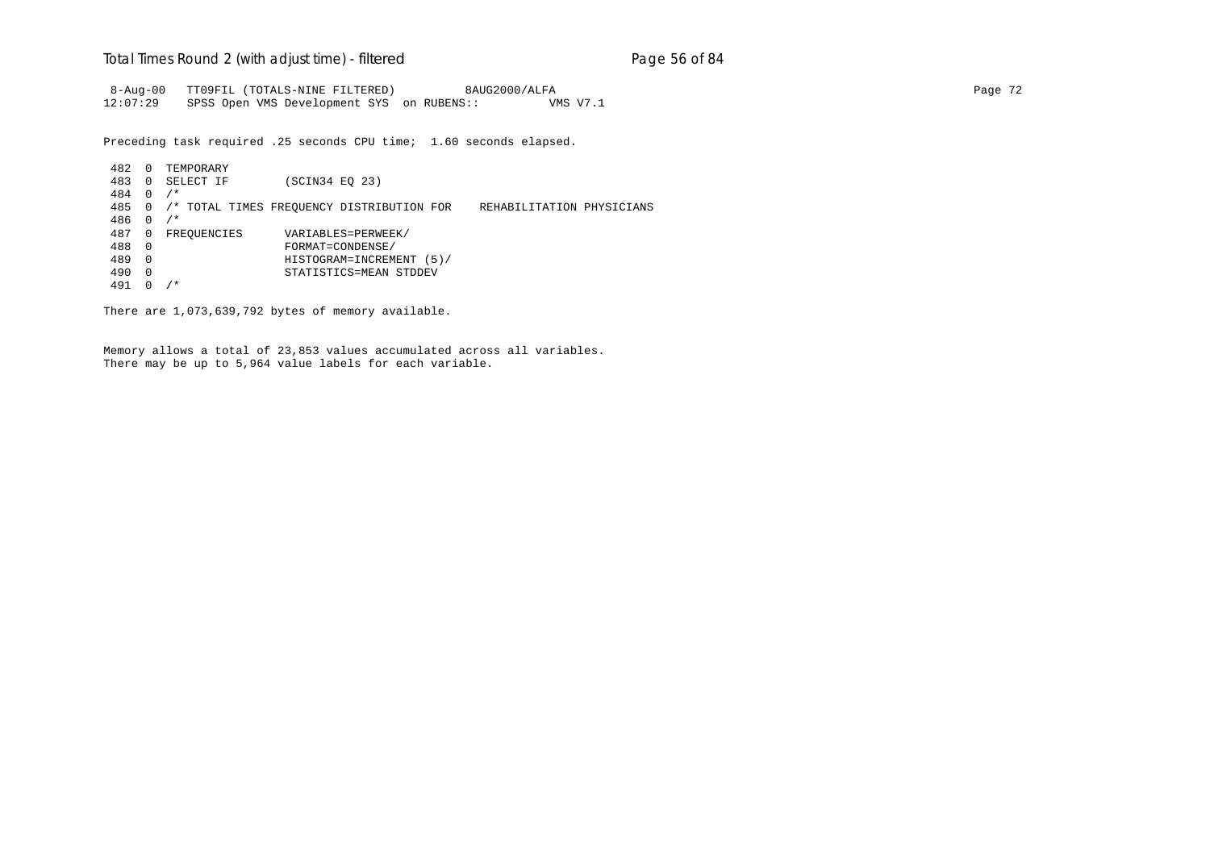```
 8-Aug-00   TT09FIL (TOTALS-NINE FILTERED)          8AUG2000/ALFA
12:07:29    SPSS Open VMS Development SYS  on RUBENS::          VMS V7.1
```

Preceding task required .25 seconds CPU time;  1.60 seconds elapsed.

```
 482  0  TEMPORARY
 483  0  SELECT IF        (SCIN34 EQ 23)
 484  0  /*
 485  0  /* TOTAL TIMES FREQUENCY DISTRIBUTION FOR    REHABILITATION PHYSICIANS
 486  0  /*
 487  0  FREQUENCIES      VARIABLES=PERWEEK/
 488  0                   FORMAT=CONDENSE/
 489  0                   HISTOGRAM=INCREMENT (5)/
 490  0                   STATISTICS=MEAN STDDEV
 491  0  /*
```

There are 1,073,639,792 bytes of memory available.

Memory allows a total of 23,853 values accumulated across all variables.
There may be up to 5,964 value labels for each variable.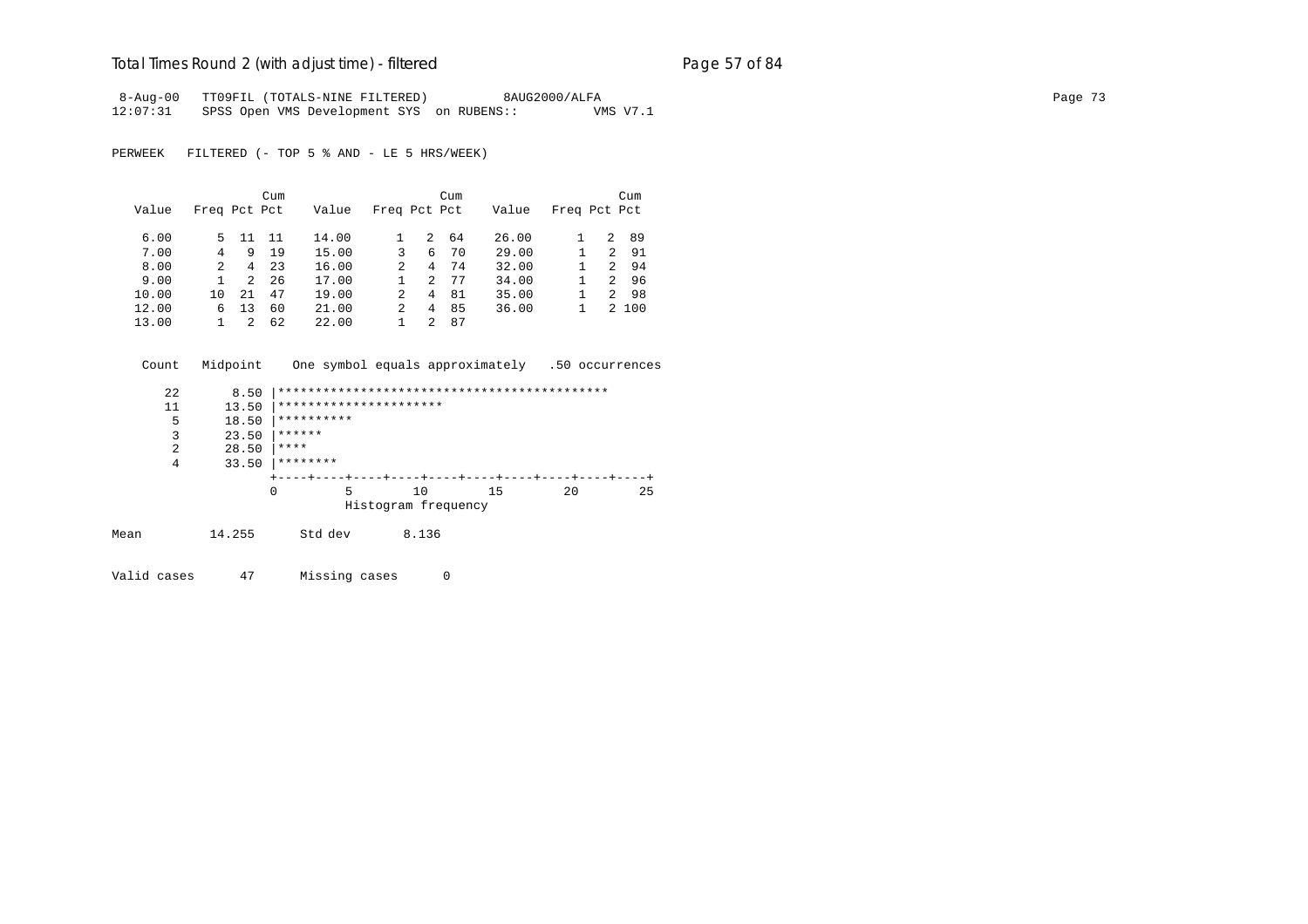# Total Times Round 2 (with adjust time) - filtered

```
 8-Aug-00   TT09FIL (TOTALS-NINE FILTERED)          8AUG2000/ALFA                                                                    Page 73
12:07:31    SPSS Open VMS Development SYS  on RUBENS::          VMS V7.1

PERWEEK   FILTERED (- TOP 5 % AND - LE 5 HRS/WEEK)
```

| Value | Freq | Pct | Cum Pct | Value | Freq | Pct | Cum Pct | Value | Freq | Pct | Cum Pct |
|---|---|---|---|---|---|---|---|---|---|---|---|
| 6.00 | 5 | 11 | 11 | 14.00 | 1 | 2 | 64 | 26.00 | 1 | 2 | 89 |
| 7.00 | 4 | 9 | 19 | 15.00 | 3 | 6 | 70 | 29.00 | 1 | 2 | 91 |
| 8.00 | 2 | 4 | 23 | 16.00 | 2 | 4 | 74 | 32.00 | 1 | 2 | 94 |
| 9.00 | 1 | 2 | 26 | 17.00 | 1 | 2 | 77 | 34.00 | 1 | 2 | 96 |
| 10.00 | 10 | 21 | 47 | 19.00 | 2 | 4 | 81 | 35.00 | 1 | 2 | 98 |
| 12.00 | 6 | 13 | 60 | 21.00 | 2 | 4 | 85 | 36.00 | 1 | 2 | 100 |
| 13.00 | 1 | 2 | 62 | 22.00 | 1 | 2 | 87 | | | | |

```
   Count   Midpoint    One symbol equals approximately   .50 occurrences

      22       8.50 |********************************************
      11      13.50 |**********************
       5      18.50 |**********
       3      23.50 |******
       2      28.50 |****
       4      33.50 |********
                    +----+----+----+----+----+----+----+----+----+----+
                    0         5        10        15        20        25
                              Histogram frequency

Mean         14.255      Std dev       8.136

Valid cases      47      Missing cases      0
```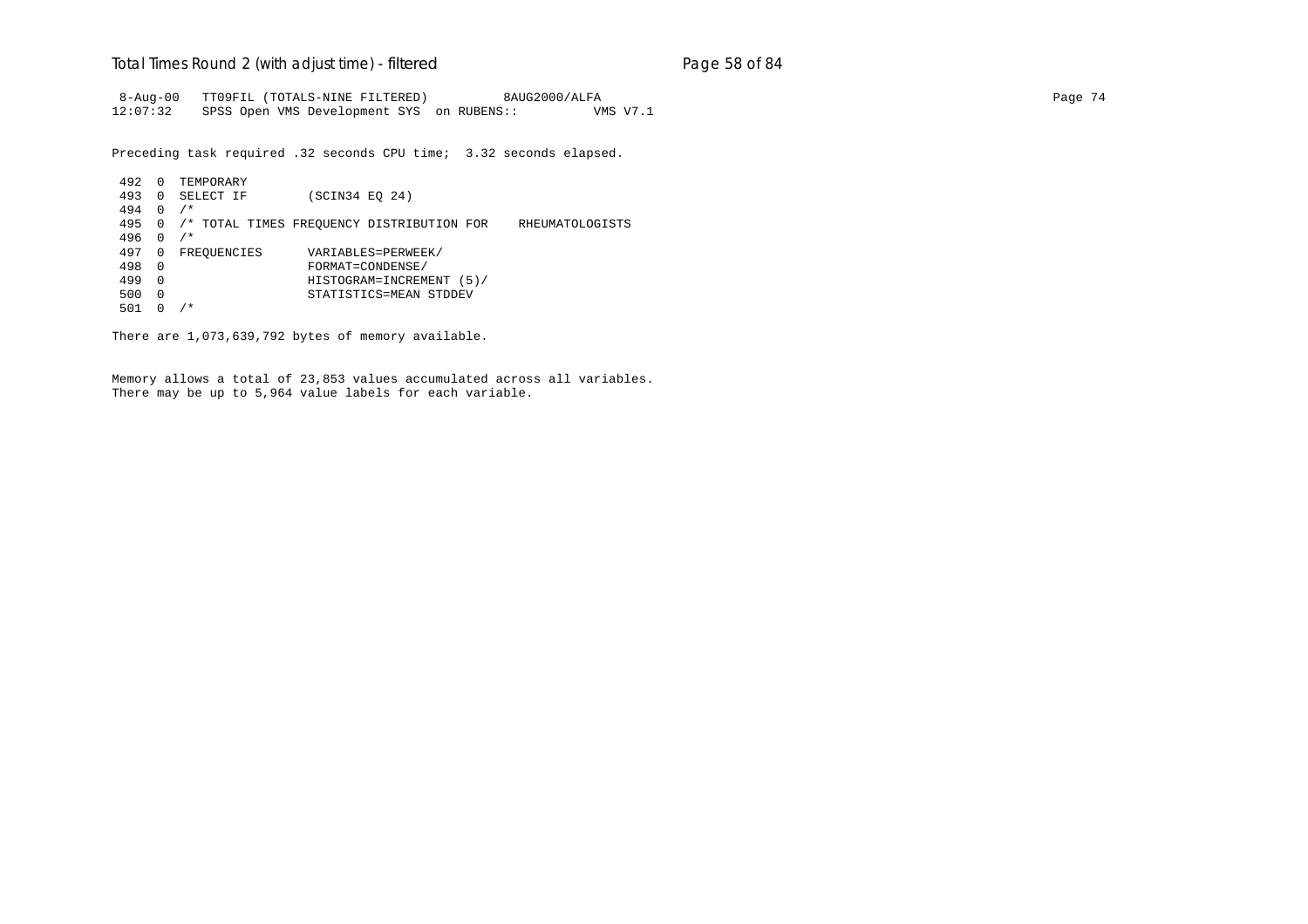```
 8-Aug-00   TT09FIL (TOTALS-NINE FILTERED)          8AUG2000/ALFA
12:07:32    SPSS Open VMS Development SYS  on RUBENS::          VMS V7.1

Preceding task required .32 seconds CPU time;  3.32 seconds elapsed.

 492  0  TEMPORARY
 493  0  SELECT IF        (SCIN34 EQ 24)
 494  0  /*
 495  0  /* TOTAL TIMES FREQUENCY DISTRIBUTION FOR    RHEUMATOLOGISTS
 496  0  /*
 497  0  FREQUENCIES      VARIABLES=PERWEEK/
 498  0                   FORMAT=CONDENSE/
 499  0                   HISTOGRAM=INCREMENT (5)/
 500  0                   STATISTICS=MEAN STDDEV
 501  0  /*

There are 1,073,639,792 bytes of memory available.


Memory allows a total of 23,853 values accumulated across all variables.
There may be up to 5,964 value labels for each variable.
```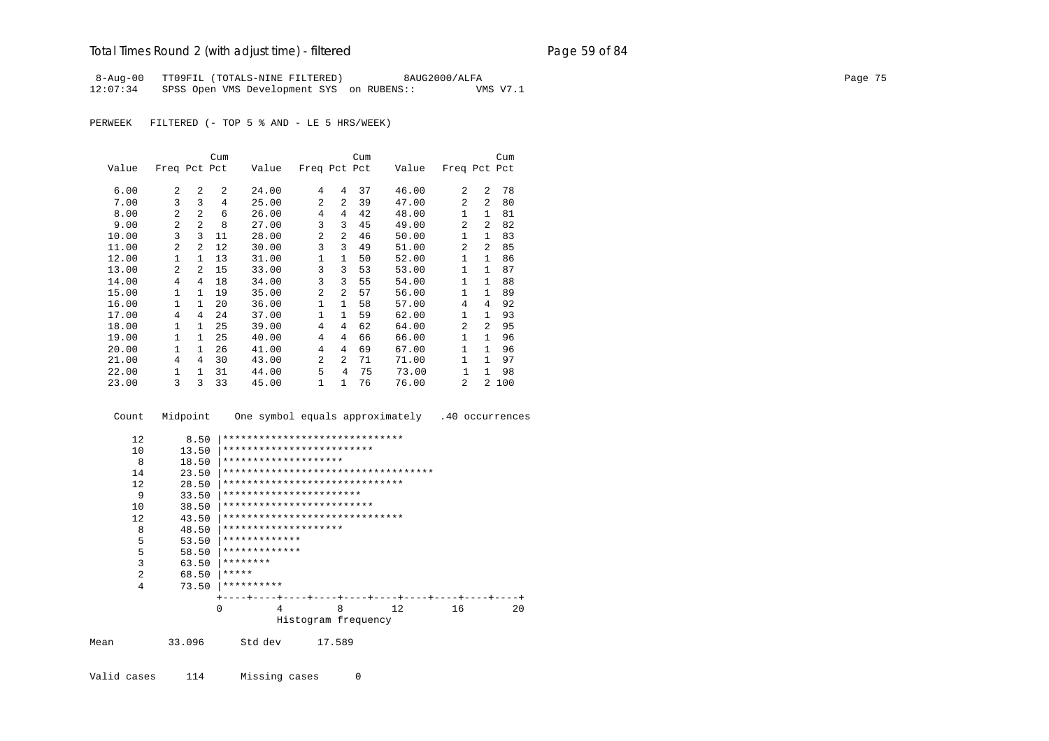8-Aug-00 TT09FIL (TOTALS-NINE FILTERED) 8AUG2000/ALFA Page 75
12:07:34 SPSS Open VMS Development SYS on RUBENS:: VMS V7.1

PERWEEK FILTERED (- TOP 5 % AND - LE 5 HRS/WEEK)

| Value | Freq | Pct | Cum Pct | Value | Freq | Pct | Cum Pct | Value | Freq | Pct | Cum Pct |
|---|---|---|---|---|---|---|---|---|---|---|---|
| 6.00 | 2 | 2 | 2 | 24.00 | 4 | 4 | 37 | 46.00 | 2 | 2 | 78 |
| 7.00 | 3 | 3 | 4 | 25.00 | 2 | 2 | 39 | 47.00 | 2 | 2 | 80 |
| 8.00 | 2 | 2 | 6 | 26.00 | 4 | 4 | 42 | 48.00 | 1 | 1 | 81 |
| 9.00 | 2 | 2 | 8 | 27.00 | 3 | 3 | 45 | 49.00 | 2 | 2 | 82 |
| 10.00 | 3 | 3 | 11 | 28.00 | 2 | 2 | 46 | 50.00 | 1 | 1 | 83 |
| 11.00 | 2 | 2 | 12 | 30.00 | 3 | 3 | 49 | 51.00 | 2 | 2 | 85 |
| 12.00 | 1 | 1 | 13 | 31.00 | 1 | 1 | 50 | 52.00 | 1 | 1 | 86 |
| 13.00 | 2 | 2 | 15 | 33.00 | 3 | 3 | 53 | 53.00 | 1 | 1 | 87 |
| 14.00 | 4 | 4 | 18 | 34.00 | 3 | 3 | 55 | 54.00 | 1 | 1 | 88 |
| 15.00 | 1 | 1 | 19 | 35.00 | 2 | 2 | 57 | 56.00 | 1 | 1 | 89 |
| 16.00 | 1 | 1 | 20 | 36.00 | 1 | 1 | 58 | 57.00 | 4 | 4 | 92 |
| 17.00 | 4 | 4 | 24 | 37.00 | 1 | 1 | 59 | 62.00 | 1 | 1 | 93 |
| 18.00 | 1 | 1 | 25 | 39.00 | 4 | 4 | 62 | 64.00 | 2 | 2 | 95 |
| 19.00 | 1 | 1 | 25 | 40.00 | 4 | 4 | 66 | 66.00 | 1 | 1 | 96 |
| 20.00 | 1 | 1 | 26 | 41.00 | 4 | 4 | 69 | 67.00 | 1 | 1 | 96 |
| 21.00 | 4 | 4 | 30 | 43.00 | 2 | 2 | 71 | 71.00 | 1 | 1 | 97 |
| 22.00 | 1 | 1 | 31 | 44.00 | 5 | 4 | 75 | 73.00 | 1 | 1 | 98 |
| 23.00 | 3 | 3 | 33 | 45.00 | 1 | 1 | 76 | 76.00 | 2 | 2 | 100 |

```
 Count   Midpoint    One symbol equals approximately   .40 occurrences

    12       8.50 |******************************
    10      13.50 |*************************
     8      18.50 |********************
    14      23.50 |***********************************
    12      28.50 |******************************
     9      33.50 |***********************
    10      38.50 |*************************
    12      43.50 |******************************
     8      48.50 |********************
     5      53.50 |*************
     5      58.50 |*************
     3      63.50 |********
     2      68.50 |*****
     4      73.50 |**********
                  +----+----+----+----+----+----+----+----+----+----+
                  0         4         8        12        16        20
                            Histogram frequency
```

Mean 33.096 Std dev 17.589

Valid cases 114 Missing cases 0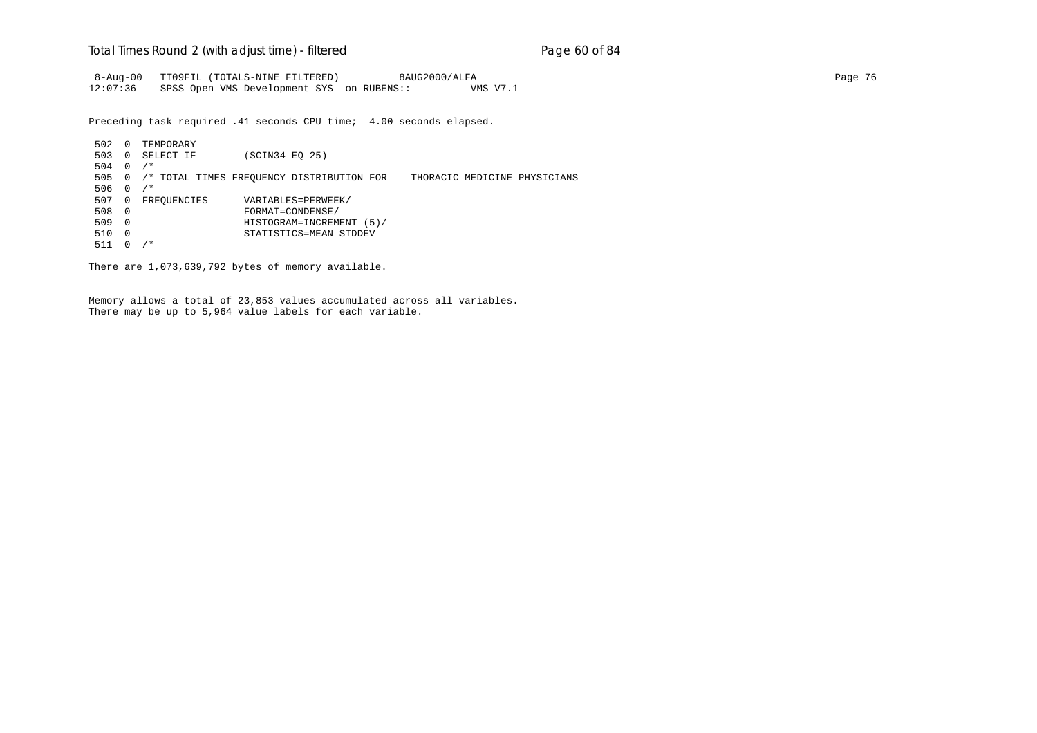```
 8-Aug-00   TT09FIL (TOTALS-NINE FILTERED)          8AUG2000/ALFA                                                                  Page 76
12:07:36    SPSS Open VMS Development SYS  on RUBENS::          VMS V7.1
```

Preceding task required .41 seconds CPU time;  4.00 seconds elapsed.

```
 502  0  TEMPORARY
 503  0  SELECT IF        (SCIN34 EQ 25)
 504  0  /*
 505  0  /* TOTAL TIMES FREQUENCY DISTRIBUTION FOR    THORACIC MEDICINE PHYSICIANS
 506  0  /*
 507  0  FREQUENCIES      VARIABLES=PERWEEK/
 508  0                   FORMAT=CONDENSE/
 509  0                   HISTOGRAM=INCREMENT (5)/
 510  0                   STATISTICS=MEAN STDDEV
 511  0  /*
```

There are 1,073,639,792 bytes of memory available.

Memory allows a total of 23,853 values accumulated across all variables.
There may be up to 5,964 value labels for each variable.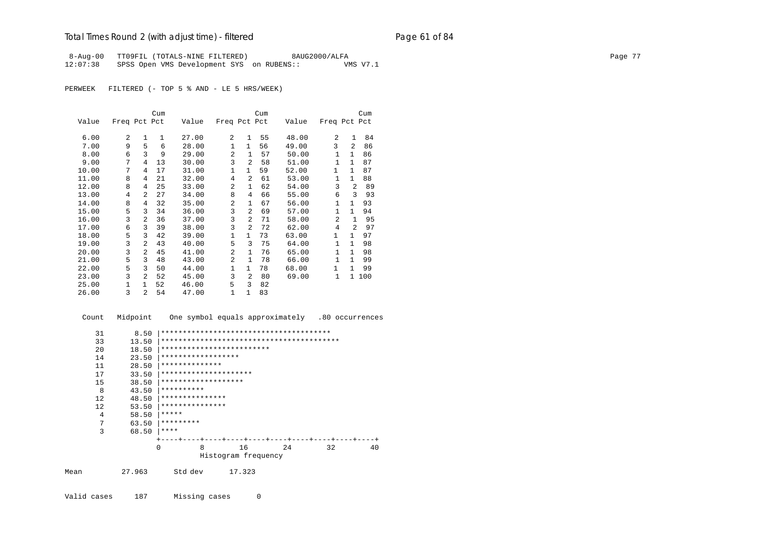# Total Times Round 2 (with adjust time) - filtered

```
 8-Aug-00   TT09FIL (TOTALS-NINE FILTERED)          8AUG2000/ALFA                                                                    Page 77
12:07:38    SPSS Open VMS Development SYS  on RUBENS::          VMS V7.1

PERWEEK   FILTERED (- TOP 5 % AND - LE 5 HRS/WEEK)


                     Cum                        Cum                         Cum
   Value   Freq Pct Pct     Value   Freq Pct Pct     Value   Freq Pct Pct

    6.00      2   1   1     27.00      2   1  55     48.00      2   1  84
    7.00      9   5   6     28.00      1   1  56     49.00      3   2  86
    8.00      6   3   9     29.00      2   1  57     50.00      1   1  86
    9.00      7   4  13     30.00      3   2  58     51.00      1   1  87
   10.00      7   4  17     31.00      1   1  59     52.00      1   1  87
   11.00      8   4  21     32.00      4   2  61     53.00      1   1  88
   12.00      8   4  25     33.00      2   1  62     54.00      3   2  89
   13.00      4   2  27     34.00      8   4  66     55.00      6   3  93
   14.00      8   4  32     35.00      2   1  67     56.00      1   1  93
   15.00      5   3  34     36.00      3   2  69     57.00      1   1  94
   16.00      3   2  36     37.00      3   2  71     58.00      2   1  95
   17.00      6   3  39     38.00      3   2  72     62.00      4   2  97
   18.00      5   3  42     39.00      1   1  73     63.00      1   1  97
   19.00      3   2  43     40.00      5   3  75     64.00      1   1  98
   20.00      3   2  45     41.00      2   1  76     65.00      1   1  98
   21.00      5   3  48     43.00      2   1  78     66.00      1   1  99
   22.00      5   3  50     44.00      1   1  78     68.00      1   1  99
   23.00      3   2  52     45.00      3   2  80     69.00      1   1 100
   25.00      1   1  52     46.00      5   3  82
   26.00      3   2  54     47.00      1   1  83


    Count   Midpoint    One symbol equals approximately   .80 occurrences

      31       8.50 |***************************************
      33      13.50 |*****************************************
      20      18.50 |*************************
      14      23.50 |******************
      11      28.50 |**************
      17      33.50 |*********************
      15      38.50 |*******************
       8      43.50 |**********
      12      48.50 |***************
      12      53.50 |***************
       4      58.50 |*****
       7      63.50 |*********
       3      68.50 |****
                    +----+----+----+----+----+----+----+----+----+----+
                    0         8        16        24        32        40
                              Histogram frequency

Mean         27.963      Std dev      17.323


Valid cases     187      Missing cases      0
```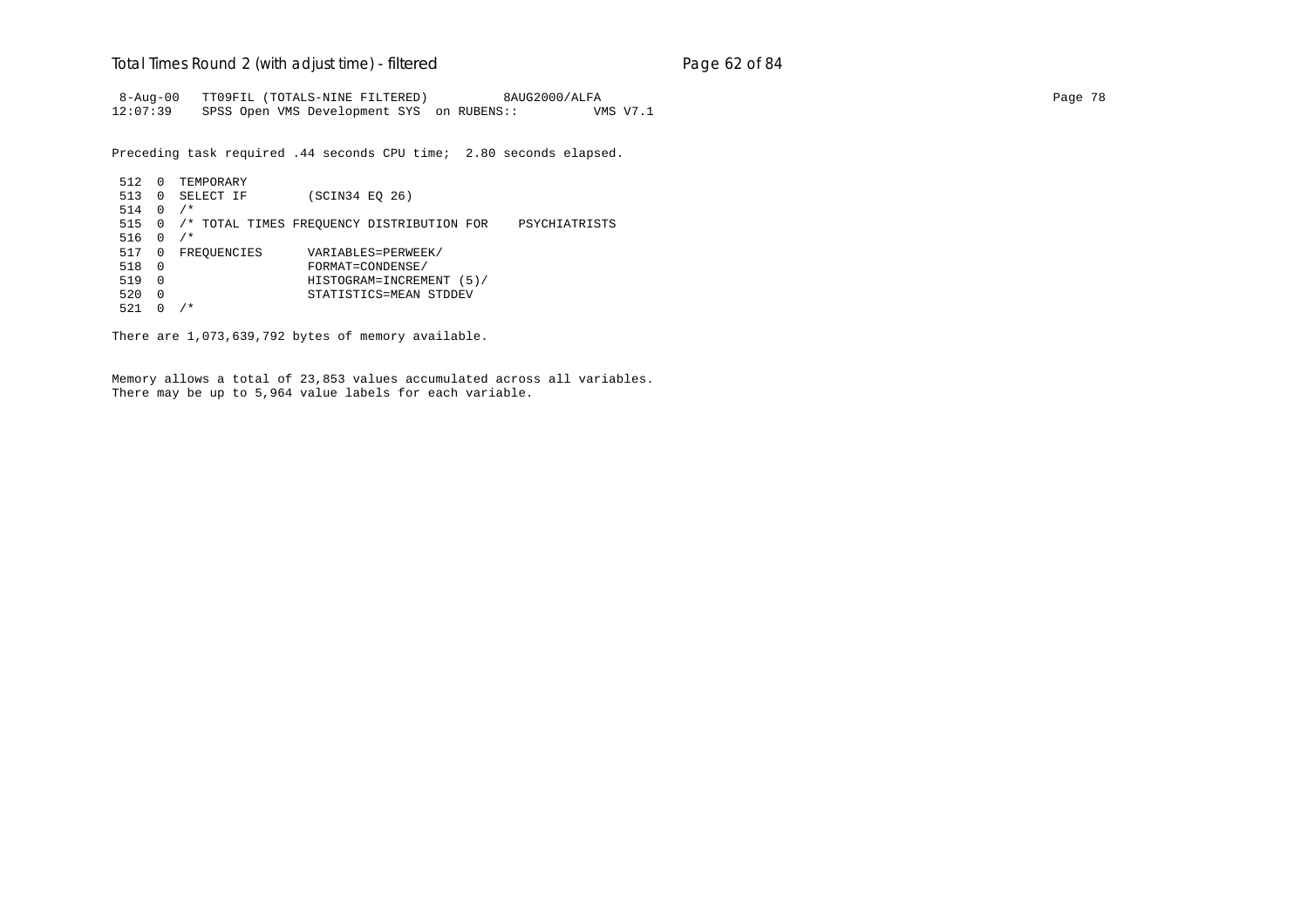```
 8-Aug-00   TT09FIL (TOTALS-NINE FILTERED)          8AUG2000/ALFA                                                                                   Page 78
12:07:39    SPSS Open VMS Development SYS  on RUBENS::          VMS V7.1

Preceding task required .44 seconds CPU time;  2.80 seconds elapsed.

 512  0  TEMPORARY
 513  0  SELECT IF        (SCIN34 EQ 26)
 514  0  /*
 515  0  /* TOTAL TIMES FREQUENCY DISTRIBUTION FOR    PSYCHIATRISTS
 516  0  /*
 517  0  FREQUENCIES      VARIABLES=PERWEEK/
 518  0                   FORMAT=CONDENSE/
 519  0                   HISTOGRAM=INCREMENT (5)/
 520  0                   STATISTICS=MEAN STDDEV
 521  0  /*

There are 1,073,639,792 bytes of memory available.


Memory allows a total of 23,853 values accumulated across all variables.
There may be up to 5,964 value labels for each variable.
```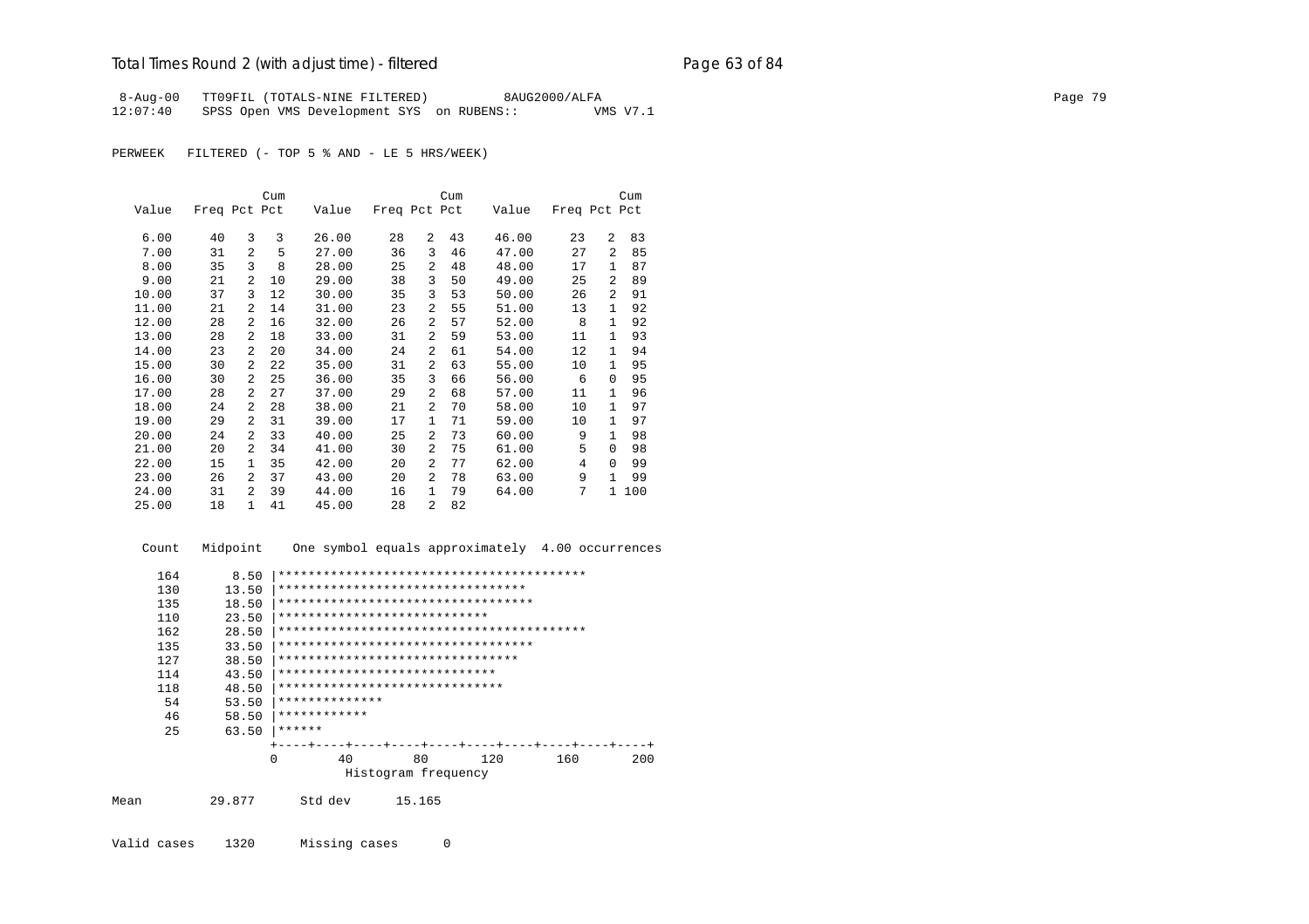```
 8-Aug-00   TT09FIL (TOTALS-NINE FILTERED)          8AUG2000/ALFA                                                                                    Page 79
12:07:40    SPSS Open VMS Development SYS  on RUBENS::          VMS V7.1
```

PERWEEK   FILTERED (- TOP 5 % AND - LE 5 HRS/WEEK)

| Value | Freq | Pct | Cum Pct | Value | Freq | Pct | Cum Pct | Value | Freq | Pct | Cum Pct |
|---|---|---|---|---|---|---|---|---|---|---|---|
| 6.00 | 40 | 3 | 3 | 26.00 | 28 | 2 | 43 | 46.00 | 23 | 2 | 83 |
| 7.00 | 31 | 2 | 5 | 27.00 | 36 | 3 | 46 | 47.00 | 27 | 2 | 85 |
| 8.00 | 35 | 3 | 8 | 28.00 | 25 | 2 | 48 | 48.00 | 17 | 1 | 87 |
| 9.00 | 21 | 2 | 10 | 29.00 | 38 | 3 | 50 | 49.00 | 25 | 2 | 89 |
| 10.00 | 37 | 3 | 12 | 30.00 | 35 | 3 | 53 | 50.00 | 26 | 2 | 91 |
| 11.00 | 21 | 2 | 14 | 31.00 | 23 | 2 | 55 | 51.00 | 13 | 1 | 92 |
| 12.00 | 28 | 2 | 16 | 32.00 | 26 | 2 | 57 | 52.00 | 8 | 1 | 92 |
| 13.00 | 28 | 2 | 18 | 33.00 | 31 | 2 | 59 | 53.00 | 11 | 1 | 93 |
| 14.00 | 23 | 2 | 20 | 34.00 | 24 | 2 | 61 | 54.00 | 12 | 1 | 94 |
| 15.00 | 30 | 2 | 22 | 35.00 | 31 | 2 | 63 | 55.00 | 10 | 1 | 95 |
| 16.00 | 30 | 2 | 25 | 36.00 | 35 | 3 | 66 | 56.00 | 6 | 0 | 95 |
| 17.00 | 28 | 2 | 27 | 37.00 | 29 | 2 | 68 | 57.00 | 11 | 1 | 96 |
| 18.00 | 24 | 2 | 28 | 38.00 | 21 | 2 | 70 | 58.00 | 10 | 1 | 97 |
| 19.00 | 29 | 2 | 31 | 39.00 | 17 | 1 | 71 | 59.00 | 10 | 1 | 97 |
| 20.00 | 24 | 2 | 33 | 40.00 | 25 | 2 | 73 | 60.00 | 9 | 1 | 98 |
| 21.00 | 20 | 2 | 34 | 41.00 | 30 | 2 | 75 | 61.00 | 5 | 0 | 98 |
| 22.00 | 15 | 1 | 35 | 42.00 | 20 | 2 | 77 | 62.00 | 4 | 0 | 99 |
| 23.00 | 26 | 2 | 37 | 43.00 | 20 | 2 | 78 | 63.00 | 9 | 1 | 99 |
| 24.00 | 31 | 2 | 39 | 44.00 | 16 | 1 | 79 | 64.00 | 7 | 1 | 100 |
| 25.00 | 18 | 1 | 41 | 45.00 | 28 | 2 | 82 | | | | |

```
    Count   Midpoint    One symbol equals approximately  4.00 occurrences

     164       8.50 |*****************************************
     130      13.50 |********************************
     135      18.50 |**********************************
     110      23.50 |****************************
     162      28.50 |*****************************************
     135      33.50 |**********************************
     127      38.50 |********************************
     114      43.50 |*****************************
     118      48.50 |******************************
      54      53.50 |**************
      46      58.50 |************
      25      63.50 |******
                    +----+----+----+----+----+----+----+----+----+----+
                    0        40        80       120       160       200
                              Histogram frequency

Mean         29.877      Std dev      15.165

Valid cases    1320      Missing cases      0
```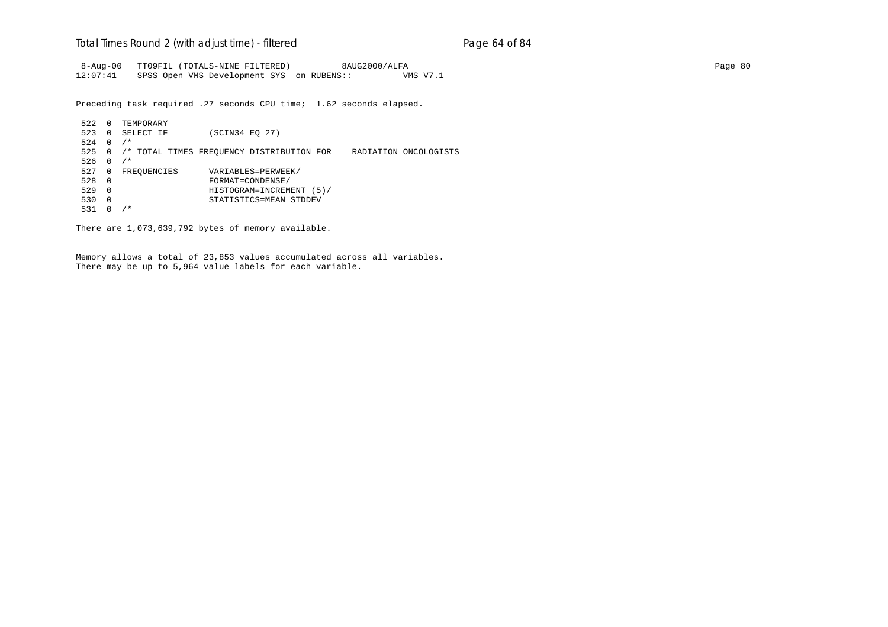```
 8-Aug-00   TT09FIL (TOTALS-NINE FILTERED)          8AUG2000/ALFA
12:07:41    SPSS Open VMS Development SYS  on RUBENS::          VMS V7.1
```

Preceding task required .27 seconds CPU time;  1.62 seconds elapsed.

```
 522  0  TEMPORARY
 523  0  SELECT IF        (SCIN34 EQ 27)
 524  0  /*
 525  0  /* TOTAL TIMES FREQUENCY DISTRIBUTION FOR    RADIATION ONCOLOGISTS
 526  0  /*
 527  0  FREQUENCIES      VARIABLES=PERWEEK/
 528  0                   FORMAT=CONDENSE/
 529  0                   HISTOGRAM=INCREMENT (5)/
 530  0                   STATISTICS=MEAN STDDEV
 531  0  /*
```

There are 1,073,639,792 bytes of memory available.

Memory allows a total of 23,853 values accumulated across all variables.
There may be up to 5,964 value labels for each variable.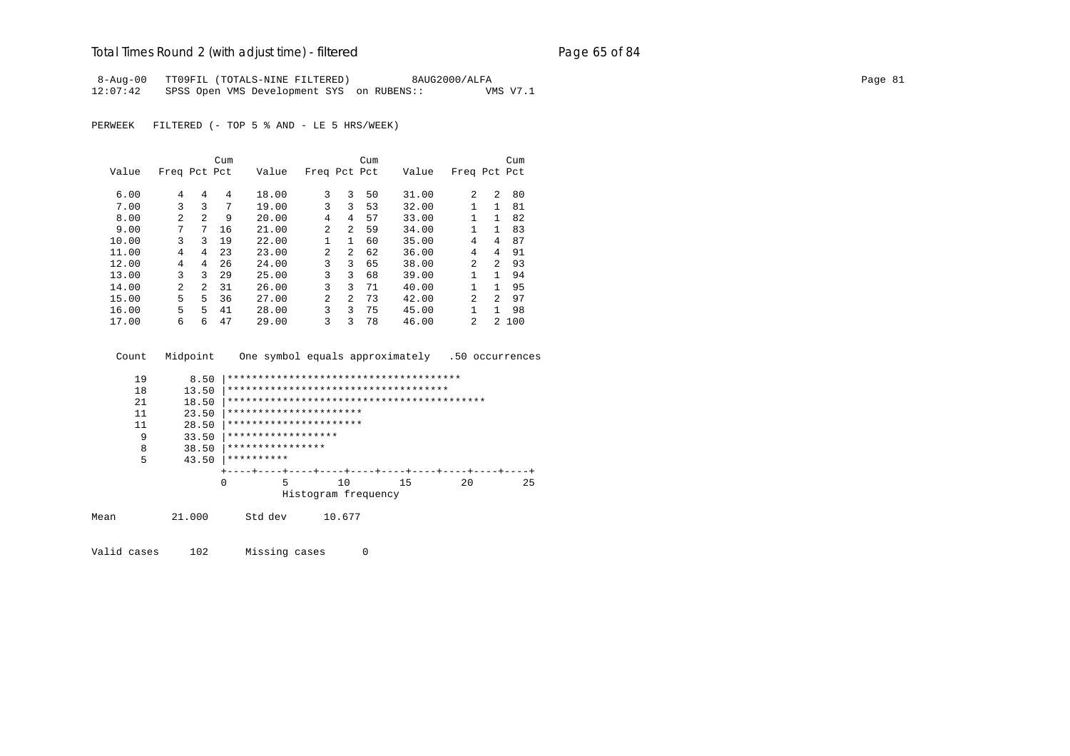## Total Times Round 2 (with adjust time) - filtered

```
 8-Aug-00   TT09FIL (TOTALS-NINE FILTERED)          8AUG2000/ALFA                                                                      Page 81
12:07:42    SPSS Open VMS Development SYS  on RUBENS::          VMS V7.1
```

PERWEEK   FILTERED (- TOP 5 % AND - LE 5 HRS/WEEK)

| Value | Freq | Pct | Cum Pct | Value | Freq | Pct | Cum Pct | Value | Freq | Pct | Cum Pct |
|---|---|---|---|---|---|---|---|---|---|---|---|
| 6.00 | 4 | 4 | 4 | 18.00 | 3 | 3 | 50 | 31.00 | 2 | 2 | 80 |
| 7.00 | 3 | 3 | 7 | 19.00 | 3 | 3 | 53 | 32.00 | 1 | 1 | 81 |
| 8.00 | 2 | 2 | 9 | 20.00 | 4 | 4 | 57 | 33.00 | 1 | 1 | 82 |
| 9.00 | 7 | 7 | 16 | 21.00 | 2 | 2 | 59 | 34.00 | 1 | 1 | 83 |
| 10.00 | 3 | 3 | 19 | 22.00 | 1 | 1 | 60 | 35.00 | 4 | 4 | 87 |
| 11.00 | 4 | 4 | 23 | 23.00 | 2 | 2 | 62 | 36.00 | 4 | 4 | 91 |
| 12.00 | 4 | 4 | 26 | 24.00 | 3 | 3 | 65 | 38.00 | 2 | 2 | 93 |
| 13.00 | 3 | 3 | 29 | 25.00 | 3 | 3 | 68 | 39.00 | 1 | 1 | 94 |
| 14.00 | 2 | 2 | 31 | 26.00 | 3 | 3 | 71 | 40.00 | 1 | 1 | 95 |
| 15.00 | 5 | 5 | 36 | 27.00 | 2 | 2 | 73 | 42.00 | 2 | 2 | 97 |
| 16.00 | 5 | 5 | 41 | 28.00 | 3 | 3 | 75 | 45.00 | 1 | 1 | 98 |
| 17.00 | 6 | 6 | 47 | 29.00 | 3 | 3 | 78 | 46.00 | 2 | 2 | 100 |

```
   Count   Midpoint    One symbol equals approximately   .50 occurrences

      19       8.50 |**************************************
      18      13.50 |************************************
      21      18.50 |******************************************
      11      23.50 |**********************
      11      28.50 |**********************
       9      33.50 |******************
       8      38.50 |****************
       5      43.50 |**********
                    +----+----+----+----+----+----+----+----+----+----+
                    0         5        10        15        20        25
                              Histogram frequency

Mean         21.000      Std dev      10.677

Valid cases     102      Missing cases      0
```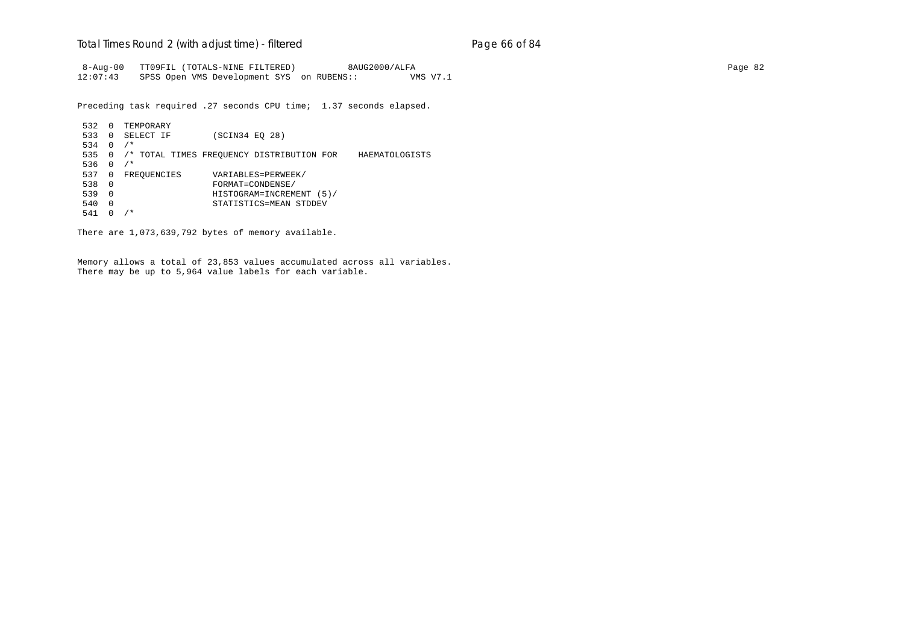```
 8-Aug-00   TT09FIL (TOTALS-NINE FILTERED)          8AUG2000/ALFA
12:07:43    SPSS Open VMS Development SYS  on RUBENS::          VMS V7.1

Preceding task required .27 seconds CPU time;  1.37 seconds elapsed.

 532  0  TEMPORARY
 533  0  SELECT IF        (SCIN34 EQ 28)
 534  0  /*
 535  0  /* TOTAL TIMES FREQUENCY DISTRIBUTION FOR    HAEMATOLOGISTS
 536  0  /*
 537  0  FREQUENCIES      VARIABLES=PERWEEK/
 538  0                   FORMAT=CONDENSE/
 539  0                   HISTOGRAM=INCREMENT (5)/
 540  0                   STATISTICS=MEAN STDDEV
 541  0  /*

There are 1,073,639,792 bytes of memory available.


Memory allows a total of 23,853 values accumulated across all variables.
There may be up to 5,964 value labels for each variable.
```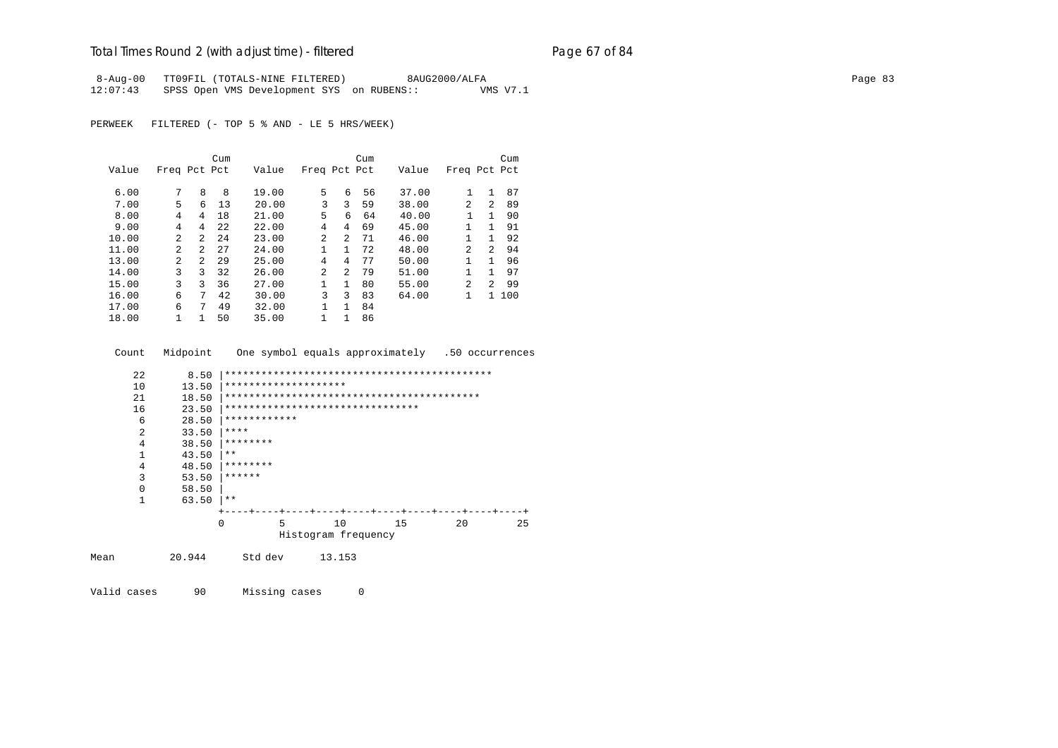8-Aug-00 TT09FIL (TOTALS-NINE FILTERED) 8AUG2000/ALFA
12:07:43 SPSS Open VMS Development SYS on RUBENS:: VMS V7.1

PERWEEK FILTERED (- TOP 5 % AND - LE 5 HRS/WEEK)

| Value | Freq | Pct | Cum Pct | Value | Freq | Pct | Cum Pct | Value | Freq | Pct | Cum Pct |
|---|---|---|---|---|---|---|---|---|---|---|---|
| 6.00 | 7 | 8 | 8 | 19.00 | 5 | 6 | 56 | 37.00 | 1 | 1 | 87 |
| 7.00 | 5 | 6 | 13 | 20.00 | 3 | 3 | 59 | 38.00 | 2 | 2 | 89 |
| 8.00 | 4 | 4 | 18 | 21.00 | 5 | 6 | 64 | 40.00 | 1 | 1 | 90 |
| 9.00 | 4 | 4 | 22 | 22.00 | 4 | 4 | 69 | 45.00 | 1 | 1 | 91 |
| 10.00 | 2 | 2 | 24 | 23.00 | 2 | 2 | 71 | 46.00 | 1 | 1 | 92 |
| 11.00 | 2 | 2 | 27 | 24.00 | 1 | 1 | 72 | 48.00 | 2 | 2 | 94 |
| 13.00 | 2 | 2 | 29 | 25.00 | 4 | 4 | 77 | 50.00 | 1 | 1 | 96 |
| 14.00 | 3 | 3 | 32 | 26.00 | 2 | 2 | 79 | 51.00 | 1 | 1 | 97 |
| 15.00 | 3 | 3 | 36 | 27.00 | 1 | 1 | 80 | 55.00 | 2 | 2 | 99 |
| 16.00 | 6 | 7 | 42 | 30.00 | 3 | 3 | 83 | 64.00 | 1 | 1 | 100 |
| 17.00 | 6 | 7 | 49 | 32.00 | 1 | 1 | 84 | | | | |
| 18.00 | 1 | 1 | 50 | 35.00 | 1 | 1 | 86 | | | | |

```
  Count   Midpoint    One symbol equals approximately   .50 occurrences

     22       8.50 |********************************************
     10      13.50 |********************
     21      18.50 |******************************************
     16      23.50 |********************************
      6      28.50 |************
      2      33.50 |****
      4      38.50 |********
      1      43.50 |**
      4      48.50 |********
      3      53.50 |******
      0      58.50 |
      1      63.50 |**
                   +----+----+----+----+----+----+----+----+----+----+
                   0         5        10        15        20        25
                             Histogram frequency
```

Mean 20.944 Std dev 13.153

Valid cases 90 Missing cases 0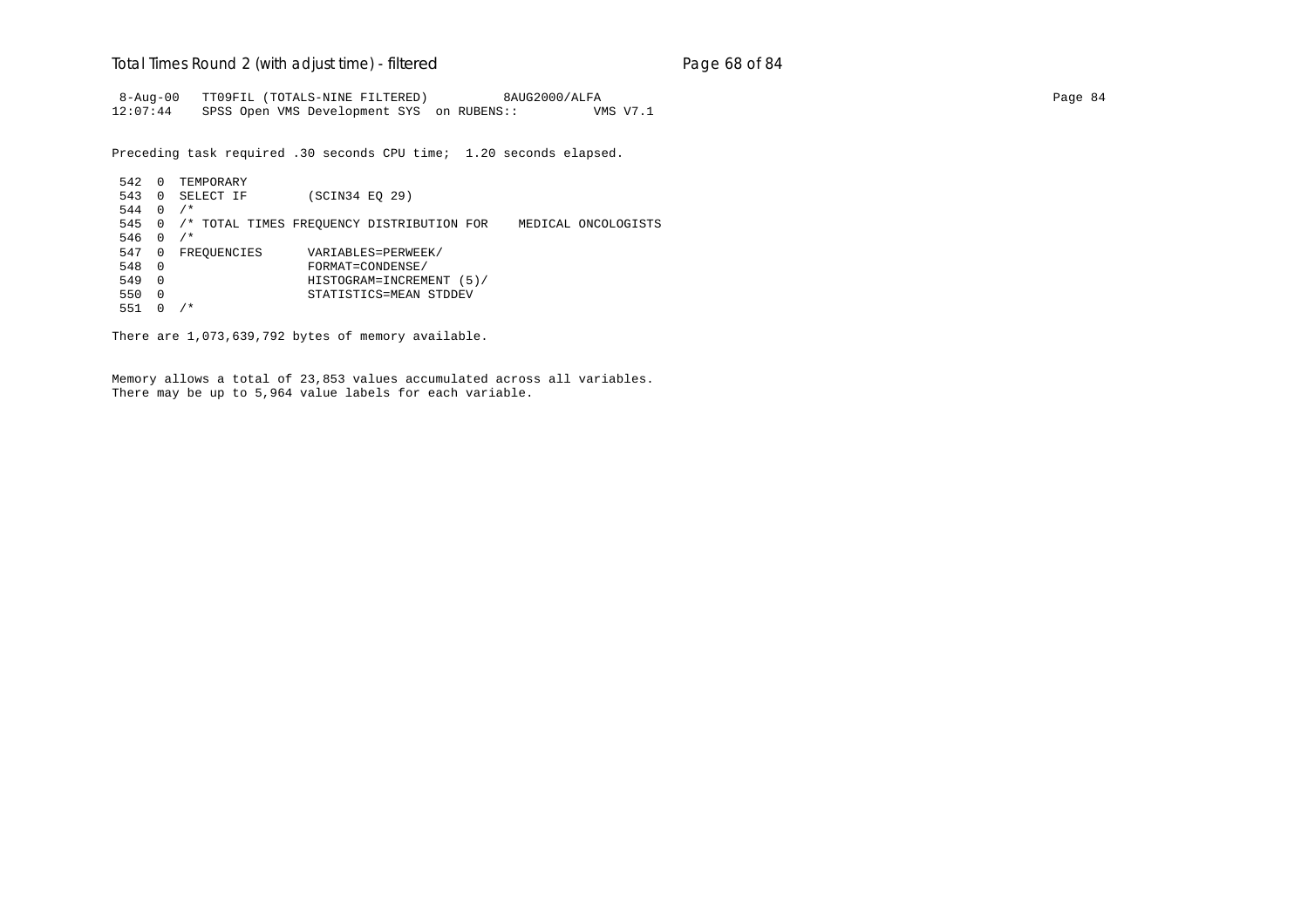```
 8-Aug-00   TT09FIL (TOTALS-NINE FILTERED)          8AUG2000/ALFA
12:07:44    SPSS Open VMS Development SYS  on RUBENS::          VMS V7.1

Preceding task required .30 seconds CPU time;  1.20 seconds elapsed.

 542  0  TEMPORARY
 543  0  SELECT IF        (SCIN34 EQ 29)
 544  0  /*
 545  0  /* TOTAL TIMES FREQUENCY DISTRIBUTION FOR    MEDICAL ONCOLOGISTS
 546  0  /*
 547  0  FREQUENCIES      VARIABLES=PERWEEK/
 548  0                   FORMAT=CONDENSE/
 549  0                   HISTOGRAM=INCREMENT (5)/
 550  0                   STATISTICS=MEAN STDDEV
 551  0  /*

There are 1,073,639,792 bytes of memory available.


Memory allows a total of 23,853 values accumulated across all variables.
There may be up to 5,964 value labels for each variable.
```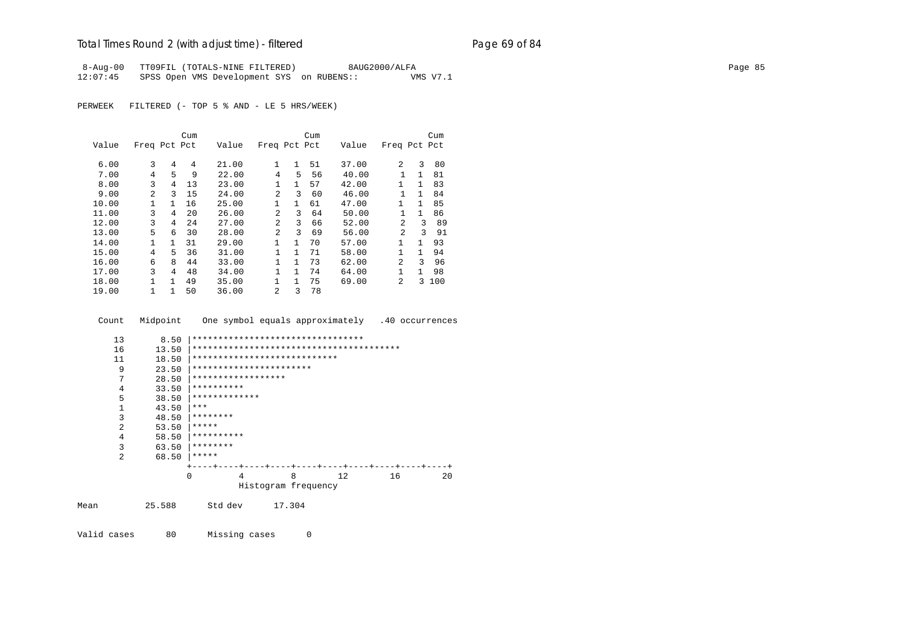8-Aug-00   TT09FIL (TOTALS-NINE FILTERED)          8AUG2000/ALFA
12:07:45   SPSS Open VMS Development SYS  on RUBENS::          VMS V7.1

PERWEEK   FILTERED (- TOP 5 % AND - LE 5 HRS/WEEK)

| Value | Freq | Pct | Cum Pct | Value | Freq | Pct | Cum Pct | Value | Freq | Pct | Cum Pct |
|---|---|---|---|---|---|---|---|---|---|---|---|
| 6.00 | 3 | 4 | 4 | 21.00 | 1 | 1 | 51 | 37.00 | 2 | 3 | 80 |
| 7.00 | 4 | 5 | 9 | 22.00 | 4 | 5 | 56 | 40.00 | 1 | 1 | 81 |
| 8.00 | 3 | 4 | 13 | 23.00 | 1 | 1 | 57 | 42.00 | 1 | 1 | 83 |
| 9.00 | 2 | 3 | 15 | 24.00 | 2 | 3 | 60 | 46.00 | 1 | 1 | 84 |
| 10.00 | 1 | 1 | 16 | 25.00 | 1 | 1 | 61 | 47.00 | 1 | 1 | 85 |
| 11.00 | 3 | 4 | 20 | 26.00 | 2 | 3 | 64 | 50.00 | 1 | 1 | 86 |
| 12.00 | 3 | 4 | 24 | 27.00 | 2 | 3 | 66 | 52.00 | 2 | 3 | 89 |
| 13.00 | 5 | 6 | 30 | 28.00 | 2 | 3 | 69 | 56.00 | 2 | 3 | 91 |
| 14.00 | 1 | 1 | 31 | 29.00 | 1 | 1 | 70 | 57.00 | 1 | 1 | 93 |
| 15.00 | 4 | 5 | 36 | 31.00 | 1 | 1 | 71 | 58.00 | 1 | 1 | 94 |
| 16.00 | 6 | 8 | 44 | 33.00 | 1 | 1 | 73 | 62.00 | 2 | 3 | 96 |
| 17.00 | 3 | 4 | 48 | 34.00 | 1 | 1 | 74 | 64.00 | 1 | 1 | 98 |
| 18.00 | 1 | 1 | 49 | 35.00 | 1 | 1 | 75 | 69.00 | 2 | 3 | 100 |
| 19.00 | 1 | 1 | 50 | 36.00 | 2 | 3 | 78 | | | | |

```
    Count   Midpoint    One symbol equals approximately   .40 occurrences

      13       8.50 |*********************************
      16      13.50 |****************************************
      11      18.50 |****************************
       9      23.50 |***********************
       7      28.50 |******************
       4      33.50 |**********
       5      38.50 |*************
       1      43.50 |***
       3      48.50 |********
       2      53.50 |*****
       4      58.50 |**********
       3      63.50 |********
       2      68.50 |*****
                    +----+----+----+----+----+----+----+----+----+----+
                    0         4         8        12        16        20
                              Histogram frequency

Mean          25.588      Std dev       17.304

Valid cases       80      Missing cases       0
```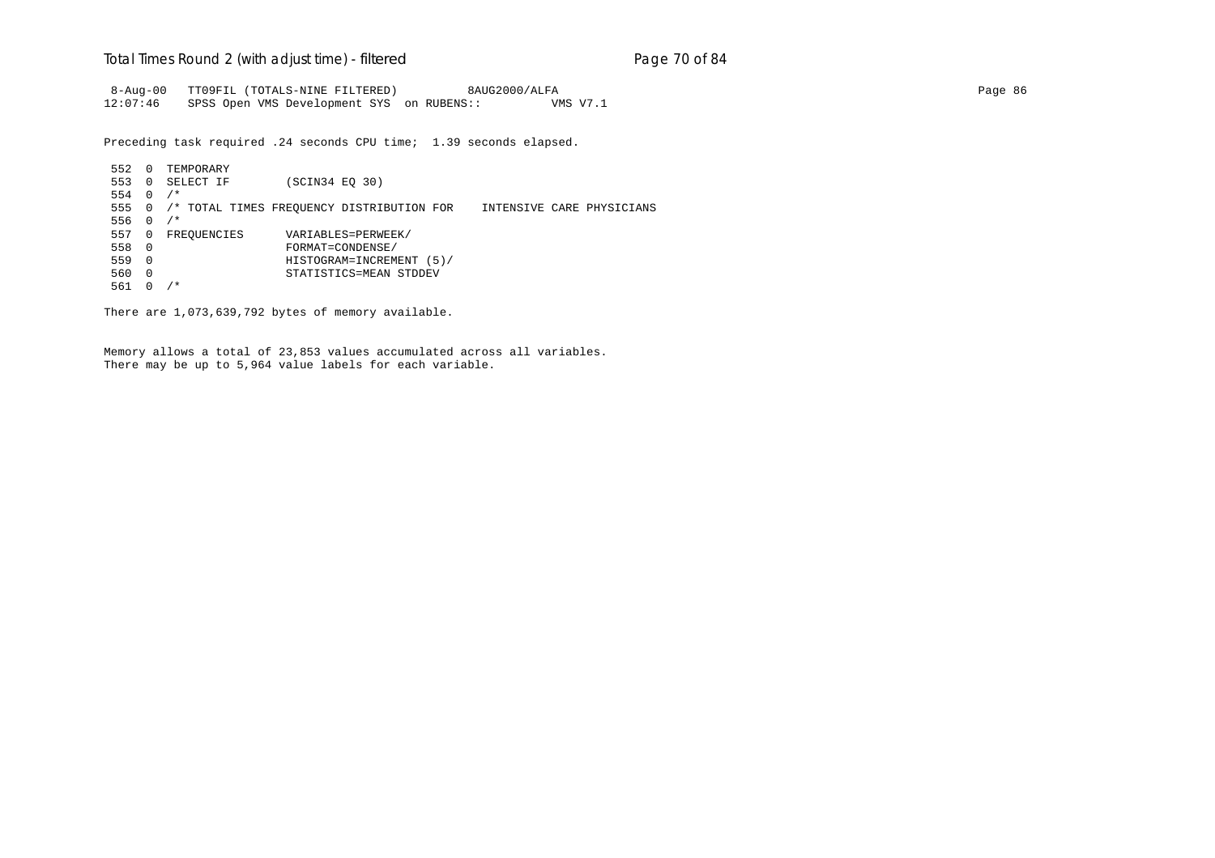```
 8-Aug-00   TT09FIL (TOTALS-NINE FILTERED)          8AUG2000/ALFA
12:07:46    SPSS Open VMS Development SYS  on RUBENS::          VMS V7.1
```

Preceding task required .24 seconds CPU time;  1.39 seconds elapsed.

```
 552  0  TEMPORARY
 553  0  SELECT IF        (SCIN34 EQ 30)
 554  0  /*
 555  0  /* TOTAL TIMES FREQUENCY DISTRIBUTION FOR    INTENSIVE CARE PHYSICIANS
 556  0  /*
 557  0  FREQUENCIES      VARIABLES=PERWEEK/
 558  0                   FORMAT=CONDENSE/
 559  0                   HISTOGRAM=INCREMENT (5)/
 560  0                   STATISTICS=MEAN STDDEV
 561  0  /*
```

There are 1,073,639,792 bytes of memory available.

Memory allows a total of 23,853 values accumulated across all variables.
There may be up to 5,964 value labels for each variable.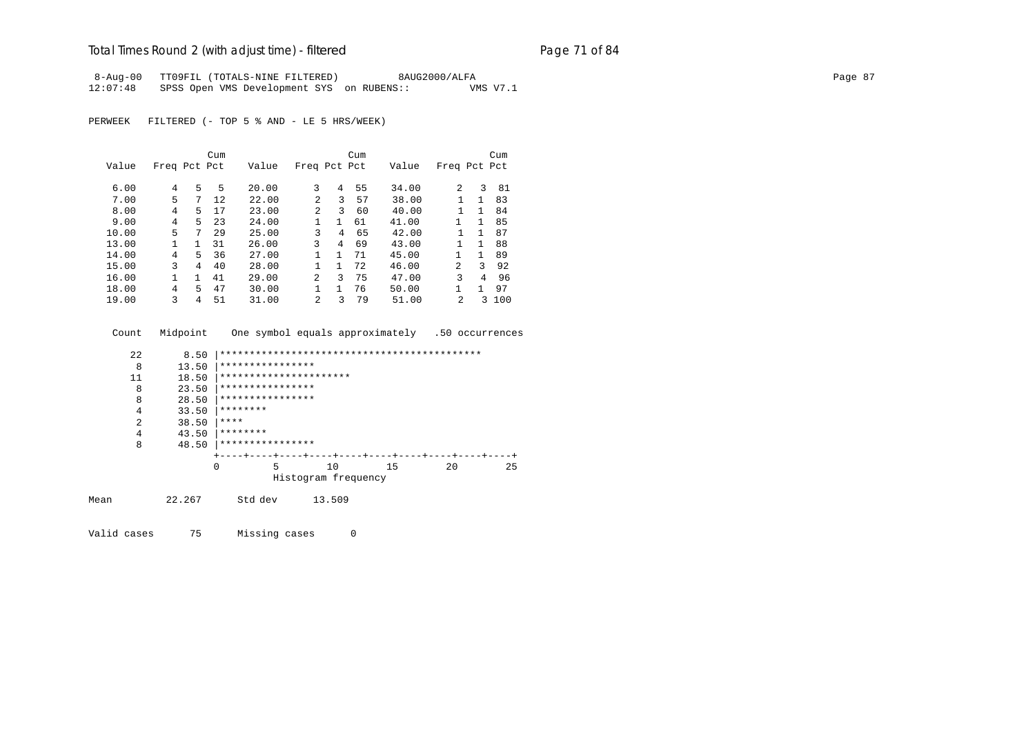# Total Times Round 2 (with adjust time) - filtered

```
 8-Aug-00   TT09FIL (TOTALS-NINE FILTERED)          8AUG2000/ALFA                                                                              Page 87
12:07:48    SPSS Open VMS Development SYS  on RUBENS::          VMS V7.1


PERWEEK   FILTERED (- TOP 5 % AND - LE 5 HRS/WEEK)


                     Cum                        Cum                        Cum
   Value   Freq Pct Pct     Value   Freq Pct Pct     Value   Freq Pct Pct

    6.00      4   5   5     20.00      3   4  55     34.00      2   3  81
    7.00      5   7  12     22.00      2   3  57     38.00      1   1  83
    8.00      4   5  17     23.00      2   3  60     40.00      1   1  84
    9.00      4   5  23     24.00      1   1  61     41.00      1   1  85
   10.00      5   7  29     25.00      3   4  65     42.00      1   1  87
   13.00      1   1  31     26.00      3   4  69     43.00      1   1  88
   14.00      4   5  36     27.00      1   1  71     45.00      1   1  89
   15.00      3   4  40     28.00      1   1  72     46.00      2   3  92
   16.00      1   1  41     29.00      2   3  75     47.00      3   4  96
   18.00      4   5  47     30.00      1   1  76     50.00      1   1  97
   19.00      3   4  51     31.00      2   3  79     51.00      2   3 100


    Count   Midpoint    One symbol equals approximately   .50 occurrences

       22       8.50 |********************************************
        8      13.50 |****************
       11      18.50 |**********************
        8      23.50 |****************
        8      28.50 |****************
        4      33.50 |********
        2      38.50 |****
        4      43.50 |********
        8      48.50 |****************
                     +----+----+----+----+----+----+----+----+----+----+
                     0         5        10        15        20        25
                               Histogram frequency

Mean          22.267      Std dev      13.509


Valid cases      75      Missing cases      0
```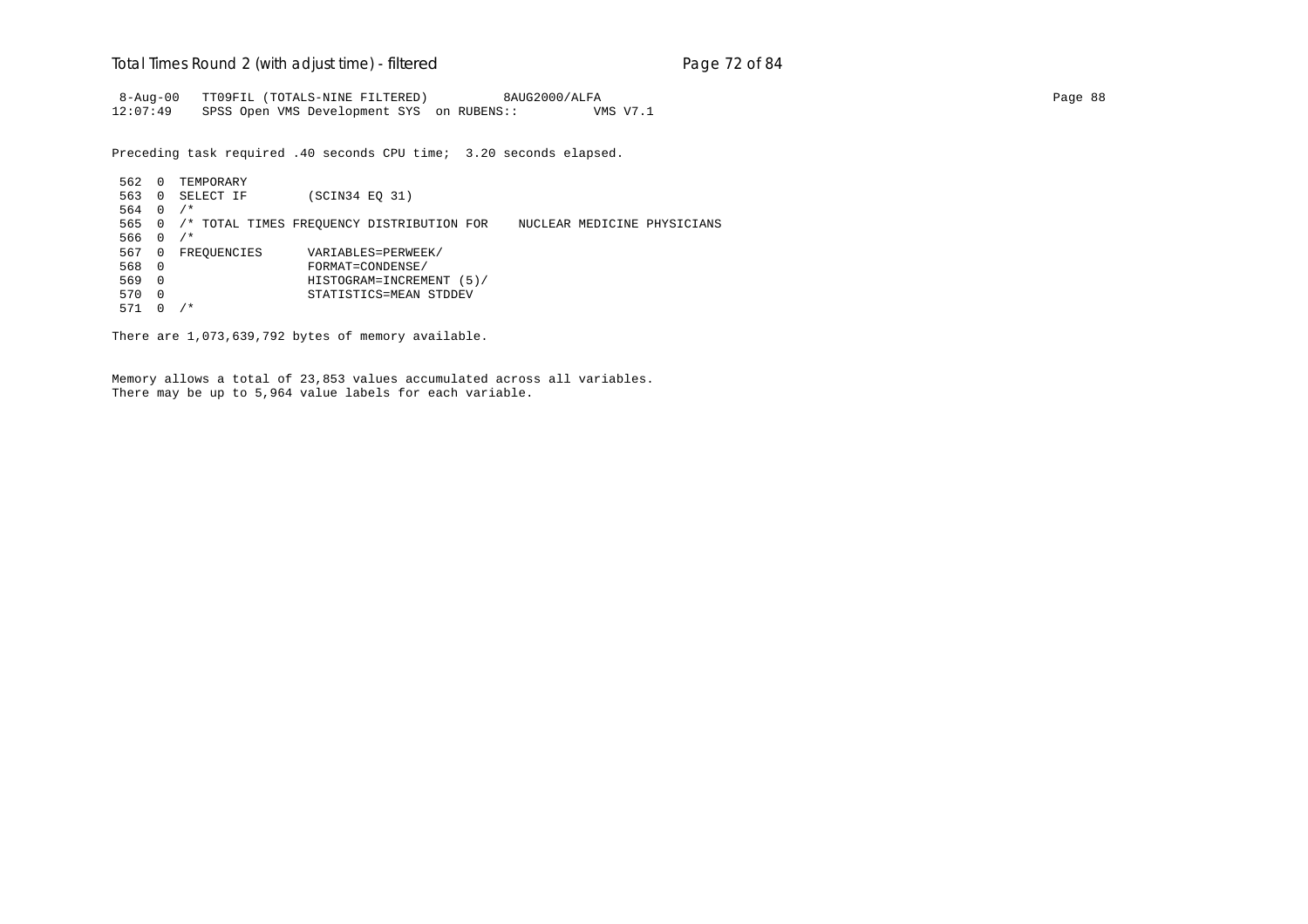```
 8-Aug-00   TT09FIL (TOTALS-NINE FILTERED)          8AUG2000/ALFA                                                                              Page 88
12:07:49    SPSS Open VMS Development SYS  on RUBENS::          VMS V7.1
```

Preceding task required .40 seconds CPU time;  3.20 seconds elapsed.

```
 562  0  TEMPORARY
 563  0  SELECT IF        (SCIN34 EQ 31)
 564  0  /*
 565  0  /* TOTAL TIMES FREQUENCY DISTRIBUTION FOR    NUCLEAR MEDICINE PHYSICIANS
 566  0  /*
 567  0  FREQUENCIES      VARIABLES=PERWEEK/
 568  0                   FORMAT=CONDENSE/
 569  0                   HISTOGRAM=INCREMENT (5)/
 570  0                   STATISTICS=MEAN STDDEV
 571  0  /*
```

There are 1,073,639,792 bytes of memory available.

Memory allows a total of 23,853 values accumulated across all variables.
There may be up to 5,964 value labels for each variable.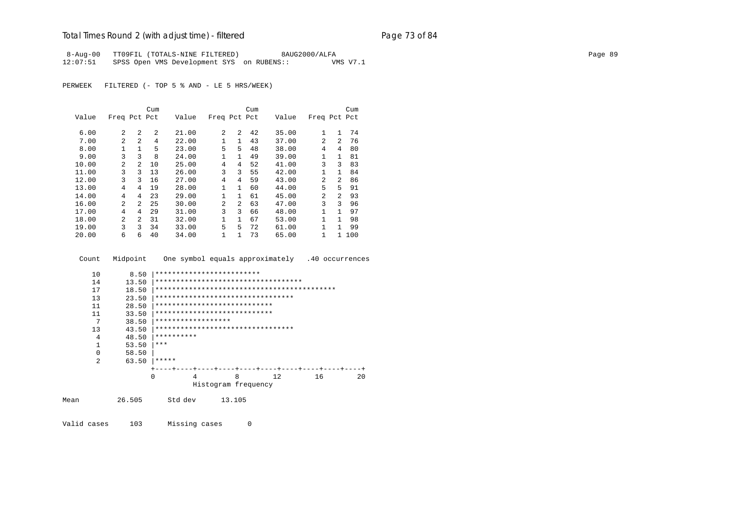```
 8-Aug-00   TT09FIL (TOTALS-NINE FILTERED)          8AUG2000/ALFA
12:07:51    SPSS Open VMS Development SYS  on RUBENS::          VMS V7.1

PERWEEK   FILTERED (- TOP 5 % AND - LE 5 HRS/WEEK)
```

| Value | Freq | Pct | Cum Pct | Value | Freq | Pct | Cum Pct | Value | Freq | Pct | Cum Pct |
|---|---|---|---|---|---|---|---|---|---|---|---|
| 6.00 | 2 | 2 | 2 | 21.00 | 2 | 2 | 42 | 35.00 | 1 | 1 | 74 |
| 7.00 | 2 | 2 | 4 | 22.00 | 1 | 1 | 43 | 37.00 | 2 | 2 | 76 |
| 8.00 | 1 | 1 | 5 | 23.00 | 5 | 5 | 48 | 38.00 | 4 | 4 | 80 |
| 9.00 | 3 | 3 | 8 | 24.00 | 1 | 1 | 49 | 39.00 | 1 | 1 | 81 |
| 10.00 | 2 | 2 | 10 | 25.00 | 4 | 4 | 52 | 41.00 | 3 | 3 | 83 |
| 11.00 | 3 | 3 | 13 | 26.00 | 3 | 3 | 55 | 42.00 | 1 | 1 | 84 |
| 12.00 | 3 | 3 | 16 | 27.00 | 4 | 4 | 59 | 43.00 | 2 | 2 | 86 |
| 13.00 | 4 | 4 | 19 | 28.00 | 1 | 1 | 60 | 44.00 | 5 | 5 | 91 |
| 14.00 | 4 | 4 | 23 | 29.00 | 1 | 1 | 61 | 45.00 | 2 | 2 | 93 |
| 16.00 | 2 | 2 | 25 | 30.00 | 2 | 2 | 63 | 47.00 | 3 | 3 | 96 |
| 17.00 | 4 | 4 | 29 | 31.00 | 3 | 3 | 66 | 48.00 | 1 | 1 | 97 |
| 18.00 | 2 | 2 | 31 | 32.00 | 1 | 1 | 67 | 53.00 | 1 | 1 | 98 |
| 19.00 | 3 | 3 | 34 | 33.00 | 5 | 5 | 72 | 61.00 | 1 | 1 | 99 |
| 20.00 | 6 | 6 | 40 | 34.00 | 1 | 1 | 73 | 65.00 | 1 | 1 | 100 |

```
 Count   Midpoint    One symbol equals approximately   .40 occurrences

    10       8.50 |*************************
    14      13.50 |***********************************
    17      18.50 |******************************************
    13      23.50 |********************************
    11      28.50 |****************************
    11      33.50 |****************************
     7      38.50 |******************
    13      43.50 |********************************
     4      48.50 |**********
     1      53.50 |***
     0      58.50 |
     2      63.50 |*****
                  +----+----+----+----+----+----+----+----+----+----+
                  0         4         8        12        16        20
                            Histogram frequency

Mean         26.505      Std dev      13.105

Valid cases     103      Missing cases      0
```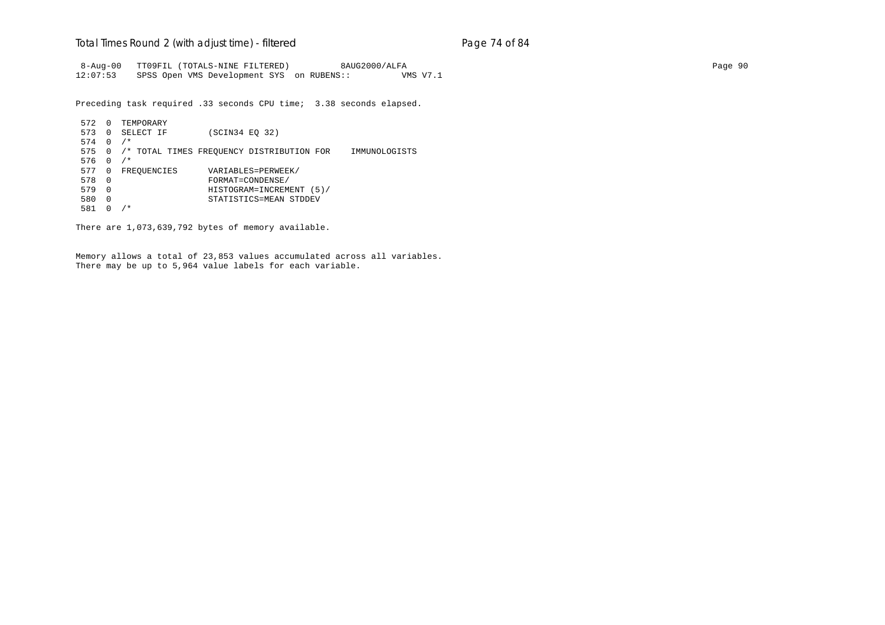```
 8-Aug-00   TT09FIL (TOTALS-NINE FILTERED)          8AUG2000/ALFA
12:07:53    SPSS Open VMS Development SYS  on RUBENS::          VMS V7.1

Preceding task required .33 seconds CPU time;  3.38 seconds elapsed.

 572  0  TEMPORARY
 573  0  SELECT IF        (SCIN34 EQ 32)
 574  0  /*
 575  0  /* TOTAL TIMES FREQUENCY DISTRIBUTION FOR    IMMUNOLOGISTS
 576  0  /*
 577  0  FREQUENCIES       VARIABLES=PERWEEK/
 578  0                    FORMAT=CONDENSE/
 579  0                    HISTOGRAM=INCREMENT (5)/
 580  0                    STATISTICS=MEAN STDDEV
 581  0  /*

There are 1,073,639,792 bytes of memory available.


Memory allows a total of 23,853 values accumulated across all variables.
There may be up to 5,964 value labels for each variable.
```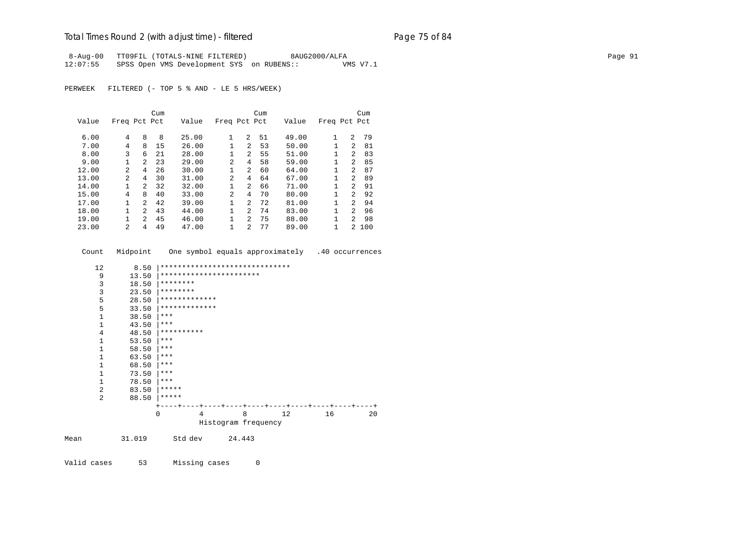# Total Times Round 2 (with adjust time) - filtered

```
 8-Aug-00   TT09FIL (TOTALS-NINE FILTERED)          8AUG2000/ALFA
12:07:55    SPSS Open VMS Development SYS  on RUBENS::          VMS V7.1

PERWEEK   FILTERED (- TOP 5 % AND - LE 5 HRS/WEEK)
```

| Value | Freq | Pct | Cum Pct | Value | Freq | Pct | Cum Pct | Value | Freq | Pct | Cum Pct |
|---|---|---|---|---|---|---|---|---|---|---|---|
| 6.00 | 4 | 8 | 8 | 25.00 | 1 | 2 | 51 | 49.00 | 1 | 2 | 79 |
| 7.00 | 4 | 8 | 15 | 26.00 | 1 | 2 | 53 | 50.00 | 1 | 2 | 81 |
| 8.00 | 3 | 6 | 21 | 28.00 | 1 | 2 | 55 | 51.00 | 1 | 2 | 83 |
| 9.00 | 1 | 2 | 23 | 29.00 | 2 | 4 | 58 | 59.00 | 1 | 2 | 85 |
| 12.00 | 2 | 4 | 26 | 30.00 | 1 | 2 | 60 | 64.00 | 1 | 2 | 87 |
| 13.00 | 2 | 4 | 30 | 31.00 | 2 | 4 | 64 | 67.00 | 1 | 2 | 89 |
| 14.00 | 1 | 2 | 32 | 32.00 | 1 | 2 | 66 | 71.00 | 1 | 2 | 91 |
| 15.00 | 4 | 8 | 40 | 33.00 | 2 | 4 | 70 | 80.00 | 1 | 2 | 92 |
| 17.00 | 1 | 2 | 42 | 39.00 | 1 | 2 | 72 | 81.00 | 1 | 2 | 94 |
| 18.00 | 1 | 2 | 43 | 44.00 | 1 | 2 | 74 | 83.00 | 1 | 2 | 96 |
| 19.00 | 1 | 2 | 45 | 46.00 | 1 | 2 | 75 | 88.00 | 1 | 2 | 98 |
| 23.00 | 2 | 4 | 49 | 47.00 | 1 | 2 | 77 | 89.00 | 1 | 2 | 100 |

```
  Count   Midpoint    One symbol equals approximately   .40 occurrences

     12       8.50 |******************************
      9      13.50 |***********************
      3      18.50 |********
      3      23.50 |********
      5      28.50 |*************
      5      33.50 |*************
      1      38.50 |***
      1      43.50 |***
      4      48.50 |**********
      1      53.50 |***
      1      58.50 |***
      1      63.50 |***
      1      68.50 |***
      1      73.50 |***
      1      78.50 |***
      2      83.50 |*****
      2      88.50 |*****
                   +----+----+----+----+----+----+----+----+----+----+
                   0         4         8        12        16        20
                              Histogram frequency

Mean         31.019      Std dev      24.443

Valid cases      53      Missing cases      0
```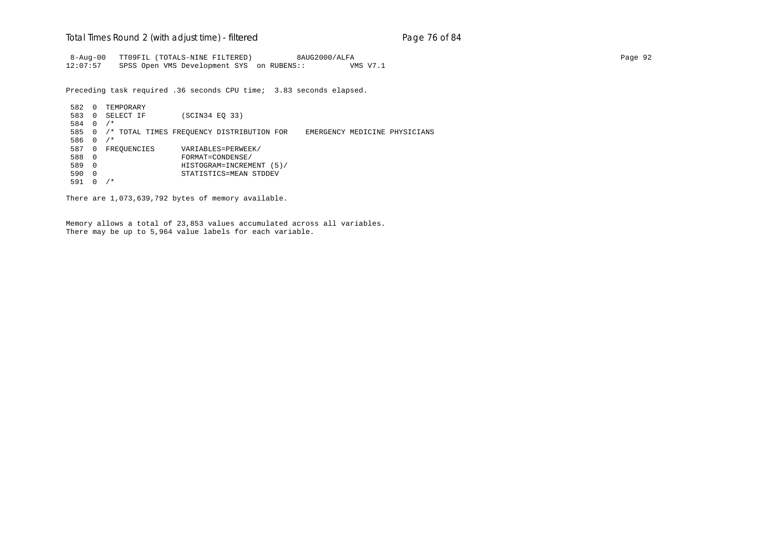```
 8-Aug-00   TT09FIL (TOTALS-NINE FILTERED)          8AUG2000/ALFA
12:07:57    SPSS Open VMS Development SYS  on RUBENS::          VMS V7.1

Preceding task required .36 seconds CPU time;  3.83 seconds elapsed.

 582  0  TEMPORARY
 583  0  SELECT IF        (SCIN34 EQ 33)
 584  0  /*
 585  0  /* TOTAL TIMES FREQUENCY DISTRIBUTION FOR    EMERGENCY MEDICINE PHYSICIANS
 586  0  /*
 587  0  FREQUENCIES      VARIABLES=PERWEEK/
 588  0                   FORMAT=CONDENSE/
 589  0                   HISTOGRAM=INCREMENT (5)/
 590  0                   STATISTICS=MEAN STDDEV
 591  0  /*

There are 1,073,639,792 bytes of memory available.


Memory allows a total of 23,853 values accumulated across all variables.
There may be up to 5,964 value labels for each variable.
```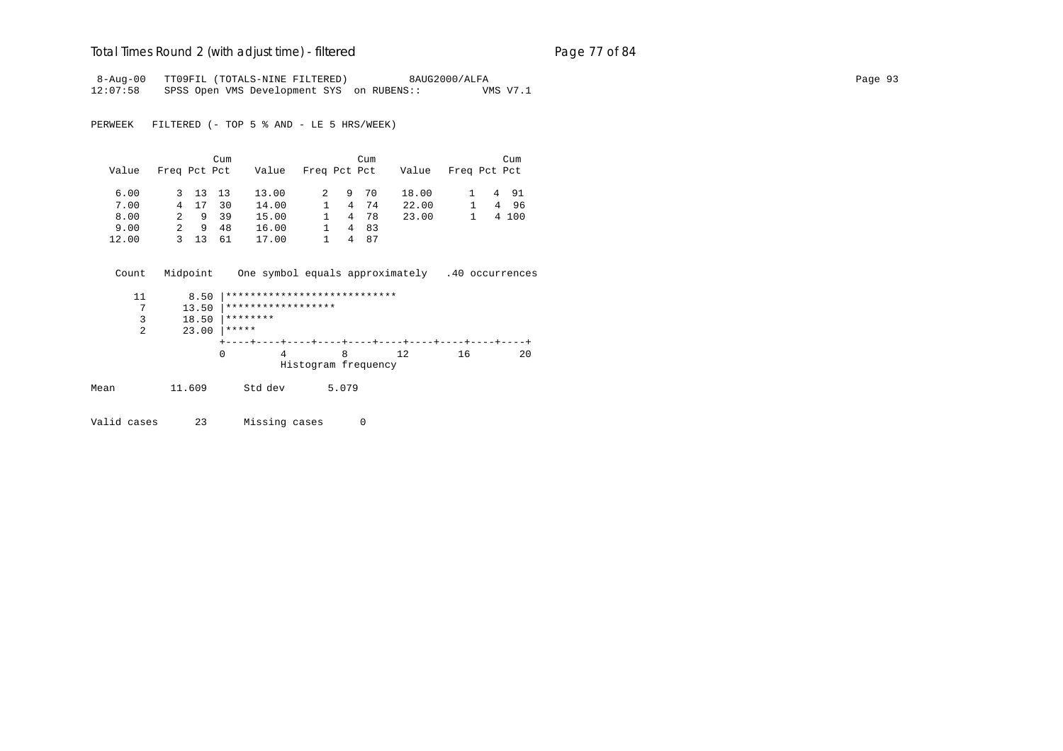```
 8-Aug-00   TT09FIL (TOTALS-NINE FILTERED)          8AUG2000/ALFA
12:07:58    SPSS Open VMS Development SYS  on RUBENS::          VMS V7.1

PERWEEK   FILTERED (- TOP 5 % AND - LE 5 HRS/WEEK)


                     Cum                        Cum                      Cum
   Value   Freq Pct Pct    Value   Freq Pct Pct    Value   Freq Pct Pct

    6.00      3  13  13    13.00      2   9  70    18.00      1   4  91
    7.00      4  17  30    14.00      1   4  74    22.00      1   4  96
    8.00      2   9  39    15.00      1   4  78    23.00      1   4 100
    9.00      2   9  48    16.00      1   4  83
   12.00      3  13  61    17.00      1   4  87


   Count   Midpoint    One symbol equals approximately   .40 occurrences

      11       8.50 |****************************
       7      13.50 |******************
       3      18.50 |********
       2      23.00 |*****
                    +----+----+----+----+----+----+----+----+----+----+
                    0         4         8        12        16        20
                              Histogram frequency

Mean         11.609      Std dev       5.079

Valid cases      23      Missing cases      0
```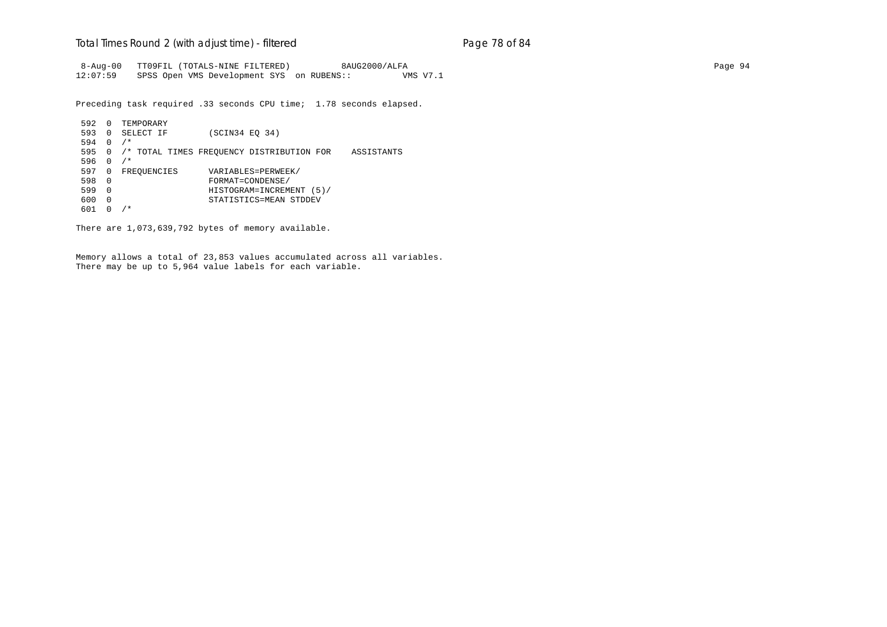```
 8-Aug-00   TT09FIL (TOTALS-NINE FILTERED)          8AUG2000/ALFA                                                                    Page 94
12:07:59    SPSS Open VMS Development SYS  on RUBENS::          VMS V7.1

Preceding task required .33 seconds CPU time;  1.78 seconds elapsed.

 592  0  TEMPORARY
 593  0  SELECT IF        (SCIN34 EQ 34)
 594  0  /*
 595  0  /* TOTAL TIMES FREQUENCY DISTRIBUTION FOR    ASSISTANTS
 596  0  /*
 597  0  FREQUENCIES      VARIABLES=PERWEEK/
 598  0                   FORMAT=CONDENSE/
 599  0                   HISTOGRAM=INCREMENT (5)/
 600  0                   STATISTICS=MEAN STDDEV
 601  0  /*

There are 1,073,639,792 bytes of memory available.


Memory allows a total of 23,853 values accumulated across all variables.
There may be up to 5,964 value labels for each variable.
```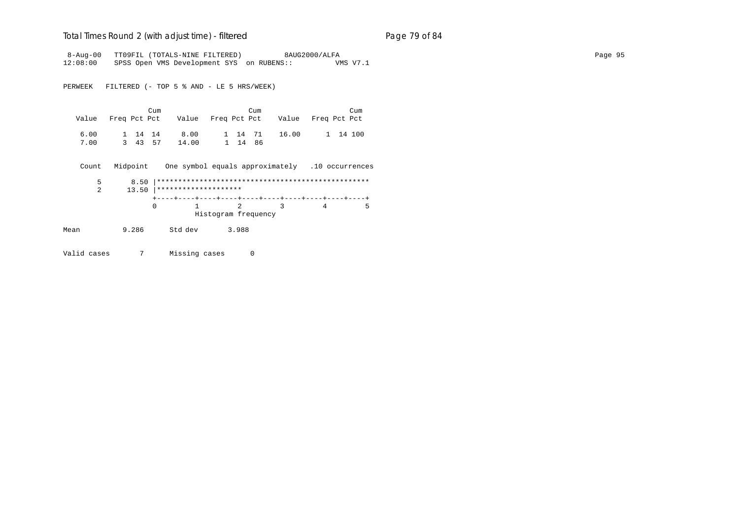```
 8-Aug-00   TT09FIL (TOTALS-NINE FILTERED)          8AUG2000/ALFA
12:08:00    SPSS Open VMS Development SYS  on RUBENS::          VMS V7.1

PERWEEK   FILTERED (- TOP 5 % AND - LE 5 HRS/WEEK)

                    Cum                         Cum                        Cum
   Value   Freq Pct Pct    Value   Freq Pct Pct    Value   Freq Pct Pct

    6.00      1  14  14     8.00      1  14  71    16.00      1  14 100
    7.00      3  43  57    14.00      1  14  86

    Count   Midpoint    One symbol equals approximately   .10 occurrences

        5       8.50 |**************************************************
        2      13.50 |********************
                     +----+----+----+----+----+----+----+----+----+----+
                     0         1         2         3         4         5
                               Histogram frequency

Mean          9.286      Std dev       3.988

Valid cases       7      Missing cases      0
```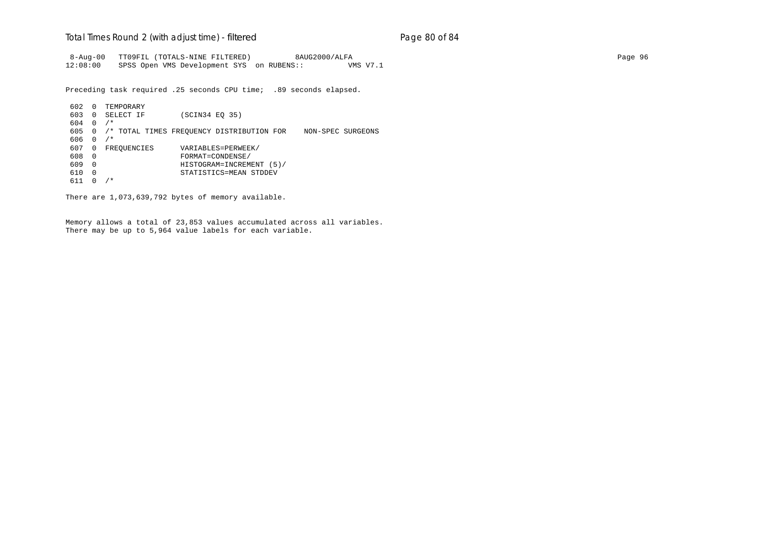```
 8-Aug-00   TT09FIL (TOTALS-NINE FILTERED)          8AUG2000/ALFA
12:08:00    SPSS Open VMS Development SYS  on RUBENS::          VMS V7.1
```

Preceding task required .25 seconds CPU time;  .89 seconds elapsed.

```
 602  0  TEMPORARY
 603  0  SELECT IF        (SCIN34 EQ 35)
 604  0  /*
 605  0  /* TOTAL TIMES FREQUENCY DISTRIBUTION FOR    NON-SPEC SURGEONS
 606  0  /*
 607  0  FREQUENCIES      VARIABLES=PERWEEK/
 608  0                   FORMAT=CONDENSE/
 609  0                   HISTOGRAM=INCREMENT (5)/
 610  0                   STATISTICS=MEAN STDDEV
 611  0  /*
```

There are 1,073,639,792 bytes of memory available.

Memory allows a total of 23,853 values accumulated across all variables.
There may be up to 5,964 value labels for each variable.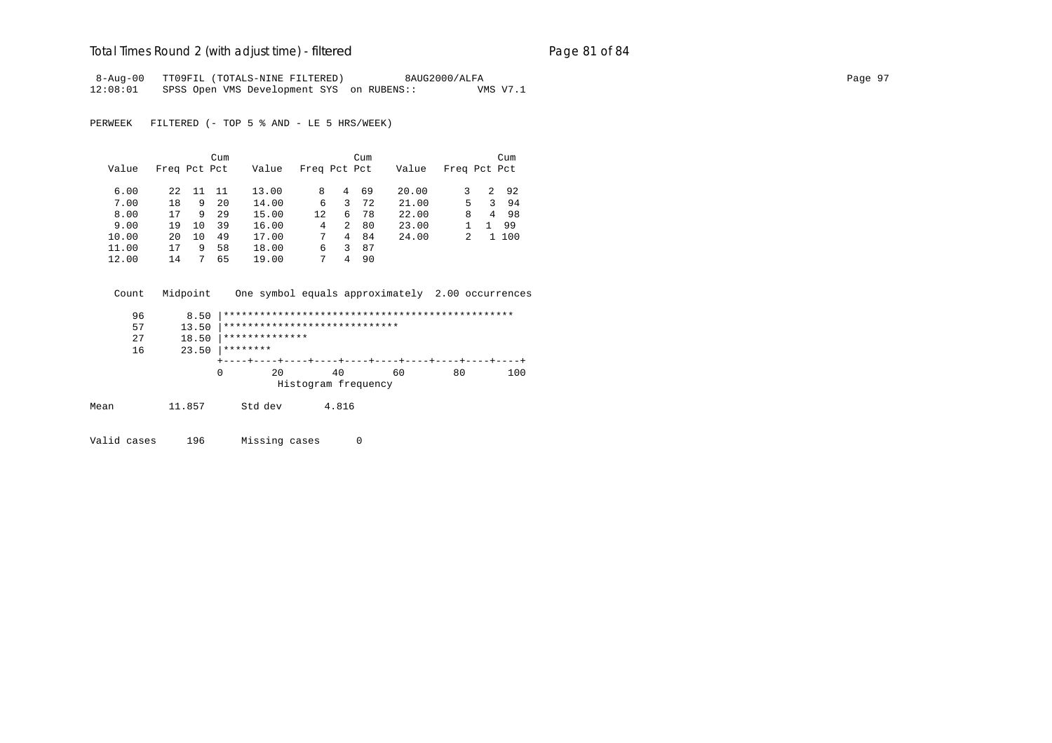# Total Times Round 2 (with adjust time) - filtered

```
 8-Aug-00   TT09FIL (TOTALS-NINE FILTERED)          8AUG2000/ALFA
12:08:01    SPSS Open VMS Development SYS  on RUBENS::          VMS V7.1

PERWEEK   FILTERED (- TOP 5 % AND - LE 5 HRS/WEEK)

                      Cum                          Cum                          Cum
  Value   Freq Pct Pct     Value   Freq Pct Pct     Value   Freq Pct Pct

   6.00     22  11  11     13.00      8   4  69     20.00      3   2  92
   7.00     18   9  20     14.00      6   3  72     21.00      5   3  94
   8.00     17   9  29     15.00     12   6  78     22.00      8   4  98
   9.00     19  10  39     16.00      4   2  80     23.00      1   1  99
  10.00     20  10  49     17.00      7   4  84     24.00      2   1 100
  11.00     17   9  58     18.00      6   3  87
  12.00     14   7  65     19.00      7   4  90

   Count   Midpoint    One symbol equals approximately  2.00 occurrences

      96       8.50 |************************************************
      57      13.50 |*****************************
      27      18.50 |**************
      16      23.50 |********
                    +----+----+----+----+----+----+----+----+----+----+
                    0        20        40        60        80       100
                              Histogram frequency

Mean          11.857      Std dev       4.816

Valid cases      196      Missing cases      0
```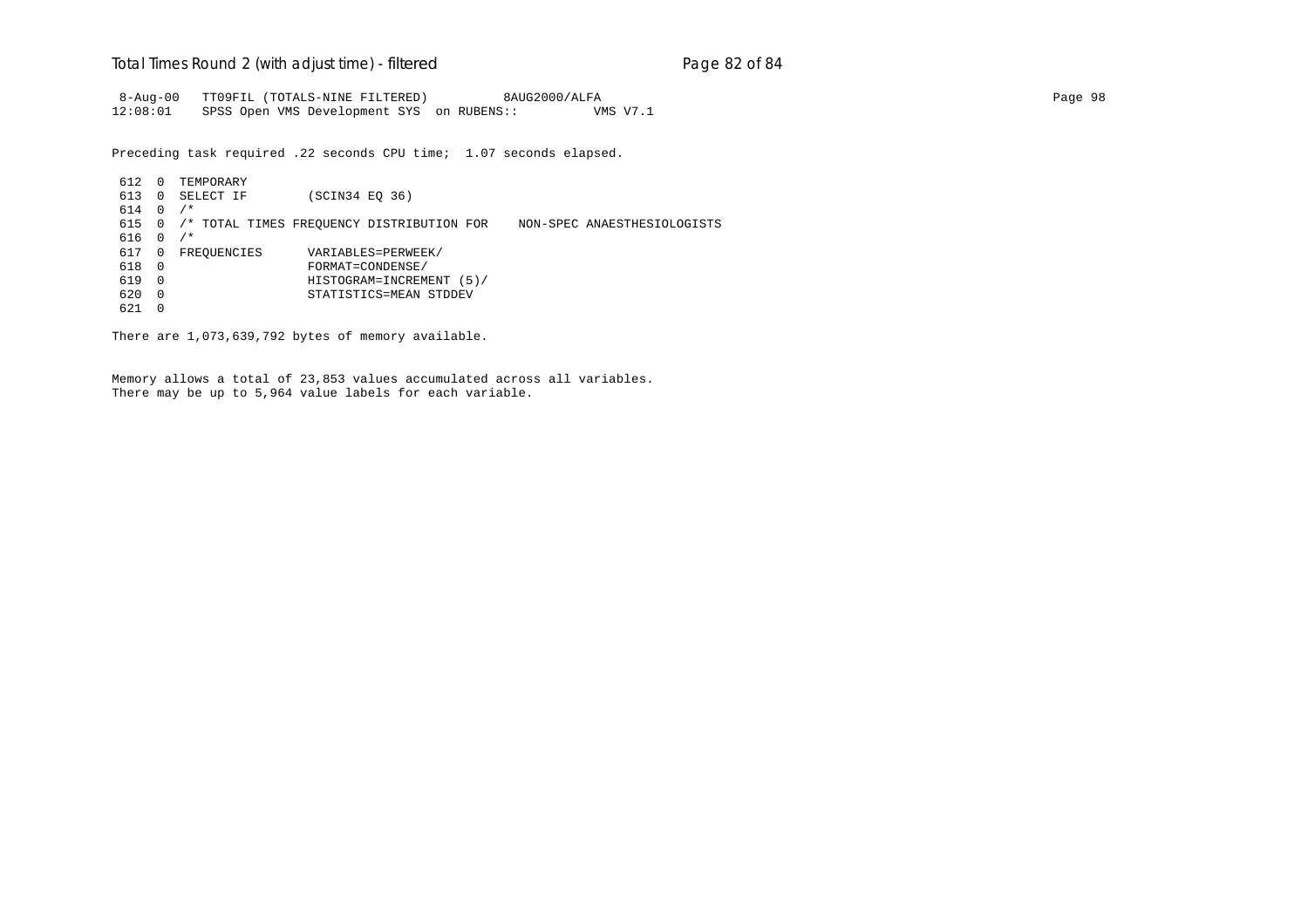```
 8-Aug-00   TT09FIL (TOTALS-NINE FILTERED)          8AUG2000/ALFA                                                                        Page 98
12:08:01    SPSS Open VMS Development SYS  on RUBENS::          VMS V7.1

Preceding task required .22 seconds CPU time;  1.07 seconds elapsed.

 612  0  TEMPORARY
 613  0  SELECT IF        (SCIN34 EQ 36)
 614  0  /*
 615  0  /* TOTAL TIMES FREQUENCY DISTRIBUTION FOR    NON-SPEC ANAESTHESIOLOGISTS
 616  0  /*
 617  0  FREQUENCIES      VARIABLES=PERWEEK/
 618  0                   FORMAT=CONDENSE/
 619  0                   HISTOGRAM=INCREMENT (5)/
 620  0                   STATISTICS=MEAN STDDEV
 621  0

There are 1,073,639,792 bytes of memory available.


Memory allows a total of 23,853 values accumulated across all variables.
There may be up to 5,964 value labels for each variable.
```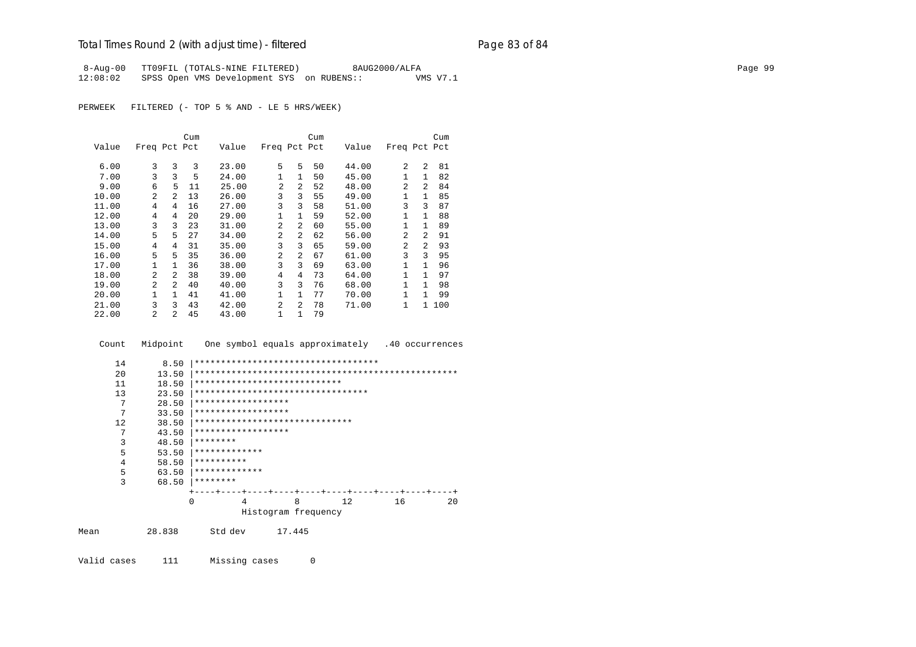```
 8-Aug-00   TT09FIL (TOTALS-NINE FILTERED)          8AUG2000/ALFA
12:08:02    SPSS Open VMS Development SYS  on RUBENS::          VMS V7.1

PERWEEK   FILTERED (- TOP 5 % AND - LE 5 HRS/WEEK)
```

| Value | Freq | Pct | Cum Pct | Value | Freq | Pct | Cum Pct | Value | Freq | Pct | Cum Pct |
|---|---|---|---|---|---|---|---|---|---|---|---|
| 6.00 | 3 | 3 | 3 | 23.00 | 5 | 5 | 50 | 44.00 | 2 | 2 | 81 |
| 7.00 | 3 | 3 | 5 | 24.00 | 1 | 1 | 50 | 45.00 | 1 | 1 | 82 |
| 9.00 | 6 | 5 | 11 | 25.00 | 2 | 2 | 52 | 48.00 | 2 | 2 | 84 |
| 10.00 | 2 | 2 | 13 | 26.00 | 3 | 3 | 55 | 49.00 | 1 | 1 | 85 |
| 11.00 | 4 | 4 | 16 | 27.00 | 3 | 3 | 58 | 51.00 | 3 | 3 | 87 |
| 12.00 | 4 | 4 | 20 | 29.00 | 1 | 1 | 59 | 52.00 | 1 | 1 | 88 |
| 13.00 | 3 | 3 | 23 | 31.00 | 2 | 2 | 60 | 55.00 | 1 | 1 | 89 |
| 14.00 | 5 | 5 | 27 | 34.00 | 2 | 2 | 62 | 56.00 | 2 | 2 | 91 |
| 15.00 | 4 | 4 | 31 | 35.00 | 3 | 3 | 65 | 59.00 | 2 | 2 | 93 |
| 16.00 | 5 | 5 | 35 | 36.00 | 2 | 2 | 67 | 61.00 | 3 | 3 | 95 |
| 17.00 | 1 | 1 | 36 | 38.00 | 3 | 3 | 69 | 63.00 | 1 | 1 | 96 |
| 18.00 | 2 | 2 | 38 | 39.00 | 4 | 4 | 73 | 64.00 | 1 | 1 | 97 |
| 19.00 | 2 | 2 | 40 | 40.00 | 3 | 3 | 76 | 68.00 | 1 | 1 | 98 |
| 20.00 | 1 | 1 | 41 | 41.00 | 1 | 1 | 77 | 70.00 | 1 | 1 | 99 |
| 21.00 | 3 | 3 | 43 | 42.00 | 2 | 2 | 78 | 71.00 | 1 | 1 | 100 |
| 22.00 | 2 | 2 | 45 | 43.00 | 1 | 1 | 79 | | | | |

```
    Count   Midpoint     One symbol equals approximately   .40 occurrences

      14       8.50 |***********************************
      20      13.50 |**************************************************
      11      18.50 |****************************
      13      23.50 |*********************************
       7      28.50 |******************
       7      33.50 |******************
      12      38.50 |******************************
       7      43.50 |******************
       3      48.50 |********
       5      53.50 |*************
       4      58.50 |**********
       5      63.50 |*************
       3      68.50 |********
                    +----+----+----+----+----+----+----+----+----+----+
                    0         4         8        12        16        20
                              Histogram frequency

Mean         28.838      Std dev      17.445

Valid cases     111      Missing cases      0
```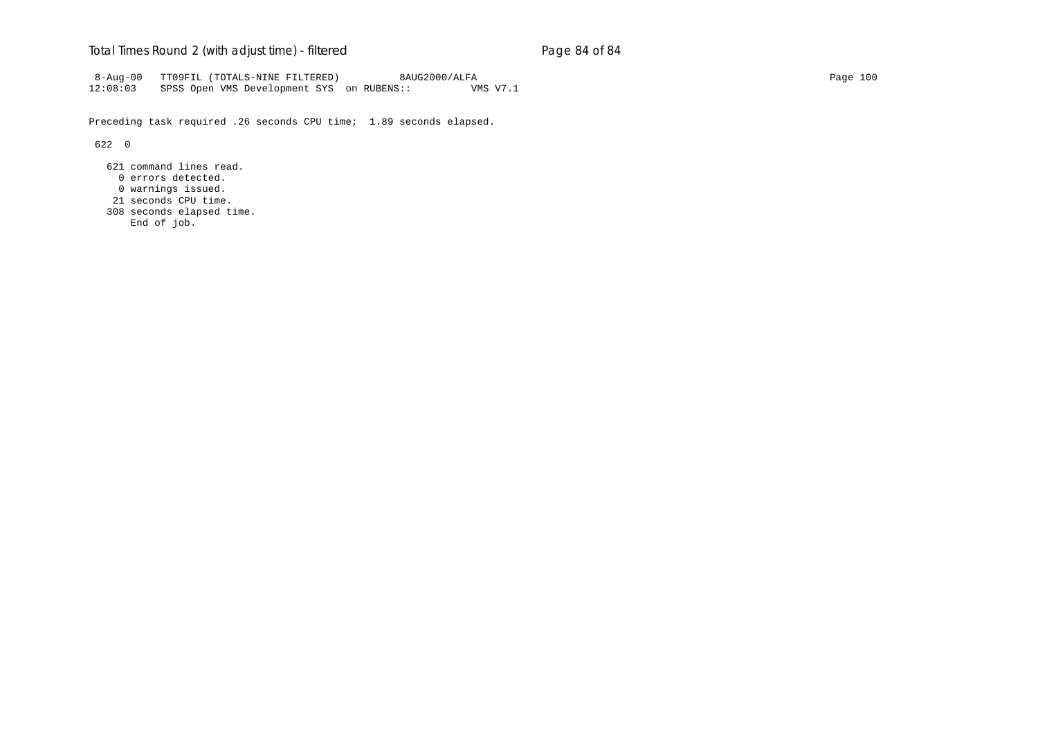```
 8-Aug-00   TT09FIL (TOTALS-NINE FILTERED)          8AUG2000/ALFA                                                                   Page 100
12:08:03    SPSS Open VMS Development SYS  on RUBENS::          VMS V7.1

Preceding task required .26 seconds CPU time;  1.89 seconds elapsed.

 622  0

   621 command lines read.
     0 errors detected.
     0 warnings issued.
    21 seconds CPU time.
   308 seconds elapsed time.
       End of job.
```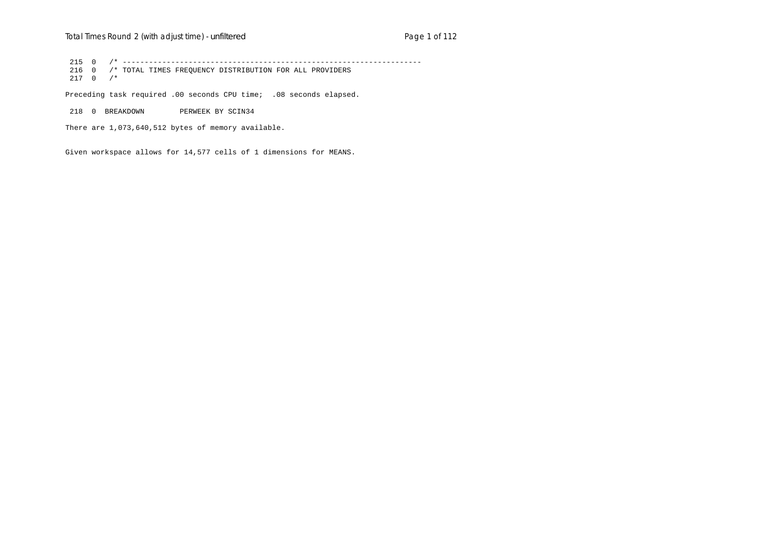```
 215  0   /* -------------------------------------------------------------------
 216  0   /* TOTAL TIMES FREQUENCY DISTRIBUTION FOR ALL PROVIDERS
 217  0   /*
```

Preceding task required .00 seconds CPU time;  .08 seconds elapsed.

```
 218  0  BREAKDOWN        PERWEEK BY SCIN34
```

There are 1,073,640,512 bytes of memory available.

Given workspace allows for 14,577 cells of 1 dimensions for MEANS.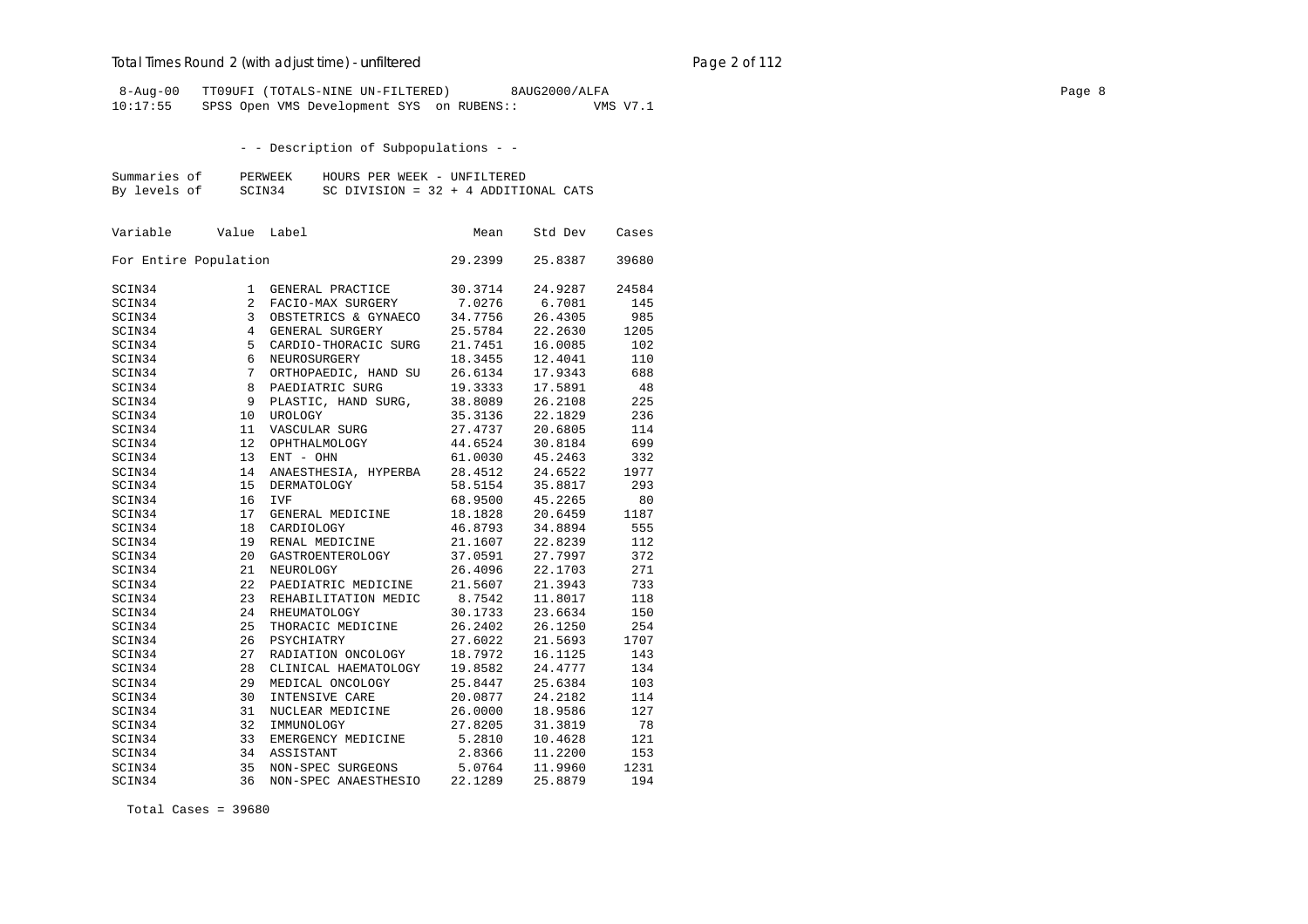8-Aug-00 TT09UFI (TOTALS-NINE UN-FILTERED) 8AUG2000/ALFA
10:17:55 SPSS Open VMS Development SYS on RUBENS:: VMS V7.1

- - Description of Subpopulations - -

Summaries of PERWEEK HOURS PER WEEK - UNFILTERED
By levels of SCIN34 SC DIVISION = 32 + 4 ADDITIONAL CATS

| Variable | Value | Label | Mean | Std Dev | Cases |
|---|---|---|---|---|---|
| For Entire Population | | | 29.2399 | 25.8387 | 39680 |
| SCIN34 | 1 | GENERAL PRACTICE | 30.3714 | 24.9287 | 24584 |
| SCIN34 | 2 | FACIO-MAX SURGERY | 7.0276 | 6.7081 | 145 |
| SCIN34 | 3 | OBSTETRICS & GYNAECO | 34.7756 | 26.4305 | 985 |
| SCIN34 | 4 | GENERAL SURGERY | 25.5784 | 22.2630 | 1205 |
| SCIN34 | 5 | CARDIO-THORACIC SURG | 21.7451 | 16.0085 | 102 |
| SCIN34 | 6 | NEUROSURGERY | 18.3455 | 12.4041 | 110 |
| SCIN34 | 7 | ORTHOPAEDIC, HAND SU | 26.6134 | 17.9343 | 688 |
| SCIN34 | 8 | PAEDIATRIC SURG | 19.3333 | 17.5891 | 48 |
| SCIN34 | 9 | PLASTIC, HAND SURG, | 38.8089 | 26.2108 | 225 |
| SCIN34 | 10 | UROLOGY | 35.3136 | 22.1829 | 236 |
| SCIN34 | 11 | VASCULAR SURG | 27.4737 | 20.6805 | 114 |
| SCIN34 | 12 | OPHTHALMOLOGY | 44.6524 | 30.8184 | 699 |
| SCIN34 | 13 | ENT - OHN | 61.0030 | 45.2463 | 332 |
| SCIN34 | 14 | ANAESTHESIA, HYPERBA | 28.4512 | 24.6522 | 1977 |
| SCIN34 | 15 | DERMATOLOGY | 58.5154 | 35.8817 | 293 |
| SCIN34 | 16 | IVF | 68.9500 | 45.2265 | 80 |
| SCIN34 | 17 | GENERAL MEDICINE | 18.1828 | 20.6459 | 1187 |
| SCIN34 | 18 | CARDIOLOGY | 46.8793 | 34.8894 | 555 |
| SCIN34 | 19 | RENAL MEDICINE | 21.1607 | 22.8239 | 112 |
| SCIN34 | 20 | GASTROENTEROLOGY | 37.0591 | 27.7997 | 372 |
| SCIN34 | 21 | NEUROLOGY | 26.4096 | 22.1703 | 271 |
| SCIN34 | 22 | PAEDIATRIC MEDICINE | 21.5607 | 21.3943 | 733 |
| SCIN34 | 23 | REHABILITATION MEDIC | 8.7542 | 11.8017 | 118 |
| SCIN34 | 24 | RHEUMATOLOGY | 30.1733 | 23.6634 | 150 |
| SCIN34 | 25 | THORACIC MEDICINE | 26.2402 | 26.1250 | 254 |
| SCIN34 | 26 | PSYCHIATRY | 27.6022 | 21.5693 | 1707 |
| SCIN34 | 27 | RADIATION ONCOLOGY | 18.7972 | 16.1125 | 143 |
| SCIN34 | 28 | CLINICAL HAEMATOLOGY | 19.8582 | 24.4777 | 134 |
| SCIN34 | 29 | MEDICAL ONCOLOGY | 25.8447 | 25.6384 | 103 |
| SCIN34 | 30 | INTENSIVE CARE | 20.0877 | 24.2182 | 114 |
| SCIN34 | 31 | NUCLEAR MEDICINE | 26.0000 | 18.9586 | 127 |
| SCIN34 | 32 | IMMUNOLOGY | 27.8205 | 31.3819 | 78 |
| SCIN34 | 33 | EMERGENCY MEDICINE | 5.2810 | 10.4628 | 121 |
| SCIN34 | 34 | ASSISTANT | 2.8366 | 11.2200 | 153 |
| SCIN34 | 35 | NON-SPEC SURGEONS | 5.0764 | 11.9960 | 1231 |
| SCIN34 | 36 | NON-SPEC ANAESTHESIO | 22.1289 | 25.8879 | 194 |

Total Cases = 39680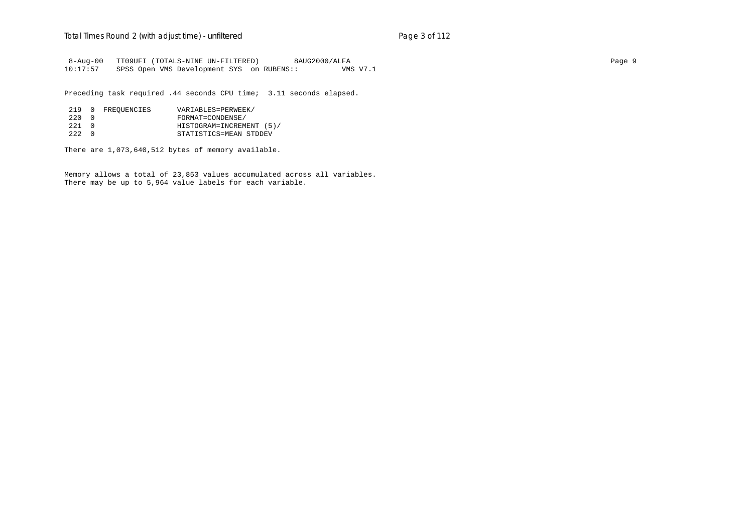```
 8-Aug-00   TT09UFI (TOTALS-NINE UN-FILTERED)        8AUG2000/ALFA
10:17:57    SPSS Open VMS Development SYS  on RUBENS::          VMS V7.1
```

Preceding task required .44 seconds CPU time;  3.11 seconds elapsed.

```
 219  0  FREQUENCIES      VARIABLES=PERWEEK/
 220  0                   FORMAT=CONDENSE/
 221  0                   HISTOGRAM=INCREMENT (5)/
 222  0                   STATISTICS=MEAN STDDEV
```

There are 1,073,640,512 bytes of memory available.

Memory allows a total of 23,853 values accumulated across all variables.
There may be up to 5,964 value labels for each variable.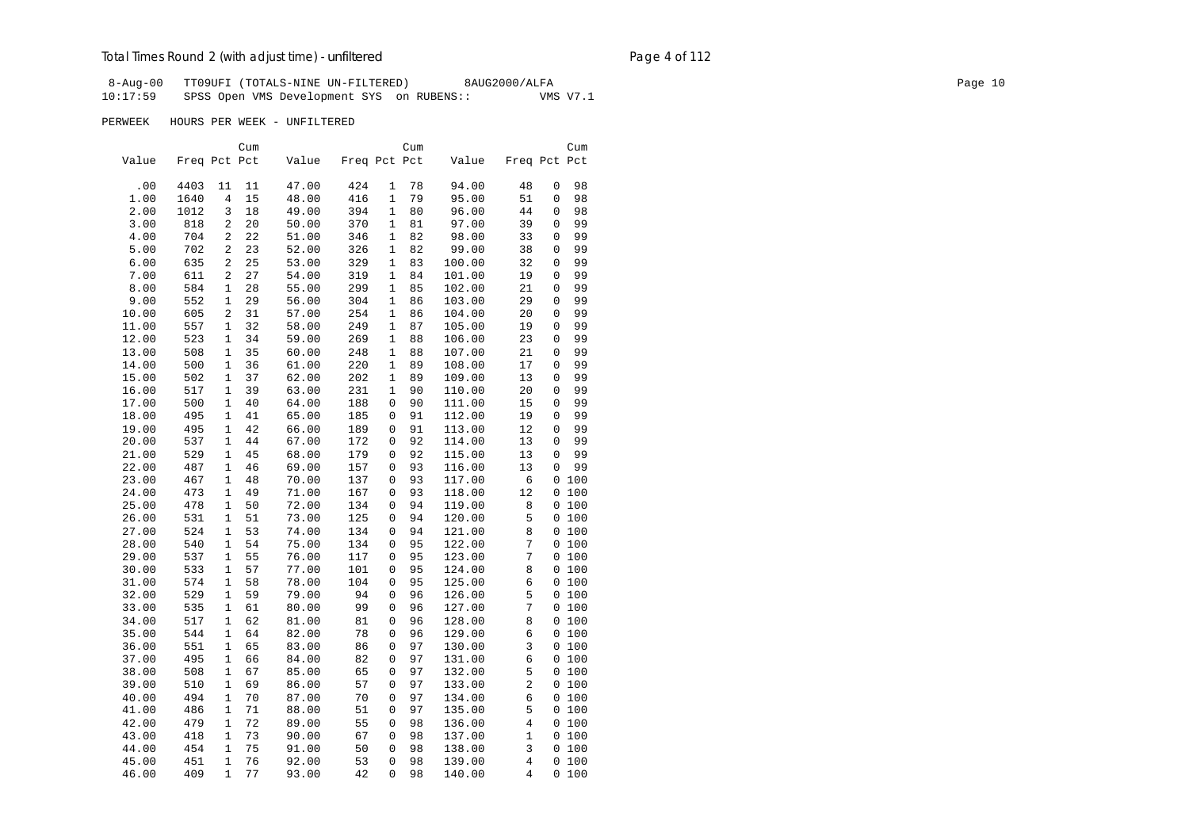8-Aug-00 TT09UFI (TOTALS-NINE UN-FILTERED) 8AUG2000/ALFA
10:17:59 SPSS Open VMS Development SYS on RUBENS:: VMS V7.1

PERWEEK HOURS PER WEEK - UNFILTERED

| Value | Freq | Pct | Cum Pct | Value | Freq | Pct | Cum Pct | Value | Freq | Pct | Cum Pct |
|---|---|---|---|---|---|---|---|---|---|---|---|
| .00 | 4403 | 11 | 11 | 47.00 | 424 | 1 | 78 | 94.00 | 48 | 0 | 98 |
| 1.00 | 1640 | 4 | 15 | 48.00 | 416 | 1 | 79 | 95.00 | 51 | 0 | 98 |
| 2.00 | 1012 | 3 | 18 | 49.00 | 394 | 1 | 80 | 96.00 | 44 | 0 | 98 |
| 3.00 | 818 | 2 | 20 | 50.00 | 370 | 1 | 81 | 97.00 | 39 | 0 | 99 |
| 4.00 | 704 | 2 | 22 | 51.00 | 346 | 1 | 82 | 98.00 | 33 | 0 | 99 |
| 5.00 | 702 | 2 | 23 | 52.00 | 326 | 1 | 82 | 99.00 | 38 | 0 | 99 |
| 6.00 | 635 | 2 | 25 | 53.00 | 329 | 1 | 83 | 100.00 | 32 | 0 | 99 |
| 7.00 | 611 | 2 | 27 | 54.00 | 319 | 1 | 84 | 101.00 | 19 | 0 | 99 |
| 8.00 | 584 | 1 | 28 | 55.00 | 299 | 1 | 85 | 102.00 | 21 | 0 | 99 |
| 9.00 | 552 | 1 | 29 | 56.00 | 304 | 1 | 86 | 103.00 | 29 | 0 | 99 |
| 10.00 | 605 | 2 | 31 | 57.00 | 254 | 1 | 86 | 104.00 | 20 | 0 | 99 |
| 11.00 | 557 | 1 | 32 | 58.00 | 249 | 1 | 87 | 105.00 | 19 | 0 | 99 |
| 12.00 | 523 | 1 | 34 | 59.00 | 269 | 1 | 88 | 106.00 | 23 | 0 | 99 |
| 13.00 | 508 | 1 | 35 | 60.00 | 248 | 1 | 88 | 107.00 | 21 | 0 | 99 |
| 14.00 | 500 | 1 | 36 | 61.00 | 220 | 1 | 89 | 108.00 | 17 | 0 | 99 |
| 15.00 | 502 | 1 | 37 | 62.00 | 202 | 1 | 89 | 109.00 | 13 | 0 | 99 |
| 16.00 | 517 | 1 | 39 | 63.00 | 231 | 1 | 90 | 110.00 | 20 | 0 | 99 |
| 17.00 | 500 | 1 | 40 | 64.00 | 188 | 0 | 90 | 111.00 | 15 | 0 | 99 |
| 18.00 | 495 | 1 | 41 | 65.00 | 185 | 0 | 91 | 112.00 | 19 | 0 | 99 |
| 19.00 | 495 | 1 | 42 | 66.00 | 189 | 0 | 91 | 113.00 | 12 | 0 | 99 |
| 20.00 | 537 | 1 | 44 | 67.00 | 172 | 0 | 92 | 114.00 | 13 | 0 | 99 |
| 21.00 | 529 | 1 | 45 | 68.00 | 179 | 0 | 92 | 115.00 | 13 | 0 | 99 |
| 22.00 | 487 | 1 | 46 | 69.00 | 157 | 0 | 93 | 116.00 | 13 | 0 | 99 |
| 23.00 | 467 | 1 | 48 | 70.00 | 137 | 0 | 93 | 117.00 | 6 | 0 | 100 |
| 24.00 | 473 | 1 | 49 | 71.00 | 167 | 0 | 93 | 118.00 | 12 | 0 | 100 |
| 25.00 | 478 | 1 | 50 | 72.00 | 134 | 0 | 94 | 119.00 | 8 | 0 | 100 |
| 26.00 | 531 | 1 | 51 | 73.00 | 125 | 0 | 94 | 120.00 | 5 | 0 | 100 |
| 27.00 | 524 | 1 | 53 | 74.00 | 134 | 0 | 94 | 121.00 | 8 | 0 | 100 |
| 28.00 | 540 | 1 | 54 | 75.00 | 134 | 0 | 95 | 122.00 | 7 | 0 | 100 |
| 29.00 | 537 | 1 | 55 | 76.00 | 117 | 0 | 95 | 123.00 | 7 | 0 | 100 |
| 30.00 | 533 | 1 | 57 | 77.00 | 101 | 0 | 95 | 124.00 | 8 | 0 | 100 |
| 31.00 | 574 | 1 | 58 | 78.00 | 104 | 0 | 95 | 125.00 | 6 | 0 | 100 |
| 32.00 | 529 | 1 | 59 | 79.00 | 94 | 0 | 96 | 126.00 | 5 | 0 | 100 |
| 33.00 | 535 | 1 | 61 | 80.00 | 99 | 0 | 96 | 127.00 | 7 | 0 | 100 |
| 34.00 | 517 | 1 | 62 | 81.00 | 81 | 0 | 96 | 128.00 | 8 | 0 | 100 |
| 35.00 | 544 | 1 | 64 | 82.00 | 78 | 0 | 96 | 129.00 | 6 | 0 | 100 |
| 36.00 | 551 | 1 | 65 | 83.00 | 86 | 0 | 97 | 130.00 | 3 | 0 | 100 |
| 37.00 | 495 | 1 | 66 | 84.00 | 82 | 0 | 97 | 131.00 | 6 | 0 | 100 |
| 38.00 | 508 | 1 | 67 | 85.00 | 65 | 0 | 97 | 132.00 | 5 | 0 | 100 |
| 39.00 | 510 | 1 | 69 | 86.00 | 57 | 0 | 97 | 133.00 | 2 | 0 | 100 |
| 40.00 | 494 | 1 | 70 | 87.00 | 70 | 0 | 97 | 134.00 | 6 | 0 | 100 |
| 41.00 | 486 | 1 | 71 | 88.00 | 51 | 0 | 97 | 135.00 | 5 | 0 | 100 |
| 42.00 | 479 | 1 | 72 | 89.00 | 55 | 0 | 98 | 136.00 | 4 | 0 | 100 |
| 43.00 | 418 | 1 | 73 | 90.00 | 67 | 0 | 98 | 137.00 | 1 | 0 | 100 |
| 44.00 | 454 | 1 | 75 | 91.00 | 50 | 0 | 98 | 138.00 | 3 | 0 | 100 |
| 45.00 | 451 | 1 | 76 | 92.00 | 53 | 0 | 98 | 139.00 | 4 | 0 | 100 |
| 46.00 | 409 | 1 | 77 | 93.00 | 42 | 0 | 98 | 140.00 | 4 | 0 | 100 |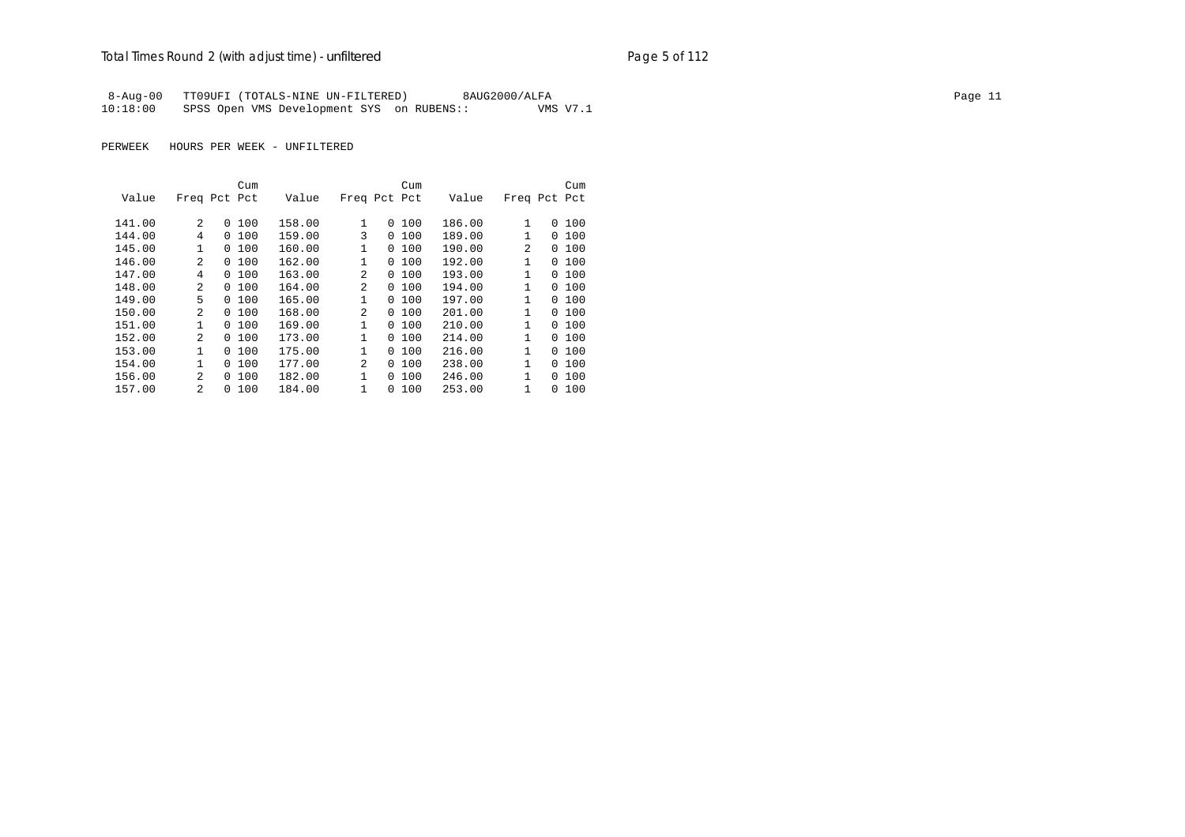8-Aug-00   TT09UFI (TOTALS-NINE UN-FILTERED)   8AUG2000/ALFA
10:18:00   SPSS Open VMS Development SYS  on RUBENS::   VMS V7.1

PERWEEK   HOURS PER WEEK - UNFILTERED

| Value | Freq | Pct | Cum Pct | Value | Freq | Pct | Cum Pct | Value | Freq | Pct | Cum Pct |
|---|---|---|---|---|---|---|---|---|---|---|---|
| 141.00 | 2 | 0 | 100 | 158.00 | 1 | 0 | 100 | 186.00 | 1 | 0 | 100 |
| 144.00 | 4 | 0 | 100 | 159.00 | 3 | 0 | 100 | 189.00 | 1 | 0 | 100 |
| 145.00 | 1 | 0 | 100 | 160.00 | 1 | 0 | 100 | 190.00 | 2 | 0 | 100 |
| 146.00 | 2 | 0 | 100 | 162.00 | 1 | 0 | 100 | 192.00 | 1 | 0 | 100 |
| 147.00 | 4 | 0 | 100 | 163.00 | 2 | 0 | 100 | 193.00 | 1 | 0 | 100 |
| 148.00 | 2 | 0 | 100 | 164.00 | 2 | 0 | 100 | 194.00 | 1 | 0 | 100 |
| 149.00 | 5 | 0 | 100 | 165.00 | 1 | 0 | 100 | 197.00 | 1 | 0 | 100 |
| 150.00 | 2 | 0 | 100 | 168.00 | 2 | 0 | 100 | 201.00 | 1 | 0 | 100 |
| 151.00 | 1 | 0 | 100 | 169.00 | 1 | 0 | 100 | 210.00 | 1 | 0 | 100 |
| 152.00 | 2 | 0 | 100 | 173.00 | 1 | 0 | 100 | 214.00 | 1 | 0 | 100 |
| 153.00 | 1 | 0 | 100 | 175.00 | 1 | 0 | 100 | 216.00 | 1 | 0 | 100 |
| 154.00 | 1 | 0 | 100 | 177.00 | 2 | 0 | 100 | 238.00 | 1 | 0 | 100 |
| 156.00 | 2 | 0 | 100 | 182.00 | 1 | 0 | 100 | 246.00 | 1 | 0 | 100 |
| 157.00 | 2 | 0 | 100 | 184.00 | 1 | 0 | 100 | 253.00 | 1 | 0 | 100 |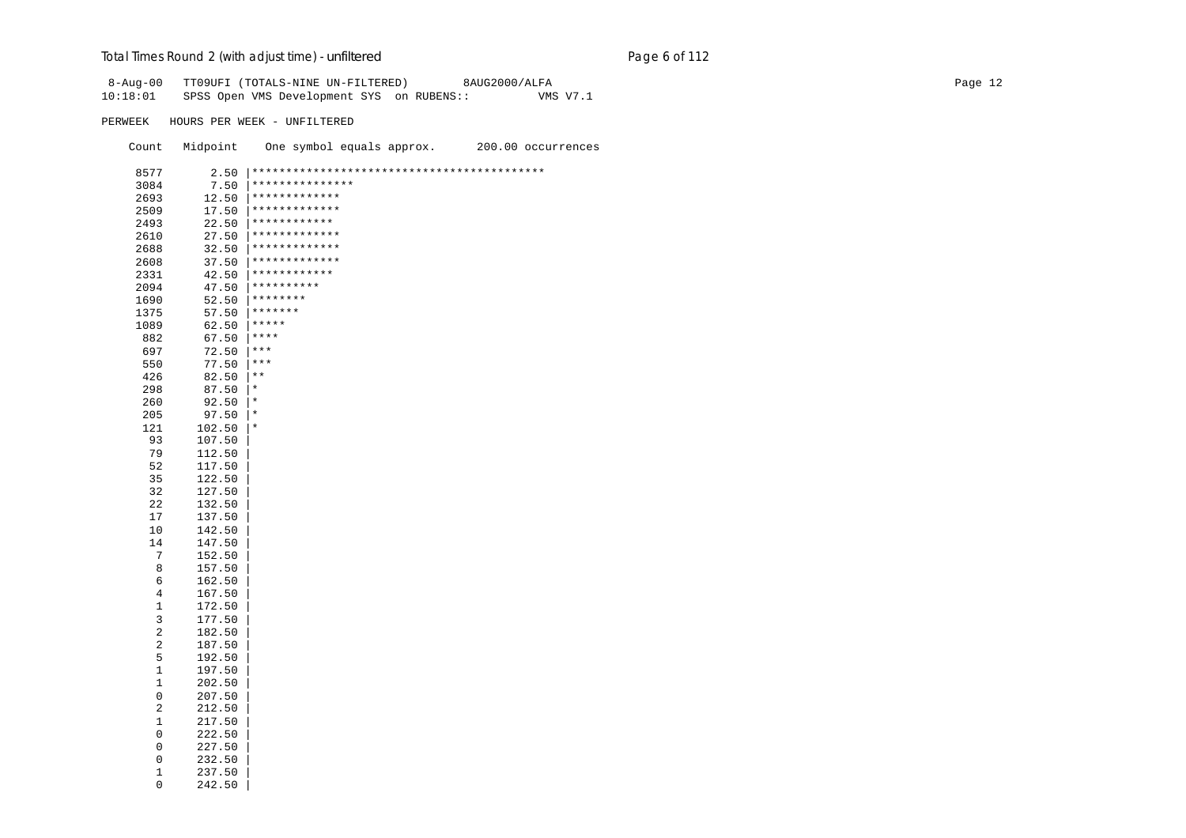```
 8-Aug-00   TT09UFI (TOTALS-NINE UN-FILTERED)        8AUG2000/ALFA
10:18:01    SPSS Open VMS Development SYS  on RUBENS::          VMS V7.1

PERWEEK   HOURS PER WEEK - UNFILTERED

    Count   Midpoint    One symbol equals approx.      200.00 occurrences

     8577       2.50 |*******************************************
     3084       7.50 |***************
     2693      12.50 |*************
     2509      17.50 |*************
     2493      22.50 |************
     2610      27.50 |*************
     2688      32.50 |*************
     2608      37.50 |*************
     2331      42.50 |************
     2094      47.50 |**********
     1690      52.50 |********
     1375      57.50 |*******
     1089      62.50 |*****
      882      67.50 |****
      697      72.50 |***
      550      77.50 |***
      426      82.50 |**
      298      87.50 |*
      260      92.50 |*
      205      97.50 |*
      121     102.50 |*
       93     107.50 |
       79     112.50 |
       52     117.50 |
       35     122.50 |
       32     127.50 |
       22     132.50 |
       17     137.50 |
       10     142.50 |
       14     147.50 |
        7     152.50 |
        8     157.50 |
        6     162.50 |
        4     167.50 |
        1     172.50 |
        3     177.50 |
        2     182.50 |
        2     187.50 |
        5     192.50 |
        1     197.50 |
        1     202.50 |
        0     207.50 |
        2     212.50 |
        1     217.50 |
        0     222.50 |
        0     227.50 |
        0     232.50 |
        1     237.50 |
        0     242.50 |
```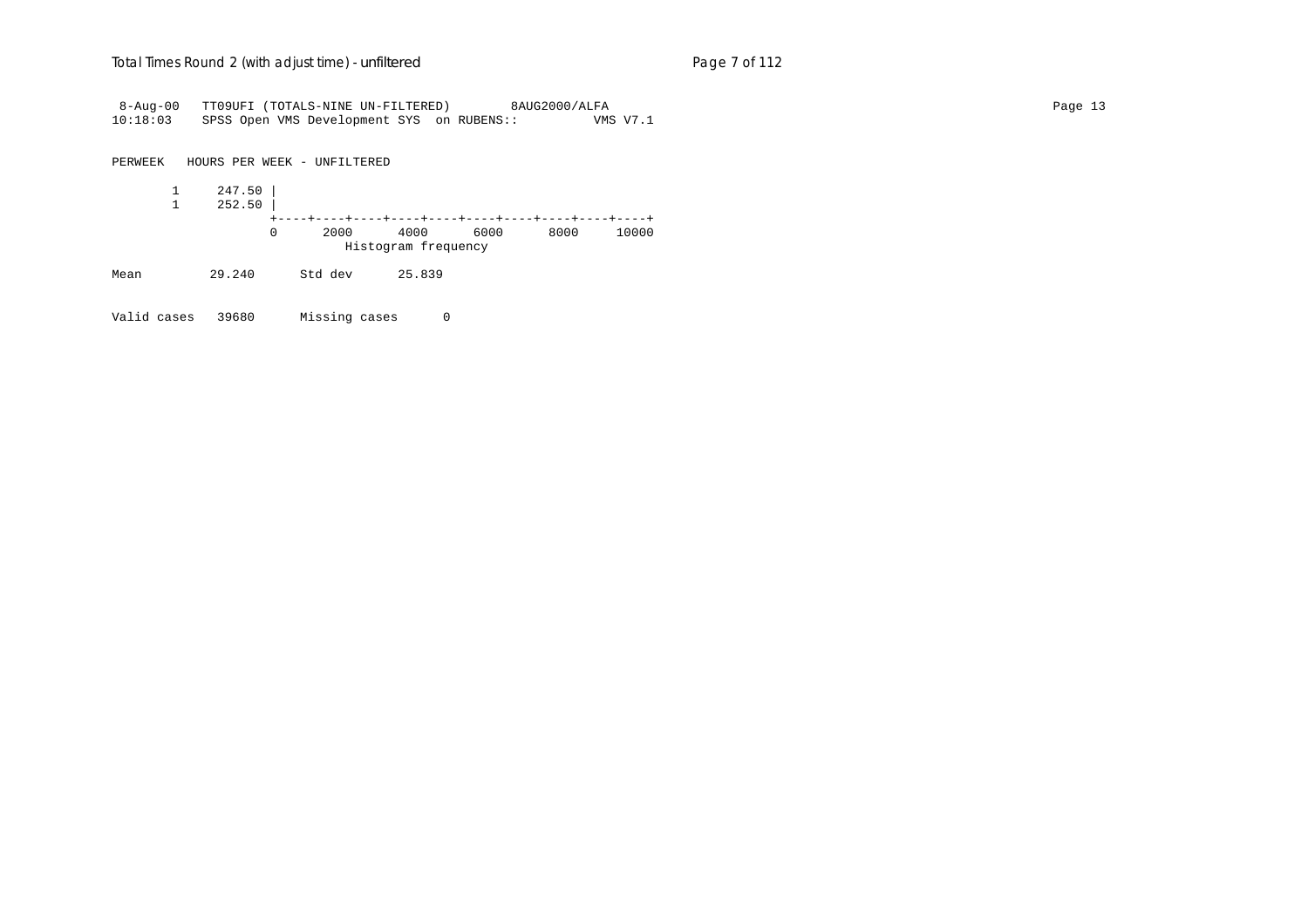```
 8-Aug-00   TT09UFI (TOTALS-NINE UN-FILTERED)        8AUG2000/ALFA
10:18:03    SPSS Open VMS Development SYS  on RUBENS::          VMS V7.1

PERWEEK   HOURS PER WEEK - UNFILTERED

       1     247.50 |
       1     252.50 |
                    +----+----+----+----+----+----+----+----+----+----+
                    0      2000      4000      6000      8000     10000
                              Histogram frequency

Mean          29.240      Std dev      25.839

Valid cases   39680      Missing cases      0
```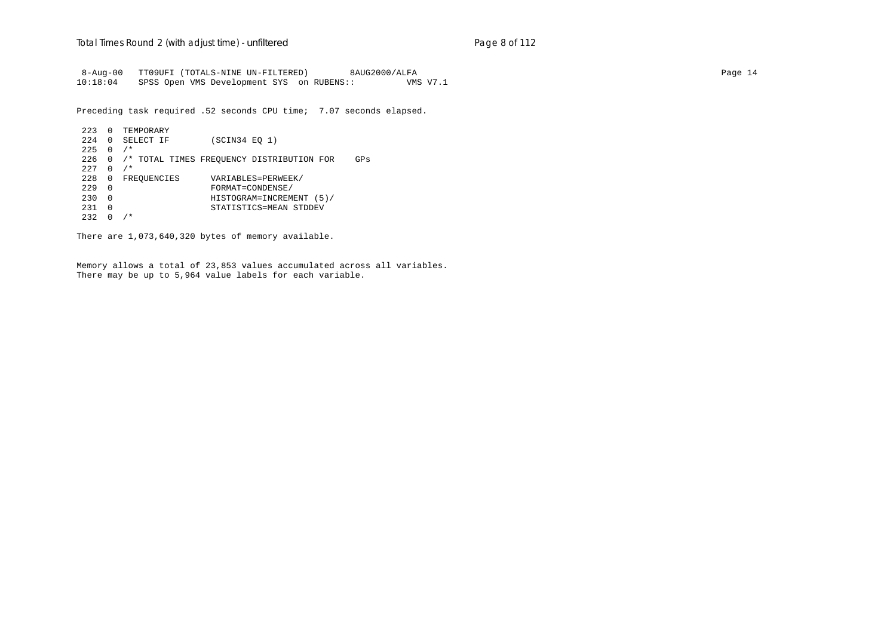```
 8-Aug-00   TT09UFI (TOTALS-NINE UN-FILTERED)        8AUG2000/ALFA
10:18:04    SPSS Open VMS Development SYS  on RUBENS::          VMS V7.1
```

Preceding task required .52 seconds CPU time;  7.07 seconds elapsed.

```
 223  0  TEMPORARY
 224  0  SELECT IF        (SCIN34 EQ 1)
 225  0  /*
 226  0  /* TOTAL TIMES FREQUENCY DISTRIBUTION FOR    GPs
 227  0  /*
 228  0  FREQUENCIES      VARIABLES=PERWEEK/
 229  0                   FORMAT=CONDENSE/
 230  0                   HISTOGRAM=INCREMENT (5)/
 231  0                   STATISTICS=MEAN STDDEV
 232  0  /*
```

There are 1,073,640,320 bytes of memory available.

Memory allows a total of 23,853 values accumulated across all variables.
There may be up to 5,964 value labels for each variable.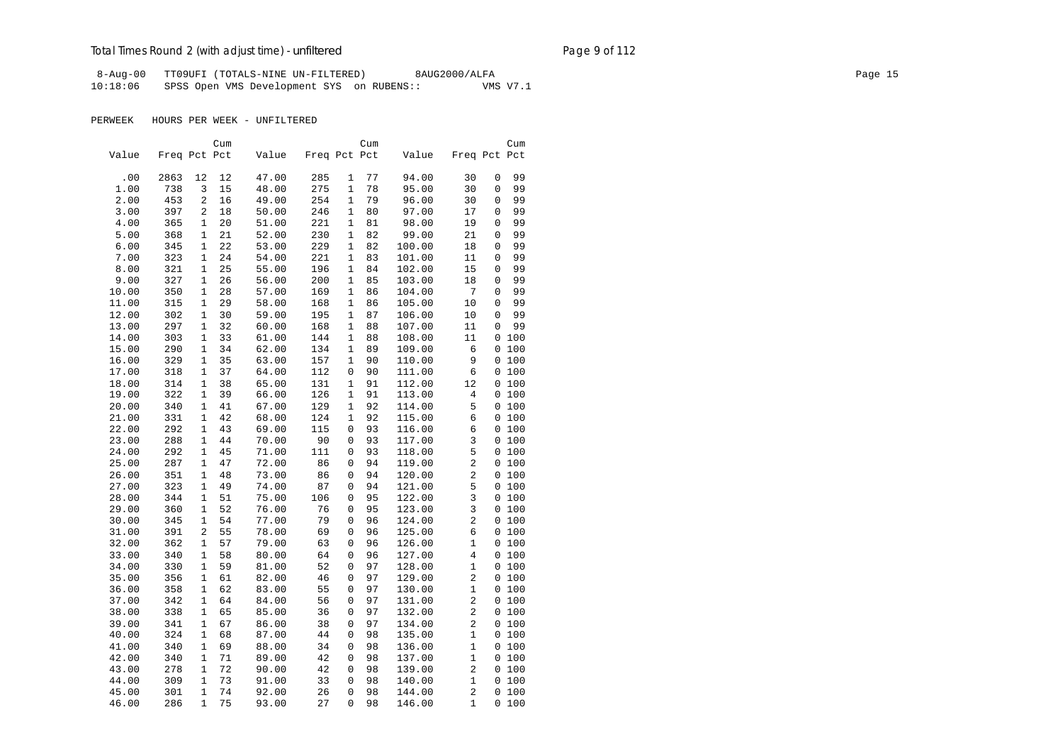```
 8-Aug-00   TT09UFI (TOTALS-NINE UN-FILTERED)        8AUG2000/ALFA
10:18:06    SPSS Open VMS Development SYS  on RUBENS::          VMS V7.1
```

PERWEEK   HOURS PER WEEK - UNFILTERED

| Value | Freq | Pct | Cum Pct | Value | Freq | Pct | Cum Pct | Value | Freq | Pct | Cum Pct |
|---|---|---|---|---|---|---|---|---|---|---|---|
| .00 | 2863 | 12 | 12 | 47.00 | 285 | 1 | 77 | 94.00 | 30 | 0 | 99 |
| 1.00 | 738 | 3 | 15 | 48.00 | 275 | 1 | 78 | 95.00 | 30 | 0 | 99 |
| 2.00 | 453 | 2 | 16 | 49.00 | 254 | 1 | 79 | 96.00 | 30 | 0 | 99 |
| 3.00 | 397 | 2 | 18 | 50.00 | 246 | 1 | 80 | 97.00 | 17 | 0 | 99 |
| 4.00 | 365 | 1 | 20 | 51.00 | 221 | 1 | 81 | 98.00 | 19 | 0 | 99 |
| 5.00 | 368 | 1 | 21 | 52.00 | 230 | 1 | 82 | 99.00 | 21 | 0 | 99 |
| 6.00 | 345 | 1 | 22 | 53.00 | 229 | 1 | 82 | 100.00 | 18 | 0 | 99 |
| 7.00 | 323 | 1 | 24 | 54.00 | 221 | 1 | 83 | 101.00 | 11 | 0 | 99 |
| 8.00 | 321 | 1 | 25 | 55.00 | 196 | 1 | 84 | 102.00 | 15 | 0 | 99 |
| 9.00 | 327 | 1 | 26 | 56.00 | 200 | 1 | 85 | 103.00 | 18 | 0 | 99 |
| 10.00 | 350 | 1 | 28 | 57.00 | 169 | 1 | 86 | 104.00 | 7 | 0 | 99 |
| 11.00 | 315 | 1 | 29 | 58.00 | 168 | 1 | 86 | 105.00 | 10 | 0 | 99 |
| 12.00 | 302 | 1 | 30 | 59.00 | 195 | 1 | 87 | 106.00 | 10 | 0 | 99 |
| 13.00 | 297 | 1 | 32 | 60.00 | 168 | 1 | 88 | 107.00 | 11 | 0 | 99 |
| 14.00 | 303 | 1 | 33 | 61.00 | 144 | 1 | 88 | 108.00 | 11 | 0 | 100 |
| 15.00 | 290 | 1 | 34 | 62.00 | 134 | 1 | 89 | 109.00 | 6 | 0 | 100 |
| 16.00 | 329 | 1 | 35 | 63.00 | 157 | 1 | 90 | 110.00 | 9 | 0 | 100 |
| 17.00 | 318 | 1 | 37 | 64.00 | 112 | 0 | 90 | 111.00 | 6 | 0 | 100 |
| 18.00 | 314 | 1 | 38 | 65.00 | 131 | 1 | 91 | 112.00 | 12 | 0 | 100 |
| 19.00 | 322 | 1 | 39 | 66.00 | 126 | 1 | 91 | 113.00 | 4 | 0 | 100 |
| 20.00 | 340 | 1 | 41 | 67.00 | 129 | 1 | 92 | 114.00 | 5 | 0 | 100 |
| 21.00 | 331 | 1 | 42 | 68.00 | 124 | 1 | 92 | 115.00 | 6 | 0 | 100 |
| 22.00 | 292 | 1 | 43 | 69.00 | 115 | 0 | 93 | 116.00 | 6 | 0 | 100 |
| 23.00 | 288 | 1 | 44 | 70.00 | 90 | 0 | 93 | 117.00 | 3 | 0 | 100 |
| 24.00 | 292 | 1 | 45 | 71.00 | 111 | 0 | 93 | 118.00 | 5 | 0 | 100 |
| 25.00 | 287 | 1 | 47 | 72.00 | 86 | 0 | 94 | 119.00 | 2 | 0 | 100 |
| 26.00 | 351 | 1 | 48 | 73.00 | 86 | 0 | 94 | 120.00 | 2 | 0 | 100 |
| 27.00 | 323 | 1 | 49 | 74.00 | 87 | 0 | 94 | 121.00 | 5 | 0 | 100 |
| 28.00 | 344 | 1 | 51 | 75.00 | 106 | 0 | 95 | 122.00 | 3 | 0 | 100 |
| 29.00 | 360 | 1 | 52 | 76.00 | 76 | 0 | 95 | 123.00 | 3 | 0 | 100 |
| 30.00 | 345 | 1 | 54 | 77.00 | 79 | 0 | 96 | 124.00 | 2 | 0 | 100 |
| 31.00 | 391 | 2 | 55 | 78.00 | 69 | 0 | 96 | 125.00 | 6 | 0 | 100 |
| 32.00 | 362 | 1 | 57 | 79.00 | 63 | 0 | 96 | 126.00 | 1 | 0 | 100 |
| 33.00 | 340 | 1 | 58 | 80.00 | 64 | 0 | 96 | 127.00 | 4 | 0 | 100 |
| 34.00 | 330 | 1 | 59 | 81.00 | 52 | 0 | 97 | 128.00 | 1 | 0 | 100 |
| 35.00 | 356 | 1 | 61 | 82.00 | 46 | 0 | 97 | 129.00 | 2 | 0 | 100 |
| 36.00 | 358 | 1 | 62 | 83.00 | 55 | 0 | 97 | 130.00 | 1 | 0 | 100 |
| 37.00 | 342 | 1 | 64 | 84.00 | 56 | 0 | 97 | 131.00 | 2 | 0 | 100 |
| 38.00 | 338 | 1 | 65 | 85.00 | 36 | 0 | 97 | 132.00 | 2 | 0 | 100 |
| 39.00 | 341 | 1 | 67 | 86.00 | 38 | 0 | 97 | 134.00 | 2 | 0 | 100 |
| 40.00 | 324 | 1 | 68 | 87.00 | 44 | 0 | 98 | 135.00 | 1 | 0 | 100 |
| 41.00 | 340 | 1 | 69 | 88.00 | 34 | 0 | 98 | 136.00 | 1 | 0 | 100 |
| 42.00 | 340 | 1 | 71 | 89.00 | 42 | 0 | 98 | 137.00 | 1 | 0 | 100 |
| 43.00 | 278 | 1 | 72 | 90.00 | 42 | 0 | 98 | 139.00 | 2 | 0 | 100 |
| 44.00 | 309 | 1 | 73 | 91.00 | 33 | 0 | 98 | 140.00 | 1 | 0 | 100 |
| 45.00 | 301 | 1 | 74 | 92.00 | 26 | 0 | 98 | 144.00 | 2 | 0 | 100 |
| 46.00 | 286 | 1 | 75 | 93.00 | 27 | 0 | 98 | 146.00 | 1 | 0 | 100 |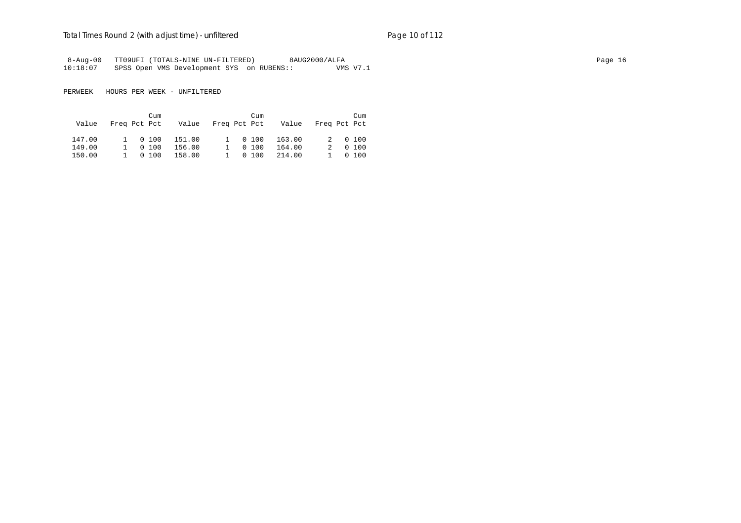```
 8-Aug-00   TT09UFI (TOTALS-NINE UN-FILTERED)        8AUG2000/ALFA
10:18:07    SPSS Open VMS Development SYS  on RUBENS::          VMS V7.1
```

PERWEEK   HOURS PER WEEK - UNFILTERED

| Value | Freq | Pct | Cum Pct | Value | Freq | Pct | Cum Pct | Value | Freq | Pct | Cum Pct |
|---|---|---|---|---|---|---|---|---|---|---|---|
| 147.00 | 1 | 0 | 100 | 151.00 | 1 | 0 | 100 | 163.00 | 2 | 0 | 100 |
| 149.00 | 1 | 0 | 100 | 156.00 | 1 | 0 | 100 | 164.00 | 2 | 0 | 100 |
| 150.00 | 1 | 0 | 100 | 158.00 | 1 | 0 | 100 | 214.00 | 1 | 0 | 100 |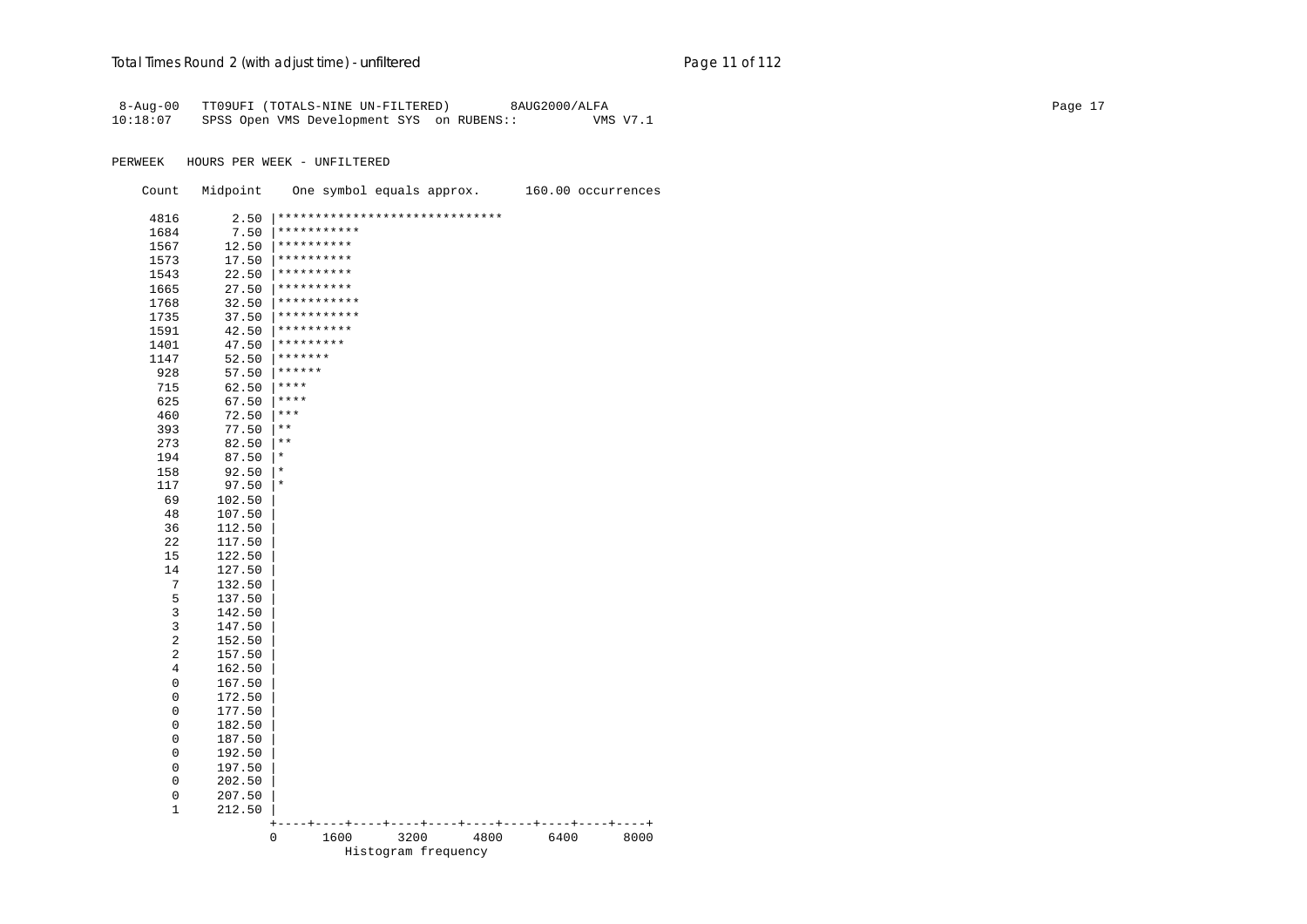```
 8-Aug-00   TT09UFI (TOTALS-NINE UN-FILTERED)        8AUG2000/ALFA                                                                                    Page 17
10:18:07    SPSS Open VMS Development SYS  on RUBENS::          VMS V7.1


PERWEEK   HOURS PER WEEK - UNFILTERED

    Count   Midpoint    One symbol equals approx.      160.00 occurrences

     4816       2.50 |******************************
     1684       7.50 |***********
     1567      12.50 |**********
     1573      17.50 |**********
     1543      22.50 |**********
     1665      27.50 |**********
     1768      32.50 |***********
     1735      37.50 |***********
     1591      42.50 |**********
     1401      47.50 |*********
     1147      52.50 |*******
      928      57.50 |******
      715      62.50 |****
      625      67.50 |****
      460      72.50 |***
      393      77.50 |**
      273      82.50 |**
      194      87.50 |*
      158      92.50 |*
      117      97.50 |*
       69     102.50 |
       48     107.50 |
       36     112.50 |
       22     117.50 |
       15     122.50 |
       14     127.50 |
        7     132.50 |
        5     137.50 |
        3     142.50 |
        3     147.50 |
        2     152.50 |
        2     157.50 |
        4     162.50 |
        0     167.50 |
        0     172.50 |
        0     177.50 |
        0     182.50 |
        0     187.50 |
        0     192.50 |
        0     197.50 |
        0     202.50 |
        0     207.50 |
        1     212.50 |
                     +----+----+----+----+----+----+----+----+----+----+
                     0      1600      3200      4800      6400      8000
                               Histogram frequency
```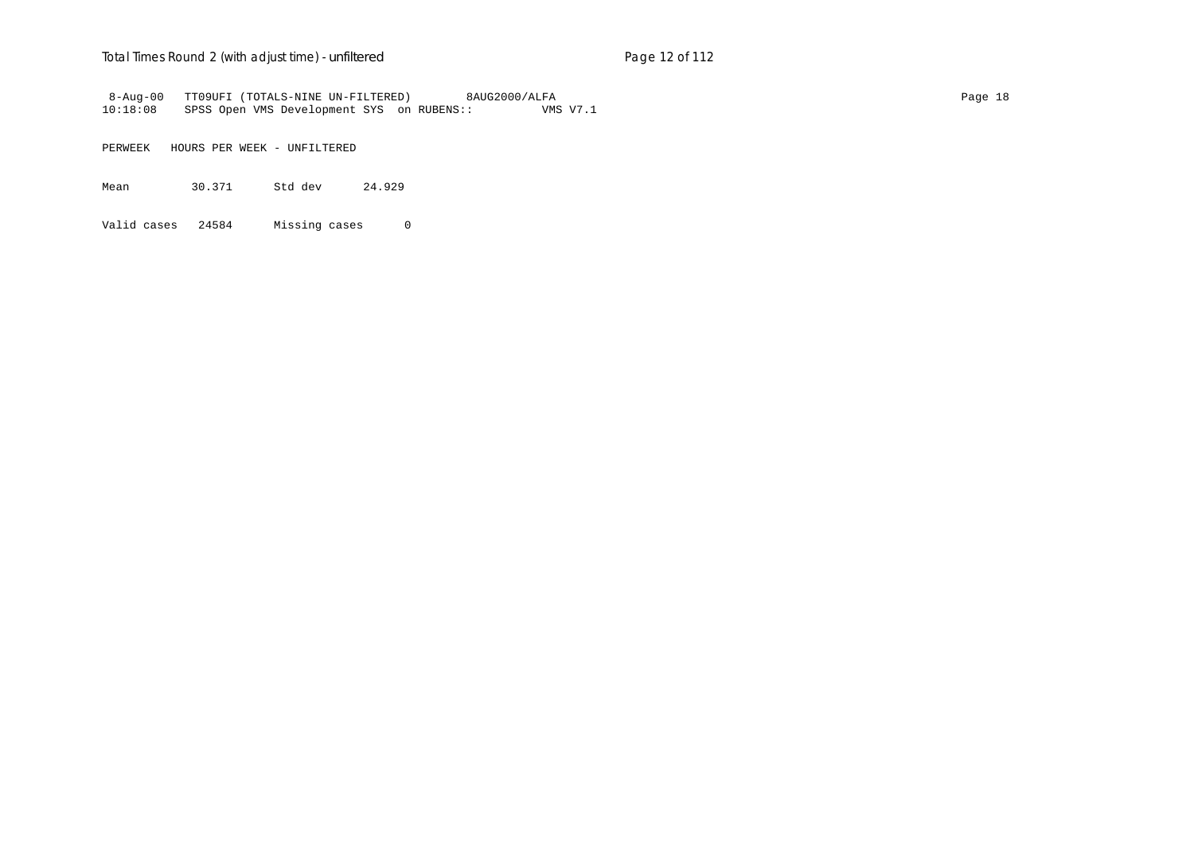```
 8-Aug-00   TT09UFI (TOTALS-NINE UN-FILTERED)        8AUG2000/ALFA
10:18:08    SPSS Open VMS Development SYS  on RUBENS::          VMS V7.1

PERWEEK   HOURS PER WEEK - UNFILTERED

Mean          30.371      Std dev      24.929

Valid cases   24584      Missing cases      0
```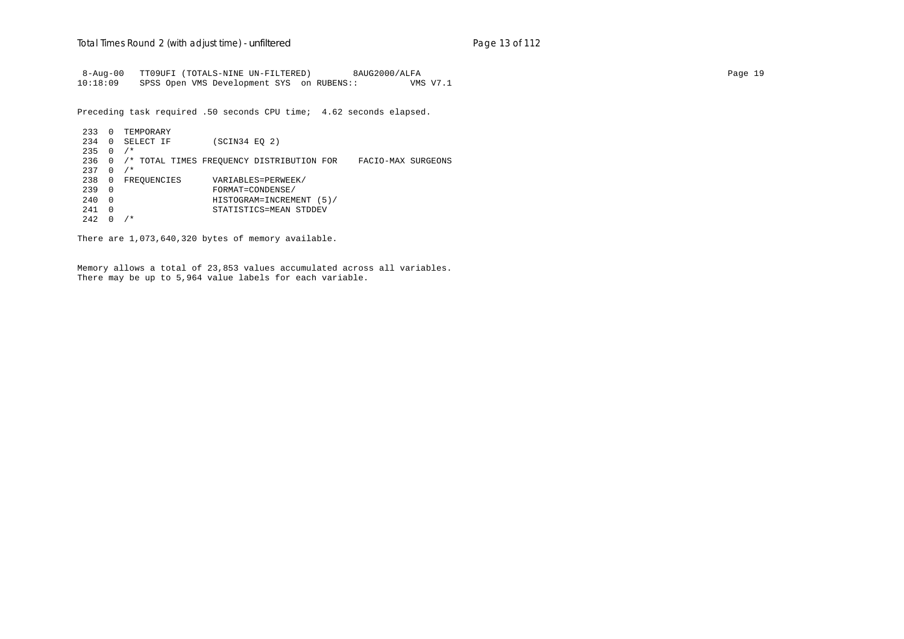```
 8-Aug-00   TT09UFI (TOTALS-NINE UN-FILTERED)        8AUG2000/ALFA
10:18:09    SPSS Open VMS Development SYS  on RUBENS::          VMS V7.1
```

Preceding task required .50 seconds CPU time;  4.62 seconds elapsed.

```
 233  0  TEMPORARY
 234  0  SELECT IF        (SCIN34 EQ 2)
 235  0  /*
 236  0  /* TOTAL TIMES FREQUENCY DISTRIBUTION FOR    FACIO-MAX SURGEONS
 237  0  /*
 238  0  FREQUENCIES      VARIABLES=PERWEEK/
 239  0                   FORMAT=CONDENSE/
 240  0                   HISTOGRAM=INCREMENT (5)/
 241  0                   STATISTICS=MEAN STDDEV
 242  0  /*
```

There are 1,073,640,320 bytes of memory available.

Memory allows a total of 23,853 values accumulated across all variables.
There may be up to 5,964 value labels for each variable.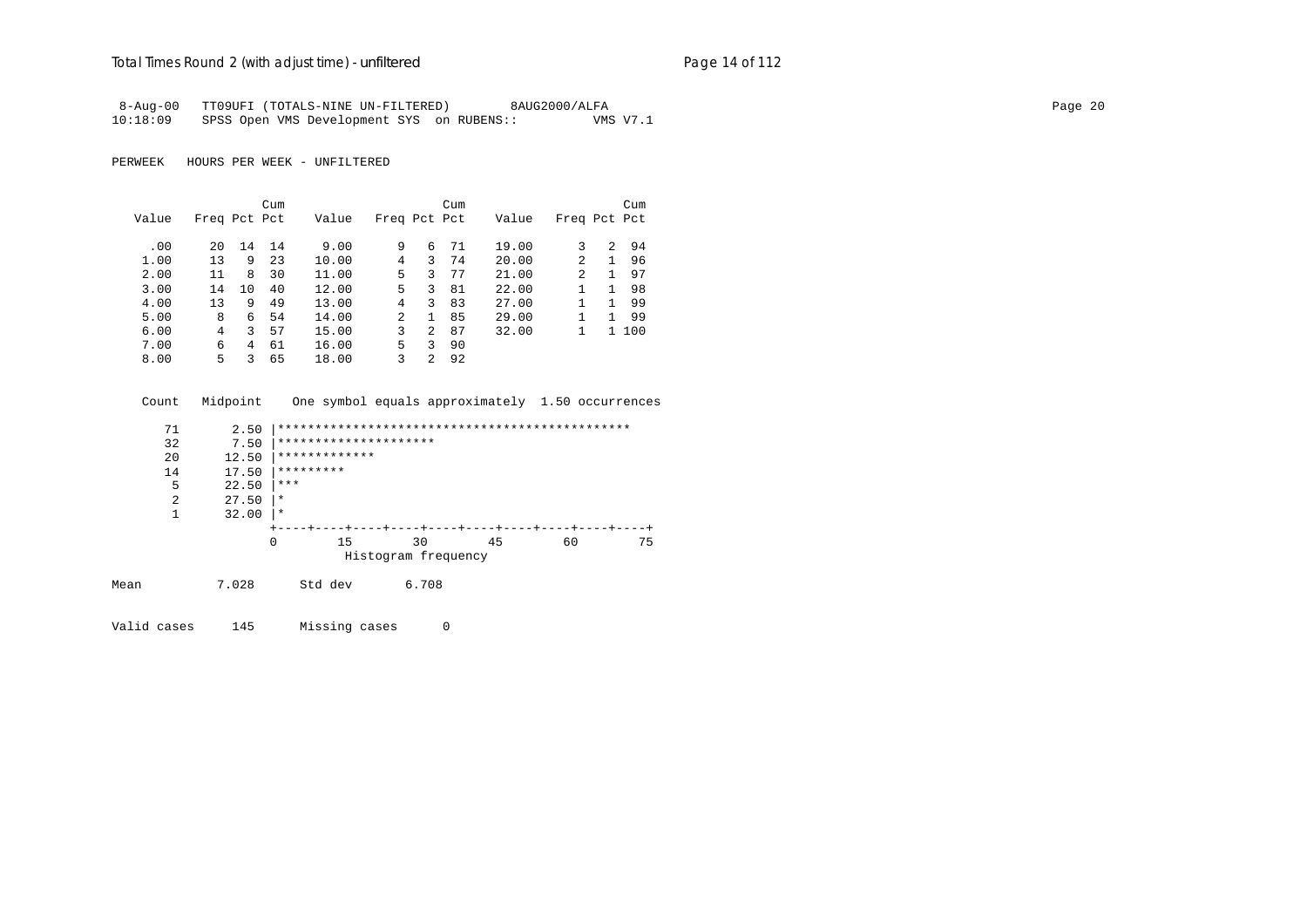8-Aug-00 TT09UFI (TOTALS-NINE UN-FILTERED) 8AUG2000/ALFA
10:18:09 SPSS Open VMS Development SYS on RUBENS:: VMS V7.1

PERWEEK HOURS PER WEEK - UNFILTERED

| Value | Freq | Pct | Cum Pct | Value | Freq | Pct | Cum Pct | Value | Freq | Pct | Cum Pct |
|---|---|---|---|---|---|---|---|---|---|---|---|
| .00 | 20 | 14 | 14 | 9.00 | 9 | 6 | 71 | 19.00 | 3 | 2 | 94 |
| 1.00 | 13 | 9 | 23 | 10.00 | 4 | 3 | 74 | 20.00 | 2 | 1 | 96 |
| 2.00 | 11 | 8 | 30 | 11.00 | 5 | 3 | 77 | 21.00 | 2 | 1 | 97 |
| 3.00 | 14 | 10 | 40 | 12.00 | 5 | 3 | 81 | 22.00 | 1 | 1 | 98 |
| 4.00 | 13 | 9 | 49 | 13.00 | 4 | 3 | 83 | 27.00 | 1 | 1 | 99 |
| 5.00 | 8 | 6 | 54 | 14.00 | 2 | 1 | 85 | 29.00 | 1 | 1 | 99 |
| 6.00 | 4 | 3 | 57 | 15.00 | 3 | 2 | 87 | 32.00 | 1 | 1 | 100 |
| 7.00 | 6 | 4 | 61 | 16.00 | 5 | 3 | 90 | | | | |
| 8.00 | 5 | 3 | 65 | 18.00 | 3 | 2 | 92 | | | | |

```
 Count   Midpoint    One symbol equals approximately  1.50 occurrences

    71       2.50 |***********************************************
    32       7.50 |*********************
    20      12.50 |*************
    14      17.50 |*********
     5      22.50 |***
     2      27.50 |*
     1      32.00 |*
                  +----+----+----+----+----+----+----+----+----+----+
                  0        15        30        45        60        75
                            Histogram frequency
```

Mean 7.028 Std dev 6.708

Valid cases 145 Missing cases 0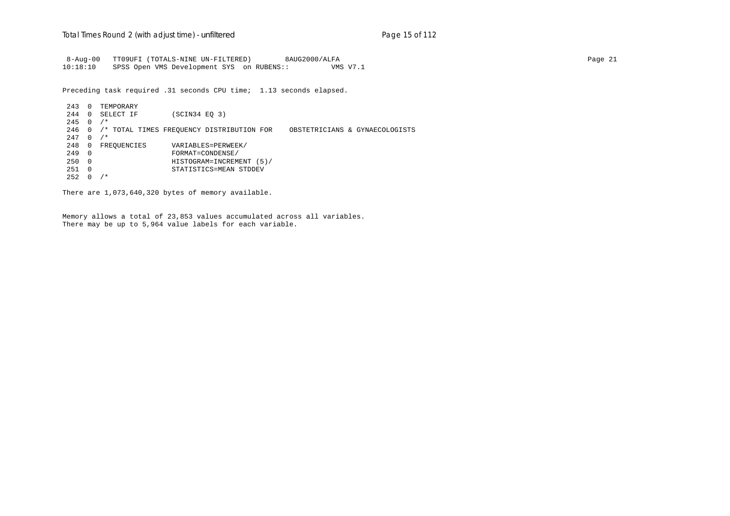```
 8-Aug-00   TT09UFI (TOTALS-NINE UN-FILTERED)        8AUG2000/ALFA
10:18:10    SPSS Open VMS Development SYS  on RUBENS::          VMS V7.1
```

Preceding task required .31 seconds CPU time;  1.13 seconds elapsed.

```
 243  0  TEMPORARY
 244  0  SELECT IF        (SCIN34 EQ 3)
 245  0  /*
 246  0  /* TOTAL TIMES FREQUENCY DISTRIBUTION FOR    OBSTETRICIANS & GYNAECOLOGISTS
 247  0  /*
 248  0  FREQUENCIES      VARIABLES=PERWEEK/
 249  0                   FORMAT=CONDENSE/
 250  0                   HISTOGRAM=INCREMENT (5)/
 251  0                   STATISTICS=MEAN STDDEV
 252  0  /*
```

There are 1,073,640,320 bytes of memory available.

Memory allows a total of 23,853 values accumulated across all variables.
There may be up to 5,964 value labels for each variable.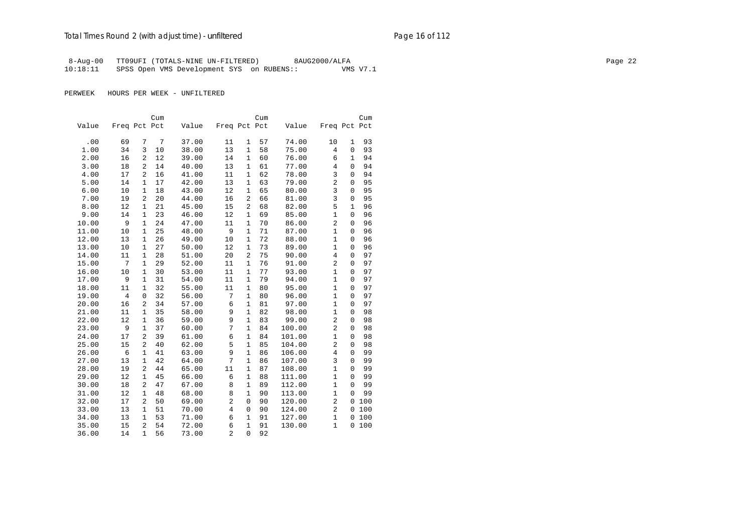8-Aug-00 TT09UFI (TOTALS-NINE UN-FILTERED) 8AUG2000/ALFA
10:18:11 SPSS Open VMS Development SYS on RUBENS:: VMS V7.1

PERWEEK HOURS PER WEEK - UNFILTERED

| Value | Freq | Pct | Cum Pct | Value | Freq | Pct | Cum Pct | Value | Freq | Pct | Cum Pct |
|---|---|---|---|---|---|---|---|---|---|---|---|
| .00 | 69 | 7 | 7 | 37.00 | 11 | 1 | 57 | 74.00 | 10 | 1 | 93 |
| 1.00 | 34 | 3 | 10 | 38.00 | 13 | 1 | 58 | 75.00 | 4 | 0 | 93 |
| 2.00 | 16 | 2 | 12 | 39.00 | 14 | 1 | 60 | 76.00 | 6 | 1 | 94 |
| 3.00 | 18 | 2 | 14 | 40.00 | 13 | 1 | 61 | 77.00 | 4 | 0 | 94 |
| 4.00 | 17 | 2 | 16 | 41.00 | 11 | 1 | 62 | 78.00 | 3 | 0 | 94 |
| 5.00 | 14 | 1 | 17 | 42.00 | 13 | 1 | 63 | 79.00 | 2 | 0 | 95 |
| 6.00 | 10 | 1 | 18 | 43.00 | 12 | 1 | 65 | 80.00 | 3 | 0 | 95 |
| 7.00 | 19 | 2 | 20 | 44.00 | 16 | 2 | 66 | 81.00 | 3 | 0 | 95 |
| 8.00 | 12 | 1 | 21 | 45.00 | 15 | 2 | 68 | 82.00 | 5 | 1 | 96 |
| 9.00 | 14 | 1 | 23 | 46.00 | 12 | 1 | 69 | 85.00 | 1 | 0 | 96 |
| 10.00 | 9 | 1 | 24 | 47.00 | 11 | 1 | 70 | 86.00 | 2 | 0 | 96 |
| 11.00 | 10 | 1 | 25 | 48.00 | 9 | 1 | 71 | 87.00 | 1 | 0 | 96 |
| 12.00 | 13 | 1 | 26 | 49.00 | 10 | 1 | 72 | 88.00 | 1 | 0 | 96 |
| 13.00 | 10 | 1 | 27 | 50.00 | 12 | 1 | 73 | 89.00 | 1 | 0 | 96 |
| 14.00 | 11 | 1 | 28 | 51.00 | 20 | 2 | 75 | 90.00 | 4 | 0 | 97 |
| 15.00 | 7 | 1 | 29 | 52.00 | 11 | 1 | 76 | 91.00 | 2 | 0 | 97 |
| 16.00 | 10 | 1 | 30 | 53.00 | 11 | 1 | 77 | 93.00 | 1 | 0 | 97 |
| 17.00 | 9 | 1 | 31 | 54.00 | 11 | 1 | 79 | 94.00 | 1 | 0 | 97 |
| 18.00 | 11 | 1 | 32 | 55.00 | 11 | 1 | 80 | 95.00 | 1 | 0 | 97 |
| 19.00 | 4 | 0 | 32 | 56.00 | 7 | 1 | 80 | 96.00 | 1 | 0 | 97 |
| 20.00 | 16 | 2 | 34 | 57.00 | 6 | 1 | 81 | 97.00 | 1 | 0 | 97 |
| 21.00 | 11 | 1 | 35 | 58.00 | 9 | 1 | 82 | 98.00 | 1 | 0 | 98 |
| 22.00 | 12 | 1 | 36 | 59.00 | 9 | 1 | 83 | 99.00 | 2 | 0 | 98 |
| 23.00 | 9 | 1 | 37 | 60.00 | 7 | 1 | 84 | 100.00 | 2 | 0 | 98 |
| 24.00 | 17 | 2 | 39 | 61.00 | 6 | 1 | 84 | 101.00 | 1 | 0 | 98 |
| 25.00 | 15 | 2 | 40 | 62.00 | 5 | 1 | 85 | 104.00 | 2 | 0 | 98 |
| 26.00 | 6 | 1 | 41 | 63.00 | 9 | 1 | 86 | 106.00 | 4 | 0 | 99 |
| 27.00 | 13 | 1 | 42 | 64.00 | 7 | 1 | 86 | 107.00 | 3 | 0 | 99 |
| 28.00 | 19 | 2 | 44 | 65.00 | 11 | 1 | 87 | 108.00 | 1 | 0 | 99 |
| 29.00 | 12 | 1 | 45 | 66.00 | 6 | 1 | 88 | 111.00 | 1 | 0 | 99 |
| 30.00 | 18 | 2 | 47 | 67.00 | 8 | 1 | 89 | 112.00 | 1 | 0 | 99 |
| 31.00 | 12 | 1 | 48 | 68.00 | 8 | 1 | 90 | 113.00 | 1 | 0 | 99 |
| 32.00 | 17 | 2 | 50 | 69.00 | 2 | 0 | 90 | 120.00 | 2 | 0 | 100 |
| 33.00 | 13 | 1 | 51 | 70.00 | 4 | 0 | 90 | 124.00 | 2 | 0 | 100 |
| 34.00 | 13 | 1 | 53 | 71.00 | 6 | 1 | 91 | 127.00 | 1 | 0 | 100 |
| 35.00 | 15 | 2 | 54 | 72.00 | 6 | 1 | 91 | 130.00 | 1 | 0 | 100 |
| 36.00 | 14 | 1 | 56 | 73.00 | 2 | 0 | 92 | | | | |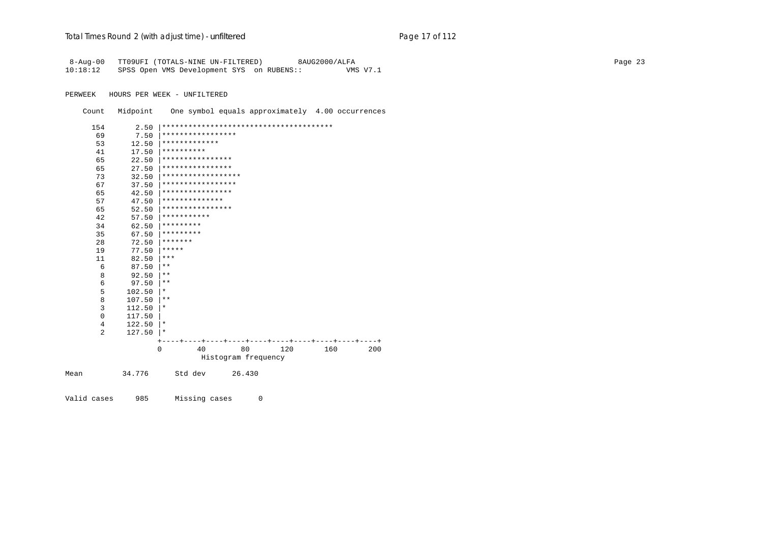```
 8-Aug-00   TT09UFI (TOTALS-NINE UN-FILTERED)        8AUG2000/ALFA
10:18:12    SPSS Open VMS Development SYS  on RUBENS::         VMS V7.1

PERWEEK   HOURS PER WEEK - UNFILTERED

    Count   Midpoint    One symbol equals approximately  4.00 occurrences

      154       2.50 |***************************************
       69       7.50 |*****************
       53      12.50 |*************
       41      17.50 |**********
       65      22.50 |****************
       65      27.50 |****************
       73      32.50 |******************
       67      37.50 |*****************
       65      42.50 |****************
       57      47.50 |**************
       65      52.50 |****************
       42      57.50 |***********
       34      62.50 |*********
       35      67.50 |*********
       28      72.50 |*******
       19      77.50 |*****
       11      82.50 |***
        6      87.50 |**
        8      92.50 |**
        6      97.50 |**
        5     102.50 |*
        8     107.50 |**
        3     112.50 |*
        0     117.50 |
        4     122.50 |*
        2     127.50 |*
                     +----+----+----+----+----+----+----+----+----+----+
                     0        40        80       120       160       200
                                Histogram frequency

Mean         34.776      Std dev      26.430


Valid cases     985      Missing cases      0
```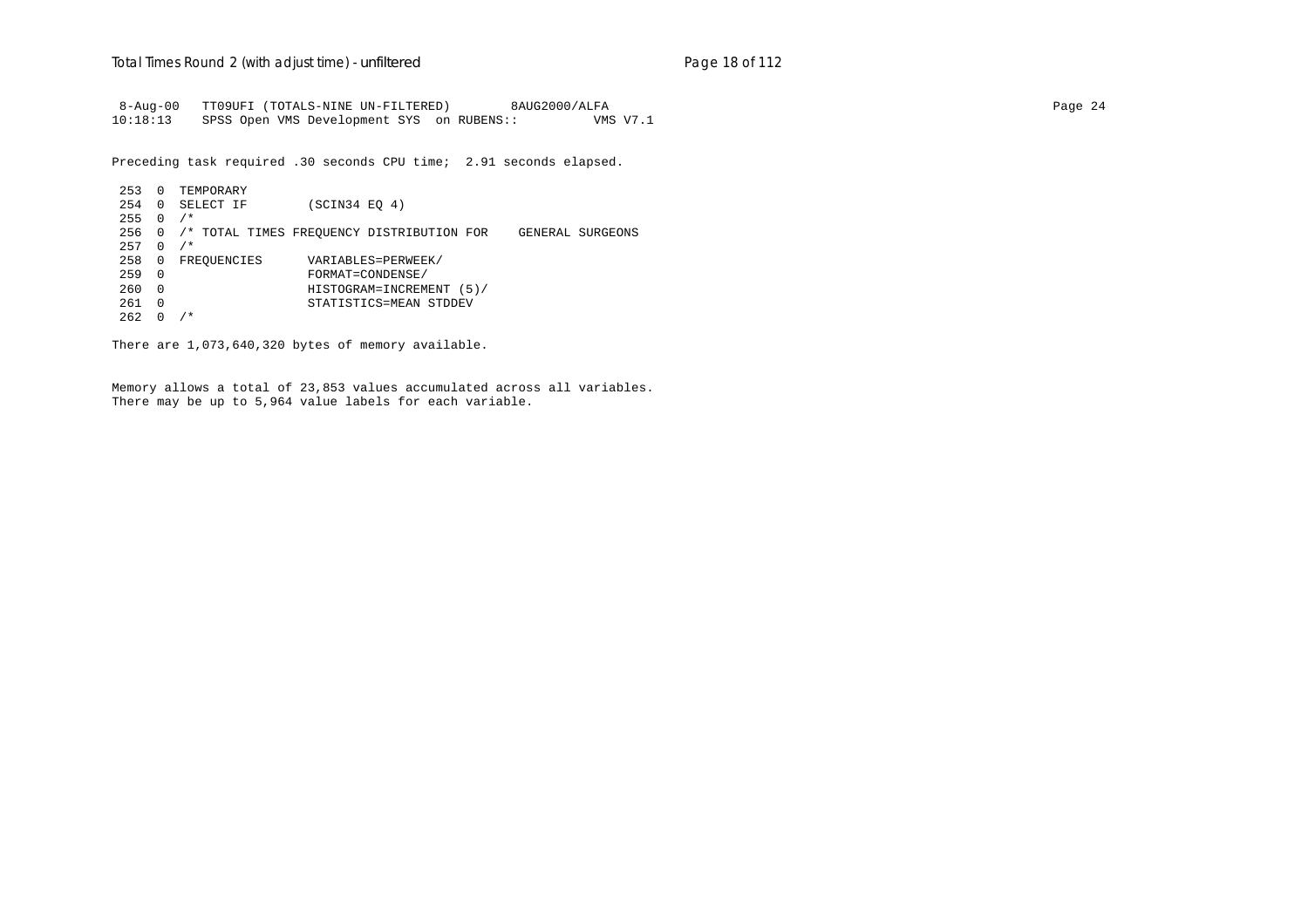```
 8-Aug-00   TT09UFI (TOTALS-NINE UN-FILTERED)        8AUG2000/ALFA
10:18:13    SPSS Open VMS Development SYS  on RUBENS::         VMS V7.1
```

Preceding task required .30 seconds CPU time;  2.91 seconds elapsed.

```
 253  0  TEMPORARY
 254  0  SELECT IF        (SCIN34 EQ 4)
 255  0  /*
 256  0  /* TOTAL TIMES FREQUENCY DISTRIBUTION FOR    GENERAL SURGEONS
 257  0  /*
 258  0  FREQUENCIES      VARIABLES=PERWEEK/
 259  0                   FORMAT=CONDENSE/
 260  0                   HISTOGRAM=INCREMENT (5)/
 261  0                   STATISTICS=MEAN STDDEV
 262  0  /*
```

There are 1,073,640,320 bytes of memory available.

Memory allows a total of 23,853 values accumulated across all variables.
There may be up to 5,964 value labels for each variable.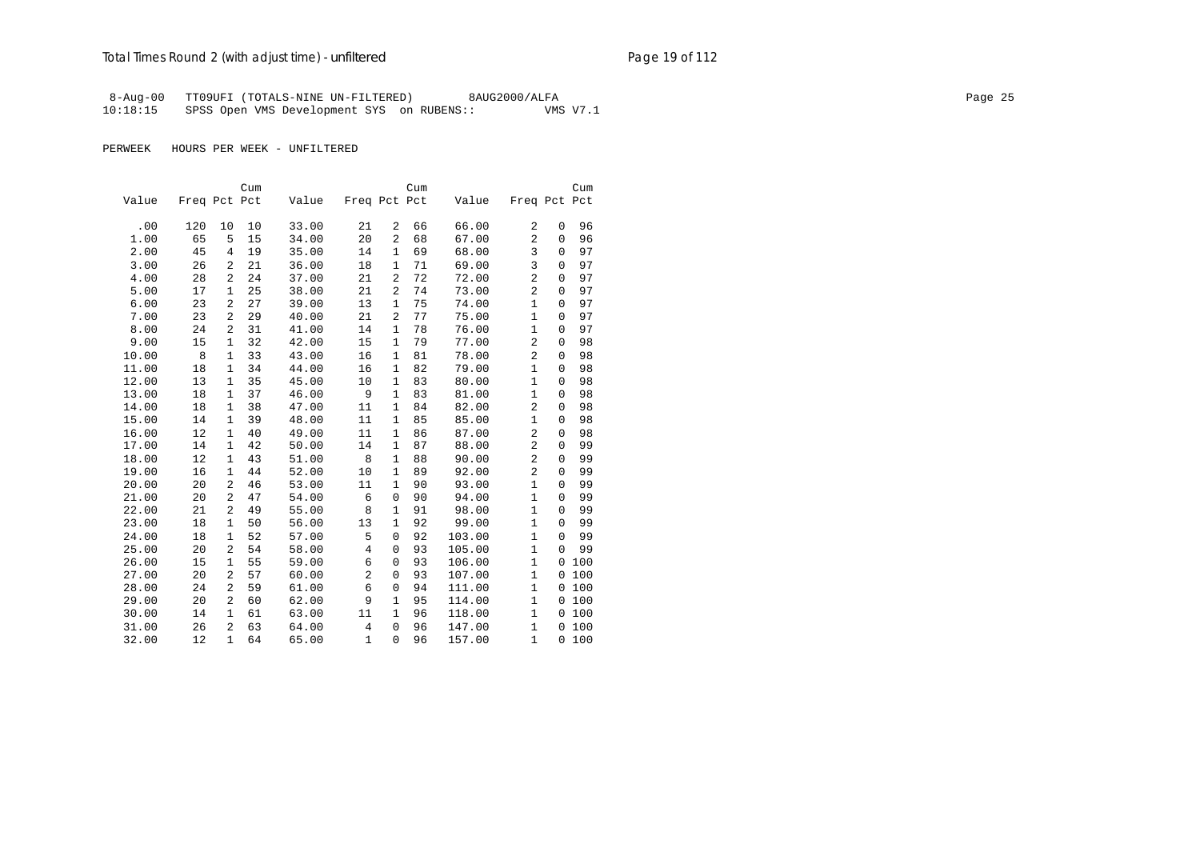8-Aug-00 TT09UFI (TOTALS-NINE UN-FILTERED) 8AUG2000/ALFA

10:18:15 SPSS Open VMS Development SYS on RUBENS:: VMS V7.1

PERWEEK HOURS PER WEEK - UNFILTERED

| Value | Freq | Pct | Cum Pct | Value | Freq | Pct | Cum Pct | Value | Freq | Pct | Cum Pct |
|---|---|---|---|---|---|---|---|---|---|---|---|
| .00 | 120 | 10 | 10 | 33.00 | 21 | 2 | 66 | 66.00 | 2 | 0 | 96 |
| 1.00 | 65 | 5 | 15 | 34.00 | 20 | 2 | 68 | 67.00 | 2 | 0 | 96 |
| 2.00 | 45 | 4 | 19 | 35.00 | 14 | 1 | 69 | 68.00 | 3 | 0 | 97 |
| 3.00 | 26 | 2 | 21 | 36.00 | 18 | 1 | 71 | 69.00 | 3 | 0 | 97 |
| 4.00 | 28 | 2 | 24 | 37.00 | 21 | 2 | 72 | 72.00 | 2 | 0 | 97 |
| 5.00 | 17 | 1 | 25 | 38.00 | 21 | 2 | 74 | 73.00 | 2 | 0 | 97 |
| 6.00 | 23 | 2 | 27 | 39.00 | 13 | 1 | 75 | 74.00 | 1 | 0 | 97 |
| 7.00 | 23 | 2 | 29 | 40.00 | 21 | 2 | 77 | 75.00 | 1 | 0 | 97 |
| 8.00 | 24 | 2 | 31 | 41.00 | 14 | 1 | 78 | 76.00 | 1 | 0 | 97 |
| 9.00 | 15 | 1 | 32 | 42.00 | 15 | 1 | 79 | 77.00 | 2 | 0 | 98 |
| 10.00 | 8 | 1 | 33 | 43.00 | 16 | 1 | 81 | 78.00 | 2 | 0 | 98 |
| 11.00 | 18 | 1 | 34 | 44.00 | 16 | 1 | 82 | 79.00 | 1 | 0 | 98 |
| 12.00 | 13 | 1 | 35 | 45.00 | 10 | 1 | 83 | 80.00 | 1 | 0 | 98 |
| 13.00 | 18 | 1 | 37 | 46.00 | 9 | 1 | 83 | 81.00 | 1 | 0 | 98 |
| 14.00 | 18 | 1 | 38 | 47.00 | 11 | 1 | 84 | 82.00 | 2 | 0 | 98 |
| 15.00 | 14 | 1 | 39 | 48.00 | 11 | 1 | 85 | 85.00 | 1 | 0 | 98 |
| 16.00 | 12 | 1 | 40 | 49.00 | 11 | 1 | 86 | 87.00 | 2 | 0 | 98 |
| 17.00 | 14 | 1 | 42 | 50.00 | 14 | 1 | 87 | 88.00 | 2 | 0 | 99 |
| 18.00 | 12 | 1 | 43 | 51.00 | 8 | 1 | 88 | 90.00 | 2 | 0 | 99 |
| 19.00 | 16 | 1 | 44 | 52.00 | 10 | 1 | 89 | 92.00 | 2 | 0 | 99 |
| 20.00 | 20 | 2 | 46 | 53.00 | 11 | 1 | 90 | 93.00 | 1 | 0 | 99 |
| 21.00 | 20 | 2 | 47 | 54.00 | 6 | 0 | 90 | 94.00 | 1 | 0 | 99 |
| 22.00 | 21 | 2 | 49 | 55.00 | 8 | 1 | 91 | 98.00 | 1 | 0 | 99 |
| 23.00 | 18 | 1 | 50 | 56.00 | 13 | 1 | 92 | 99.00 | 1 | 0 | 99 |
| 24.00 | 18 | 1 | 52 | 57.00 | 5 | 0 | 92 | 103.00 | 1 | 0 | 99 |
| 25.00 | 20 | 2 | 54 | 58.00 | 4 | 0 | 93 | 105.00 | 1 | 0 | 99 |
| 26.00 | 15 | 1 | 55 | 59.00 | 6 | 0 | 93 | 106.00 | 1 | 0 | 100 |
| 27.00 | 20 | 2 | 57 | 60.00 | 2 | 0 | 93 | 107.00 | 1 | 0 | 100 |
| 28.00 | 24 | 2 | 59 | 61.00 | 6 | 0 | 94 | 111.00 | 1 | 0 | 100 |
| 29.00 | 20 | 2 | 60 | 62.00 | 9 | 1 | 95 | 114.00 | 1 | 0 | 100 |
| 30.00 | 14 | 1 | 61 | 63.00 | 11 | 1 | 96 | 118.00 | 1 | 0 | 100 |
| 31.00 | 26 | 2 | 63 | 64.00 | 4 | 0 | 96 | 147.00 | 1 | 0 | 100 |
| 32.00 | 12 | 1 | 64 | 65.00 | 1 | 0 | 96 | 157.00 | 1 | 0 | 100 |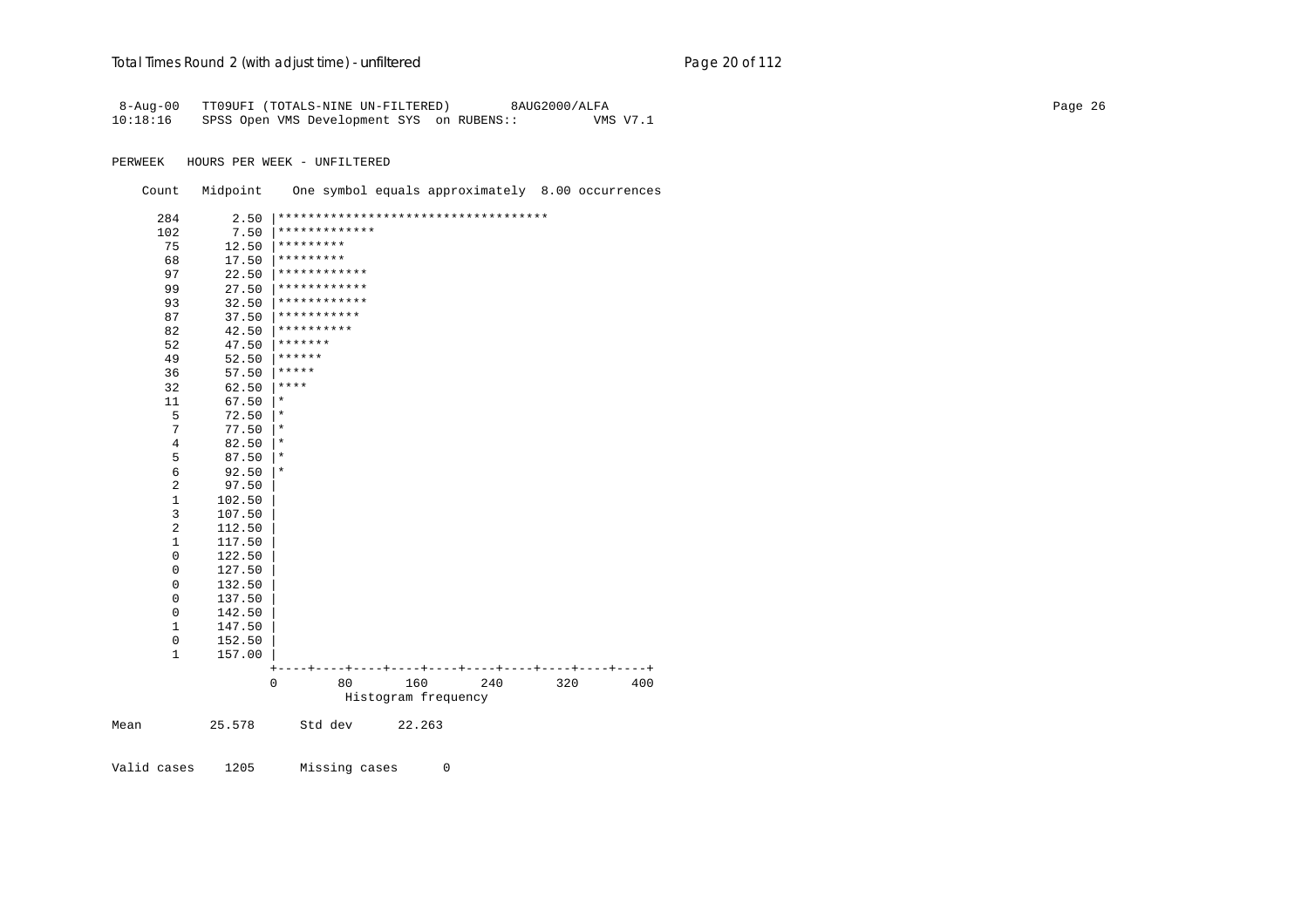```
 8-Aug-00   TT09UFI (TOTALS-NINE UN-FILTERED)        8AUG2000/ALFA
10:18:16    SPSS Open VMS Development SYS  on RUBENS::          VMS V7.1

PERWEEK   HOURS PER WEEK - UNFILTERED

    Count   Midpoint    One symbol equals approximately  8.00 occurrences

      284       2.50 |************************************
      102       7.50 |*************
       75      12.50 |*********
       68      17.50 |*********
       97      22.50 |************
       99      27.50 |************
       93      32.50 |************
       87      37.50 |***********
       82      42.50 |**********
       52      47.50 |*******
       49      52.50 |******
       36      57.50 |*****
       32      62.50 |****
       11      67.50 |*
        5      72.50 |*
        7      77.50 |*
        4      82.50 |*
        5      87.50 |*
        6      92.50 |*
        2      97.50 |
        1     102.50 |
        3     107.50 |
        2     112.50 |
        1     117.50 |
        0     122.50 |
        0     127.50 |
        0     132.50 |
        0     137.50 |
        0     142.50 |
        1     147.50 |
        0     152.50 |
        1     157.00 |
                     +----+----+----+----+----+----+----+----+----+----+
                     0        80       160       240       320       400
                               Histogram frequency

Mean         25.578      Std dev      22.263


Valid cases    1205      Missing cases      0
```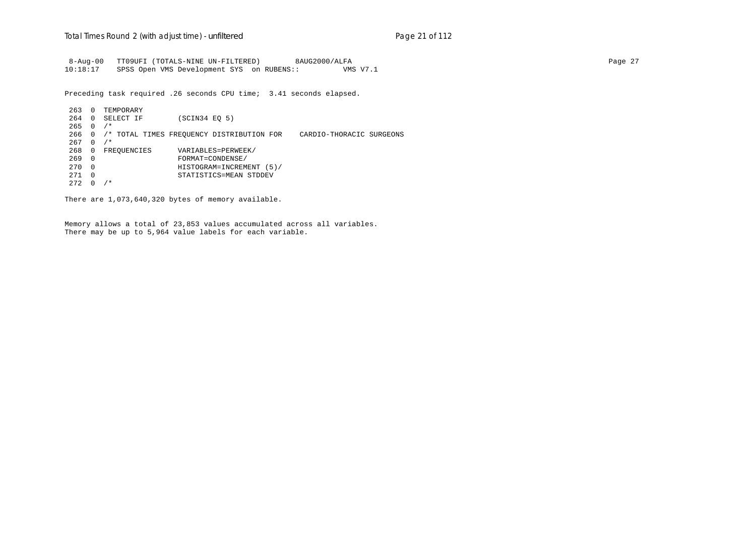```
 8-Aug-00   TT09UFI (TOTALS-NINE UN-FILTERED)        8AUG2000/ALFA                                                                   Page 27
10:18:17    SPSS Open VMS Development SYS  on RUBENS::          VMS V7.1

Preceding task required .26 seconds CPU time;  3.41 seconds elapsed.

 263  0  TEMPORARY
 264  0  SELECT IF        (SCIN34 EQ 5)
 265  0  /*
 266  0  /* TOTAL TIMES FREQUENCY DISTRIBUTION FOR    CARDIO-THORACIC SURGEONS
 267  0  /*
 268  0  FREQUENCIES      VARIABLES=PERWEEK/
 269  0                   FORMAT=CONDENSE/
 270  0                   HISTOGRAM=INCREMENT (5)/
 271  0                   STATISTICS=MEAN STDDEV
 272  0  /*

There are 1,073,640,320 bytes of memory available.


Memory allows a total of 23,853 values accumulated across all variables.
There may be up to 5,964 value labels for each variable.
```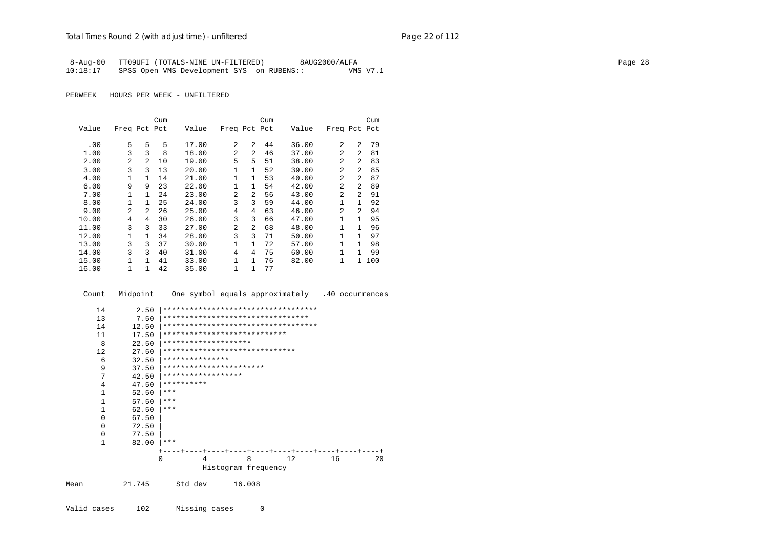```
 8-Aug-00   TT09UFI (TOTALS-NINE UN-FILTERED)        8AUG2000/ALFA
10:18:17    SPSS Open VMS Development SYS  on RUBENS::          VMS V7.1
```

PERWEEK   HOURS PER WEEK - UNFILTERED

| Value | Freq | Pct | Cum Pct | Value | Freq | Pct | Cum Pct | Value | Freq | Pct | Cum Pct |
|---|---|---|---|---|---|---|---|---|---|---|---|
| .00 | 5 | 5 | 5 | 17.00 | 2 | 2 | 44 | 36.00 | 2 | 2 | 79 |
| 1.00 | 3 | 3 | 8 | 18.00 | 2 | 2 | 46 | 37.00 | 2 | 2 | 81 |
| 2.00 | 2 | 2 | 10 | 19.00 | 5 | 5 | 51 | 38.00 | 2 | 2 | 83 |
| 3.00 | 3 | 3 | 13 | 20.00 | 1 | 1 | 52 | 39.00 | 2 | 2 | 85 |
| 4.00 | 1 | 1 | 14 | 21.00 | 1 | 1 | 53 | 40.00 | 2 | 2 | 87 |
| 6.00 | 9 | 9 | 23 | 22.00 | 1 | 1 | 54 | 42.00 | 2 | 2 | 89 |
| 7.00 | 1 | 1 | 24 | 23.00 | 2 | 2 | 56 | 43.00 | 2 | 2 | 91 |
| 8.00 | 1 | 1 | 25 | 24.00 | 3 | 3 | 59 | 44.00 | 1 | 1 | 92 |
| 9.00 | 2 | 2 | 26 | 25.00 | 4 | 4 | 63 | 46.00 | 2 | 2 | 94 |
| 10.00 | 4 | 4 | 30 | 26.00 | 3 | 3 | 66 | 47.00 | 1 | 1 | 95 |
| 11.00 | 3 | 3 | 33 | 27.00 | 2 | 2 | 68 | 48.00 | 1 | 1 | 96 |
| 12.00 | 1 | 1 | 34 | 28.00 | 3 | 3 | 71 | 50.00 | 1 | 1 | 97 |
| 13.00 | 3 | 3 | 37 | 30.00 | 1 | 1 | 72 | 57.00 | 1 | 1 | 98 |
| 14.00 | 3 | 3 | 40 | 31.00 | 4 | 4 | 75 | 60.00 | 1 | 1 | 99 |
| 15.00 | 1 | 1 | 41 | 33.00 | 1 | 1 | 76 | 82.00 | 1 | 1 | 100 |
| 16.00 | 1 | 1 | 42 | 35.00 | 1 | 1 | 77 | | | | |

```
  Count   Midpoint    One symbol equals approximately   .40 occurrences

     14       2.50 |***********************************
     13       7.50 |********************************
     14      12.50 |***********************************
     11      17.50 |****************************
      8      22.50 |********************
     12      27.50 |******************************
      6      32.50 |***************
      9      37.50 |***********************
      7      42.50 |******************
      4      47.50 |**********
      1      52.50 |***
      1      57.50 |***
      1      62.50 |***
      0      67.50 |
      0      72.50 |
      0      77.50 |
      1      82.00 |***
                   +----+----+----+----+----+----+----+----+----+----+
                   0         4         8        12        16        20
                              Histogram frequency
```

```
Mean         21.745      Std dev      16.008

Valid cases     102      Missing cases      0
```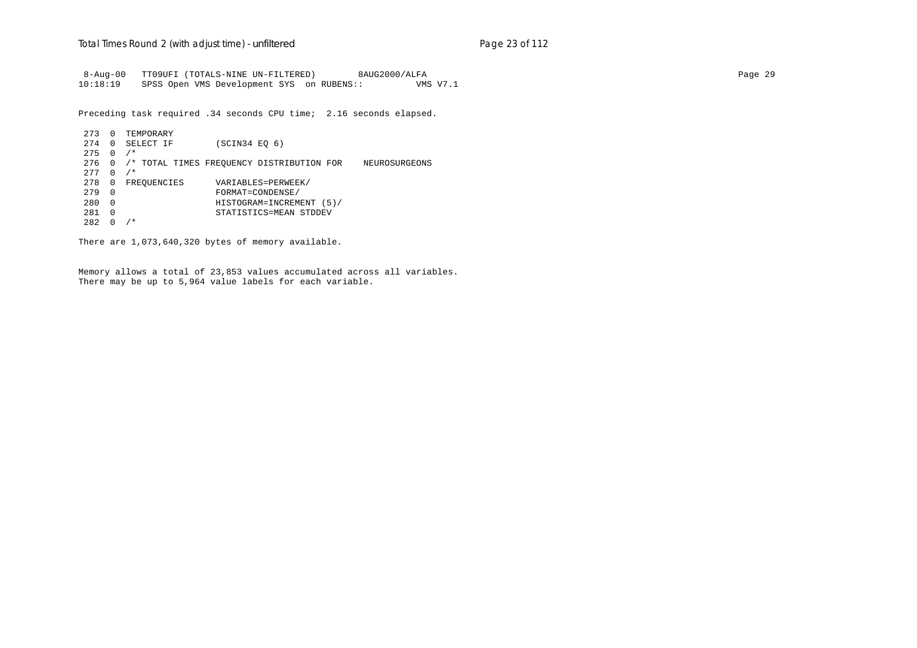```
 8-Aug-00   TT09UFI (TOTALS-NINE UN-FILTERED)        8AUG2000/ALFA
10:18:19    SPSS Open VMS Development SYS  on RUBENS::          VMS V7.1
```

Preceding task required .34 seconds CPU time;  2.16 seconds elapsed.

```
 273  0  TEMPORARY
 274  0  SELECT IF        (SCIN34 EQ 6)
 275  0  /*
 276  0  /* TOTAL TIMES FREQUENCY DISTRIBUTION FOR    NEUROSURGEONS
 277  0  /*
 278  0  FREQUENCIES      VARIABLES=PERWEEK/
 279  0                   FORMAT=CONDENSE/
 280  0                   HISTOGRAM=INCREMENT (5)/
 281  0                   STATISTICS=MEAN STDDEV
 282  0  /*
```

There are 1,073,640,320 bytes of memory available.

Memory allows a total of 23,853 values accumulated across all variables.
There may be up to 5,964 value labels for each variable.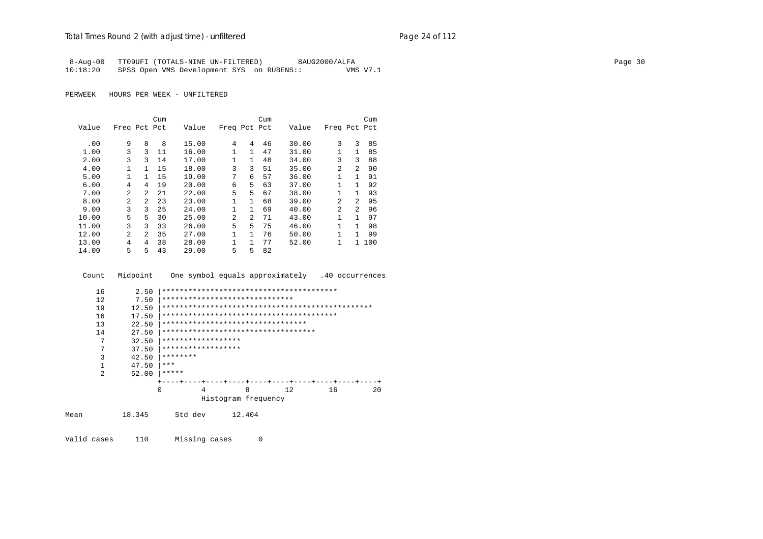8-Aug-00 TT09UFI (TOTALS-NINE UN-FILTERED) 8AUG2000/ALFA
10:18:20 SPSS Open VMS Development SYS on RUBENS:: VMS V7.1

PERWEEK HOURS PER WEEK - UNFILTERED

| Value | Freq | Pct | Cum Pct | Value | Freq | Pct | Cum Pct | Value | Freq | Pct | Cum Pct |
|---|---|---|---|---|---|---|---|---|---|---|---|
| .00 | 9 | 8 | 8 | 15.00 | 4 | 4 | 46 | 30.00 | 3 | 3 | 85 |
| 1.00 | 3 | 3 | 11 | 16.00 | 1 | 1 | 47 | 31.00 | 1 | 1 | 85 |
| 2.00 | 3 | 3 | 14 | 17.00 | 1 | 1 | 48 | 34.00 | 3 | 3 | 88 |
| 4.00 | 1 | 1 | 15 | 18.00 | 3 | 3 | 51 | 35.00 | 2 | 2 | 90 |
| 5.00 | 1 | 1 | 15 | 19.00 | 7 | 6 | 57 | 36.00 | 1 | 1 | 91 |
| 6.00 | 4 | 4 | 19 | 20.00 | 6 | 5 | 63 | 37.00 | 1 | 1 | 92 |
| 7.00 | 2 | 2 | 21 | 22.00 | 5 | 5 | 67 | 38.00 | 1 | 1 | 93 |
| 8.00 | 2 | 2 | 23 | 23.00 | 1 | 1 | 68 | 39.00 | 2 | 2 | 95 |
| 9.00 | 3 | 3 | 25 | 24.00 | 1 | 1 | 69 | 40.00 | 2 | 2 | 96 |
| 10.00 | 5 | 5 | 30 | 25.00 | 2 | 2 | 71 | 43.00 | 1 | 1 | 97 |
| 11.00 | 3 | 3 | 33 | 26.00 | 5 | 5 | 75 | 46.00 | 1 | 1 | 98 |
| 12.00 | 2 | 2 | 35 | 27.00 | 1 | 1 | 76 | 50.00 | 1 | 1 | 99 |
| 13.00 | 4 | 4 | 38 | 28.00 | 1 | 1 | 77 | 52.00 | 1 | 1 | 100 |
| 14.00 | 5 | 5 | 43 | 29.00 | 5 | 5 | 82 | | | | |

```
 Count   Midpoint    One symbol equals approximately   .40 occurrences

    16       2.50 |****************************************
    12       7.50 |******************************
    19      12.50 |************************************************
    16      17.50 |****************************************
    13      22.50 |*********************************
    14      27.50 |***********************************
     7      32.50 |******************
     7      37.50 |******************
     3      42.50 |********
     1      47.50 |***
     2      52.00 |*****
                  +----+----+----+----+----+----+----+----+----+----+
                  0         4         8        12        16        20
                            Histogram frequency
```

Mean 18.345 Std dev 12.404

Valid cases 110 Missing cases 0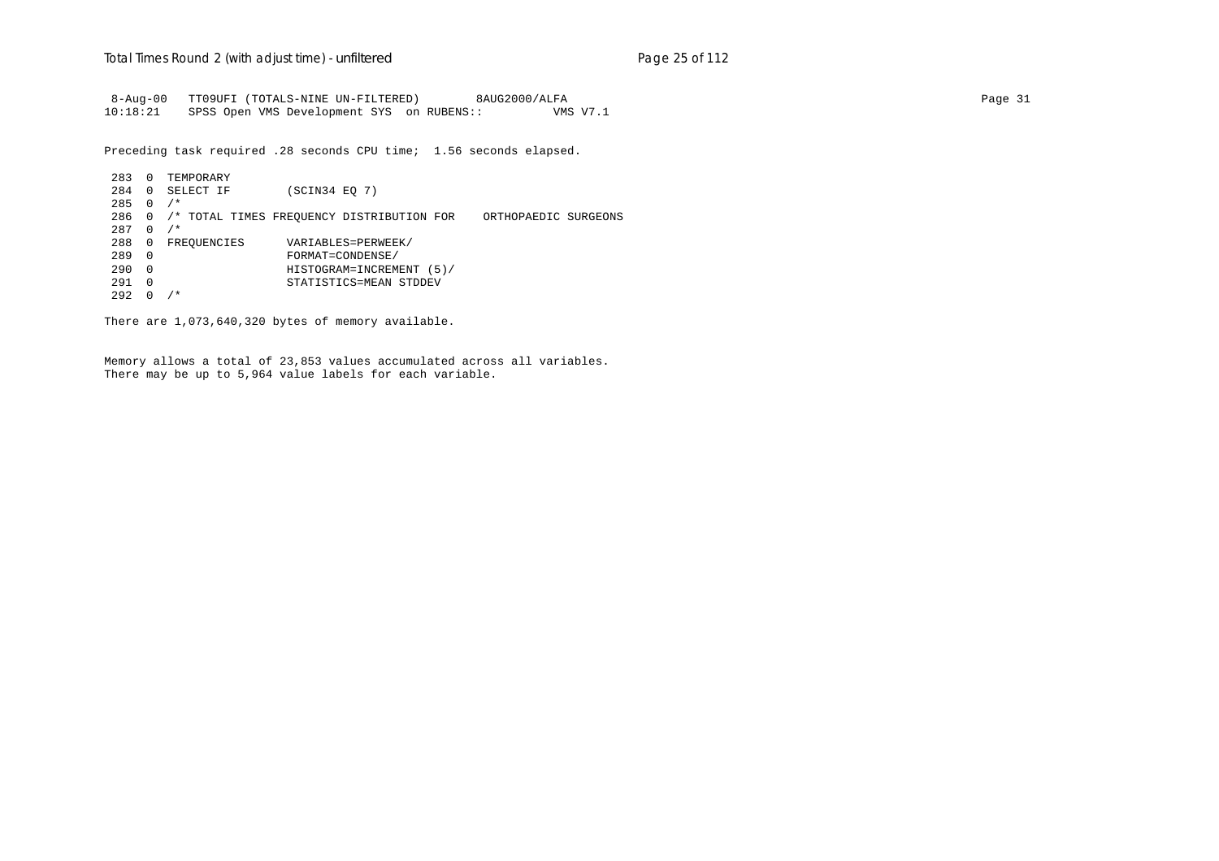```
 8-Aug-00   TT09UFI (TOTALS-NINE UN-FILTERED)        8AUG2000/ALFA
10:18:21    SPSS Open VMS Development SYS  on RUBENS::          VMS V7.1
```

Preceding task required .28 seconds CPU time;  1.56 seconds elapsed.

```
 283  0  TEMPORARY
 284  0  SELECT IF        (SCIN34 EQ 7)
 285  0  /*
 286  0  /* TOTAL TIMES FREQUENCY DISTRIBUTION FOR    ORTHOPAEDIC SURGEONS
 287  0  /*
 288  0  FREQUENCIES      VARIABLES=PERWEEK/
 289  0                   FORMAT=CONDENSE/
 290  0                   HISTOGRAM=INCREMENT (5)/
 291  0                   STATISTICS=MEAN STDDEV
 292  0  /*
```

There are 1,073,640,320 bytes of memory available.

Memory allows a total of 23,853 values accumulated across all variables.
There may be up to 5,964 value labels for each variable.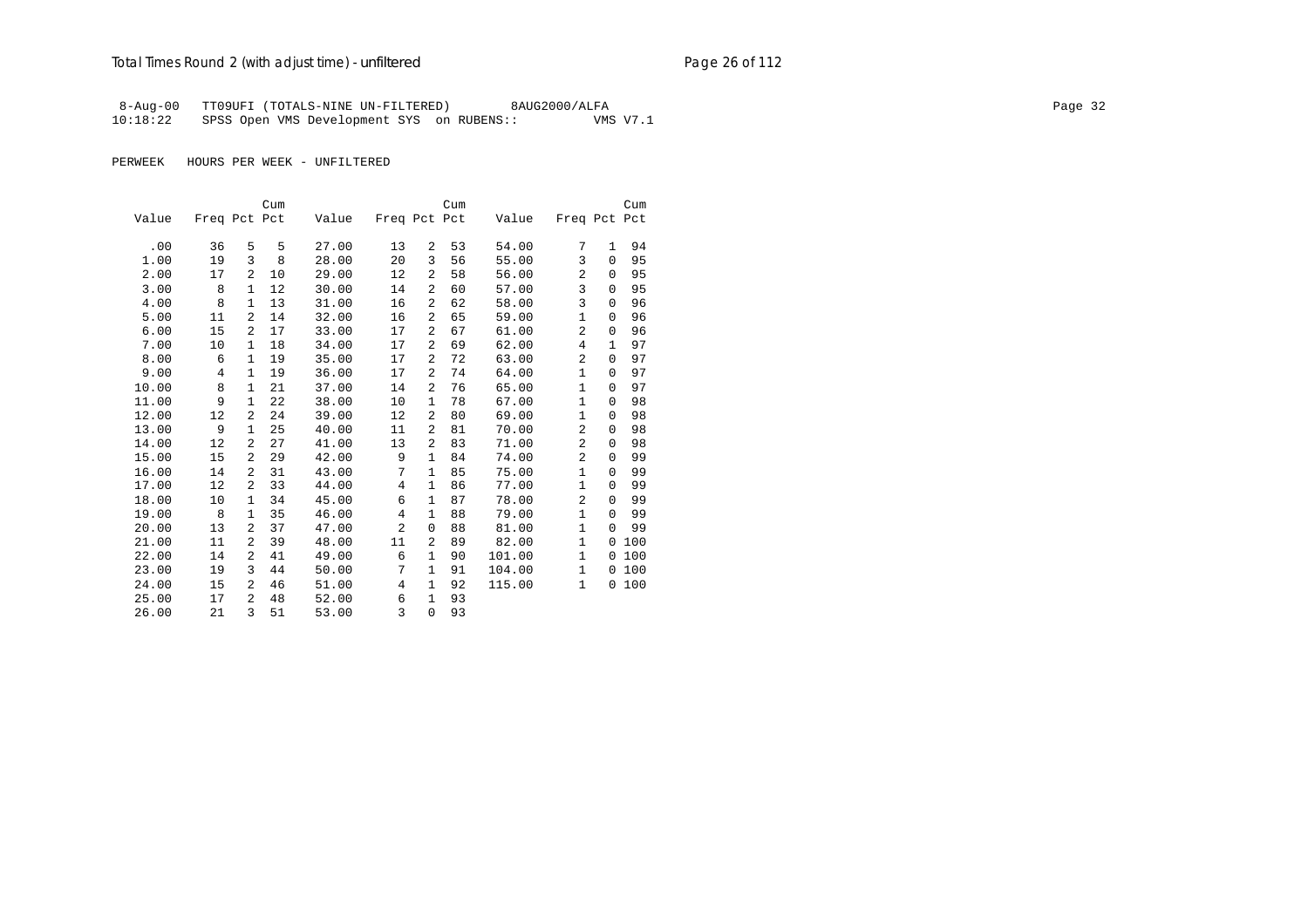8-Aug-00 TT09UFI (TOTALS-NINE UN-FILTERED) 8AUG2000/ALFA
10:18:22 SPSS Open VMS Development SYS on RUBENS:: VMS V7.1

PERWEEK HOURS PER WEEK - UNFILTERED

| Value | Freq | Pct | Cum Pct | Value | Freq | Pct | Cum Pct | Value | Freq | Pct | Cum Pct |
|---|---|---|---|---|---|---|---|---|---|---|---|
| .00 | 36 | 5 | 5 | 27.00 | 13 | 2 | 53 | 54.00 | 7 | 1 | 94 |
| 1.00 | 19 | 3 | 8 | 28.00 | 20 | 3 | 56 | 55.00 | 3 | 0 | 95 |
| 2.00 | 17 | 2 | 10 | 29.00 | 12 | 2 | 58 | 56.00 | 2 | 0 | 95 |
| 3.00 | 8 | 1 | 12 | 30.00 | 14 | 2 | 60 | 57.00 | 3 | 0 | 95 |
| 4.00 | 8 | 1 | 13 | 31.00 | 16 | 2 | 62 | 58.00 | 3 | 0 | 96 |
| 5.00 | 11 | 2 | 14 | 32.00 | 16 | 2 | 65 | 59.00 | 1 | 0 | 96 |
| 6.00 | 15 | 2 | 17 | 33.00 | 17 | 2 | 67 | 61.00 | 2 | 0 | 96 |
| 7.00 | 10 | 1 | 18 | 34.00 | 17 | 2 | 69 | 62.00 | 4 | 1 | 97 |
| 8.00 | 6 | 1 | 19 | 35.00 | 17 | 2 | 72 | 63.00 | 2 | 0 | 97 |
| 9.00 | 4 | 1 | 19 | 36.00 | 17 | 2 | 74 | 64.00 | 1 | 0 | 97 |
| 10.00 | 8 | 1 | 21 | 37.00 | 14 | 2 | 76 | 65.00 | 1 | 0 | 97 |
| 11.00 | 9 | 1 | 22 | 38.00 | 10 | 1 | 78 | 67.00 | 1 | 0 | 98 |
| 12.00 | 12 | 2 | 24 | 39.00 | 12 | 2 | 80 | 69.00 | 1 | 0 | 98 |
| 13.00 | 9 | 1 | 25 | 40.00 | 11 | 2 | 81 | 70.00 | 2 | 0 | 98 |
| 14.00 | 12 | 2 | 27 | 41.00 | 13 | 2 | 83 | 71.00 | 2 | 0 | 98 |
| 15.00 | 15 | 2 | 29 | 42.00 | 9 | 1 | 84 | 74.00 | 2 | 0 | 99 |
| 16.00 | 14 | 2 | 31 | 43.00 | 7 | 1 | 85 | 75.00 | 1 | 0 | 99 |
| 17.00 | 12 | 2 | 33 | 44.00 | 4 | 1 | 86 | 77.00 | 1 | 0 | 99 |
| 18.00 | 10 | 1 | 34 | 45.00 | 6 | 1 | 87 | 78.00 | 2 | 0 | 99 |
| 19.00 | 8 | 1 | 35 | 46.00 | 4 | 1 | 88 | 79.00 | 1 | 0 | 99 |
| 20.00 | 13 | 2 | 37 | 47.00 | 2 | 0 | 88 | 81.00 | 1 | 0 | 99 |
| 21.00 | 11 | 2 | 39 | 48.00 | 11 | 2 | 89 | 82.00 | 1 | 0 | 100 |
| 22.00 | 14 | 2 | 41 | 49.00 | 6 | 1 | 90 | 101.00 | 1 | 0 | 100 |
| 23.00 | 19 | 3 | 44 | 50.00 | 7 | 1 | 91 | 104.00 | 1 | 0 | 100 |
| 24.00 | 15 | 2 | 46 | 51.00 | 4 | 1 | 92 | 115.00 | 1 | 0 | 100 |
| 25.00 | 17 | 2 | 48 | 52.00 | 6 | 1 | 93 | | | | |
| 26.00 | 21 | 3 | 51 | 53.00 | 3 | 0 | 93 | | | | |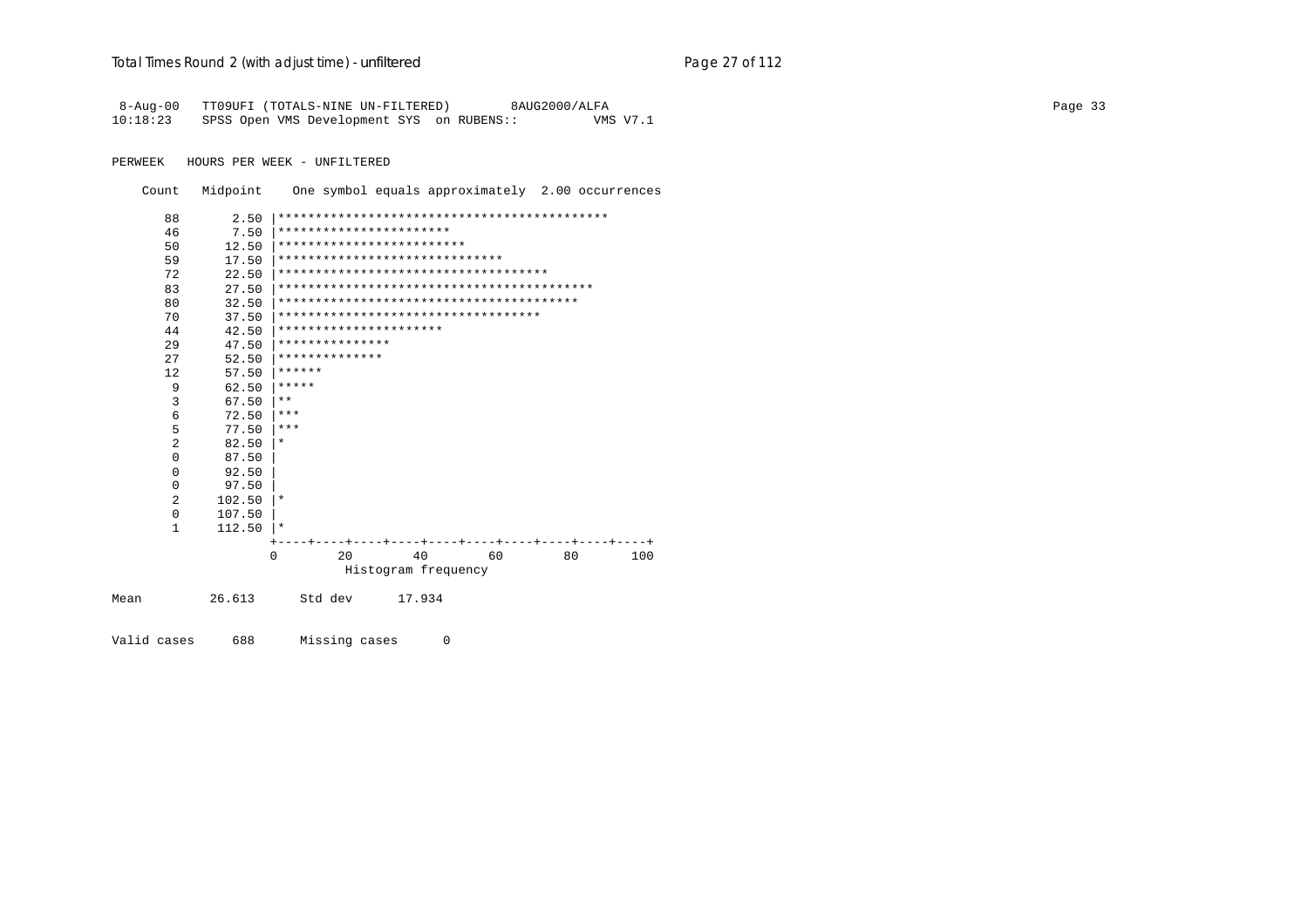```
 8-Aug-00   TT09UFI (TOTALS-NINE UN-FILTERED)        8AUG2000/ALFA
10:18:23    SPSS Open VMS Development SYS  on RUBENS::          VMS V7.1

PERWEEK   HOURS PER WEEK - UNFILTERED

    Count   Midpoint    One symbol equals approximately  2.00 occurrences

      88       2.50 |********************************************
      46       7.50 |***********************
      50      12.50 |*************************
      59      17.50 |******************************
      72      22.50 |************************************
      83      27.50 |******************************************
      80      32.50 |****************************************
      70      37.50 |***********************************
      44      42.50 |**********************
      29      47.50 |***************
      27      52.50 |**************
      12      57.50 |******
       9      62.50 |*****
       3      67.50 |**
       6      72.50 |***
       5      77.50 |***
       2      82.50 |*
       0      87.50 |
       0      92.50 |
       0      97.50 |
       2     102.50 |*
       0     107.50 |
       1     112.50 |*
                    +----+----+----+----+----+----+----+----+----+----+
                    0        20        40        60        80       100
                              Histogram frequency

Mean         26.613      Std dev      17.934


Valid cases     688      Missing cases      0
```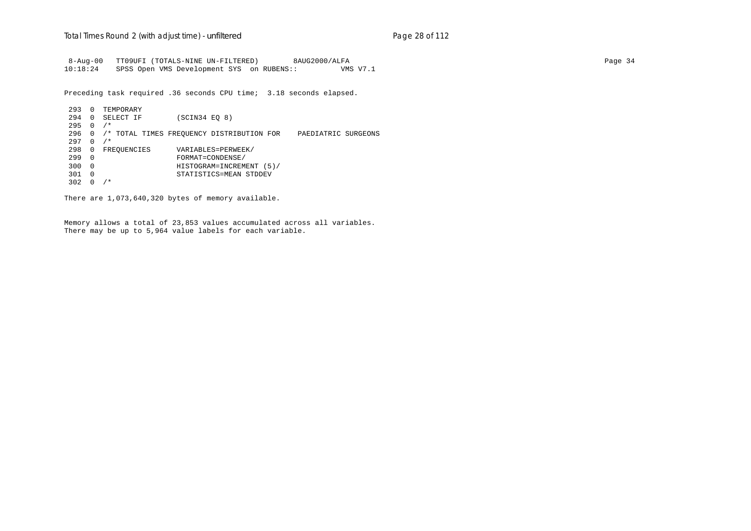```
 8-Aug-00   TT09UFI (TOTALS-NINE UN-FILTERED)        8AUG2000/ALFA
10:18:24    SPSS Open VMS Development SYS  on RUBENS::         VMS V7.1

Preceding task required .36 seconds CPU time;  3.18 seconds elapsed.

 293  0  TEMPORARY
 294  0  SELECT IF        (SCIN34 EQ 8)
 295  0  /*
 296  0  /* TOTAL TIMES FREQUENCY DISTRIBUTION FOR    PAEDIATRIC SURGEONS
 297  0  /*
 298  0  FREQUENCIES      VARIABLES=PERWEEK/
 299  0                   FORMAT=CONDENSE/
 300  0                   HISTOGRAM=INCREMENT (5)/
 301  0                   STATISTICS=MEAN STDDEV
 302  0  /*

There are 1,073,640,320 bytes of memory available.


Memory allows a total of 23,853 values accumulated across all variables.
There may be up to 5,964 value labels for each variable.
```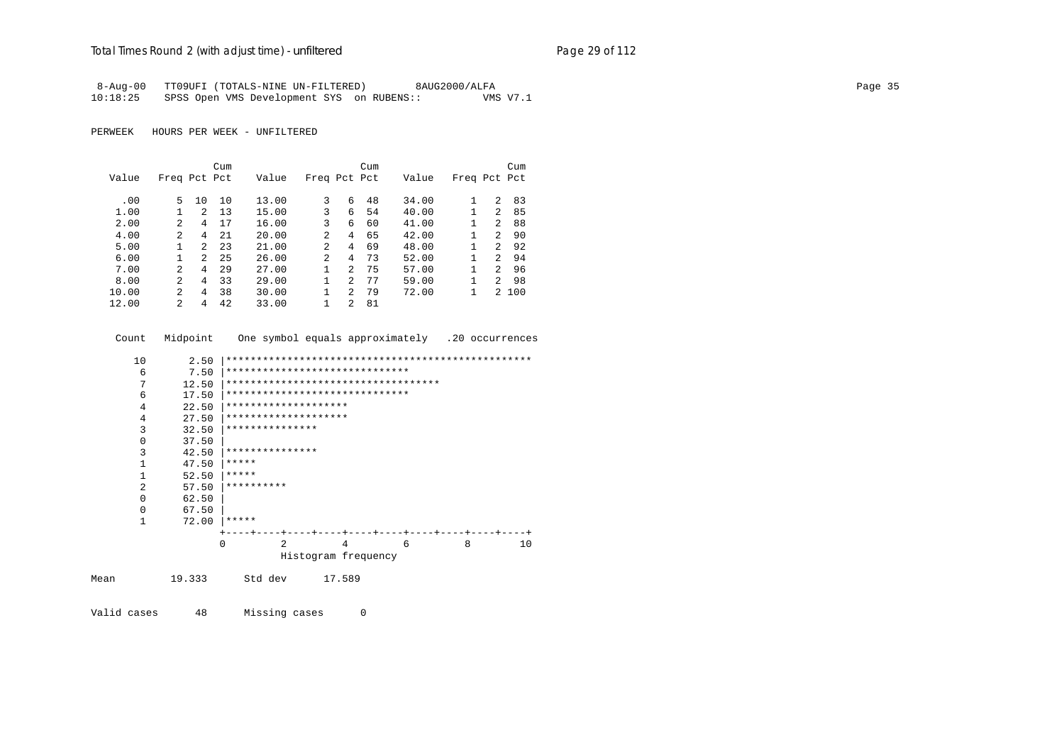```
 8-Aug-00   TT09UFI (TOTALS-NINE UN-FILTERED)        8AUG2000/ALFA
10:18:25    SPSS Open VMS Development SYS  on RUBENS::          VMS V7.1

PERWEEK   HOURS PER WEEK - UNFILTERED


                    Cum                          Cum                          Cum
  Value   Freq Pct Pct     Value   Freq Pct Pct     Value   Freq Pct Pct

    .00      5  10  10     13.00      3   6  48     34.00      1   2  83
   1.00      1   2  13     15.00      3   6  54     40.00      1   2  85
   2.00      2   4  17     16.00      3   6  60     41.00      1   2  88
   4.00      2   4  21     20.00      2   4  65     42.00      1   2  90
   5.00      1   2  23     21.00      2   4  69     48.00      1   2  92
   6.00      1   2  25     26.00      2   4  73     52.00      1   2  94
   7.00      2   4  29     27.00      1   2  75     57.00      1   2  96
   8.00      2   4  33     29.00      1   2  77     59.00      1   2  98
  10.00      2   4  38     30.00      1   2  79     72.00      1   2 100
  12.00      2   4  42     33.00      1   2  81


   Count   Midpoint    One symbol equals approximately   .20 occurrences

      10       2.50 |**************************************************
       6       7.50 |******************************
       7      12.50 |***********************************
       6      17.50 |******************************
       4      22.50 |********************
       4      27.50 |********************
       3      32.50 |***************
       0      37.50 |
       3      42.50 |***************
       1      47.50 |*****
       1      52.50 |*****
       2      57.50 |**********
       0      62.50 |
       0      67.50 |
       1      72.00 |*****
                    +----+----+----+----+----+----+----+----+----+----+
                    0         2         4         6         8        10
                              Histogram frequency

Mean         19.333      Std dev      17.589


Valid cases      48      Missing cases      0
```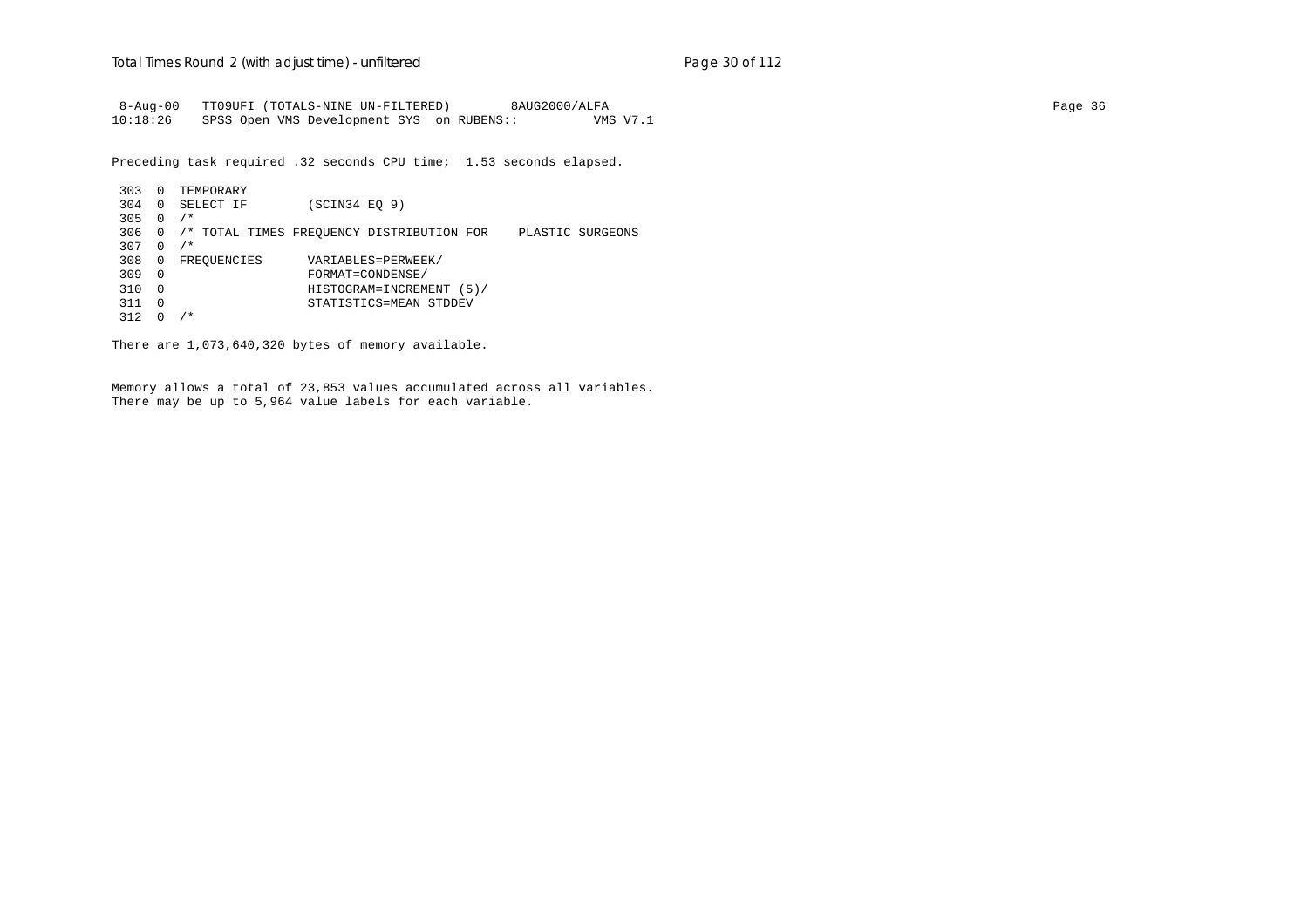```
 8-Aug-00   TT09UFI (TOTALS-NINE UN-FILTERED)        8AUG2000/ALFA
10:18:26    SPSS Open VMS Development SYS  on RUBENS::          VMS V7.1

Preceding task required .32 seconds CPU time;  1.53 seconds elapsed.

 303  0  TEMPORARY
 304  0  SELECT IF        (SCIN34 EQ 9)
 305  0  /*
 306  0  /* TOTAL TIMES FREQUENCY DISTRIBUTION FOR    PLASTIC SURGEONS
 307  0  /*
 308  0  FREQUENCIES      VARIABLES=PERWEEK/
 309  0                   FORMAT=CONDENSE/
 310  0                   HISTOGRAM=INCREMENT (5)/
 311  0                   STATISTICS=MEAN STDDEV
 312  0  /*

There are 1,073,640,320 bytes of memory available.


Memory allows a total of 23,853 values accumulated across all variables.
There may be up to 5,964 value labels for each variable.
```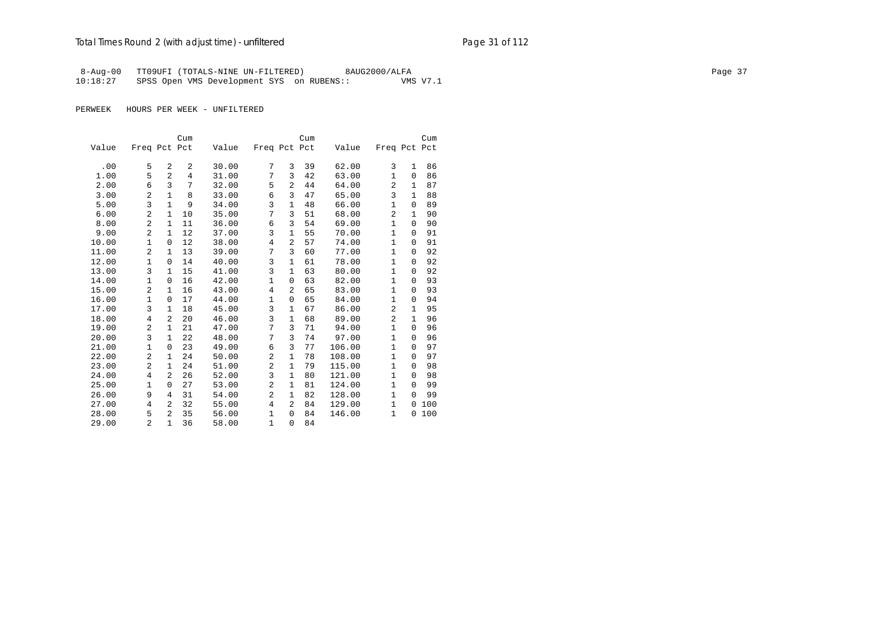8-Aug-00 TT09UFI (TOTALS-NINE UN-FILTERED) 8AUG2000/ALFA
10:18:27 SPSS Open VMS Development SYS on RUBENS:: VMS V7.1

PERWEEK HOURS PER WEEK - UNFILTERED

| Value | Freq | Pct | Cum Pct | Value | Freq | Pct | Cum Pct | Value | Freq | Pct | Cum Pct |
|---|---|---|---|---|---|---|---|---|---|---|---|
| .00 | 5 | 2 | 2 | 30.00 | 7 | 3 | 39 | 62.00 | 3 | 1 | 86 |
| 1.00 | 5 | 2 | 4 | 31.00 | 7 | 3 | 42 | 63.00 | 1 | 0 | 86 |
| 2.00 | 6 | 3 | 7 | 32.00 | 5 | 2 | 44 | 64.00 | 2 | 1 | 87 |
| 3.00 | 2 | 1 | 8 | 33.00 | 6 | 3 | 47 | 65.00 | 3 | 1 | 88 |
| 5.00 | 3 | 1 | 9 | 34.00 | 3 | 1 | 48 | 66.00 | 1 | 0 | 89 |
| 6.00 | 2 | 1 | 10 | 35.00 | 7 | 3 | 51 | 68.00 | 2 | 1 | 90 |
| 8.00 | 2 | 1 | 11 | 36.00 | 6 | 3 | 54 | 69.00 | 1 | 0 | 90 |
| 9.00 | 2 | 1 | 12 | 37.00 | 3 | 1 | 55 | 70.00 | 1 | 0 | 91 |
| 10.00 | 1 | 0 | 12 | 38.00 | 4 | 2 | 57 | 74.00 | 1 | 0 | 91 |
| 11.00 | 2 | 1 | 13 | 39.00 | 7 | 3 | 60 | 77.00 | 1 | 0 | 92 |
| 12.00 | 1 | 0 | 14 | 40.00 | 3 | 1 | 61 | 78.00 | 1 | 0 | 92 |
| 13.00 | 3 | 1 | 15 | 41.00 | 3 | 1 | 63 | 80.00 | 1 | 0 | 92 |
| 14.00 | 1 | 0 | 16 | 42.00 | 1 | 0 | 63 | 82.00 | 1 | 0 | 93 |
| 15.00 | 2 | 1 | 16 | 43.00 | 4 | 2 | 65 | 83.00 | 1 | 0 | 93 |
| 16.00 | 1 | 0 | 17 | 44.00 | 1 | 0 | 65 | 84.00 | 1 | 0 | 94 |
| 17.00 | 3 | 1 | 18 | 45.00 | 3 | 1 | 67 | 86.00 | 2 | 1 | 95 |
| 18.00 | 4 | 2 | 20 | 46.00 | 3 | 1 | 68 | 89.00 | 2 | 1 | 96 |
| 19.00 | 2 | 1 | 21 | 47.00 | 7 | 3 | 71 | 94.00 | 1 | 0 | 96 |
| 20.00 | 3 | 1 | 22 | 48.00 | 7 | 3 | 74 | 97.00 | 1 | 0 | 96 |
| 21.00 | 1 | 0 | 23 | 49.00 | 6 | 3 | 77 | 106.00 | 1 | 0 | 97 |
| 22.00 | 2 | 1 | 24 | 50.00 | 2 | 1 | 78 | 108.00 | 1 | 0 | 97 |
| 23.00 | 2 | 1 | 24 | 51.00 | 2 | 1 | 79 | 115.00 | 1 | 0 | 98 |
| 24.00 | 4 | 2 | 26 | 52.00 | 3 | 1 | 80 | 121.00 | 1 | 0 | 98 |
| 25.00 | 1 | 0 | 27 | 53.00 | 2 | 1 | 81 | 124.00 | 1 | 0 | 99 |
| 26.00 | 9 | 4 | 31 | 54.00 | 2 | 1 | 82 | 128.00 | 1 | 0 | 99 |
| 27.00 | 4 | 2 | 32 | 55.00 | 4 | 2 | 84 | 129.00 | 1 | 0 | 100 |
| 28.00 | 5 | 2 | 35 | 56.00 | 1 | 0 | 84 | 146.00 | 1 | 0 | 100 |
| 29.00 | 2 | 1 | 36 | 58.00 | 1 | 0 | 84 | | | | |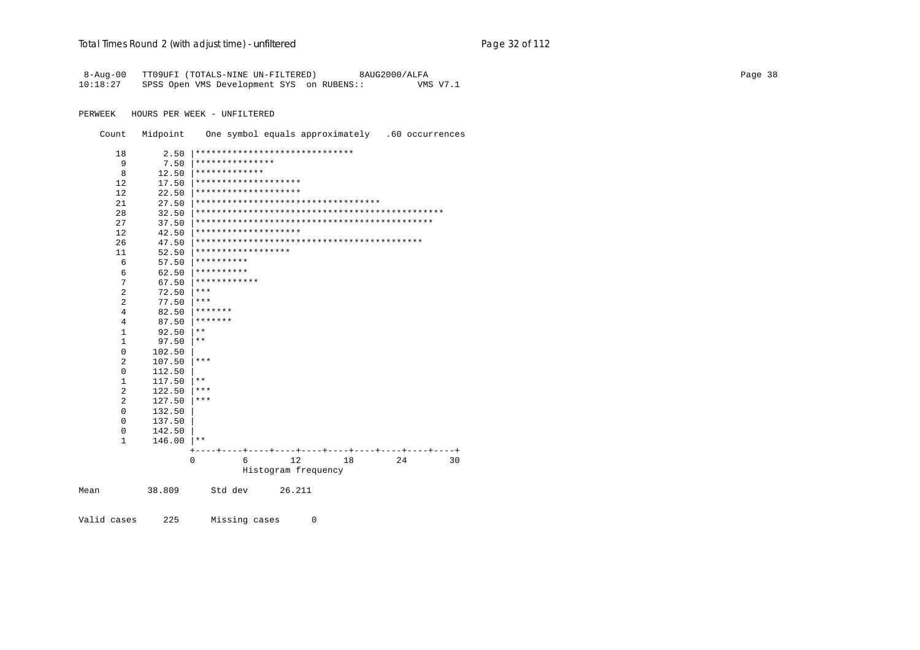```
 8-Aug-00   TT09UFI (TOTALS-NINE UN-FILTERED)        8AUG2000/ALFA
10:18:27    SPSS Open VMS Development SYS  on RUBENS::          VMS V7.1


PERWEEK   HOURS PER WEEK - UNFILTERED

    Count   Midpoint    One symbol equals approximately   .60 occurrences

      18       2.50 |******************************
       9       7.50 |***************
       8      12.50 |*************
      12      17.50 |********************
      12      22.50 |********************
      21      27.50 |***********************************
      28      32.50 |***********************************************
      27      37.50 |*********************************************
      12      42.50 |********************
      26      47.50 |*******************************************
      11      52.50 |******************
       6      57.50 |**********
       6      62.50 |**********
       7      67.50 |************
       2      72.50 |***
       2      77.50 |***
       4      82.50 |*******
       4      87.50 |*******
       1      92.50 |**
       1      97.50 |**
       0     102.50 |
       2     107.50 |***
       0     112.50 |
       1     117.50 |**
       2     122.50 |***
       2     127.50 |***
       0     132.50 |
       0     137.50 |
       0     142.50 |
       1     146.00 |**
                    +----+----+----+----+----+----+----+----+----+----+
                    0         6        12        18        24        30
                              Histogram frequency

Mean         38.809      Std dev      26.211


Valid cases     225      Missing cases      0
```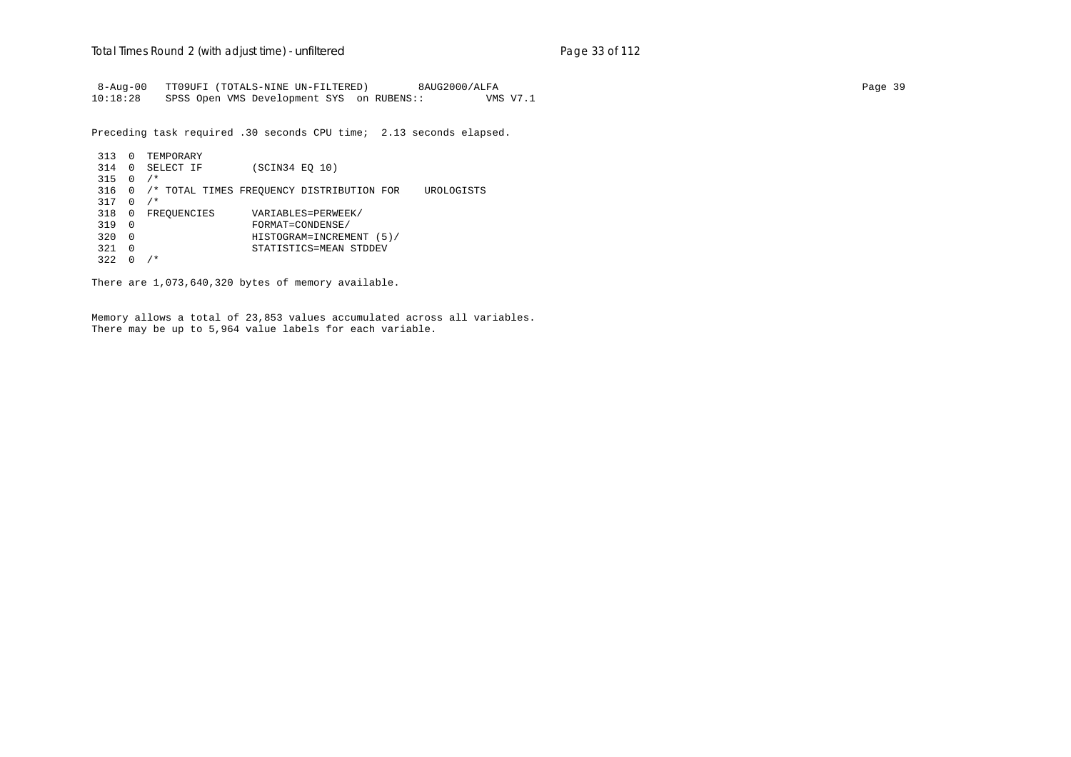```
 8-Aug-00   TT09UFI (TOTALS-NINE UN-FILTERED)        8AUG2000/ALFA
10:18:28    SPSS Open VMS Development SYS  on RUBENS::         VMS V7.1

Preceding task required .30 seconds CPU time;  2.13 seconds elapsed.

 313  0  TEMPORARY
 314  0  SELECT IF        (SCIN34 EQ 10)
 315  0  /*
 316  0  /* TOTAL TIMES FREQUENCY DISTRIBUTION FOR    UROLOGISTS
 317  0  /*
 318  0  FREQUENCIES      VARIABLES=PERWEEK/
 319  0                   FORMAT=CONDENSE/
 320  0                   HISTOGRAM=INCREMENT (5)/
 321  0                   STATISTICS=MEAN STDDEV
 322  0  /*

There are 1,073,640,320 bytes of memory available.

Memory allows a total of 23,853 values accumulated across all variables.
There may be up to 5,964 value labels for each variable.
```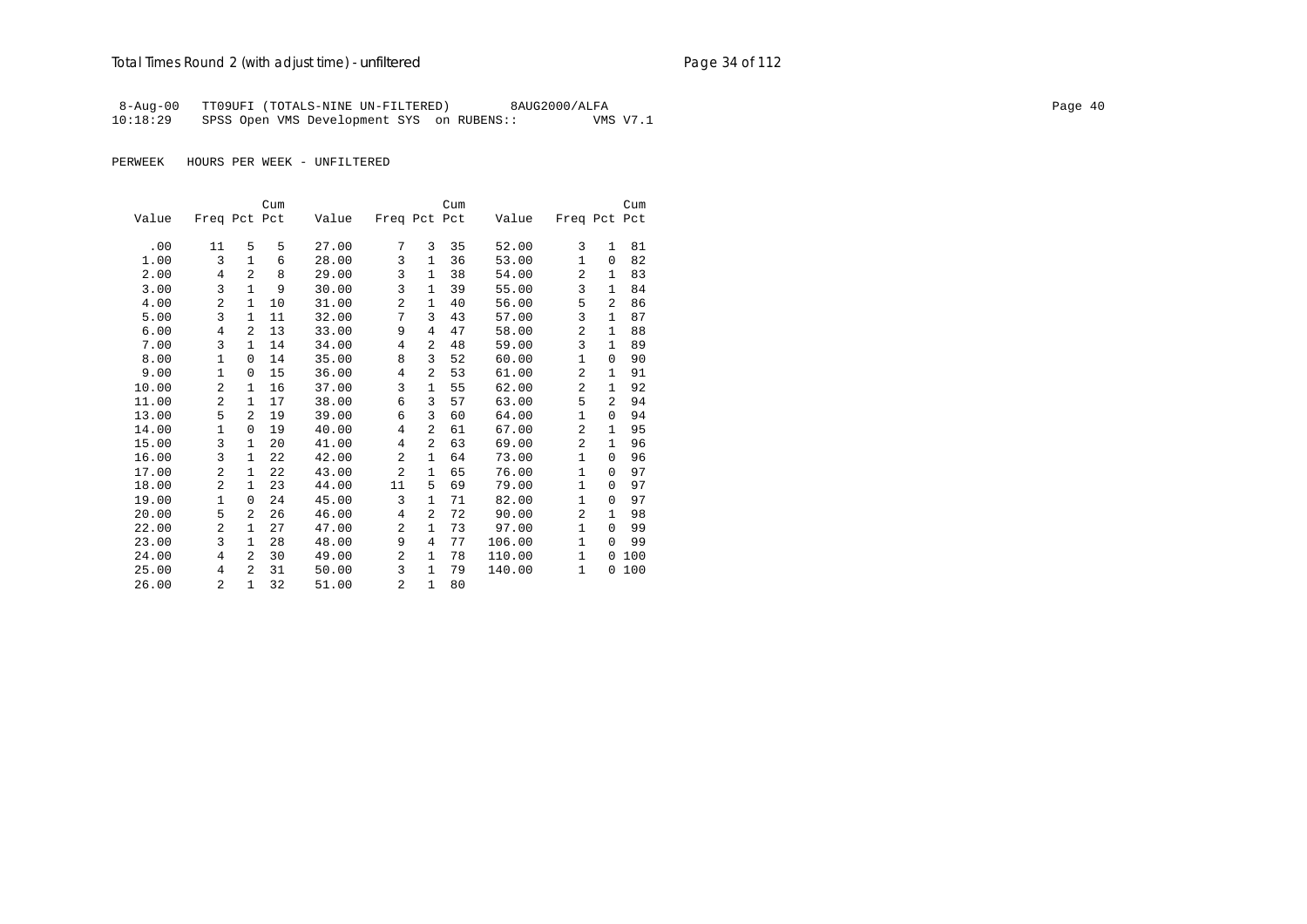8-Aug-00 TT09UFI (TOTALS-NINE UN-FILTERED) 8AUG2000/ALFA
10:18:29 SPSS Open VMS Development SYS on RUBENS:: VMS V7.1

PERWEEK HOURS PER WEEK - UNFILTERED

| Value | Freq | Pct | Cum Pct | Value | Freq | Pct | Cum Pct | Value | Freq | Pct | Cum Pct |
|---|---|---|---|---|---|---|---|---|---|---|---|
| .00 | 11 | 5 | 5 | 27.00 | 7 | 3 | 35 | 52.00 | 3 | 1 | 81 |
| 1.00 | 3 | 1 | 6 | 28.00 | 3 | 1 | 36 | 53.00 | 1 | 0 | 82 |
| 2.00 | 4 | 2 | 8 | 29.00 | 3 | 1 | 38 | 54.00 | 2 | 1 | 83 |
| 3.00 | 3 | 1 | 9 | 30.00 | 3 | 1 | 39 | 55.00 | 3 | 1 | 84 |
| 4.00 | 2 | 1 | 10 | 31.00 | 2 | 1 | 40 | 56.00 | 5 | 2 | 86 |
| 5.00 | 3 | 1 | 11 | 32.00 | 7 | 3 | 43 | 57.00 | 3 | 1 | 87 |
| 6.00 | 4 | 2 | 13 | 33.00 | 9 | 4 | 47 | 58.00 | 2 | 1 | 88 |
| 7.00 | 3 | 1 | 14 | 34.00 | 4 | 2 | 48 | 59.00 | 3 | 1 | 89 |
| 8.00 | 1 | 0 | 14 | 35.00 | 8 | 3 | 52 | 60.00 | 1 | 0 | 90 |
| 9.00 | 1 | 0 | 15 | 36.00 | 4 | 2 | 53 | 61.00 | 2 | 1 | 91 |
| 10.00 | 2 | 1 | 16 | 37.00 | 3 | 1 | 55 | 62.00 | 2 | 1 | 92 |
| 11.00 | 2 | 1 | 17 | 38.00 | 6 | 3 | 57 | 63.00 | 5 | 2 | 94 |
| 13.00 | 5 | 2 | 19 | 39.00 | 6 | 3 | 60 | 64.00 | 1 | 0 | 94 |
| 14.00 | 1 | 0 | 19 | 40.00 | 4 | 2 | 61 | 67.00 | 2 | 1 | 95 |
| 15.00 | 3 | 1 | 20 | 41.00 | 4 | 2 | 63 | 69.00 | 2 | 1 | 96 |
| 16.00 | 3 | 1 | 22 | 42.00 | 2 | 1 | 64 | 73.00 | 1 | 0 | 96 |
| 17.00 | 2 | 1 | 22 | 43.00 | 2 | 1 | 65 | 76.00 | 1 | 0 | 97 |
| 18.00 | 2 | 1 | 23 | 44.00 | 11 | 5 | 69 | 79.00 | 1 | 0 | 97 |
| 19.00 | 1 | 0 | 24 | 45.00 | 3 | 1 | 71 | 82.00 | 1 | 0 | 97 |
| 20.00 | 5 | 2 | 26 | 46.00 | 4 | 2 | 72 | 90.00 | 2 | 1 | 98 |
| 22.00 | 2 | 1 | 27 | 47.00 | 2 | 1 | 73 | 97.00 | 1 | 0 | 99 |
| 23.00 | 3 | 1 | 28 | 48.00 | 9 | 4 | 77 | 106.00 | 1 | 0 | 99 |
| 24.00 | 4 | 2 | 30 | 49.00 | 2 | 1 | 78 | 110.00 | 1 | 0 | 100 |
| 25.00 | 4 | 2 | 31 | 50.00 | 3 | 1 | 79 | 140.00 | 1 | 0 | 100 |
| 26.00 | 2 | 1 | 32 | 51.00 | 2 | 1 | 80 | | | | |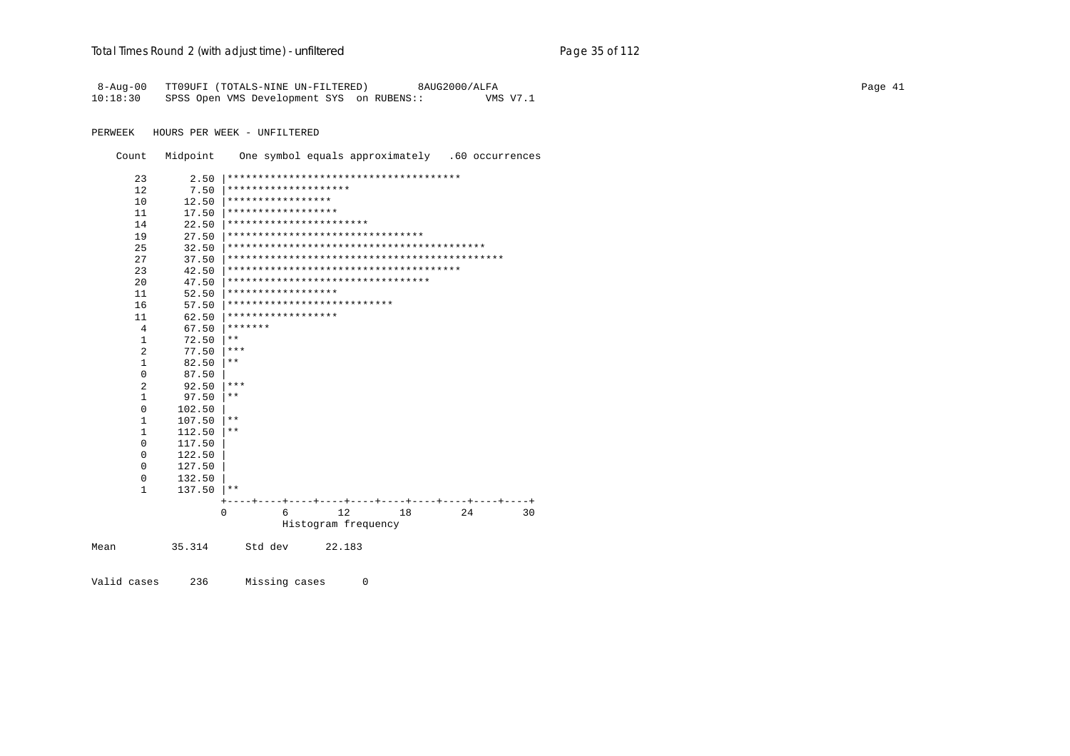```
 8-Aug-00   TT09UFI (TOTALS-NINE UN-FILTERED)        8AUG2000/ALFA
10:18:30    SPSS Open VMS Development SYS  on RUBENS::          VMS V7.1

PERWEEK   HOURS PER WEEK - UNFILTERED

    Count   Midpoint    One symbol equals approximately   .60 occurrences

       23       2.50 |**************************************
       12       7.50 |********************
       10      12.50 |*****************
       11      17.50 |******************
       14      22.50 |***********************
       19      27.50 |********************************
       25      32.50 |*****************************************
       27      37.50 |*********************************************
       23      42.50 |**************************************
       20      47.50 |*********************************
       11      52.50 |******************
       16      57.50 |***************************
       11      62.50 |******************
        4      67.50 |*******
        1      72.50 |**
        2      77.50 |***
        1      82.50 |**
        0      87.50 |
        2      92.50 |***
        1      97.50 |**
        0     102.50 |
        1     107.50 |**
        1     112.50 |**
        0     117.50 |
        0     122.50 |
        0     127.50 |
        0     132.50 |
        1     137.50 |**
                     +----+----+----+----+----+----+----+----+----+----+
                     0         6        12        18        24        30
                               Histogram frequency

Mean         35.314      Std dev      22.183


Valid cases     236      Missing cases      0
```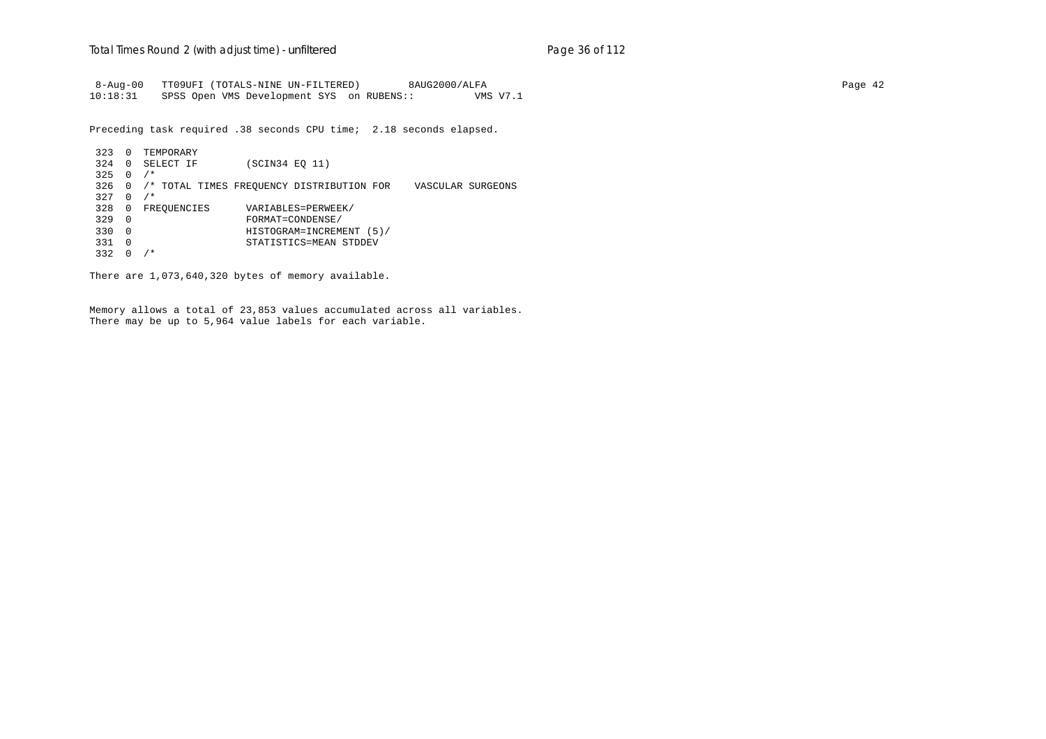```
 8-Aug-00   TT09UFI (TOTALS-NINE UN-FILTERED)        8AUG2000/ALFA
10:18:31    SPSS Open VMS Development SYS  on RUBENS::          VMS V7.1

Preceding task required .38 seconds CPU time;  2.18 seconds elapsed.

 323  0  TEMPORARY
 324  0  SELECT IF        (SCIN34 EQ 11)
 325  0  /*
 326  0  /* TOTAL TIMES FREQUENCY DISTRIBUTION FOR    VASCULAR SURGEONS
 327  0  /*
 328  0  FREQUENCIES      VARIABLES=PERWEEK/
 329  0                   FORMAT=CONDENSE/
 330  0                   HISTOGRAM=INCREMENT (5)/
 331  0                   STATISTICS=MEAN STDDEV
 332  0  /*

There are 1,073,640,320 bytes of memory available.


Memory allows a total of 23,853 values accumulated across all variables.
There may be up to 5,964 value labels for each variable.
```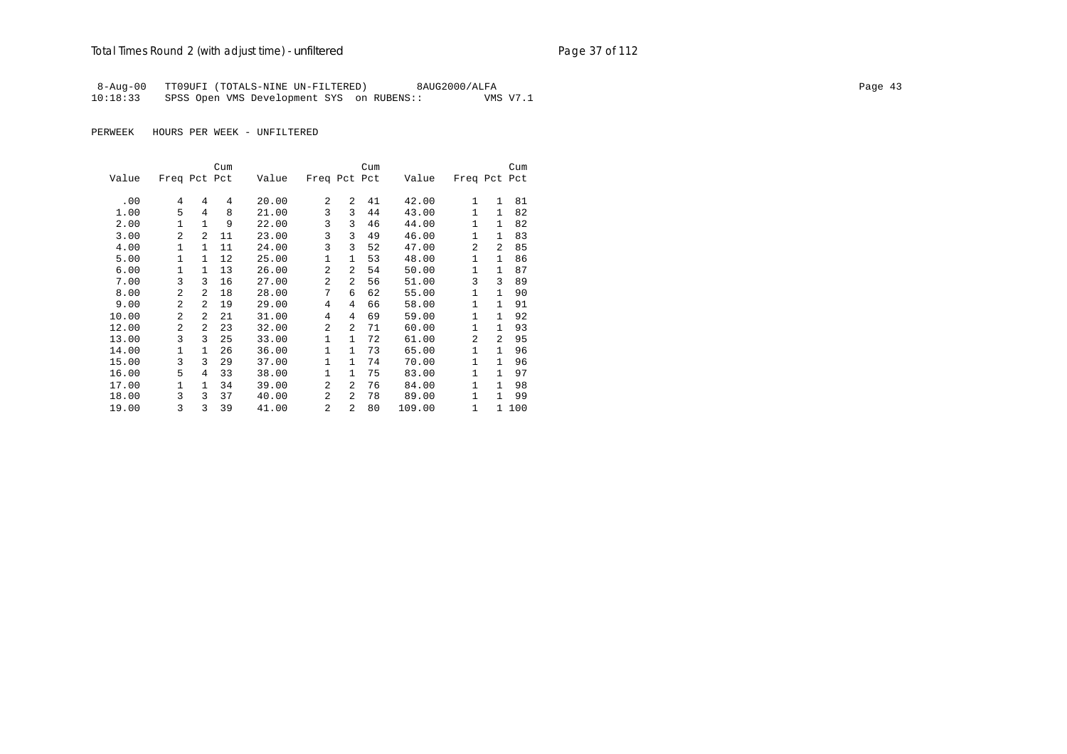8-Aug-00   TT09UFI (TOTALS-NINE UN-FILTERED)        8AUG2000/ALFA
10:18:33   SPSS Open VMS Development SYS  on RUBENS::        VMS V7.1

PERWEEK   HOURS PER WEEK - UNFILTERED

| Value | Freq | Pct | Cum Pct | Value | Freq | Pct | Cum Pct | Value | Freq | Pct | Cum Pct |
|---|---|---|---|---|---|---|---|---|---|---|---|
| .00 | 4 | 4 | 4 | 20.00 | 2 | 2 | 41 | 42.00 | 1 | 1 | 81 |
| 1.00 | 5 | 4 | 8 | 21.00 | 3 | 3 | 44 | 43.00 | 1 | 1 | 82 |
| 2.00 | 1 | 1 | 9 | 22.00 | 3 | 3 | 46 | 44.00 | 1 | 1 | 82 |
| 3.00 | 2 | 2 | 11 | 23.00 | 3 | 3 | 49 | 46.00 | 1 | 1 | 83 |
| 4.00 | 1 | 1 | 11 | 24.00 | 3 | 3 | 52 | 47.00 | 2 | 2 | 85 |
| 5.00 | 1 | 1 | 12 | 25.00 | 1 | 1 | 53 | 48.00 | 1 | 1 | 86 |
| 6.00 | 1 | 1 | 13 | 26.00 | 2 | 2 | 54 | 50.00 | 1 | 1 | 87 |
| 7.00 | 3 | 3 | 16 | 27.00 | 2 | 2 | 56 | 51.00 | 3 | 3 | 89 |
| 8.00 | 2 | 2 | 18 | 28.00 | 7 | 6 | 62 | 55.00 | 1 | 1 | 90 |
| 9.00 | 2 | 2 | 19 | 29.00 | 4 | 4 | 66 | 58.00 | 1 | 1 | 91 |
| 10.00 | 2 | 2 | 21 | 31.00 | 4 | 4 | 69 | 59.00 | 1 | 1 | 92 |
| 12.00 | 2 | 2 | 23 | 32.00 | 2 | 2 | 71 | 60.00 | 1 | 1 | 93 |
| 13.00 | 3 | 3 | 25 | 33.00 | 1 | 1 | 72 | 61.00 | 2 | 2 | 95 |
| 14.00 | 1 | 1 | 26 | 36.00 | 1 | 1 | 73 | 65.00 | 1 | 1 | 96 |
| 15.00 | 3 | 3 | 29 | 37.00 | 1 | 1 | 74 | 70.00 | 1 | 1 | 96 |
| 16.00 | 5 | 4 | 33 | 38.00 | 1 | 1 | 75 | 83.00 | 1 | 1 | 97 |
| 17.00 | 1 | 1 | 34 | 39.00 | 2 | 2 | 76 | 84.00 | 1 | 1 | 98 |
| 18.00 | 3 | 3 | 37 | 40.00 | 2 | 2 | 78 | 89.00 | 1 | 1 | 99 |
| 19.00 | 3 | 3 | 39 | 41.00 | 2 | 2 | 80 | 109.00 | 1 | 1 | 100 |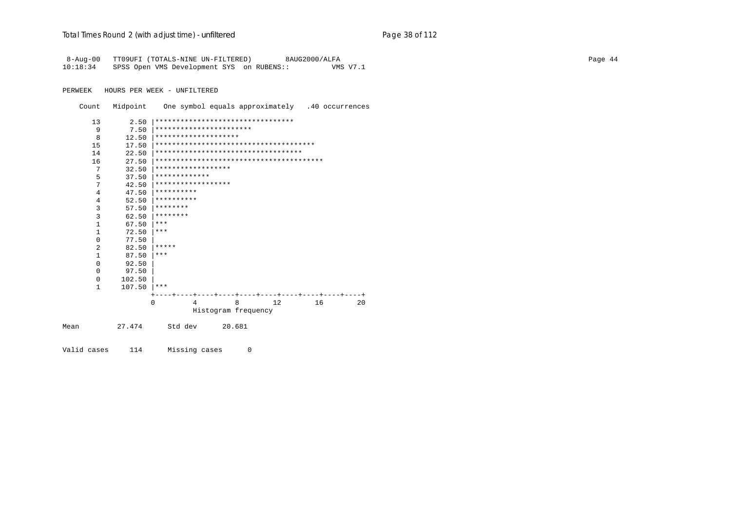```
 8-Aug-00   TT09UFI (TOTALS-NINE UN-FILTERED)        8AUG2000/ALFA
10:18:34    SPSS Open VMS Development SYS  on RUBENS::          VMS V7.1

PERWEEK   HOURS PER WEEK - UNFILTERED

   Count   Midpoint    One symbol equals approximately   .40 occurrences

      13       2.50 |********************************
       9       7.50 |**********************
       8      12.50 |********************
      15      17.50 |*************************************
      14      22.50 |***********************************
      16      27.50 |****************************************
       7      32.50 |******************
       5      37.50 |*************
       7      42.50 |******************
       4      47.50 |**********
       4      52.50 |**********
       3      57.50 |********
       3      62.50 |********
       1      67.50 |***
       1      72.50 |***
       0      77.50 |
       2      82.50 |*****
       1      87.50 |***
       0      92.50 |
       0      97.50 |
       0     102.50 |
       1     107.50 |***
                    +----+----+----+----+----+----+----+----+----+----+
                    0         4         8        12        16        20
                              Histogram frequency

Mean         27.474      Std dev      20.681

Valid cases     114      Missing cases      0
```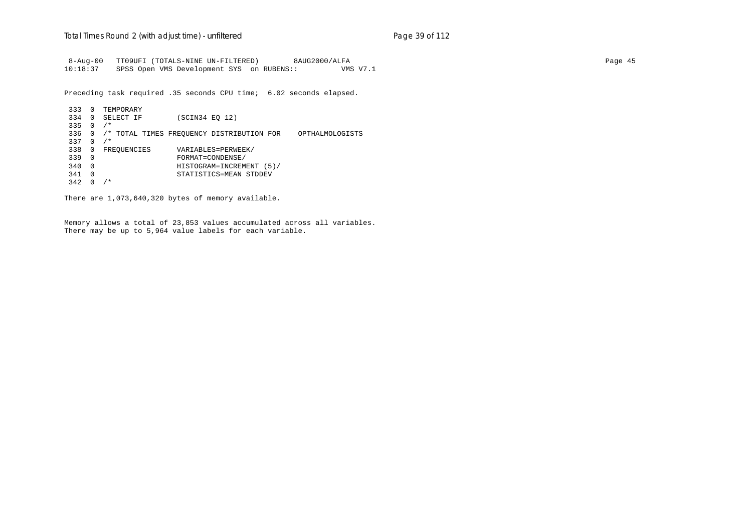```
 8-Aug-00   TT09UFI (TOTALS-NINE UN-FILTERED)        8AUG2000/ALFA
10:18:37    SPSS Open VMS Development SYS  on RUBENS::          VMS V7.1

Preceding task required .35 seconds CPU time;  6.02 seconds elapsed.

 333  0  TEMPORARY
 334  0  SELECT IF        (SCIN34 EQ 12)
 335  0  /*
 336  0  /* TOTAL TIMES FREQUENCY DISTRIBUTION FOR    OPTHALMOLOGISTS
 337  0  /*
 338  0  FREQUENCIES      VARIABLES=PERWEEK/
 339  0                   FORMAT=CONDENSE/
 340  0                   HISTOGRAM=INCREMENT (5)/
 341  0                   STATISTICS=MEAN STDDEV
 342  0  /*

There are 1,073,640,320 bytes of memory available.


Memory allows a total of 23,853 values accumulated across all variables.
There may be up to 5,964 value labels for each variable.
```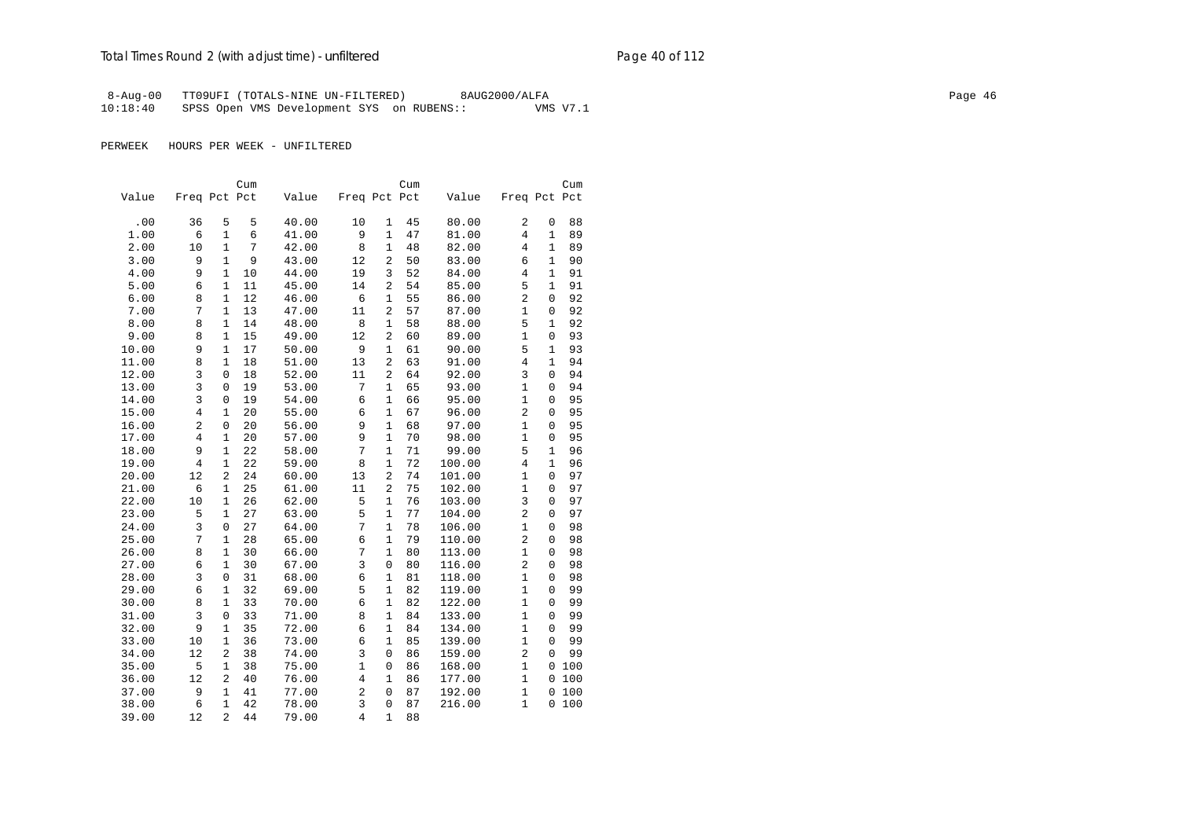8-Aug-00 TT09UFI (TOTALS-NINE UN-FILTERED) 8AUG2000/ALFA
10:18:40 SPSS Open VMS Development SYS on RUBENS:: VMS V7.1

PERWEEK HOURS PER WEEK - UNFILTERED

| Value | Freq | Pct | Cum Pct | Value | Freq | Pct | Cum Pct | Value | Freq | Pct | Cum Pct |
|---|---|---|---|---|---|---|---|---|---|---|---|
| .00 | 36 | 5 | 5 | 40.00 | 10 | 1 | 45 | 80.00 | 2 | 0 | 88 |
| 1.00 | 6 | 1 | 6 | 41.00 | 9 | 1 | 47 | 81.00 | 4 | 1 | 89 |
| 2.00 | 10 | 1 | 7 | 42.00 | 8 | 1 | 48 | 82.00 | 4 | 1 | 89 |
| 3.00 | 9 | 1 | 9 | 43.00 | 12 | 2 | 50 | 83.00 | 6 | 1 | 90 |
| 4.00 | 9 | 1 | 10 | 44.00 | 19 | 3 | 52 | 84.00 | 4 | 1 | 91 |
| 5.00 | 6 | 1 | 11 | 45.00 | 14 | 2 | 54 | 85.00 | 5 | 1 | 91 |
| 6.00 | 8 | 1 | 12 | 46.00 | 6 | 1 | 55 | 86.00 | 2 | 0 | 92 |
| 7.00 | 7 | 1 | 13 | 47.00 | 11 | 2 | 57 | 87.00 | 1 | 0 | 92 |
| 8.00 | 8 | 1 | 14 | 48.00 | 8 | 1 | 58 | 88.00 | 5 | 1 | 92 |
| 9.00 | 8 | 1 | 15 | 49.00 | 12 | 2 | 60 | 89.00 | 1 | 0 | 93 |
| 10.00 | 9 | 1 | 17 | 50.00 | 9 | 1 | 61 | 90.00 | 5 | 1 | 93 |
| 11.00 | 8 | 1 | 18 | 51.00 | 13 | 2 | 63 | 91.00 | 4 | 1 | 94 |
| 12.00 | 3 | 0 | 18 | 52.00 | 11 | 2 | 64 | 92.00 | 3 | 0 | 94 |
| 13.00 | 3 | 0 | 19 | 53.00 | 7 | 1 | 65 | 93.00 | 1 | 0 | 94 |
| 14.00 | 3 | 0 | 19 | 54.00 | 6 | 1 | 66 | 95.00 | 1 | 0 | 95 |
| 15.00 | 4 | 1 | 20 | 55.00 | 6 | 1 | 67 | 96.00 | 2 | 0 | 95 |
| 16.00 | 2 | 0 | 20 | 56.00 | 9 | 1 | 68 | 97.00 | 1 | 0 | 95 |
| 17.00 | 4 | 1 | 20 | 57.00 | 9 | 1 | 70 | 98.00 | 1 | 0 | 95 |
| 18.00 | 9 | 1 | 22 | 58.00 | 7 | 1 | 71 | 99.00 | 5 | 1 | 96 |
| 19.00 | 4 | 1 | 22 | 59.00 | 8 | 1 | 72 | 100.00 | 4 | 1 | 96 |
| 20.00 | 12 | 2 | 24 | 60.00 | 13 | 2 | 74 | 101.00 | 1 | 0 | 97 |
| 21.00 | 6 | 1 | 25 | 61.00 | 11 | 2 | 75 | 102.00 | 1 | 0 | 97 |
| 22.00 | 10 | 1 | 26 | 62.00 | 5 | 1 | 76 | 103.00 | 3 | 0 | 97 |
| 23.00 | 5 | 1 | 27 | 63.00 | 5 | 1 | 77 | 104.00 | 2 | 0 | 97 |
| 24.00 | 3 | 0 | 27 | 64.00 | 7 | 1 | 78 | 106.00 | 1 | 0 | 98 |
| 25.00 | 7 | 1 | 28 | 65.00 | 6 | 1 | 79 | 110.00 | 2 | 0 | 98 |
| 26.00 | 8 | 1 | 30 | 66.00 | 7 | 1 | 80 | 113.00 | 1 | 0 | 98 |
| 27.00 | 6 | 1 | 30 | 67.00 | 3 | 0 | 80 | 116.00 | 2 | 0 | 98 |
| 28.00 | 3 | 0 | 31 | 68.00 | 6 | 1 | 81 | 118.00 | 1 | 0 | 98 |
| 29.00 | 6 | 1 | 32 | 69.00 | 5 | 1 | 82 | 119.00 | 1 | 0 | 99 |
| 30.00 | 8 | 1 | 33 | 70.00 | 6 | 1 | 82 | 122.00 | 1 | 0 | 99 |
| 31.00 | 3 | 0 | 33 | 71.00 | 8 | 1 | 84 | 133.00 | 1 | 0 | 99 |
| 32.00 | 9 | 1 | 35 | 72.00 | 6 | 1 | 84 | 134.00 | 1 | 0 | 99 |
| 33.00 | 10 | 1 | 36 | 73.00 | 6 | 1 | 85 | 139.00 | 1 | 0 | 99 |
| 34.00 | 12 | 2 | 38 | 74.00 | 3 | 0 | 86 | 159.00 | 2 | 0 | 99 |
| 35.00 | 5 | 1 | 38 | 75.00 | 1 | 0 | 86 | 168.00 | 1 | 0 | 100 |
| 36.00 | 12 | 2 | 40 | 76.00 | 4 | 1 | 86 | 177.00 | 1 | 0 | 100 |
| 37.00 | 9 | 1 | 41 | 77.00 | 2 | 0 | 87 | 192.00 | 1 | 0 | 100 |
| 38.00 | 6 | 1 | 42 | 78.00 | 3 | 0 | 87 | 216.00 | 1 | 0 | 100 |
| 39.00 | 12 | 2 | 44 | 79.00 | 4 | 1 | 88 | | | | |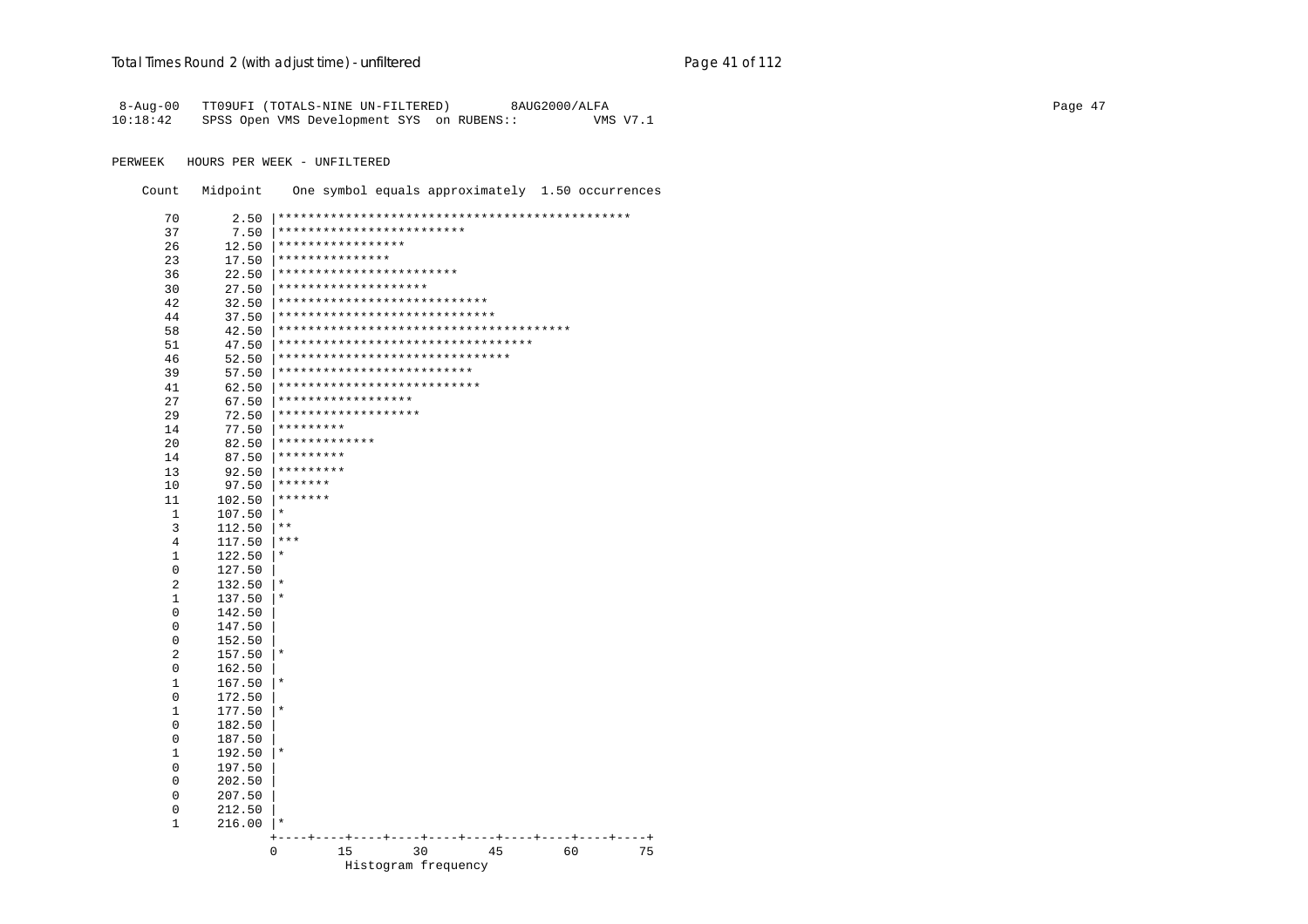```
 8-Aug-00   TT09UFI (TOTALS-NINE UN-FILTERED)        8AUG2000/ALFA
10:18:42    SPSS Open VMS Development SYS  on RUBENS::          VMS V7.1

PERWEEK   HOURS PER WEEK - UNFILTERED

    Count   Midpoint    One symbol equals approximately  1.50 occurrences

      70       2.50 |***********************************************
      37       7.50 |*************************
      26      12.50 |*****************
      23      17.50 |***************
      36      22.50 |************************
      30      27.50 |********************
      42      32.50 |****************************
      44      37.50 |*****************************
      58      42.50 |***************************************
      51      47.50 |**********************************
      46      52.50 |*******************************
      39      57.50 |**************************
      41      62.50 |***************************
      27      67.50 |******************
      29      72.50 |*******************
      14      77.50 |*********
      20      82.50 |*************
      14      87.50 |*********
      13      92.50 |*********
      10      97.50 |*******
      11     102.50 |*******
       1     107.50 |*
       3     112.50 |**
       4     117.50 |***
       1     122.50 |*
       0     127.50 |
       2     132.50 |*
       1     137.50 |*
       0     142.50 |
       0     147.50 |
       0     152.50 |
       2     157.50 |*
       0     162.50 |
       1     167.50 |*
       0     172.50 |
       1     177.50 |*
       0     182.50 |
       0     187.50 |
       1     192.50 |*
       0     197.50 |
       0     202.50 |
       0     207.50 |
       0     212.50 |
       1     216.00 |*
                    +----+----+----+----+----+----+----+----+----+----+
                    0        15        30        45        60        75
                              Histogram frequency
```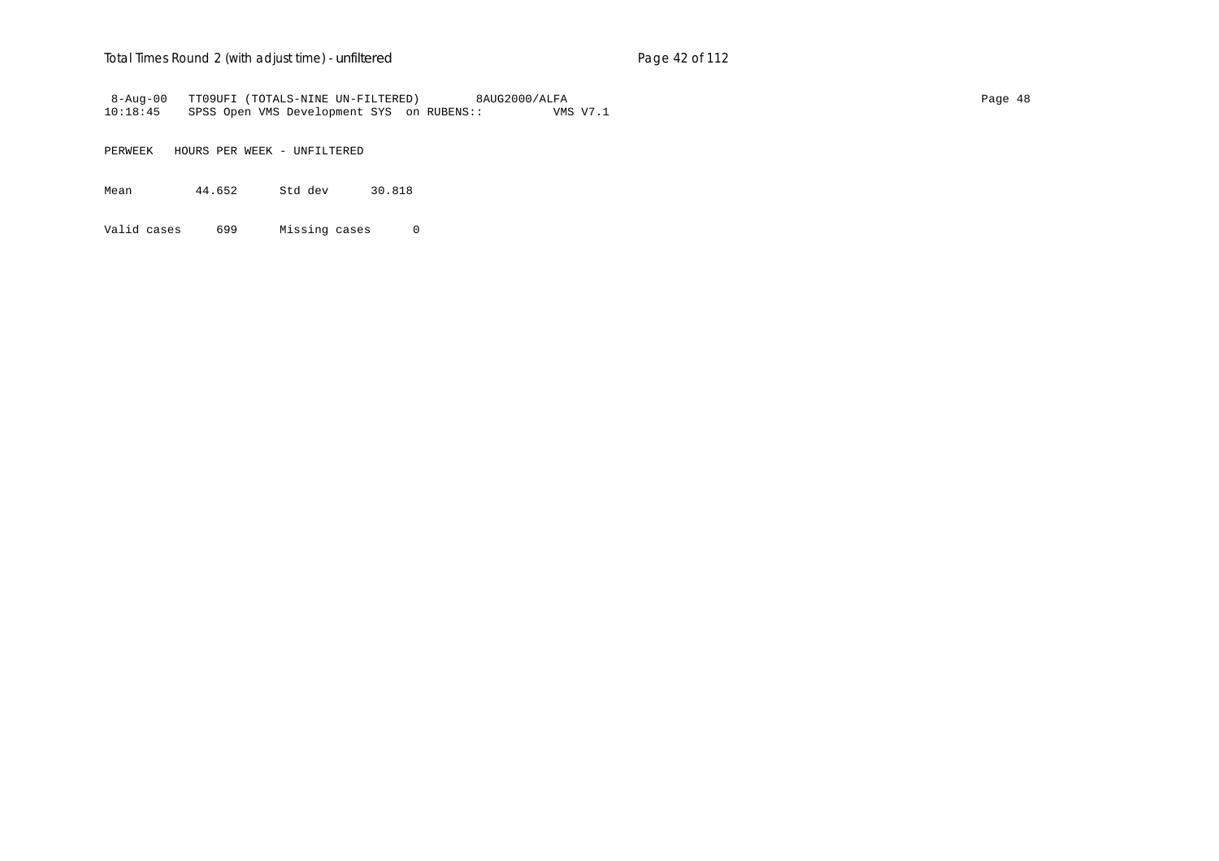```
 8-Aug-00   TT09UFI (TOTALS-NINE UN-FILTERED)        8AUG2000/ALFA
10:18:45    SPSS Open VMS Development SYS  on RUBENS::          VMS V7.1

PERWEEK   HOURS PER WEEK - UNFILTERED

Mean          44.652      Std dev      30.818

Valid cases     699      Missing cases      0
```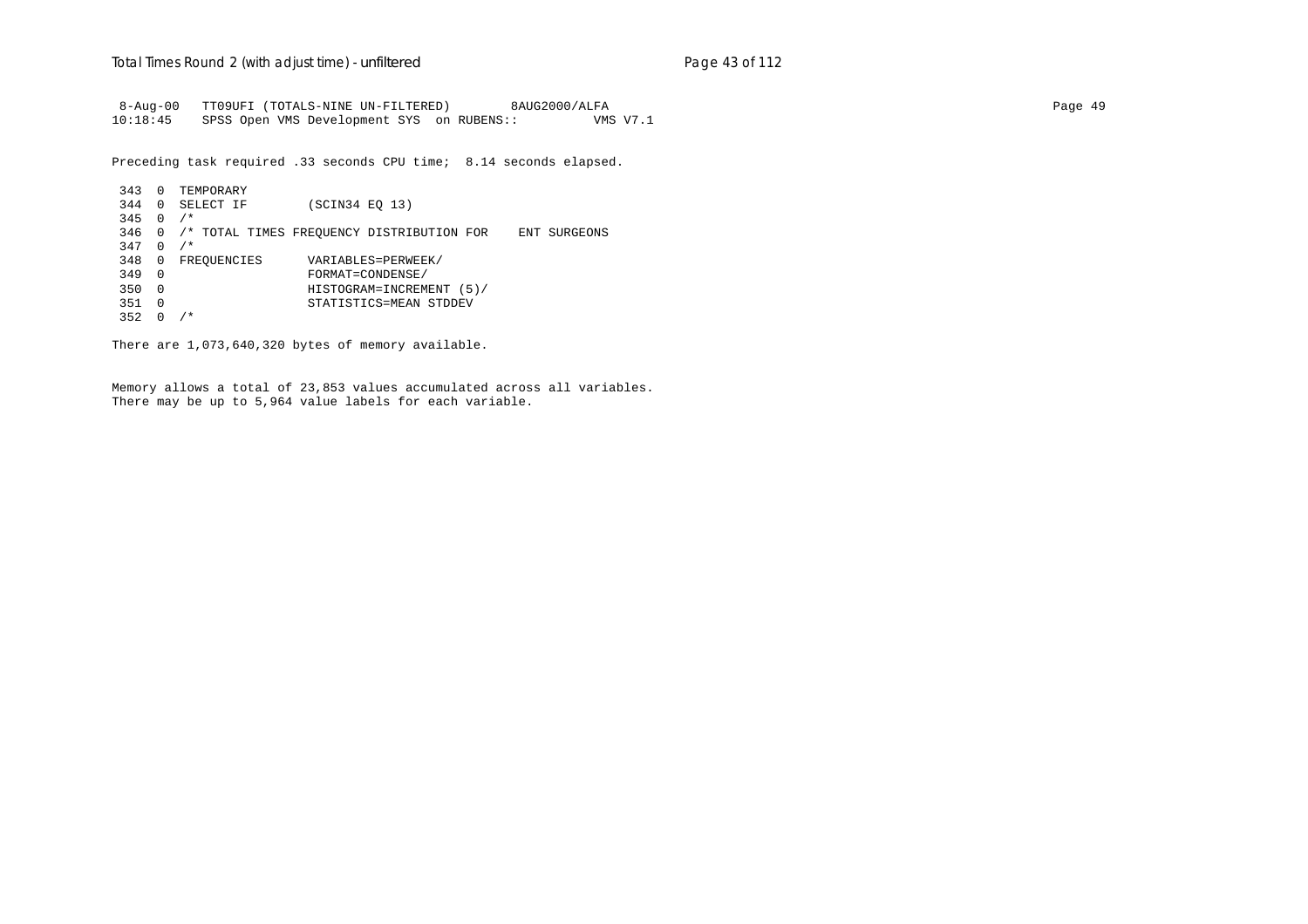```
 8-Aug-00   TT09UFI (TOTALS-NINE UN-FILTERED)        8AUG2000/ALFA
10:18:45    SPSS Open VMS Development SYS  on RUBENS::          VMS V7.1

Preceding task required .33 seconds CPU time;  8.14 seconds elapsed.

 343  0  TEMPORARY
 344  0  SELECT IF        (SCIN34 EQ 13)
 345  0  /*
 346  0  /* TOTAL TIMES FREQUENCY DISTRIBUTION FOR    ENT SURGEONS
 347  0  /*
 348  0  FREQUENCIES      VARIABLES=PERWEEK/
 349  0                   FORMAT=CONDENSE/
 350  0                   HISTOGRAM=INCREMENT (5)/
 351  0                   STATISTICS=MEAN STDDEV
 352  0  /*

There are 1,073,640,320 bytes of memory available.


Memory allows a total of 23,853 values accumulated across all variables.
There may be up to 5,964 value labels for each variable.
```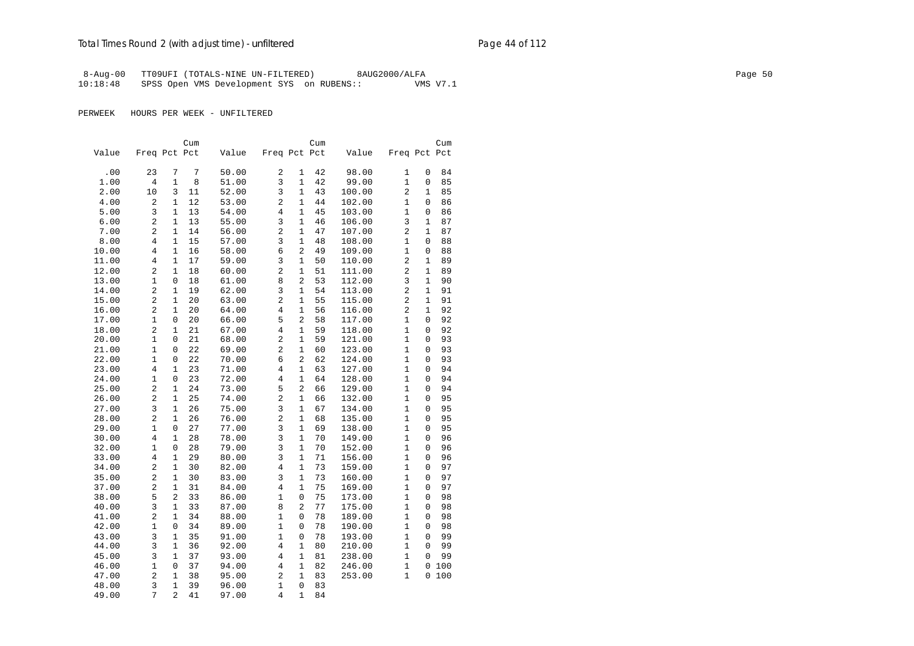8-Aug-00 TT09UFI (TOTALS-NINE UN-FILTERED) 8AUG2000/ALFA
10:18:48 SPSS Open VMS Development SYS on RUBENS:: VMS V7.1

PERWEEK HOURS PER WEEK - UNFILTERED

| Value | Freq | Pct | Cum Pct | Value | Freq | Pct | Cum Pct | Value | Freq | Pct | Cum Pct |
|---|---|---|---|---|---|---|---|---|---|---|---|
| .00 | 23 | 7 | 7 | 50.00 | 2 | 1 | 42 | 98.00 | 1 | 0 | 84 |
| 1.00 | 4 | 1 | 8 | 51.00 | 3 | 1 | 42 | 99.00 | 1 | 0 | 85 |
| 2.00 | 10 | 3 | 11 | 52.00 | 3 | 1 | 43 | 100.00 | 2 | 1 | 85 |
| 4.00 | 2 | 1 | 12 | 53.00 | 2 | 1 | 44 | 102.00 | 1 | 0 | 86 |
| 5.00 | 3 | 1 | 13 | 54.00 | 4 | 1 | 45 | 103.00 | 1 | 0 | 86 |
| 6.00 | 2 | 1 | 13 | 55.00 | 3 | 1 | 46 | 106.00 | 3 | 1 | 87 |
| 7.00 | 2 | 1 | 14 | 56.00 | 2 | 1 | 47 | 107.00 | 2 | 1 | 87 |
| 8.00 | 4 | 1 | 15 | 57.00 | 3 | 1 | 48 | 108.00 | 1 | 0 | 88 |
| 10.00 | 4 | 1 | 16 | 58.00 | 6 | 2 | 49 | 109.00 | 1 | 0 | 88 |
| 11.00 | 4 | 1 | 17 | 59.00 | 3 | 1 | 50 | 110.00 | 2 | 1 | 89 |
| 12.00 | 2 | 1 | 18 | 60.00 | 2 | 1 | 51 | 111.00 | 2 | 1 | 89 |
| 13.00 | 1 | 0 | 18 | 61.00 | 8 | 2 | 53 | 112.00 | 3 | 1 | 90 |
| 14.00 | 2 | 1 | 19 | 62.00 | 3 | 1 | 54 | 113.00 | 2 | 1 | 91 |
| 15.00 | 2 | 1 | 20 | 63.00 | 2 | 1 | 55 | 115.00 | 2 | 1 | 91 |
| 16.00 | 2 | 1 | 20 | 64.00 | 4 | 1 | 56 | 116.00 | 2 | 1 | 92 |
| 17.00 | 1 | 0 | 20 | 66.00 | 5 | 2 | 58 | 117.00 | 1 | 0 | 92 |
| 18.00 | 2 | 1 | 21 | 67.00 | 4 | 1 | 59 | 118.00 | 1 | 0 | 92 |
| 20.00 | 1 | 0 | 21 | 68.00 | 2 | 1 | 59 | 121.00 | 1 | 0 | 93 |
| 21.00 | 1 | 0 | 22 | 69.00 | 2 | 1 | 60 | 123.00 | 1 | 0 | 93 |
| 22.00 | 1 | 0 | 22 | 70.00 | 6 | 2 | 62 | 124.00 | 1 | 0 | 93 |
| 23.00 | 4 | 1 | 23 | 71.00 | 4 | 1 | 63 | 127.00 | 1 | 0 | 94 |
| 24.00 | 1 | 0 | 23 | 72.00 | 4 | 1 | 64 | 128.00 | 1 | 0 | 94 |
| 25.00 | 2 | 1 | 24 | 73.00 | 5 | 2 | 66 | 129.00 | 1 | 0 | 94 |
| 26.00 | 2 | 1 | 25 | 74.00 | 2 | 1 | 66 | 132.00 | 1 | 0 | 95 |
| 27.00 | 3 | 1 | 26 | 75.00 | 3 | 1 | 67 | 134.00 | 1 | 0 | 95 |
| 28.00 | 2 | 1 | 26 | 76.00 | 2 | 1 | 68 | 135.00 | 1 | 0 | 95 |
| 29.00 | 1 | 0 | 27 | 77.00 | 3 | 1 | 69 | 138.00 | 1 | 0 | 95 |
| 30.00 | 4 | 1 | 28 | 78.00 | 3 | 1 | 70 | 149.00 | 1 | 0 | 96 |
| 32.00 | 1 | 0 | 28 | 79.00 | 3 | 1 | 70 | 152.00 | 1 | 0 | 96 |
| 33.00 | 4 | 1 | 29 | 80.00 | 3 | 1 | 71 | 156.00 | 1 | 0 | 96 |
| 34.00 | 2 | 1 | 30 | 82.00 | 4 | 1 | 73 | 159.00 | 1 | 0 | 97 |
| 35.00 | 2 | 1 | 30 | 83.00 | 3 | 1 | 73 | 160.00 | 1 | 0 | 97 |
| 37.00 | 2 | 1 | 31 | 84.00 | 4 | 1 | 75 | 169.00 | 1 | 0 | 97 |
| 38.00 | 5 | 2 | 33 | 86.00 | 1 | 0 | 75 | 173.00 | 1 | 0 | 98 |
| 40.00 | 3 | 1 | 33 | 87.00 | 8 | 2 | 77 | 175.00 | 1 | 0 | 98 |
| 41.00 | 2 | 1 | 34 | 88.00 | 1 | 0 | 78 | 189.00 | 1 | 0 | 98 |
| 42.00 | 1 | 0 | 34 | 89.00 | 1 | 0 | 78 | 190.00 | 1 | 0 | 98 |
| 43.00 | 3 | 1 | 35 | 91.00 | 1 | 0 | 78 | 193.00 | 1 | 0 | 99 |
| 44.00 | 3 | 1 | 36 | 92.00 | 4 | 1 | 80 | 210.00 | 1 | 0 | 99 |
| 45.00 | 3 | 1 | 37 | 93.00 | 4 | 1 | 81 | 238.00 | 1 | 0 | 99 |
| 46.00 | 1 | 0 | 37 | 94.00 | 4 | 1 | 82 | 246.00 | 1 | 0 | 100 |
| 47.00 | 2 | 1 | 38 | 95.00 | 2 | 1 | 83 | 253.00 | 1 | 0 | 100 |
| 48.00 | 3 | 1 | 39 | 96.00 | 1 | 0 | 83 | | | | |
| 49.00 | 7 | 2 | 41 | 97.00 | 4 | 1 | 84 | | | | |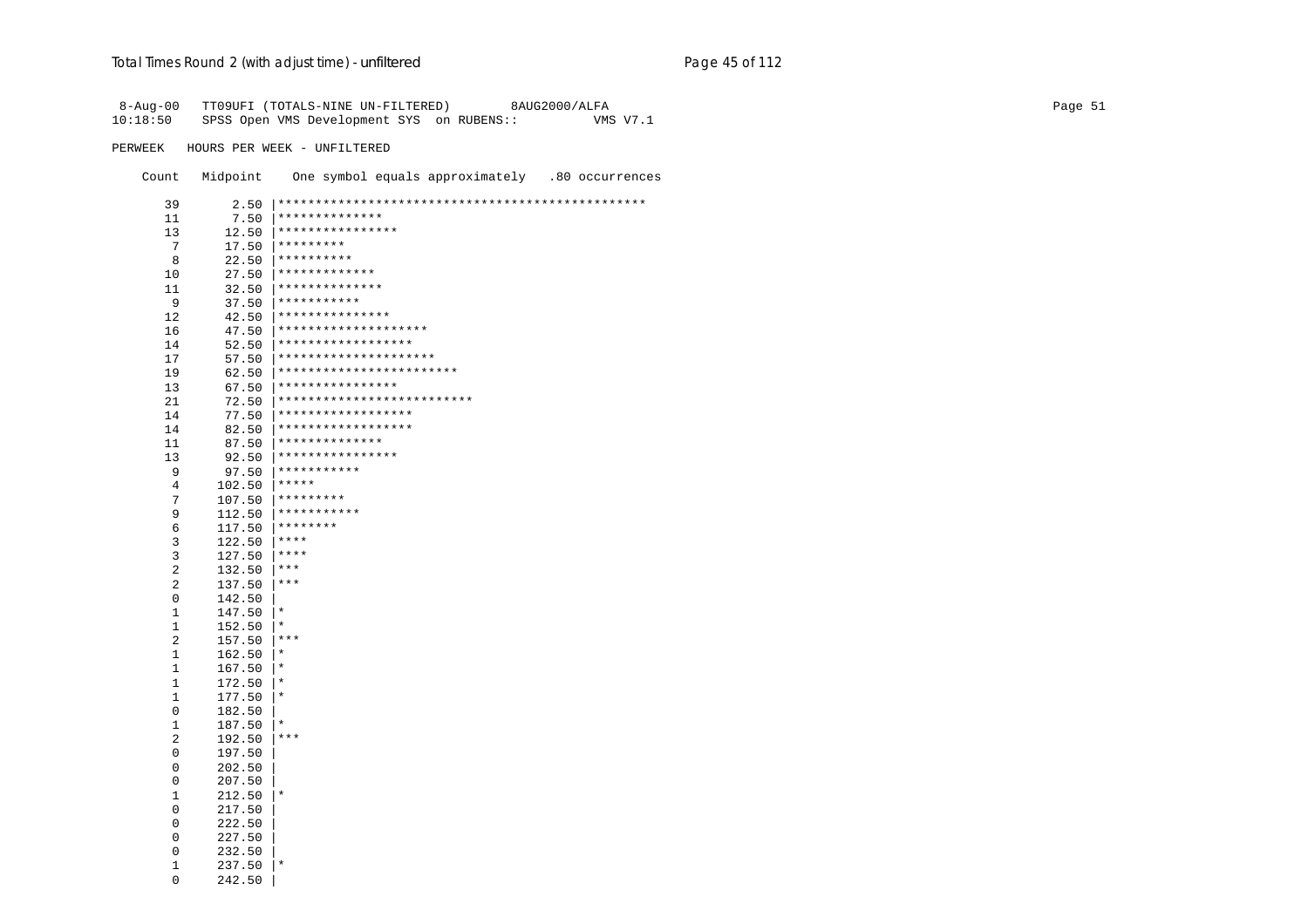```
 8-Aug-00   TT09UFI (TOTALS-NINE UN-FILTERED)        8AUG2000/ALFA
10:18:50    SPSS Open VMS Development SYS  on RUBENS::          VMS V7.1

PERWEEK   HOURS PER WEEK - UNFILTERED

    Count   Midpoint    One symbol equals approximately   .80 occurrences

      39       2.50 |*************************************************
      11       7.50 |**************
      13      12.50 |****************
       7      17.50 |*********
       8      22.50 |**********
      10      27.50 |*************
      11      32.50 |**************
       9      37.50 |***********
      12      42.50 |***************
      16      47.50 |********************
      14      52.50 |******************
      17      57.50 |*********************
      19      62.50 |************************
      13      67.50 |****************
      21      72.50 |**************************
      14      77.50 |******************
      14      82.50 |******************
      11      87.50 |**************
      13      92.50 |****************
       9      97.50 |***********
       4     102.50 |*****
       7     107.50 |*********
       9     112.50 |***********
       6     117.50 |********
       3     122.50 |****
       3     127.50 |****
       2     132.50 |***
       2     137.50 |***
       0     142.50 |
       1     147.50 |*
       1     152.50 |*
       2     157.50 |***
       1     162.50 |*
       1     167.50 |*
       1     172.50 |*
       1     177.50 |*
       0     182.50 |
       1     187.50 |*
       2     192.50 |***
       0     197.50 |
       0     202.50 |
       0     207.50 |
       1     212.50 |*
       0     217.50 |
       0     222.50 |
       0     227.50 |
       0     232.50 |
       1     237.50 |*
       0     242.50 |
```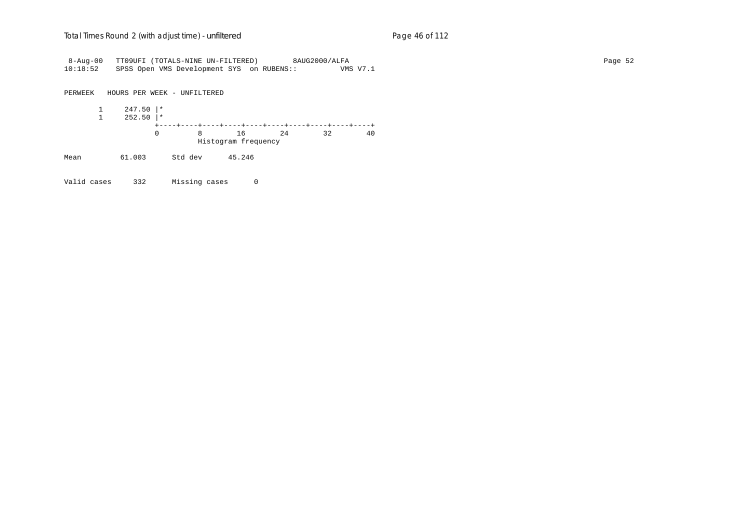```
 8-Aug-00   TT09UFI (TOTALS-NINE UN-FILTERED)        8AUG2000/ALFA
10:18:52    SPSS Open VMS Development SYS  on RUBENS::          VMS V7.1

PERWEEK   HOURS PER WEEK - UNFILTERED

       1     247.50 |*
       1     252.50 |*
                    +----+----+----+----+----+----+----+----+----+----+
                    0         8        16        24        32        40
                              Histogram frequency

Mean         61.003      Std dev      45.246

Valid cases     332      Missing cases      0
```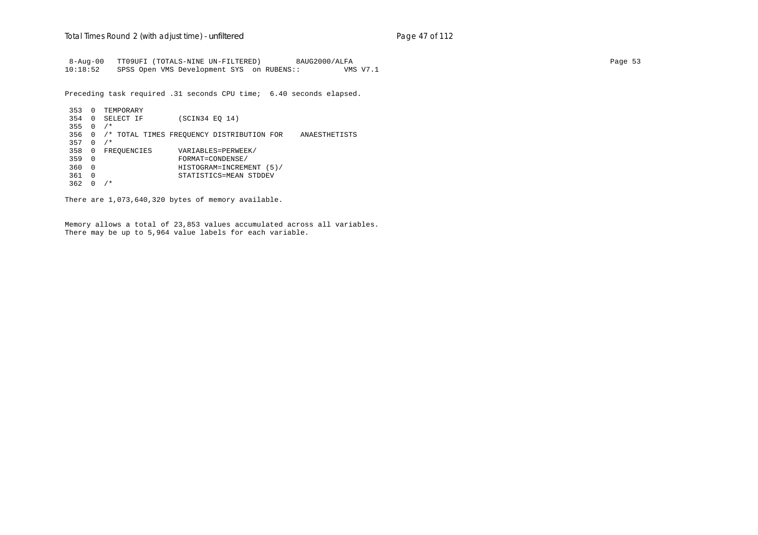```
 8-Aug-00   TT09UFI (TOTALS-NINE UN-FILTERED)        8AUG2000/ALFA
10:18:52    SPSS Open VMS Development SYS  on RUBENS::          VMS V7.1
```

Preceding task required .31 seconds CPU time;  6.40 seconds elapsed.

```
 353  0  TEMPORARY
 354  0  SELECT IF        (SCIN34 EQ 14)
 355  0  /*
 356  0  /* TOTAL TIMES FREQUENCY DISTRIBUTION FOR    ANAESTHETISTS
 357  0  /*
 358  0  FREQUENCIES      VARIABLES=PERWEEK/
 359  0                   FORMAT=CONDENSE/
 360  0                   HISTOGRAM=INCREMENT (5)/
 361  0                   STATISTICS=MEAN STDDEV
 362  0  /*
```

There are 1,073,640,320 bytes of memory available.

Memory allows a total of 23,853 values accumulated across all variables.
There may be up to 5,964 value labels for each variable.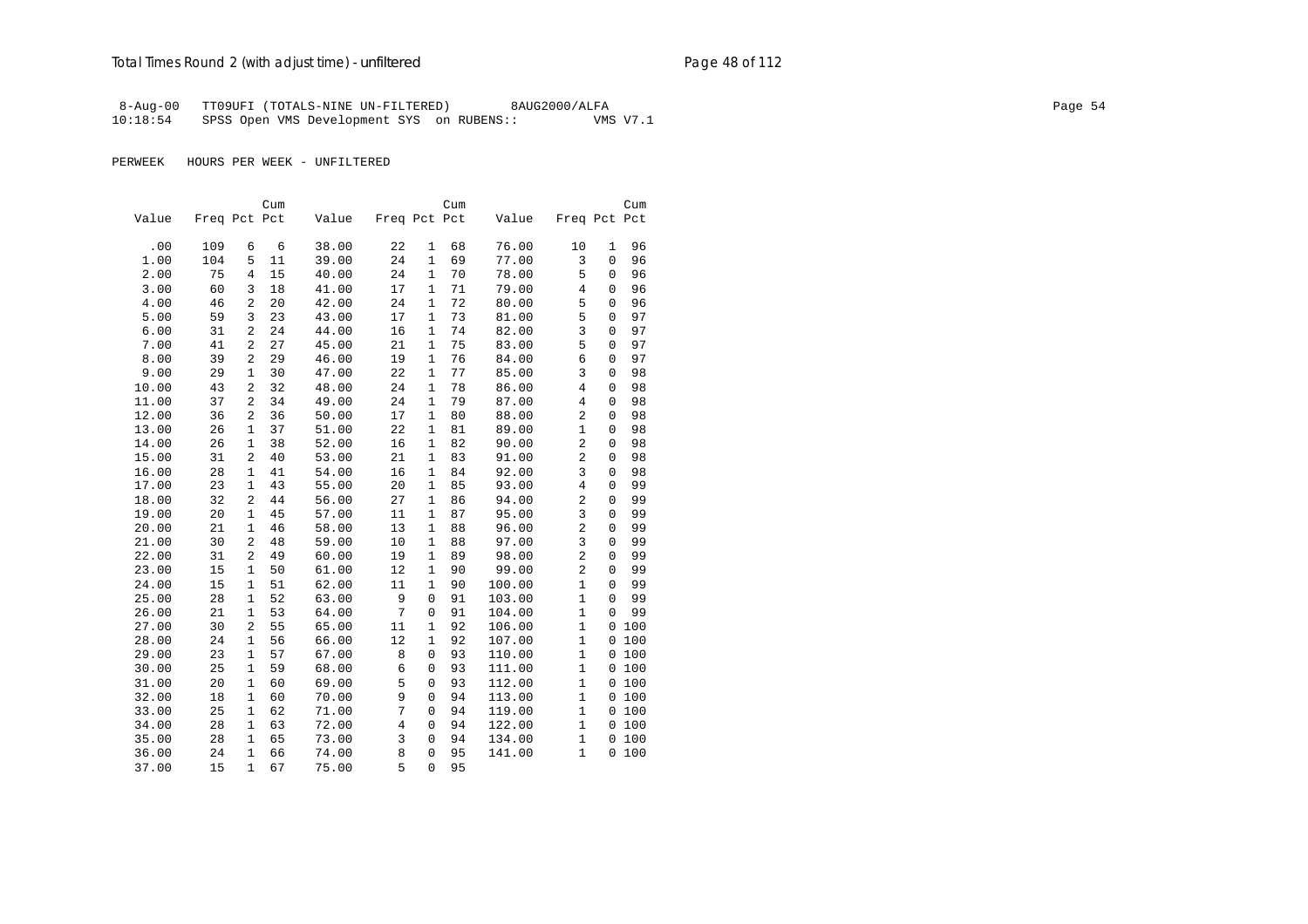8-Aug-00 TT09UFI (TOTALS-NINE UN-FILTERED) 8AUG2000/ALFA
10:18:54 SPSS Open VMS Development SYS on RUBENS:: VMS V7.1

PERWEEK HOURS PER WEEK - UNFILTERED

| Value | Freq | Pct | Cum Pct | Value | Freq | Pct | Cum Pct | Value | Freq | Pct | Cum Pct |
|---|---|---|---|---|---|---|---|---|---|---|---|
| .00 | 109 | 6 | 6 | 38.00 | 22 | 1 | 68 | 76.00 | 10 | 1 | 96 |
| 1.00 | 104 | 5 | 11 | 39.00 | 24 | 1 | 69 | 77.00 | 3 | 0 | 96 |
| 2.00 | 75 | 4 | 15 | 40.00 | 24 | 1 | 70 | 78.00 | 5 | 0 | 96 |
| 3.00 | 60 | 3 | 18 | 41.00 | 17 | 1 | 71 | 79.00 | 4 | 0 | 96 |
| 4.00 | 46 | 2 | 20 | 42.00 | 24 | 1 | 72 | 80.00 | 5 | 0 | 96 |
| 5.00 | 59 | 3 | 23 | 43.00 | 17 | 1 | 73 | 81.00 | 5 | 0 | 97 |
| 6.00 | 31 | 2 | 24 | 44.00 | 16 | 1 | 74 | 82.00 | 3 | 0 | 97 |
| 7.00 | 41 | 2 | 27 | 45.00 | 21 | 1 | 75 | 83.00 | 5 | 0 | 97 |
| 8.00 | 39 | 2 | 29 | 46.00 | 19 | 1 | 76 | 84.00 | 6 | 0 | 97 |
| 9.00 | 29 | 1 | 30 | 47.00 | 22 | 1 | 77 | 85.00 | 3 | 0 | 98 |
| 10.00 | 43 | 2 | 32 | 48.00 | 24 | 1 | 78 | 86.00 | 4 | 0 | 98 |
| 11.00 | 37 | 2 | 34 | 49.00 | 24 | 1 | 79 | 87.00 | 4 | 0 | 98 |
| 12.00 | 36 | 2 | 36 | 50.00 | 17 | 1 | 80 | 88.00 | 2 | 0 | 98 |
| 13.00 | 26 | 1 | 37 | 51.00 | 22 | 1 | 81 | 89.00 | 1 | 0 | 98 |
| 14.00 | 26 | 1 | 38 | 52.00 | 16 | 1 | 82 | 90.00 | 2 | 0 | 98 |
| 15.00 | 31 | 2 | 40 | 53.00 | 21 | 1 | 83 | 91.00 | 2 | 0 | 98 |
| 16.00 | 28 | 1 | 41 | 54.00 | 16 | 1 | 84 | 92.00 | 3 | 0 | 98 |
| 17.00 | 23 | 1 | 43 | 55.00 | 20 | 1 | 85 | 93.00 | 4 | 0 | 99 |
| 18.00 | 32 | 2 | 44 | 56.00 | 27 | 1 | 86 | 94.00 | 2 | 0 | 99 |
| 19.00 | 20 | 1 | 45 | 57.00 | 11 | 1 | 87 | 95.00 | 3 | 0 | 99 |
| 20.00 | 21 | 1 | 46 | 58.00 | 13 | 1 | 88 | 96.00 | 2 | 0 | 99 |
| 21.00 | 30 | 2 | 48 | 59.00 | 10 | 1 | 88 | 97.00 | 3 | 0 | 99 |
| 22.00 | 31 | 2 | 49 | 60.00 | 19 | 1 | 89 | 98.00 | 2 | 0 | 99 |
| 23.00 | 15 | 1 | 50 | 61.00 | 12 | 1 | 90 | 99.00 | 2 | 0 | 99 |
| 24.00 | 15 | 1 | 51 | 62.00 | 11 | 1 | 90 | 100.00 | 1 | 0 | 99 |
| 25.00 | 28 | 1 | 52 | 63.00 | 9 | 0 | 91 | 103.00 | 1 | 0 | 99 |
| 26.00 | 21 | 1 | 53 | 64.00 | 7 | 0 | 91 | 104.00 | 1 | 0 | 99 |
| 27.00 | 30 | 2 | 55 | 65.00 | 11 | 1 | 92 | 106.00 | 1 | 0 | 100 |
| 28.00 | 24 | 1 | 56 | 66.00 | 12 | 1 | 92 | 107.00 | 1 | 0 | 100 |
| 29.00 | 23 | 1 | 57 | 67.00 | 8 | 0 | 93 | 110.00 | 1 | 0 | 100 |
| 30.00 | 25 | 1 | 59 | 68.00 | 6 | 0 | 93 | 111.00 | 1 | 0 | 100 |
| 31.00 | 20 | 1 | 60 | 69.00 | 5 | 0 | 93 | 112.00 | 1 | 0 | 100 |
| 32.00 | 18 | 1 | 60 | 70.00 | 9 | 0 | 94 | 113.00 | 1 | 0 | 100 |
| 33.00 | 25 | 1 | 62 | 71.00 | 7 | 0 | 94 | 119.00 | 1 | 0 | 100 |
| 34.00 | 28 | 1 | 63 | 72.00 | 4 | 0 | 94 | 122.00 | 1 | 0 | 100 |
| 35.00 | 28 | 1 | 65 | 73.00 | 3 | 0 | 94 | 134.00 | 1 | 0 | 100 |
| 36.00 | 24 | 1 | 66 | 74.00 | 8 | 0 | 95 | 141.00 | 1 | 0 | 100 |
| 37.00 | 15 | 1 | 67 | 75.00 | 5 | 0 | 95 | | | | |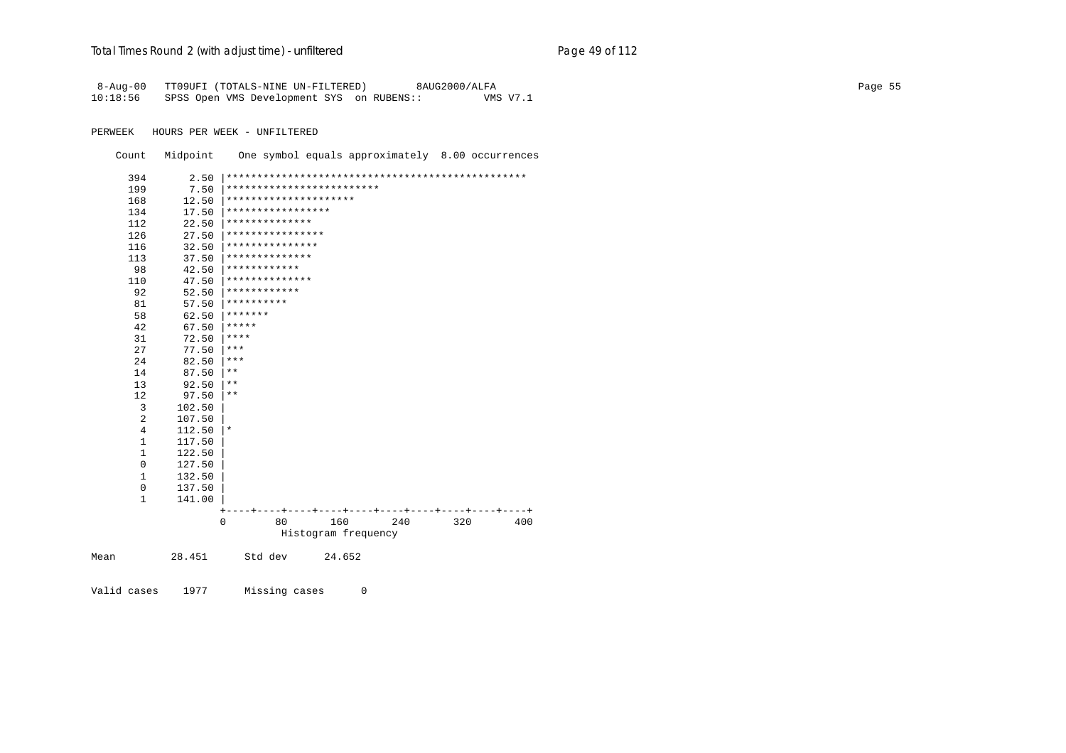```
 8-Aug-00   TT09UFI (TOTALS-NINE UN-FILTERED)        8AUG2000/ALFA
10:18:56    SPSS Open VMS Development SYS  on RUBENS::          VMS V7.1


PERWEEK   HOURS PER WEEK - UNFILTERED

    Count   Midpoint    One symbol equals approximately  8.00 occurrences

      394       2.50 |*************************************************
      199       7.50 |*************************
      168      12.50 |*********************
      134      17.50 |*****************
      112      22.50 |**************
      126      27.50 |****************
      116      32.50 |***************
      113      37.50 |**************
       98      42.50 |************
      110      47.50 |**************
       92      52.50 |************
       81      57.50 |**********
       58      62.50 |*******
       42      67.50 |*****
       31      72.50 |****
       27      77.50 |***
       24      82.50 |***
       14      87.50 |**
       13      92.50 |**
       12      97.50 |**
        3     102.50 |
        2     107.50 |
        4     112.50 |*
        1     117.50 |
        1     122.50 |
        0     127.50 |
        1     132.50 |
        0     137.50 |
        1     141.00 |
                     +----+----+----+----+----+----+----+----+----+----+
                     0        80       160       240       320       400
                               Histogram frequency

Mean         28.451      Std dev      24.652


Valid cases    1977      Missing cases      0
```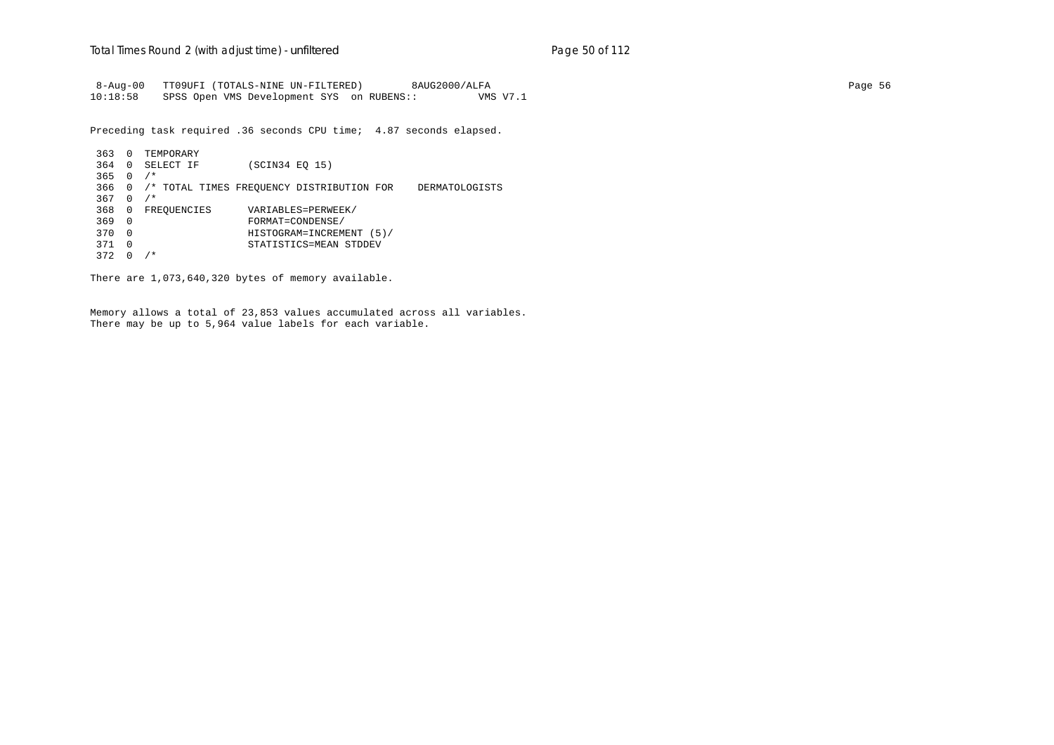```
 8-Aug-00   TT09UFI (TOTALS-NINE UN-FILTERED)        8AUG2000/ALFA
10:18:58    SPSS Open VMS Development SYS  on RUBENS::          VMS V7.1
```

Preceding task required .36 seconds CPU time;  4.87 seconds elapsed.

```
 363  0  TEMPORARY
 364  0  SELECT IF        (SCIN34 EQ 15)
 365  0  /*
 366  0  /* TOTAL TIMES FREQUENCY DISTRIBUTION FOR    DERMATOLOGISTS
 367  0  /*
 368  0  FREQUENCIES      VARIABLES=PERWEEK/
 369  0                   FORMAT=CONDENSE/
 370  0                   HISTOGRAM=INCREMENT (5)/
 371  0                   STATISTICS=MEAN STDDEV
 372  0  /*
```

There are 1,073,640,320 bytes of memory available.

Memory allows a total of 23,853 values accumulated across all variables.
There may be up to 5,964 value labels for each variable.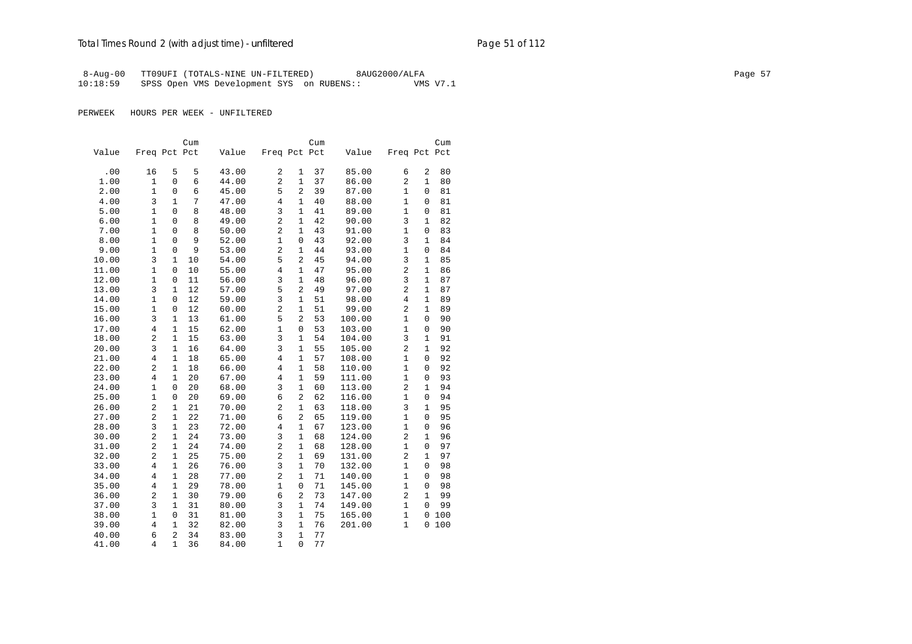8-Aug-00 TT09UFI (TOTALS-NINE UN-FILTERED) 8AUG2000/ALFA
10:18:59 SPSS Open VMS Development SYS on RUBENS:: VMS V7.1

PERWEEK HOURS PER WEEK - UNFILTERED

| Value | Freq | Pct | Cum Pct | Value | Freq | Pct | Cum Pct | Value | Freq | Pct | Cum Pct |
|---|---|---|---|---|---|---|---|---|---|---|---|
| .00 | 16 | 5 | 5 | 43.00 | 2 | 1 | 37 | 85.00 | 6 | 2 | 80 |
| 1.00 | 1 | 0 | 6 | 44.00 | 2 | 1 | 37 | 86.00 | 2 | 1 | 80 |
| 2.00 | 1 | 0 | 6 | 45.00 | 5 | 2 | 39 | 87.00 | 1 | 0 | 81 |
| 4.00 | 3 | 1 | 7 | 47.00 | 4 | 1 | 40 | 88.00 | 1 | 0 | 81 |
| 5.00 | 1 | 0 | 8 | 48.00 | 3 | 1 | 41 | 89.00 | 1 | 0 | 81 |
| 6.00 | 1 | 0 | 8 | 49.00 | 2 | 1 | 42 | 90.00 | 3 | 1 | 82 |
| 7.00 | 1 | 0 | 8 | 50.00 | 2 | 1 | 43 | 91.00 | 1 | 0 | 83 |
| 8.00 | 1 | 0 | 9 | 52.00 | 1 | 0 | 43 | 92.00 | 3 | 1 | 84 |
| 9.00 | 1 | 0 | 9 | 53.00 | 2 | 1 | 44 | 93.00 | 1 | 0 | 84 |
| 10.00 | 3 | 1 | 10 | 54.00 | 5 | 2 | 45 | 94.00 | 3 | 1 | 85 |
| 11.00 | 1 | 0 | 10 | 55.00 | 4 | 1 | 47 | 95.00 | 2 | 1 | 86 |
| 12.00 | 1 | 0 | 11 | 56.00 | 3 | 1 | 48 | 96.00 | 3 | 1 | 87 |
| 13.00 | 3 | 1 | 12 | 57.00 | 5 | 2 | 49 | 97.00 | 2 | 1 | 87 |
| 14.00 | 1 | 0 | 12 | 59.00 | 3 | 1 | 51 | 98.00 | 4 | 1 | 89 |
| 15.00 | 1 | 0 | 12 | 60.00 | 2 | 1 | 51 | 99.00 | 2 | 1 | 89 |
| 16.00 | 3 | 1 | 13 | 61.00 | 5 | 2 | 53 | 100.00 | 1 | 0 | 90 |
| 17.00 | 4 | 1 | 15 | 62.00 | 1 | 0 | 53 | 103.00 | 1 | 0 | 90 |
| 18.00 | 2 | 1 | 15 | 63.00 | 3 | 1 | 54 | 104.00 | 3 | 1 | 91 |
| 20.00 | 3 | 1 | 16 | 64.00 | 3 | 1 | 55 | 105.00 | 2 | 1 | 92 |
| 21.00 | 4 | 1 | 18 | 65.00 | 4 | 1 | 57 | 108.00 | 1 | 0 | 92 |
| 22.00 | 2 | 1 | 18 | 66.00 | 4 | 1 | 58 | 110.00 | 1 | 0 | 92 |
| 23.00 | 4 | 1 | 20 | 67.00 | 4 | 1 | 59 | 111.00 | 1 | 0 | 93 |
| 24.00 | 1 | 0 | 20 | 68.00 | 3 | 1 | 60 | 113.00 | 2 | 1 | 94 |
| 25.00 | 1 | 0 | 20 | 69.00 | 6 | 2 | 62 | 116.00 | 1 | 0 | 94 |
| 26.00 | 2 | 1 | 21 | 70.00 | 2 | 1 | 63 | 118.00 | 3 | 1 | 95 |
| 27.00 | 2 | 1 | 22 | 71.00 | 6 | 2 | 65 | 119.00 | 1 | 0 | 95 |
| 28.00 | 3 | 1 | 23 | 72.00 | 4 | 1 | 67 | 123.00 | 1 | 0 | 96 |
| 30.00 | 2 | 1 | 24 | 73.00 | 3 | 1 | 68 | 124.00 | 2 | 1 | 96 |
| 31.00 | 2 | 1 | 24 | 74.00 | 2 | 1 | 68 | 128.00 | 1 | 0 | 97 |
| 32.00 | 2 | 1 | 25 | 75.00 | 2 | 1 | 69 | 131.00 | 2 | 1 | 97 |
| 33.00 | 4 | 1 | 26 | 76.00 | 3 | 1 | 70 | 132.00 | 1 | 0 | 98 |
| 34.00 | 4 | 1 | 28 | 77.00 | 2 | 1 | 71 | 140.00 | 1 | 0 | 98 |
| 35.00 | 4 | 1 | 29 | 78.00 | 1 | 0 | 71 | 145.00 | 1 | 0 | 98 |
| 36.00 | 2 | 1 | 30 | 79.00 | 6 | 2 | 73 | 147.00 | 2 | 1 | 99 |
| 37.00 | 3 | 1 | 31 | 80.00 | 3 | 1 | 74 | 149.00 | 1 | 0 | 99 |
| 38.00 | 1 | 0 | 31 | 81.00 | 3 | 1 | 75 | 165.00 | 1 | 0 | 100 |
| 39.00 | 4 | 1 | 32 | 82.00 | 3 | 1 | 76 | 201.00 | 1 | 0 | 100 |
| 40.00 | 6 | 2 | 34 | 83.00 | 3 | 1 | 77 | | | | |
| 41.00 | 4 | 1 | 36 | 84.00 | 1 | 0 | 77 | | | | |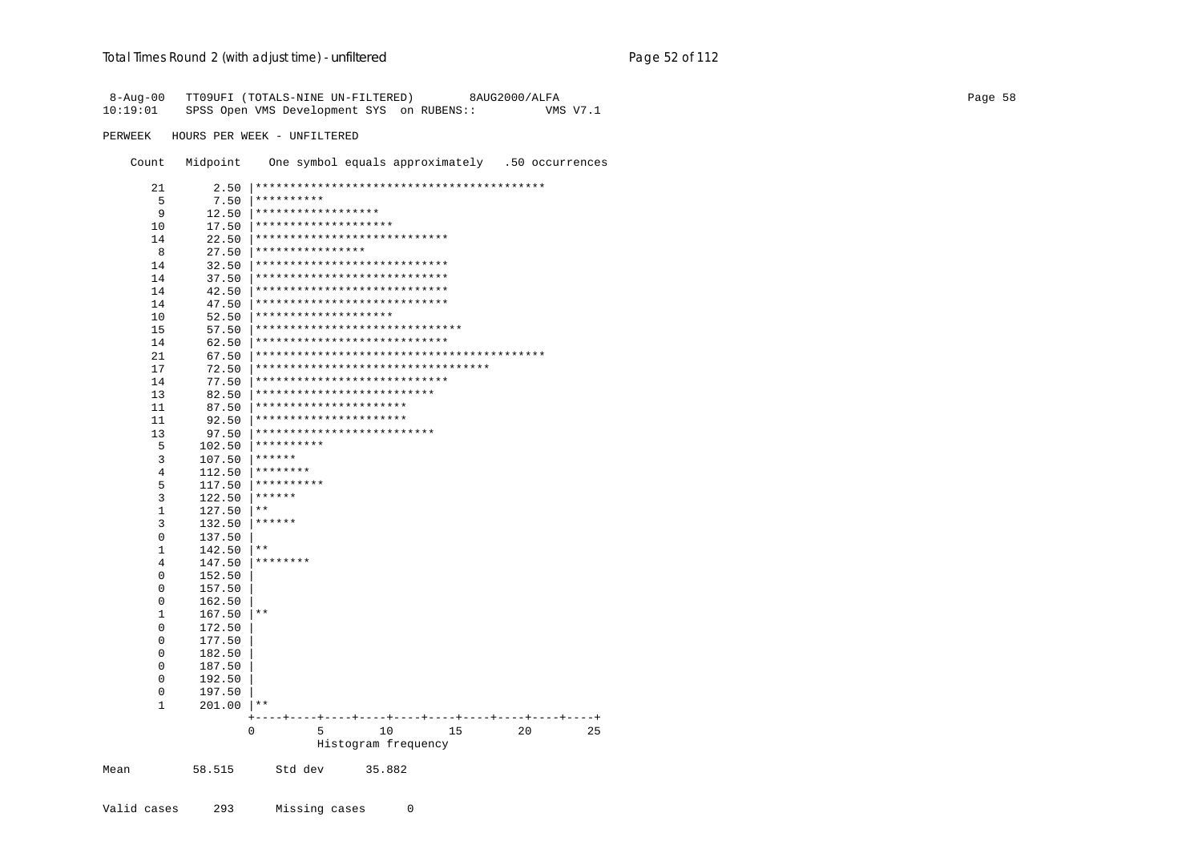```
 8-Aug-00   TT09UFI (TOTALS-NINE UN-FILTERED)        8AUG2000/ALFA
10:19:01    SPSS Open VMS Development SYS  on RUBENS::          VMS V7.1

PERWEEK   HOURS PER WEEK - UNFILTERED

    Count   Midpoint    One symbol equals approximately   .50 occurrences

      21       2.50 |******************************************
       5       7.50 |**********
       9      12.50 |******************
      10      17.50 |********************
      14      22.50 |****************************
       8      27.50 |****************
      14      32.50 |****************************
      14      37.50 |****************************
      14      42.50 |****************************
      14      47.50 |****************************
      10      52.50 |********************
      15      57.50 |******************************
      14      62.50 |****************************
      21      67.50 |******************************************
      17      72.50 |**********************************
      14      77.50 |****************************
      13      82.50 |**************************
      11      87.50 |**********************
      11      92.50 |**********************
      13      97.50 |**************************
       5     102.50 |**********
       3     107.50 |******
       4     112.50 |********
       5     117.50 |**********
       3     122.50 |******
       1     127.50 |**
       3     132.50 |******
       0     137.50 |
       1     142.50 |**
       4     147.50 |********
       0     152.50 |
       0     157.50 |
       0     162.50 |
       1     167.50 |**
       0     172.50 |
       0     177.50 |
       0     182.50 |
       0     187.50 |
       0     192.50 |
       0     197.50 |
       1     201.00 |**
                    +----+----+----+----+----+----+----+----+----+----+
                    0         5        10        15        20        25
                              Histogram frequency

Mean         58.515      Std dev      35.882


Valid cases     293      Missing cases      0
```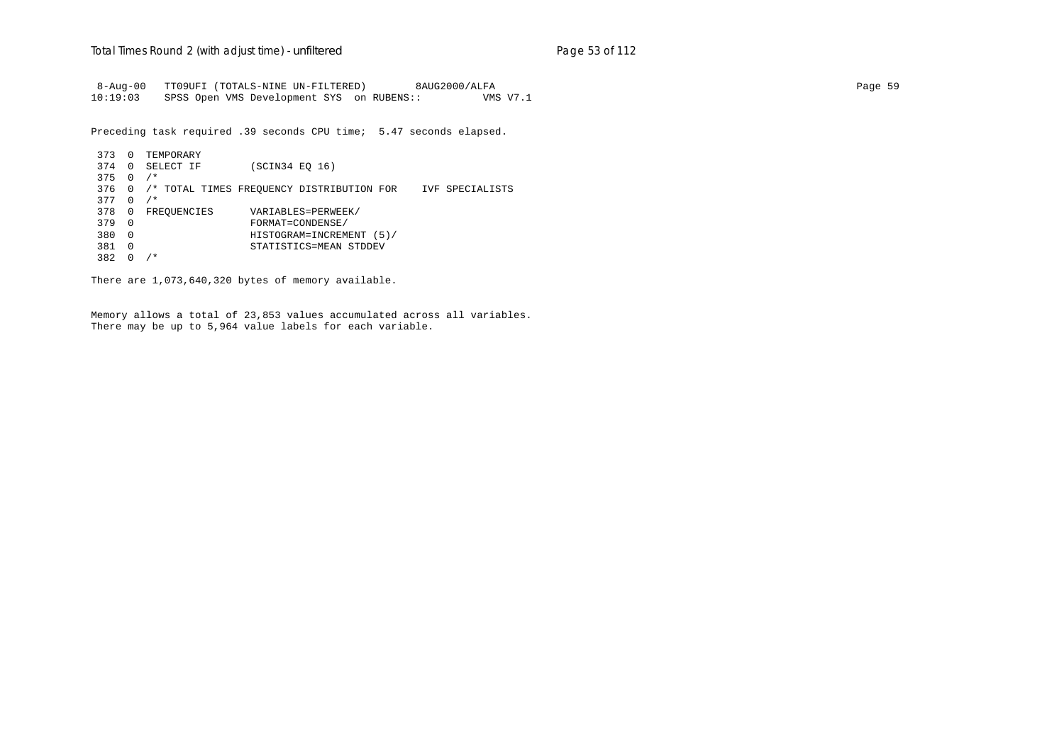```
 8-Aug-00   TT09UFI (TOTALS-NINE UN-FILTERED)        8AUG2000/ALFA
10:19:03    SPSS Open VMS Development SYS  on RUBENS::          VMS V7.1
```

Preceding task required .39 seconds CPU time;  5.47 seconds elapsed.

```
 373  0  TEMPORARY
 374  0  SELECT IF        (SCIN34 EQ 16)
 375  0  /*
 376  0  /* TOTAL TIMES FREQUENCY DISTRIBUTION FOR    IVF SPECIALISTS
 377  0  /*
 378  0  FREQUENCIES      VARIABLES=PERWEEK/
 379  0                   FORMAT=CONDENSE/
 380  0                   HISTOGRAM=INCREMENT (5)/
 381  0                   STATISTICS=MEAN STDDEV
 382  0  /*
```

There are 1,073,640,320 bytes of memory available.

Memory allows a total of 23,853 values accumulated across all variables.
There may be up to 5,964 value labels for each variable.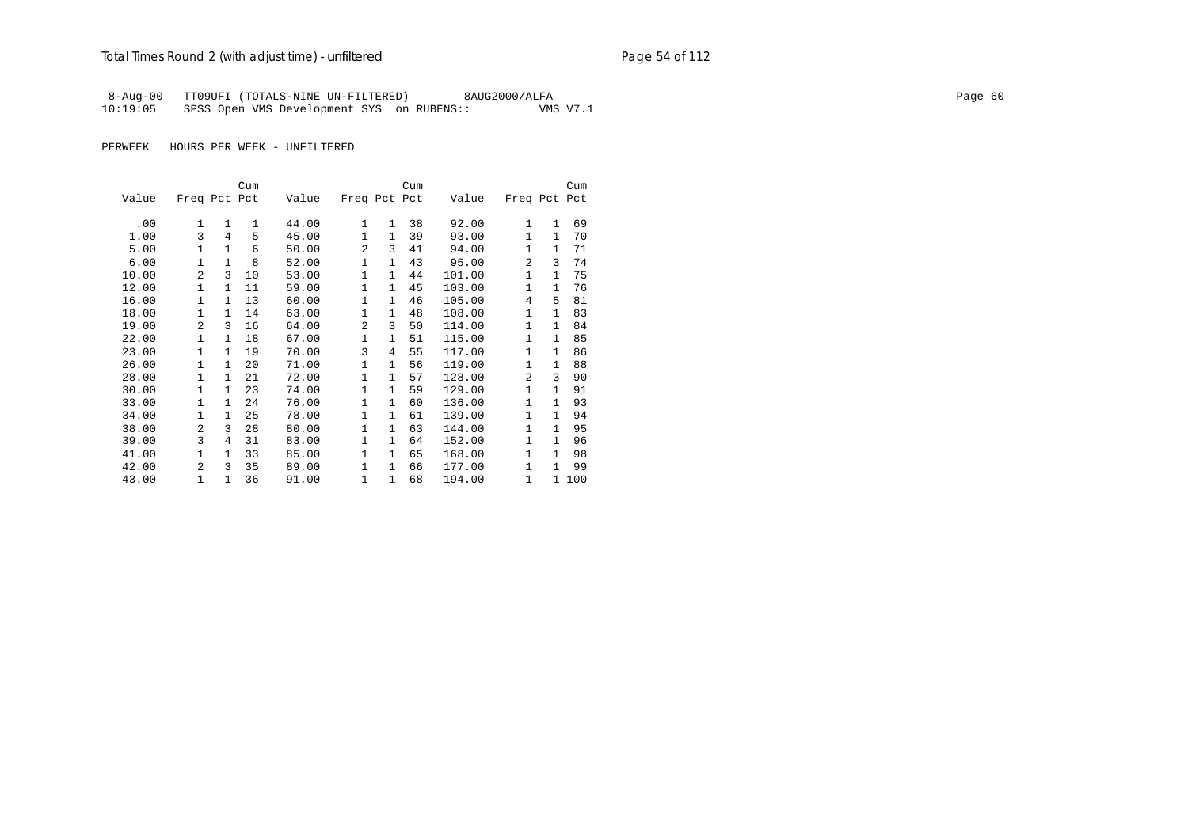8-Aug-00 TT09UFI (TOTALS-NINE UN-FILTERED) 8AUG2000/ALFA
10:19:05 SPSS Open VMS Development SYS on RUBENS:: VMS V7.1

PERWEEK HOURS PER WEEK - UNFILTERED

| Value | Freq | Pct | Cum Pct | Value | Freq | Pct | Cum Pct | Value | Freq | Pct | Cum Pct |
|---|---|---|---|---|---|---|---|---|---|---|---|
| .00 | 1 | 1 | 1 | 44.00 | 1 | 1 | 38 | 92.00 | 1 | 1 | 69 |
| 1.00 | 3 | 4 | 5 | 45.00 | 1 | 1 | 39 | 93.00 | 1 | 1 | 70 |
| 5.00 | 1 | 1 | 6 | 50.00 | 2 | 3 | 41 | 94.00 | 1 | 1 | 71 |
| 6.00 | 1 | 1 | 8 | 52.00 | 1 | 1 | 43 | 95.00 | 2 | 3 | 74 |
| 10.00 | 2 | 3 | 10 | 53.00 | 1 | 1 | 44 | 101.00 | 1 | 1 | 75 |
| 12.00 | 1 | 1 | 11 | 59.00 | 1 | 1 | 45 | 103.00 | 1 | 1 | 76 |
| 16.00 | 1 | 1 | 13 | 60.00 | 1 | 1 | 46 | 105.00 | 4 | 5 | 81 |
| 18.00 | 1 | 1 | 14 | 63.00 | 1 | 1 | 48 | 108.00 | 1 | 1 | 83 |
| 19.00 | 2 | 3 | 16 | 64.00 | 2 | 3 | 50 | 114.00 | 1 | 1 | 84 |
| 22.00 | 1 | 1 | 18 | 67.00 | 1 | 1 | 51 | 115.00 | 1 | 1 | 85 |
| 23.00 | 1 | 1 | 19 | 70.00 | 3 | 4 | 55 | 117.00 | 1 | 1 | 86 |
| 26.00 | 1 | 1 | 20 | 71.00 | 1 | 1 | 56 | 119.00 | 1 | 1 | 88 |
| 28.00 | 1 | 1 | 21 | 72.00 | 1 | 1 | 57 | 128.00 | 2 | 3 | 90 |
| 30.00 | 1 | 1 | 23 | 74.00 | 1 | 1 | 59 | 129.00 | 1 | 1 | 91 |
| 33.00 | 1 | 1 | 24 | 76.00 | 1 | 1 | 60 | 136.00 | 1 | 1 | 93 |
| 34.00 | 1 | 1 | 25 | 78.00 | 1 | 1 | 61 | 139.00 | 1 | 1 | 94 |
| 38.00 | 2 | 3 | 28 | 80.00 | 1 | 1 | 63 | 144.00 | 1 | 1 | 95 |
| 39.00 | 3 | 4 | 31 | 83.00 | 1 | 1 | 64 | 152.00 | 1 | 1 | 96 |
| 41.00 | 1 | 1 | 33 | 85.00 | 1 | 1 | 65 | 168.00 | 1 | 1 | 98 |
| 42.00 | 2 | 3 | 35 | 89.00 | 1 | 1 | 66 | 177.00 | 1 | 1 | 99 |
| 43.00 | 1 | 1 | 36 | 91.00 | 1 | 1 | 68 | 194.00 | 1 | 1 | 100 |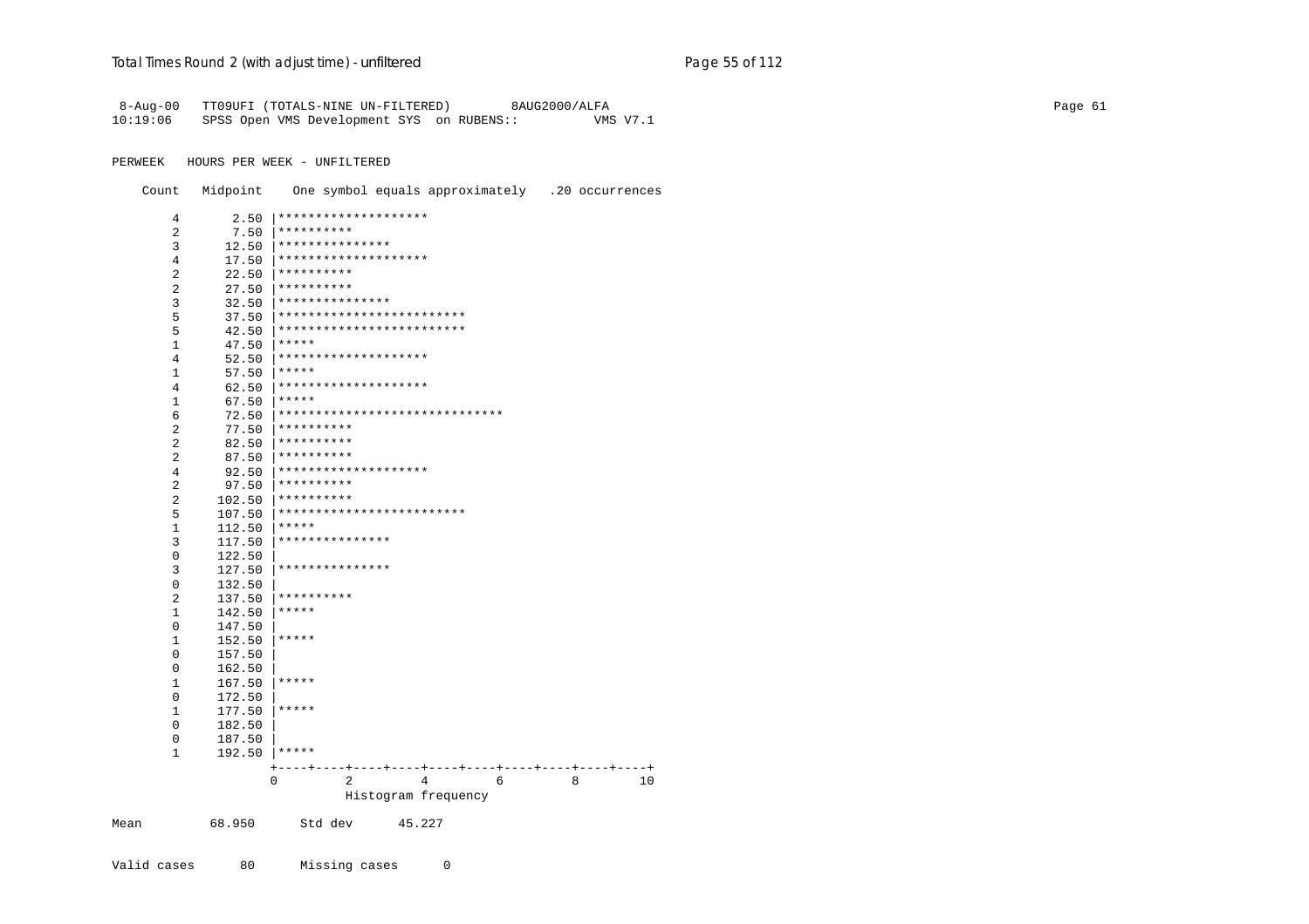```
 8-Aug-00   TT09UFI (TOTALS-NINE UN-FILTERED)        8AUG2000/ALFA
10:19:06    SPSS Open VMS Development SYS  on RUBENS::          VMS V7.1


PERWEEK   HOURS PER WEEK - UNFILTERED

    Count   Midpoint    One symbol equals approximately   .20 occurrences

        4       2.50 |********************
        2       7.50 |**********
        3      12.50 |***************
        4      17.50 |********************
        2      22.50 |**********
        2      27.50 |**********
        3      32.50 |***************
        5      37.50 |*************************
        5      42.50 |*************************
        1      47.50 |*****
        4      52.50 |********************
        1      57.50 |*****
        4      62.50 |********************
        1      67.50 |*****
        6      72.50 |******************************
        2      77.50 |**********
        2      82.50 |**********
        2      87.50 |**********
        4      92.50 |********************
        2      97.50 |**********
        2     102.50 |**********
        5     107.50 |*************************
        1     112.50 |*****
        3     117.50 |***************
        0     122.50 |
        3     127.50 |***************
        0     132.50 |
        2     137.50 |**********
        1     142.50 |*****
        0     147.50 |
        1     152.50 |*****
        0     157.50 |
        0     162.50 |
        1     167.50 |*****
        0     172.50 |
        1     177.50 |*****
        0     182.50 |
        0     187.50 |
        1     192.50 |*****
                     +----+----+----+----+----+----+----+----+----+----+
                     0         2         4         6         8        10
                               Histogram frequency

Mean         68.950      Std dev      45.227


Valid cases      80      Missing cases      0
```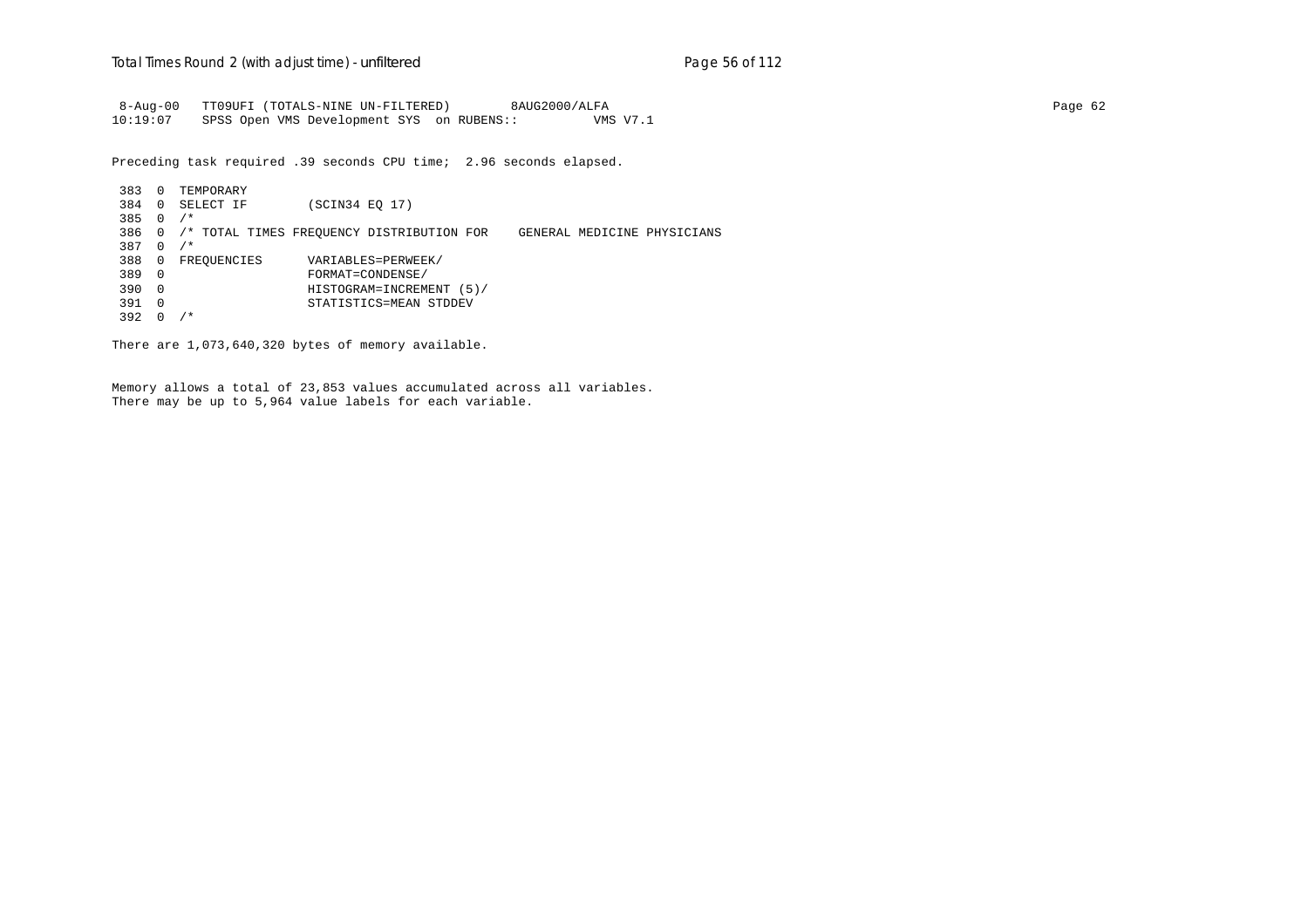```
 8-Aug-00   TT09UFI (TOTALS-NINE UN-FILTERED)        8AUG2000/ALFA
10:19:07    SPSS Open VMS Development SYS  on RUBENS::          VMS V7.1

Preceding task required .39 seconds CPU time;  2.96 seconds elapsed.

 383  0  TEMPORARY
 384  0  SELECT IF        (SCIN34 EQ 17)
 385  0  /*
 386  0  /* TOTAL TIMES FREQUENCY DISTRIBUTION FOR    GENERAL MEDICINE PHYSICIANS
 387  0  /*
 388  0  FREQUENCIES      VARIABLES=PERWEEK/
 389  0                   FORMAT=CONDENSE/
 390  0                   HISTOGRAM=INCREMENT (5)/
 391  0                   STATISTICS=MEAN STDDEV
 392  0  /*

There are 1,073,640,320 bytes of memory available.

Memory allows a total of 23,853 values accumulated across all variables.
There may be up to 5,964 value labels for each variable.
```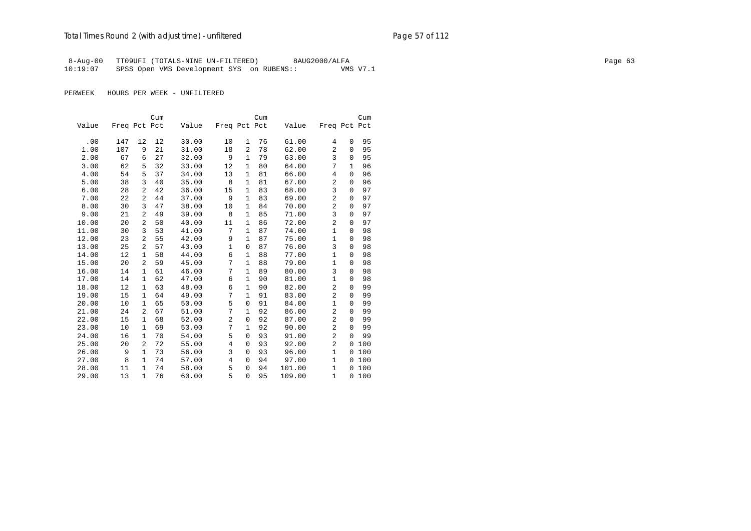8-Aug-00 TT09UFI (TOTALS-NINE UN-FILTERED) 8AUG2000/ALFA
10:19:07 SPSS Open VMS Development SYS on RUBENS:: VMS V7.1

PERWEEK HOURS PER WEEK - UNFILTERED

| Value | Freq | Pct | Cum Pct | Value | Freq | Pct | Cum Pct | Value | Freq | Pct | Cum Pct |
|---|---|---|---|---|---|---|---|---|---|---|---|
| .00 | 147 | 12 | 12 | 30.00 | 10 | 1 | 76 | 61.00 | 4 | 0 | 95 |
| 1.00 | 107 | 9 | 21 | 31.00 | 18 | 2 | 78 | 62.00 | 2 | 0 | 95 |
| 2.00 | 67 | 6 | 27 | 32.00 | 9 | 1 | 79 | 63.00 | 3 | 0 | 95 |
| 3.00 | 62 | 5 | 32 | 33.00 | 12 | 1 | 80 | 64.00 | 7 | 1 | 96 |
| 4.00 | 54 | 5 | 37 | 34.00 | 13 | 1 | 81 | 66.00 | 4 | 0 | 96 |
| 5.00 | 38 | 3 | 40 | 35.00 | 8 | 1 | 81 | 67.00 | 2 | 0 | 96 |
| 6.00 | 28 | 2 | 42 | 36.00 | 15 | 1 | 83 | 68.00 | 3 | 0 | 97 |
| 7.00 | 22 | 2 | 44 | 37.00 | 9 | 1 | 83 | 69.00 | 2 | 0 | 97 |
| 8.00 | 30 | 3 | 47 | 38.00 | 10 | 1 | 84 | 70.00 | 2 | 0 | 97 |
| 9.00 | 21 | 2 | 49 | 39.00 | 8 | 1 | 85 | 71.00 | 3 | 0 | 97 |
| 10.00 | 20 | 2 | 50 | 40.00 | 11 | 1 | 86 | 72.00 | 2 | 0 | 97 |
| 11.00 | 30 | 3 | 53 | 41.00 | 7 | 1 | 87 | 74.00 | 1 | 0 | 98 |
| 12.00 | 23 | 2 | 55 | 42.00 | 9 | 1 | 87 | 75.00 | 1 | 0 | 98 |
| 13.00 | 25 | 2 | 57 | 43.00 | 1 | 0 | 87 | 76.00 | 3 | 0 | 98 |
| 14.00 | 12 | 1 | 58 | 44.00 | 6 | 1 | 88 | 77.00 | 1 | 0 | 98 |
| 15.00 | 20 | 2 | 59 | 45.00 | 7 | 1 | 88 | 79.00 | 1 | 0 | 98 |
| 16.00 | 14 | 1 | 61 | 46.00 | 7 | 1 | 89 | 80.00 | 3 | 0 | 98 |
| 17.00 | 14 | 1 | 62 | 47.00 | 6 | 1 | 90 | 81.00 | 1 | 0 | 98 |
| 18.00 | 12 | 1 | 63 | 48.00 | 6 | 1 | 90 | 82.00 | 2 | 0 | 99 |
| 19.00 | 15 | 1 | 64 | 49.00 | 7 | 1 | 91 | 83.00 | 2 | 0 | 99 |
| 20.00 | 10 | 1 | 65 | 50.00 | 5 | 0 | 91 | 84.00 | 1 | 0 | 99 |
| 21.00 | 24 | 2 | 67 | 51.00 | 7 | 1 | 92 | 86.00 | 2 | 0 | 99 |
| 22.00 | 15 | 1 | 68 | 52.00 | 2 | 0 | 92 | 87.00 | 2 | 0 | 99 |
| 23.00 | 10 | 1 | 69 | 53.00 | 7 | 1 | 92 | 90.00 | 2 | 0 | 99 |
| 24.00 | 16 | 1 | 70 | 54.00 | 5 | 0 | 93 | 91.00 | 2 | 0 | 99 |
| 25.00 | 20 | 2 | 72 | 55.00 | 4 | 0 | 93 | 92.00 | 2 | 0 | 100 |
| 26.00 | 9 | 1 | 73 | 56.00 | 3 | 0 | 93 | 96.00 | 1 | 0 | 100 |
| 27.00 | 8 | 1 | 74 | 57.00 | 4 | 0 | 94 | 97.00 | 1 | 0 | 100 |
| 28.00 | 11 | 1 | 74 | 58.00 | 5 | 0 | 94 | 101.00 | 1 | 0 | 100 |
| 29.00 | 13 | 1 | 76 | 60.00 | 5 | 0 | 95 | 109.00 | 1 | 0 | 100 |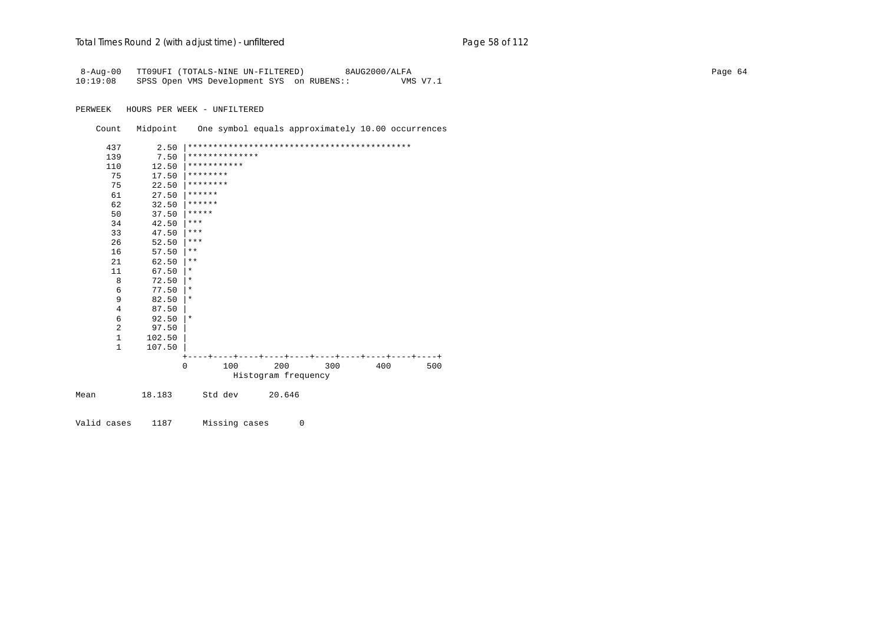```
 8-Aug-00   TT09UFI (TOTALS-NINE UN-FILTERED)        8AUG2000/ALFA
10:19:08    SPSS Open VMS Development SYS  on RUBENS::          VMS V7.1

PERWEEK   HOURS PER WEEK - UNFILTERED

    Count   Midpoint    One symbol equals approximately 10.00 occurrences

      437       2.50 |********************************************
      139       7.50 |**************
      110      12.50 |***********
       75      17.50 |********
       75      22.50 |********
       61      27.50 |******
       62      32.50 |******
       50      37.50 |*****
       34      42.50 |***
       33      47.50 |***
       26      52.50 |***
       16      57.50 |**
       21      62.50 |**
       11      67.50 |*
        8      72.50 |*
        6      77.50 |*
        9      82.50 |*
        4      87.50 |
        6      92.50 |*
        2      97.50 |
        1     102.50 |
        1     107.50 |
                     +----+----+----+----+----+----+----+----+----+----+
                     0       100       200       300       400       500
                               Histogram frequency

Mean         18.183      Std dev      20.646


Valid cases    1187      Missing cases      0
```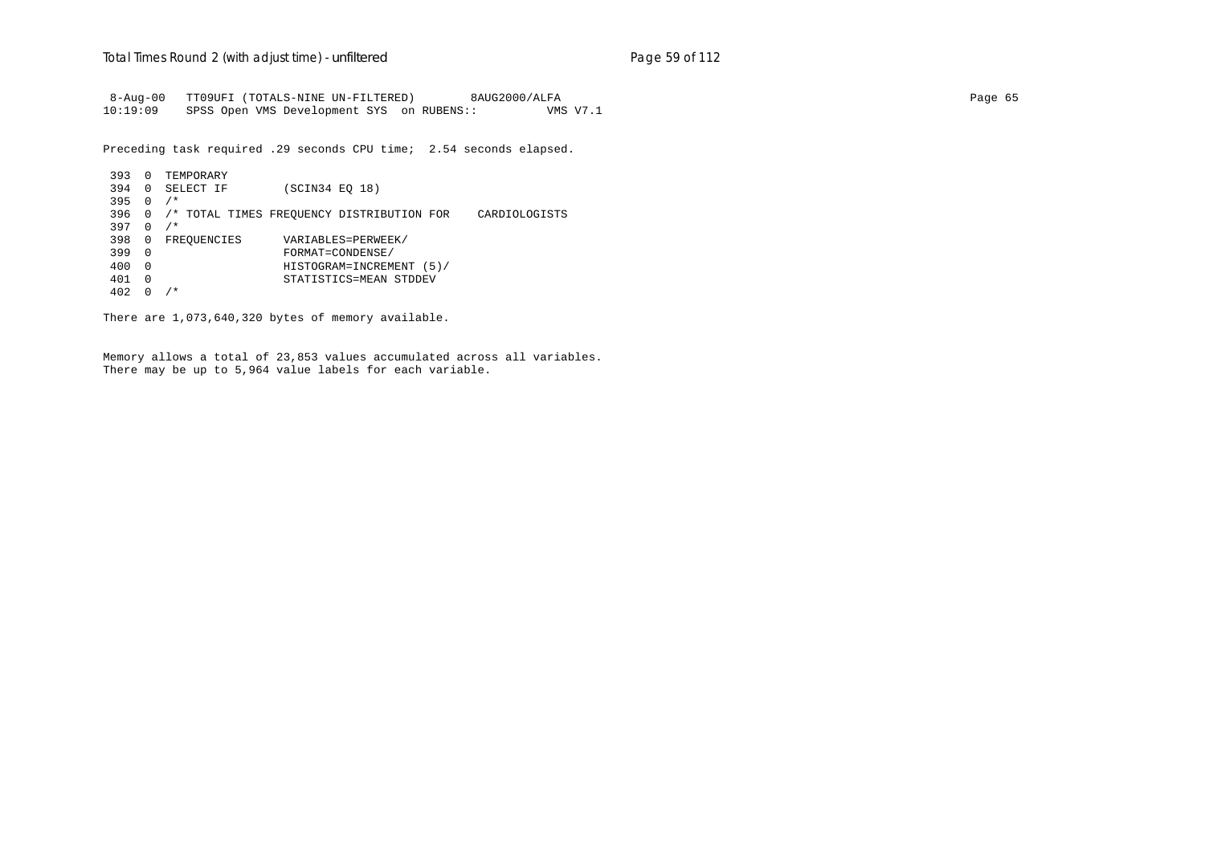```
 8-Aug-00   TT09UFI (TOTALS-NINE UN-FILTERED)        8AUG2000/ALFA
10:19:09    SPSS Open VMS Development SYS  on RUBENS::          VMS V7.1
```

Preceding task required .29 seconds CPU time;  2.54 seconds elapsed.

```
 393  0  TEMPORARY
 394  0  SELECT IF        (SCIN34 EQ 18)
 395  0  /*
 396  0  /* TOTAL TIMES FREQUENCY DISTRIBUTION FOR    CARDIOLOGISTS
 397  0  /*
 398  0  FREQUENCIES      VARIABLES=PERWEEK/
 399  0                   FORMAT=CONDENSE/
 400  0                   HISTOGRAM=INCREMENT (5)/
 401  0                   STATISTICS=MEAN STDDEV
 402  0  /*
```

There are 1,073,640,320 bytes of memory available.

Memory allows a total of 23,853 values accumulated across all variables.
There may be up to 5,964 value labels for each variable.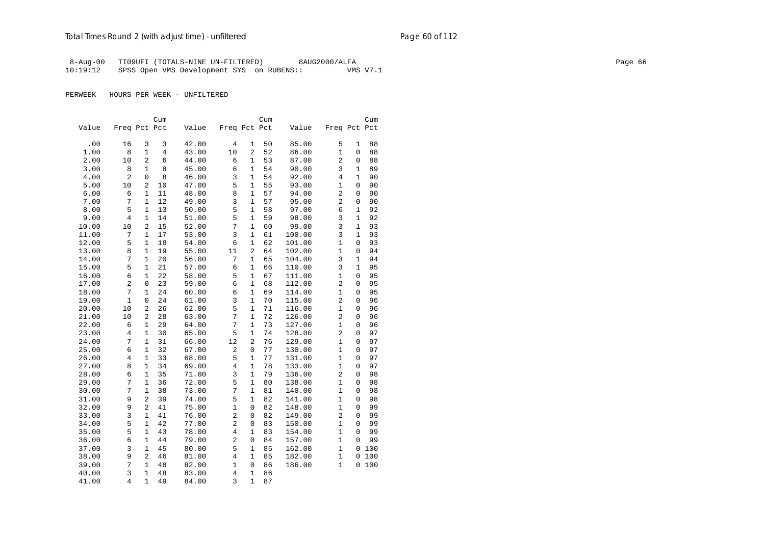8-Aug-00 TT09UFI (TOTALS-NINE UN-FILTERED) 8AUG2000/ALFA
10:19:12 SPSS Open VMS Development SYS on RUBENS:: VMS V7.1

PERWEEK HOURS PER WEEK - UNFILTERED

| Value | Freq | Pct | Cum Pct | Value | Freq | Pct | Cum Pct | Value | Freq | Pct | Cum Pct |
|---|---|---|---|---|---|---|---|---|---|---|---|
| .00 | 16 | 3 | 3 | 42.00 | 4 | 1 | 50 | 85.00 | 5 | 1 | 88 |
| 1.00 | 8 | 1 | 4 | 43.00 | 10 | 2 | 52 | 86.00 | 1 | 0 | 88 |
| 2.00 | 10 | 2 | 6 | 44.00 | 6 | 1 | 53 | 87.00 | 2 | 0 | 88 |
| 3.00 | 8 | 1 | 8 | 45.00 | 6 | 1 | 54 | 90.00 | 3 | 1 | 89 |
| 4.00 | 2 | 0 | 8 | 46.00 | 3 | 1 | 54 | 92.00 | 4 | 1 | 90 |
| 5.00 | 10 | 2 | 10 | 47.00 | 5 | 1 | 55 | 93.00 | 1 | 0 | 90 |
| 6.00 | 6 | 1 | 11 | 48.00 | 8 | 1 | 57 | 94.00 | 2 | 0 | 90 |
| 7.00 | 7 | 1 | 12 | 49.00 | 3 | 1 | 57 | 95.00 | 2 | 0 | 90 |
| 8.00 | 5 | 1 | 13 | 50.00 | 5 | 1 | 58 | 97.00 | 6 | 1 | 92 |
| 9.00 | 4 | 1 | 14 | 51.00 | 5 | 1 | 59 | 98.00 | 3 | 1 | 92 |
| 10.00 | 10 | 2 | 15 | 52.00 | 7 | 1 | 60 | 99.00 | 3 | 1 | 93 |
| 11.00 | 7 | 1 | 17 | 53.00 | 3 | 1 | 61 | 100.00 | 3 | 1 | 93 |
| 12.00 | 5 | 1 | 18 | 54.00 | 6 | 1 | 62 | 101.00 | 1 | 0 | 93 |
| 13.00 | 8 | 1 | 19 | 55.00 | 11 | 2 | 64 | 102.00 | 1 | 0 | 94 |
| 14.00 | 7 | 1 | 20 | 56.00 | 7 | 1 | 65 | 104.00 | 3 | 1 | 94 |
| 15.00 | 5 | 1 | 21 | 57.00 | 6 | 1 | 66 | 110.00 | 3 | 1 | 95 |
| 16.00 | 6 | 1 | 22 | 58.00 | 5 | 1 | 67 | 111.00 | 1 | 0 | 95 |
| 17.00 | 2 | 0 | 23 | 59.00 | 6 | 1 | 68 | 112.00 | 2 | 0 | 95 |
| 18.00 | 7 | 1 | 24 | 60.00 | 6 | 1 | 69 | 114.00 | 1 | 0 | 95 |
| 19.00 | 1 | 0 | 24 | 61.00 | 3 | 1 | 70 | 115.00 | 2 | 0 | 96 |
| 20.00 | 10 | 2 | 26 | 62.00 | 5 | 1 | 71 | 116.00 | 1 | 0 | 96 |
| 21.00 | 10 | 2 | 28 | 63.00 | 7 | 1 | 72 | 126.00 | 2 | 0 | 96 |
| 22.00 | 6 | 1 | 29 | 64.00 | 7 | 1 | 73 | 127.00 | 1 | 0 | 96 |
| 23.00 | 4 | 1 | 30 | 65.00 | 5 | 1 | 74 | 128.00 | 2 | 0 | 97 |
| 24.00 | 7 | 1 | 31 | 66.00 | 12 | 2 | 76 | 129.00 | 1 | 0 | 97 |
| 25.00 | 6 | 1 | 32 | 67.00 | 2 | 0 | 77 | 130.00 | 1 | 0 | 97 |
| 26.00 | 4 | 1 | 33 | 68.00 | 5 | 1 | 77 | 131.00 | 1 | 0 | 97 |
| 27.00 | 8 | 1 | 34 | 69.00 | 4 | 1 | 78 | 133.00 | 1 | 0 | 97 |
| 28.00 | 6 | 1 | 35 | 71.00 | 3 | 1 | 79 | 136.00 | 2 | 0 | 98 |
| 29.00 | 7 | 1 | 36 | 72.00 | 5 | 1 | 80 | 138.00 | 1 | 0 | 98 |
| 30.00 | 7 | 1 | 38 | 73.00 | 7 | 1 | 81 | 140.00 | 1 | 0 | 98 |
| 31.00 | 9 | 2 | 39 | 74.00 | 5 | 1 | 82 | 141.00 | 1 | 0 | 98 |
| 32.00 | 9 | 2 | 41 | 75.00 | 1 | 0 | 82 | 148.00 | 1 | 0 | 99 |
| 33.00 | 3 | 1 | 41 | 76.00 | 2 | 0 | 82 | 149.00 | 2 | 0 | 99 |
| 34.00 | 5 | 1 | 42 | 77.00 | 2 | 0 | 83 | 150.00 | 1 | 0 | 99 |
| 35.00 | 5 | 1 | 43 | 78.00 | 4 | 1 | 83 | 154.00 | 1 | 0 | 99 |
| 36.00 | 6 | 1 | 44 | 79.00 | 2 | 0 | 84 | 157.00 | 1 | 0 | 99 |
| 37.00 | 3 | 1 | 45 | 80.00 | 5 | 1 | 85 | 162.00 | 1 | 0 | 100 |
| 38.00 | 9 | 2 | 46 | 81.00 | 4 | 1 | 85 | 182.00 | 1 | 0 | 100 |
| 39.00 | 7 | 1 | 48 | 82.00 | 1 | 0 | 86 | 186.00 | 1 | 0 | 100 |
| 40.00 | 3 | 1 | 48 | 83.00 | 4 | 1 | 86 | | | | |
| 41.00 | 4 | 1 | 49 | 84.00 | 3 | 1 | 87 | | | | |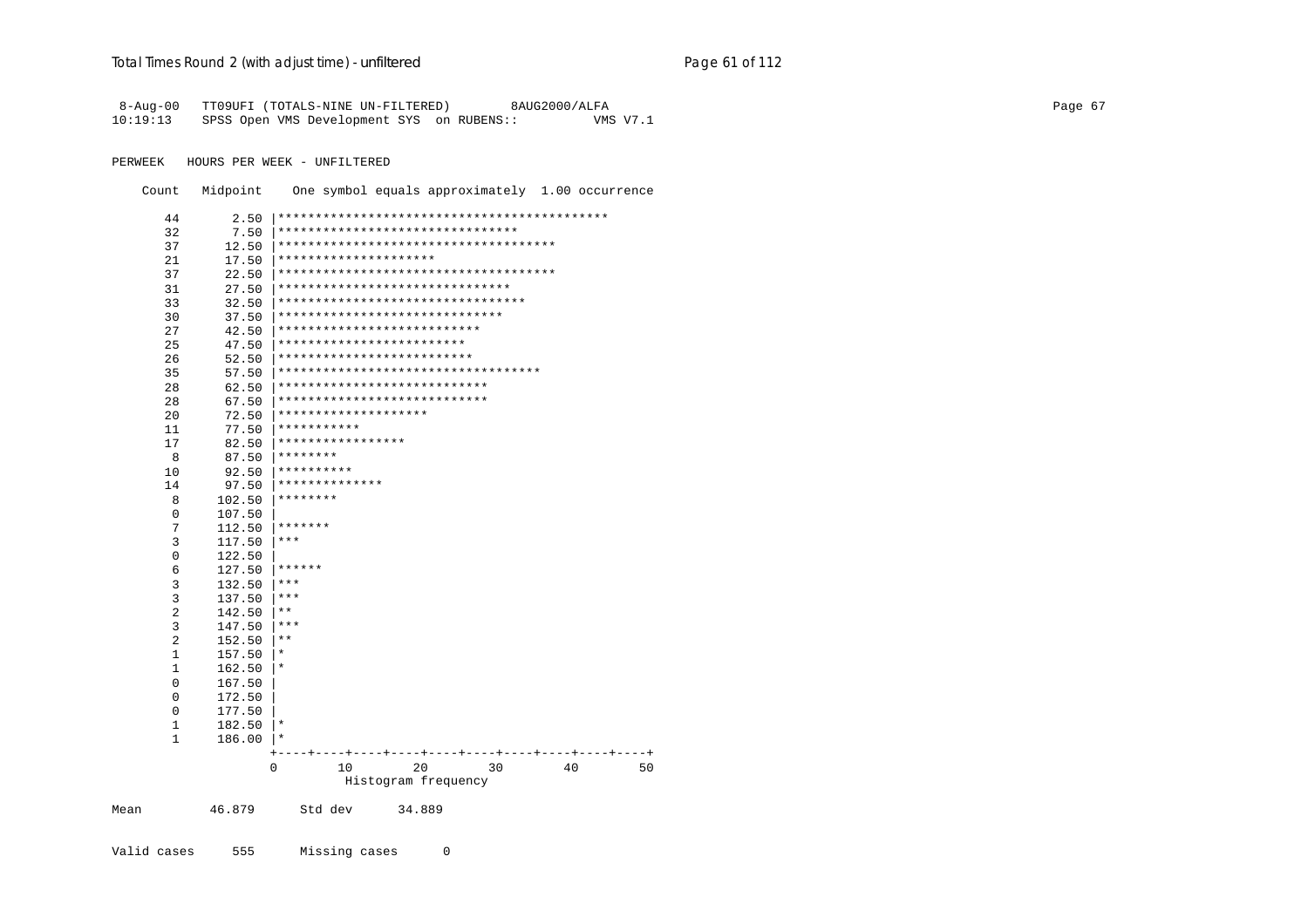```
 8-Aug-00   TT09UFI (TOTALS-NINE UN-FILTERED)        8AUG2000/ALFA
10:19:13    SPSS Open VMS Development SYS  on RUBENS::          VMS V7.1

PERWEEK   HOURS PER WEEK - UNFILTERED

    Count   Midpoint    One symbol equals approximately  1.00 occurrence

      44       2.50 |********************************************
      32       7.50 |********************************
      37      12.50 |*************************************
      21      17.50 |*********************
      37      22.50 |*************************************
      31      27.50 |*******************************
      33      32.50 |*********************************
      30      37.50 |******************************
      27      42.50 |***************************
      25      47.50 |*************************
      26      52.50 |**************************
      35      57.50 |***********************************
      28      62.50 |****************************
      28      67.50 |****************************
      20      72.50 |********************
      11      77.50 |***********
      17      82.50 |*****************
       8      87.50 |********
      10      92.50 |**********
      14      97.50 |**************
       8     102.50 |********
       0     107.50 |
       7     112.50 |*******
       3     117.50 |***
       0     122.50 |
       6     127.50 |******
       3     132.50 |***
       3     137.50 |***
       2     142.50 |**
       3     147.50 |***
       2     152.50 |**
       1     157.50 |*
       1     162.50 |*
       0     167.50 |
       0     172.50 |
       0     177.50 |
       1     182.50 |*
       1     186.00 |*
                    +----+----+----+----+----+----+----+----+----+----+
                    0        10        20        30        40        50
                                Histogram frequency

Mean         46.879      Std dev      34.889

Valid cases     555      Missing cases      0
```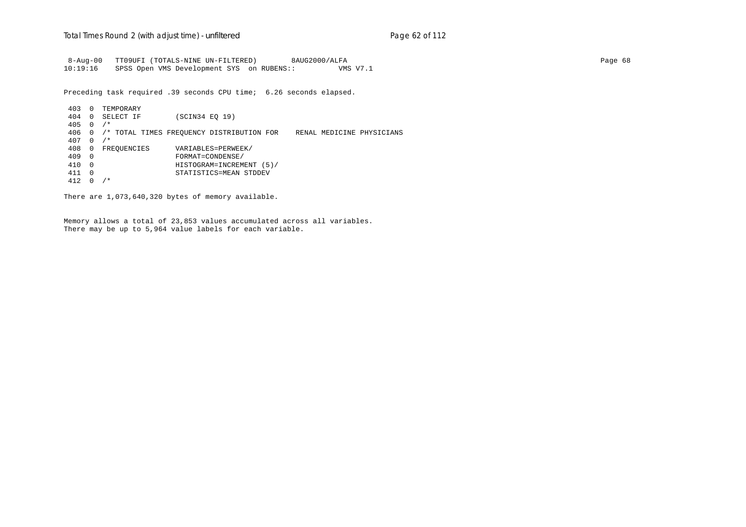```
 8-Aug-00   TT09UFI (TOTALS-NINE UN-FILTERED)        8AUG2000/ALFA
10:19:16    SPSS Open VMS Development SYS  on RUBENS::          VMS V7.1

Preceding task required .39 seconds CPU time;  6.26 seconds elapsed.

 403  0  TEMPORARY
 404  0  SELECT IF        (SCIN34 EQ 19)
 405  0  /*
 406  0  /* TOTAL TIMES FREQUENCY DISTRIBUTION FOR    RENAL MEDICINE PHYSICIANS
 407  0  /*
 408  0  FREQUENCIES      VARIABLES=PERWEEK/
 409  0                   FORMAT=CONDENSE/
 410  0                   HISTOGRAM=INCREMENT (5)/
 411  0                   STATISTICS=MEAN STDDEV
 412  0  /*

There are 1,073,640,320 bytes of memory available.

Memory allows a total of 23,853 values accumulated across all variables.
There may be up to 5,964 value labels for each variable.
```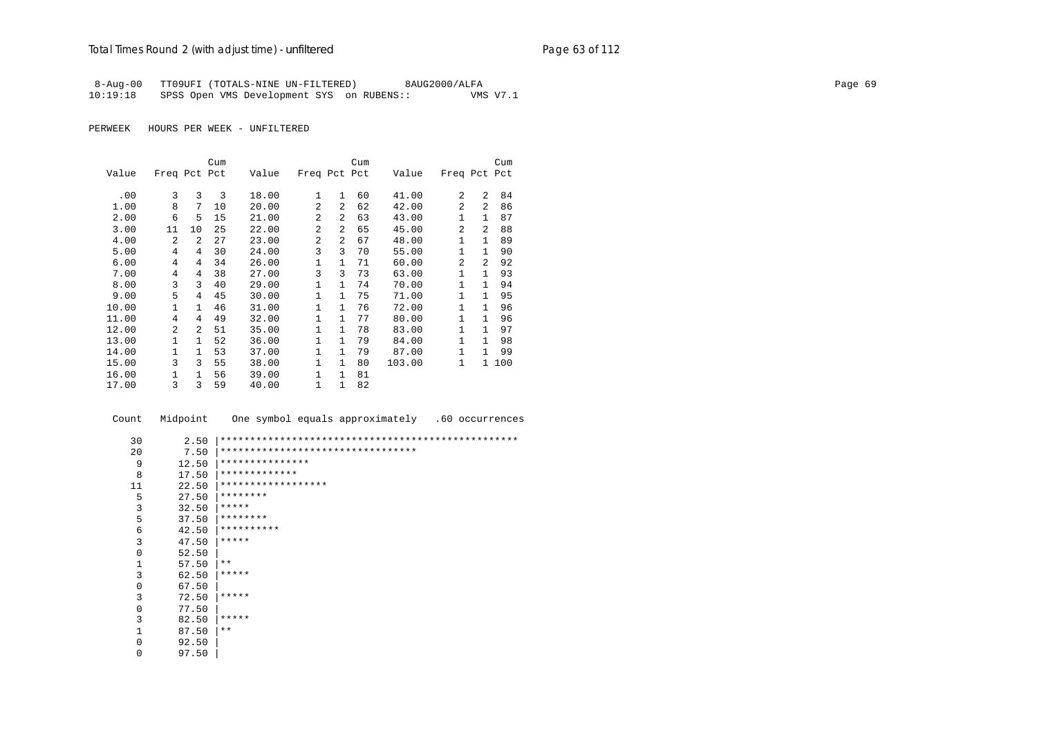8-Aug-00 TT09UFI (TOTALS-NINE UN-FILTERED) 8AUG2000/ALFA
10:19:18 SPSS Open VMS Development SYS on RUBENS:: VMS V7.1

PERWEEK HOURS PER WEEK - UNFILTERED

| Value | Freq | Pct | Cum Pct | Value | Freq | Pct | Cum Pct | Value | Freq | Pct | Cum Pct |
|---|---|---|---|---|---|---|---|---|---|---|---|
| .00 | 3 | 3 | 3 | 18.00 | 1 | 1 | 60 | 41.00 | 2 | 2 | 84 |
| 1.00 | 8 | 7 | 10 | 20.00 | 2 | 2 | 62 | 42.00 | 2 | 2 | 86 |
| 2.00 | 6 | 5 | 15 | 21.00 | 2 | 2 | 63 | 43.00 | 1 | 1 | 87 |
| 3.00 | 11 | 10 | 25 | 22.00 | 2 | 2 | 65 | 45.00 | 2 | 2 | 88 |
| 4.00 | 2 | 2 | 27 | 23.00 | 2 | 2 | 67 | 48.00 | 1 | 1 | 89 |
| 5.00 | 4 | 4 | 30 | 24.00 | 3 | 3 | 70 | 55.00 | 1 | 1 | 90 |
| 6.00 | 4 | 4 | 34 | 26.00 | 1 | 1 | 71 | 60.00 | 2 | 2 | 92 |
| 7.00 | 4 | 4 | 38 | 27.00 | 3 | 3 | 73 | 63.00 | 1 | 1 | 93 |
| 8.00 | 3 | 3 | 40 | 29.00 | 1 | 1 | 74 | 70.00 | 1 | 1 | 94 |
| 9.00 | 5 | 4 | 45 | 30.00 | 1 | 1 | 75 | 71.00 | 1 | 1 | 95 |
| 10.00 | 1 | 1 | 46 | 31.00 | 1 | 1 | 76 | 72.00 | 1 | 1 | 96 |
| 11.00 | 4 | 4 | 49 | 32.00 | 1 | 1 | 77 | 80.00 | 1 | 1 | 96 |
| 12.00 | 2 | 2 | 51 | 35.00 | 1 | 1 | 78 | 83.00 | 1 | 1 | 97 |
| 13.00 | 1 | 1 | 52 | 36.00 | 1 | 1 | 79 | 84.00 | 1 | 1 | 98 |
| 14.00 | 1 | 1 | 53 | 37.00 | 1 | 1 | 79 | 87.00 | 1 | 1 | 99 |
| 15.00 | 3 | 3 | 55 | 38.00 | 1 | 1 | 80 | 103.00 | 1 | 1 | 100 |
| 16.00 | 1 | 1 | 56 | 39.00 | 1 | 1 | 81 | | | | |
| 17.00 | 3 | 3 | 59 | 40.00 | 1 | 1 | 82 | | | | |

```
 Count   Midpoint     One symbol equals approximately   .60 occurrences

    30       2.50 |**************************************************
    20       7.50 |*********************************
     9      12.50 |***************
     8      17.50 |*************
    11      22.50 |******************
     5      27.50 |********
     3      32.50 |*****
     5      37.50 |********
     6      42.50 |**********
     3      47.50 |*****
     0      52.50 |
     1      57.50 |**
     3      62.50 |*****
     0      67.50 |
     3      72.50 |*****
     0      77.50 |
     3      82.50 |*****
     1      87.50 |**
     0      92.50 |
     0      97.50 |
```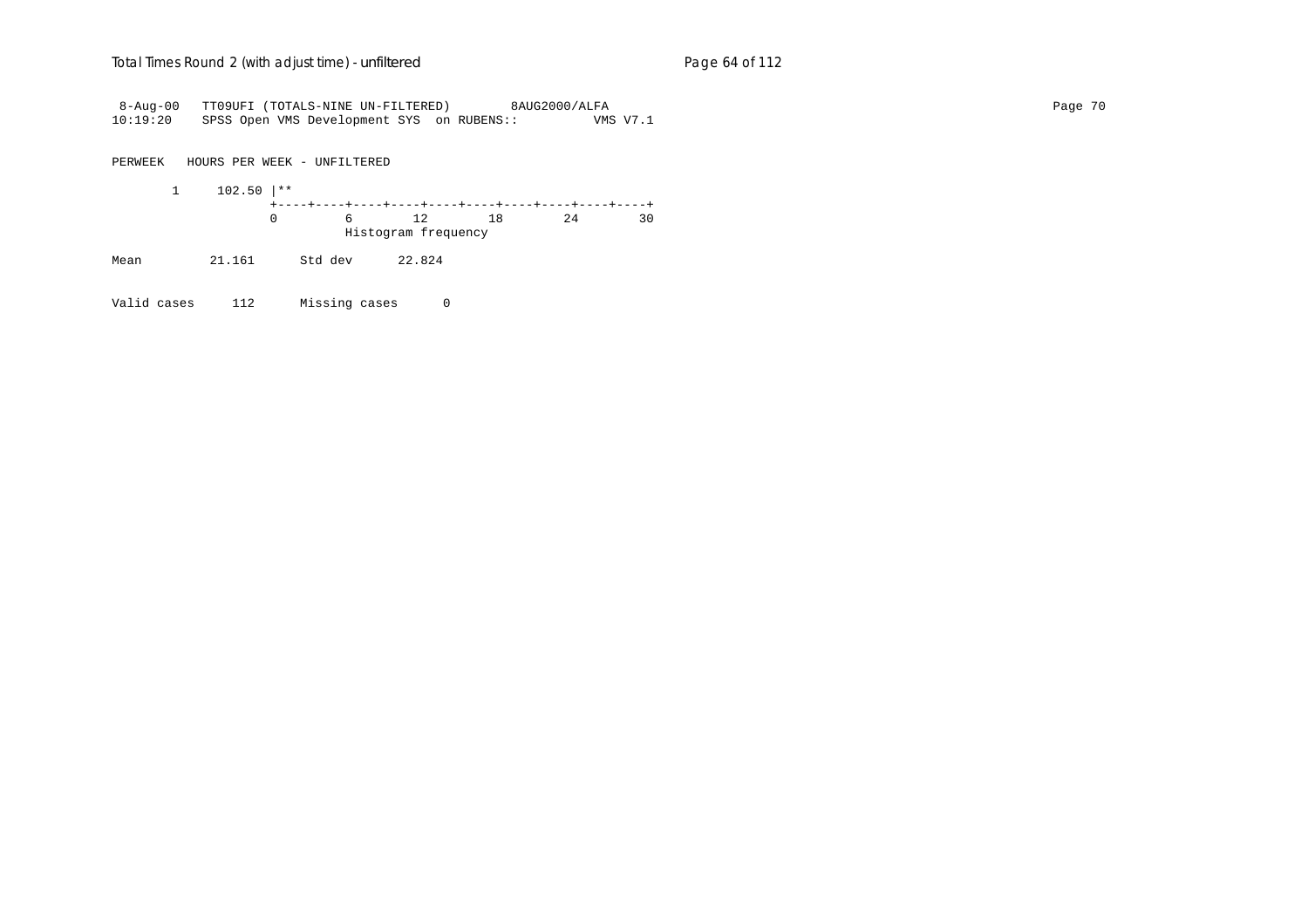```
 8-Aug-00   TT09UFI (TOTALS-NINE UN-FILTERED)        8AUG2000/ALFA
10:19:20    SPSS Open VMS Development SYS  on RUBENS::          VMS V7.1

PERWEEK   HOURS PER WEEK - UNFILTERED

       1     102.50 |**
                    +----+----+----+----+----+----+----+----+----+----+
                    0         6        12        18        24        30
                              Histogram frequency

Mean         21.161      Std dev      22.824

Valid cases     112      Missing cases      0
```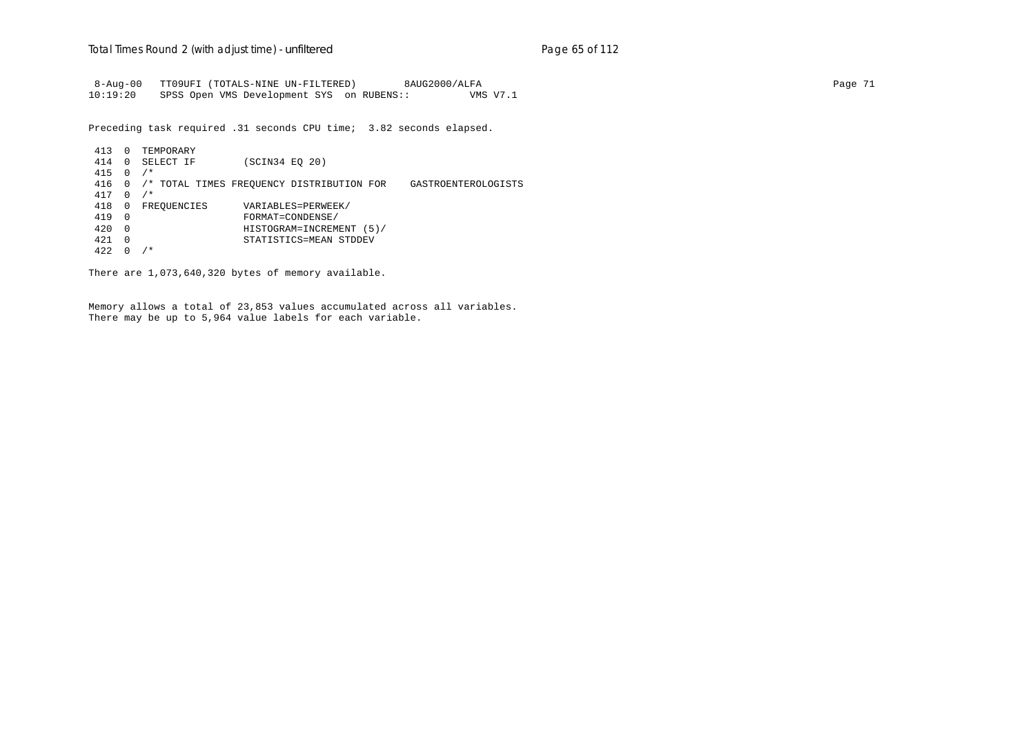```
 8-Aug-00   TT09UFI (TOTALS-NINE UN-FILTERED)        8AUG2000/ALFA
10:19:20    SPSS Open VMS Development SYS  on RUBENS::         VMS V7.1

Preceding task required .31 seconds CPU time;  3.82 seconds elapsed.

 413  0  TEMPORARY
 414  0  SELECT IF        (SCIN34 EQ 20)
 415  0  /*
 416  0  /* TOTAL TIMES FREQUENCY DISTRIBUTION FOR    GASTROENTEROLOGISTS
 417  0  /*
 418  0  FREQUENCIES      VARIABLES=PERWEEK/
 419  0                   FORMAT=CONDENSE/
 420  0                   HISTOGRAM=INCREMENT (5)/
 421  0                   STATISTICS=MEAN STDDEV
 422  0  /*

There are 1,073,640,320 bytes of memory available.


Memory allows a total of 23,853 values accumulated across all variables.
There may be up to 5,964 value labels for each variable.
```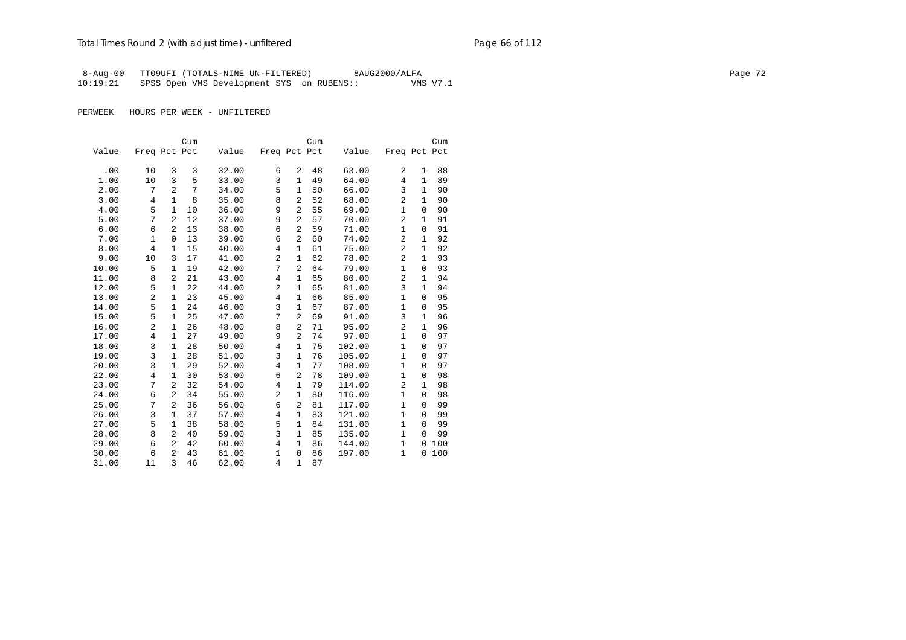Total Times Round 2 (with adjust time) - unfiltered

8-Aug-00   TT09UFI (TOTALS-NINE UN-FILTERED)   8AUG2000/ALFA
10:19:21   SPSS Open VMS Development SYS on RUBENS::   VMS V7.1

PERWEEK   HOURS PER WEEK - UNFILTERED

| Value | Freq | Pct | Cum Pct | Value | Freq | Pct | Cum Pct | Value | Freq | Pct | Cum Pct |
|---|---|---|---|---|---|---|---|---|---|---|---|
| .00 | 10 | 3 | 3 | 32.00 | 6 | 2 | 48 | 63.00 | 2 | 1 | 88 |
| 1.00 | 10 | 3 | 5 | 33.00 | 3 | 1 | 49 | 64.00 | 4 | 1 | 89 |
| 2.00 | 7 | 2 | 7 | 34.00 | 5 | 1 | 50 | 66.00 | 3 | 1 | 90 |
| 3.00 | 4 | 1 | 8 | 35.00 | 8 | 2 | 52 | 68.00 | 2 | 1 | 90 |
| 4.00 | 5 | 1 | 10 | 36.00 | 9 | 2 | 55 | 69.00 | 1 | 0 | 90 |
| 5.00 | 7 | 2 | 12 | 37.00 | 9 | 2 | 57 | 70.00 | 2 | 1 | 91 |
| 6.00 | 6 | 2 | 13 | 38.00 | 6 | 2 | 59 | 71.00 | 1 | 0 | 91 |
| 7.00 | 1 | 0 | 13 | 39.00 | 6 | 2 | 60 | 74.00 | 2 | 1 | 92 |
| 8.00 | 4 | 1 | 15 | 40.00 | 4 | 1 | 61 | 75.00 | 2 | 1 | 92 |
| 9.00 | 10 | 3 | 17 | 41.00 | 2 | 1 | 62 | 78.00 | 2 | 1 | 93 |
| 10.00 | 5 | 1 | 19 | 42.00 | 7 | 2 | 64 | 79.00 | 1 | 0 | 93 |
| 11.00 | 8 | 2 | 21 | 43.00 | 4 | 1 | 65 | 80.00 | 2 | 1 | 94 |
| 12.00 | 5 | 1 | 22 | 44.00 | 2 | 1 | 65 | 81.00 | 3 | 1 | 94 |
| 13.00 | 2 | 1 | 23 | 45.00 | 4 | 1 | 66 | 85.00 | 1 | 0 | 95 |
| 14.00 | 5 | 1 | 24 | 46.00 | 3 | 1 | 67 | 87.00 | 1 | 0 | 95 |
| 15.00 | 5 | 1 | 25 | 47.00 | 7 | 2 | 69 | 91.00 | 3 | 1 | 96 |
| 16.00 | 2 | 1 | 26 | 48.00 | 8 | 2 | 71 | 95.00 | 2 | 1 | 96 |
| 17.00 | 4 | 1 | 27 | 49.00 | 9 | 2 | 74 | 97.00 | 1 | 0 | 97 |
| 18.00 | 3 | 1 | 28 | 50.00 | 4 | 1 | 75 | 102.00 | 1 | 0 | 97 |
| 19.00 | 3 | 1 | 28 | 51.00 | 3 | 1 | 76 | 105.00 | 1 | 0 | 97 |
| 20.00 | 3 | 1 | 29 | 52.00 | 4 | 1 | 77 | 108.00 | 1 | 0 | 97 |
| 22.00 | 4 | 1 | 30 | 53.00 | 6 | 2 | 78 | 109.00 | 1 | 0 | 98 |
| 23.00 | 7 | 2 | 32 | 54.00 | 4 | 1 | 79 | 114.00 | 2 | 1 | 98 |
| 24.00 | 6 | 2 | 34 | 55.00 | 2 | 1 | 80 | 116.00 | 1 | 0 | 98 |
| 25.00 | 7 | 2 | 36 | 56.00 | 6 | 2 | 81 | 117.00 | 1 | 0 | 99 |
| 26.00 | 3 | 1 | 37 | 57.00 | 4 | 1 | 83 | 121.00 | 1 | 0 | 99 |
| 27.00 | 5 | 1 | 38 | 58.00 | 5 | 1 | 84 | 131.00 | 1 | 0 | 99 |
| 28.00 | 8 | 2 | 40 | 59.00 | 3 | 1 | 85 | 135.00 | 1 | 0 | 99 |
| 29.00 | 6 | 2 | 42 | 60.00 | 4 | 1 | 86 | 144.00 | 1 | 0 | 100 |
| 30.00 | 6 | 2 | 43 | 61.00 | 1 | 0 | 86 | 197.00 | 1 | 0 | 100 |
| 31.00 | 11 | 3 | 46 | 62.00 | 4 | 1 | 87 | | | | |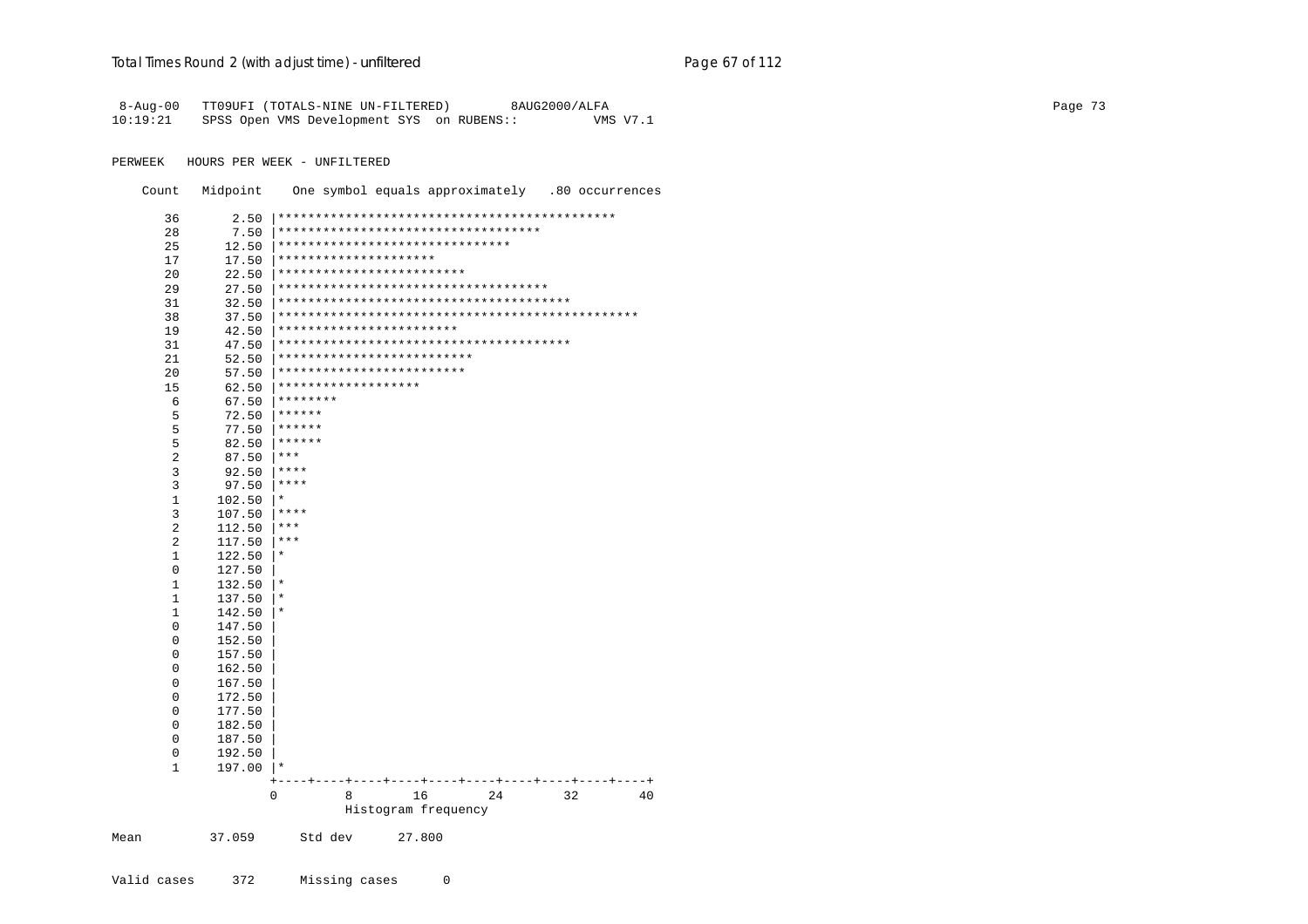```
 8-Aug-00   TT09UFI (TOTALS-NINE UN-FILTERED)        8AUG2000/ALFA
10:19:21    SPSS Open VMS Development SYS  on RUBENS::          VMS V7.1

PERWEEK   HOURS PER WEEK - UNFILTERED

    Count   Midpoint    One symbol equals approximately   .80 occurrences

       36       2.50 |*********************************************
       28       7.50 |***********************************
       25      12.50 |*******************************
       17      17.50 |*********************
       20      22.50 |*************************
       29      27.50 |************************************
       31      32.50 |***************************************
       38      37.50 |***********************************************
       19      42.50 |************************
       31      47.50 |***************************************
       21      52.50 |**************************
       20      57.50 |*************************
       15      62.50 |*******************
        6      67.50 |********
        5      72.50 |******
        5      77.50 |******
        5      82.50 |******
        2      87.50 |***
        3      92.50 |****
        3      97.50 |****
        1     102.50 |*
        3     107.50 |****
        2     112.50 |***
        2     117.50 |***
        1     122.50 |*
        0     127.50 |
        1     132.50 |*
        1     137.50 |*
        1     142.50 |*
        0     147.50 |
        0     152.50 |
        0     157.50 |
        0     162.50 |
        0     167.50 |
        0     172.50 |
        0     177.50 |
        0     182.50 |
        0     187.50 |
        0     192.50 |
        1     197.00 |*
                     +----+----+----+----+----+----+----+----+----+----+
                     0         8        16        24        32        40
                               Histogram frequency

Mean         37.059      Std dev      27.800


Valid cases     372      Missing cases      0
```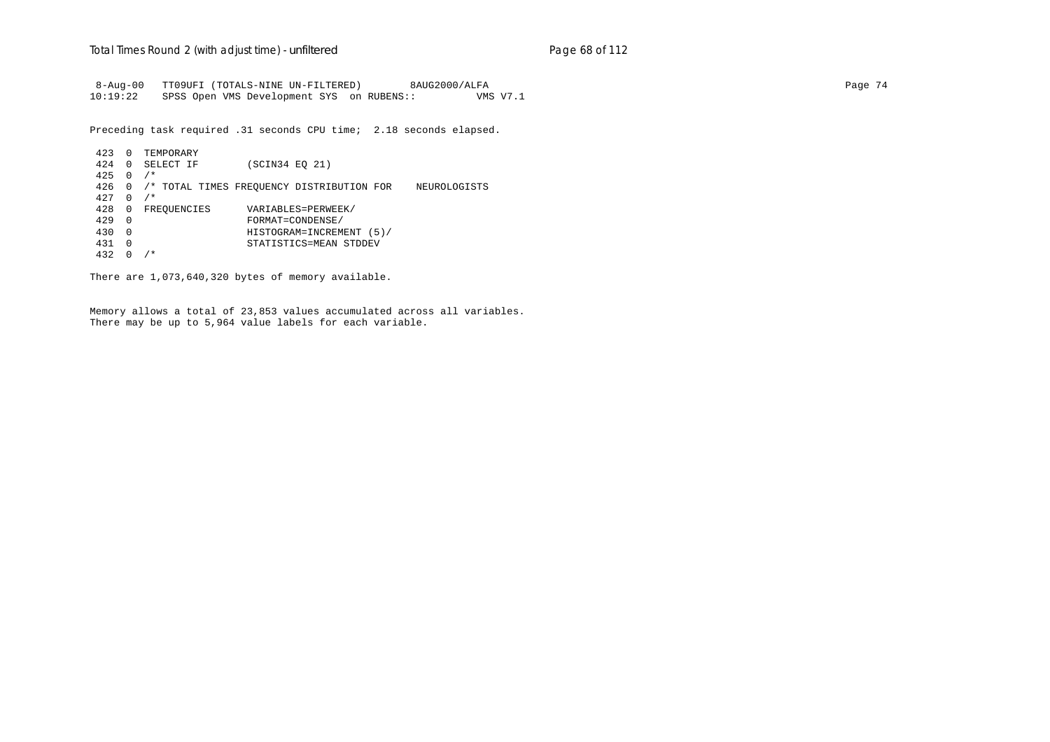```
 8-Aug-00   TT09UFI (TOTALS-NINE UN-FILTERED)        8AUG2000/ALFA
10:19:22    SPSS Open VMS Development SYS  on RUBENS::         VMS V7.1
```

Preceding task required .31 seconds CPU time;  2.18 seconds elapsed.

```
 423  0  TEMPORARY
 424  0  SELECT IF        (SCIN34 EQ 21)
 425  0  /*
 426  0  /* TOTAL TIMES FREQUENCY DISTRIBUTION FOR    NEUROLOGISTS
 427  0  /*
 428  0  FREQUENCIES      VARIABLES=PERWEEK/
 429  0                   FORMAT=CONDENSE/
 430  0                   HISTOGRAM=INCREMENT (5)/
 431  0                   STATISTICS=MEAN STDDEV
 432  0  /*
```

There are 1,073,640,320 bytes of memory available.

Memory allows a total of 23,853 values accumulated across all variables.
There may be up to 5,964 value labels for each variable.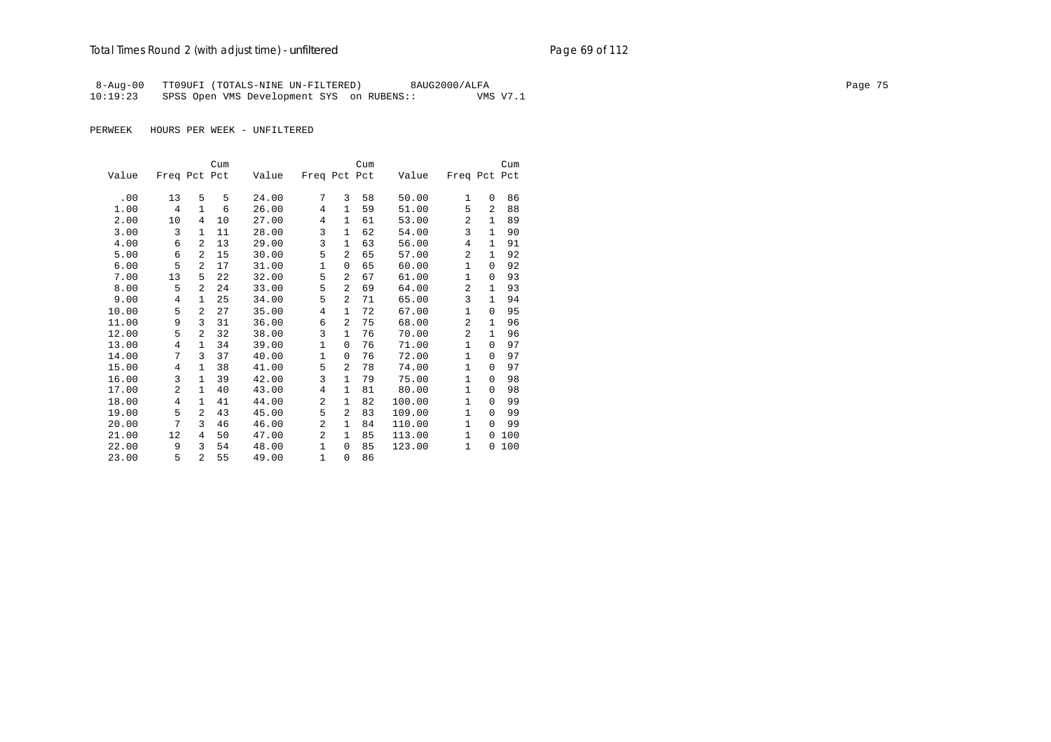8-Aug-00 TT09UFI (TOTALS-NINE UN-FILTERED) 8AUG2000/ALFA

10:19:23 SPSS Open VMS Development SYS on RUBENS:: VMS V7.1

PERWEEK HOURS PER WEEK - UNFILTERED

| Value | Freq | Pct | Cum Pct | Value | Freq | Pct | Cum Pct | Value | Freq | Pct | Cum Pct |
|---|---|---|---|---|---|---|---|---|---|---|---|
| .00 | 13 | 5 | 5 | 24.00 | 7 | 3 | 58 | 50.00 | 1 | 0 | 86 |
| 1.00 | 4 | 1 | 6 | 26.00 | 4 | 1 | 59 | 51.00 | 5 | 2 | 88 |
| 2.00 | 10 | 4 | 10 | 27.00 | 4 | 1 | 61 | 53.00 | 2 | 1 | 89 |
| 3.00 | 3 | 1 | 11 | 28.00 | 3 | 1 | 62 | 54.00 | 3 | 1 | 90 |
| 4.00 | 6 | 2 | 13 | 29.00 | 3 | 1 | 63 | 56.00 | 4 | 1 | 91 |
| 5.00 | 6 | 2 | 15 | 30.00 | 5 | 2 | 65 | 57.00 | 2 | 1 | 92 |
| 6.00 | 5 | 2 | 17 | 31.00 | 1 | 0 | 65 | 60.00 | 1 | 0 | 92 |
| 7.00 | 13 | 5 | 22 | 32.00 | 5 | 2 | 67 | 61.00 | 1 | 0 | 93 |
| 8.00 | 5 | 2 | 24 | 33.00 | 5 | 2 | 69 | 64.00 | 2 | 1 | 93 |
| 9.00 | 4 | 1 | 25 | 34.00 | 5 | 2 | 71 | 65.00 | 3 | 1 | 94 |
| 10.00 | 5 | 2 | 27 | 35.00 | 4 | 1 | 72 | 67.00 | 1 | 0 | 95 |
| 11.00 | 9 | 3 | 31 | 36.00 | 6 | 2 | 75 | 68.00 | 2 | 1 | 96 |
| 12.00 | 5 | 2 | 32 | 38.00 | 3 | 1 | 76 | 70.00 | 2 | 1 | 96 |
| 13.00 | 4 | 1 | 34 | 39.00 | 1 | 0 | 76 | 71.00 | 1 | 0 | 97 |
| 14.00 | 7 | 3 | 37 | 40.00 | 1 | 0 | 76 | 72.00 | 1 | 0 | 97 |
| 15.00 | 4 | 1 | 38 | 41.00 | 5 | 2 | 78 | 74.00 | 1 | 0 | 97 |
| 16.00 | 3 | 1 | 39 | 42.00 | 3 | 1 | 79 | 75.00 | 1 | 0 | 98 |
| 17.00 | 2 | 1 | 40 | 43.00 | 4 | 1 | 81 | 80.00 | 1 | 0 | 98 |
| 18.00 | 4 | 1 | 41 | 44.00 | 2 | 1 | 82 | 100.00 | 1 | 0 | 99 |
| 19.00 | 5 | 2 | 43 | 45.00 | 5 | 2 | 83 | 109.00 | 1 | 0 | 99 |
| 20.00 | 7 | 3 | 46 | 46.00 | 2 | 1 | 84 | 110.00 | 1 | 0 | 99 |
| 21.00 | 12 | 4 | 50 | 47.00 | 2 | 1 | 85 | 113.00 | 1 | 0 | 100 |
| 22.00 | 9 | 3 | 54 | 48.00 | 1 | 0 | 85 | 123.00 | 1 | 0 | 100 |
| 23.00 | 5 | 2 | 55 | 49.00 | 1 | 0 | 86 | | | | |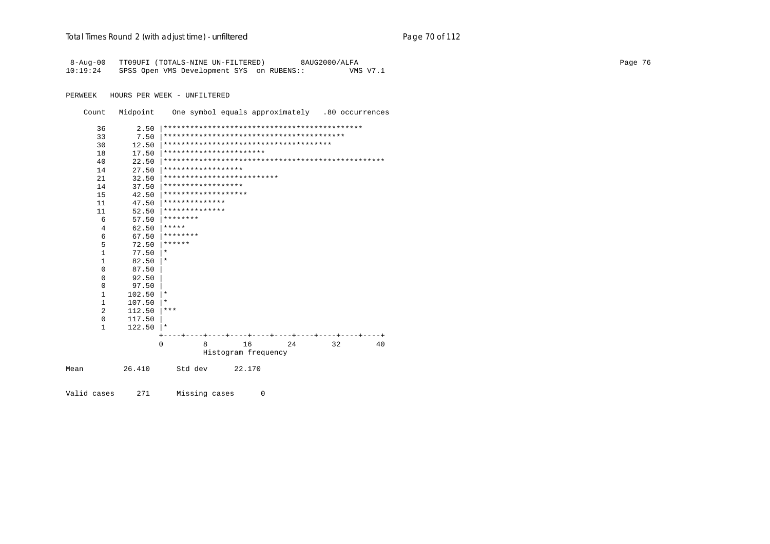```
 8-Aug-00   TT09UFI (TOTALS-NINE UN-FILTERED)        8AUG2000/ALFA
10:19:24    SPSS Open VMS Development SYS  on RUBENS::          VMS V7.1

PERWEEK   HOURS PER WEEK - UNFILTERED

    Count   Midpoint    One symbol equals approximately   .80 occurrences

       36       2.50 |*********************************************
       33       7.50 |*****************************************
       30      12.50 |**************************************
       18      17.50 |**********************
       40      22.50 |**************************************************
       14      27.50 |******************
       21      32.50 |**************************
       14      37.50 |******************
       15      42.50 |*******************
       11      47.50 |**************
       11      52.50 |**************
        6      57.50 |********
        4      62.50 |*****
        6      67.50 |********
        5      72.50 |******
        1      77.50 |*
        1      82.50 |*
        0      87.50 |
        0      92.50 |
        0      97.50 |
        1     102.50 |*
        1     107.50 |*
        2     112.50 |***
        0     117.50 |
        1     122.50 |*
                     +----+----+----+----+----+----+----+----+----+----+
                     0         8        16        24        32        40
                               Histogram frequency

Mean         26.410      Std dev      22.170

Valid cases     271      Missing cases      0
```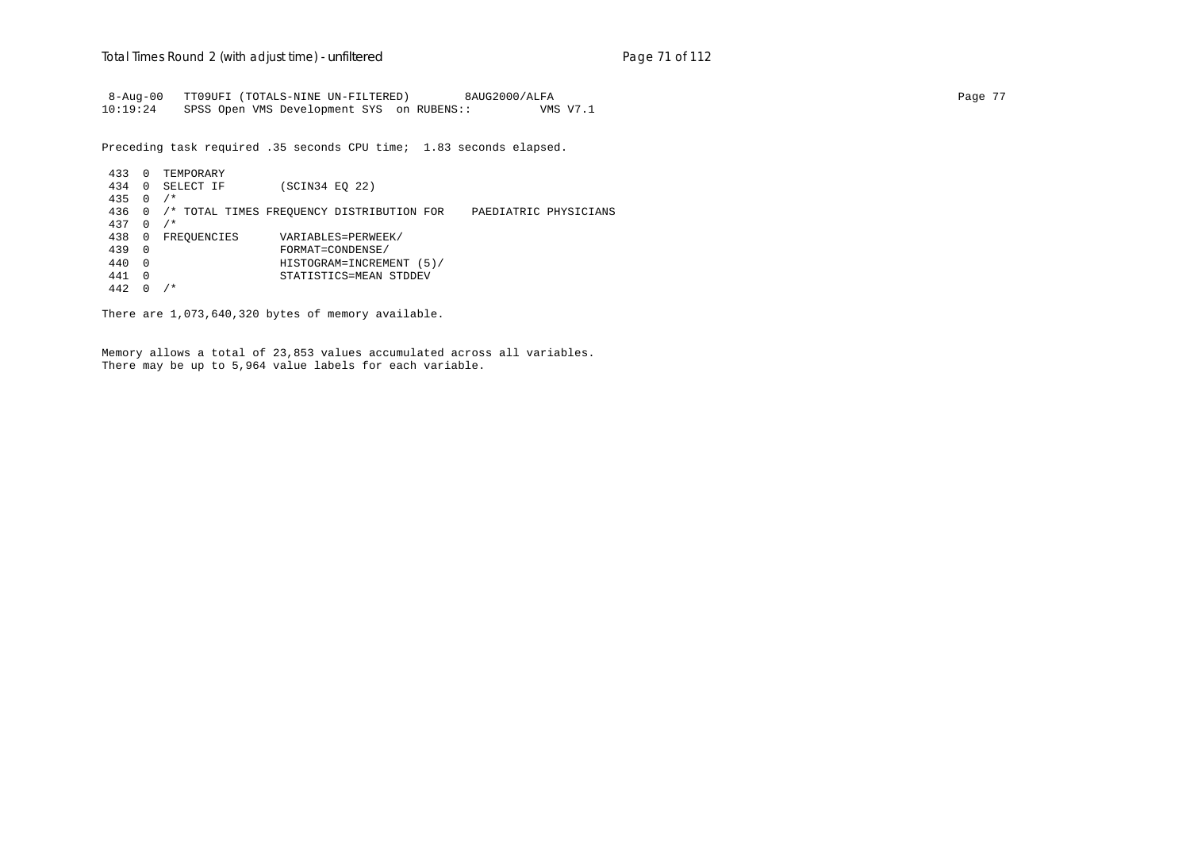```
 8-Aug-00   TT09UFI (TOTALS-NINE UN-FILTERED)        8AUG2000/ALFA
10:19:24    SPSS Open VMS Development SYS  on RUBENS::          VMS V7.1
```

Preceding task required .35 seconds CPU time;  1.83 seconds elapsed.

```
 433  0  TEMPORARY
 434  0  SELECT IF        (SCIN34 EQ 22)
 435  0  /*
 436  0  /* TOTAL TIMES FREQUENCY DISTRIBUTION FOR    PAEDIATRIC PHYSICIANS
 437  0  /*
 438  0  FREQUENCIES      VARIABLES=PERWEEK/
 439  0                   FORMAT=CONDENSE/
 440  0                   HISTOGRAM=INCREMENT (5)/
 441  0                   STATISTICS=MEAN STDDEV
 442  0  /*
```

There are 1,073,640,320 bytes of memory available.

Memory allows a total of 23,853 values accumulated across all variables.
There may be up to 5,964 value labels for each variable.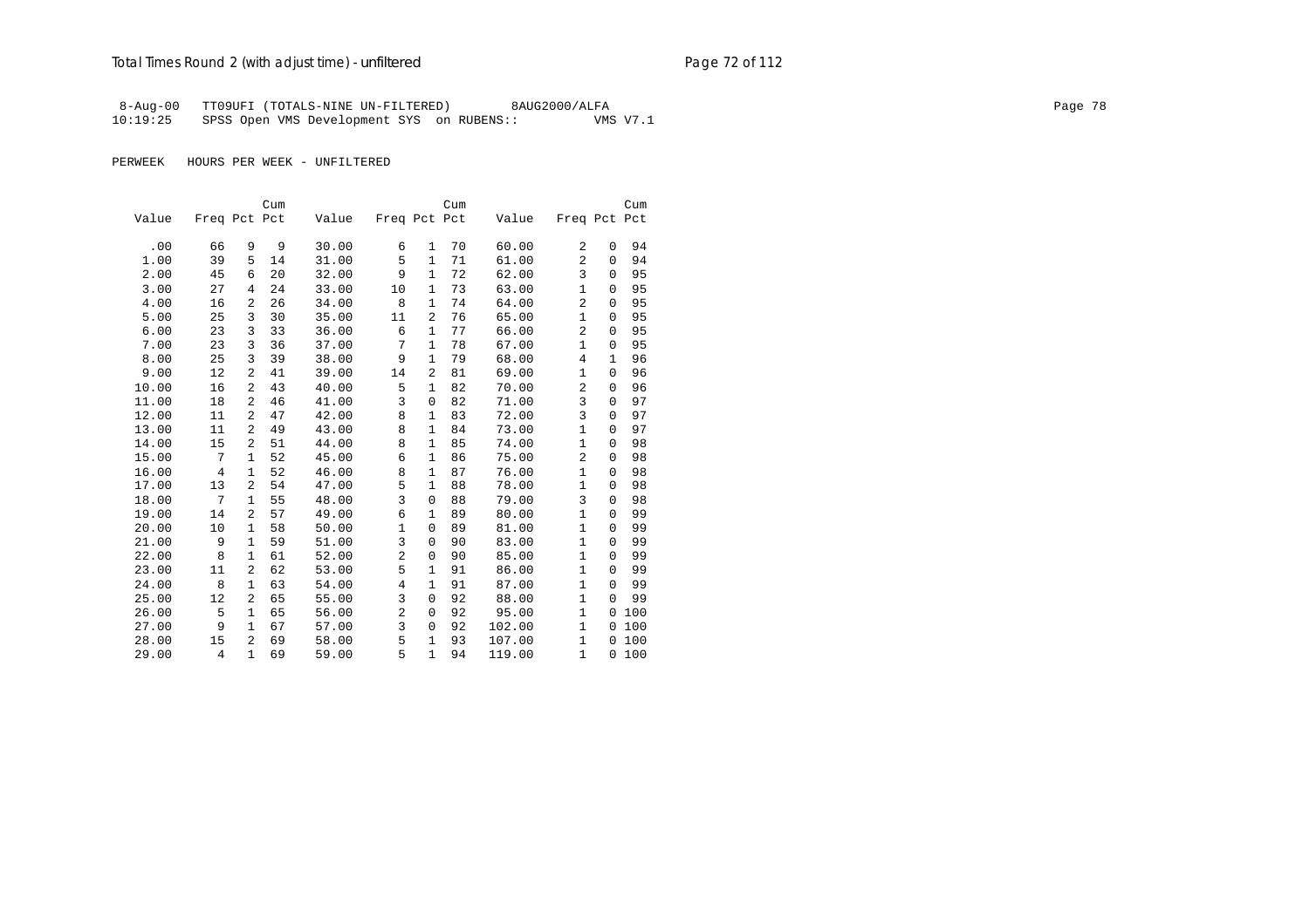8-Aug-00 TT09UFI (TOTALS-NINE UN-FILTERED) 8AUG2000/ALFA
10:19:25 SPSS Open VMS Development SYS on RUBENS:: VMS V7.1

PERWEEK HOURS PER WEEK - UNFILTERED

| Value | Freq | Pct | Cum Pct | Value | Freq | Pct | Cum Pct | Value | Freq | Pct | Cum Pct |
|---|---|---|---|---|---|---|---|---|---|---|---|
| .00 | 66 | 9 | 9 | 30.00 | 6 | 1 | 70 | 60.00 | 2 | 0 | 94 |
| 1.00 | 39 | 5 | 14 | 31.00 | 5 | 1 | 71 | 61.00 | 2 | 0 | 94 |
| 2.00 | 45 | 6 | 20 | 32.00 | 9 | 1 | 72 | 62.00 | 3 | 0 | 95 |
| 3.00 | 27 | 4 | 24 | 33.00 | 10 | 1 | 73 | 63.00 | 1 | 0 | 95 |
| 4.00 | 16 | 2 | 26 | 34.00 | 8 | 1 | 74 | 64.00 | 2 | 0 | 95 |
| 5.00 | 25 | 3 | 30 | 35.00 | 11 | 2 | 76 | 65.00 | 1 | 0 | 95 |
| 6.00 | 23 | 3 | 33 | 36.00 | 6 | 1 | 77 | 66.00 | 2 | 0 | 95 |
| 7.00 | 23 | 3 | 36 | 37.00 | 7 | 1 | 78 | 67.00 | 1 | 0 | 95 |
| 8.00 | 25 | 3 | 39 | 38.00 | 9 | 1 | 79 | 68.00 | 4 | 1 | 96 |
| 9.00 | 12 | 2 | 41 | 39.00 | 14 | 2 | 81 | 69.00 | 1 | 0 | 96 |
| 10.00 | 16 | 2 | 43 | 40.00 | 5 | 1 | 82 | 70.00 | 2 | 0 | 96 |
| 11.00 | 18 | 2 | 46 | 41.00 | 3 | 0 | 82 | 71.00 | 3 | 0 | 97 |
| 12.00 | 11 | 2 | 47 | 42.00 | 8 | 1 | 83 | 72.00 | 3 | 0 | 97 |
| 13.00 | 11 | 2 | 49 | 43.00 | 8 | 1 | 84 | 73.00 | 1 | 0 | 97 |
| 14.00 | 15 | 2 | 51 | 44.00 | 8 | 1 | 85 | 74.00 | 1 | 0 | 98 |
| 15.00 | 7 | 1 | 52 | 45.00 | 6 | 1 | 86 | 75.00 | 2 | 0 | 98 |
| 16.00 | 4 | 1 | 52 | 46.00 | 8 | 1 | 87 | 76.00 | 1 | 0 | 98 |
| 17.00 | 13 | 2 | 54 | 47.00 | 5 | 1 | 88 | 78.00 | 1 | 0 | 98 |
| 18.00 | 7 | 1 | 55 | 48.00 | 3 | 0 | 88 | 79.00 | 3 | 0 | 98 |
| 19.00 | 14 | 2 | 57 | 49.00 | 6 | 1 | 89 | 80.00 | 1 | 0 | 99 |
| 20.00 | 10 | 1 | 58 | 50.00 | 1 | 0 | 89 | 81.00 | 1 | 0 | 99 |
| 21.00 | 9 | 1 | 59 | 51.00 | 3 | 0 | 90 | 83.00 | 1 | 0 | 99 |
| 22.00 | 8 | 1 | 61 | 52.00 | 2 | 0 | 90 | 85.00 | 1 | 0 | 99 |
| 23.00 | 11 | 2 | 62 | 53.00 | 5 | 1 | 91 | 86.00 | 1 | 0 | 99 |
| 24.00 | 8 | 1 | 63 | 54.00 | 4 | 1 | 91 | 87.00 | 1 | 0 | 99 |
| 25.00 | 12 | 2 | 65 | 55.00 | 3 | 0 | 92 | 88.00 | 1 | 0 | 99 |
| 26.00 | 5 | 1 | 65 | 56.00 | 2 | 0 | 92 | 95.00 | 1 | 0 | 100 |
| 27.00 | 9 | 1 | 67 | 57.00 | 3 | 0 | 92 | 102.00 | 1 | 0 | 100 |
| 28.00 | 15 | 2 | 69 | 58.00 | 5 | 1 | 93 | 107.00 | 1 | 0 | 100 |
| 29.00 | 4 | 1 | 69 | 59.00 | 5 | 1 | 94 | 119.00 | 1 | 0 | 100 |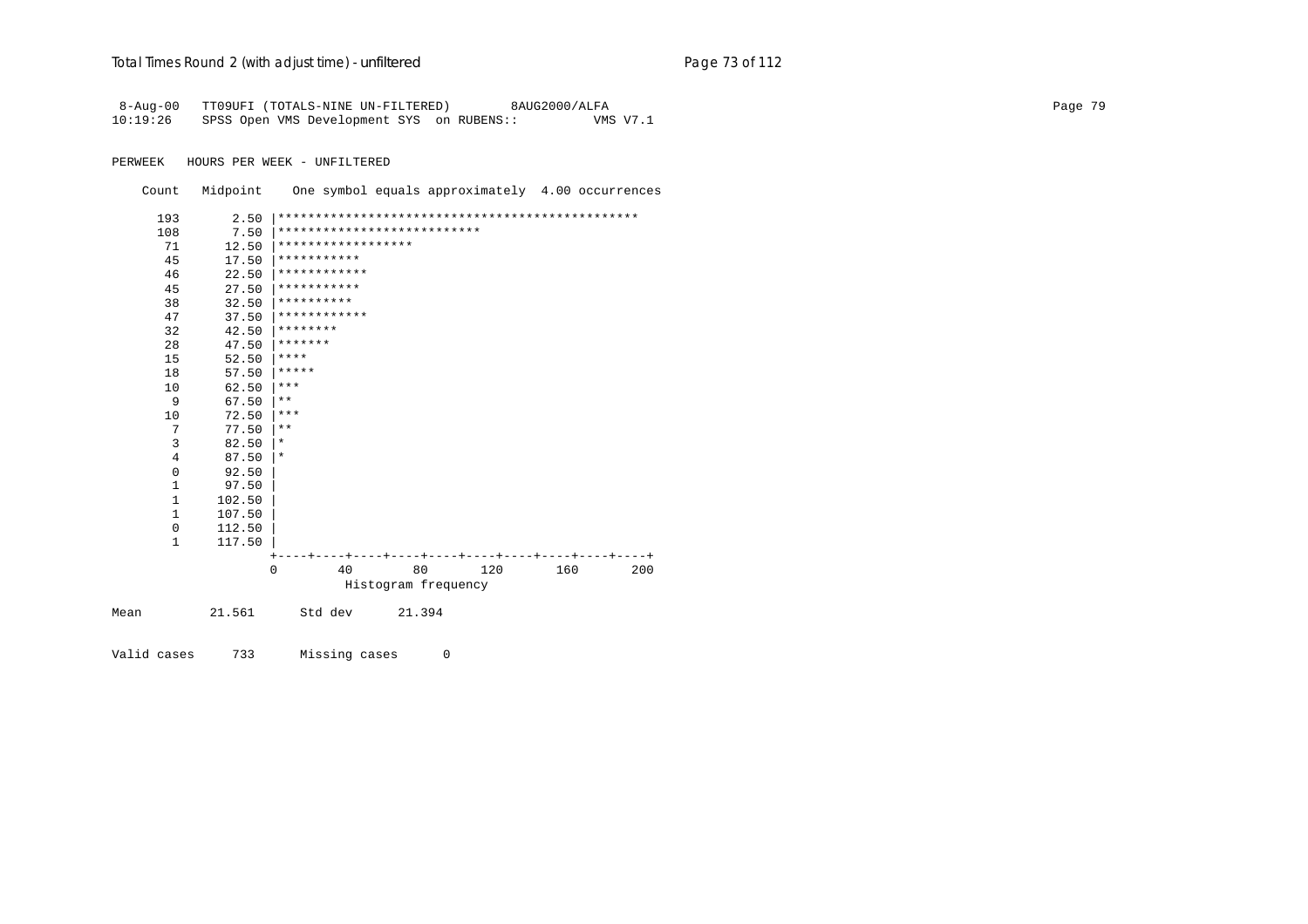```
 8-Aug-00   TT09UFI (TOTALS-NINE UN-FILTERED)        8AUG2000/ALFA
10:19:26    SPSS Open VMS Development SYS  on RUBENS::          VMS V7.1

PERWEEK   HOURS PER WEEK - UNFILTERED

    Count   Midpoint    One symbol equals approximately  4.00 occurrences

      193       2.50 |************************************************
      108       7.50 |***************************
       71      12.50 |******************
       45      17.50 |***********
       46      22.50 |************
       45      27.50 |***********
       38      32.50 |**********
       47      37.50 |************
       32      42.50 |********
       28      47.50 |*******
       15      52.50 |****
       18      57.50 |*****
       10      62.50 |***
        9      67.50 |**
       10      72.50 |***
        7      77.50 |**
        3      82.50 |*
        4      87.50 |*
        0      92.50 |
        1      97.50 |
        1     102.50 |
        1     107.50 |
        0     112.50 |
        1     117.50 |
                     +----+----+----+----+----+----+----+----+----+----+
                     0        40        80       120       160       200
                               Histogram frequency

Mean         21.561      Std dev      21.394


Valid cases     733      Missing cases      0
```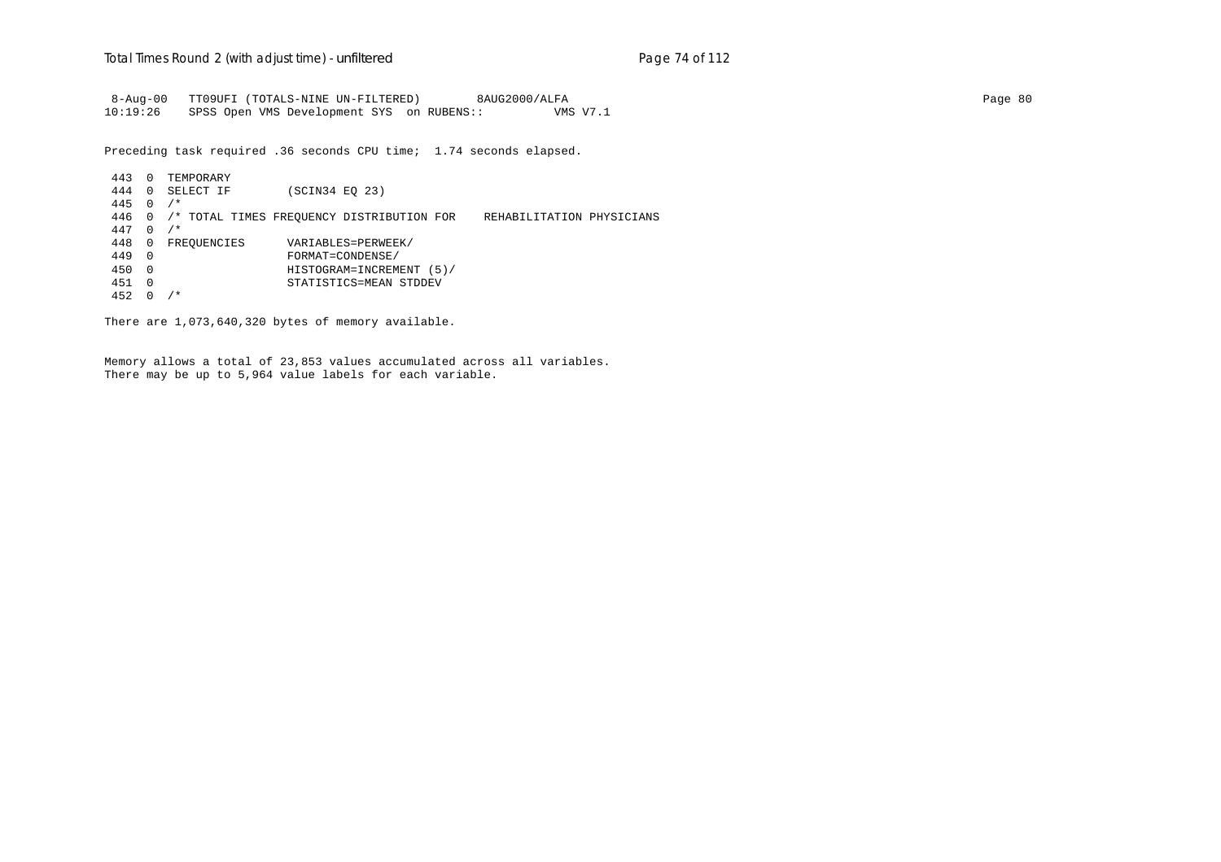```
 8-Aug-00   TT09UFI (TOTALS-NINE UN-FILTERED)        8AUG2000/ALFA
10:19:26    SPSS Open VMS Development SYS  on RUBENS::         VMS V7.1
```

Preceding task required .36 seconds CPU time;  1.74 seconds elapsed.

```
 443  0  TEMPORARY
 444  0  SELECT IF        (SCIN34 EQ 23)
 445  0  /*
 446  0  /* TOTAL TIMES FREQUENCY DISTRIBUTION FOR    REHABILITATION PHYSICIANS
 447  0  /*
 448  0  FREQUENCIES      VARIABLES=PERWEEK/
 449  0                   FORMAT=CONDENSE/
 450  0                   HISTOGRAM=INCREMENT (5)/
 451  0                   STATISTICS=MEAN STDDEV
 452  0  /*
```

There are 1,073,640,320 bytes of memory available.

Memory allows a total of 23,853 values accumulated across all variables.
There may be up to 5,964 value labels for each variable.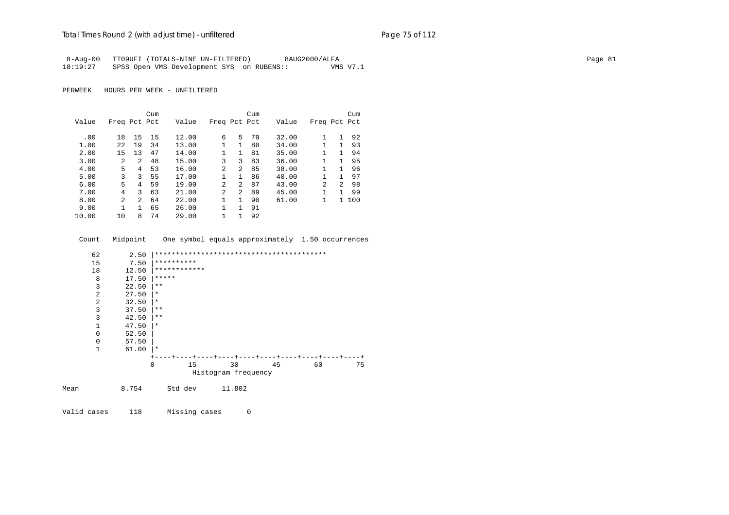8-Aug-00 TT09UFI (TOTALS-NINE UN-FILTERED) 8AUG2000/ALFA
10:19:27 SPSS Open VMS Development SYS on RUBENS:: VMS V7.1

PERWEEK HOURS PER WEEK - UNFILTERED

| Value | Freq | Pct | Cum Pct | Value | Freq | Pct | Cum Pct | Value | Freq | Pct | Cum Pct |
|---|---|---|---|---|---|---|---|---|---|---|---|
| .00 | 18 | 15 | 15 | 12.00 | 6 | 5 | 79 | 32.00 | 1 | 1 | 92 |
| 1.00 | 22 | 19 | 34 | 13.00 | 1 | 1 | 80 | 34.00 | 1 | 1 | 93 |
| 2.00 | 15 | 13 | 47 | 14.00 | 1 | 1 | 81 | 35.00 | 1 | 1 | 94 |
| 3.00 | 2 | 2 | 48 | 15.00 | 3 | 3 | 83 | 36.00 | 1 | 1 | 95 |
| 4.00 | 5 | 4 | 53 | 16.00 | 2 | 2 | 85 | 38.00 | 1 | 1 | 96 |
| 5.00 | 3 | 3 | 55 | 17.00 | 1 | 1 | 86 | 40.00 | 1 | 1 | 97 |
| 6.00 | 5 | 4 | 59 | 19.00 | 2 | 2 | 87 | 43.00 | 2 | 2 | 98 |
| 7.00 | 4 | 3 | 63 | 21.00 | 2 | 2 | 89 | 45.00 | 1 | 1 | 99 |
| 8.00 | 2 | 2 | 64 | 22.00 | 1 | 1 | 90 | 61.00 | 1 | 1 | 100 |
| 9.00 | 1 | 1 | 65 | 26.00 | 1 | 1 | 91 | | | | |
| 10.00 | 10 | 8 | 74 | 29.00 | 1 | 1 | 92 | | | | |

```
 Count   Midpoint    One symbol equals approximately  1.50 occurrences

    62       2.50 |*****************************************
    15       7.50 |**********
    18      12.50 |************
     8      17.50 |*****
     3      22.50 |**
     2      27.50 |*
     2      32.50 |*
     3      37.50 |**
     3      42.50 |**
     1      47.50 |*
     0      52.50 |
     0      57.50 |
     1      61.00 |*
                  +----+----+----+----+----+----+----+----+----+----+
                  0        15        30        45        60        75
                            Histogram frequency
```

Mean 8.754 Std dev 11.802

Valid cases 118 Missing cases 0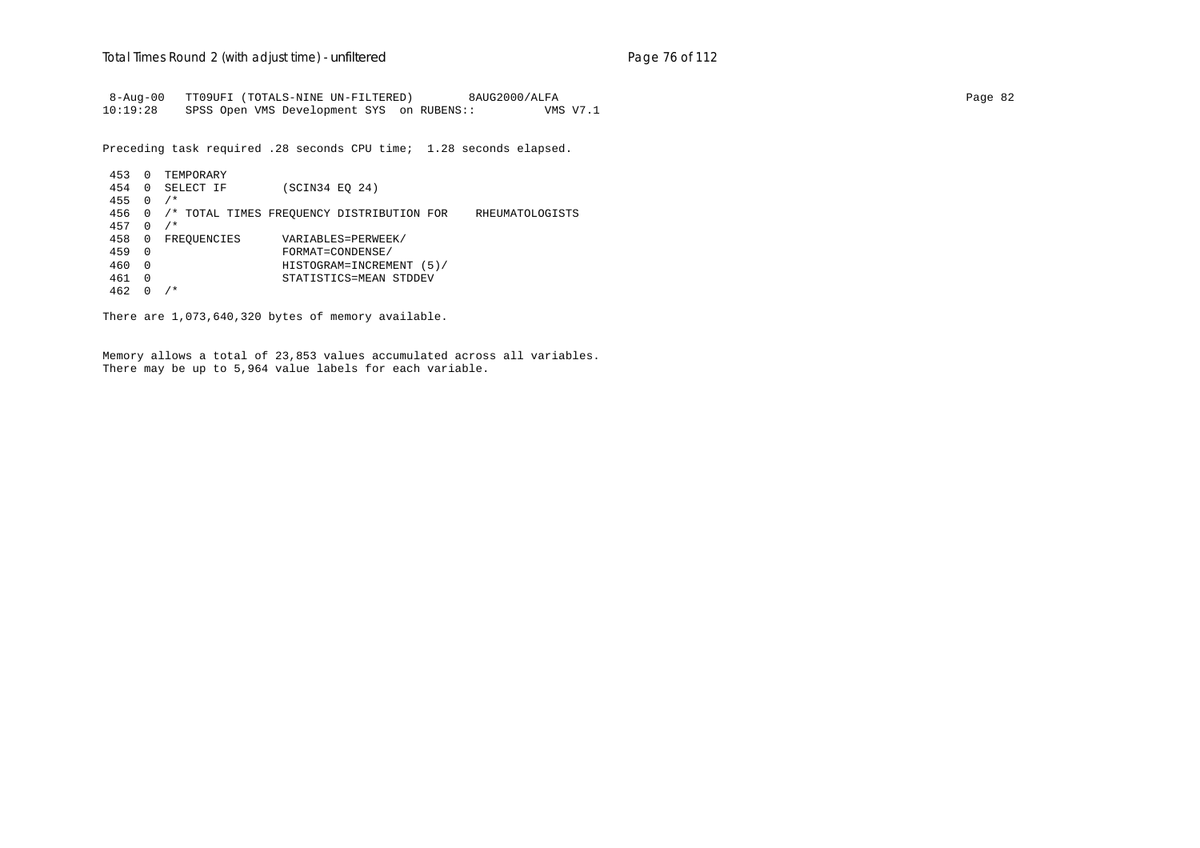```
 8-Aug-00   TT09UFI (TOTALS-NINE UN-FILTERED)        8AUG2000/ALFA
10:19:28    SPSS Open VMS Development SYS  on RUBENS::          VMS V7.1

Preceding task required .28 seconds CPU time;  1.28 seconds elapsed.

 453  0  TEMPORARY
 454  0  SELECT IF        (SCIN34 EQ 24)
 455  0  /*
 456  0  /* TOTAL TIMES FREQUENCY DISTRIBUTION FOR    RHEUMATOLOGISTS
 457  0  /*
 458  0  FREQUENCIES      VARIABLES=PERWEEK/
 459  0                   FORMAT=CONDENSE/
 460  0                   HISTOGRAM=INCREMENT (5)/
 461  0                   STATISTICS=MEAN STDDEV
 462  0  /*

There are 1,073,640,320 bytes of memory available.


Memory allows a total of 23,853 values accumulated across all variables.
There may be up to 5,964 value labels for each variable.
```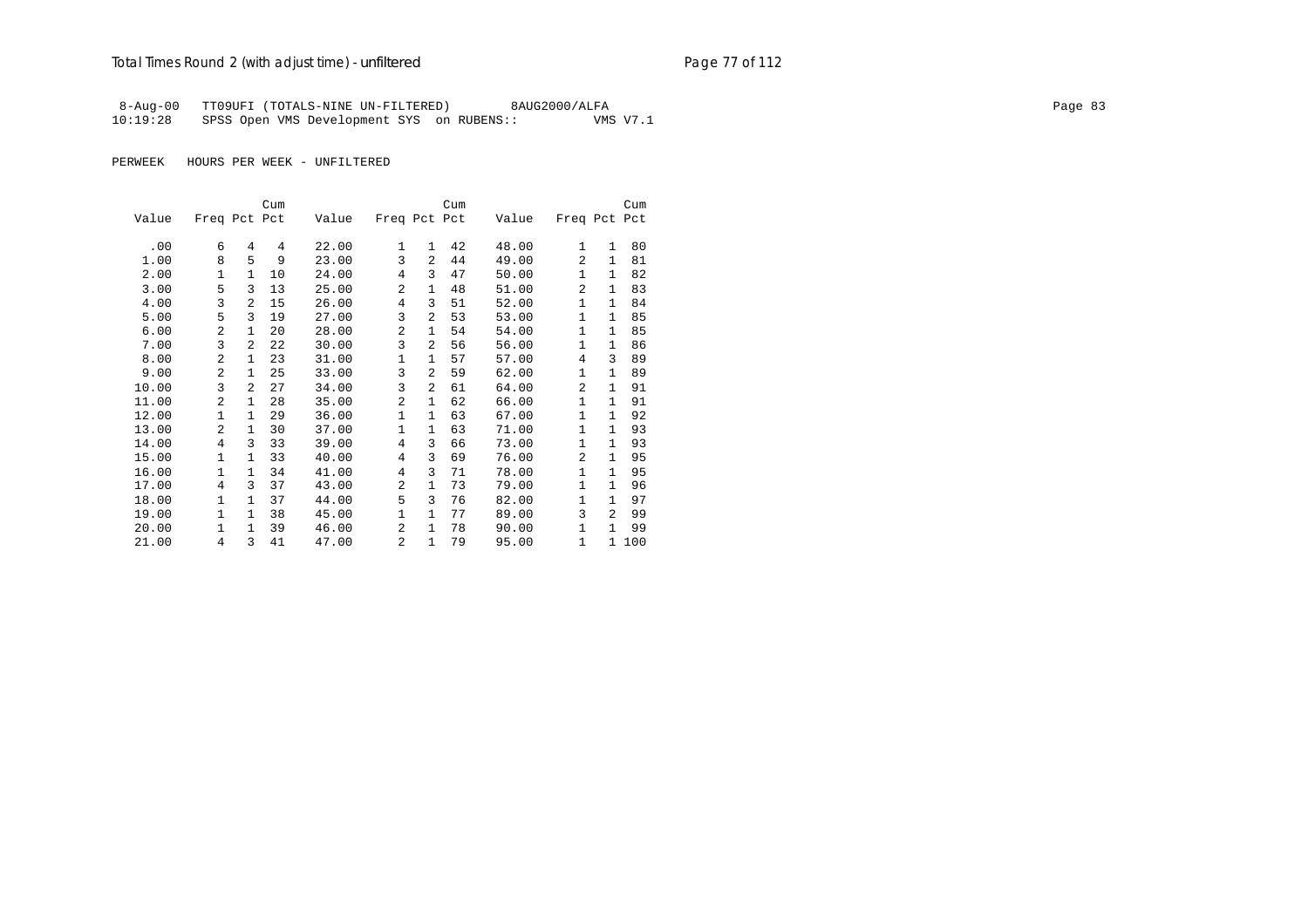```
 8-Aug-00   TT09UFI (TOTALS-NINE UN-FILTERED)        8AUG2000/ALFA
10:19:28    SPSS Open VMS Development SYS  on RUBENS::          VMS V7.1
```

PERWEEK   HOURS PER WEEK - UNFILTERED

| Value | Freq | Pct | Cum Pct | Value | Freq | Pct | Cum Pct | Value | Freq | Pct | Cum Pct |
|---|---|---|---|---|---|---|---|---|---|---|---|
| .00 | 6 | 4 | 4 | 22.00 | 1 | 1 | 42 | 48.00 | 1 | 1 | 80 |
| 1.00 | 8 | 5 | 9 | 23.00 | 3 | 2 | 44 | 49.00 | 2 | 1 | 81 |
| 2.00 | 1 | 1 | 10 | 24.00 | 4 | 3 | 47 | 50.00 | 1 | 1 | 82 |
| 3.00 | 5 | 3 | 13 | 25.00 | 2 | 1 | 48 | 51.00 | 2 | 1 | 83 |
| 4.00 | 3 | 2 | 15 | 26.00 | 4 | 3 | 51 | 52.00 | 1 | 1 | 84 |
| 5.00 | 5 | 3 | 19 | 27.00 | 3 | 2 | 53 | 53.00 | 1 | 1 | 85 |
| 6.00 | 2 | 1 | 20 | 28.00 | 2 | 1 | 54 | 54.00 | 1 | 1 | 85 |
| 7.00 | 3 | 2 | 22 | 30.00 | 3 | 2 | 56 | 56.00 | 1 | 1 | 86 |
| 8.00 | 2 | 1 | 23 | 31.00 | 1 | 1 | 57 | 57.00 | 4 | 3 | 89 |
| 9.00 | 2 | 1 | 25 | 33.00 | 3 | 2 | 59 | 62.00 | 1 | 1 | 89 |
| 10.00 | 3 | 2 | 27 | 34.00 | 3 | 2 | 61 | 64.00 | 2 | 1 | 91 |
| 11.00 | 2 | 1 | 28 | 35.00 | 2 | 1 | 62 | 66.00 | 1 | 1 | 91 |
| 12.00 | 1 | 1 | 29 | 36.00 | 1 | 1 | 63 | 67.00 | 1 | 1 | 92 |
| 13.00 | 2 | 1 | 30 | 37.00 | 1 | 1 | 63 | 71.00 | 1 | 1 | 93 |
| 14.00 | 4 | 3 | 33 | 39.00 | 4 | 3 | 66 | 73.00 | 1 | 1 | 93 |
| 15.00 | 1 | 1 | 33 | 40.00 | 4 | 3 | 69 | 76.00 | 2 | 1 | 95 |
| 16.00 | 1 | 1 | 34 | 41.00 | 4 | 3 | 71 | 78.00 | 1 | 1 | 95 |
| 17.00 | 4 | 3 | 37 | 43.00 | 2 | 1 | 73 | 79.00 | 1 | 1 | 96 |
| 18.00 | 1 | 1 | 37 | 44.00 | 5 | 3 | 76 | 82.00 | 1 | 1 | 97 |
| 19.00 | 1 | 1 | 38 | 45.00 | 1 | 1 | 77 | 89.00 | 3 | 2 | 99 |
| 20.00 | 1 | 1 | 39 | 46.00 | 2 | 1 | 78 | 90.00 | 1 | 1 | 99 |
| 21.00 | 4 | 3 | 41 | 47.00 | 2 | 1 | 79 | 95.00 | 1 | 1 | 100 |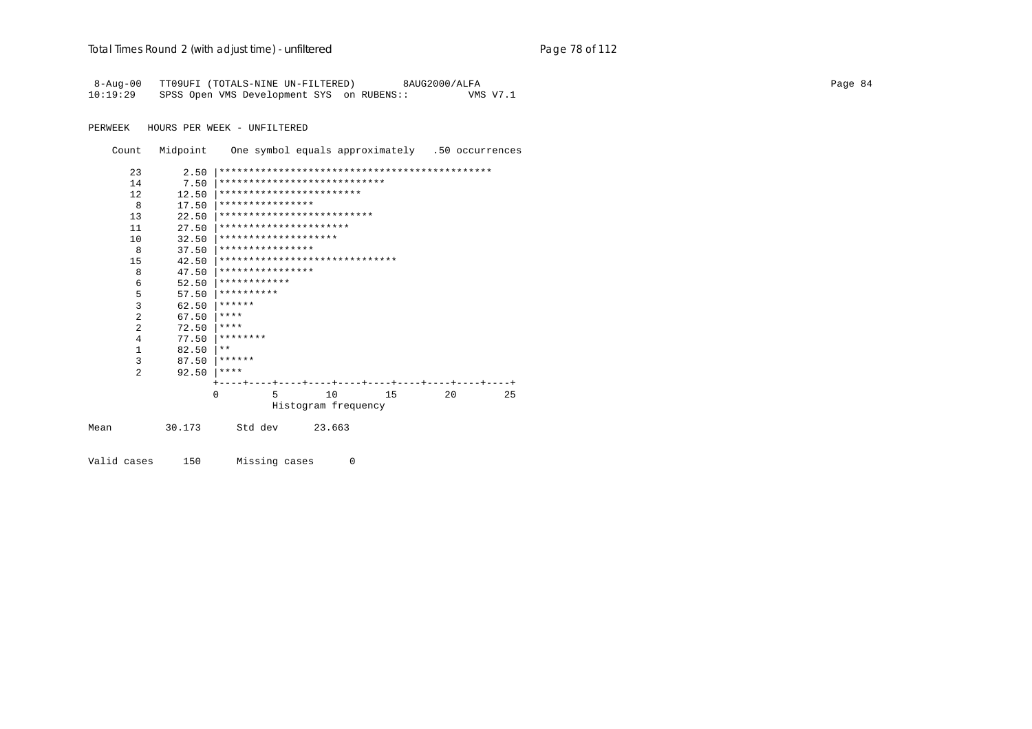```
 8-Aug-00   TT09UFI (TOTALS-NINE UN-FILTERED)        8AUG2000/ALFA
10:19:29    SPSS Open VMS Development SYS  on RUBENS::          VMS V7.1

PERWEEK   HOURS PER WEEK - UNFILTERED

    Count   Midpoint    One symbol equals approximately   .50 occurrences

       23       2.50 |**********************************************
       14       7.50 |****************************
       12      12.50 |************************
        8      17.50 |****************
       13      22.50 |**************************
       11      27.50 |**********************
       10      32.50 |********************
        8      37.50 |****************
       15      42.50 |******************************
        8      47.50 |****************
        6      52.50 |************
        5      57.50 |**********
        3      62.50 |******
        2      67.50 |****
        2      72.50 |****
        4      77.50 |********
        1      82.50 |**
        3      87.50 |******
        2      92.50 |****
                     +----+----+----+----+----+----+----+----+----+----+
                     0         5         10        15        20        25
                               Histogram frequency

Mean         30.173      Std dev      23.663

Valid cases     150      Missing cases      0
```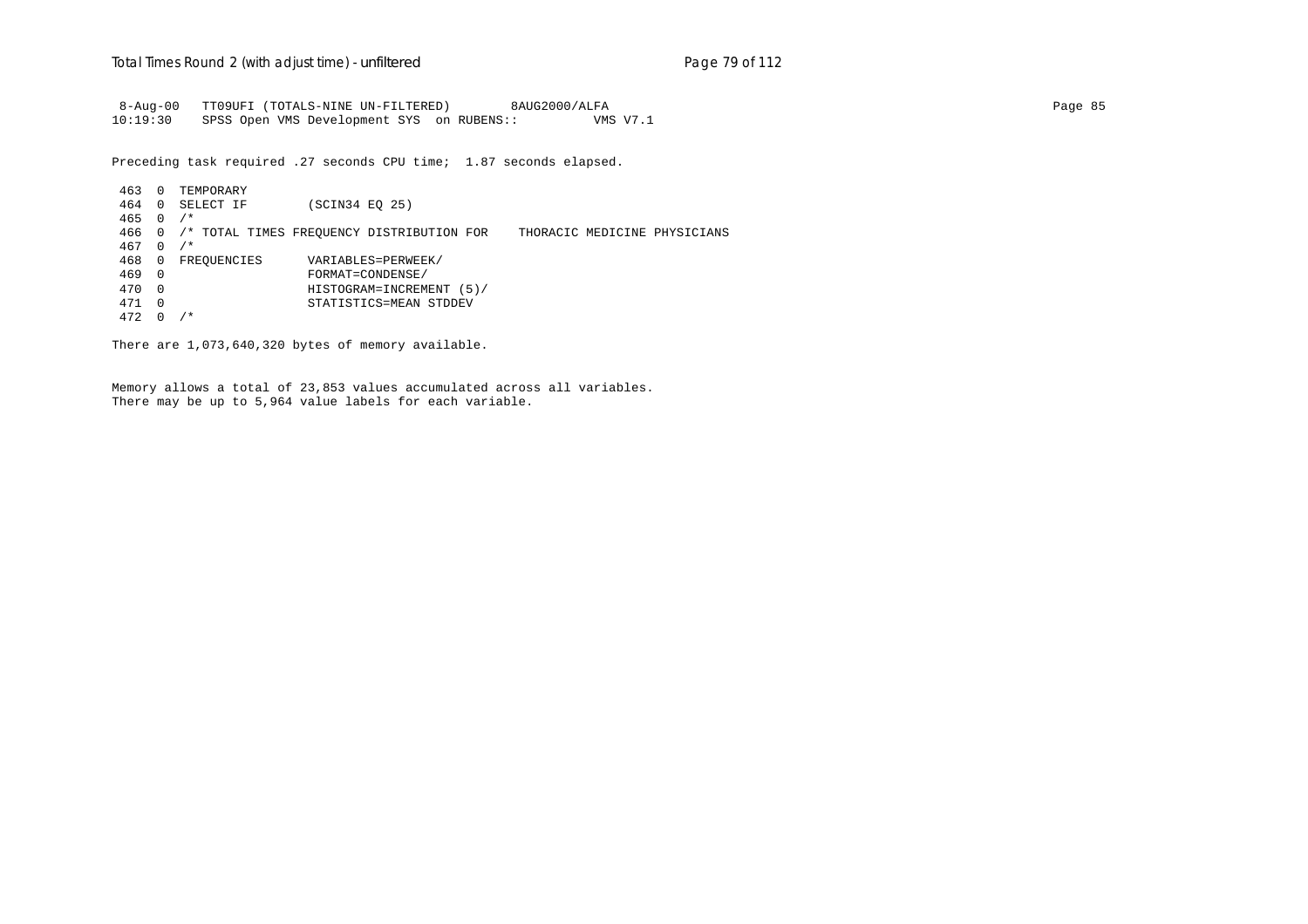```
 8-Aug-00   TT09UFI (TOTALS-NINE UN-FILTERED)        8AUG2000/ALFA
10:19:30    SPSS Open VMS Development SYS  on RUBENS::         VMS V7.1
```

Preceding task required .27 seconds CPU time;  1.87 seconds elapsed.

```
 463  0  TEMPORARY
 464  0  SELECT IF        (SCIN34 EQ 25)
 465  0  /*
 466  0  /* TOTAL TIMES FREQUENCY DISTRIBUTION FOR    THORACIC MEDICINE PHYSICIANS
 467  0  /*
 468  0  FREQUENCIES      VARIABLES=PERWEEK/
 469  0                   FORMAT=CONDENSE/
 470  0                   HISTOGRAM=INCREMENT (5)/
 471  0                   STATISTICS=MEAN STDDEV
 472  0  /*
```

There are 1,073,640,320 bytes of memory available.

Memory allows a total of 23,853 values accumulated across all variables.
There may be up to 5,964 value labels for each variable.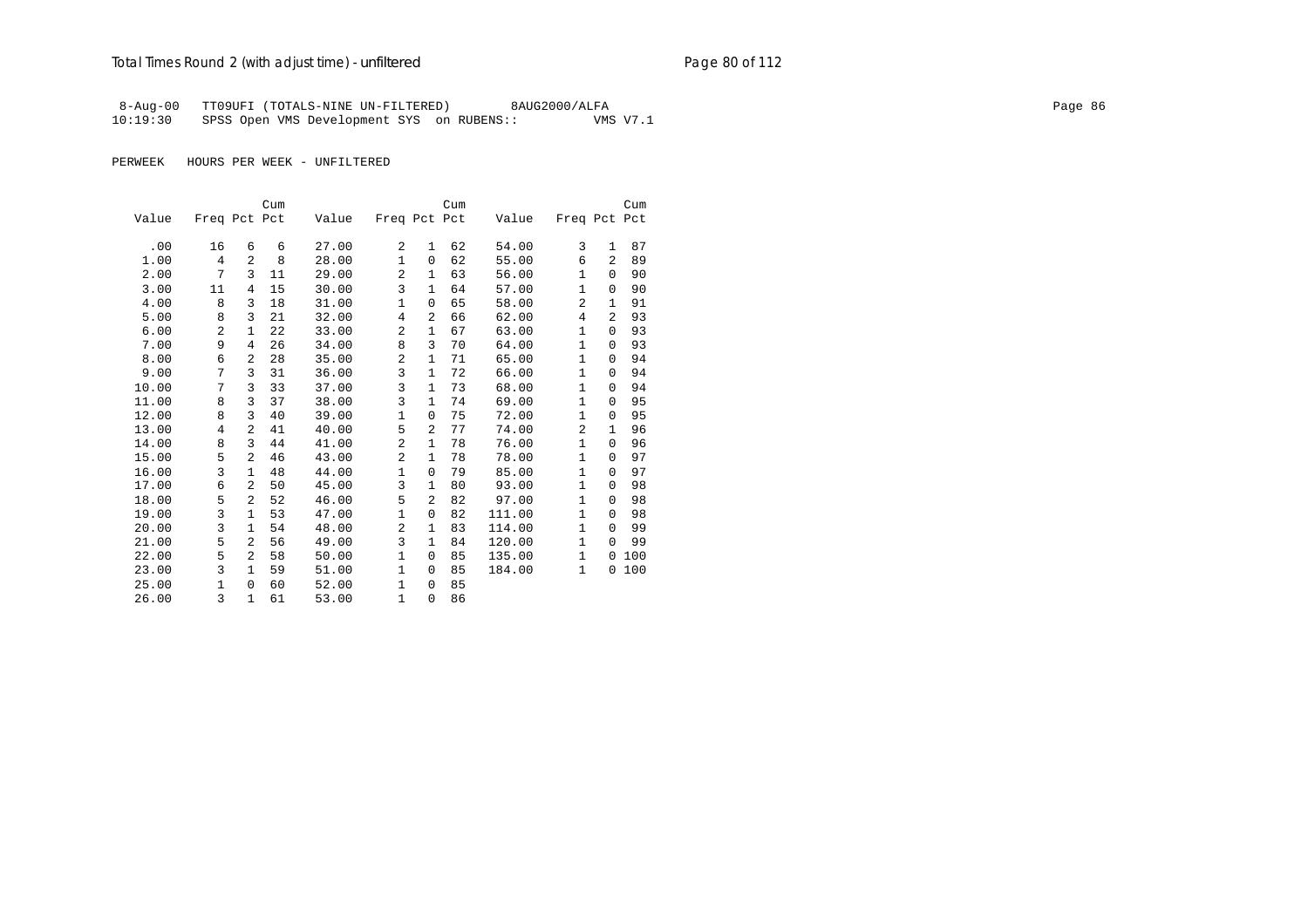8-Aug-00 TT09UFI (TOTALS-NINE UN-FILTERED) 8AUG2000/ALFA
10:19:30 SPSS Open VMS Development SYS on RUBENS:: VMS V7.1

PERWEEK HOURS PER WEEK - UNFILTERED

| Value | Freq | Pct | Cum Pct | Value | Freq | Pct | Cum Pct | Value | Freq | Pct | Cum Pct |
|---|---|---|---|---|---|---|---|---|---|---|---|
| .00 | 16 | 6 | 6 | 27.00 | 2 | 1 | 62 | 54.00 | 3 | 1 | 87 |
| 1.00 | 4 | 2 | 8 | 28.00 | 1 | 0 | 62 | 55.00 | 6 | 2 | 89 |
| 2.00 | 7 | 3 | 11 | 29.00 | 2 | 1 | 63 | 56.00 | 1 | 0 | 90 |
| 3.00 | 11 | 4 | 15 | 30.00 | 3 | 1 | 64 | 57.00 | 1 | 0 | 90 |
| 4.00 | 8 | 3 | 18 | 31.00 | 1 | 0 | 65 | 58.00 | 2 | 1 | 91 |
| 5.00 | 8 | 3 | 21 | 32.00 | 4 | 2 | 66 | 62.00 | 4 | 2 | 93 |
| 6.00 | 2 | 1 | 22 | 33.00 | 2 | 1 | 67 | 63.00 | 1 | 0 | 93 |
| 7.00 | 9 | 4 | 26 | 34.00 | 8 | 3 | 70 | 64.00 | 1 | 0 | 93 |
| 8.00 | 6 | 2 | 28 | 35.00 | 2 | 1 | 71 | 65.00 | 1 | 0 | 94 |
| 9.00 | 7 | 3 | 31 | 36.00 | 3 | 1 | 72 | 66.00 | 1 | 0 | 94 |
| 10.00 | 7 | 3 | 33 | 37.00 | 3 | 1 | 73 | 68.00 | 1 | 0 | 94 |
| 11.00 | 8 | 3 | 37 | 38.00 | 3 | 1 | 74 | 69.00 | 1 | 0 | 95 |
| 12.00 | 8 | 3 | 40 | 39.00 | 1 | 0 | 75 | 72.00 | 1 | 0 | 95 |
| 13.00 | 4 | 2 | 41 | 40.00 | 5 | 2 | 77 | 74.00 | 2 | 1 | 96 |
| 14.00 | 8 | 3 | 44 | 41.00 | 2 | 1 | 78 | 76.00 | 1 | 0 | 96 |
| 15.00 | 5 | 2 | 46 | 43.00 | 2 | 1 | 78 | 78.00 | 1 | 0 | 97 |
| 16.00 | 3 | 1 | 48 | 44.00 | 1 | 0 | 79 | 85.00 | 1 | 0 | 97 |
| 17.00 | 6 | 2 | 50 | 45.00 | 3 | 1 | 80 | 93.00 | 1 | 0 | 98 |
| 18.00 | 5 | 2 | 52 | 46.00 | 5 | 2 | 82 | 97.00 | 1 | 0 | 98 |
| 19.00 | 3 | 1 | 53 | 47.00 | 1 | 0 | 82 | 111.00 | 1 | 0 | 98 |
| 20.00 | 3 | 1 | 54 | 48.00 | 2 | 1 | 83 | 114.00 | 1 | 0 | 99 |
| 21.00 | 5 | 2 | 56 | 49.00 | 3 | 1 | 84 | 120.00 | 1 | 0 | 99 |
| 22.00 | 5 | 2 | 58 | 50.00 | 1 | 0 | 85 | 135.00 | 1 | 0 | 100 |
| 23.00 | 3 | 1 | 59 | 51.00 | 1 | 0 | 85 | 184.00 | 1 | 0 | 100 |
| 25.00 | 1 | 0 | 60 | 52.00 | 1 | 0 | 85 | | | | |
| 26.00 | 3 | 1 | 61 | 53.00 | 1 | 0 | 86 | | | | |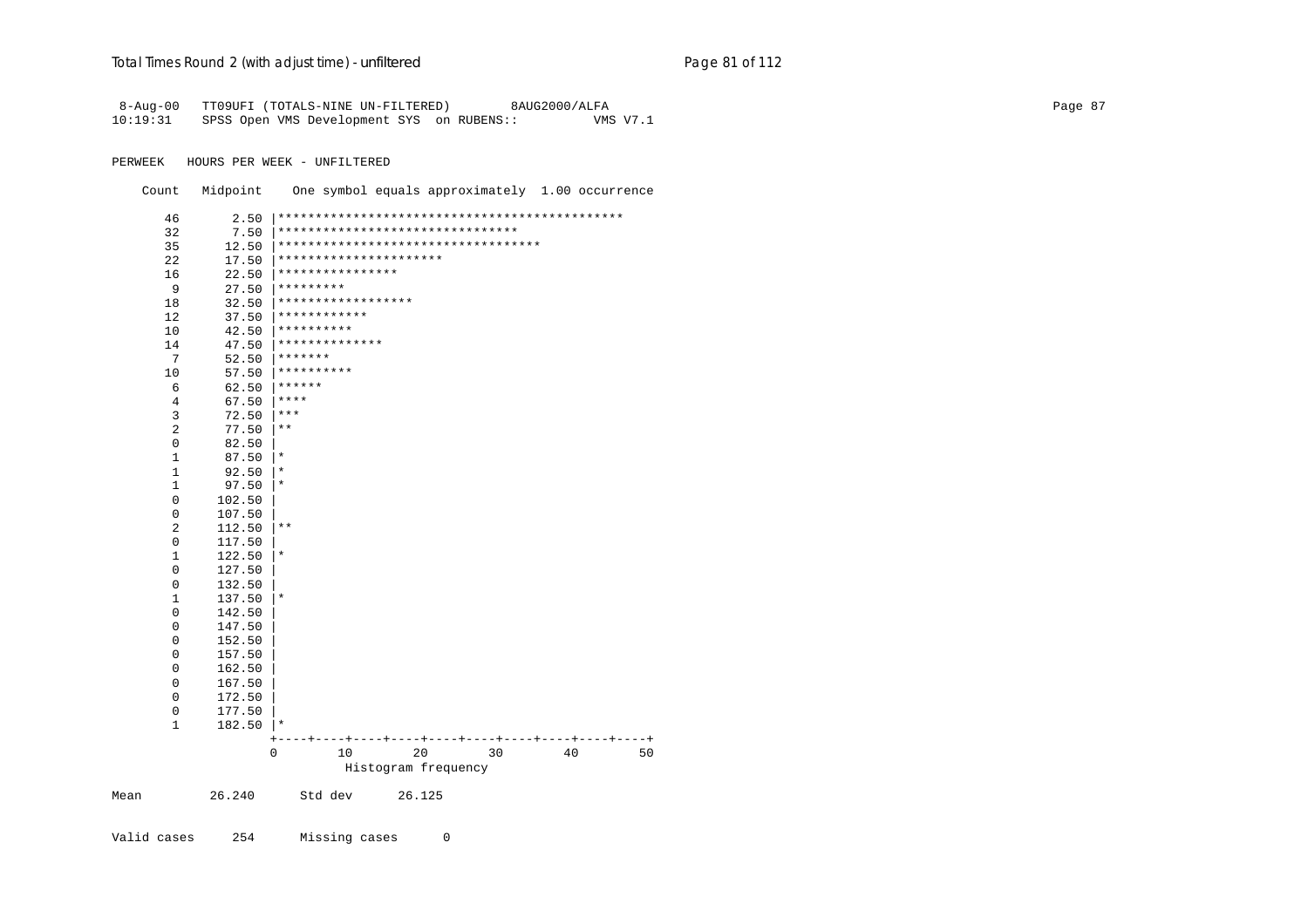```
 8-Aug-00   TT09UFI (TOTALS-NINE UN-FILTERED)        8AUG2000/ALFA
10:19:31    SPSS Open VMS Development SYS  on RUBENS::          VMS V7.1

PERWEEK   HOURS PER WEEK - UNFILTERED

    Count   Midpoint    One symbol equals approximately  1.00 occurrence

      46       2.50 |**********************************************
      32       7.50 |********************************
      35      12.50 |***********************************
      22      17.50 |**********************
      16      22.50 |****************
       9      27.50 |*********
      18      32.50 |******************
      12      37.50 |************
      10      42.50 |**********
      14      47.50 |**************
       7      52.50 |*******
      10      57.50 |**********
       6      62.50 |******
       4      67.50 |****
       3      72.50 |***
       2      77.50 |**
       0      82.50 |
       1      87.50 |*
       1      92.50 |*
       1      97.50 |*
       0     102.50 |
       0     107.50 |
       2     112.50 |**
       0     117.50 |
       1     122.50 |*
       0     127.50 |
       0     132.50 |
       1     137.50 |*
       0     142.50 |
       0     147.50 |
       0     152.50 |
       0     157.50 |
       0     162.50 |
       0     167.50 |
       0     172.50 |
       0     177.50 |
       1     182.50 |*
                    +----+----+----+----+----+----+----+----+----+----+
                    0        10        20        30        40        50
                              Histogram frequency

Mean         26.240      Std dev      26.125

Valid cases     254      Missing cases      0
```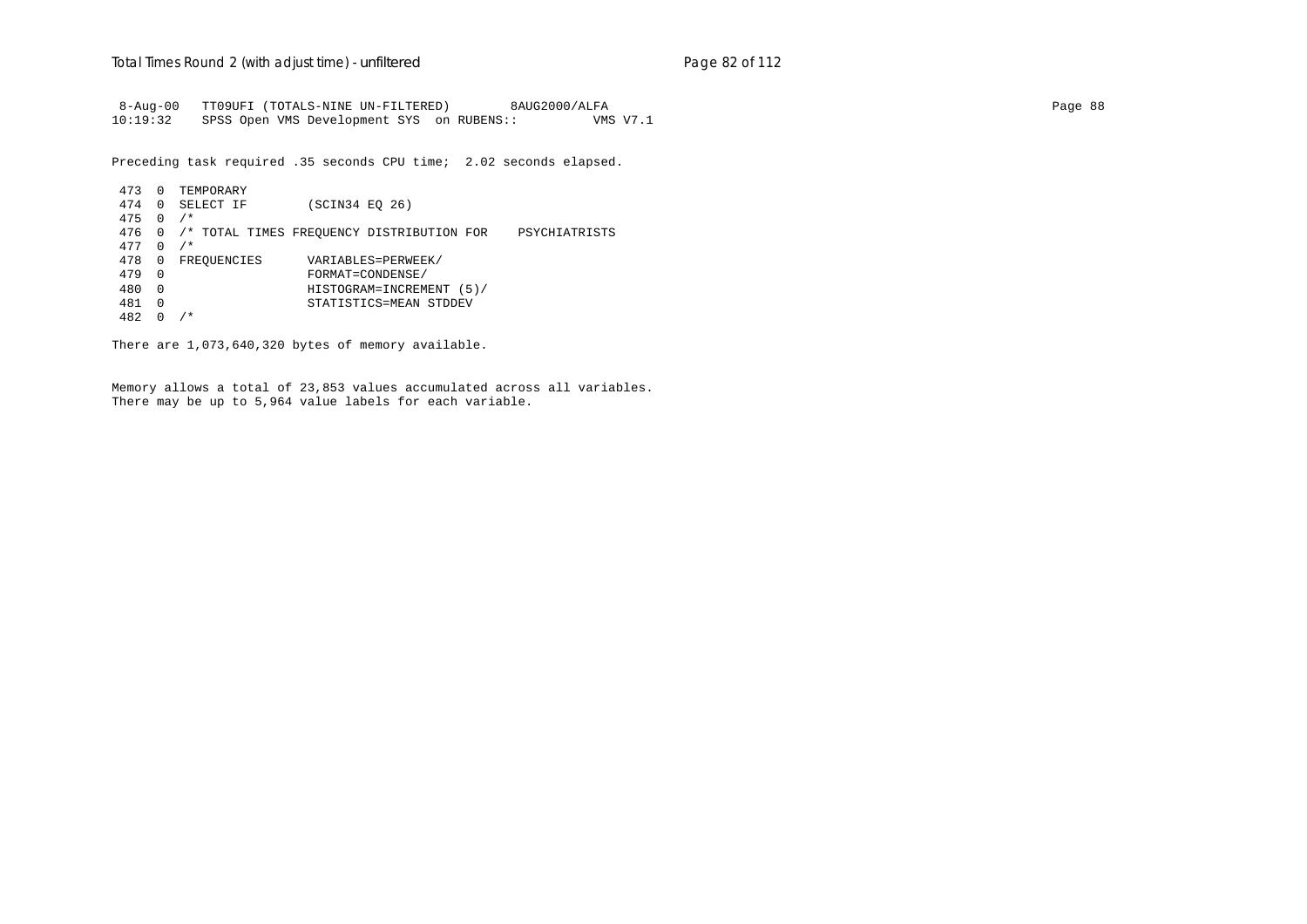```
 8-Aug-00   TT09UFI (TOTALS-NINE UN-FILTERED)        8AUG2000/ALFA
10:19:32    SPSS Open VMS Development SYS  on RUBENS::          VMS V7.1
```

Preceding task required .35 seconds CPU time;  2.02 seconds elapsed.

```
 473  0  TEMPORARY
 474  0  SELECT IF        (SCIN34 EQ 26)
 475  0  /*
 476  0  /* TOTAL TIMES FREQUENCY DISTRIBUTION FOR    PSYCHIATRISTS
 477  0  /*
 478  0  FREQUENCIES      VARIABLES=PERWEEK/
 479  0                   FORMAT=CONDENSE/
 480  0                   HISTOGRAM=INCREMENT (5)/
 481  0                   STATISTICS=MEAN STDDEV
 482  0  /*
```

There are 1,073,640,320 bytes of memory available.

Memory allows a total of 23,853 values accumulated across all variables.
There may be up to 5,964 value labels for each variable.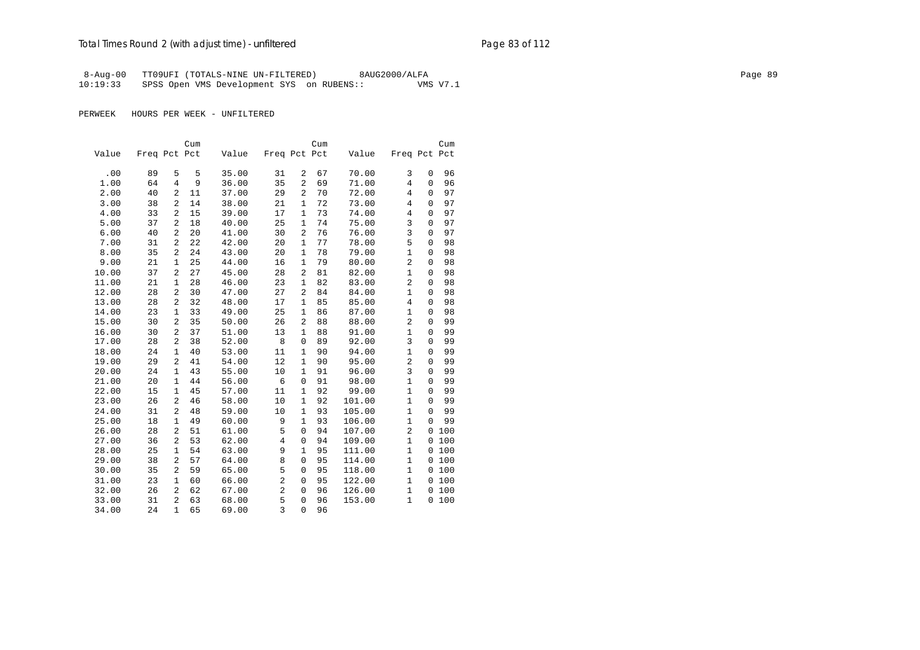8-Aug-00 TT09UFI (TOTALS-NINE UN-FILTERED) 8AUG2000/ALFA
10:19:33 SPSS Open VMS Development SYS on RUBENS:: VMS V7.1

PERWEEK HOURS PER WEEK - UNFILTERED

| Value | Freq | Pct | Cum Pct | Value | Freq | Pct | Cum Pct | Value | Freq | Pct | Cum Pct |
|---|---|---|---|---|---|---|---|---|---|---|---|
| .00 | 89 | 5 | 5 | 35.00 | 31 | 2 | 67 | 70.00 | 3 | 0 | 96 |
| 1.00 | 64 | 4 | 9 | 36.00 | 35 | 2 | 69 | 71.00 | 4 | 0 | 96 |
| 2.00 | 40 | 2 | 11 | 37.00 | 29 | 2 | 70 | 72.00 | 4 | 0 | 97 |
| 3.00 | 38 | 2 | 14 | 38.00 | 21 | 1 | 72 | 73.00 | 4 | 0 | 97 |
| 4.00 | 33 | 2 | 15 | 39.00 | 17 | 1 | 73 | 74.00 | 4 | 0 | 97 |
| 5.00 | 37 | 2 | 18 | 40.00 | 25 | 1 | 74 | 75.00 | 3 | 0 | 97 |
| 6.00 | 40 | 2 | 20 | 41.00 | 30 | 2 | 76 | 76.00 | 3 | 0 | 97 |
| 7.00 | 31 | 2 | 22 | 42.00 | 20 | 1 | 77 | 78.00 | 5 | 0 | 98 |
| 8.00 | 35 | 2 | 24 | 43.00 | 20 | 1 | 78 | 79.00 | 1 | 0 | 98 |
| 9.00 | 21 | 1 | 25 | 44.00 | 16 | 1 | 79 | 80.00 | 2 | 0 | 98 |
| 10.00 | 37 | 2 | 27 | 45.00 | 28 | 2 | 81 | 82.00 | 1 | 0 | 98 |
| 11.00 | 21 | 1 | 28 | 46.00 | 23 | 1 | 82 | 83.00 | 2 | 0 | 98 |
| 12.00 | 28 | 2 | 30 | 47.00 | 27 | 2 | 84 | 84.00 | 1 | 0 | 98 |
| 13.00 | 28 | 2 | 32 | 48.00 | 17 | 1 | 85 | 85.00 | 4 | 0 | 98 |
| 14.00 | 23 | 1 | 33 | 49.00 | 25 | 1 | 86 | 87.00 | 1 | 0 | 98 |
| 15.00 | 30 | 2 | 35 | 50.00 | 26 | 2 | 88 | 88.00 | 2 | 0 | 99 |
| 16.00 | 30 | 2 | 37 | 51.00 | 13 | 1 | 88 | 91.00 | 1 | 0 | 99 |
| 17.00 | 28 | 2 | 38 | 52.00 | 8 | 0 | 89 | 92.00 | 3 | 0 | 99 |
| 18.00 | 24 | 1 | 40 | 53.00 | 11 | 1 | 90 | 94.00 | 1 | 0 | 99 |
| 19.00 | 29 | 2 | 41 | 54.00 | 12 | 1 | 90 | 95.00 | 2 | 0 | 99 |
| 20.00 | 24 | 1 | 43 | 55.00 | 10 | 1 | 91 | 96.00 | 3 | 0 | 99 |
| 21.00 | 20 | 1 | 44 | 56.00 | 6 | 0 | 91 | 98.00 | 1 | 0 | 99 |
| 22.00 | 15 | 1 | 45 | 57.00 | 11 | 1 | 92 | 99.00 | 1 | 0 | 99 |
| 23.00 | 26 | 2 | 46 | 58.00 | 10 | 1 | 92 | 101.00 | 1 | 0 | 99 |
| 24.00 | 31 | 2 | 48 | 59.00 | 10 | 1 | 93 | 105.00 | 1 | 0 | 99 |
| 25.00 | 18 | 1 | 49 | 60.00 | 9 | 1 | 93 | 106.00 | 1 | 0 | 99 |
| 26.00 | 28 | 2 | 51 | 61.00 | 5 | 0 | 94 | 107.00 | 2 | 0 | 100 |
| 27.00 | 36 | 2 | 53 | 62.00 | 4 | 0 | 94 | 109.00 | 1 | 0 | 100 |
| 28.00 | 25 | 1 | 54 | 63.00 | 9 | 1 | 95 | 111.00 | 1 | 0 | 100 |
| 29.00 | 38 | 2 | 57 | 64.00 | 8 | 0 | 95 | 114.00 | 1 | 0 | 100 |
| 30.00 | 35 | 2 | 59 | 65.00 | 5 | 0 | 95 | 118.00 | 1 | 0 | 100 |
| 31.00 | 23 | 1 | 60 | 66.00 | 2 | 0 | 95 | 122.00 | 1 | 0 | 100 |
| 32.00 | 26 | 2 | 62 | 67.00 | 2 | 0 | 96 | 126.00 | 1 | 0 | 100 |
| 33.00 | 31 | 2 | 63 | 68.00 | 5 | 0 | 96 | 153.00 | 1 | 0 | 100 |
| 34.00 | 24 | 1 | 65 | 69.00 | 3 | 0 | 96 | | | | |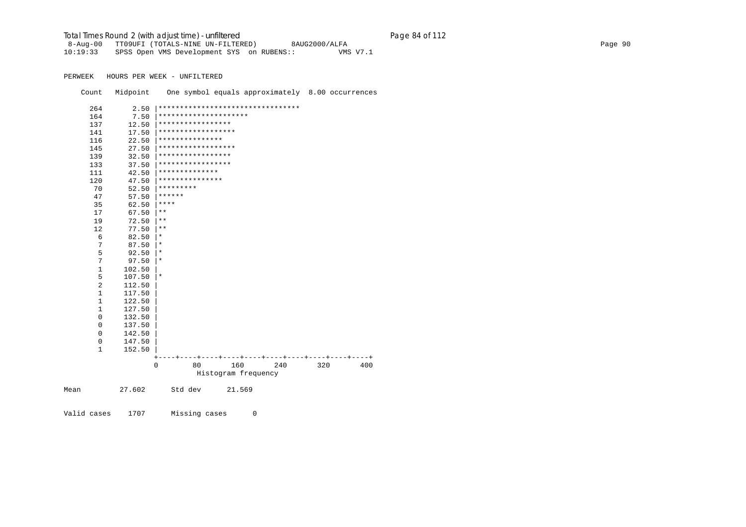Total Times Round 2 (with adjust time) - unfiltered

```
 8-Aug-00   TT09UFI (TOTALS-NINE UN-FILTERED)        8AUG2000/ALFA                                                                    Page 90
10:19:33    SPSS Open VMS Development SYS  on RUBENS::          VMS V7.1


PERWEEK   HOURS PER WEEK - UNFILTERED

    Count   Midpoint    One symbol equals approximately  8.00 occurrences

      264       2.50 |*********************************
      164       7.50 |*********************
      137      12.50 |*****************
      141      17.50 |******************
      116      22.50 |***************
      145      27.50 |******************
      139      32.50 |*****************
      133      37.50 |*****************
      111      42.50 |**************
      120      47.50 |***************
       70      52.50 |*********
       47      57.50 |******
       35      62.50 |****
       17      67.50 |**
       19      72.50 |**
       12      77.50 |**
        6      82.50 |*
        7      87.50 |*
        5      92.50 |*
        7      97.50 |*
        1     102.50 |
        5     107.50 |*
        2     112.50 |
        1     117.50 |
        1     122.50 |
        1     127.50 |
        0     132.50 |
        0     137.50 |
        0     142.50 |
        0     147.50 |
        1     152.50 |
                     +----+----+----+----+----+----+----+----+----+----+
                     0        80       160       240       320       400
                                 Histogram frequency

Mean         27.602      Std dev      21.569


Valid cases    1707      Missing cases      0
```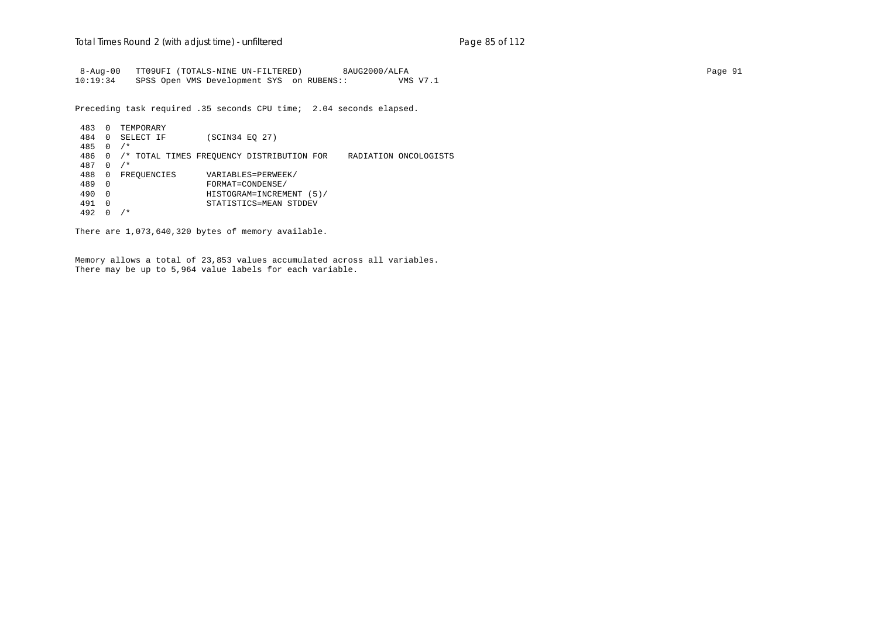```
 8-Aug-00   TT09UFI (TOTALS-NINE UN-FILTERED)        8AUG2000/ALFA
10:19:34    SPSS Open VMS Development SYS  on RUBENS::         VMS V7.1

Preceding task required .35 seconds CPU time;  2.04 seconds elapsed.

 483  0  TEMPORARY
 484  0  SELECT IF        (SCIN34 EQ 27)
 485  0  /*
 486  0  /* TOTAL TIMES FREQUENCY DISTRIBUTION FOR    RADIATION ONCOLOGISTS
 487  0  /*
 488  0  FREQUENCIES      VARIABLES=PERWEEK/
 489  0                   FORMAT=CONDENSE/
 490  0                   HISTOGRAM=INCREMENT (5)/
 491  0                   STATISTICS=MEAN STDDEV
 492  0  /*

There are 1,073,640,320 bytes of memory available.


Memory allows a total of 23,853 values accumulated across all variables.
There may be up to 5,964 value labels for each variable.
```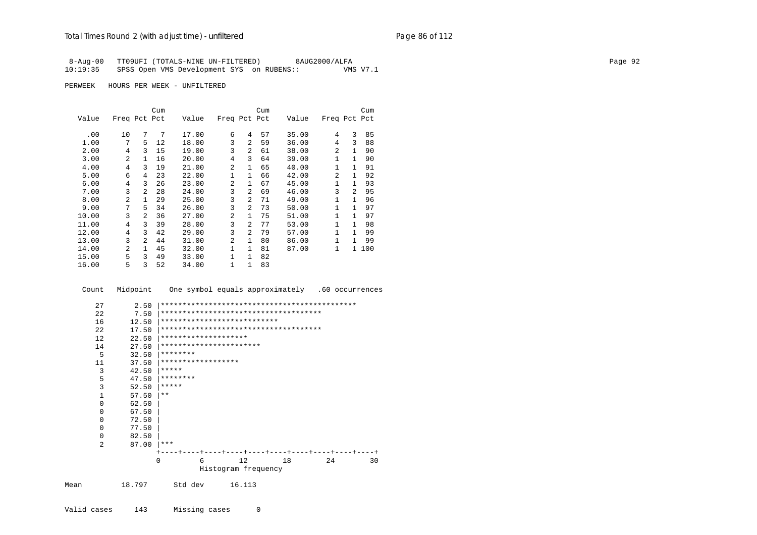```
 8-Aug-00   TT09UFI (TOTALS-NINE UN-FILTERED)        8AUG2000/ALFA
10:19:35    SPSS Open VMS Development SYS  on RUBENS::          VMS V7.1

PERWEEK   HOURS PER WEEK - UNFILTERED


                       Cum                           Cum                           Cum
   Value   Freq Pct Pct     Value   Freq Pct Pct     Value   Freq Pct Pct

     .00     10   7   7     17.00      6   4  57     35.00      4   3  85
    1.00      7   5  12     18.00      3   2  59     36.00      4   3  88
    2.00      4   3  15     19.00      3   2  61     38.00      2   1  90
    3.00      2   1  16     20.00      4   3  64     39.00      1   1  90
    4.00      4   3  19     21.00      2   1  65     40.00      1   1  91
    5.00      6   4  23     22.00      1   1  66     42.00      2   1  92
    6.00      4   3  26     23.00      2   1  67     45.00      1   1  93
    7.00      3   2  28     24.00      3   2  69     46.00      3   2  95
    8.00      2   1  29     25.00      3   2  71     49.00      1   1  96
    9.00      7   5  34     26.00      3   2  73     50.00      1   1  97
   10.00      3   2  36     27.00      2   1  75     51.00      1   1  97
   11.00      4   3  39     28.00      3   2  77     53.00      1   1  98
   12.00      4   3  42     29.00      3   2  79     57.00      1   1  99
   13.00      3   2  44     31.00      2   1  80     86.00      1   1  99
   14.00      2   1  45     32.00      1   1  81     87.00      1   1 100
   15.00      5   3  49     33.00      1   1  82
   16.00      5   3  52     34.00      1   1  83


    Count   Midpoint     One symbol equals approximately   .60 occurrences

      27       2.50 |*********************************************
      22       7.50 |*************************************
      16      12.50 |***************************
      22      17.50 |*************************************
      12      22.50 |********************
      14      27.50 |***********************
       5      32.50 |********
      11      37.50 |******************
       3      42.50 |*****
       5      47.50 |********
       3      52.50 |*****
       1      57.50 |**
       0      62.50 |
       0      67.50 |
       0      72.50 |
       0      77.50 |
       0      82.50 |
       2      87.00 |***
                    +----+----+----+----+----+----+----+----+----+----+
                    0         6        12        18        24        30
                              Histogram frequency

Mean         18.797      Std dev      16.113


Valid cases     143      Missing cases      0
```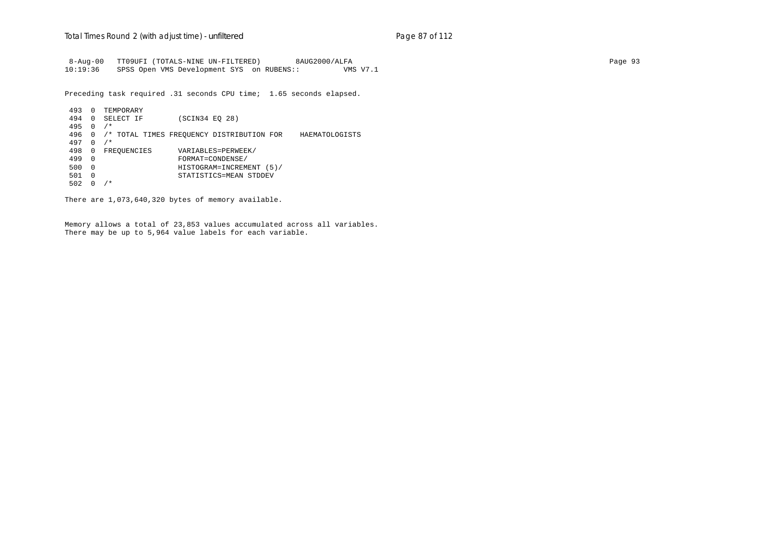```
 8-Aug-00   TT09UFI (TOTALS-NINE UN-FILTERED)        8AUG2000/ALFA
10:19:36    SPSS Open VMS Development SYS  on RUBENS::          VMS V7.1

Preceding task required .31 seconds CPU time;  1.65 seconds elapsed.

 493  0  TEMPORARY
 494  0  SELECT IF        (SCIN34 EQ 28)
 495  0  /*
 496  0  /* TOTAL TIMES FREQUENCY DISTRIBUTION FOR    HAEMATOLOGISTS
 497  0  /*
 498  0  FREQUENCIES      VARIABLES=PERWEEK/
 499  0                   FORMAT=CONDENSE/
 500  0                   HISTOGRAM=INCREMENT (5)/
 501  0                   STATISTICS=MEAN STDDEV
 502  0  /*

There are 1,073,640,320 bytes of memory available.


Memory allows a total of 23,853 values accumulated across all variables.
There may be up to 5,964 value labels for each variable.
```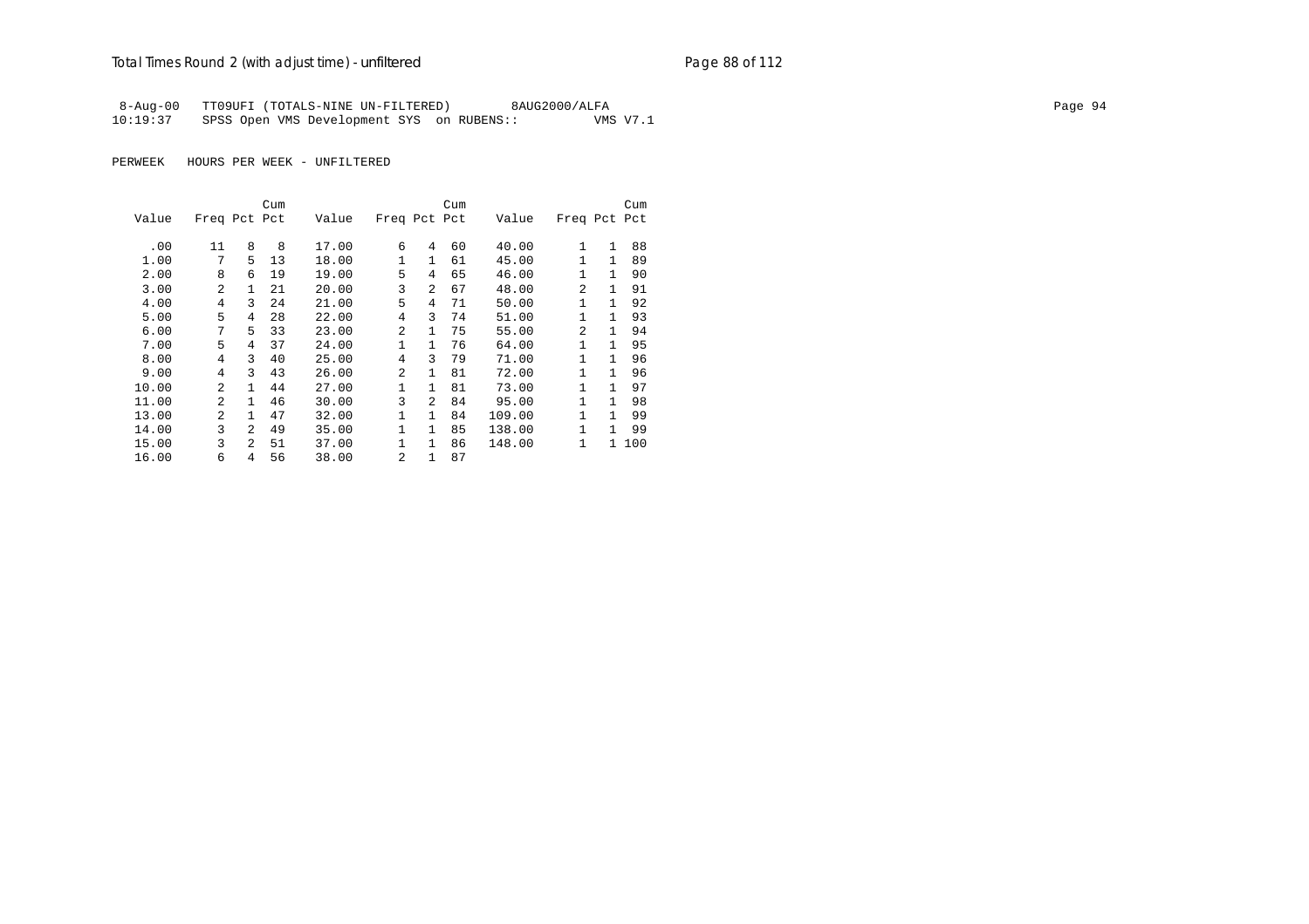8-Aug-00 TT09UFI (TOTALS-NINE UN-FILTERED) 8AUG2000/ALFA Page 94
10:19:37 SPSS Open VMS Development SYS on RUBENS:: VMS V7.1

PERWEEK HOURS PER WEEK - UNFILTERED

| Value | Freq | Pct | Cum Pct | Value | Freq | Pct | Cum Pct | Value | Freq | Pct | Cum Pct |
|---|---|---|---|---|---|---|---|---|---|---|---|
| .00 | 11 | 8 | 8 | 17.00 | 6 | 4 | 60 | 40.00 | 1 | 1 | 88 |
| 1.00 | 7 | 5 | 13 | 18.00 | 1 | 1 | 61 | 45.00 | 1 | 1 | 89 |
| 2.00 | 8 | 6 | 19 | 19.00 | 5 | 4 | 65 | 46.00 | 1 | 1 | 90 |
| 3.00 | 2 | 1 | 21 | 20.00 | 3 | 2 | 67 | 48.00 | 2 | 1 | 91 |
| 4.00 | 4 | 3 | 24 | 21.00 | 5 | 4 | 71 | 50.00 | 1 | 1 | 92 |
| 5.00 | 5 | 4 | 28 | 22.00 | 4 | 3 | 74 | 51.00 | 1 | 1 | 93 |
| 6.00 | 7 | 5 | 33 | 23.00 | 2 | 1 | 75 | 55.00 | 2 | 1 | 94 |
| 7.00 | 5 | 4 | 37 | 24.00 | 1 | 1 | 76 | 64.00 | 1 | 1 | 95 |
| 8.00 | 4 | 3 | 40 | 25.00 | 4 | 3 | 79 | 71.00 | 1 | 1 | 96 |
| 9.00 | 4 | 3 | 43 | 26.00 | 2 | 1 | 81 | 72.00 | 1 | 1 | 96 |
| 10.00 | 2 | 1 | 44 | 27.00 | 1 | 1 | 81 | 73.00 | 1 | 1 | 97 |
| 11.00 | 2 | 1 | 46 | 30.00 | 3 | 2 | 84 | 95.00 | 1 | 1 | 98 |
| 13.00 | 2 | 1 | 47 | 32.00 | 1 | 1 | 84 | 109.00 | 1 | 1 | 99 |
| 14.00 | 3 | 2 | 49 | 35.00 | 1 | 1 | 85 | 138.00 | 1 | 1 | 99 |
| 15.00 | 3 | 2 | 51 | 37.00 | 1 | 1 | 86 | 148.00 | 1 | 1 | 100 |
| 16.00 | 6 | 4 | 56 | 38.00 | 2 | 1 | 87 | | | | |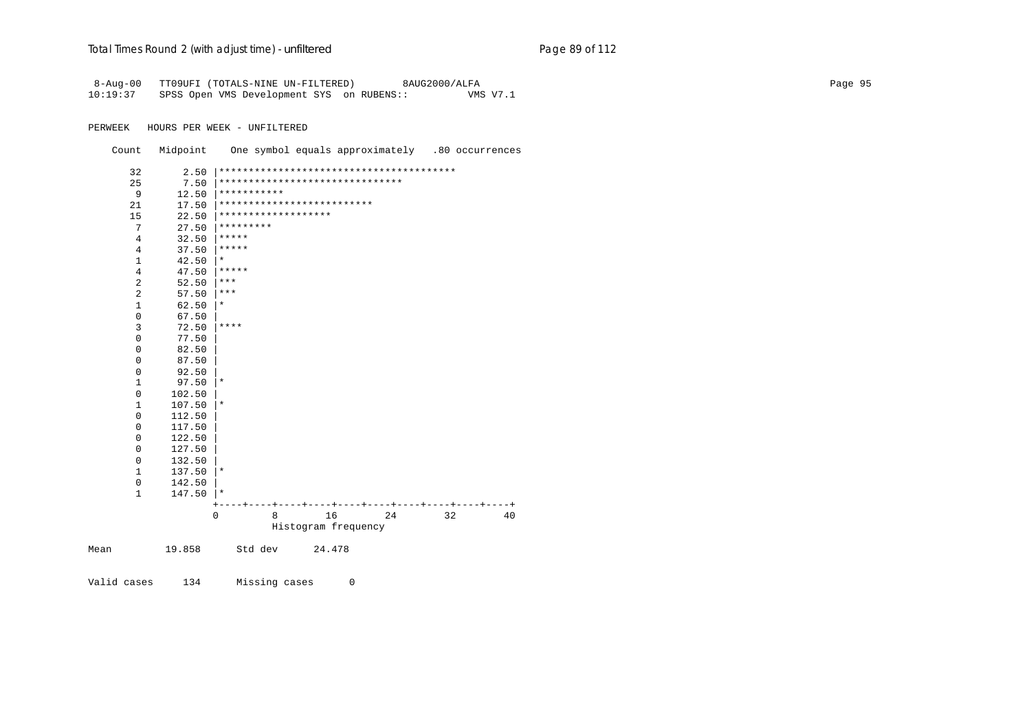```
 8-Aug-00   TT09UFI (TOTALS-NINE UN-FILTERED)        8AUG2000/ALFA
10:19:37    SPSS Open VMS Development SYS  on RUBENS::          VMS V7.1

PERWEEK   HOURS PER WEEK - UNFILTERED

    Count   Midpoint    One symbol equals approximately   .80 occurrences

       32       2.50 |****************************************
       25       7.50 |*******************************
        9      12.50 |***********
       21      17.50 |**************************
       15      22.50 |*******************
        7      27.50 |*********
        4      32.50 |*****
        4      37.50 |*****
        1      42.50 |*
        4      47.50 |*****
        2      52.50 |***
        2      57.50 |***
        1      62.50 |*
        0      67.50 |
        3      72.50 |****
        0      77.50 |
        0      82.50 |
        0      87.50 |
        0      92.50 |
        1      97.50 |*
        0     102.50 |
        1     107.50 |*
        0     112.50 |
        0     117.50 |
        0     122.50 |
        0     127.50 |
        0     132.50 |
        1     137.50 |*
        0     142.50 |
        1     147.50 |*
                     +----+----+----+----+----+----+----+----+----+----+
                     0         8        16        24        32        40
                               Histogram frequency

Mean         19.858      Std dev      24.478


Valid cases     134      Missing cases      0
```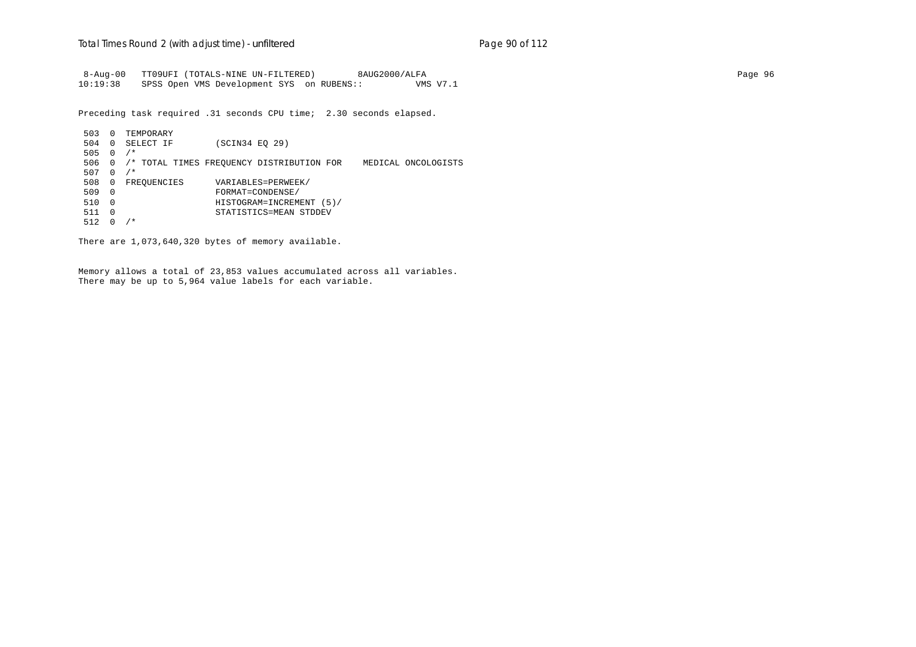```
 8-Aug-00   TT09UFI (TOTALS-NINE UN-FILTERED)        8AUG2000/ALFA
10:19:38    SPSS Open VMS Development SYS  on RUBENS::          VMS V7.1
```

Preceding task required .31 seconds CPU time;  2.30 seconds elapsed.

```
 503  0  TEMPORARY
 504  0  SELECT IF        (SCIN34 EQ 29)
 505  0  /*
 506  0  /* TOTAL TIMES FREQUENCY DISTRIBUTION FOR    MEDICAL ONCOLOGISTS
 507  0  /*
 508  0  FREQUENCIES      VARIABLES=PERWEEK/
 509  0                   FORMAT=CONDENSE/
 510  0                   HISTOGRAM=INCREMENT (5)/
 511  0                   STATISTICS=MEAN STDDEV
 512  0  /*
```

There are 1,073,640,320 bytes of memory available.

Memory allows a total of 23,853 values accumulated across all variables.
There may be up to 5,964 value labels for each variable.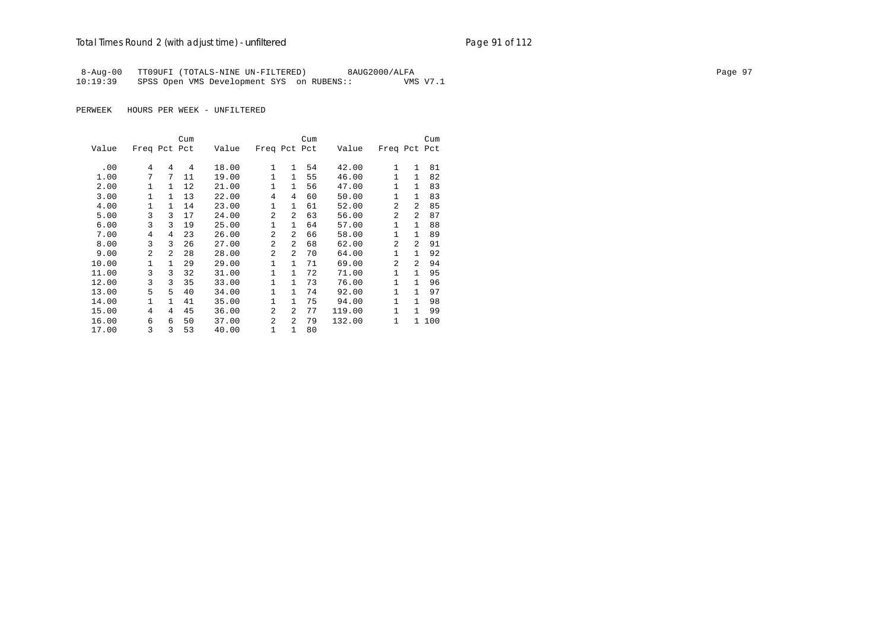8-Aug-00 TT09UFI (TOTALS-NINE UN-FILTERED) 8AUG2000/ALFA
10:19:39 SPSS Open VMS Development SYS on RUBENS:: VMS V7.1

PERWEEK HOURS PER WEEK - UNFILTERED

| Value | Freq | Pct | Cum Pct | Value | Freq | Pct | Cum Pct | Value | Freq | Pct | Cum Pct |
|---|---|---|---|---|---|---|---|---|---|---|---|
| .00 | 4 | 4 | 4 | 18.00 | 1 | 1 | 54 | 42.00 | 1 | 1 | 81 |
| 1.00 | 7 | 7 | 11 | 19.00 | 1 | 1 | 55 | 46.00 | 1 | 1 | 82 |
| 2.00 | 1 | 1 | 12 | 21.00 | 1 | 1 | 56 | 47.00 | 1 | 1 | 83 |
| 3.00 | 1 | 1 | 13 | 22.00 | 4 | 4 | 60 | 50.00 | 1 | 1 | 83 |
| 4.00 | 1 | 1 | 14 | 23.00 | 1 | 1 | 61 | 52.00 | 2 | 2 | 85 |
| 5.00 | 3 | 3 | 17 | 24.00 | 2 | 2 | 63 | 56.00 | 2 | 2 | 87 |
| 6.00 | 3 | 3 | 19 | 25.00 | 1 | 1 | 64 | 57.00 | 1 | 1 | 88 |
| 7.00 | 4 | 4 | 23 | 26.00 | 2 | 2 | 66 | 58.00 | 1 | 1 | 89 |
| 8.00 | 3 | 3 | 26 | 27.00 | 2 | 2 | 68 | 62.00 | 2 | 2 | 91 |
| 9.00 | 2 | 2 | 28 | 28.00 | 2 | 2 | 70 | 64.00 | 1 | 1 | 92 |
| 10.00 | 1 | 1 | 29 | 29.00 | 1 | 1 | 71 | 69.00 | 2 | 2 | 94 |
| 11.00 | 3 | 3 | 32 | 31.00 | 1 | 1 | 72 | 71.00 | 1 | 1 | 95 |
| 12.00 | 3 | 3 | 35 | 33.00 | 1 | 1 | 73 | 76.00 | 1 | 1 | 96 |
| 13.00 | 5 | 5 | 40 | 34.00 | 1 | 1 | 74 | 92.00 | 1 | 1 | 97 |
| 14.00 | 1 | 1 | 41 | 35.00 | 1 | 1 | 75 | 94.00 | 1 | 1 | 98 |
| 15.00 | 4 | 4 | 45 | 36.00 | 2 | 2 | 77 | 119.00 | 1 | 1 | 99 |
| 16.00 | 6 | 6 | 50 | 37.00 | 2 | 2 | 79 | 132.00 | 1 | 1 | 100 |
| 17.00 | 3 | 3 | 53 | 40.00 | 1 | 1 | 80 | | | | |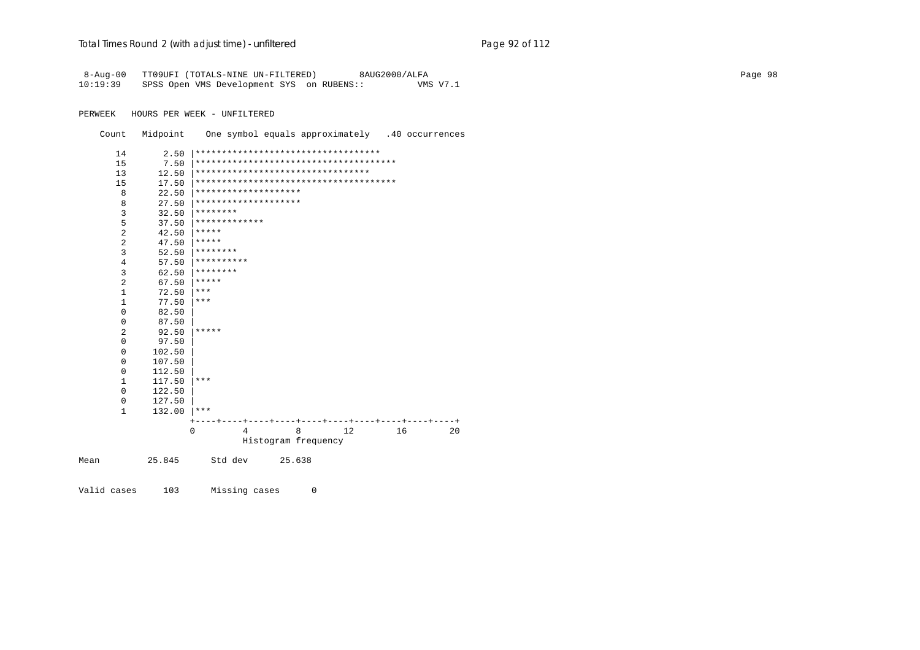```
 8-Aug-00   TT09UFI (TOTALS-NINE UN-FILTERED)        8AUG2000/ALFA
10:19:39    SPSS Open VMS Development SYS  on RUBENS::         VMS V7.1


PERWEEK   HOURS PER WEEK - UNFILTERED

    Count   Midpoint    One symbol equals approximately   .40 occurrences

      14       2.50 |***********************************
      15       7.50 |**************************************
      13      12.50 |*********************************
      15      17.50 |**************************************
       8      22.50 |********************
       8      27.50 |********************
       3      32.50 |********
       5      37.50 |*************
       2      42.50 |*****
       2      47.50 |*****
       3      52.50 |********
       4      57.50 |**********
       3      62.50 |********
       2      67.50 |*****
       1      72.50 |***
       1      77.50 |***
       0      82.50 |
       0      87.50 |
       2      92.50 |*****
       0      97.50 |
       0     102.50 |
       0     107.50 |
       0     112.50 |
       1     117.50 |***
       0     122.50 |
       0     127.50 |
       1     132.00 |***
                    +----+----+----+----+----+----+----+----+----+----+
                    0         4         8        12        16        20
                              Histogram frequency

Mean         25.845      Std dev      25.638


Valid cases     103      Missing cases      0
```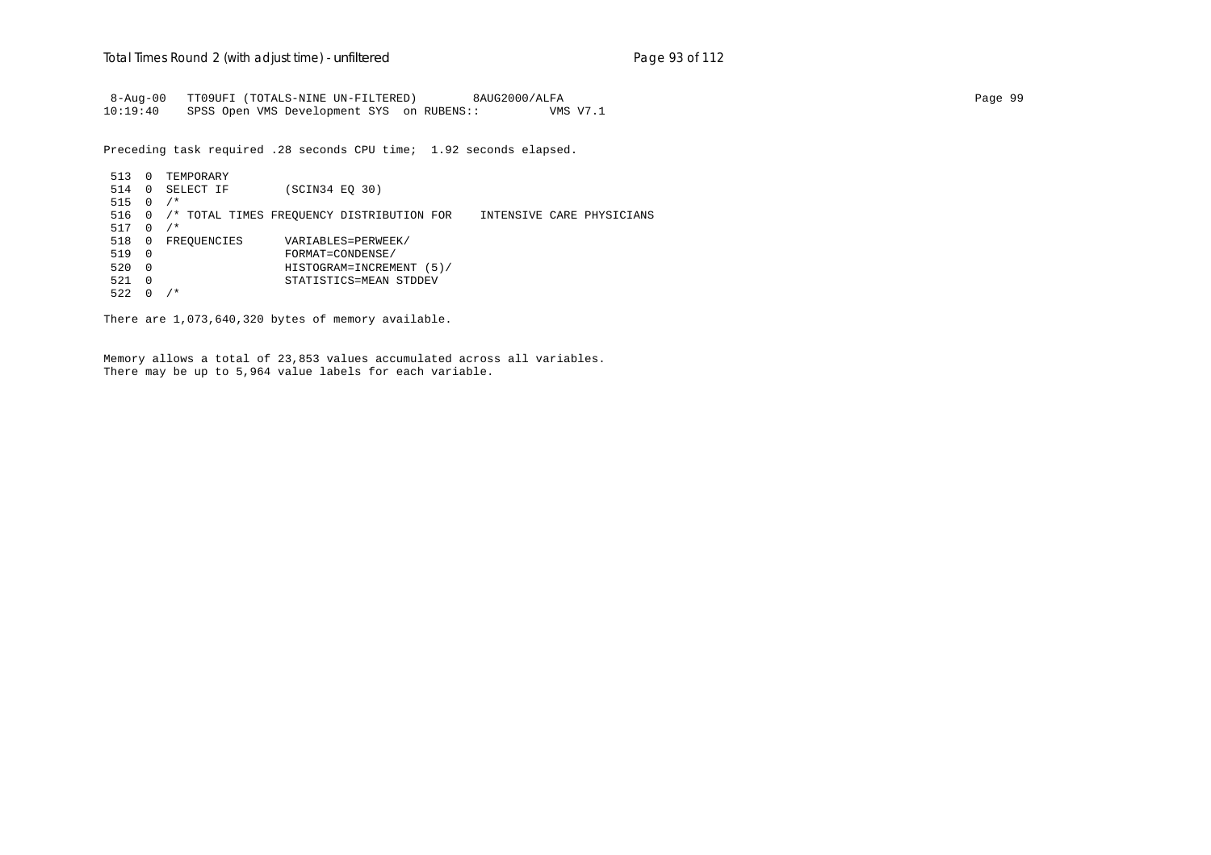```
 8-Aug-00   TT09UFI (TOTALS-NINE UN-FILTERED)        8AUG2000/ALFA
10:19:40    SPSS Open VMS Development SYS  on RUBENS::          VMS V7.1
```

Preceding task required .28 seconds CPU time;  1.92 seconds elapsed.

```
 513  0  TEMPORARY
 514  0  SELECT IF        (SCIN34 EQ 30)
 515  0  /*
 516  0  /* TOTAL TIMES FREQUENCY DISTRIBUTION FOR    INTENSIVE CARE PHYSICIANS
 517  0  /*
 518  0  FREQUENCIES      VARIABLES=PERWEEK/
 519  0                   FORMAT=CONDENSE/
 520  0                   HISTOGRAM=INCREMENT (5)/
 521  0                   STATISTICS=MEAN STDDEV
 522  0  /*
```

There are 1,073,640,320 bytes of memory available.

Memory allows a total of 23,853 values accumulated across all variables.
There may be up to 5,964 value labels for each variable.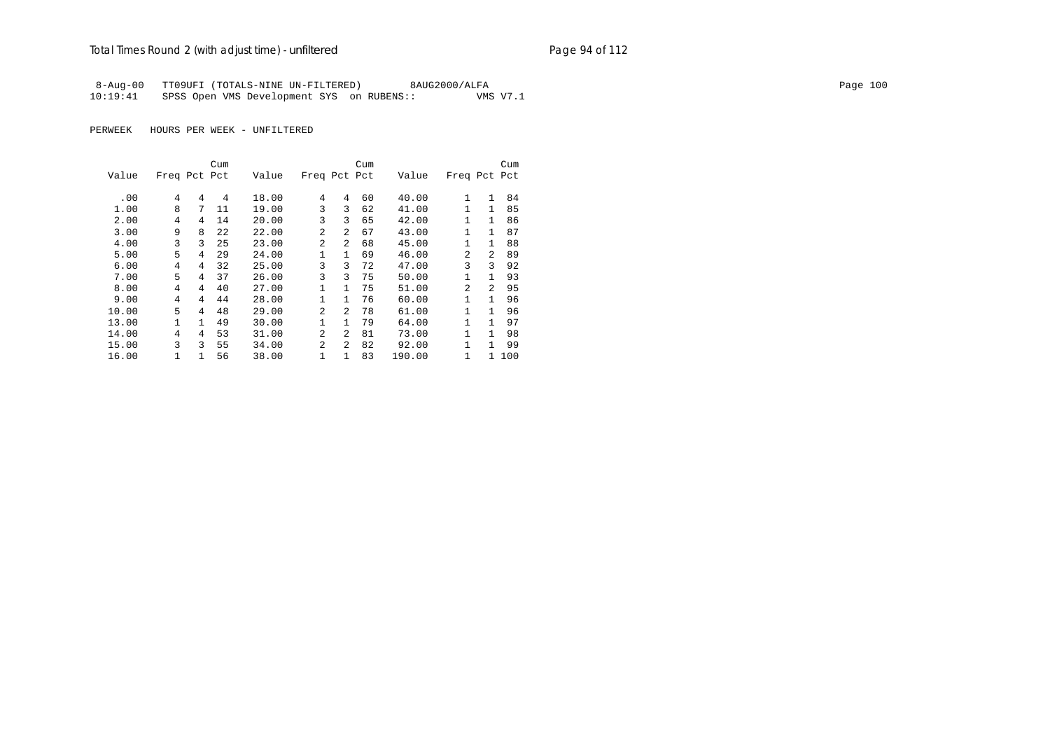8-Aug-00 TT09UFI (TOTALS-NINE UN-FILTERED) 8AUG2000/ALFA
10:19:41 SPSS Open VMS Development SYS on RUBENS:: VMS V7.1

PERWEEK HOURS PER WEEK - UNFILTERED

| Value | Freq | Pct | Cum Pct | Value | Freq | Pct | Cum Pct | Value | Freq | Pct | Cum Pct |
|---|---|---|---|---|---|---|---|---|---|---|---|
| .00 | 4 | 4 | 4 | 18.00 | 4 | 4 | 60 | 40.00 | 1 | 1 | 84 |
| 1.00 | 8 | 7 | 11 | 19.00 | 3 | 3 | 62 | 41.00 | 1 | 1 | 85 |
| 2.00 | 4 | 4 | 14 | 20.00 | 3 | 3 | 65 | 42.00 | 1 | 1 | 86 |
| 3.00 | 9 | 8 | 22 | 22.00 | 2 | 2 | 67 | 43.00 | 1 | 1 | 87 |
| 4.00 | 3 | 3 | 25 | 23.00 | 2 | 2 | 68 | 45.00 | 1 | 1 | 88 |
| 5.00 | 5 | 4 | 29 | 24.00 | 1 | 1 | 69 | 46.00 | 2 | 2 | 89 |
| 6.00 | 4 | 4 | 32 | 25.00 | 3 | 3 | 72 | 47.00 | 3 | 3 | 92 |
| 7.00 | 5 | 4 | 37 | 26.00 | 3 | 3 | 75 | 50.00 | 1 | 1 | 93 |
| 8.00 | 4 | 4 | 40 | 27.00 | 1 | 1 | 75 | 51.00 | 2 | 2 | 95 |
| 9.00 | 4 | 4 | 44 | 28.00 | 1 | 1 | 76 | 60.00 | 1 | 1 | 96 |
| 10.00 | 5 | 4 | 48 | 29.00 | 2 | 2 | 78 | 61.00 | 1 | 1 | 96 |
| 13.00 | 1 | 1 | 49 | 30.00 | 1 | 1 | 79 | 64.00 | 1 | 1 | 97 |
| 14.00 | 4 | 4 | 53 | 31.00 | 2 | 2 | 81 | 73.00 | 1 | 1 | 98 |
| 15.00 | 3 | 3 | 55 | 34.00 | 2 | 2 | 82 | 92.00 | 1 | 1 | 99 |
| 16.00 | 1 | 1 | 56 | 38.00 | 1 | 1 | 83 | 190.00 | 1 | 1 | 100 |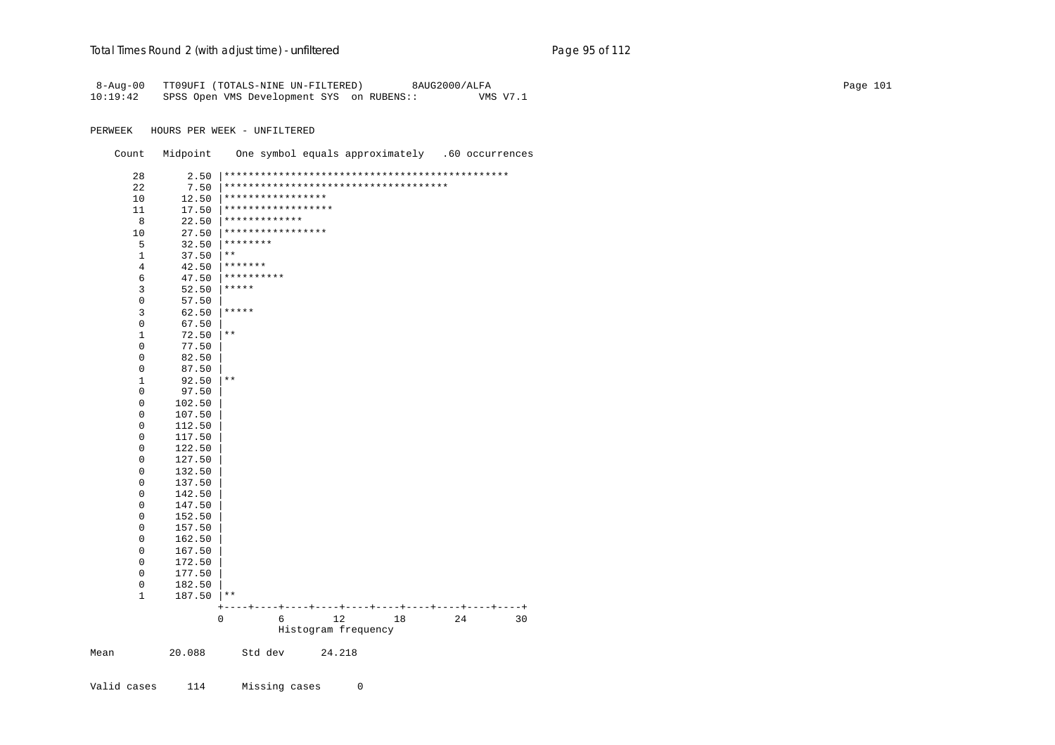```
 8-Aug-00   TT09UFI (TOTALS-NINE UN-FILTERED)        8AUG2000/ALFA
10:19:42    SPSS Open VMS Development SYS  on RUBENS::          VMS V7.1

PERWEEK   HOURS PER WEEK - UNFILTERED

    Count   Midpoint    One symbol equals approximately   .60 occurrences

       28       2.50 |***********************************************
       22       7.50 |*************************************
       10      12.50 |*****************
       11      17.50 |******************
        8      22.50 |*************
       10      27.50 |*****************
        5      32.50 |********
        1      37.50 |**
        4      42.50 |*******
        6      47.50 |**********
        3      52.50 |*****
        0      57.50 |
        3      62.50 |*****
        0      67.50 |
        1      72.50 |**
        0      77.50 |
        0      82.50 |
        0      87.50 |
        1      92.50 |**
        0      97.50 |
        0     102.50 |
        0     107.50 |
        0     112.50 |
        0     117.50 |
        0     122.50 |
        0     127.50 |
        0     132.50 |
        0     137.50 |
        0     142.50 |
        0     147.50 |
        0     152.50 |
        0     157.50 |
        0     162.50 |
        0     167.50 |
        0     172.50 |
        0     177.50 |
        0     182.50 |
        1     187.50 |**
                     +----+----+----+----+----+----+----+----+----+----+
                     0         6        12        18        24        30
                                   Histogram frequency

Mean         20.088      Std dev      24.218

Valid cases     114      Missing cases      0
```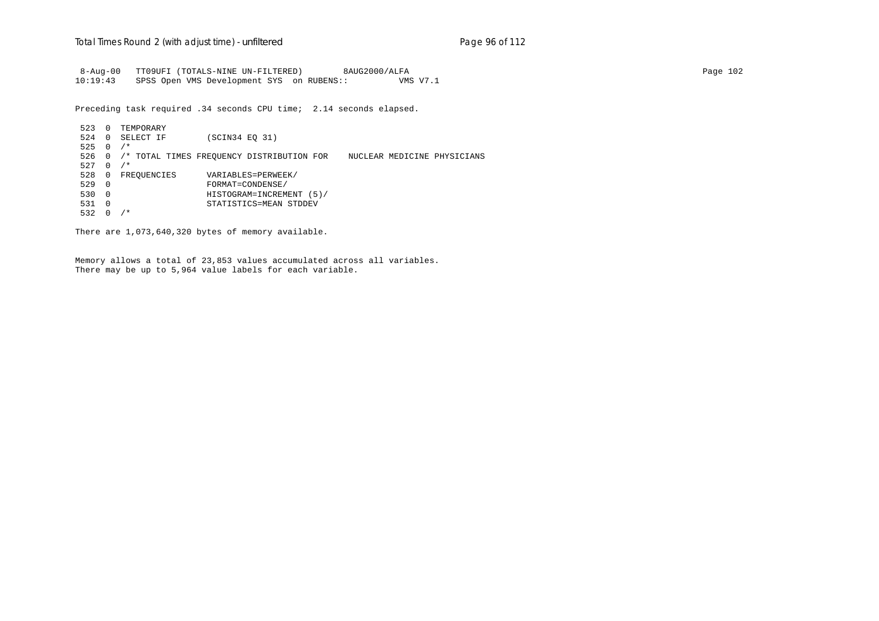```
 8-Aug-00   TT09UFI (TOTALS-NINE UN-FILTERED)        8AUG2000/ALFA
10:19:43    SPSS Open VMS Development SYS  on RUBENS::         VMS V7.1
```

Preceding task required .34 seconds CPU time;  2.14 seconds elapsed.

```
 523  0  TEMPORARY
 524  0  SELECT IF        (SCIN34 EQ 31)
 525  0  /*
 526  0  /* TOTAL TIMES FREQUENCY DISTRIBUTION FOR    NUCLEAR MEDICINE PHYSICIANS
 527  0  /*
 528  0  FREQUENCIES      VARIABLES=PERWEEK/
 529  0                   FORMAT=CONDENSE/
 530  0                   HISTOGRAM=INCREMENT (5)/
 531  0                   STATISTICS=MEAN STDDEV
 532  0  /*
```

There are 1,073,640,320 bytes of memory available.

Memory allows a total of 23,853 values accumulated across all variables.
There may be up to 5,964 value labels for each variable.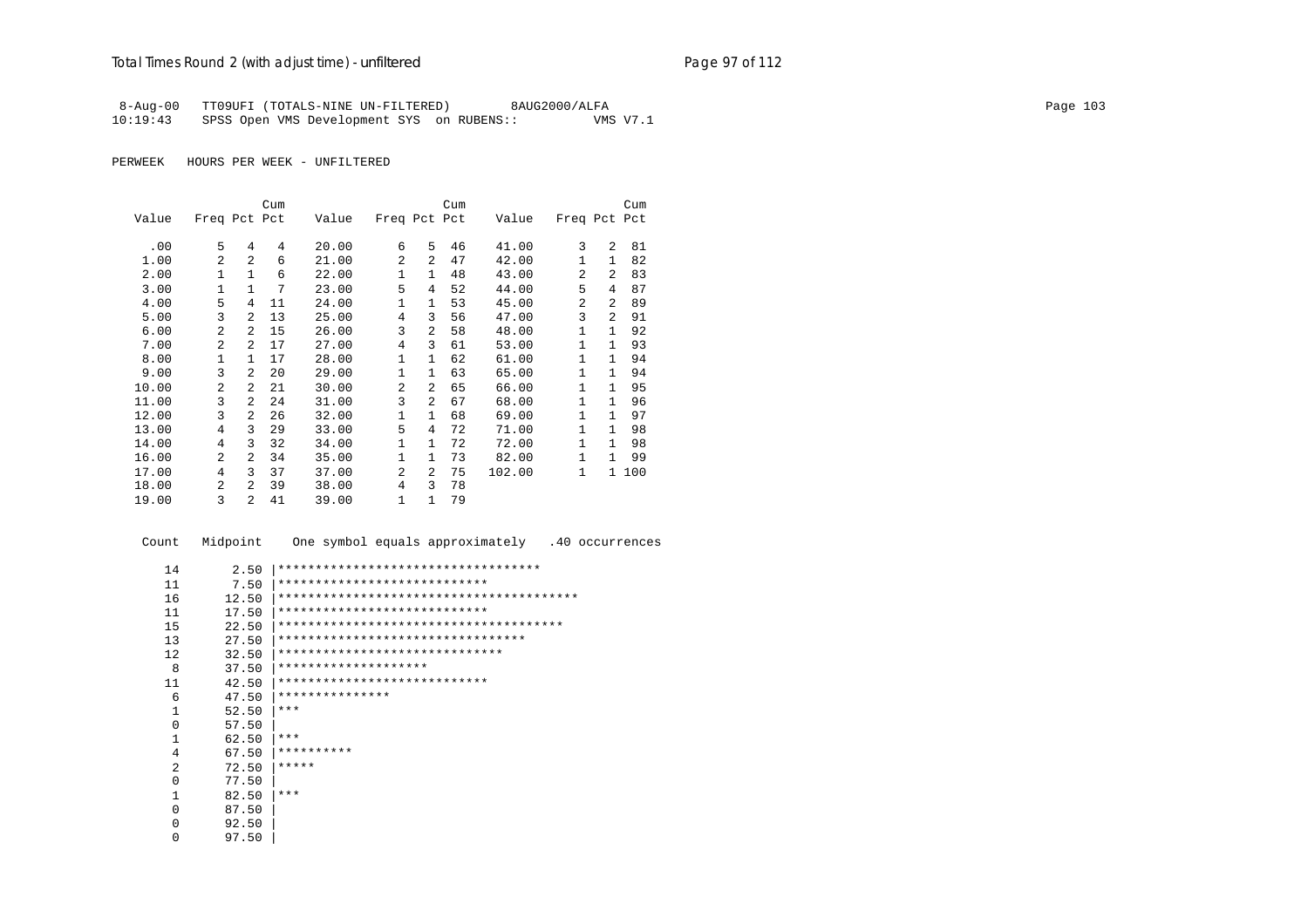8-Aug-00 TT09UFI (TOTALS-NINE UN-FILTERED) 8AUG2000/ALFA
10:19:43 SPSS Open VMS Development SYS on RUBENS:: VMS V7.1

PERWEEK HOURS PER WEEK - UNFILTERED

| Value | Freq | Pct | Cum Pct | Value | Freq | Pct | Cum Pct | Value | Freq | Pct | Cum Pct |
|---|---|---|---|---|---|---|---|---|---|---|---|
| .00 | 5 | 4 | 4 | 20.00 | 6 | 5 | 46 | 41.00 | 3 | 2 | 81 |
| 1.00 | 2 | 2 | 6 | 21.00 | 2 | 2 | 47 | 42.00 | 1 | 1 | 82 |
| 2.00 | 1 | 1 | 6 | 22.00 | 1 | 1 | 48 | 43.00 | 2 | 2 | 83 |
| 3.00 | 1 | 1 | 7 | 23.00 | 5 | 4 | 52 | 44.00 | 5 | 4 | 87 |
| 4.00 | 5 | 4 | 11 | 24.00 | 1 | 1 | 53 | 45.00 | 2 | 2 | 89 |
| 5.00 | 3 | 2 | 13 | 25.00 | 4 | 3 | 56 | 47.00 | 3 | 2 | 91 |
| 6.00 | 2 | 2 | 15 | 26.00 | 3 | 2 | 58 | 48.00 | 1 | 1 | 92 |
| 7.00 | 2 | 2 | 17 | 27.00 | 4 | 3 | 61 | 53.00 | 1 | 1 | 93 |
| 8.00 | 1 | 1 | 17 | 28.00 | 1 | 1 | 62 | 61.00 | 1 | 1 | 94 |
| 9.00 | 3 | 2 | 20 | 29.00 | 1 | 1 | 63 | 65.00 | 1 | 1 | 94 |
| 10.00 | 2 | 2 | 21 | 30.00 | 2 | 2 | 65 | 66.00 | 1 | 1 | 95 |
| 11.00 | 3 | 2 | 24 | 31.00 | 3 | 2 | 67 | 68.00 | 1 | 1 | 96 |
| 12.00 | 3 | 2 | 26 | 32.00 | 1 | 1 | 68 | 69.00 | 1 | 1 | 97 |
| 13.00 | 4 | 3 | 29 | 33.00 | 5 | 4 | 72 | 71.00 | 1 | 1 | 98 |
| 14.00 | 4 | 3 | 32 | 34.00 | 1 | 1 | 72 | 72.00 | 1 | 1 | 98 |
| 16.00 | 2 | 2 | 34 | 35.00 | 1 | 1 | 73 | 82.00 | 1 | 1 | 99 |
| 17.00 | 4 | 3 | 37 | 37.00 | 2 | 2 | 75 | 102.00 | 1 | 1 | 100 |
| 18.00 | 2 | 2 | 39 | 38.00 | 4 | 3 | 78 | | | | |
| 19.00 | 3 | 2 | 41 | 39.00 | 1 | 1 | 79 | | | | |

```
 Count   Midpoint    One symbol equals approximately   .40 occurrences

    14       2.50 |***********************************
    11       7.50 |****************************
    16      12.50 |****************************************
    11      17.50 |****************************
    15      22.50 |**************************************
    13      27.50 |*********************************
    12      32.50 |******************************
     8      37.50 |********************
    11      42.50 |****************************
     6      47.50 |***************
     1      52.50 |***
     0      57.50 |
     1      62.50 |***
     4      67.50 |**********
     2      72.50 |*****
     0      77.50 |
     1      82.50 |***
     0      87.50 |
     0      92.50 |
     0      97.50 |
```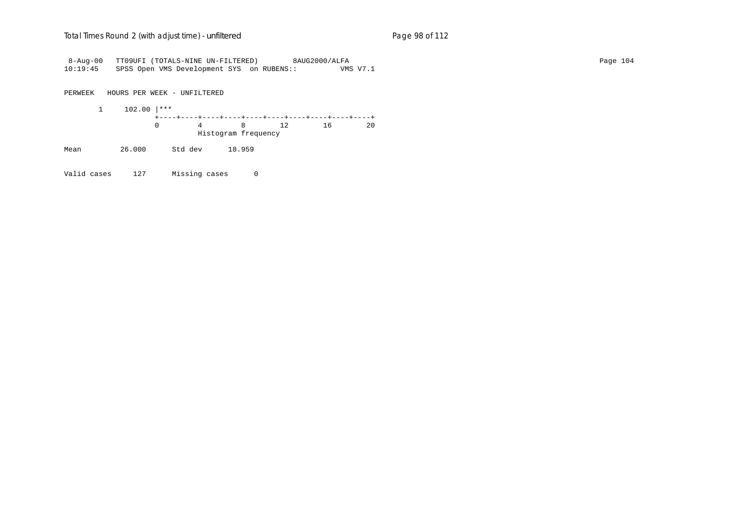```
 8-Aug-00   TT09UFI (TOTALS-NINE UN-FILTERED)        8AUG2000/ALFA
10:19:45    SPSS Open VMS Development SYS  on RUBENS::          VMS V7.1

PERWEEK   HOURS PER WEEK - UNFILTERED

       1     102.00 |***
                    +----+----+----+----+----+----+----+----+----+----+
                    0         4         8        12        16        20
                              Histogram frequency

Mean         26.000      Std dev      18.959

Valid cases     127      Missing cases      0
```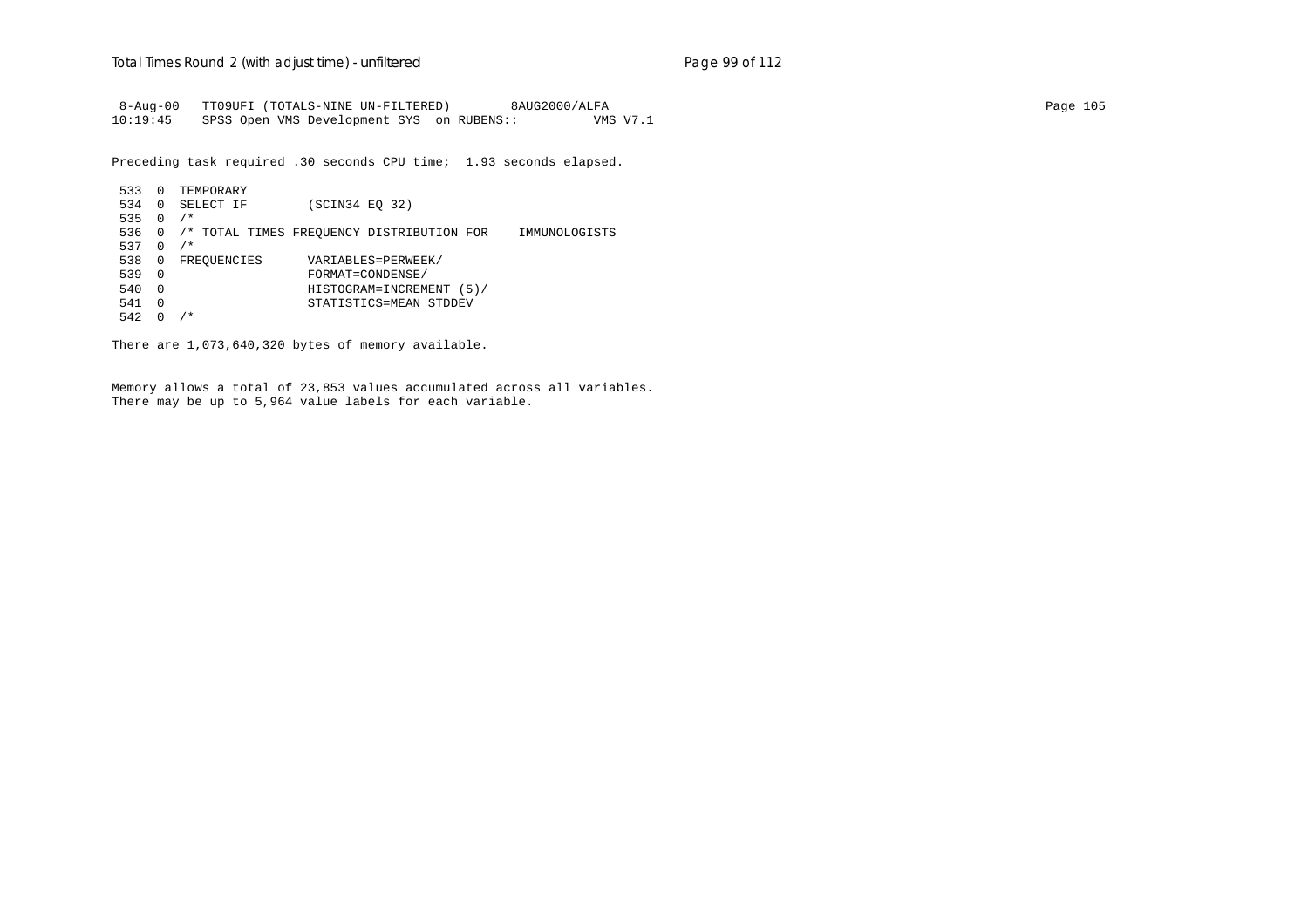```
 8-Aug-00   TT09UFI (TOTALS-NINE UN-FILTERED)        8AUG2000/ALFA
10:19:45    SPSS Open VMS Development SYS  on RUBENS::         VMS V7.1
```

Preceding task required .30 seconds CPU time;  1.93 seconds elapsed.

```
 533  0  TEMPORARY
 534  0  SELECT IF        (SCIN34 EQ 32)
 535  0  /*
 536  0  /* TOTAL TIMES FREQUENCY DISTRIBUTION FOR    IMMUNOLOGISTS
 537  0  /*
 538  0  FREQUENCIES      VARIABLES=PERWEEK/
 539  0                   FORMAT=CONDENSE/
 540  0                   HISTOGRAM=INCREMENT (5)/
 541  0                   STATISTICS=MEAN STDDEV
 542  0  /*
```

There are 1,073,640,320 bytes of memory available.

Memory allows a total of 23,853 values accumulated across all variables.
There may be up to 5,964 value labels for each variable.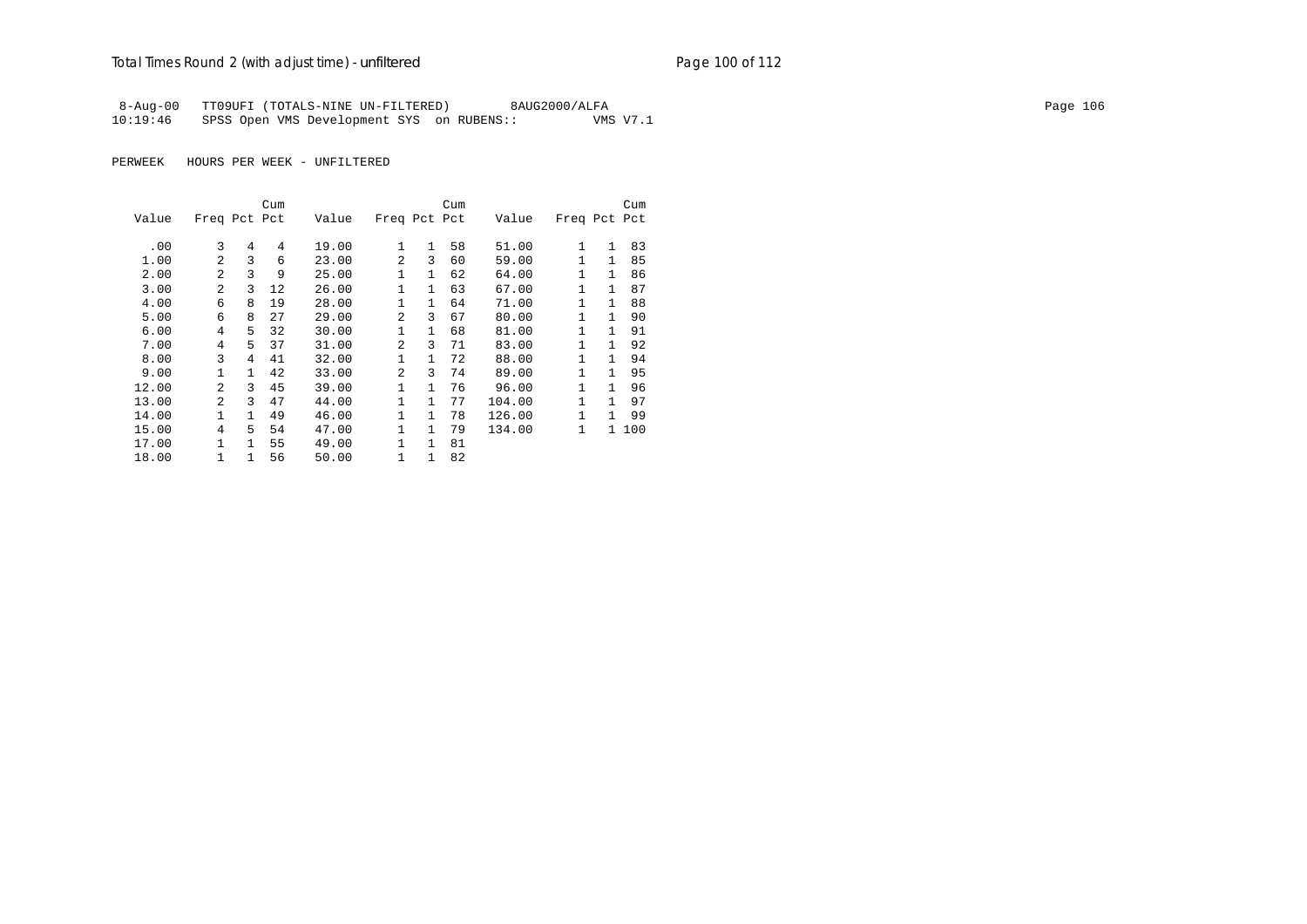8-Aug-00   TT09UFI (TOTALS-NINE UN-FILTERED)        8AUG2000/ALFA
10:19:46   SPSS Open VMS Development SYS  on RUBENS::          VMS V7.1

PERWEEK   HOURS PER WEEK - UNFILTERED

| Value | Freq | Pct | Cum Pct | Value | Freq | Pct | Cum Pct | Value | Freq | Pct | Cum Pct |
|---|---|---|---|---|---|---|---|---|---|---|---|
| .00 | 3 | 4 | 4 | 19.00 | 1 | 1 | 58 | 51.00 | 1 | 1 | 83 |
| 1.00 | 2 | 3 | 6 | 23.00 | 2 | 3 | 60 | 59.00 | 1 | 1 | 85 |
| 2.00 | 2 | 3 | 9 | 25.00 | 1 | 1 | 62 | 64.00 | 1 | 1 | 86 |
| 3.00 | 2 | 3 | 12 | 26.00 | 1 | 1 | 63 | 67.00 | 1 | 1 | 87 |
| 4.00 | 6 | 8 | 19 | 28.00 | 1 | 1 | 64 | 71.00 | 1 | 1 | 88 |
| 5.00 | 6 | 8 | 27 | 29.00 | 2 | 3 | 67 | 80.00 | 1 | 1 | 90 |
| 6.00 | 4 | 5 | 32 | 30.00 | 1 | 1 | 68 | 81.00 | 1 | 1 | 91 |
| 7.00 | 4 | 5 | 37 | 31.00 | 2 | 3 | 71 | 83.00 | 1 | 1 | 92 |
| 8.00 | 3 | 4 | 41 | 32.00 | 1 | 1 | 72 | 88.00 | 1 | 1 | 94 |
| 9.00 | 1 | 1 | 42 | 33.00 | 2 | 3 | 74 | 89.00 | 1 | 1 | 95 |
| 12.00 | 2 | 3 | 45 | 39.00 | 1 | 1 | 76 | 96.00 | 1 | 1 | 96 |
| 13.00 | 2 | 3 | 47 | 44.00 | 1 | 1 | 77 | 104.00 | 1 | 1 | 97 |
| 14.00 | 1 | 1 | 49 | 46.00 | 1 | 1 | 78 | 126.00 | 1 | 1 | 99 |
| 15.00 | 4 | 5 | 54 | 47.00 | 1 | 1 | 79 | 134.00 | 1 | 1 | 100 |
| 17.00 | 1 | 1 | 55 | 49.00 | 1 | 1 | 81 | | | | |
| 18.00 | 1 | 1 | 56 | 50.00 | 1 | 1 | 82 | | | | |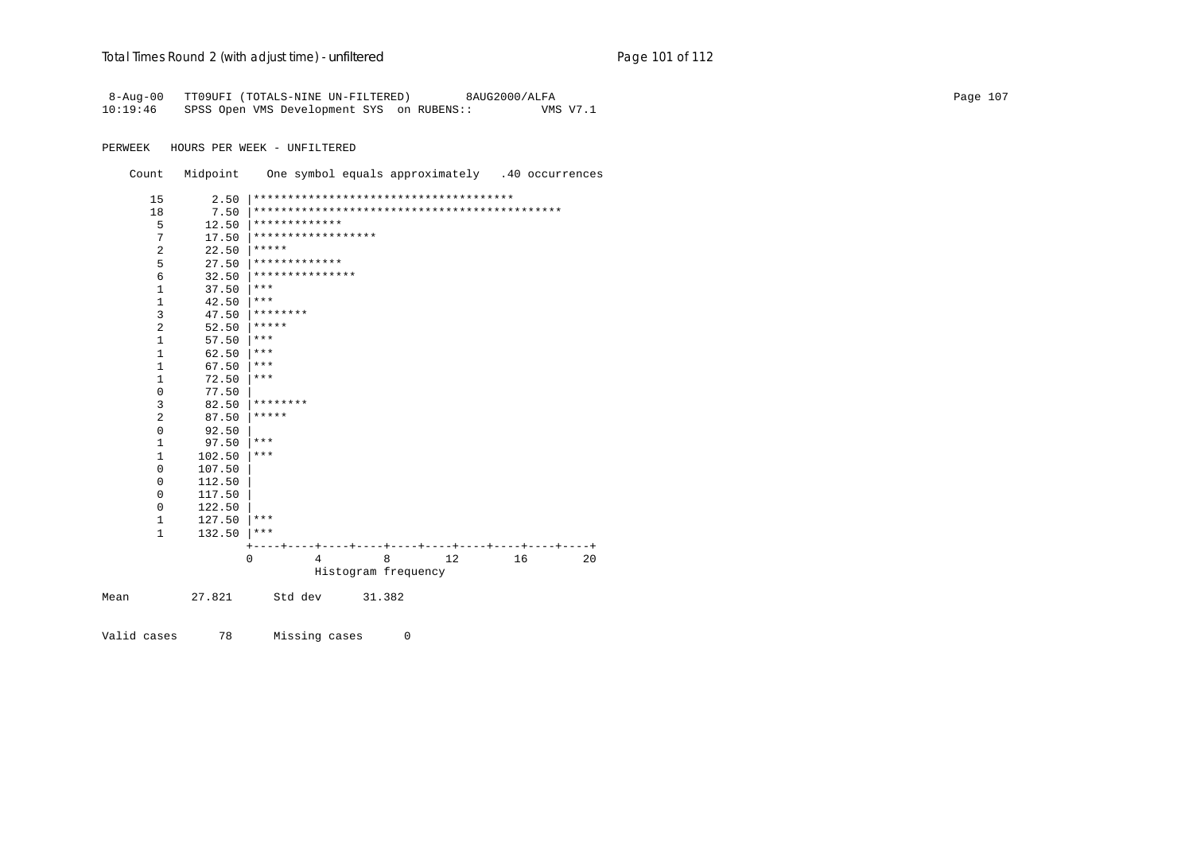```
 8-Aug-00   TT09UFI (TOTALS-NINE UN-FILTERED)        8AUG2000/ALFA
10:19:46    SPSS Open VMS Development SYS  on RUBENS::         VMS V7.1


PERWEEK   HOURS PER WEEK - UNFILTERED

    Count   Midpoint    One symbol equals approximately   .40 occurrences

       15       2.50 |*************************************
       18       7.50 |*********************************************
        5      12.50 |*************
        7      17.50 |******************
        2      22.50 |*****
        5      27.50 |*************
        6      32.50 |***************
        1      37.50 |***
        1      42.50 |***
        3      47.50 |********
        2      52.50 |*****
        1      57.50 |***
        1      62.50 |***
        1      67.50 |***
        1      72.50 |***
        0      77.50 |
        3      82.50 |********
        2      87.50 |*****
        0      92.50 |
        1      97.50 |***
        1     102.50 |***
        0     107.50 |
        0     112.50 |
        0     117.50 |
        0     122.50 |
        1     127.50 |***
        1     132.50 |***
                     +----+----+----+----+----+----+----+----+----+----+
                     0         4         8        12        16        20
                               Histogram frequency

Mean         27.821      Std dev      31.382


Valid cases      78      Missing cases      0
```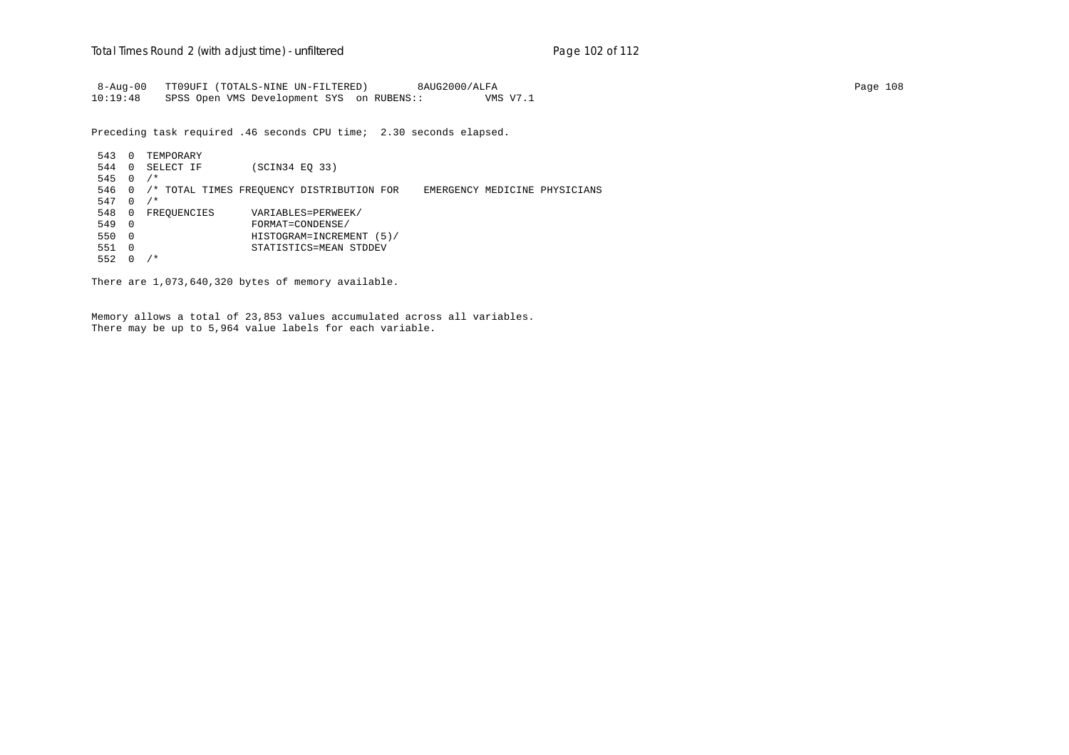```
 8-Aug-00   TT09UFI (TOTALS-NINE UN-FILTERED)        8AUG2000/ALFA
10:19:48    SPSS Open VMS Development SYS  on RUBENS::          VMS V7.1

Preceding task required .46 seconds CPU time;  2.30 seconds elapsed.

 543  0  TEMPORARY
 544  0  SELECT IF        (SCIN34 EQ 33)
 545  0  /*
 546  0  /* TOTAL TIMES FREQUENCY DISTRIBUTION FOR    EMERGENCY MEDICINE PHYSICIANS
 547  0  /*
 548  0  FREQUENCIES      VARIABLES=PERWEEK/
 549  0                   FORMAT=CONDENSE/
 550  0                   HISTOGRAM=INCREMENT (5)/
 551  0                   STATISTICS=MEAN STDDEV
 552  0  /*

There are 1,073,640,320 bytes of memory available.


Memory allows a total of 23,853 values accumulated across all variables.
There may be up to 5,964 value labels for each variable.
```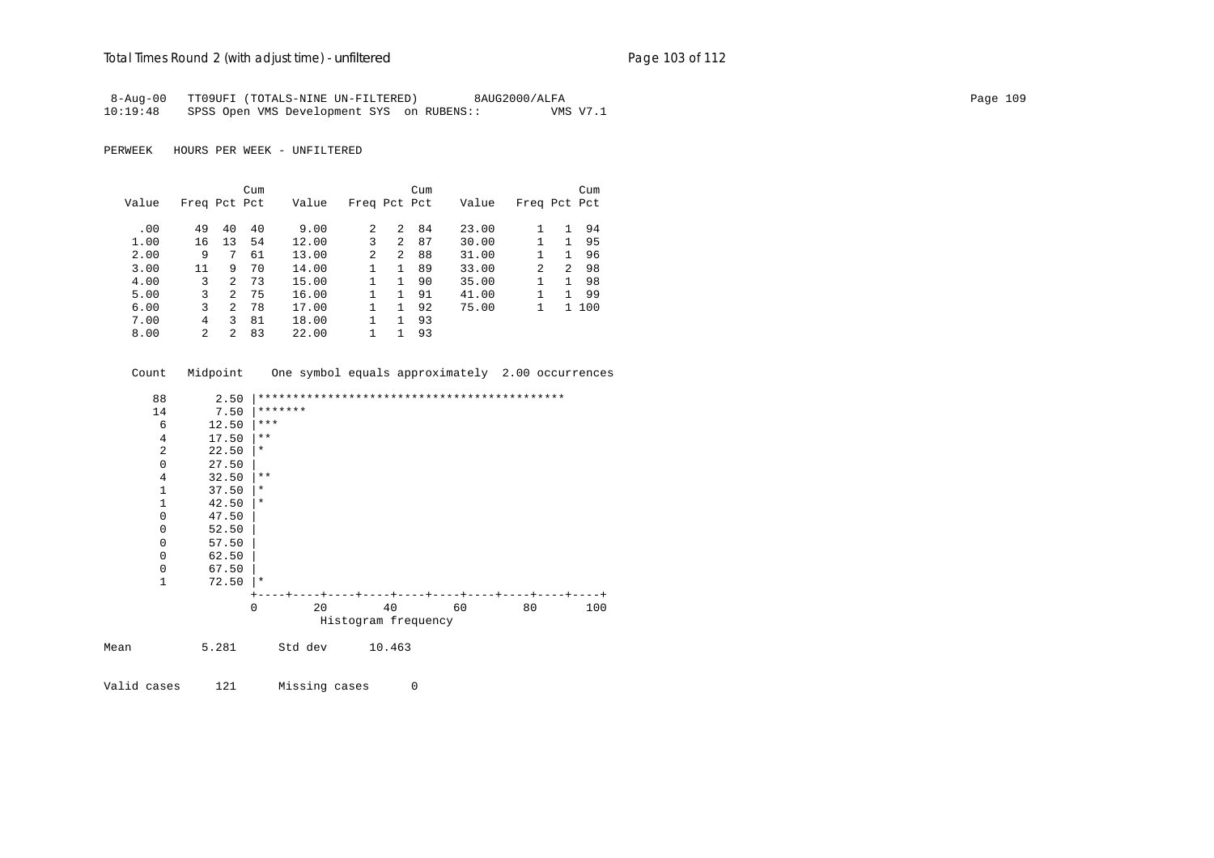```
 8-Aug-00   TT09UFI (TOTALS-NINE UN-FILTERED)        8AUG2000/ALFA
10:19:48    SPSS Open VMS Development SYS  on RUBENS::          VMS V7.1
```

PERWEEK   HOURS PER WEEK - UNFILTERED

| Value | Freq | Pct | Cum Pct | Value | Freq | Pct | Cum Pct | Value | Freq | Pct | Cum Pct |
|---|---|---|---|---|---|---|---|---|---|---|---|
| .00 | 49 | 40 | 40 | 9.00 | 2 | 2 | 84 | 23.00 | 1 | 1 | 94 |
| 1.00 | 16 | 13 | 54 | 12.00 | 3 | 2 | 87 | 30.00 | 1 | 1 | 95 |
| 2.00 | 9 | 7 | 61 | 13.00 | 2 | 2 | 88 | 31.00 | 1 | 1 | 96 |
| 3.00 | 11 | 9 | 70 | 14.00 | 1 | 1 | 89 | 33.00 | 2 | 2 | 98 |
| 4.00 | 3 | 2 | 73 | 15.00 | 1 | 1 | 90 | 35.00 | 1 | 1 | 98 |
| 5.00 | 3 | 2 | 75 | 16.00 | 1 | 1 | 91 | 41.00 | 1 | 1 | 99 |
| 6.00 | 3 | 2 | 78 | 17.00 | 1 | 1 | 92 | 75.00 | 1 | 1 | 100 |
| 7.00 | 4 | 3 | 81 | 18.00 | 1 | 1 | 93 | | | | |
| 8.00 | 2 | 2 | 83 | 22.00 | 1 | 1 | 93 | | | | |

```
    Count   Midpoint    One symbol equals approximately  2.00 occurrences

       88       2.50 |********************************************
       14       7.50 |*******
        6      12.50 |***
        4      17.50 |**
        2      22.50 |*
        0      27.50 |
        4      32.50 |**
        1      37.50 |*
        1      42.50 |*
        0      47.50 |
        0      52.50 |
        0      57.50 |
        0      62.50 |
        0      67.50 |
        1      72.50 |*
                     +----+----+----+----+----+----+----+----+----+----+
                     0        20        40        60        80       100
                               Histogram frequency

Mean          5.281      Std dev      10.463

Valid cases     121      Missing cases      0
```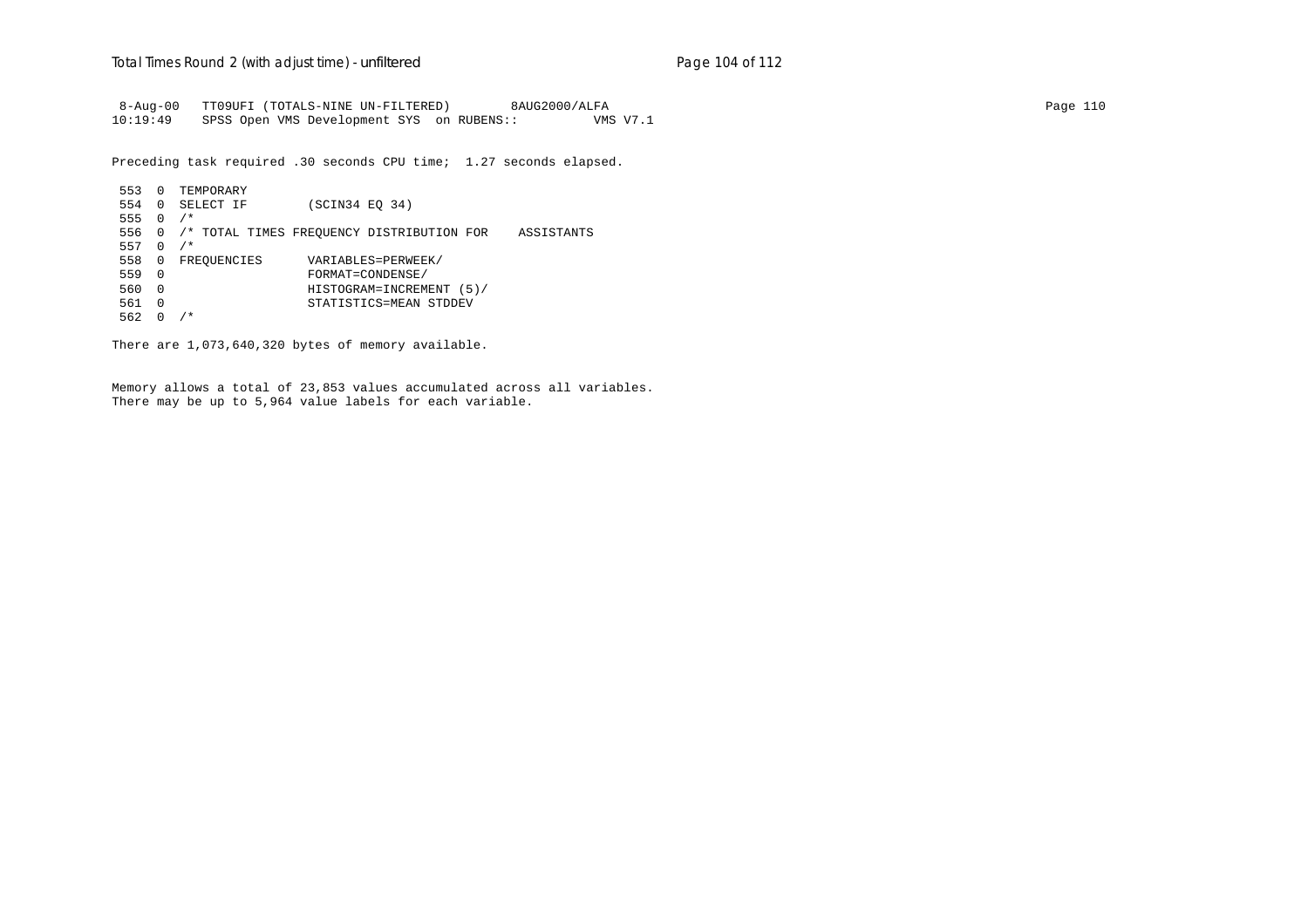```
 8-Aug-00   TT09UFI (TOTALS-NINE UN-FILTERED)        8AUG2000/ALFA
10:19:49    SPSS Open VMS Development SYS  on RUBENS::         VMS V7.1
```

Preceding task required .30 seconds CPU time;  1.27 seconds elapsed.

```
 553  0  TEMPORARY
 554  0  SELECT IF        (SCIN34 EQ 34)
 555  0  /*
 556  0  /* TOTAL TIMES FREQUENCY DISTRIBUTION FOR    ASSISTANTS
 557  0  /*
 558  0  FREQUENCIES      VARIABLES=PERWEEK/
 559  0                   FORMAT=CONDENSE/
 560  0                   HISTOGRAM=INCREMENT (5)/
 561  0                   STATISTICS=MEAN STDDEV
 562  0  /*
```

There are 1,073,640,320 bytes of memory available.

Memory allows a total of 23,853 values accumulated across all variables.
There may be up to 5,964 value labels for each variable.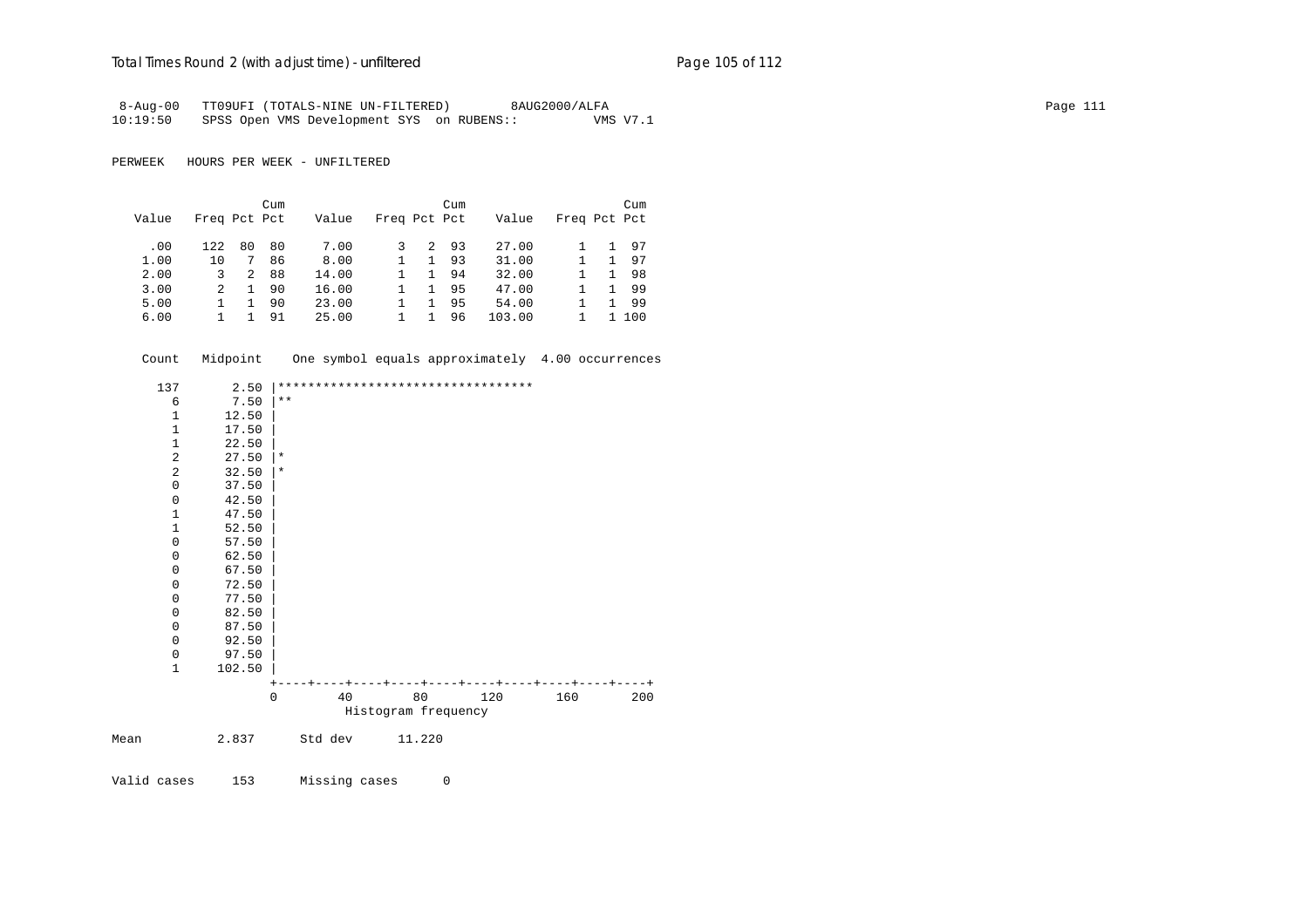```
 8-Aug-00   TT09UFI (TOTALS-NINE UN-FILTERED)        8AUG2000/ALFA
10:19:50    SPSS Open VMS Development SYS  on RUBENS::          VMS V7.1

PERWEEK   HOURS PER WEEK - UNFILTERED

                    Cum                       Cum                       Cum
  Value   Freq Pct Pct    Value   Freq Pct Pct    Value   Freq Pct Pct

    .00    122  80  80     7.00      3   2  93    27.00      1   1  97
   1.00     10   7  86     8.00      1   1  93    31.00      1   1  97
   2.00      3   2  88    14.00      1   1  94    32.00      1   1  98
   3.00      2   1  90    16.00      1   1  95    47.00      1   1  99
   5.00      1   1  90    23.00      1   1  95    54.00      1   1  99
   6.00      1   1  91    25.00      1   1  96   103.00      1   1 100

  Count   Midpoint    One symbol equals approximately  4.00 occurrences

    137       2.50 |**********************************
      6       7.50 |**
      1      12.50 |
      1      17.50 |
      1      22.50 |
      2      27.50 |*
      2      32.50 |*
      0      37.50 |
      0      42.50 |
      1      47.50 |
      1      52.50 |
      0      57.50 |
      0      62.50 |
      0      67.50 |
      0      72.50 |
      0      77.50 |
      0      82.50 |
      0      87.50 |
      0      92.50 |
      0      97.50 |
      1     102.50 |
                   +----+----+----+----+----+----+----+----+----+----+
                   0        40        80       120       160       200
                             Histogram frequency

Mean          2.837      Std dev      11.220

Valid cases     153      Missing cases      0
```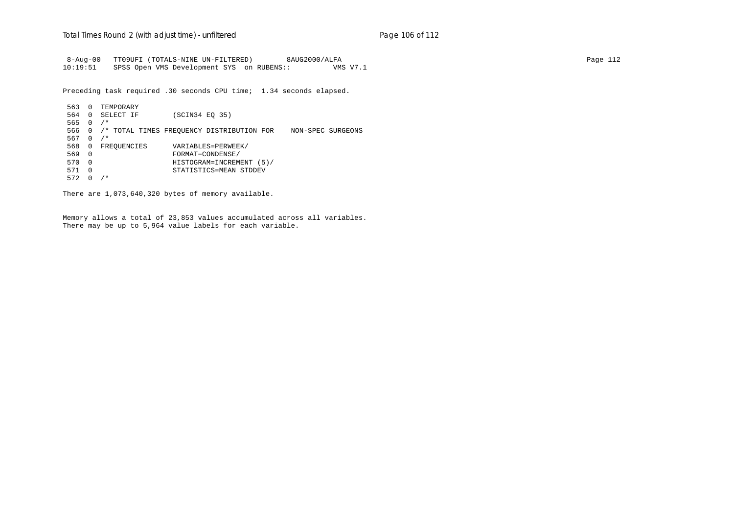```
 8-Aug-00   TT09UFI (TOTALS-NINE UN-FILTERED)        8AUG2000/ALFA
10:19:51    SPSS Open VMS Development SYS  on RUBENS::          VMS V7.1

Preceding task required .30 seconds CPU time;  1.34 seconds elapsed.

 563  0  TEMPORARY
 564  0  SELECT IF        (SCIN34 EQ 35)
 565  0  /*
 566  0  /* TOTAL TIMES FREQUENCY DISTRIBUTION FOR    NON-SPEC SURGEONS
 567  0  /*
 568  0  FREQUENCIES      VARIABLES=PERWEEK/
 569  0                   FORMAT=CONDENSE/
 570  0                   HISTOGRAM=INCREMENT (5)/
 571  0                   STATISTICS=MEAN STDDEV
 572  0  /*

There are 1,073,640,320 bytes of memory available.

Memory allows a total of 23,853 values accumulated across all variables.
There may be up to 5,964 value labels for each variable.
```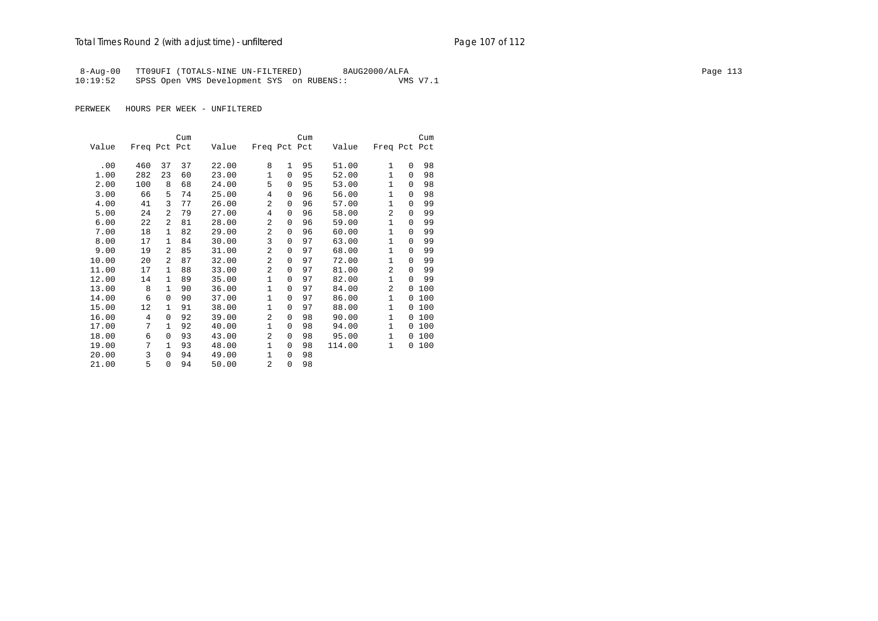8-Aug-00 TT09UFI (TOTALS-NINE UN-FILTERED) 8AUG2000/ALFA
10:19:52 SPSS Open VMS Development SYS on RUBENS:: VMS V7.1

PERWEEK HOURS PER WEEK - UNFILTERED

| Value | Freq | Pct | Cum Pct | Value | Freq | Pct | Cum Pct | Value | Freq | Pct | Cum Pct |
|---|---|---|---|---|---|---|---|---|---|---|---|
| .00 | 460 | 37 | 37 | 22.00 | 8 | 1 | 95 | 51.00 | 1 | 0 | 98 |
| 1.00 | 282 | 23 | 60 | 23.00 | 1 | 0 | 95 | 52.00 | 1 | 0 | 98 |
| 2.00 | 100 | 8 | 68 | 24.00 | 5 | 0 | 95 | 53.00 | 1 | 0 | 98 |
| 3.00 | 66 | 5 | 74 | 25.00 | 4 | 0 | 96 | 56.00 | 1 | 0 | 98 |
| 4.00 | 41 | 3 | 77 | 26.00 | 2 | 0 | 96 | 57.00 | 1 | 0 | 99 |
| 5.00 | 24 | 2 | 79 | 27.00 | 4 | 0 | 96 | 58.00 | 2 | 0 | 99 |
| 6.00 | 22 | 2 | 81 | 28.00 | 2 | 0 | 96 | 59.00 | 1 | 0 | 99 |
| 7.00 | 18 | 1 | 82 | 29.00 | 2 | 0 | 96 | 60.00 | 1 | 0 | 99 |
| 8.00 | 17 | 1 | 84 | 30.00 | 3 | 0 | 97 | 63.00 | 1 | 0 | 99 |
| 9.00 | 19 | 2 | 85 | 31.00 | 2 | 0 | 97 | 68.00 | 1 | 0 | 99 |
| 10.00 | 20 | 2 | 87 | 32.00 | 2 | 0 | 97 | 72.00 | 1 | 0 | 99 |
| 11.00 | 17 | 1 | 88 | 33.00 | 2 | 0 | 97 | 81.00 | 2 | 0 | 99 |
| 12.00 | 14 | 1 | 89 | 35.00 | 1 | 0 | 97 | 82.00 | 1 | 0 | 99 |
| 13.00 | 8 | 1 | 90 | 36.00 | 1 | 0 | 97 | 84.00 | 2 | 0 | 100 |
| 14.00 | 6 | 0 | 90 | 37.00 | 1 | 0 | 97 | 86.00 | 1 | 0 | 100 |
| 15.00 | 12 | 1 | 91 | 38.00 | 1 | 0 | 97 | 88.00 | 1 | 0 | 100 |
| 16.00 | 4 | 0 | 92 | 39.00 | 2 | 0 | 98 | 90.00 | 1 | 0 | 100 |
| 17.00 | 7 | 1 | 92 | 40.00 | 1 | 0 | 98 | 94.00 | 1 | 0 | 100 |
| 18.00 | 6 | 0 | 93 | 43.00 | 2 | 0 | 98 | 95.00 | 1 | 0 | 100 |
| 19.00 | 7 | 1 | 93 | 48.00 | 1 | 0 | 98 | 114.00 | 1 | 0 | 100 |
| 20.00 | 3 | 0 | 94 | 49.00 | 1 | 0 | 98 | | | | |
| 21.00 | 5 | 0 | 94 | 50.00 | 2 | 0 | 98 | | | | |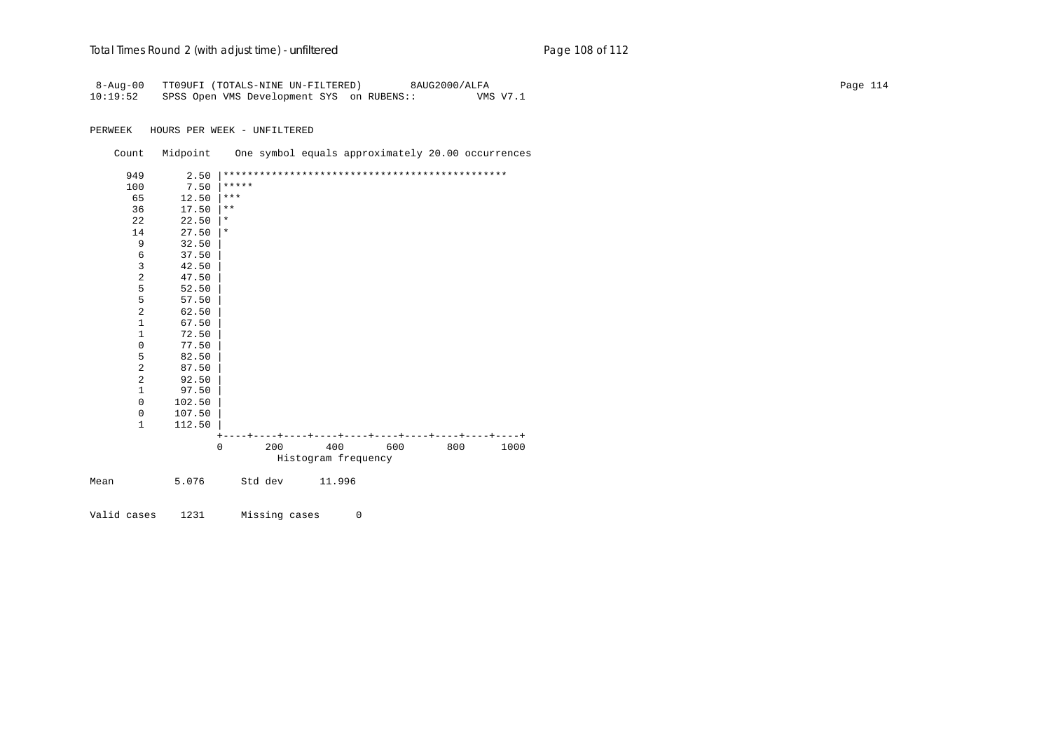```
 8-Aug-00   TT09UFI (TOTALS-NINE UN-FILTERED)        8AUG2000/ALFA
10:19:52    SPSS Open VMS Development SYS  on RUBENS::          VMS V7.1

PERWEEK   HOURS PER WEEK - UNFILTERED

    Count   Midpoint    One symbol equals approximately 20.00 occurrences

      949       2.50 |***********************************************
      100       7.50 |*****
       65      12.50 |***
       36      17.50 |**
       22      22.50 |*
       14      27.50 |*
        9      32.50 |
        6      37.50 |
        3      42.50 |
        2      47.50 |
        5      52.50 |
        5      57.50 |
        2      62.50 |
        1      67.50 |
        1      72.50 |
        0      77.50 |
        5      82.50 |
        2      87.50 |
        2      92.50 |
        1      97.50 |
        0     102.50 |
        0     107.50 |
        1     112.50 |
                     +----+----+----+----+----+----+----+----+----+----+
                     0       200       400       600       800      1000
                               Histogram frequency

Mean          5.076      Std dev      11.996

Valid cases    1231      Missing cases      0
```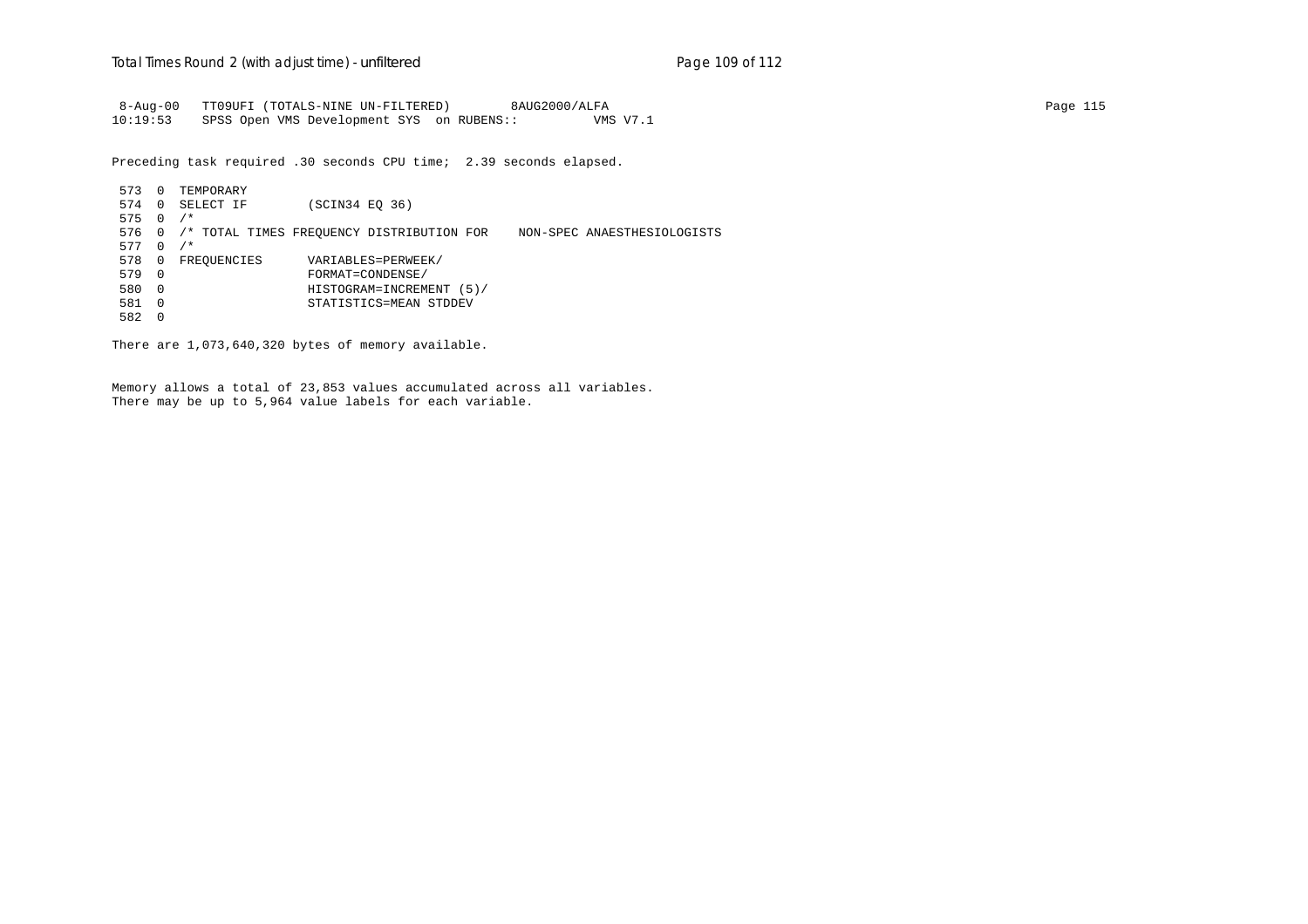```
 8-Aug-00   TT09UFI (TOTALS-NINE UN-FILTERED)        8AUG2000/ALFA
10:19:53    SPSS Open VMS Development SYS  on RUBENS::         VMS V7.1
```

Preceding task required .30 seconds CPU time;  2.39 seconds elapsed.

```
 573  0  TEMPORARY
 574  0  SELECT IF        (SCIN34 EQ 36)
 575  0  /*
 576  0  /* TOTAL TIMES FREQUENCY DISTRIBUTION FOR    NON-SPEC ANAESTHESIOLOGISTS
 577  0  /*
 578  0  FREQUENCIES      VARIABLES=PERWEEK/
 579  0                   FORMAT=CONDENSE/
 580  0                   HISTOGRAM=INCREMENT (5)/
 581  0                   STATISTICS=MEAN STDDEV
 582  0
```

There are 1,073,640,320 bytes of memory available.

Memory allows a total of 23,853 values accumulated across all variables.
There may be up to 5,964 value labels for each variable.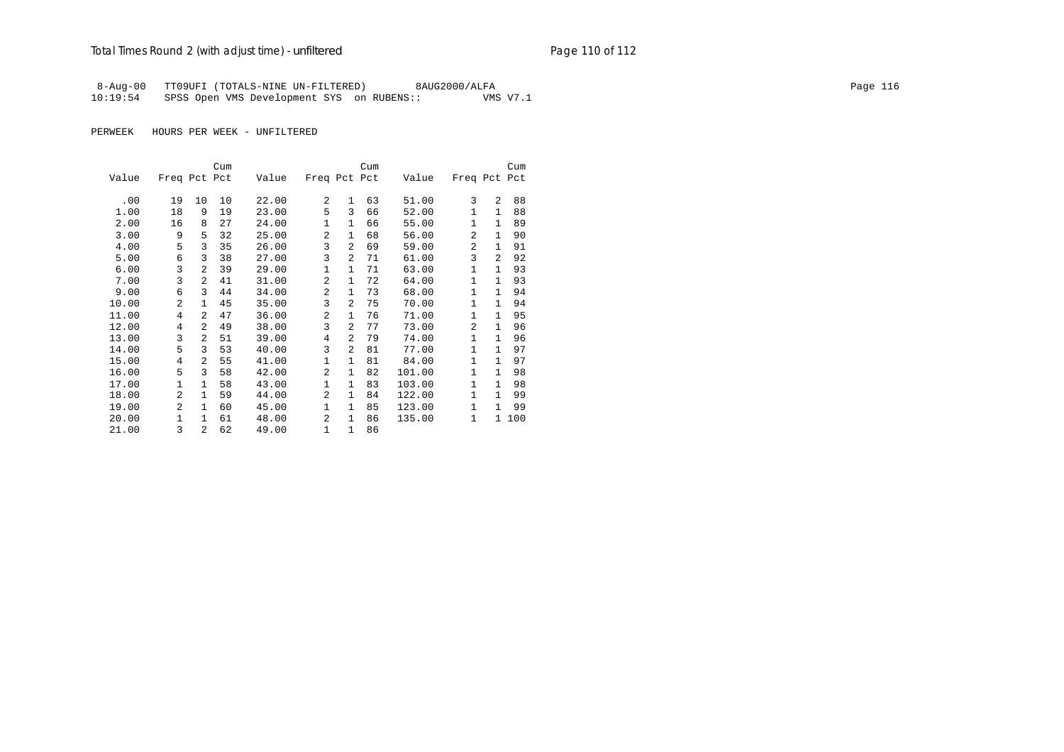8-Aug-00 TT09UFI (TOTALS-NINE UN-FILTERED) 8AUG2000/ALFA
10:19:54 SPSS Open VMS Development SYS on RUBENS:: VMS V7.1

PERWEEK HOURS PER WEEK - UNFILTERED

| Value | Freq | Pct | Cum Pct | Value | Freq | Pct | Cum Pct | Value | Freq | Pct | Cum Pct |
|---|---|---|---|---|---|---|---|---|---|---|---|
| .00 | 19 | 10 | 10 | 22.00 | 2 | 1 | 63 | 51.00 | 3 | 2 | 88 |
| 1.00 | 18 | 9 | 19 | 23.00 | 5 | 3 | 66 | 52.00 | 1 | 1 | 88 |
| 2.00 | 16 | 8 | 27 | 24.00 | 1 | 1 | 66 | 55.00 | 1 | 1 | 89 |
| 3.00 | 9 | 5 | 32 | 25.00 | 2 | 1 | 68 | 56.00 | 2 | 1 | 90 |
| 4.00 | 5 | 3 | 35 | 26.00 | 3 | 2 | 69 | 59.00 | 2 | 1 | 91 |
| 5.00 | 6 | 3 | 38 | 27.00 | 3 | 2 | 71 | 61.00 | 3 | 2 | 92 |
| 6.00 | 3 | 2 | 39 | 29.00 | 1 | 1 | 71 | 63.00 | 1 | 1 | 93 |
| 7.00 | 3 | 2 | 41 | 31.00 | 2 | 1 | 72 | 64.00 | 1 | 1 | 93 |
| 9.00 | 6 | 3 | 44 | 34.00 | 2 | 1 | 73 | 68.00 | 1 | 1 | 94 |
| 10.00 | 2 | 1 | 45 | 35.00 | 3 | 2 | 75 | 70.00 | 1 | 1 | 94 |
| 11.00 | 4 | 2 | 47 | 36.00 | 2 | 1 | 76 | 71.00 | 1 | 1 | 95 |
| 12.00 | 4 | 2 | 49 | 38.00 | 3 | 2 | 77 | 73.00 | 2 | 1 | 96 |
| 13.00 | 3 | 2 | 51 | 39.00 | 4 | 2 | 79 | 74.00 | 1 | 1 | 96 |
| 14.00 | 5 | 3 | 53 | 40.00 | 3 | 2 | 81 | 77.00 | 1 | 1 | 97 |
| 15.00 | 4 | 2 | 55 | 41.00 | 1 | 1 | 81 | 84.00 | 1 | 1 | 97 |
| 16.00 | 5 | 3 | 58 | 42.00 | 2 | 1 | 82 | 101.00 | 1 | 1 | 98 |
| 17.00 | 1 | 1 | 58 | 43.00 | 1 | 1 | 83 | 103.00 | 1 | 1 | 98 |
| 18.00 | 2 | 1 | 59 | 44.00 | 2 | 1 | 84 | 122.00 | 1 | 1 | 99 |
| 19.00 | 2 | 1 | 60 | 45.00 | 1 | 1 | 85 | 123.00 | 1 | 1 | 99 |
| 20.00 | 1 | 1 | 61 | 48.00 | 2 | 1 | 86 | 135.00 | 1 | 1 | 100 |
| 21.00 | 3 | 2 | 62 | 49.00 | 1 | 1 | 86 | | | | |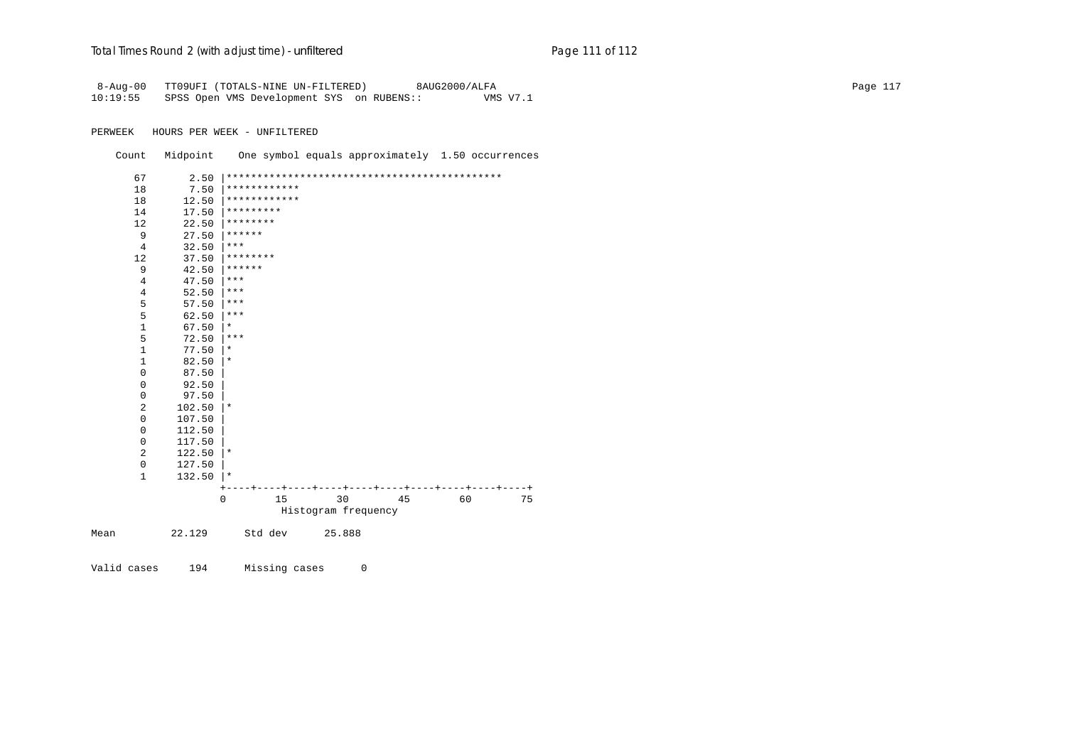```
 8-Aug-00   TT09UFI (TOTALS-NINE UN-FILTERED)        8AUG2000/ALFA                                                                                                Page 117
10:19:55    SPSS Open VMS Development SYS  on RUBENS::          VMS V7.1


PERWEEK   HOURS PER WEEK - UNFILTERED

    Count   Midpoint    One symbol equals approximately  1.50 occurrences

       67       2.50 |*********************************************
       18       7.50 |************
       18      12.50 |************
       14      17.50 |*********
       12      22.50 |********
        9      27.50 |******
        4      32.50 |***
       12      37.50 |********
        9      42.50 |******
        4      47.50 |***
        4      52.50 |***
        5      57.50 |***
        5      62.50 |***
        1      67.50 |*
        5      72.50 |***
        1      77.50 |*
        1      82.50 |*
        0      87.50 |
        0      92.50 |
        0      97.50 |
        2     102.50 |*
        0     107.50 |
        0     112.50 |
        0     117.50 |
        2     122.50 |*
        0     127.50 |
        1     132.50 |*
                     +----+----+----+----+----+----+----+----+----+----+
                     0        15        30        45        60        75
                                   Histogram frequency

Mean         22.129      Std dev      25.888


Valid cases     194      Missing cases      0
```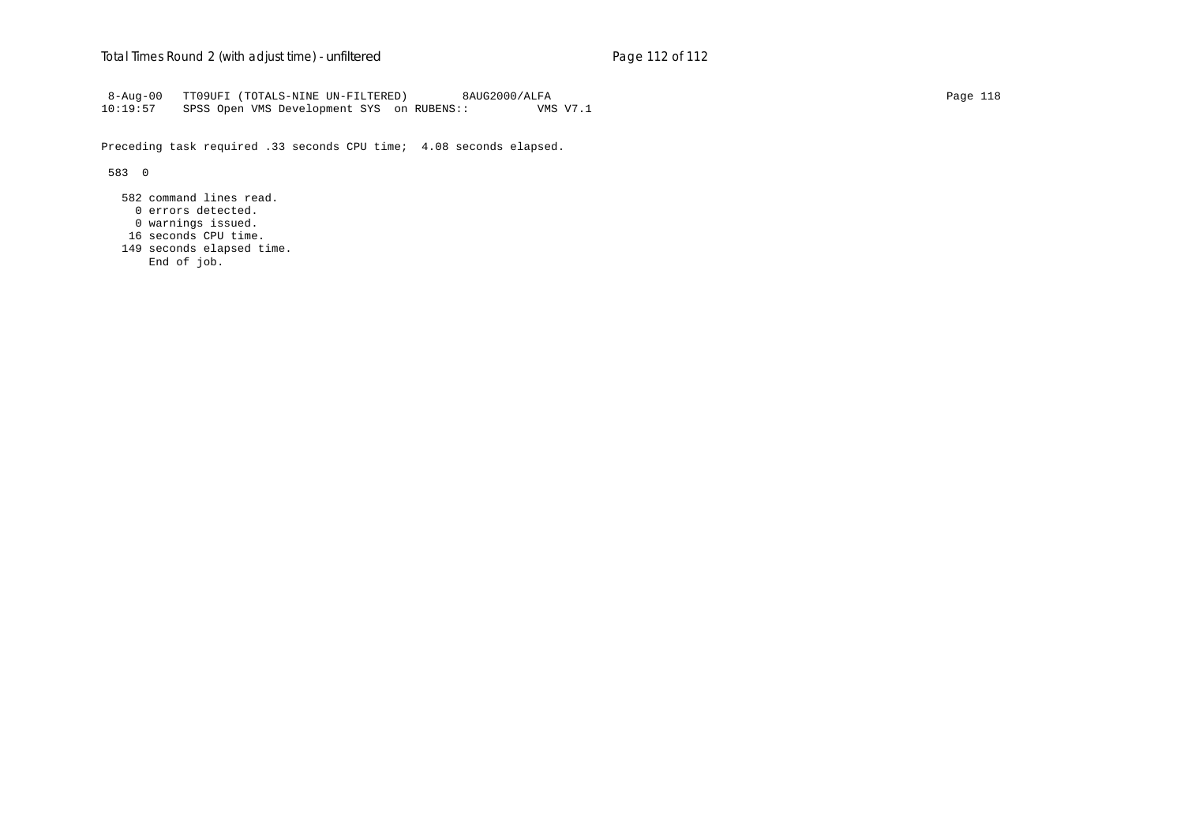```
 8-Aug-00   TT09UFI (TOTALS-NINE UN-FILTERED)        8AUG2000/ALFA
10:19:57    SPSS Open VMS Development SYS  on RUBENS::          VMS V7.1
```

Preceding task required .33 seconds CPU time;  4.08 seconds elapsed.

```
 583  0

   582 command lines read.
     0 errors detected.
     0 warnings issued.
    16 seconds CPU time.
   149 seconds elapsed time.
       End of job.
```